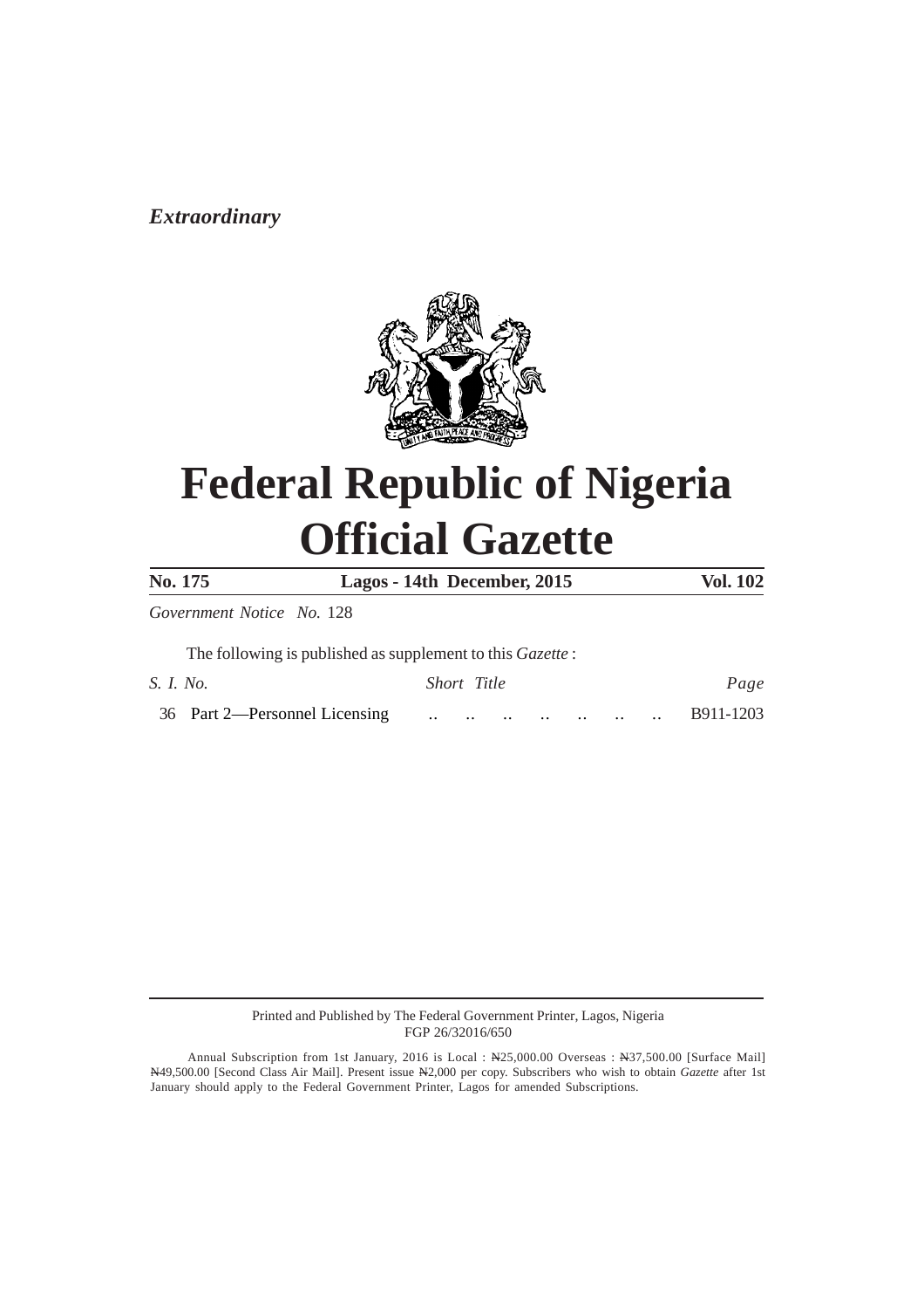*Extraordinary*

# Federal Republic of Nigeria Official Gazette

| **No. 175** | **Lagos - 14th December, 2015** | **Vol. 102** |
|---|---|---|

*Government Notice No.* 128

The following is published as supplement to this *Gazette* :

| *S. I. No.* | *Short Title* | *Page* |
|---|---|---|
| 36 | Part 2—Personnel Licensing .. .. .. .. .. .. .. | B911-1203 |

Printed and Published by The Federal Government Printer, Lagos, Nigeria
FGP 26/32016/650

Annual Subscription from 1st January, 2016 is Local : ₦25,000.00 Overseas : ₦37,500.00 [Surface Mail] ₦49,500.00 [Second Class Air Mail]. Present issue ₦2,000 per copy. Subscribers who wish to obtain *Gazette* after 1st January should apply to the Federal Government Printer, Lagos for amended Subscriptions.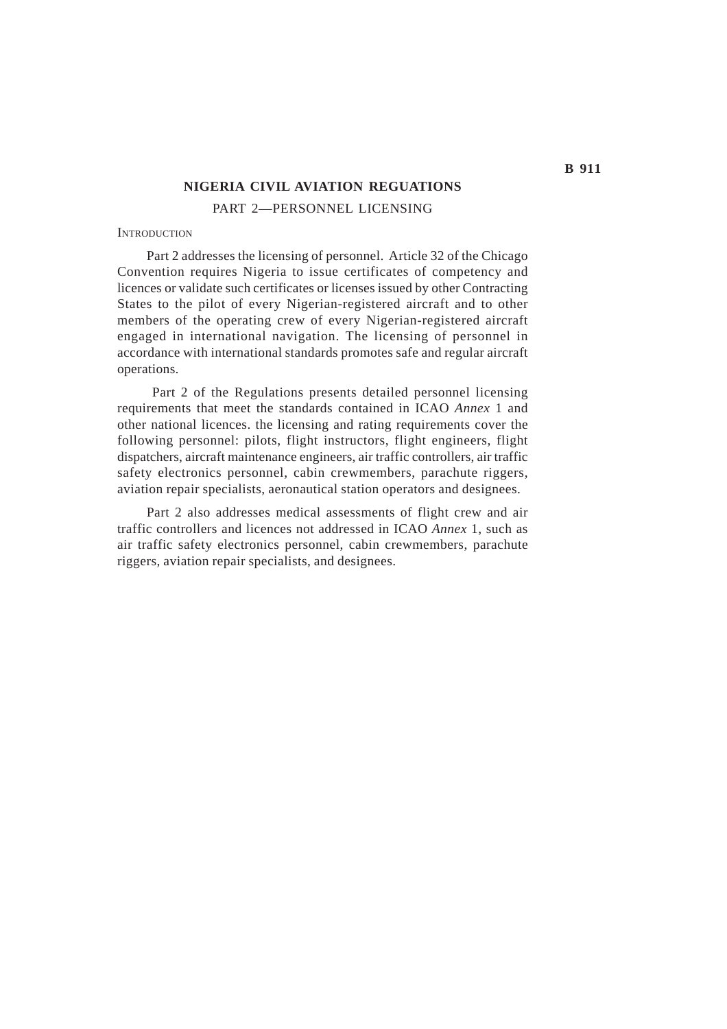# NIGERIA CIVIL AVIATION REGUATIONS

## PART 2—PERSONNEL LICENSING

INTRODUCTION

Part 2 addresses the licensing of personnel. Article 32 of the Chicago Convention requires Nigeria to issue certificates of competency and licences or validate such certificates or licenses issued by other Contracting States to the pilot of every Nigerian-registered aircraft and to other members of the operating crew of every Nigerian-registered aircraft engaged in international navigation. The licensing of personnel in accordance with international standards promotes safe and regular aircraft operations.

Part 2 of the Regulations presents detailed personnel licensing requirements that meet the standards contained in ICAO *Annex* 1 and other national licences. the licensing and rating requirements cover the following personnel: pilots, flight instructors, flight engineers, flight dispatchers, aircraft maintenance engineers, air traffic controllers, air traffic safety electronics personnel, cabin crewmembers, parachute riggers, aviation repair specialists, aeronautical station operators and designees.

Part 2 also addresses medical assessments of flight crew and air traffic controllers and licences not addressed in ICAO *Annex* 1, such as air traffic safety electronics personnel, cabin crewmembers, parachute riggers, aviation repair specialists, and designees.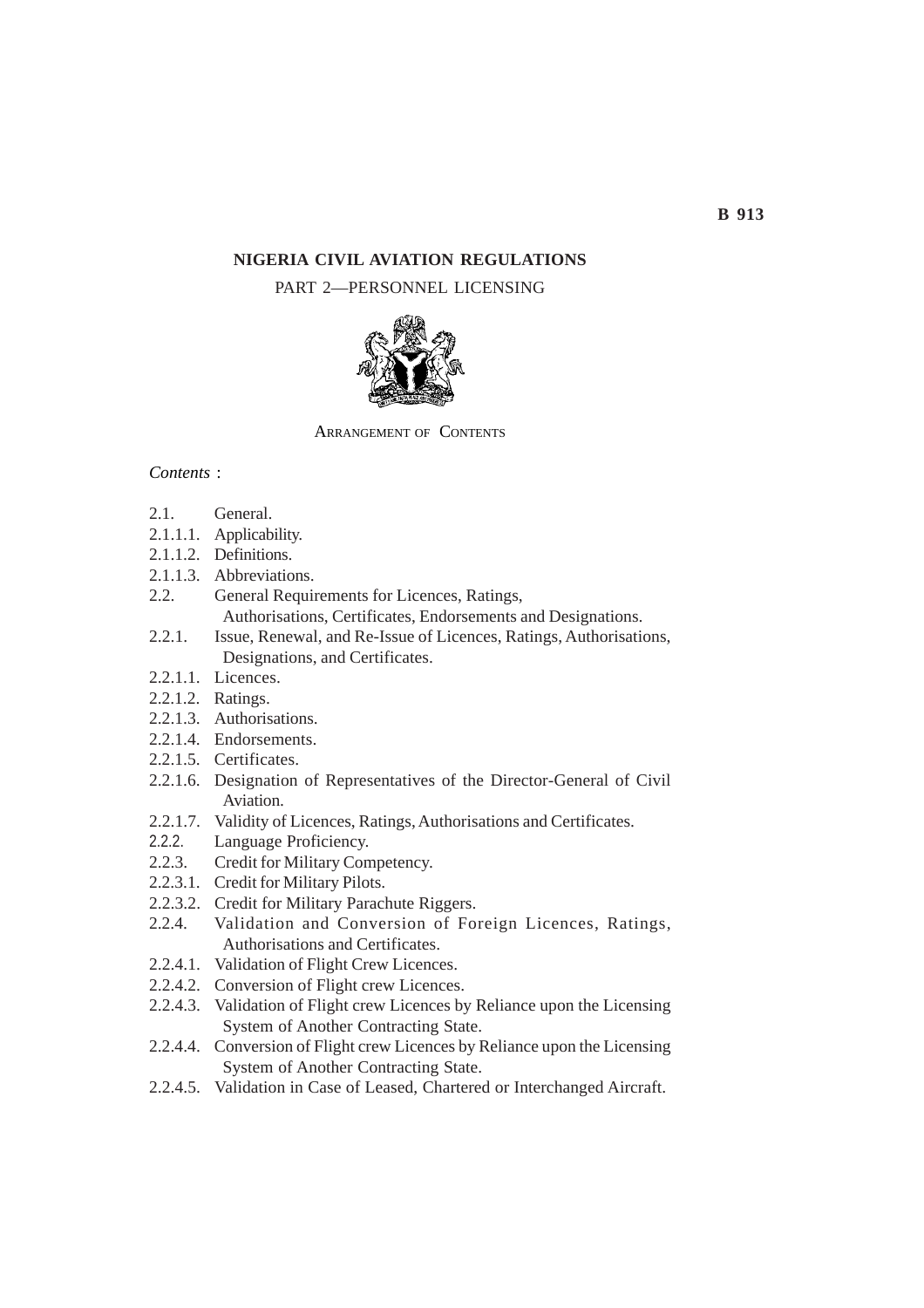# NIGERIA CIVIL AVIATION REGULATIONS

## PART 2—PERSONNEL LICENSING

ARRANGEMENT OF CONTENTS

*Contents* :

- 2.1. General.
- 2.1.1.1. Applicability.
- 2.1.1.2. Definitions.
- 2.1.1.3. Abbreviations.
- 2.2. General Requirements for Licences, Ratings, Authorisations, Certificates, Endorsements and Designations.
- 2.2.1. Issue, Renewal, and Re-Issue of Licences, Ratings, Authorisations, Designations, and Certificates.
- 2.2.1.1. Licences.
- 2.2.1.2. Ratings.
- 2.2.1.3. Authorisations.
- 2.2.1.4. Endorsements.
- 2.2.1.5. Certificates.
- 2.2.1.6. Designation of Representatives of the Director-General of Civil Aviation.
- 2.2.1.7. Validity of Licences, Ratings, Authorisations and Certificates.
- 2.2.2. Language Proficiency.
- 2.2.3. Credit for Military Competency.
- 2.2.3.1. Credit for Military Pilots.
- 2.2.3.2. Credit for Military Parachute Riggers.
- 2.2.4. Validation and Conversion of Foreign Licences, Ratings, Authorisations and Certificates.
- 2.2.4.1. Validation of Flight Crew Licences.
- 2.2.4.2. Conversion of Flight crew Licences.
- 2.2.4.3. Validation of Flight crew Licences by Reliance upon the Licensing System of Another Contracting State.
- 2.2.4.4. Conversion of Flight crew Licences by Reliance upon the Licensing System of Another Contracting State.
- 2.2.4.5. Validation in Case of Leased, Chartered or Interchanged Aircraft.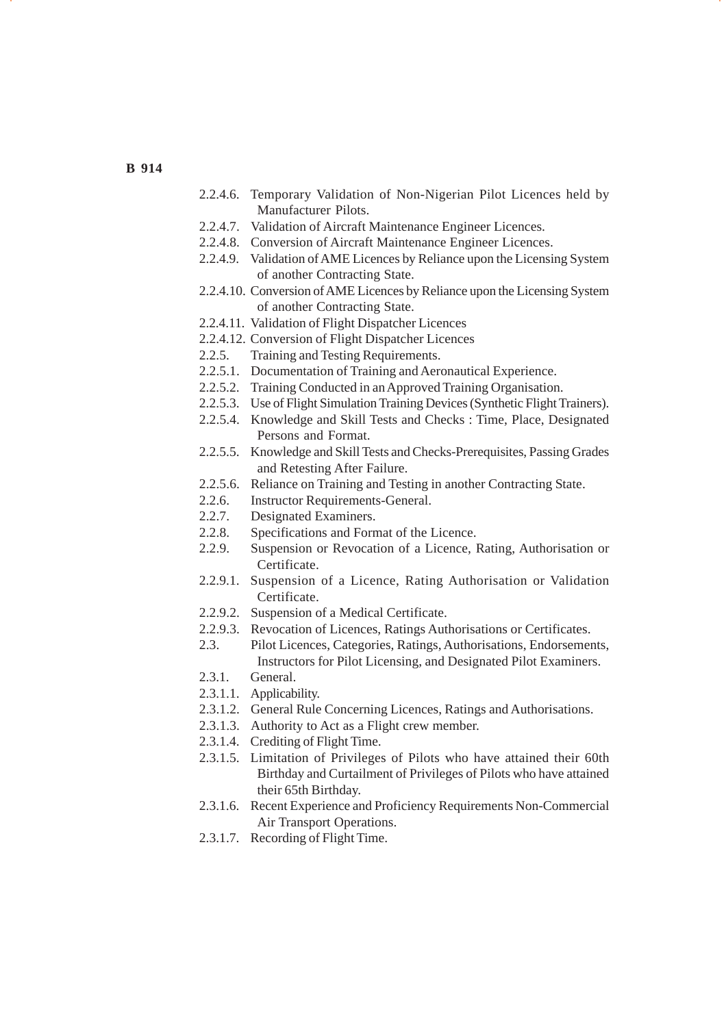2.2.4.6. Temporary Validation of Non-Nigerian Pilot Licences held by Manufacturer Pilots.

2.2.4.7. Validation of Aircraft Maintenance Engineer Licences.

2.2.4.8. Conversion of Aircraft Maintenance Engineer Licences.

2.2.4.9. Validation of AME Licences by Reliance upon the Licensing System of another Contracting State.

2.2.4.10. Conversion of AME Licences by Reliance upon the Licensing System of another Contracting State.

2.2.4.11. Validation of Flight Dispatcher Licences

2.2.4.12. Conversion of Flight Dispatcher Licences

2.2.5. Training and Testing Requirements.

2.2.5.1. Documentation of Training and Aeronautical Experience.

2.2.5.2. Training Conducted in an Approved Training Organisation.

2.2.5.3. Use of Flight Simulation Training Devices (Synthetic Flight Trainers).

2.2.5.4. Knowledge and Skill Tests and Checks : Time, Place, Designated Persons and Format.

2.2.5.5. Knowledge and Skill Tests and Checks-Prerequisites, Passing Grades and Retesting After Failure.

2.2.5.6. Reliance on Training and Testing in another Contracting State.

2.2.6. Instructor Requirements-General.

2.2.7. Designated Examiners.

2.2.8. Specifications and Format of the Licence.

2.2.9. Suspension or Revocation of a Licence, Rating, Authorisation or Certificate.

2.2.9.1. Suspension of a Licence, Rating Authorisation or Validation Certificate.

2.2.9.2. Suspension of a Medical Certificate.

2.2.9.3. Revocation of Licences, Ratings Authorisations or Certificates.

2.3. Pilot Licences, Categories, Ratings, Authorisations, Endorsements, Instructors for Pilot Licensing, and Designated Pilot Examiners.

2.3.1. General.

2.3.1.1. Applicability.

2.3.1.2. General Rule Concerning Licences, Ratings and Authorisations.

2.3.1.3. Authority to Act as a Flight crew member.

2.3.1.4. Crediting of Flight Time.

2.3.1.5. Limitation of Privileges of Pilots who have attained their 60th Birthday and Curtailment of Privileges of Pilots who have attained their 65th Birthday.

2.3.1.6. Recent Experience and Proficiency Requirements Non-Commercial Air Transport Operations.

2.3.1.7. Recording of Flight Time.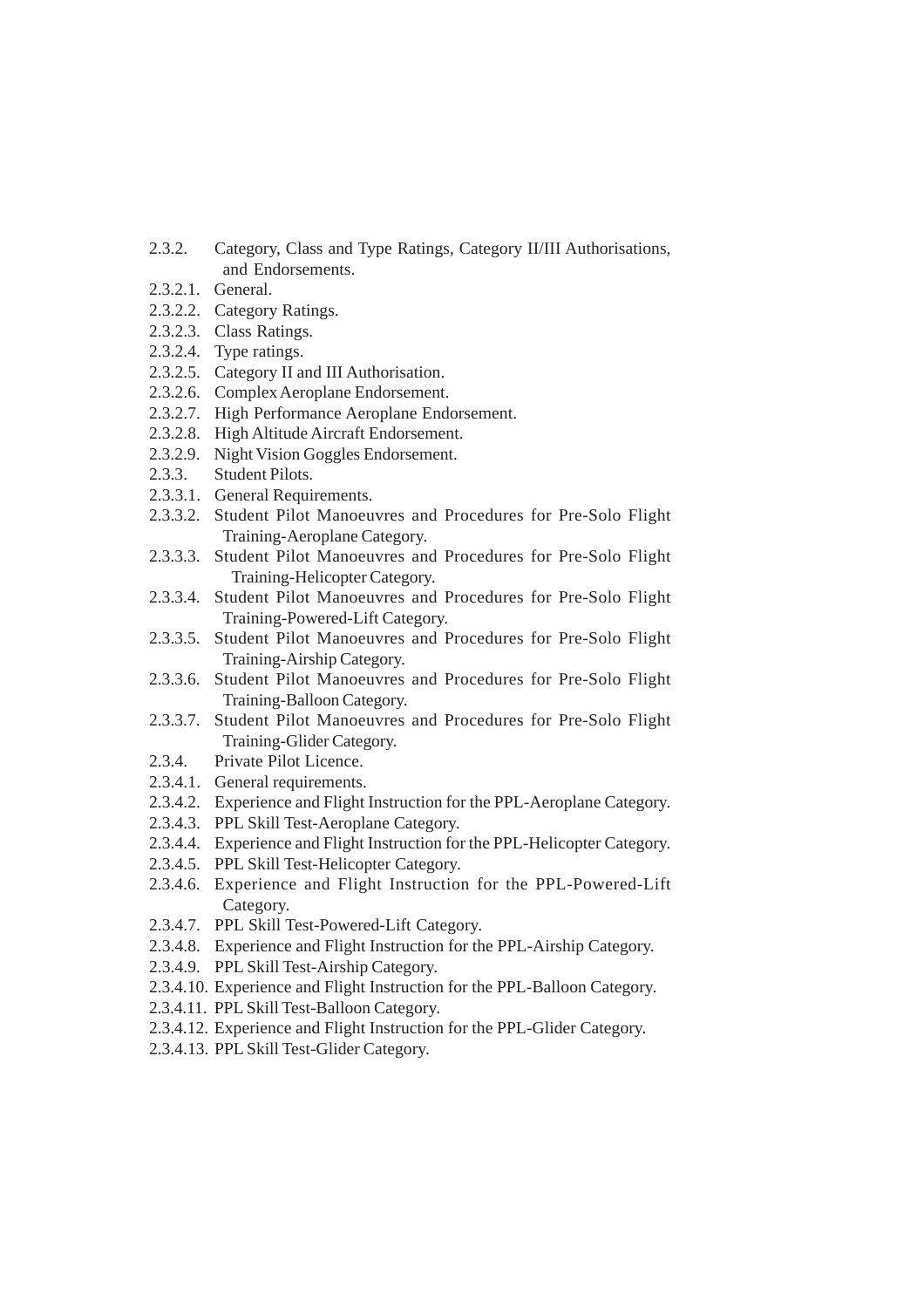2.3.2. Category, Class and Type Ratings, Category II/III Authorisations, and Endorsements.
2.3.2.1. General.
2.3.2.2. Category Ratings.
2.3.2.3. Class Ratings.
2.3.2.4. Type ratings.
2.3.2.5. Category II and III Authorisation.
2.3.2.6. Complex Aeroplane Endorsement.
2.3.2.7. High Performance Aeroplane Endorsement.
2.3.2.8. High Altitude Aircraft Endorsement.
2.3.2.9. Night Vision Goggles Endorsement.
2.3.3. Student Pilots.
2.3.3.1. General Requirements.
2.3.3.2. Student Pilot Manoeuvres and Procedures for Pre-Solo Flight Training-Aeroplane Category.
2.3.3.3. Student Pilot Manoeuvres and Procedures for Pre-Solo Flight Training-Helicopter Category.
2.3.3.4. Student Pilot Manoeuvres and Procedures for Pre-Solo Flight Training-Powered-Lift Category.
2.3.3.5. Student Pilot Manoeuvres and Procedures for Pre-Solo Flight Training-Airship Category.
2.3.3.6. Student Pilot Manoeuvres and Procedures for Pre-Solo Flight Training-Balloon Category.
2.3.3.7. Student Pilot Manoeuvres and Procedures for Pre-Solo Flight Training-Glider Category.
2.3.4. Private Pilot Licence.
2.3.4.1. General requirements.
2.3.4.2. Experience and Flight Instruction for the PPL-Aeroplane Category.
2.3.4.3. PPL Skill Test-Aeroplane Category.
2.3.4.4. Experience and Flight Instruction for the PPL-Helicopter Category.
2.3.4.5. PPL Skill Test-Helicopter Category.
2.3.4.6. Experience and Flight Instruction for the PPL-Powered-Lift Category.
2.3.4.7. PPL Skill Test-Powered-Lift Category.
2.3.4.8. Experience and Flight Instruction for the PPL-Airship Category.
2.3.4.9. PPL Skill Test-Airship Category.
2.3.4.10. Experience and Flight Instruction for the PPL-Balloon Category.
2.3.4.11. PPL Skill Test-Balloon Category.
2.3.4.12. Experience and Flight Instruction for the PPL-Glider Category.
2.3.4.13. PPL Skill Test-Glider Category.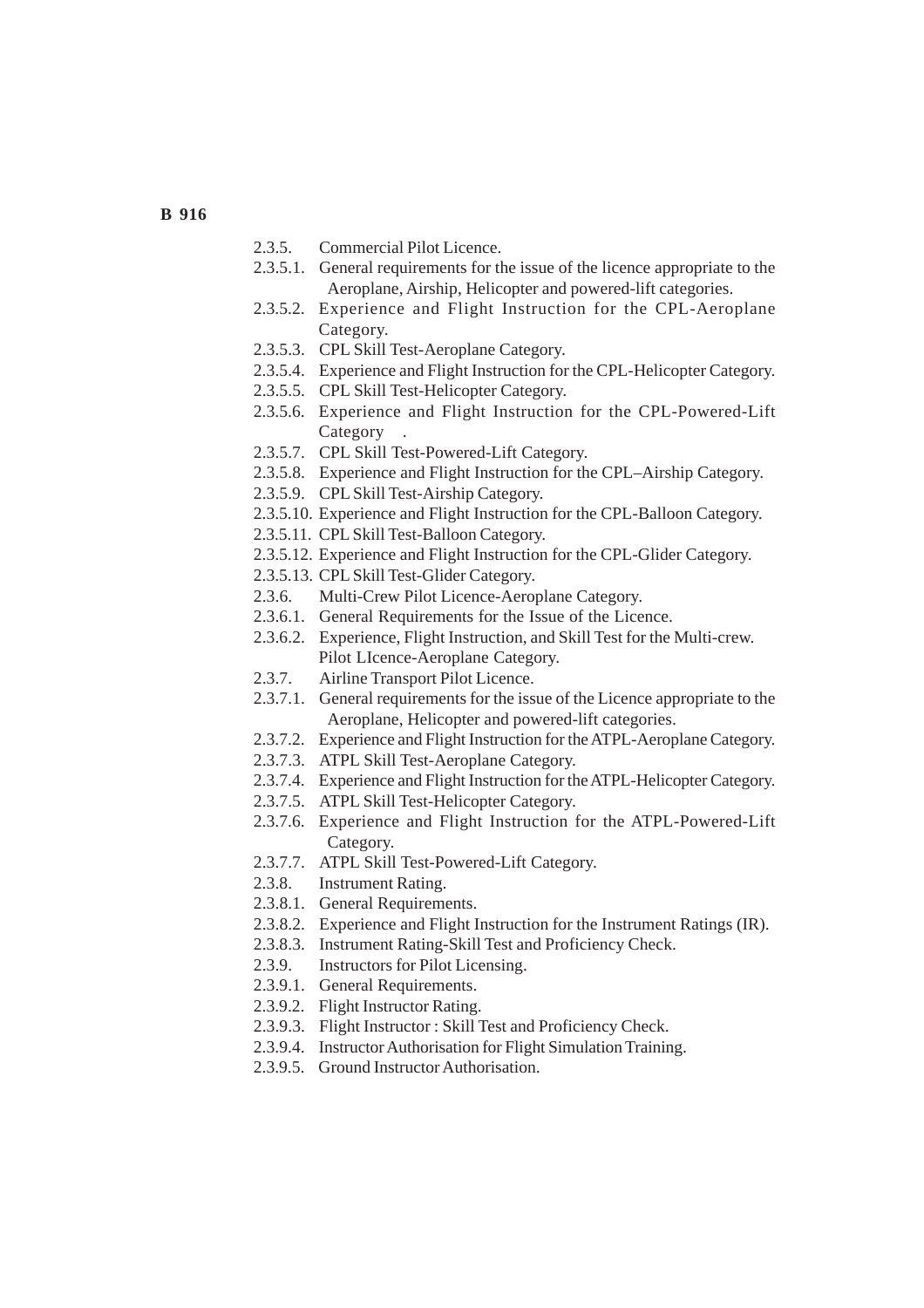2.3.5. Commercial Pilot Licence.

2.3.5.1. General requirements for the issue of the licence appropriate to the Aeroplane, Airship, Helicopter and powered-lift categories.

2.3.5.2. Experience and Flight Instruction for the CPL-Aeroplane Category.

2.3.5.3. CPL Skill Test-Aeroplane Category.

2.3.5.4. Experience and Flight Instruction for the CPL-Helicopter Category.

2.3.5.5. CPL Skill Test-Helicopter Category.

2.3.5.6. Experience and Flight Instruction for the CPL-Powered-Lift Category .

2.3.5.7. CPL Skill Test-Powered-Lift Category.

2.3.5.8. Experience and Flight Instruction for the CPL–Airship Category.

2.3.5.9. CPL Skill Test-Airship Category.

2.3.5.10. Experience and Flight Instruction for the CPL-Balloon Category.

2.3.5.11. CPL Skill Test-Balloon Category.

2.3.5.12. Experience and Flight Instruction for the CPL-Glider Category.

2.3.5.13. CPL Skill Test-Glider Category.

2.3.6. Multi-Crew Pilot Licence-Aeroplane Category.

2.3.6.1. General Requirements for the Issue of the Licence.

2.3.6.2. Experience, Flight Instruction, and Skill Test for the Multi-crew. Pilot LIcence-Aeroplane Category.

2.3.7. Airline Transport Pilot Licence.

2.3.7.1. General requirements for the issue of the Licence appropriate to the Aeroplane, Helicopter and powered-lift categories.

2.3.7.2. Experience and Flight Instruction for the ATPL-Aeroplane Category.

2.3.7.3. ATPL Skill Test-Aeroplane Category.

2.3.7.4. Experience and Flight Instruction for the ATPL-Helicopter Category.

2.3.7.5. ATPL Skill Test-Helicopter Category.

2.3.7.6. Experience and Flight Instruction for the ATPL-Powered-Lift Category.

2.3.7.7. ATPL Skill Test-Powered-Lift Category.

2.3.8. Instrument Rating.

2.3.8.1. General Requirements.

2.3.8.2. Experience and Flight Instruction for the Instrument Ratings (IR).

2.3.8.3. Instrument Rating-Skill Test and Proficiency Check.

2.3.9. Instructors for Pilot Licensing.

2.3.9.1. General Requirements.

2.3.9.2. Flight Instructor Rating.

2.3.9.3. Flight Instructor : Skill Test and Proficiency Check.

2.3.9.4. Instructor Authorisation for Flight Simulation Training.

2.3.9.5. Ground Instructor Authorisation.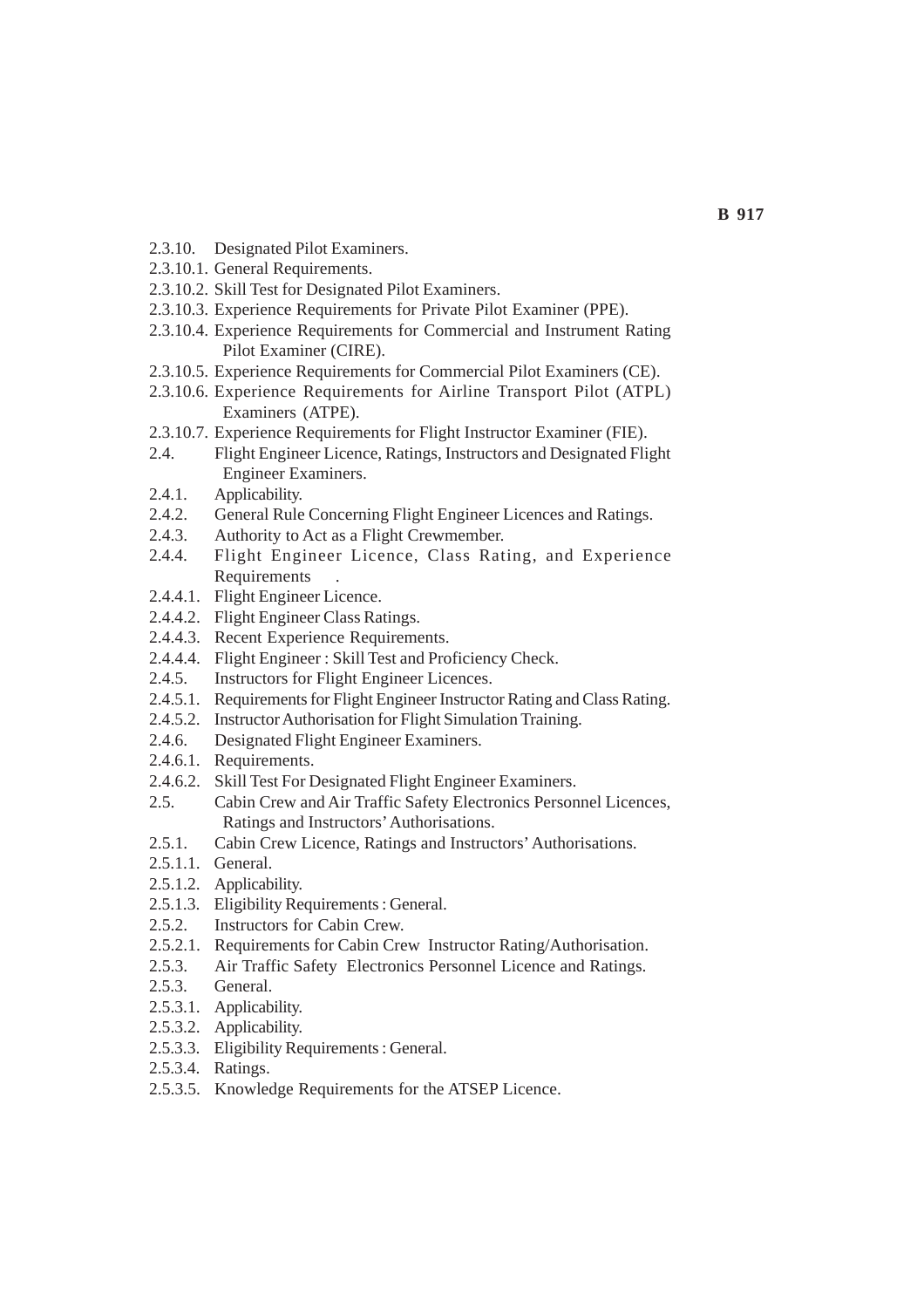2.3.10. Designated Pilot Examiners.
2.3.10.1. General Requirements.
2.3.10.2. Skill Test for Designated Pilot Examiners.
2.3.10.3. Experience Requirements for Private Pilot Examiner (PPE).
2.3.10.4. Experience Requirements for Commercial and Instrument Rating Pilot Examiner (CIRE).
2.3.10.5. Experience Requirements for Commercial Pilot Examiners (CE).
2.3.10.6. Experience Requirements for Airline Transport Pilot (ATPL) Examiners (ATPE).
2.3.10.7. Experience Requirements for Flight Instructor Examiner (FIE).
2.4. Flight Engineer Licence, Ratings, Instructors and Designated Flight Engineer Examiners.
2.4.1. Applicability.
2.4.2. General Rule Concerning Flight Engineer Licences and Ratings.
2.4.3. Authority to Act as a Flight Crewmember.
2.4.4. Flight Engineer Licence, Class Rating, and Experience Requirements .
2.4.4.1. Flight Engineer Licence.
2.4.4.2. Flight Engineer Class Ratings.
2.4.4.3. Recent Experience Requirements.
2.4.4.4. Flight Engineer : Skill Test and Proficiency Check.
2.4.5. Instructors for Flight Engineer Licences.
2.4.5.1. Requirements for Flight Engineer Instructor Rating and Class Rating.
2.4.5.2. Instructor Authorisation for Flight Simulation Training.
2.4.6. Designated Flight Engineer Examiners.
2.4.6.1. Requirements.
2.4.6.2. Skill Test For Designated Flight Engineer Examiners.
2.5. Cabin Crew and Air Traffic Safety Electronics Personnel Licences, Ratings and Instructors' Authorisations.
2.5.1. Cabin Crew Licence, Ratings and Instructors' Authorisations.
2.5.1.1. General.
2.5.1.2. Applicability.
2.5.1.3. Eligibility Requirements : General.
2.5.2. Instructors for Cabin Crew.
2.5.2.1. Requirements for Cabin Crew Instructor Rating/Authorisation.
2.5.3. Air Traffic Safety Electronics Personnel Licence and Ratings.
2.5.3. General.
2.5.3.1. Applicability.
2.5.3.2. Applicability.
2.5.3.3. Eligibility Requirements : General.
2.5.3.4. Ratings.
2.5.3.5. Knowledge Requirements for the ATSEP Licence.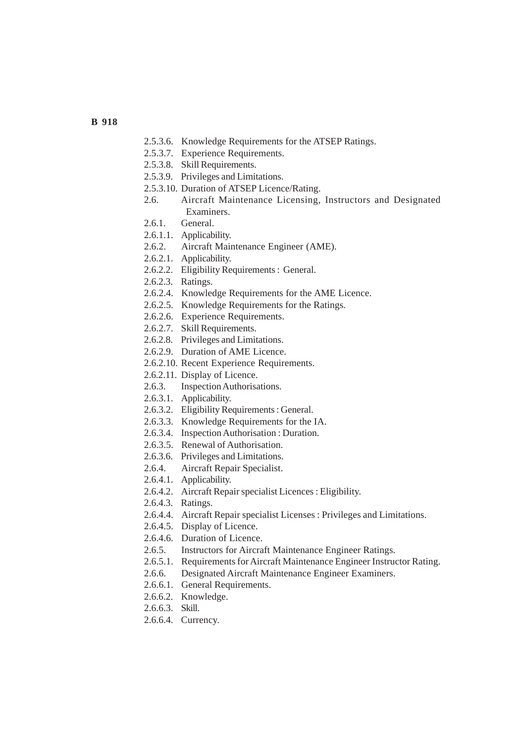2.5.3.6. Knowledge Requirements for the ATSEP Ratings.
2.5.3.7. Experience Requirements.
2.5.3.8. Skill Requirements.
2.5.3.9. Privileges and Limitations.
2.5.3.10. Duration of ATSEP Licence/Rating.
2.6. Aircraft Maintenance Licensing, Instructors and Designated Examiners.
2.6.1. General.
2.6.1.1. Applicability.
2.6.2. Aircraft Maintenance Engineer (AME).
2.6.2.1. Applicability.
2.6.2.2. Eligibility Requirements : General.
2.6.2.3. Ratings.
2.6.2.4. Knowledge Requirements for the AME Licence.
2.6.2.5. Knowledge Requirements for the Ratings.
2.6.2.6. Experience Requirements.
2.6.2.7. Skill Requirements.
2.6.2.8. Privileges and Limitations.
2.6.2.9. Duration of AME Licence.
2.6.2.10. Recent Experience Requirements.
2.6.2.11. Display of Licence.
2.6.3. Inspection Authorisations.
2.6.3.1. Applicability.
2.6.3.2. Eligibility Requirements : General.
2.6.3.3. Knowledge Requirements for the IA.
2.6.3.4. Inspection Authorisation : Duration.
2.6.3.5. Renewal of Authorisation.
2.6.3.6. Privileges and Limitations.
2.6.4. Aircraft Repair Specialist.
2.6.4.1. Applicability.
2.6.4.2. Aircraft Repair specialist Licences : Eligibility.
2.6.4.3. Ratings.
2.6.4.4. Aircraft Repair specialist Licenses : Privileges and Limitations.
2.6.4.5. Display of Licence.
2.6.4.6. Duration of Licence.
2.6.5. Instructors for Aircraft Maintenance Engineer Ratings.
2.6.5.1. Requirements for Aircraft Maintenance Engineer Instructor Rating.
2.6.6. Designated Aircraft Maintenance Engineer Examiners.
2.6.6.1. General Requirements.
2.6.6.2. Knowledge.
2.6.6.3. Skill.
2.6.6.4. Currency.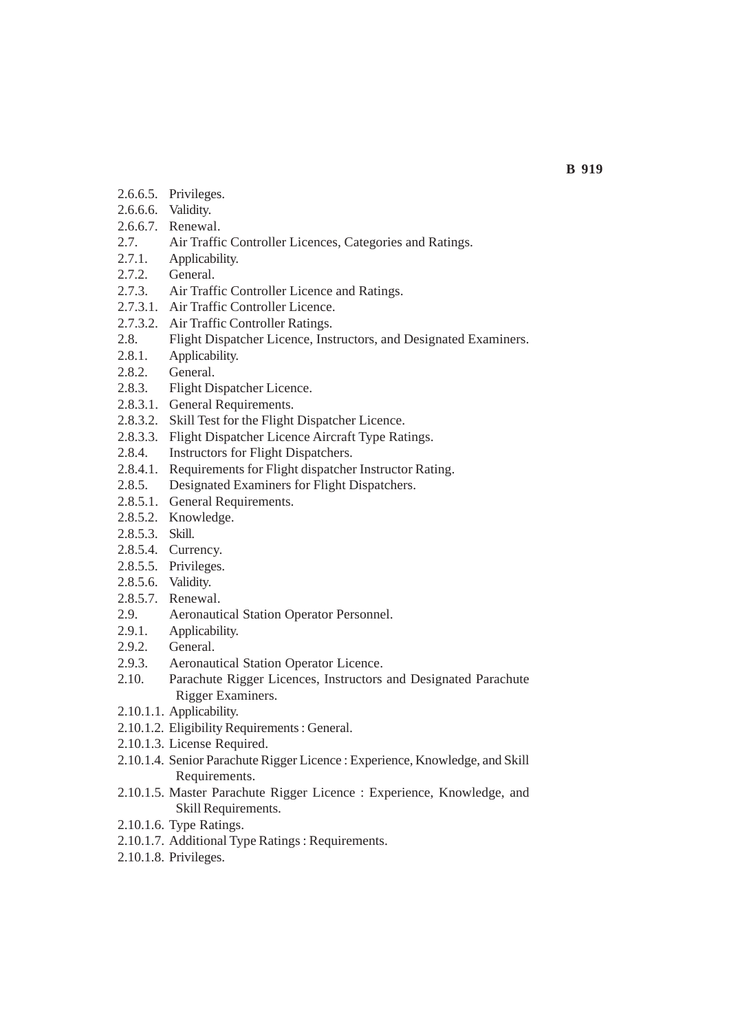2.6.6.5. Privileges.
2.6.6.6. Validity.
2.6.6.7. Renewal.
2.7. Air Traffic Controller Licences, Categories and Ratings.
2.7.1. Applicability.
2.7.2. General.
2.7.3. Air Traffic Controller Licence and Ratings.
2.7.3.1. Air Traffic Controller Licence.
2.7.3.2. Air Traffic Controller Ratings.
2.8. Flight Dispatcher Licence, Instructors, and Designated Examiners.
2.8.1. Applicability.
2.8.2. General.
2.8.3. Flight Dispatcher Licence.
2.8.3.1. General Requirements.
2.8.3.2. Skill Test for the Flight Dispatcher Licence.
2.8.3.3. Flight Dispatcher Licence Aircraft Type Ratings.
2.8.4. Instructors for Flight Dispatchers.
2.8.4.1. Requirements for Flight dispatcher Instructor Rating.
2.8.5. Designated Examiners for Flight Dispatchers.
2.8.5.1. General Requirements.
2.8.5.2. Knowledge.
2.8.5.3. Skill.
2.8.5.4. Currency.
2.8.5.5. Privileges.
2.8.5.6. Validity.
2.8.5.7. Renewal.
2.9. Aeronautical Station Operator Personnel.
2.9.1. Applicability.
2.9.2. General.
2.9.3. Aeronautical Station Operator Licence.
2.10. Parachute Rigger Licences, Instructors and Designated Parachute Rigger Examiners.
2.10.1.1. Applicability.
2.10.1.2. Eligibility Requirements : General.
2.10.1.3. License Required.
2.10.1.4. Senior Parachute Rigger Licence : Experience, Knowledge, and Skill Requirements.
2.10.1.5. Master Parachute Rigger Licence : Experience, Knowledge, and Skill Requirements.
2.10.1.6. Type Ratings.
2.10.1.7. Additional Type Ratings : Requirements.
2.10.1.8. Privileges.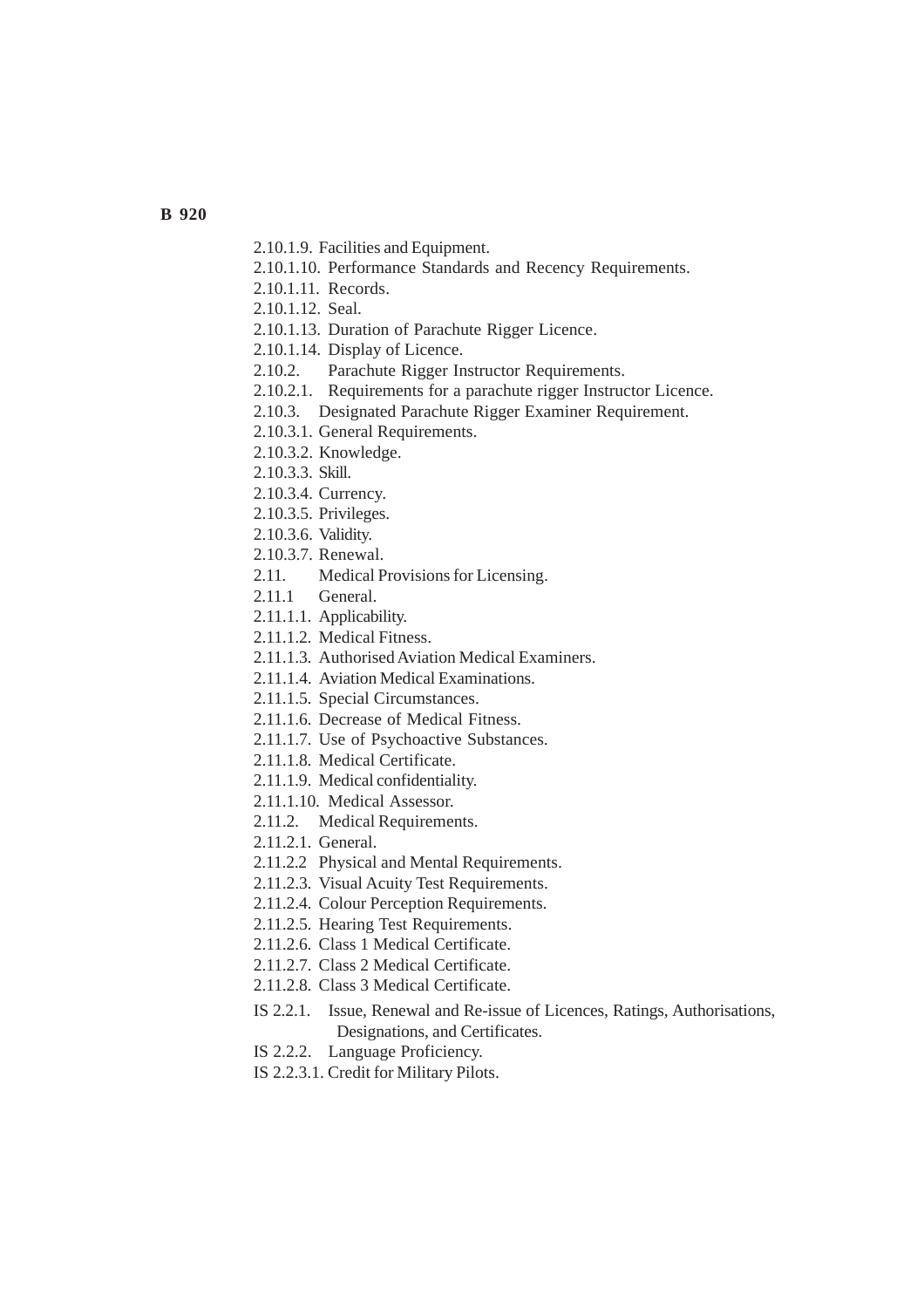2.10.1.9. Facilities and Equipment.

2.10.1.10. Performance Standards and Recency Requirements.

2.10.1.11. Records.

2.10.1.12. Seal.

2.10.1.13. Duration of Parachute Rigger Licence.

2.10.1.14. Display of Licence.

2.10.2. Parachute Rigger Instructor Requirements.

2.10.2.1. Requirements for a parachute rigger Instructor Licence.

2.10.3. Designated Parachute Rigger Examiner Requirement.

2.10.3.1. General Requirements.

2.10.3.2. Knowledge.

2.10.3.3. Skill.

2.10.3.4. Currency.

2.10.3.5. Privileges.

2.10.3.6. Validity.

2.10.3.7. Renewal.

2.11. Medical Provisions for Licensing.

2.11.1 General.

2.11.1.1. Applicability.

2.11.1.2. Medical Fitness.

2.11.1.3. Authorised Aviation Medical Examiners.

2.11.1.4. Aviation Medical Examinations.

2.11.1.5. Special Circumstances.

2.11.1.6. Decrease of Medical Fitness.

2.11.1.7. Use of Psychoactive Substances.

2.11.1.8. Medical Certificate.

2.11.1.9. Medical confidentiality.

2.11.1.10. Medical Assessor.

2.11.2. Medical Requirements.

2.11.2.1. General.

2.11.2.2 Physical and Mental Requirements.

2.11.2.3. Visual Acuity Test Requirements.

2.11.2.4. Colour Perception Requirements.

2.11.2.5. Hearing Test Requirements.

2.11.2.6. Class 1 Medical Certificate.

2.11.2.7. Class 2 Medical Certificate.

2.11.2.8. Class 3 Medical Certificate.

IS 2.2.1. Issue, Renewal and Re-issue of Licences, Ratings, Authorisations, Designations, and Certificates.

IS 2.2.2. Language Proficiency.

IS 2.2.3.1. Credit for Military Pilots.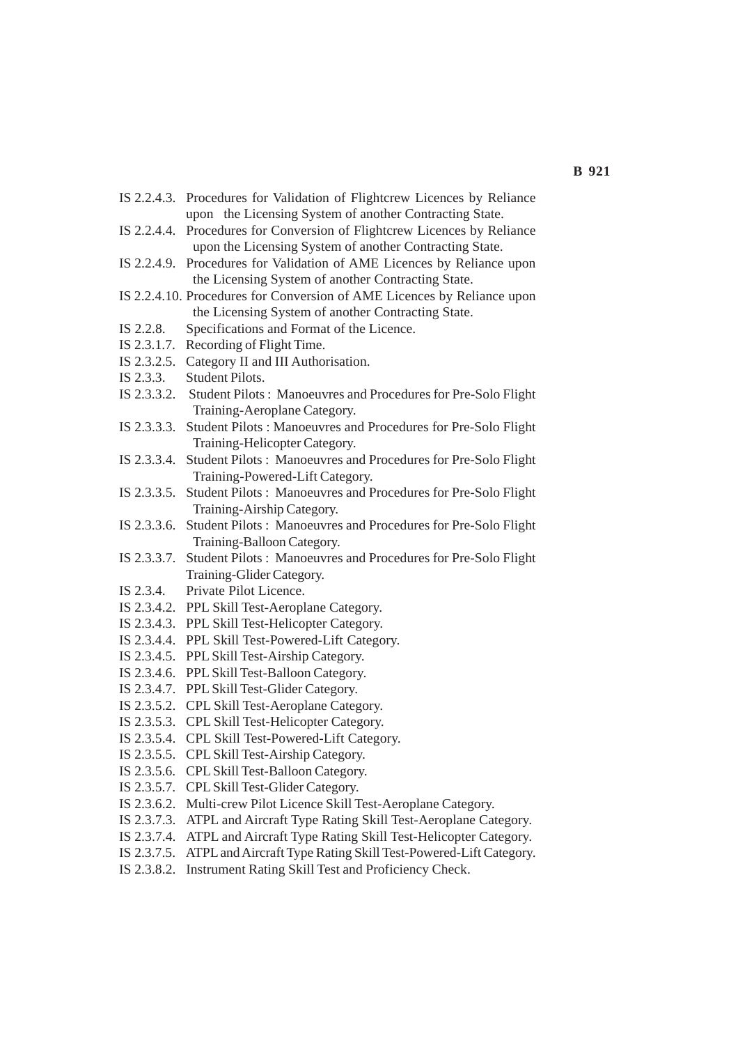IS 2.2.4.3. Procedures for Validation of Flightcrew Licences by Reliance upon the Licensing System of another Contracting State.

IS 2.2.4.4. Procedures for Conversion of Flightcrew Licences by Reliance upon the Licensing System of another Contracting State.

IS 2.2.4.9. Procedures for Validation of AME Licences by Reliance upon the Licensing System of another Contracting State.

IS 2.2.4.10. Procedures for Conversion of AME Licences by Reliance upon the Licensing System of another Contracting State.

IS 2.2.8. Specifications and Format of the Licence.

IS 2.3.1.7. Recording of Flight Time.

IS 2.3.2.5. Category II and III Authorisation.

IS 2.3.3. Student Pilots.

IS 2.3.3.2. Student Pilots : Manoeuvres and Procedures for Pre-Solo Flight Training-Aeroplane Category.

IS 2.3.3.3. Student Pilots : Manoeuvres and Procedures for Pre-Solo Flight Training-Helicopter Category.

IS 2.3.3.4. Student Pilots : Manoeuvres and Procedures for Pre-Solo Flight Training-Powered-Lift Category.

IS 2.3.3.5. Student Pilots : Manoeuvres and Procedures for Pre-Solo Flight Training-Airship Category.

IS 2.3.3.6. Student Pilots : Manoeuvres and Procedures for Pre-Solo Flight Training-Balloon Category.

IS 2.3.3.7. Student Pilots : Manoeuvres and Procedures for Pre-Solo Flight Training-Glider Category.

IS 2.3.4. Private Pilot Licence.

IS 2.3.4.2. PPL Skill Test-Aeroplane Category.

IS 2.3.4.3. PPL Skill Test-Helicopter Category.

IS 2.3.4.4. PPL Skill Test-Powered-Lift Category.

IS 2.3.4.5. PPL Skill Test-Airship Category.

IS 2.3.4.6. PPL Skill Test-Balloon Category.

IS 2.3.4.7. PPL Skill Test-Glider Category.

IS 2.3.5.2. CPL Skill Test-Aeroplane Category.

IS 2.3.5.3. CPL Skill Test-Helicopter Category.

IS 2.3.5.4. CPL Skill Test-Powered-Lift Category.

IS 2.3.5.5. CPL Skill Test-Airship Category.

IS 2.3.5.6. CPL Skill Test-Balloon Category.

IS 2.3.5.7. CPL Skill Test-Glider Category.

IS 2.3.6.2. Multi-crew Pilot Licence Skill Test-Aeroplane Category.

IS 2.3.7.3. ATPL and Aircraft Type Rating Skill Test-Aeroplane Category.

IS 2.3.7.4. ATPL and Aircraft Type Rating Skill Test-Helicopter Category.

IS 2.3.7.5. ATPL and Aircraft Type Rating Skill Test-Powered-Lift Category.

IS 2.3.8.2. Instrument Rating Skill Test and Proficiency Check.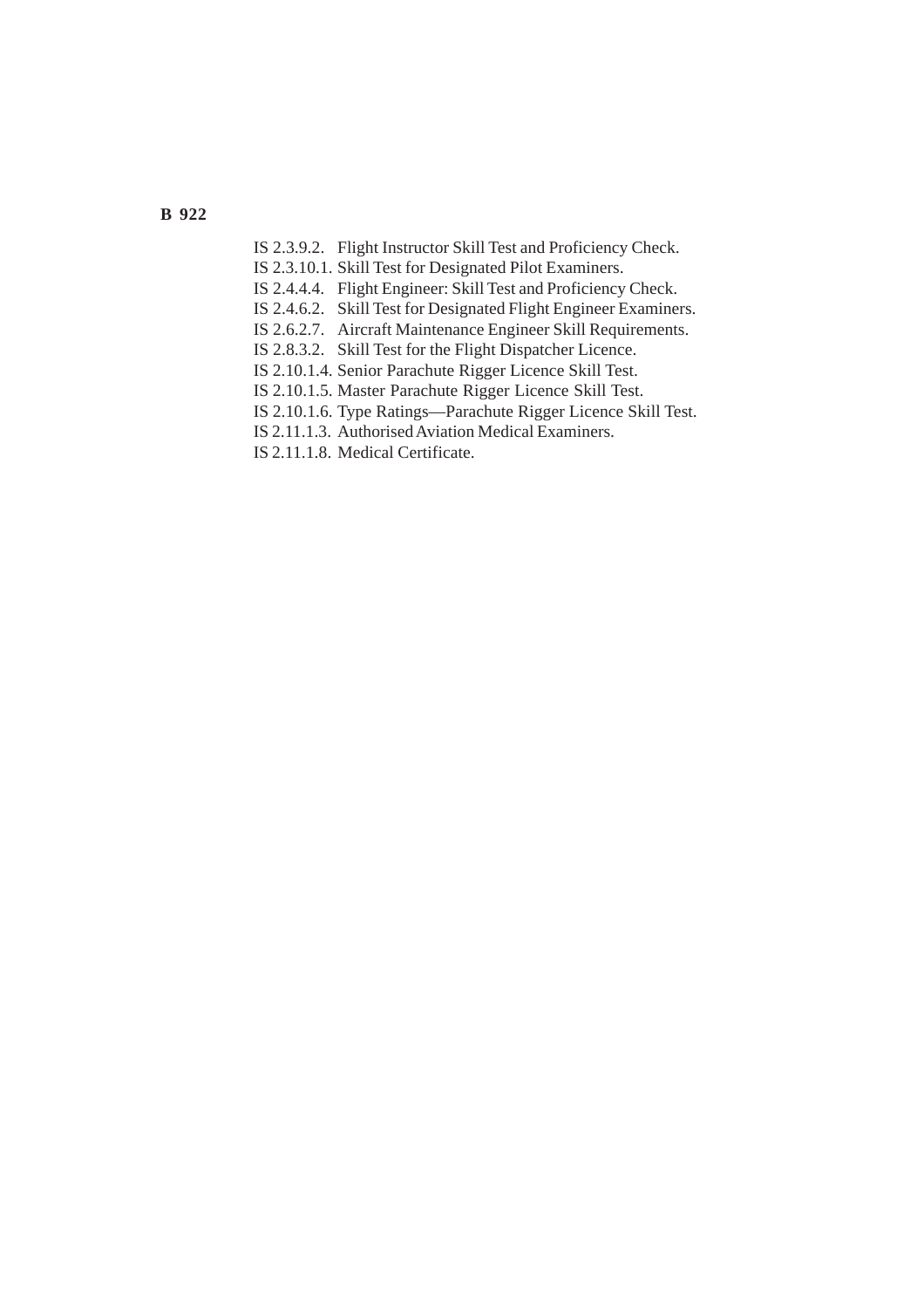IS 2.3.9.2. Flight Instructor Skill Test and Proficiency Check.
IS 2.3.10.1. Skill Test for Designated Pilot Examiners.
IS 2.4.4.4. Flight Engineer: Skill Test and Proficiency Check.
IS 2.4.6.2. Skill Test for Designated Flight Engineer Examiners.
IS 2.6.2.7. Aircraft Maintenance Engineer Skill Requirements.
IS 2.8.3.2. Skill Test for the Flight Dispatcher Licence.
IS 2.10.1.4. Senior Parachute Rigger Licence Skill Test.
IS 2.10.1.5. Master Parachute Rigger Licence Skill Test.
IS 2.10.1.6. Type Ratings—Parachute Rigger Licence Skill Test.
IS 2.11.1.3. Authorised Aviation Medical Examiners.
IS 2.11.1.8. Medical Certificate.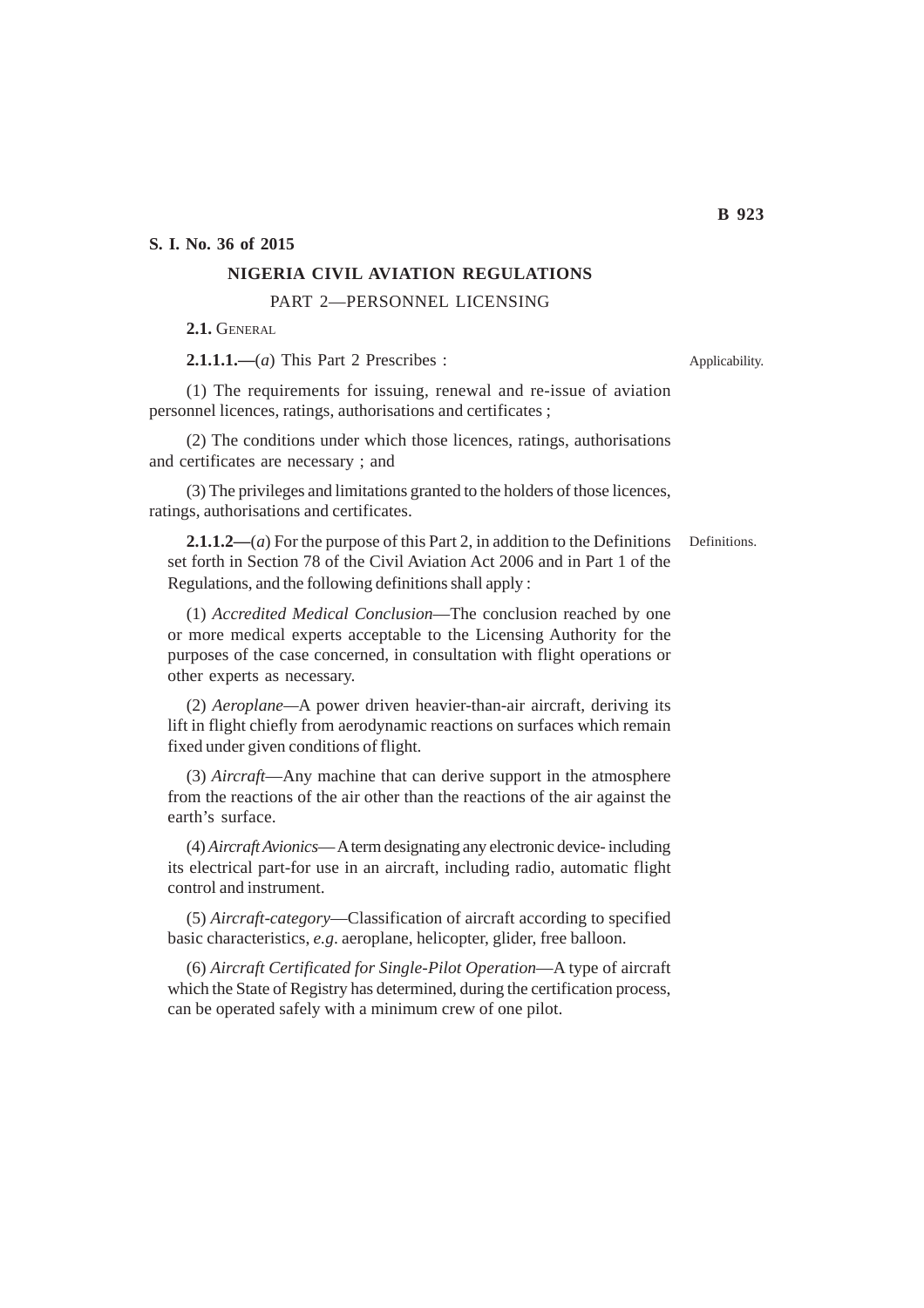**S. I. No. 36 of 2015**

# NIGERIA CIVIL AVIATION REGULATIONS

## PART 2—PERSONNEL LICENSING

### 2.1. GENERAL

Applicability.

**2.1.1.1.—**(*a*) This Part 2 Prescribes :

(1) The requirements for issuing, renewal and re-issue of aviation personnel licences, ratings, authorisations and certificates ;

(2) The conditions under which those licences, ratings, authorisations and certificates are necessary ; and

(3) The privileges and limitations granted to the holders of those licences, ratings, authorisations and certificates.

Definitions.

**2.1.1.2—**(*a*) For the purpose of this Part 2, in addition to the Definitions set forth in Section 78 of the Civil Aviation Act 2006 and in Part 1 of the Regulations, and the following definitions shall apply :

(1) *Accredited Medical Conclusion*—The conclusion reached by one or more medical experts acceptable to the Licensing Authority for the purposes of the case concerned, in consultation with flight operations or other experts as necessary.

(2) *Aeroplane*—A power driven heavier-than-air aircraft, deriving its lift in flight chiefly from aerodynamic reactions on surfaces which remain fixed under given conditions of flight.

(3) *Aircraft*—Any machine that can derive support in the atmosphere from the reactions of the air other than the reactions of the air against the earth's surface.

(4) *Aircraft Avionics*—A term designating any electronic device- including its electrical part-for use in an aircraft, including radio, automatic flight control and instrument.

(5) *Aircraft-category*—Classification of aircraft according to specified basic characteristics, *e.g*. aeroplane, helicopter, glider, free balloon.

(6) *Aircraft Certificated for Single-Pilot Operation*—A type of aircraft which the State of Registry has determined, during the certification process, can be operated safely with a minimum crew of one pilot.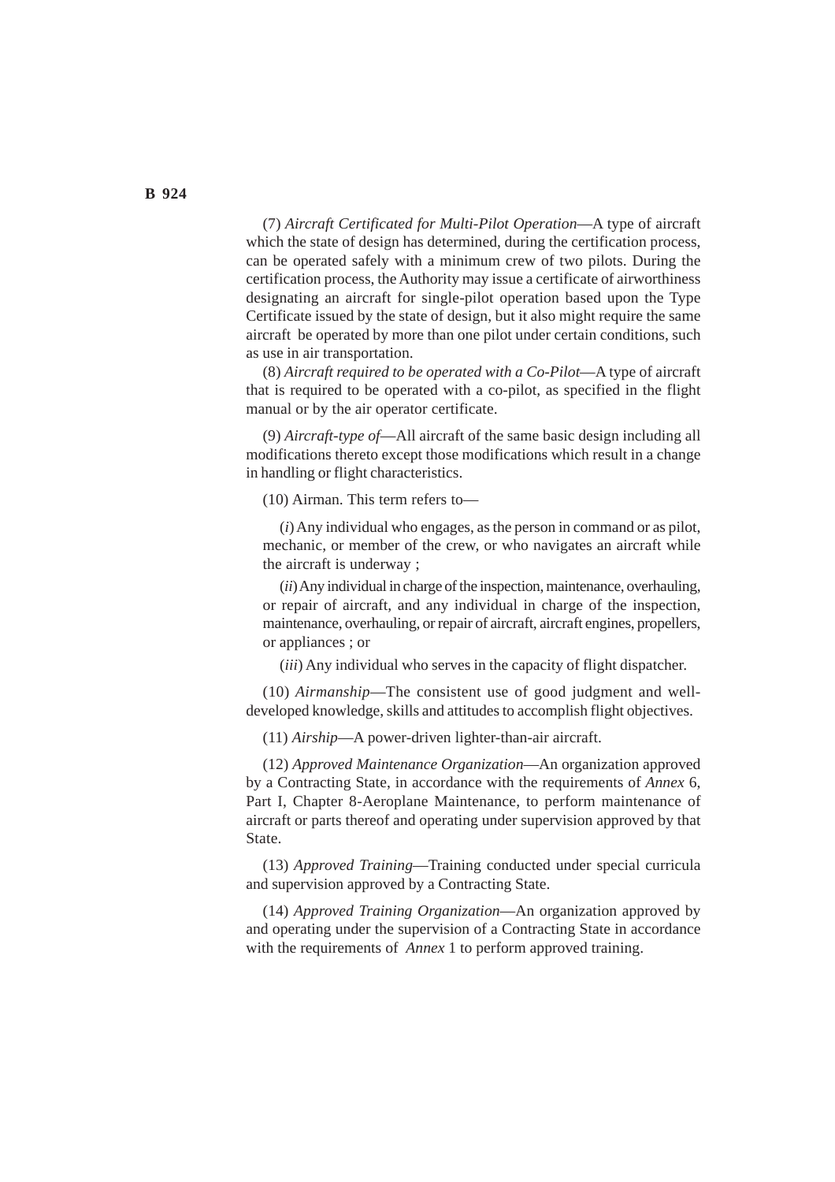(7) *Aircraft Certificated for Multi-Pilot Operation*—A type of aircraft which the state of design has determined, during the certification process, can be operated safely with a minimum crew of two pilots. During the certification process, the Authority may issue a certificate of airworthiness designating an aircraft for single-pilot operation based upon the Type Certificate issued by the state of design, but it also might require the same aircraft be operated by more than one pilot under certain conditions, such as use in air transportation.

(8) *Aircraft required to be operated with a Co-Pilot*—A type of aircraft that is required to be operated with a co-pilot, as specified in the flight manual or by the air operator certificate.

(9) *Aircraft-type of*—All aircraft of the same basic design including all modifications thereto except those modifications which result in a change in handling or flight characteristics.

(10) Airman. This term refers to—

(*i*) Any individual who engages, as the person in command or as pilot, mechanic, or member of the crew, or who navigates an aircraft while the aircraft is underway ;

(*ii*) Any individual in charge of the inspection, maintenance, overhauling, or repair of aircraft, and any individual in charge of the inspection, maintenance, overhauling, or repair of aircraft, aircraft engines, propellers, or appliances ; or

(*iii*) Any individual who serves in the capacity of flight dispatcher.

(10) *Airmanship*—The consistent use of good judgment and well-developed knowledge, skills and attitudes to accomplish flight objectives.

(11) *Airship*—A power-driven lighter-than-air aircraft.

(12) *Approved Maintenance Organization*—An organization approved by a Contracting State, in accordance with the requirements of *Annex* 6, Part I, Chapter 8-Aeroplane Maintenance, to perform maintenance of aircraft or parts thereof and operating under supervision approved by that State.

(13) *Approved Training*—Training conducted under special curricula and supervision approved by a Contracting State.

(14) *Approved Training Organization*—An organization approved by and operating under the supervision of a Contracting State in accordance with the requirements of *Annex* 1 to perform approved training.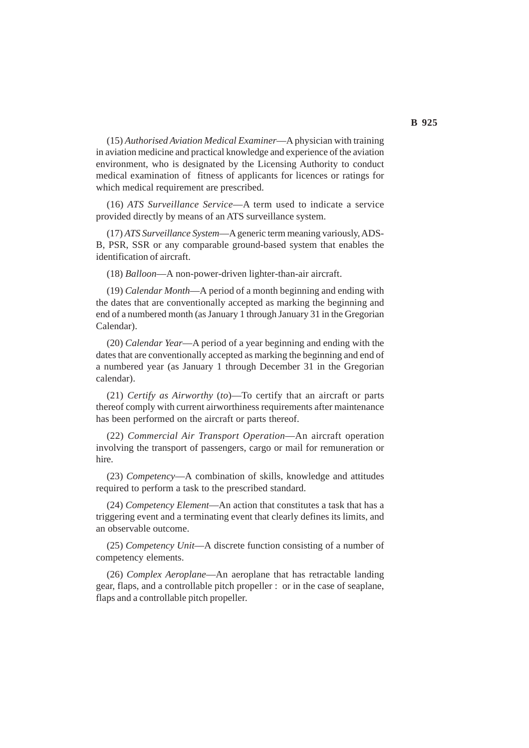(15) *Authorised Aviation Medical Examiner*—A physician with training in aviation medicine and practical knowledge and experience of the aviation environment, who is designated by the Licensing Authority to conduct medical examination of fitness of applicants for licences or ratings for which medical requirement are prescribed.

(16) *ATS Surveillance Service*—A term used to indicate a service provided directly by means of an ATS surveillance system.

(17) *ATS Surveillance System*—A generic term meaning variously, ADS-B, PSR, SSR or any comparable ground-based system that enables the identification of aircraft.

(18) *Balloon*—A non-power-driven lighter-than-air aircraft.

(19) *Calendar Month*—A period of a month beginning and ending with the dates that are conventionally accepted as marking the beginning and end of a numbered month (as January 1 through January 31 in the Gregorian Calendar).

(20) *Calendar Year*—A period of a year beginning and ending with the dates that are conventionally accepted as marking the beginning and end of a numbered year (as January 1 through December 31 in the Gregorian calendar).

(21) *Certify as Airworthy* (*to*)—To certify that an aircraft or parts thereof comply with current airworthiness requirements after maintenance has been performed on the aircraft or parts thereof.

(22) *Commercial Air Transport Operation*—An aircraft operation involving the transport of passengers, cargo or mail for remuneration or hire.

(23) *Competency*—A combination of skills, knowledge and attitudes required to perform a task to the prescribed standard.

(24) *Competency Element*—An action that constitutes a task that has a triggering event and a terminating event that clearly defines its limits, and an observable outcome.

(25) *Competency Unit*—A discrete function consisting of a number of competency elements.

(26) *Complex Aeroplane*—An aeroplane that has retractable landing gear, flaps, and a controllable pitch propeller : or in the case of seaplane, flaps and a controllable pitch propeller.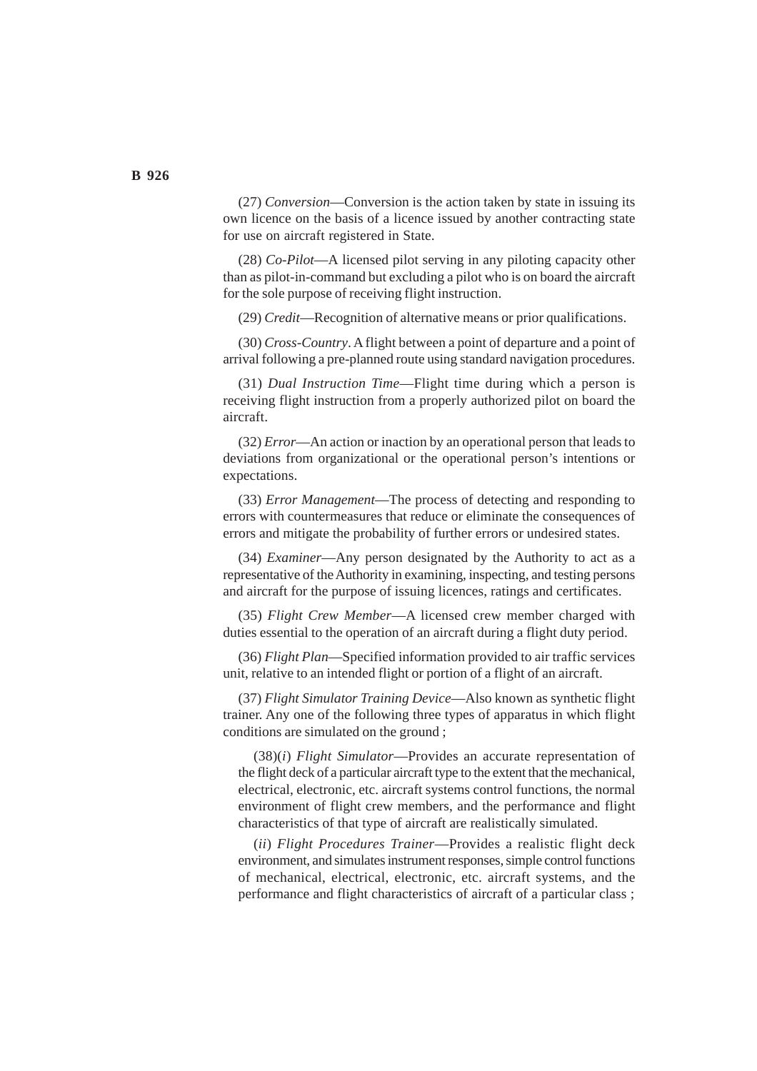(27) *Conversion*—Conversion is the action taken by state in issuing its own licence on the basis of a licence issued by another contracting state for use on aircraft registered in State.

(28) *Co-Pilot*—A licensed pilot serving in any piloting capacity other than as pilot-in-command but excluding a pilot who is on board the aircraft for the sole purpose of receiving flight instruction.

(29) *Credit*—Recognition of alternative means or prior qualifications.

(30) *Cross-Country*. A flight between a point of departure and a point of arrival following a pre-planned route using standard navigation procedures.

(31) *Dual Instruction Time*—Flight time during which a person is receiving flight instruction from a properly authorized pilot on board the aircraft.

(32) *Error*—An action or inaction by an operational person that leads to deviations from organizational or the operational person's intentions or expectations.

(33) *Error Management*—The process of detecting and responding to errors with countermeasures that reduce or eliminate the consequences of errors and mitigate the probability of further errors or undesired states.

(34) *Examiner*—Any person designated by the Authority to act as a representative of the Authority in examining, inspecting, and testing persons and aircraft for the purpose of issuing licences, ratings and certificates.

(35) *Flight Crew Member*—A licensed crew member charged with duties essential to the operation of an aircraft during a flight duty period.

(36) *Flight Plan*—Specified information provided to air traffic services unit, relative to an intended flight or portion of a flight of an aircraft.

(37) *Flight Simulator Training Device*—Also known as synthetic flight trainer. Any one of the following three types of apparatus in which flight conditions are simulated on the ground ;

(38)(*i*) *Flight Simulator*—Provides an accurate representation of the flight deck of a particular aircraft type to the extent that the mechanical, electrical, electronic, etc. aircraft systems control functions, the normal environment of flight crew members, and the performance and flight characteristics of that type of aircraft are realistically simulated.

(*ii*) *Flight Procedures Trainer*—Provides a realistic flight deck environment, and simulates instrument responses, simple control functions of mechanical, electrical, electronic, etc. aircraft systems, and the performance and flight characteristics of aircraft of a particular class ;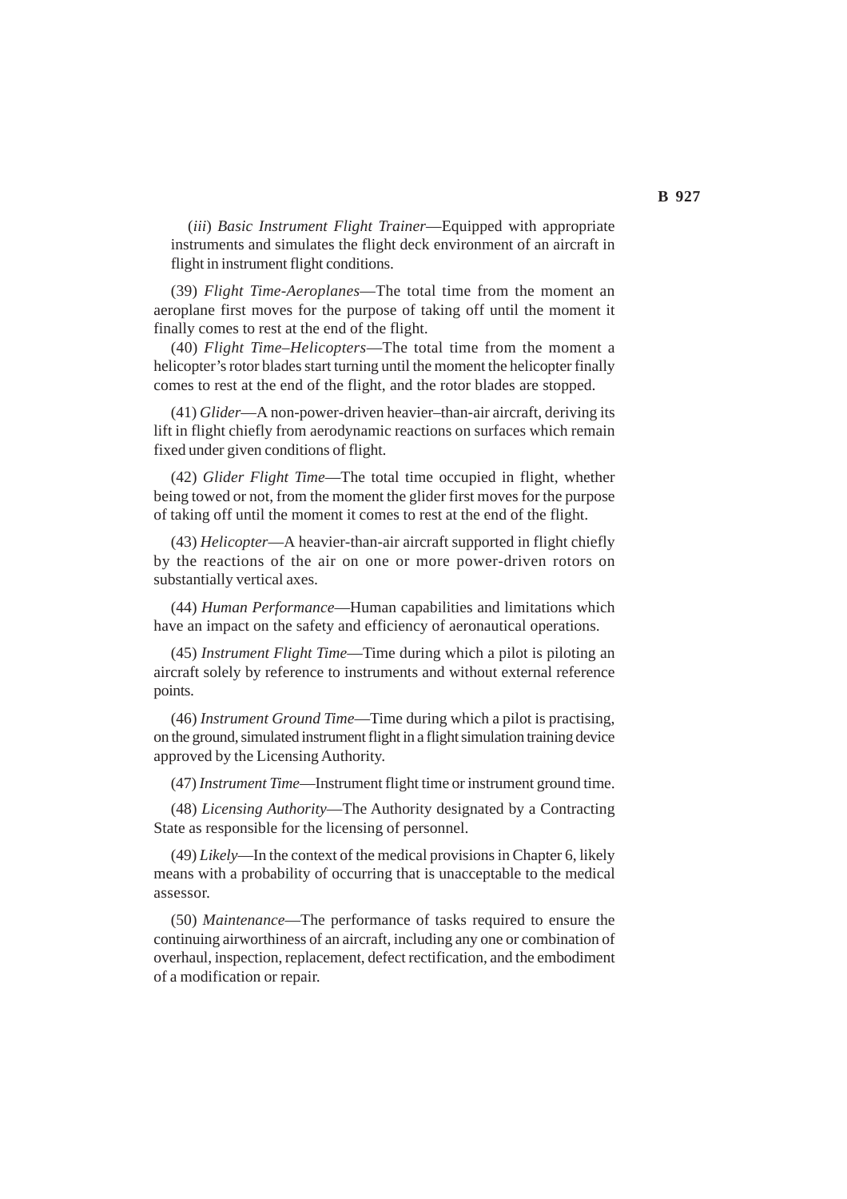(*iii*) *Basic Instrument Flight Trainer*—Equipped with appropriate instruments and simulates the flight deck environment of an aircraft in flight in instrument flight conditions.

(39) *Flight Time-Aeroplanes*—The total time from the moment an aeroplane first moves for the purpose of taking off until the moment it finally comes to rest at the end of the flight.

(40) *Flight Time–Helicopters*—The total time from the moment a helicopter's rotor blades start turning until the moment the helicopter finally comes to rest at the end of the flight, and the rotor blades are stopped.

(41) *Glider*—A non-power-driven heavier–than-air aircraft, deriving its lift in flight chiefly from aerodynamic reactions on surfaces which remain fixed under given conditions of flight.

(42) *Glider Flight Time*—The total time occupied in flight, whether being towed or not, from the moment the glider first moves for the purpose of taking off until the moment it comes to rest at the end of the flight.

(43) *Helicopter*—A heavier-than-air aircraft supported in flight chiefly by the reactions of the air on one or more power-driven rotors on substantially vertical axes.

(44) *Human Performance*—Human capabilities and limitations which have an impact on the safety and efficiency of aeronautical operations.

(45) *Instrument Flight Time*—Time during which a pilot is piloting an aircraft solely by reference to instruments and without external reference points.

(46) *Instrument Ground Time*—Time during which a pilot is practising, on the ground, simulated instrument flight in a flight simulation training device approved by the Licensing Authority.

(47) *Instrument Time*—Instrument flight time or instrument ground time.

(48) *Licensing Authority*—The Authority designated by a Contracting State as responsible for the licensing of personnel.

(49) *Likely*—In the context of the medical provisions in Chapter 6, likely means with a probability of occurring that is unacceptable to the medical assessor.

(50) *Maintenance*—The performance of tasks required to ensure the continuing airworthiness of an aircraft, including any one or combination of overhaul, inspection, replacement, defect rectification, and the embodiment of a modification or repair.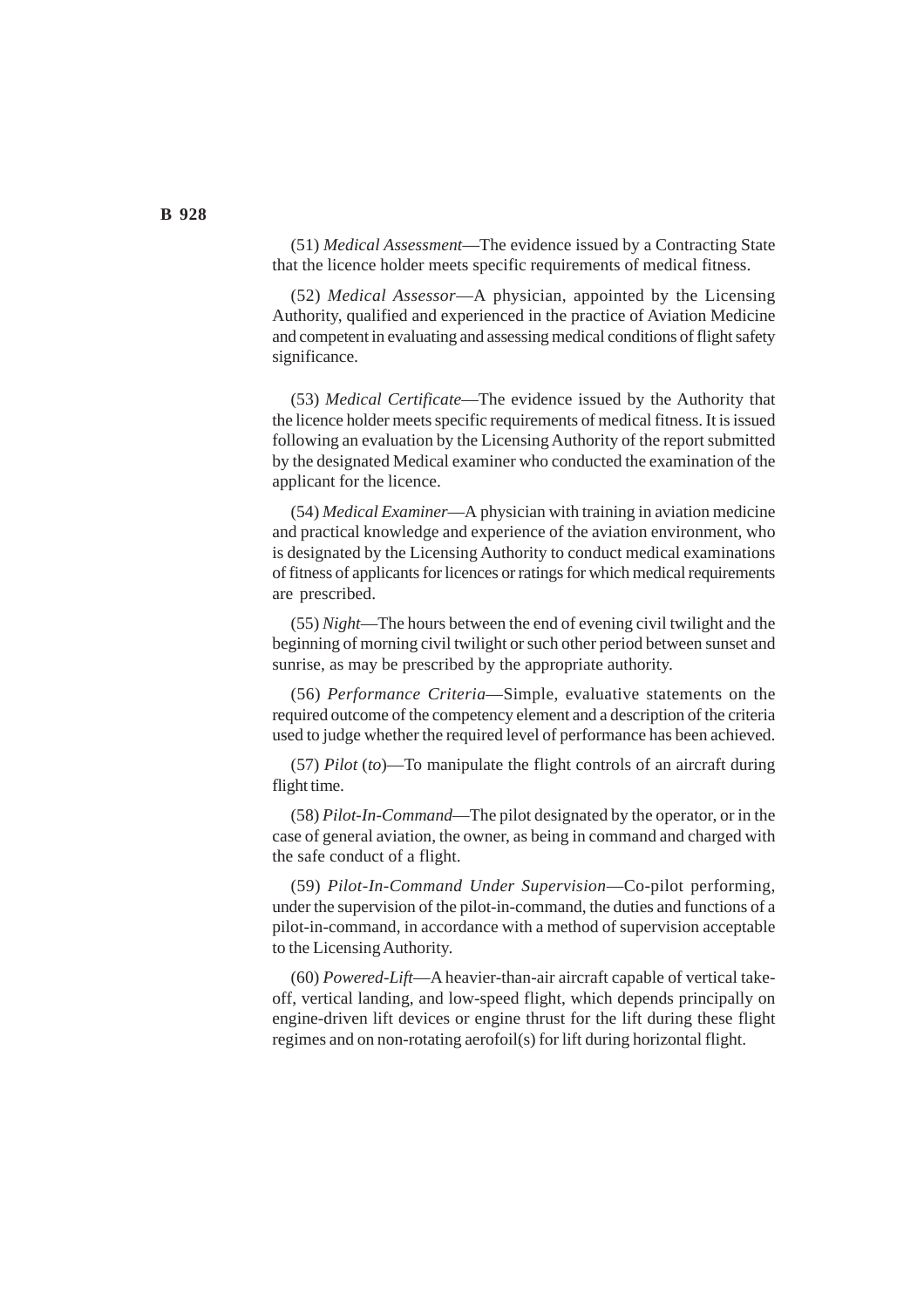(51) *Medical Assessment*—The evidence issued by a Contracting State that the licence holder meets specific requirements of medical fitness.

(52) *Medical Assessor*—A physician, appointed by the Licensing Authority, qualified and experienced in the practice of Aviation Medicine and competent in evaluating and assessing medical conditions of flight safety significance.

(53) *Medical Certificate*—The evidence issued by the Authority that the licence holder meets specific requirements of medical fitness. It is issued following an evaluation by the Licensing Authority of the report submitted by the designated Medical examiner who conducted the examination of the applicant for the licence.

(54) *Medical Examiner*—A physician with training in aviation medicine and practical knowledge and experience of the aviation environment, who is designated by the Licensing Authority to conduct medical examinations of fitness of applicants for licences or ratings for which medical requirements are prescribed.

(55) *Night*—The hours between the end of evening civil twilight and the beginning of morning civil twilight or such other period between sunset and sunrise, as may be prescribed by the appropriate authority.

(56) *Performance Criteria*—Simple, evaluative statements on the required outcome of the competency element and a description of the criteria used to judge whether the required level of performance has been achieved.

(57) *Pilot* (*to*)—To manipulate the flight controls of an aircraft during flight time.

(58) *Pilot-In-Command*—The pilot designated by the operator, or in the case of general aviation, the owner, as being in command and charged with the safe conduct of a flight.

(59) *Pilot-In-Command Under Supervision*—Co-pilot performing, under the supervision of the pilot-in-command, the duties and functions of a pilot-in-command, in accordance with a method of supervision acceptable to the Licensing Authority.

(60) *Powered-Lift*—A heavier-than-air aircraft capable of vertical take-off, vertical landing, and low-speed flight, which depends principally on engine-driven lift devices or engine thrust for the lift during these flight regimes and on non-rotating aerofoil(s) for lift during horizontal flight.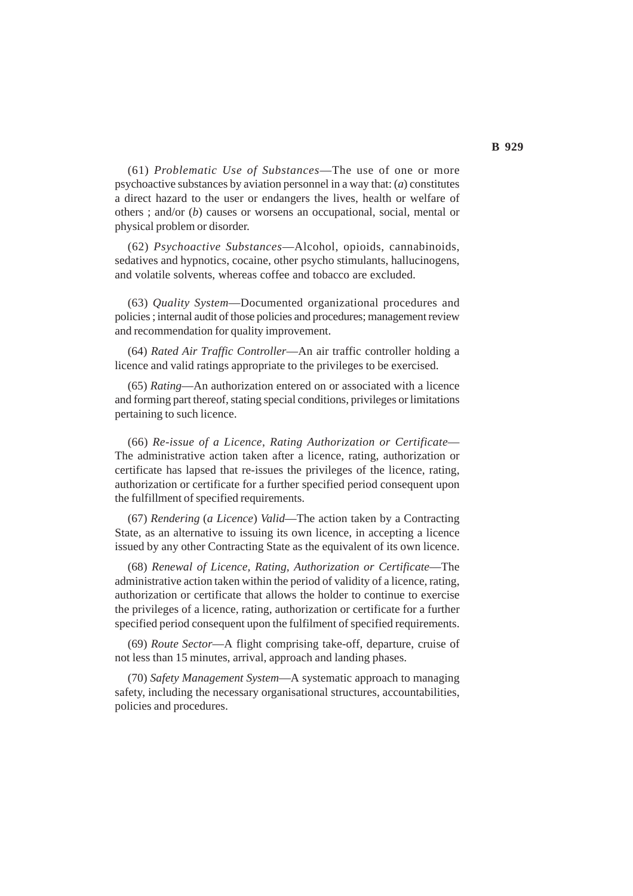(61) *Problematic Use of Substances*—The use of one or more psychoactive substances by aviation personnel in a way that: (*a*) constitutes a direct hazard to the user or endangers the lives, health or welfare of others ; and/or (*b*) causes or worsens an occupational, social, mental or physical problem or disorder.

(62) *Psychoactive Substances*—Alcohol, opioids, cannabinoids, sedatives and hypnotics, cocaine, other psycho stimulants, hallucinogens, and volatile solvents, whereas coffee and tobacco are excluded.

(63) *Quality System*—Documented organizational procedures and policies ; internal audit of those policies and procedures; management review and recommendation for quality improvement.

(64) *Rated Air Traffic Controller*—An air traffic controller holding a licence and valid ratings appropriate to the privileges to be exercised.

(65) *Rating*—An authorization entered on or associated with a licence and forming part thereof, stating special conditions, privileges or limitations pertaining to such licence.

(66) *Re-issue of a Licence*, *Rating Authorization or Certificate*—The administrative action taken after a licence, rating, authorization or certificate has lapsed that re-issues the privileges of the licence, rating, authorization or certificate for a further specified period consequent upon the fulfillment of specified requirements.

(67) *Rendering* (*a Licence*) *Valid*—The action taken by a Contracting State, as an alternative to issuing its own licence, in accepting a licence issued by any other Contracting State as the equivalent of its own licence.

(68) *Renewal of Licence, Rating, Authorization or Certificate*—The administrative action taken within the period of validity of a licence, rating, authorization or certificate that allows the holder to continue to exercise the privileges of a licence, rating, authorization or certificate for a further specified period consequent upon the fulfilment of specified requirements.

(69) *Route Sector*—A flight comprising take-off, departure, cruise of not less than 15 minutes, arrival, approach and landing phases.

(70) *Safety Management System*—A systematic approach to managing safety, including the necessary organisational structures, accountabilities, policies and procedures.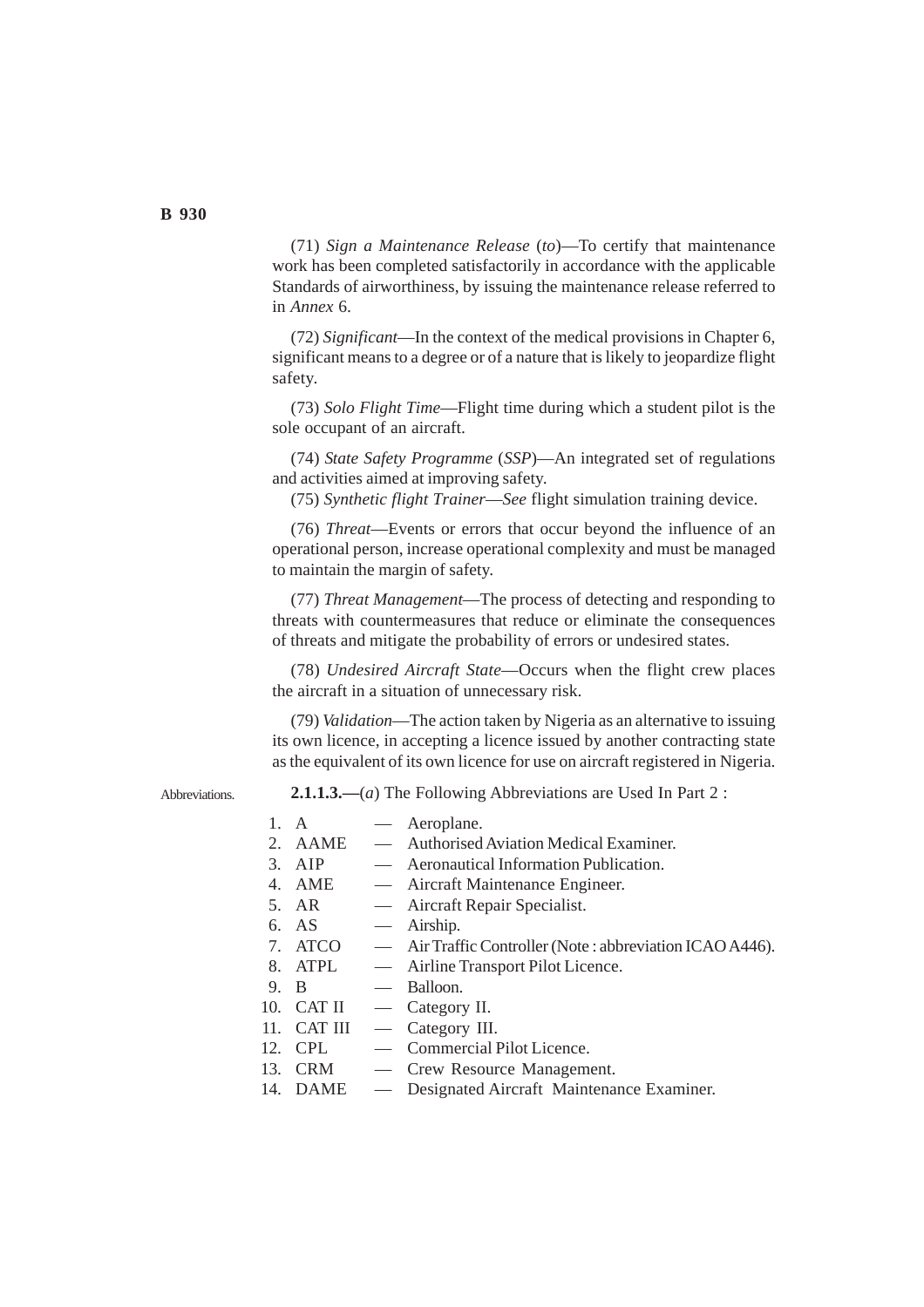(71) *Sign a Maintenance Release* (*to*)—To certify that maintenance work has been completed satisfactorily in accordance with the applicable Standards of airworthiness, by issuing the maintenance release referred to in *Annex* 6.

(72) *Significant*—In the context of the medical provisions in Chapter 6, significant means to a degree or of a nature that is likely to jeopardize flight safety.

(73) *Solo Flight Time*—Flight time during which a student pilot is the sole occupant of an aircraft.

(74) *State Safety Programme* (*SSP*)—An integrated set of regulations and activities aimed at improving safety.

(75) *Synthetic flight Trainer*—*See* flight simulation training device.

(76) *Threat*—Events or errors that occur beyond the influence of an operational person, increase operational complexity and must be managed to maintain the margin of safety.

(77) *Threat Management*—The process of detecting and responding to threats with countermeasures that reduce or eliminate the consequences of threats and mitigate the probability of errors or undesired states.

(78) *Undesired Aircraft State*—Occurs when the flight crew places the aircraft in a situation of unnecessary risk.

(79) *Validation*—The action taken by Nigeria as an alternative to issuing its own licence, in accepting a licence issued by another contracting state as the equivalent of its own licence for use on aircraft registered in Nigeria.

Abbreviations.

**2.1.1.3.—**(*a*) The Following Abbreviations are Used In Part 2 :

1. A — Aeroplane.
2. AAME — Authorised Aviation Medical Examiner.
3. AIP — Aeronautical Information Publication.
4. AME — Aircraft Maintenance Engineer.
5. AR — Aircraft Repair Specialist.
6. AS — Airship.
7. ATCO — Air Traffic Controller (Note : abbreviation ICAO A446).
8. ATPL — Airline Transport Pilot Licence.
9. B — Balloon.
10. CAT II — Category II.
11. CAT III — Category III.
12. CPL — Commercial Pilot Licence.
13. CRM — Crew Resource Management.
14. DAME — Designated Aircraft Maintenance Examiner.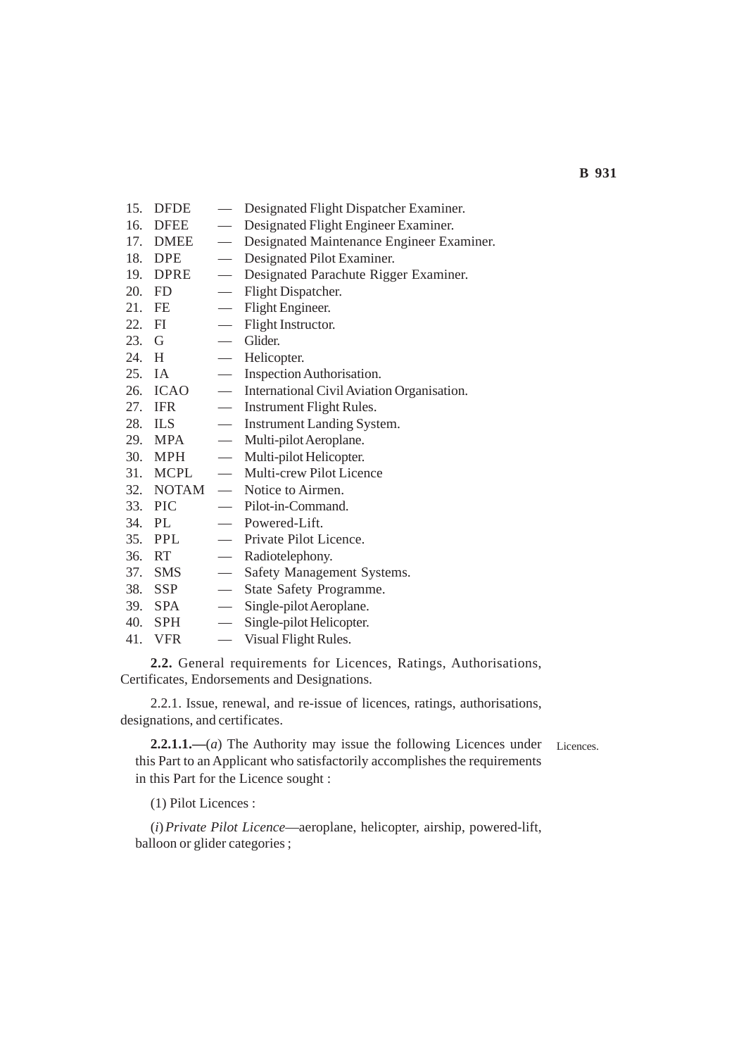15. DFDE — Designated Flight Dispatcher Examiner.
16. DFEE — Designated Flight Engineer Examiner.
17. DMEE — Designated Maintenance Engineer Examiner.
18. DPE — Designated Pilot Examiner.
19. DPRE — Designated Parachute Rigger Examiner.
20. FD — Flight Dispatcher.
21. FE — Flight Engineer.
22. FI — Flight Instructor.
23. G — Glider.
24. H — Helicopter.
25. IA — Inspection Authorisation.
26. ICAO — International Civil Aviation Organisation.
27. IFR — Instrument Flight Rules.
28. ILS — Instrument Landing System.
29. MPA — Multi-pilot Aeroplane.
30. MPH — Multi-pilot Helicopter.
31. MCPL — Multi-crew Pilot Licence
32. NOTAM — Notice to Airmen.
33. PIC — Pilot-in-Command.
34. PL — Powered-Lift.
35. PPL — Private Pilot Licence.
36. RT — Radiotelephony.
37. SMS — Safety Management Systems.
38. SSP — State Safety Programme.
39. SPA — Single-pilot Aeroplane.
40. SPH — Single-pilot Helicopter.
41. VFR — Visual Flight Rules.

**2.2.** General requirements for Licences, Ratings, Authorisations, Certificates, Endorsements and Designations.

2.2.1. Issue, renewal, and re-issue of licences, ratings, authorisations, designations, and certificates.

**2.2.1.1.—**(*a*) The Authority may issue the following Licences under this Part to an Applicant who satisfactorily accomplishes the requirements in this Part for the Licence sought : Licences.

(1) Pilot Licences :

(*i*) *Private Pilot Licence*—aeroplane, helicopter, airship, powered-lift, balloon or glider categories ;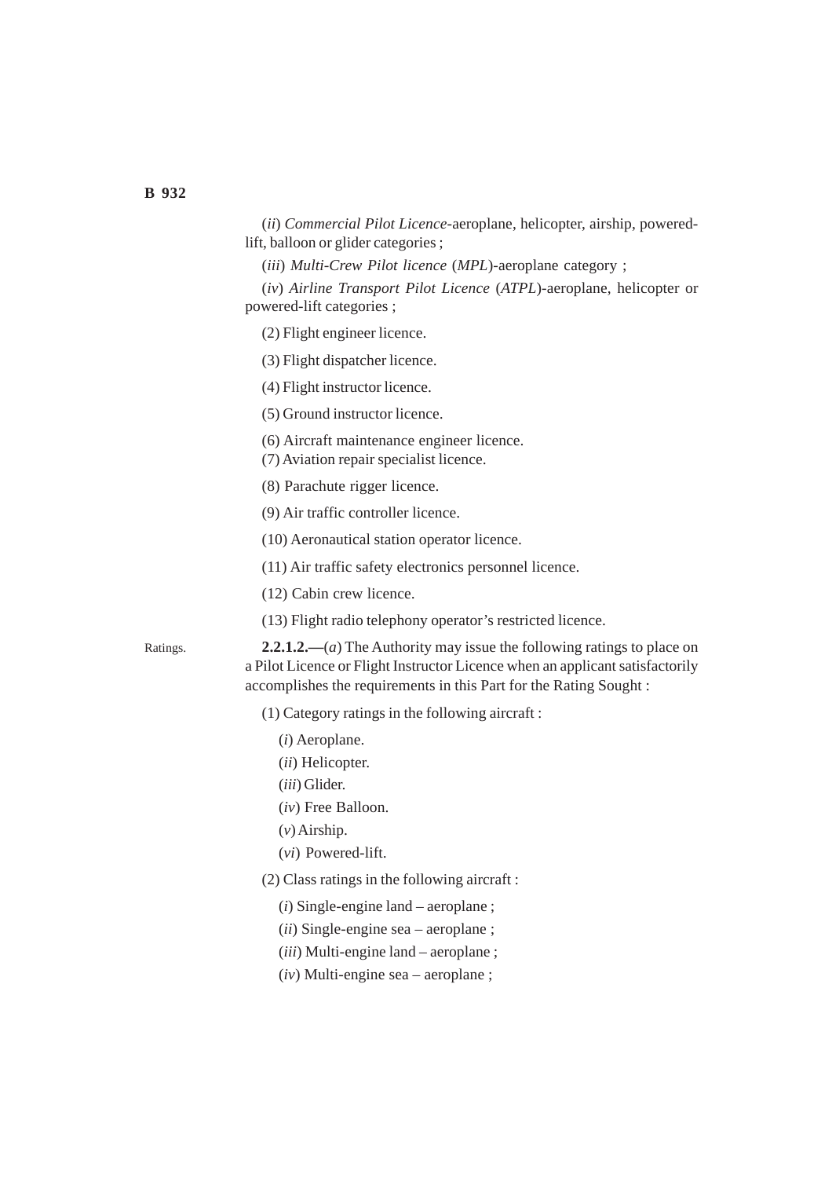(*ii*) *Commercial Pilot Licence*-aeroplane, helicopter, airship, powered-lift, balloon or glider categories ;

(*iii*) *Multi-Crew Pilot licence* (*MPL*)-aeroplane category ;

(*iv*) *Airline Transport Pilot Licence* (*ATPL*)-aeroplane, helicopter or powered-lift categories ;

(2) Flight engineer licence.

(3) Flight dispatcher licence.

(4) Flight instructor licence.

(5) Ground instructor licence.

(6) Aircraft maintenance engineer licence.

(7) Aviation repair specialist licence.

(8) Parachute rigger licence.

(9) Air traffic controller licence.

(10) Aeronautical station operator licence.

(11) Air traffic safety electronics personnel licence.

(12) Cabin crew licence.

(13) Flight radio telephony operator's restricted licence.

Ratings.

**2.2.1.2.—**(*a*) The Authority may issue the following ratings to place on a Pilot Licence or Flight Instructor Licence when an applicant satisfactorily accomplishes the requirements in this Part for the Rating Sought :

(1) Category ratings in the following aircraft :

(*i*) Aeroplane.

(*ii*) Helicopter.

(*iii*) Glider.

(*iv*) Free Balloon.

(*v*) Airship.

(*vi*) Powered-lift.

(2) Class ratings in the following aircraft :

(*i*) Single-engine land – aeroplane ;

(*ii*) Single-engine sea – aeroplane ;

(*iii*) Multi-engine land – aeroplane ;

(*iv*) Multi-engine sea – aeroplane ;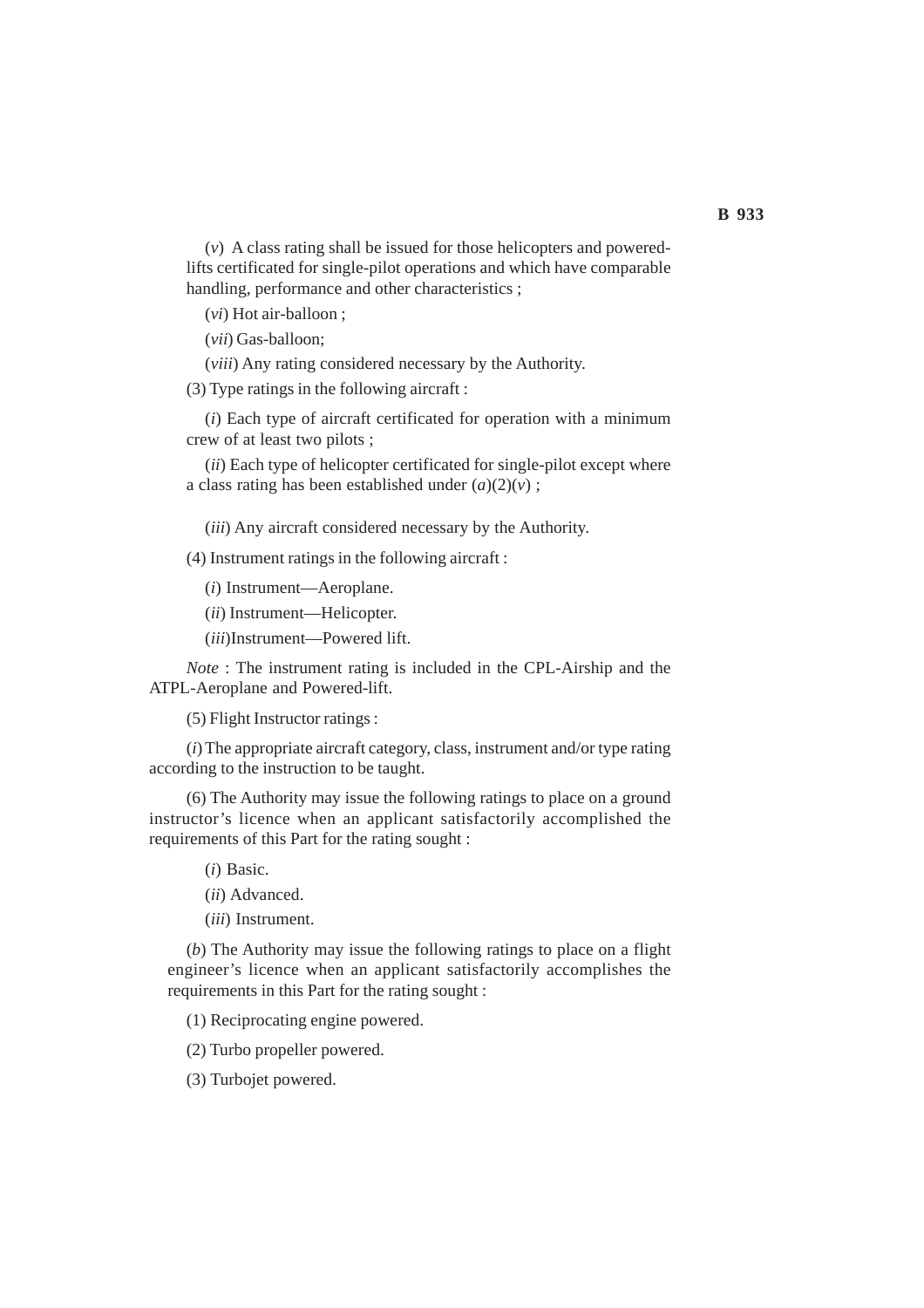(*v*) A class rating shall be issued for those helicopters and powered-lifts certificated for single-pilot operations and which have comparable handling, performance and other characteristics ;

(*vi*) Hot air-balloon ;

(*vii*) Gas-balloon;

(*viii*) Any rating considered necessary by the Authority.

(3) Type ratings in the following aircraft :

(*i*) Each type of aircraft certificated for operation with a minimum crew of at least two pilots ;

(*ii*) Each type of helicopter certificated for single-pilot except where a class rating has been established under (*a*)(2)(*v*) ;

(*iii*) Any aircraft considered necessary by the Authority.

(4) Instrument ratings in the following aircraft :

(*i*) Instrument—Aeroplane.

(*ii*) Instrument—Helicopter.

(*iii*)Instrument—Powered lift.

*Note* : The instrument rating is included in the CPL-Airship and the ATPL-Aeroplane and Powered-lift.

(5) Flight Instructor ratings :

(*i*) The appropriate aircraft category, class, instrument and/or type rating according to the instruction to be taught.

(6) The Authority may issue the following ratings to place on a ground instructor's licence when an applicant satisfactorily accomplished the requirements of this Part for the rating sought :

(*i*) Basic.

(*ii*) Advanced.

(*iii*) Instrument.

(*b*) The Authority may issue the following ratings to place on a flight engineer's licence when an applicant satisfactorily accomplishes the requirements in this Part for the rating sought :

(1) Reciprocating engine powered.

(2) Turbo propeller powered.

(3) Turbojet powered.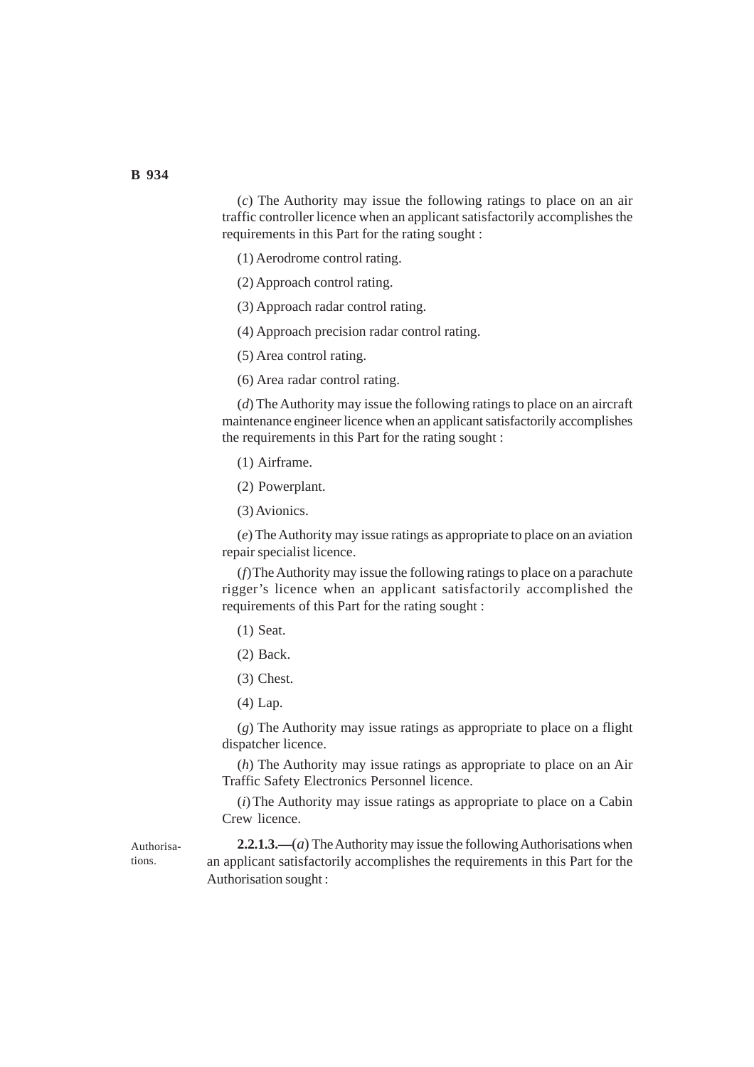(*c*) The Authority may issue the following ratings to place on an air traffic controller licence when an applicant satisfactorily accomplishes the requirements in this Part for the rating sought :

(1) Aerodrome control rating.

(2) Approach control rating.

(3) Approach radar control rating.

(4) Approach precision radar control rating.

(5) Area control rating.

(6) Area radar control rating.

(*d*) The Authority may issue the following ratings to place on an aircraft maintenance engineer licence when an applicant satisfactorily accomplishes the requirements in this Part for the rating sought :

(1) Airframe.

(2) Powerplant.

(3) Avionics.

(*e*) The Authority may issue ratings as appropriate to place on an aviation repair specialist licence.

(*f*) The Authority may issue the following ratings to place on a parachute rigger's licence when an applicant satisfactorily accomplished the requirements of this Part for the rating sought :

(1) Seat.

(2) Back.

(3) Chest.

(4) Lap.

(*g*) The Authority may issue ratings as appropriate to place on a flight dispatcher licence.

(*h*) The Authority may issue ratings as appropriate to place on an Air Traffic Safety Electronics Personnel licence.

(*i*) The Authority may issue ratings as appropriate to place on a Cabin Crew licence.

Authorisations.

**2.2.1.3.—**(*a*) The Authority may issue the following Authorisations when an applicant satisfactorily accomplishes the requirements in this Part for the Authorisation sought :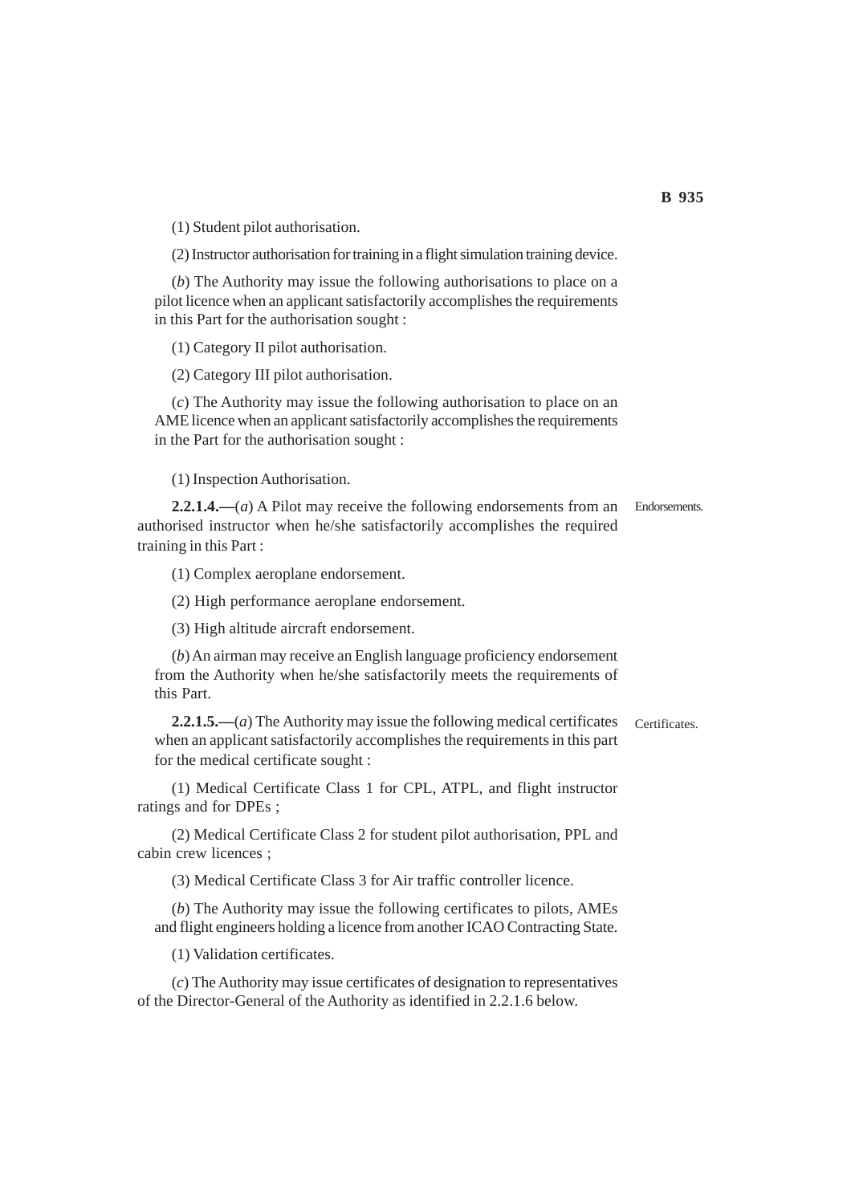(1) Student pilot authorisation.

(2) Instructor authorisation for training in a flight simulation training device.

(*b*) The Authority may issue the following authorisations to place on a pilot licence when an applicant satisfactorily accomplishes the requirements in this Part for the authorisation sought :

(1) Category II pilot authorisation.

(2) Category III pilot authorisation.

(*c*) The Authority may issue the following authorisation to place on an AME licence when an applicant satisfactorily accomplishes the requirements in the Part for the authorisation sought :

(1) Inspection Authorisation.

Endorsements.

**2.2.1.4.—**(*a*) A Pilot may receive the following endorsements from an authorised instructor when he/she satisfactorily accomplishes the required training in this Part :

(1) Complex aeroplane endorsement.

(2) High performance aeroplane endorsement.

(3) High altitude aircraft endorsement.

(*b*) An airman may receive an English language proficiency endorsement from the Authority when he/she satisfactorily meets the requirements of this Part.

Certificates.

**2.2.1.5.—**(*a*) The Authority may issue the following medical certificates when an applicant satisfactorily accomplishes the requirements in this part for the medical certificate sought :

(1) Medical Certificate Class 1 for CPL, ATPL, and flight instructor ratings and for DPEs ;

(2) Medical Certificate Class 2 for student pilot authorisation, PPL and cabin crew licences ;

(3) Medical Certificate Class 3 for Air traffic controller licence.

(*b*) The Authority may issue the following certificates to pilots, AMEs and flight engineers holding a licence from another ICAO Contracting State.

(1) Validation certificates.

(*c*) The Authority may issue certificates of designation to representatives of the Director-General of the Authority as identified in 2.2.1.6 below.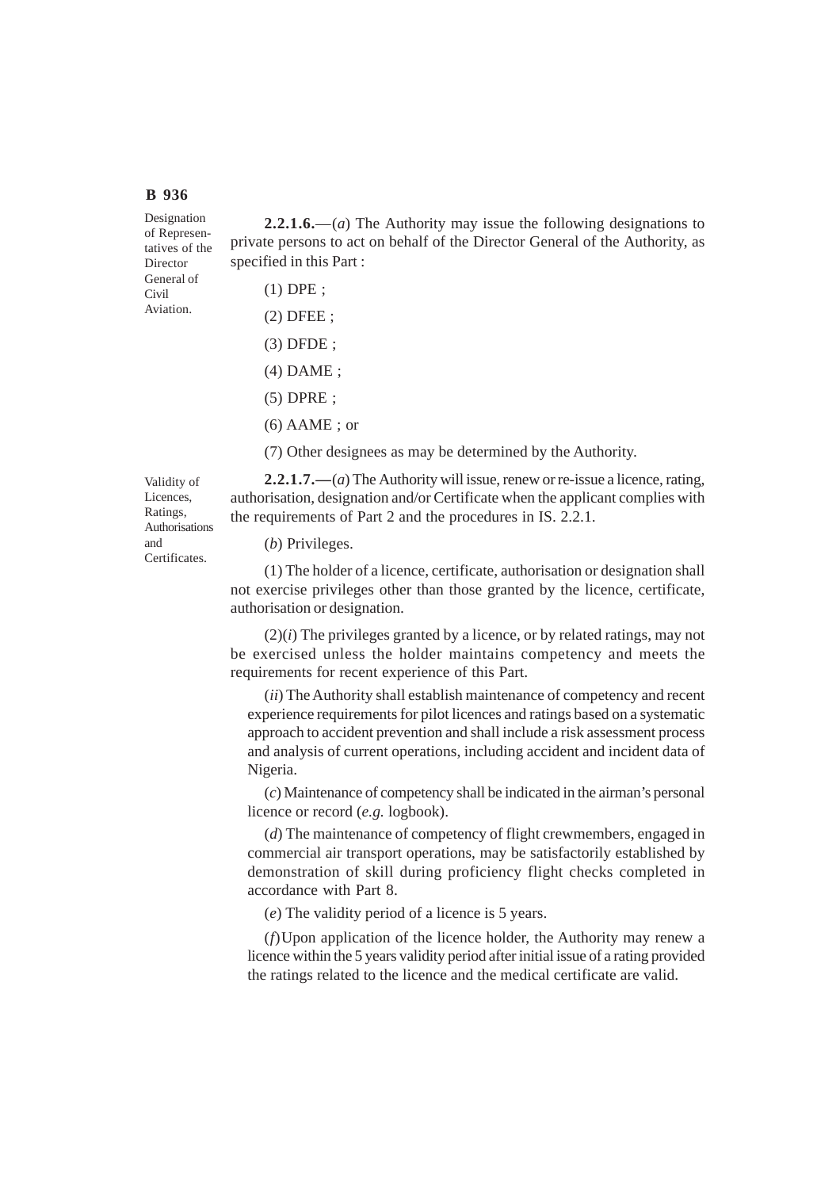Designation of Representatives of the Director General of Civil Aviation.

**2.2.1.6.**—(*a*) The Authority may issue the following designations to private persons to act on behalf of the Director General of the Authority, as specified in this Part :

(1) DPE ;

(2) DFEE ;

(3) DFDE ;

(4) DAME ;

(5) DPRE ;

(6) AAME ; or

(7) Other designees as may be determined by the Authority.

Validity of Licences, Ratings, Authorisations and Certificates.

**2.2.1.7.—**(*a*) The Authority will issue, renew or re-issue a licence, rating, authorisation, designation and/or Certificate when the applicant complies with the requirements of Part 2 and the procedures in IS. 2.2.1.

(*b*) Privileges.

(1) The holder of a licence, certificate, authorisation or designation shall not exercise privileges other than those granted by the licence, certificate, authorisation or designation.

(2)(*i*) The privileges granted by a licence, or by related ratings, may not be exercised unless the holder maintains competency and meets the requirements for recent experience of this Part.

(*ii*) The Authority shall establish maintenance of competency and recent experience requirements for pilot licences and ratings based on a systematic approach to accident prevention and shall include a risk assessment process and analysis of current operations, including accident and incident data of Nigeria.

(*c*) Maintenance of competency shall be indicated in the airman's personal licence or record (*e.g.* logbook).

(*d*) The maintenance of competency of flight crewmembers, engaged in commercial air transport operations, may be satisfactorily established by demonstration of skill during proficiency flight checks completed in accordance with Part 8.

(*e*) The validity period of a licence is 5 years.

(*f*) Upon application of the licence holder, the Authority may renew a licence within the 5 years validity period after initial issue of a rating provided the ratings related to the licence and the medical certificate are valid.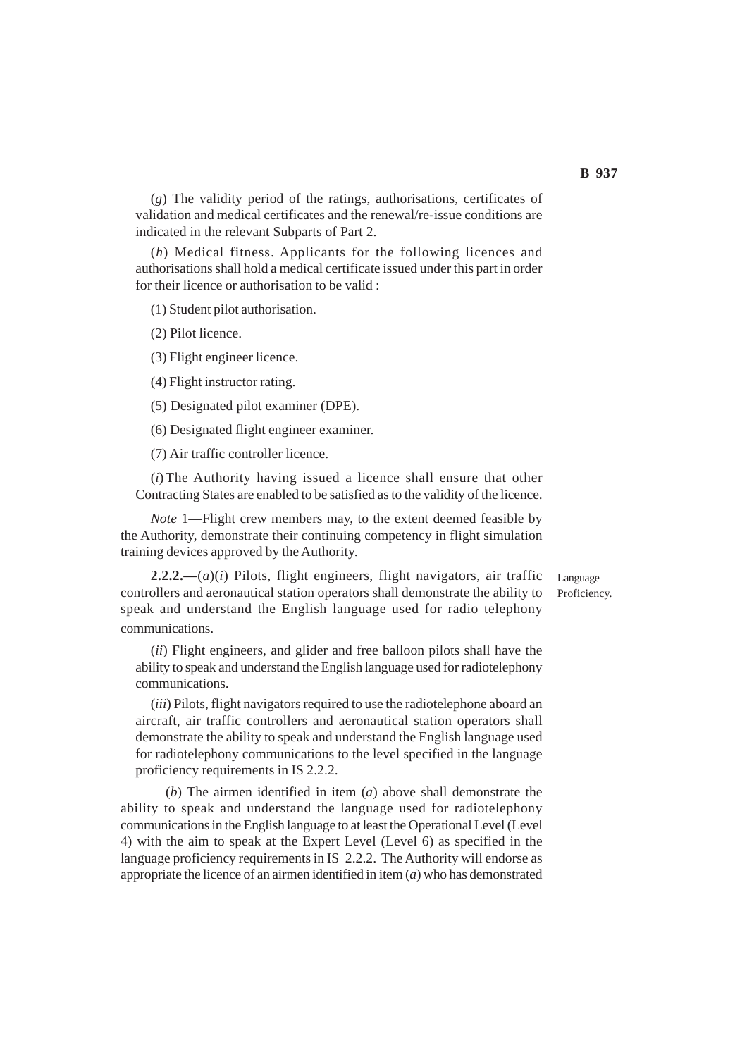(*g*) The validity period of the ratings, authorisations, certificates of validation and medical certificates and the renewal/re-issue conditions are indicated in the relevant Subparts of Part 2.

(*h*) Medical fitness. Applicants for the following licences and authorisations shall hold a medical certificate issued under this part in order for their licence or authorisation to be valid :

(1) Student pilot authorisation.

(2) Pilot licence.

(3) Flight engineer licence.

(4) Flight instructor rating.

(5) Designated pilot examiner (DPE).

(6) Designated flight engineer examiner.

(7) Air traffic controller licence.

(*i*) The Authority having issued a licence shall ensure that other Contracting States are enabled to be satisfied as to the validity of the licence.

*Note* 1—Flight crew members may, to the extent deemed feasible by the Authority, demonstrate their continuing competency in flight simulation training devices approved by the Authority.

Language Proficiency.

**2.2.2.—**(*a*)(*i*) Pilots, flight engineers, flight navigators, air traffic controllers and aeronautical station operators shall demonstrate the ability to speak and understand the English language used for radio telephony communications.

(*ii*) Flight engineers, and glider and free balloon pilots shall have the ability to speak and understand the English language used for radiotelephony communications.

(*iii*) Pilots, flight navigators required to use the radiotelephone aboard an aircraft, air traffic controllers and aeronautical station operators shall demonstrate the ability to speak and understand the English language used for radiotelephony communications to the level specified in the language proficiency requirements in IS 2.2.2.

(*b*) The airmen identified in item (*a*) above shall demonstrate the ability to speak and understand the language used for radiotelephony communications in the English language to at least the Operational Level (Level 4) with the aim to speak at the Expert Level (Level 6) as specified in the language proficiency requirements in IS 2.2.2. The Authority will endorse as appropriate the licence of an airmen identified in item (*a*) who has demonstrated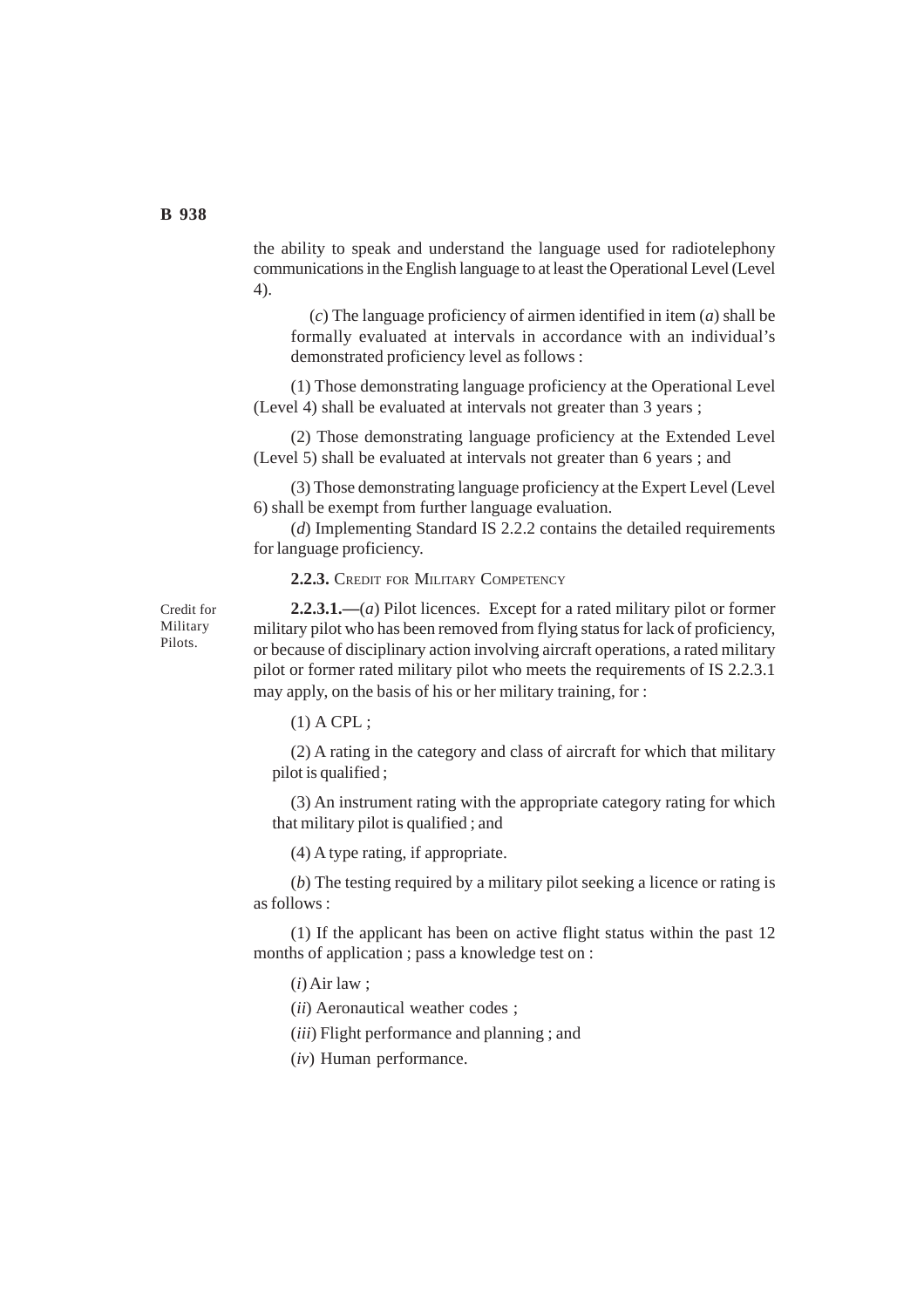the ability to speak and understand the language used for radiotelephony communications in the English language to at least the Operational Level (Level 4).

(*c*) The language proficiency of airmen identified in item (*a*) shall be formally evaluated at intervals in accordance with an individual's demonstrated proficiency level as follows :

(1) Those demonstrating language proficiency at the Operational Level (Level 4) shall be evaluated at intervals not greater than 3 years ;

(2) Those demonstrating language proficiency at the Extended Level (Level 5) shall be evaluated at intervals not greater than 6 years ; and

(3) Those demonstrating language proficiency at the Expert Level (Level 6) shall be exempt from further language evaluation.

(*d*) Implementing Standard IS 2.2.2 contains the detailed requirements for language proficiency.

**2.2.3.** CREDIT FOR MILITARY COMPETENCY

Credit for Military Pilots.

**2.2.3.1.—**(*a*) Pilot licences. Except for a rated military pilot or former military pilot who has been removed from flying status for lack of proficiency, or because of disciplinary action involving aircraft operations, a rated military pilot or former rated military pilot who meets the requirements of IS 2.2.3.1 may apply, on the basis of his or her military training, for :

(1) A CPL ;

(2) A rating in the category and class of aircraft for which that military pilot is qualified ;

(3) An instrument rating with the appropriate category rating for which that military pilot is qualified ; and

(4) A type rating, if appropriate.

(*b*) The testing required by a military pilot seeking a licence or rating is as follows :

(1) If the applicant has been on active flight status within the past 12 months of application ; pass a knowledge test on :

(*i*) Air law ;

(*ii*) Aeronautical weather codes ;

(*iii*) Flight performance and planning ; and

(*iv*) Human performance.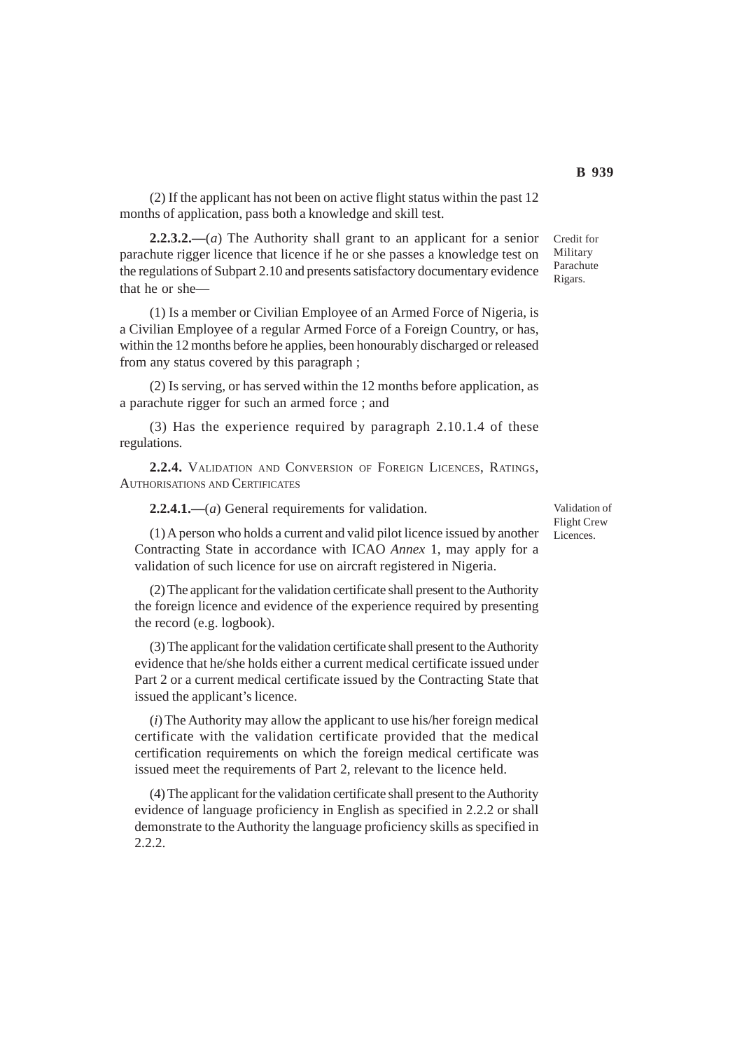(2) If the applicant has not been on active flight status within the past 12 months of application, pass both a knowledge and skill test.

Credit for Military Parachute Rigars.

**2.2.3.2.—**(*a*) The Authority shall grant to an applicant for a senior parachute rigger licence that licence if he or she passes a knowledge test on the regulations of Subpart 2.10 and presents satisfactory documentary evidence that he or she—

(1) Is a member or Civilian Employee of an Armed Force of Nigeria, is a Civilian Employee of a regular Armed Force of a Foreign Country, or has, within the 12 months before he applies, been honourably discharged or released from any status covered by this paragraph ;

(2) Is serving, or has served within the 12 months before application, as a parachute rigger for such an armed force ; and

(3) Has the experience required by paragraph 2.10.1.4 of these regulations.

**2.2.4.** VALIDATION AND CONVERSION OF FOREIGN LICENCES, RATINGS, AUTHORISATIONS AND CERTIFICATES

Validation of Flight Crew Licences.

**2.2.4.1.—**(*a*) General requirements for validation.

(1) A person who holds a current and valid pilot licence issued by another Contracting State in accordance with ICAO *Annex* 1, may apply for a validation of such licence for use on aircraft registered in Nigeria.

(2) The applicant for the validation certificate shall present to the Authority the foreign licence and evidence of the experience required by presenting the record (e.g. logbook).

(3) The applicant for the validation certificate shall present to the Authority evidence that he/she holds either a current medical certificate issued under Part 2 or a current medical certificate issued by the Contracting State that issued the applicant's licence.

(*i*) The Authority may allow the applicant to use his/her foreign medical certificate with the validation certificate provided that the medical certification requirements on which the foreign medical certificate was issued meet the requirements of Part 2, relevant to the licence held.

(4) The applicant for the validation certificate shall present to the Authority evidence of language proficiency in English as specified in 2.2.2 or shall demonstrate to the Authority the language proficiency skills as specified in 2.2.2.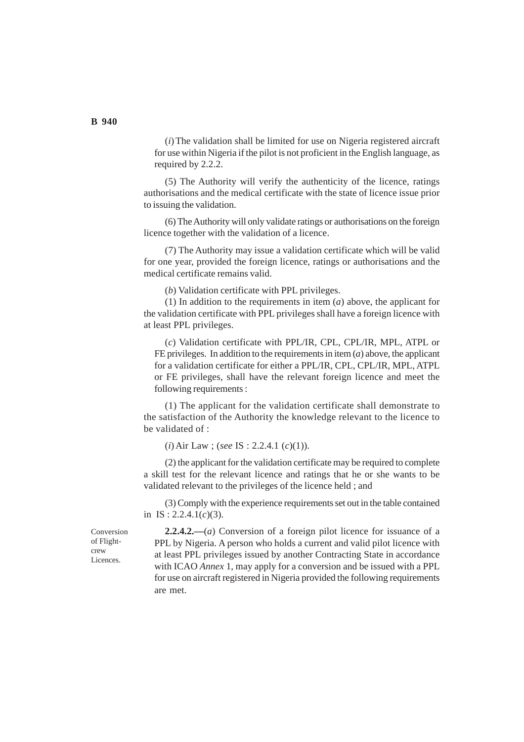(*i*) The validation shall be limited for use on Nigeria registered aircraft for use within Nigeria if the pilot is not proficient in the English language, as required by 2.2.2.

(5) The Authority will verify the authenticity of the licence, ratings authorisations and the medical certificate with the state of licence issue prior to issuing the validation.

(6) The Authority will only validate ratings or authorisations on the foreign licence together with the validation of a licence.

(7) The Authority may issue a validation certificate which will be valid for one year, provided the foreign licence, ratings or authorisations and the medical certificate remains valid.

(*b*) Validation certificate with PPL privileges.

(1) In addition to the requirements in item (*a*) above, the applicant for the validation certificate with PPL privileges shall have a foreign licence with at least PPL privileges.

(*c*) Validation certificate with PPL/IR, CPL, CPL/IR, MPL, ATPL or FE privileges. In addition to the requirements in item (*a*) above, the applicant for a validation certificate for either a PPL/IR, CPL, CPL/IR, MPL, ATPL or FE privileges, shall have the relevant foreign licence and meet the following requirements :

(1) The applicant for the validation certificate shall demonstrate to the satisfaction of the Authority the knowledge relevant to the licence to be validated of :

(*i*) Air Law ; (*see* IS : 2.2.4.1 (*c*)(1)).

(2) the applicant for the validation certificate may be required to complete a skill test for the relevant licence and ratings that he or she wants to be validated relevant to the privileges of the licence held ; and

(3) Comply with the experience requirements set out in the table contained in IS : 2.2.4.1(*c*)(3).

Conversion of Flight-crew Licences.

**2.2.4.2.—**(*a*) Conversion of a foreign pilot licence for issuance of a PPL by Nigeria. A person who holds a current and valid pilot licence with at least PPL privileges issued by another Contracting State in accordance with ICAO *Annex* 1, may apply for a conversion and be issued with a PPL for use on aircraft registered in Nigeria provided the following requirements are met.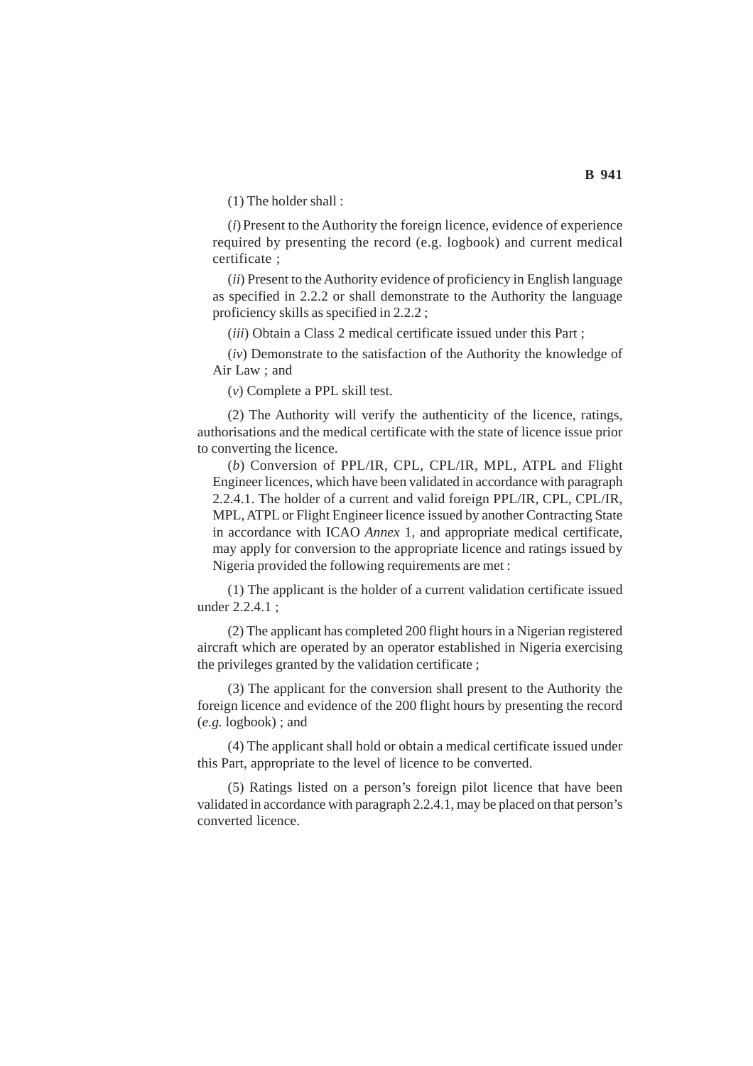(1) The holder shall :

(*i*) Present to the Authority the foreign licence, evidence of experience required by presenting the record (e.g. logbook) and current medical certificate ;

(*ii*) Present to the Authority evidence of proficiency in English language as specified in 2.2.2 or shall demonstrate to the Authority the language proficiency skills as specified in 2.2.2 ;

(*iii*) Obtain a Class 2 medical certificate issued under this Part ;

(*iv*) Demonstrate to the satisfaction of the Authority the knowledge of Air Law ; and

(*v*) Complete a PPL skill test.

(2) The Authority will verify the authenticity of the licence, ratings, authorisations and the medical certificate with the state of licence issue prior to converting the licence.

(*b*) Conversion of PPL/IR, CPL, CPL/IR, MPL, ATPL and Flight Engineer licences, which have been validated in accordance with paragraph 2.2.4.1. The holder of a current and valid foreign PPL/IR, CPL, CPL/IR, MPL, ATPL or Flight Engineer licence issued by another Contracting State in accordance with ICAO *Annex* 1, and appropriate medical certificate, may apply for conversion to the appropriate licence and ratings issued by Nigeria provided the following requirements are met :

(1) The applicant is the holder of a current validation certificate issued under 2.2.4.1 ;

(2) The applicant has completed 200 flight hours in a Nigerian registered aircraft which are operated by an operator established in Nigeria exercising the privileges granted by the validation certificate ;

(3) The applicant for the conversion shall present to the Authority the foreign licence and evidence of the 200 flight hours by presenting the record (*e.g.* logbook) ; and

(4) The applicant shall hold or obtain a medical certificate issued under this Part, appropriate to the level of licence to be converted.

(5) Ratings listed on a person's foreign pilot licence that have been validated in accordance with paragraph 2.2.4.1, may be placed on that person's converted licence.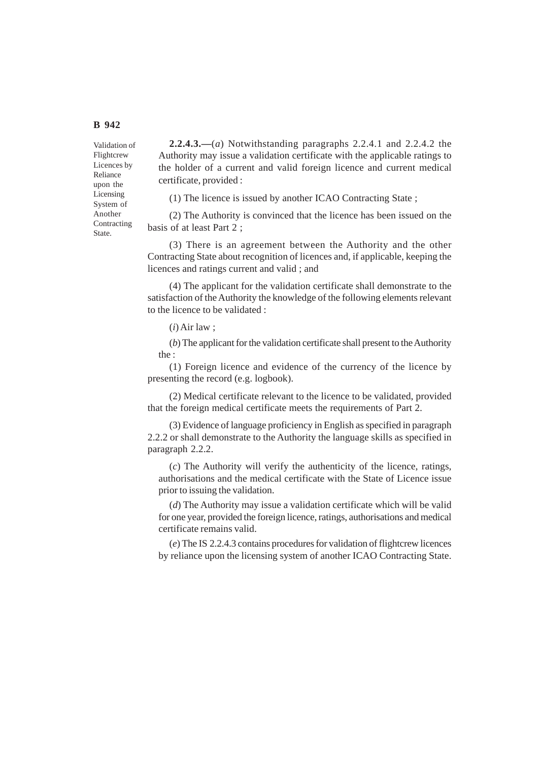Validation of Flightcrew Licences by Reliance upon the Licensing System of Another Contracting State.

**2.2.4.3.—**(*a*) Notwithstanding paragraphs 2.2.4.1 and 2.2.4.2 the Authority may issue a validation certificate with the applicable ratings to the holder of a current and valid foreign licence and current medical certificate, provided :

(1) The licence is issued by another ICAO Contracting State ;

(2) The Authority is convinced that the licence has been issued on the basis of at least Part 2 ;

(3) There is an agreement between the Authority and the other Contracting State about recognition of licences and, if applicable, keeping the licences and ratings current and valid ; and

(4) The applicant for the validation certificate shall demonstrate to the satisfaction of the Authority the knowledge of the following elements relevant to the licence to be validated :

(*i*) Air law ;

(*b*) The applicant for the validation certificate shall present to the Authority the :

(1) Foreign licence and evidence of the currency of the licence by presenting the record (e.g. logbook).

(2) Medical certificate relevant to the licence to be validated, provided that the foreign medical certificate meets the requirements of Part 2.

(3) Evidence of language proficiency in English as specified in paragraph 2.2.2 or shall demonstrate to the Authority the language skills as specified in paragraph 2.2.2.

(*c*) The Authority will verify the authenticity of the licence, ratings, authorisations and the medical certificate with the State of Licence issue prior to issuing the validation.

(*d*) The Authority may issue a validation certificate which will be valid for one year, provided the foreign licence, ratings, authorisations and medical certificate remains valid.

(*e*) The IS 2.2.4.3 contains procedures for validation of flightcrew licences by reliance upon the licensing system of another ICAO Contracting State.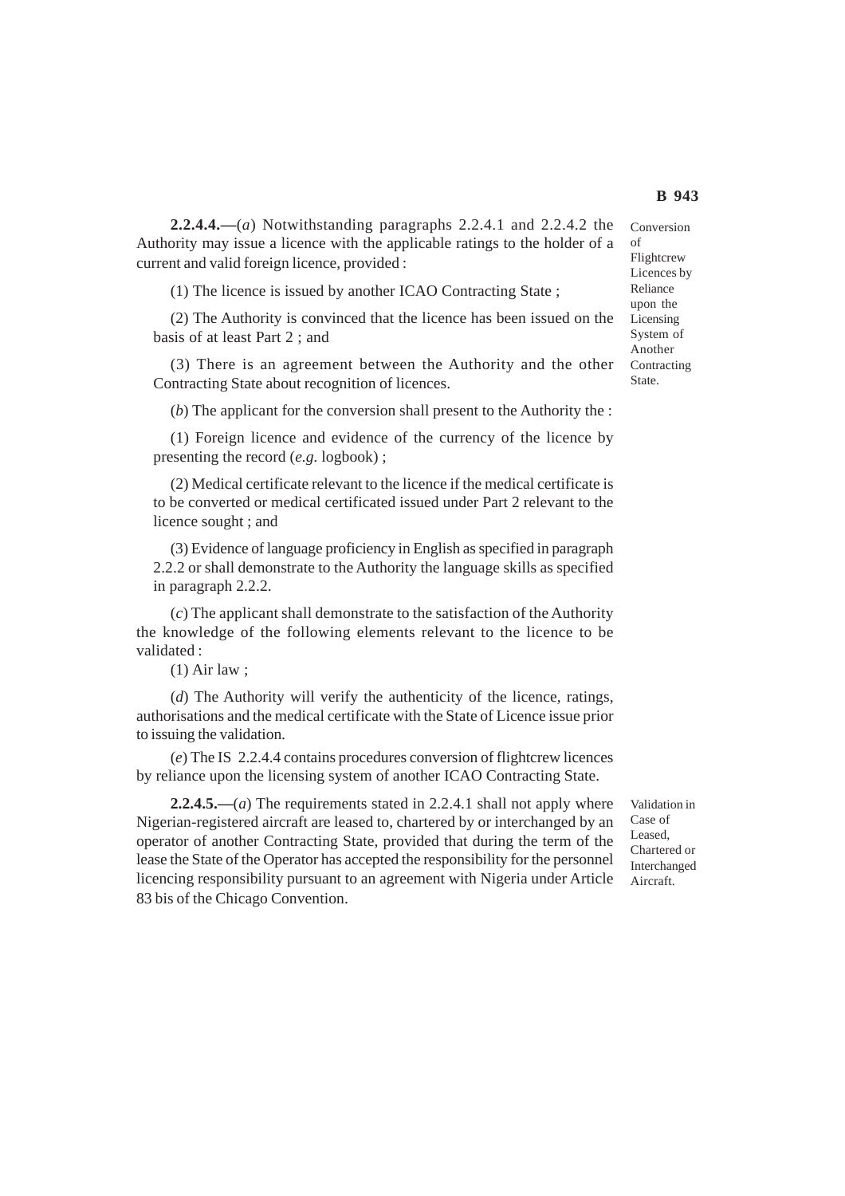*Conversion of Flightcrew Licences by Reliance upon the Licensing System of Another Contracting State.*

**2.2.4.4.—**(*a*) Notwithstanding paragraphs 2.2.4.1 and 2.2.4.2 the Authority may issue a licence with the applicable ratings to the holder of a current and valid foreign licence, provided :

(1) The licence is issued by another ICAO Contracting State ;

(2) The Authority is convinced that the licence has been issued on the basis of at least Part 2 ; and

(3) There is an agreement between the Authority and the other Contracting State about recognition of licences.

(*b*) The applicant for the conversion shall present to the Authority the :

(1) Foreign licence and evidence of the currency of the licence by presenting the record (*e.g.* logbook) ;

(2) Medical certificate relevant to the licence if the medical certificate is to be converted or medical certificated issued under Part 2 relevant to the licence sought ; and

(3) Evidence of language proficiency in English as specified in paragraph 2.2.2 or shall demonstrate to the Authority the language skills as specified in paragraph 2.2.2.

(*c*) The applicant shall demonstrate to the satisfaction of the Authority the knowledge of the following elements relevant to the licence to be validated :

(1) Air law ;

(*d*) The Authority will verify the authenticity of the licence, ratings, authorisations and the medical certificate with the State of Licence issue prior to issuing the validation.

(*e*) The IS 2.2.4.4 contains procedures conversion of flightcrew licences by reliance upon the licensing system of another ICAO Contracting State.

*Validation in Case of Leased, Chartered or Interchanged Aircraft.*

**2.2.4.5.—**(*a*) The requirements stated in 2.2.4.1 shall not apply where Nigerian-registered aircraft are leased to, chartered by or interchanged by an operator of another Contracting State, provided that during the term of the lease the State of the Operator has accepted the responsibility for the personnel licencing responsibility pursuant to an agreement with Nigeria under Article 83 bis of the Chicago Convention.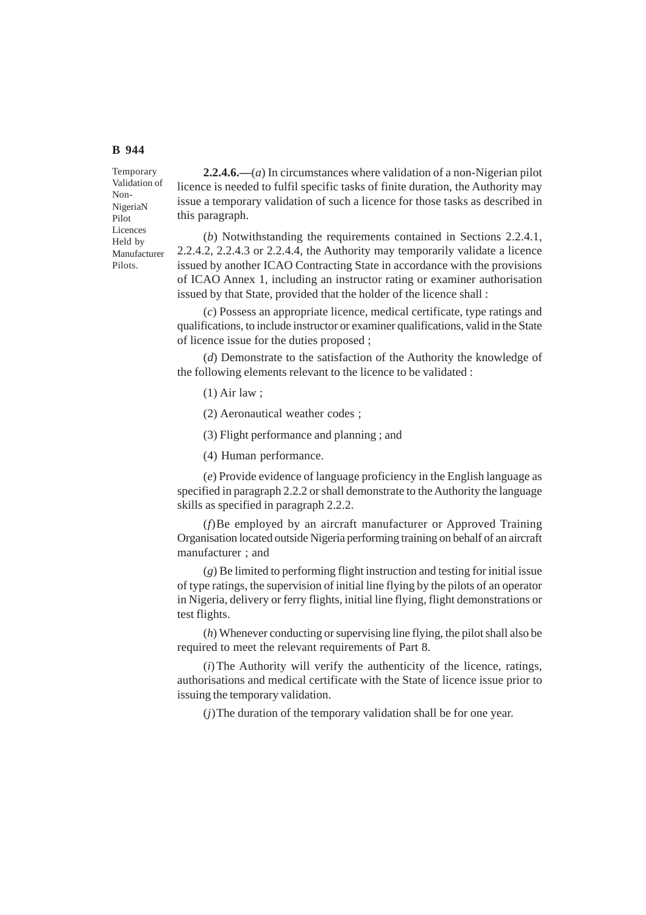Temporary Validation of Non-NigeriaN Pilot Licences Held by Manufacturer Pilots.

**2.2.4.6.—**(*a*) In circumstances where validation of a non-Nigerian pilot licence is needed to fulfil specific tasks of finite duration, the Authority may issue a temporary validation of such a licence for those tasks as described in this paragraph.

(*b*) Notwithstanding the requirements contained in Sections 2.2.4.1, 2.2.4.2, 2.2.4.3 or 2.2.4.4, the Authority may temporarily validate a licence issued by another ICAO Contracting State in accordance with the provisions of ICAO Annex 1, including an instructor rating or examiner authorisation issued by that State, provided that the holder of the licence shall :

(*c*) Possess an appropriate licence, medical certificate, type ratings and qualifications, to include instructor or examiner qualifications, valid in the State of licence issue for the duties proposed ;

(*d*) Demonstrate to the satisfaction of the Authority the knowledge of the following elements relevant to the licence to be validated :

(1) Air law ;

(2) Aeronautical weather codes ;

(3) Flight performance and planning ; and

(4) Human performance.

(*e*) Provide evidence of language proficiency in the English language as specified in paragraph 2.2.2 or shall demonstrate to the Authority the language skills as specified in paragraph 2.2.2.

(*f*) Be employed by an aircraft manufacturer or Approved Training Organisation located outside Nigeria performing training on behalf of an aircraft manufacturer ; and

(*g*) Be limited to performing flight instruction and testing for initial issue of type ratings, the supervision of initial line flying by the pilots of an operator in Nigeria, delivery or ferry flights, initial line flying, flight demonstrations or test flights.

(*h*) Whenever conducting or supervising line flying, the pilot shall also be required to meet the relevant requirements of Part 8.

(*i*) The Authority will verify the authenticity of the licence, ratings, authorisations and medical certificate with the State of licence issue prior to issuing the temporary validation.

(*j*) The duration of the temporary validation shall be for one year.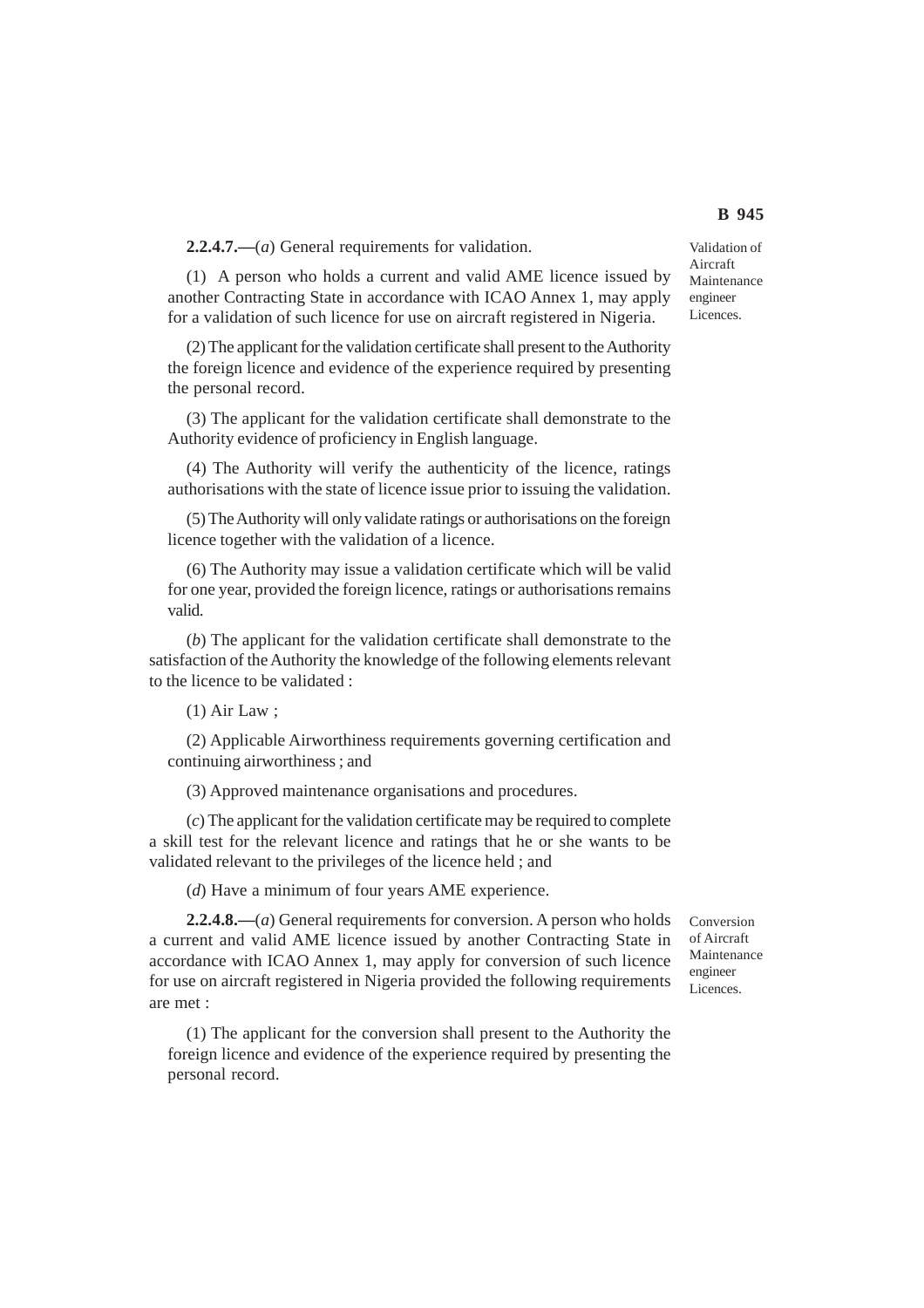Validation of Aircraft Maintenance engineer Licences.

**2.2.4.7.—**(*a*) General requirements for validation.

(1) A person who holds a current and valid AME licence issued by another Contracting State in accordance with ICAO Annex 1, may apply for a validation of such licence for use on aircraft registered in Nigeria.

(2) The applicant for the validation certificate shall present to the Authority the foreign licence and evidence of the experience required by presenting the personal record.

(3) The applicant for the validation certificate shall demonstrate to the Authority evidence of proficiency in English language.

(4) The Authority will verify the authenticity of the licence, ratings authorisations with the state of licence issue prior to issuing the validation.

(5) The Authority will only validate ratings or authorisations on the foreign licence together with the validation of a licence.

(6) The Authority may issue a validation certificate which will be valid for one year, provided the foreign licence, ratings or authorisations remains valid.

(*b*) The applicant for the validation certificate shall demonstrate to the satisfaction of the Authority the knowledge of the following elements relevant to the licence to be validated :

(1) Air Law ;

(2) Applicable Airworthiness requirements governing certification and continuing airworthiness ; and

(3) Approved maintenance organisations and procedures.

(*c*) The applicant for the validation certificate may be required to complete a skill test for the relevant licence and ratings that he or she wants to be validated relevant to the privileges of the licence held ; and

(*d*) Have a minimum of four years AME experience.

Conversion of Aircraft Maintenance engineer Licences.

**2.2.4.8.—**(*a*) General requirements for conversion. A person who holds a current and valid AME licence issued by another Contracting State in accordance with ICAO Annex 1, may apply for conversion of such licence for use on aircraft registered in Nigeria provided the following requirements are met :

(1) The applicant for the conversion shall present to the Authority the foreign licence and evidence of the experience required by presenting the personal record.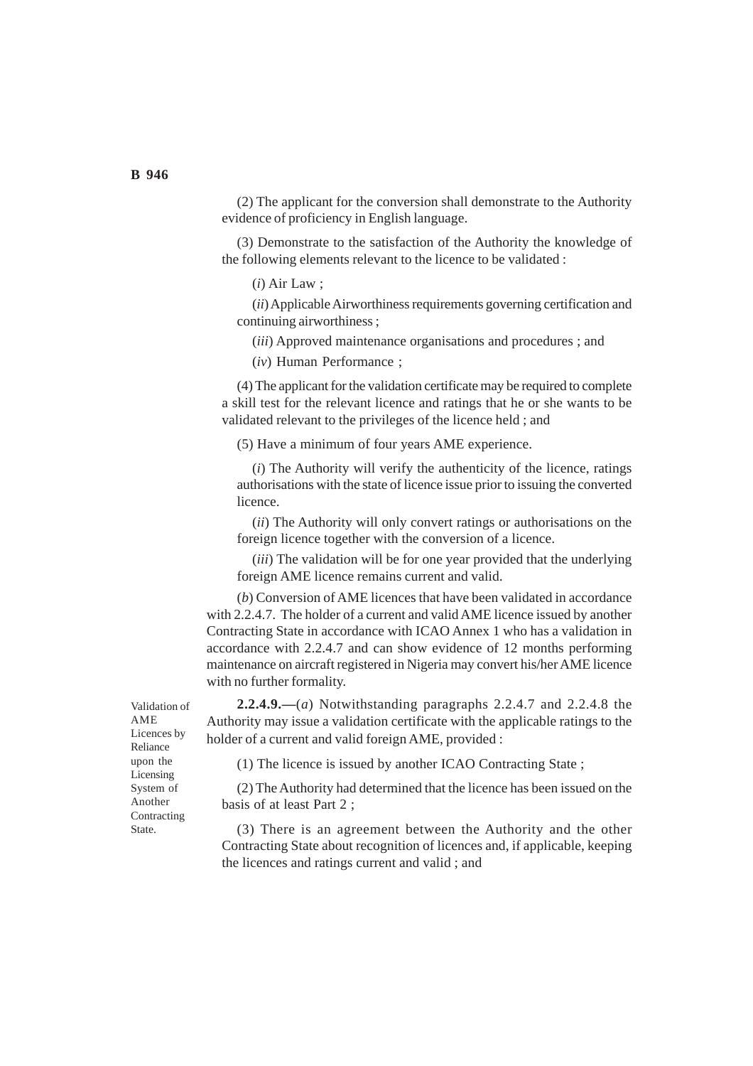(2) The applicant for the conversion shall demonstrate to the Authority evidence of proficiency in English language.

(3) Demonstrate to the satisfaction of the Authority the knowledge of the following elements relevant to the licence to be validated :

(*i*) Air Law ;

(*ii*) Applicable Airworthiness requirements governing certification and continuing airworthiness ;

(*iii*) Approved maintenance organisations and procedures ; and

(*iv*) Human Performance ;

(4) The applicant for the validation certificate may be required to complete a skill test for the relevant licence and ratings that he or she wants to be validated relevant to the privileges of the licence held ; and

(5) Have a minimum of four years AME experience.

(*i*) The Authority will verify the authenticity of the licence, ratings authorisations with the state of licence issue prior to issuing the converted licence.

(*ii*) The Authority will only convert ratings or authorisations on the foreign licence together with the conversion of a licence.

(*iii*) The validation will be for one year provided that the underlying foreign AME licence remains current and valid.

(*b*) Conversion of AME licences that have been validated in accordance with 2.2.4.7. The holder of a current and valid AME licence issued by another Contracting State in accordance with ICAO Annex 1 who has a validation in accordance with 2.2.4.7 and can show evidence of 12 months performing maintenance on aircraft registered in Nigeria may convert his/her AME licence with no further formality.

*Validation of AME Licences by Reliance upon the Licensing System of Another Contracting State.*

**2.2.4.9.—**(*a*) Notwithstanding paragraphs 2.2.4.7 and 2.2.4.8 the Authority may issue a validation certificate with the applicable ratings to the holder of a current and valid foreign AME, provided :

(1) The licence is issued by another ICAO Contracting State ;

(2) The Authority had determined that the licence has been issued on the basis of at least Part 2 ;

(3) There is an agreement between the Authority and the other Contracting State about recognition of licences and, if applicable, keeping the licences and ratings current and valid ; and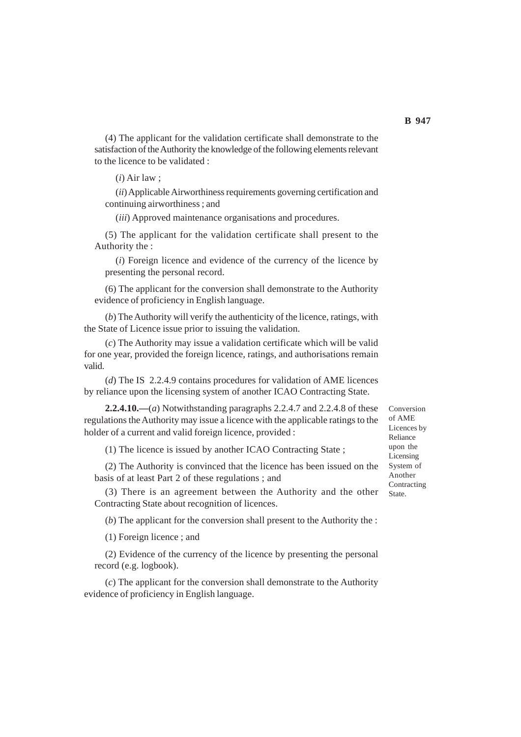(4) The applicant for the validation certificate shall demonstrate to the satisfaction of the Authority the knowledge of the following elements relevant to the licence to be validated :

(*i*) Air law ;

(*ii*) Applicable Airworthiness requirements governing certification and continuing airworthiness ; and

(*iii*) Approved maintenance organisations and procedures.

(5) The applicant for the validation certificate shall present to the Authority the :

(*i*) Foreign licence and evidence of the currency of the licence by presenting the personal record.

(6) The applicant for the conversion shall demonstrate to the Authority evidence of proficiency in English language.

(*b*) The Authority will verify the authenticity of the licence, ratings, with the State of Licence issue prior to issuing the validation.

(*c*) The Authority may issue a validation certificate which will be valid for one year, provided the foreign licence, ratings, and authorisations remain valid.

(*d*) The IS 2.2.4.9 contains procedures for validation of AME licences by reliance upon the licensing system of another ICAO Contracting State.

Conversion of AME Licences by Reliance upon the Licensing System of Another Contracting State.

**2.2.4.10.—**(*a*) Notwithstanding paragraphs 2.2.4.7 and 2.2.4.8 of these regulations the Authority may issue a licence with the applicable ratings to the holder of a current and valid foreign licence, provided :

(1) The licence is issued by another ICAO Contracting State ;

(2) The Authority is convinced that the licence has been issued on the basis of at least Part 2 of these regulations ; and

(3) There is an agreement between the Authority and the other Contracting State about recognition of licences.

(*b*) The applicant for the conversion shall present to the Authority the :

(1) Foreign licence ; and

(2) Evidence of the currency of the licence by presenting the personal record (e.g. logbook).

(*c*) The applicant for the conversion shall demonstrate to the Authority evidence of proficiency in English language.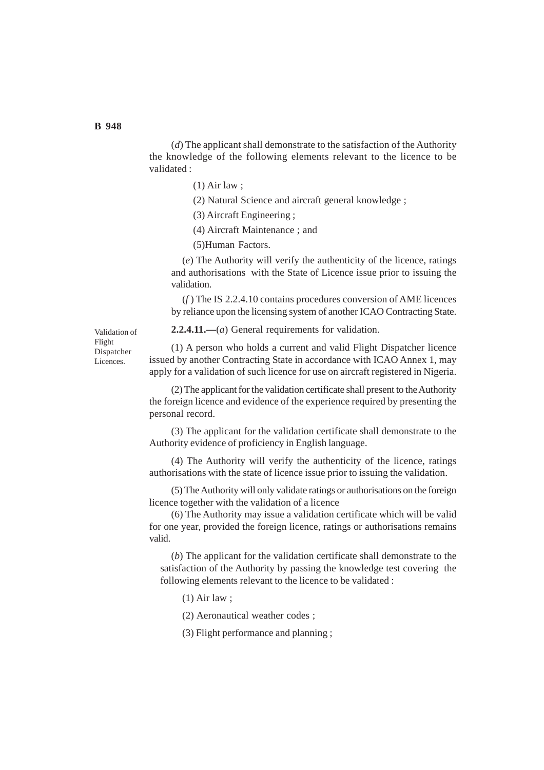(*d*) The applicant shall demonstrate to the satisfaction of the Authority the knowledge of the following elements relevant to the licence to be validated :

(1) Air law ;

(2) Natural Science and aircraft general knowledge ;

(3) Aircraft Engineering ;

(4) Aircraft Maintenance ; and

(5)Human Factors.

(*e*) The Authority will verify the authenticity of the licence, ratings and authorisations with the State of Licence issue prior to issuing the validation.

(*f*) The IS 2.2.4.10 contains procedures conversion of AME licences by reliance upon the licensing system of another ICAO Contracting State.

Validation of Flight Dispatcher Licences.

**2.2.4.11.—**(*a*) General requirements for validation.

(1) A person who holds a current and valid Flight Dispatcher licence issued by another Contracting State in accordance with ICAO Annex 1, may apply for a validation of such licence for use on aircraft registered in Nigeria.

(2) The applicant for the validation certificate shall present to the Authority the foreign licence and evidence of the experience required by presenting the personal record.

(3) The applicant for the validation certificate shall demonstrate to the Authority evidence of proficiency in English language.

(4) The Authority will verify the authenticity of the licence, ratings authorisations with the state of licence issue prior to issuing the validation.

(5) The Authority will only validate ratings or authorisations on the foreign licence together with the validation of a licence

(6) The Authority may issue a validation certificate which will be valid for one year, provided the foreign licence, ratings or authorisations remains valid.

(*b*) The applicant for the validation certificate shall demonstrate to the satisfaction of the Authority by passing the knowledge test covering the following elements relevant to the licence to be validated :

(1) Air law ;

(2) Aeronautical weather codes ;

(3) Flight performance and planning ;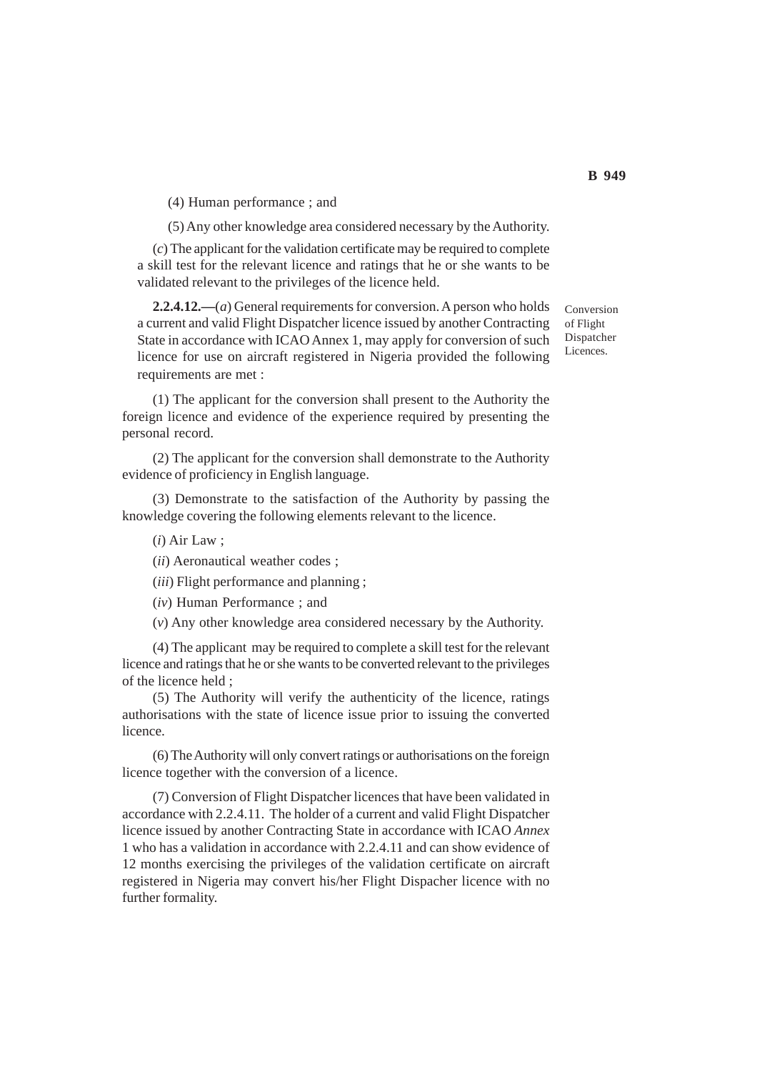(4) Human performance ; and

(5) Any other knowledge area considered necessary by the Authority.

(*c*) The applicant for the validation certificate may be required to complete a skill test for the relevant licence and ratings that he or she wants to be validated relevant to the privileges of the licence held.

Conversion of Flight Dispatcher Licences.

**2.2.4.12.—**(*a*) General requirements for conversion. A person who holds a current and valid Flight Dispatcher licence issued by another Contracting State in accordance with ICAO Annex 1, may apply for conversion of such licence for use on aircraft registered in Nigeria provided the following requirements are met :

(1) The applicant for the conversion shall present to the Authority the foreign licence and evidence of the experience required by presenting the personal record.

(2) The applicant for the conversion shall demonstrate to the Authority evidence of proficiency in English language.

(3) Demonstrate to the satisfaction of the Authority by passing the knowledge covering the following elements relevant to the licence.

(*i*) Air Law ;

(*ii*) Aeronautical weather codes ;

(*iii*) Flight performance and planning ;

(*iv*) Human Performance ; and

(*v*) Any other knowledge area considered necessary by the Authority.

(4) The applicant may be required to complete a skill test for the relevant licence and ratings that he or she wants to be converted relevant to the privileges of the licence held ;

(5) The Authority will verify the authenticity of the licence, ratings authorisations with the state of licence issue prior to issuing the converted licence.

(6) The Authority will only convert ratings or authorisations on the foreign licence together with the conversion of a licence.

(7) Conversion of Flight Dispatcher licences that have been validated in accordance with 2.2.4.11. The holder of a current and valid Flight Dispatcher licence issued by another Contracting State in accordance with ICAO *Annex* 1 who has a validation in accordance with 2.2.4.11 and can show evidence of 12 months exercising the privileges of the validation certificate on aircraft registered in Nigeria may convert his/her Flight Dispacher licence with no further formality.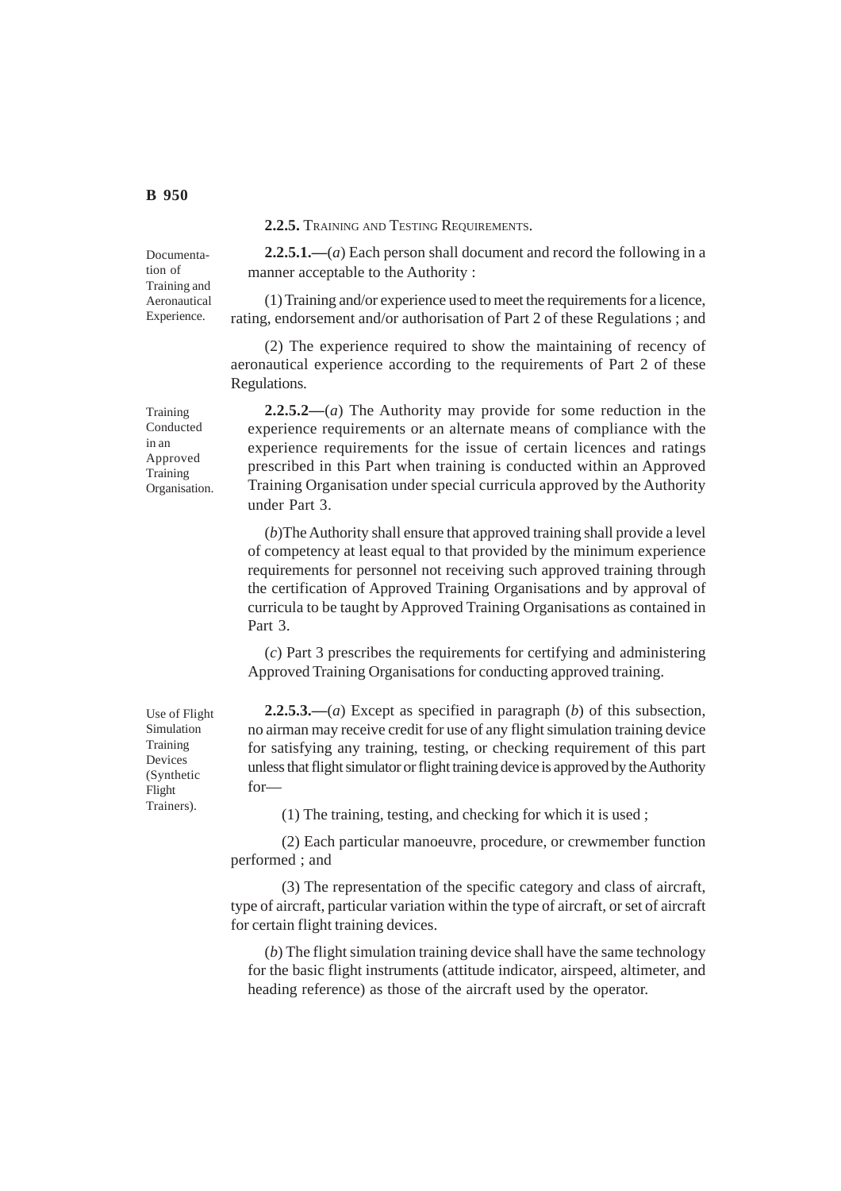**2.2.5.** TRAINING AND TESTING REQUIREMENTS.

Documentation of Training and Aeronautical Experience.

**2.2.5.1.—**(*a*) Each person shall document and record the following in a manner acceptable to the Authority :

(1) Training and/or experience used to meet the requirements for a licence, rating, endorsement and/or authorisation of Part 2 of these Regulations ; and

(2) The experience required to show the maintaining of recency of aeronautical experience according to the requirements of Part 2 of these Regulations.

Training Conducted in an Approved Training Organisation.

**2.2.5.2—**(*a*) The Authority may provide for some reduction in the experience requirements or an alternate means of compliance with the experience requirements for the issue of certain licences and ratings prescribed in this Part when training is conducted within an Approved Training Organisation under special curricula approved by the Authority under Part 3.

(*b*)The Authority shall ensure that approved training shall provide a level of competency at least equal to that provided by the minimum experience requirements for personnel not receiving such approved training through the certification of Approved Training Organisations and by approval of curricula to be taught by Approved Training Organisations as contained in Part 3.

(*c*) Part 3 prescribes the requirements for certifying and administering Approved Training Organisations for conducting approved training.

Use of Flight Simulation Training Devices (Synthetic Flight Trainers).

**2.2.5.3.—**(*a*) Except as specified in paragraph (*b*) of this subsection, no airman may receive credit for use of any flight simulation training device for satisfying any training, testing, or checking requirement of this part unless that flight simulator or flight training device is approved by the Authority for—

(1) The training, testing, and checking for which it is used ;

(2) Each particular manoeuvre, procedure, or crewmember function performed ; and

(3) The representation of the specific category and class of aircraft, type of aircraft, particular variation within the type of aircraft, or set of aircraft for certain flight training devices.

(*b*) The flight simulation training device shall have the same technology for the basic flight instruments (attitude indicator, airspeed, altimeter, and heading reference) as those of the aircraft used by the operator.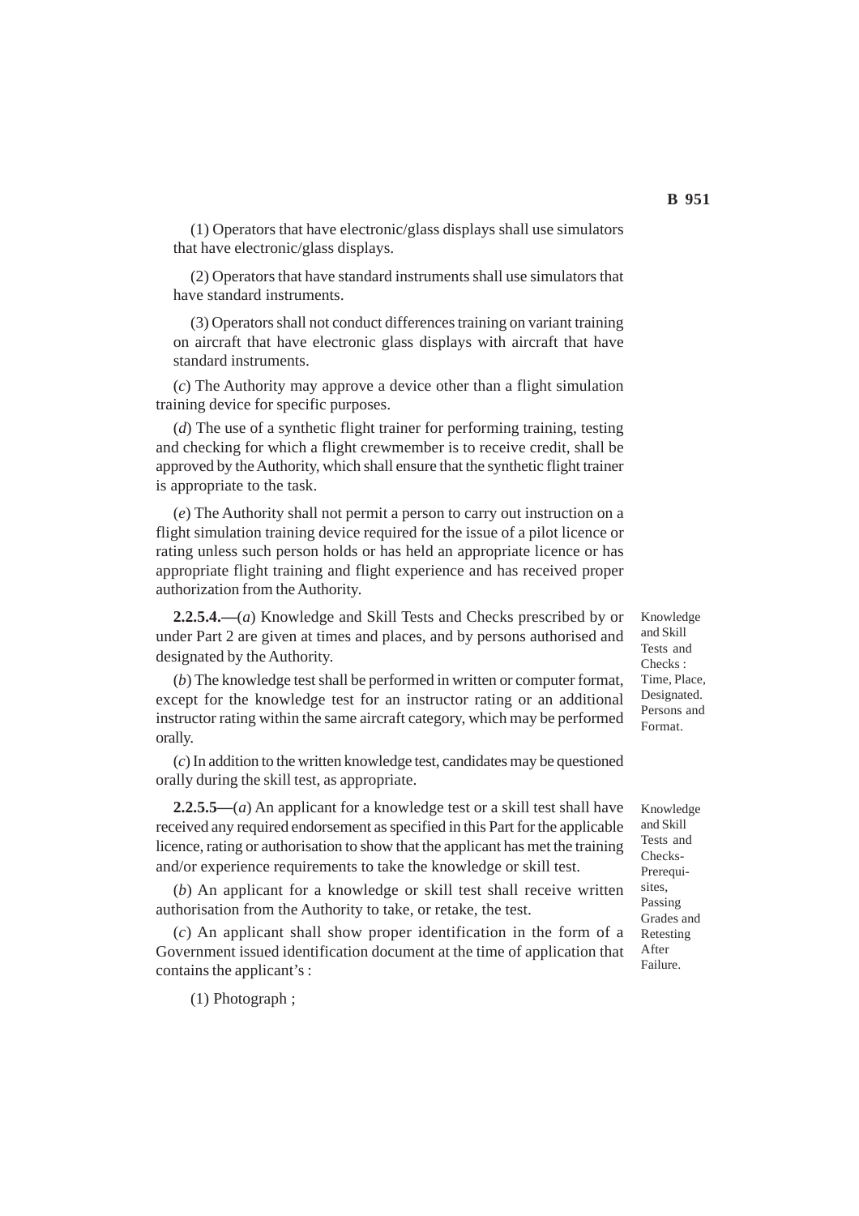(1) Operators that have electronic/glass displays shall use simulators that have electronic/glass displays.

(2) Operators that have standard instruments shall use simulators that have standard instruments.

(3) Operators shall not conduct differences training on variant training on aircraft that have electronic glass displays with aircraft that have standard instruments.

(*c*) The Authority may approve a device other than a flight simulation training device for specific purposes.

(*d*) The use of a synthetic flight trainer for performing training, testing and checking for which a flight crewmember is to receive credit, shall be approved by the Authority, which shall ensure that the synthetic flight trainer is appropriate to the task.

(*e*) The Authority shall not permit a person to carry out instruction on a flight simulation training device required for the issue of a pilot licence or rating unless such person holds or has held an appropriate licence or has appropriate flight training and flight experience and has received proper authorization from the Authority.

Knowledge and Skill Tests and Checks : Time, Place, Designated. Persons and Format.

**2.2.5.4.—**(*a*) Knowledge and Skill Tests and Checks prescribed by or under Part 2 are given at times and places, and by persons authorised and designated by the Authority.

(*b*) The knowledge test shall be performed in written or computer format, except for the knowledge test for an instructor rating or an additional instructor rating within the same aircraft category, which may be performed orally.

(*c*) In addition to the written knowledge test, candidates may be questioned orally during the skill test, as appropriate.

Knowledge and Skill Tests and Checks- Prerequisites, Passing Grades and Retesting After Failure.

**2.2.5.5—**(*a*) An applicant for a knowledge test or a skill test shall have received any required endorsement as specified in this Part for the applicable licence, rating or authorisation to show that the applicant has met the training and/or experience requirements to take the knowledge or skill test.

(*b*) An applicant for a knowledge or skill test shall receive written authorisation from the Authority to take, or retake, the test.

(*c*) An applicant shall show proper identification in the form of a Government issued identification document at the time of application that contains the applicant's :

(1) Photograph ;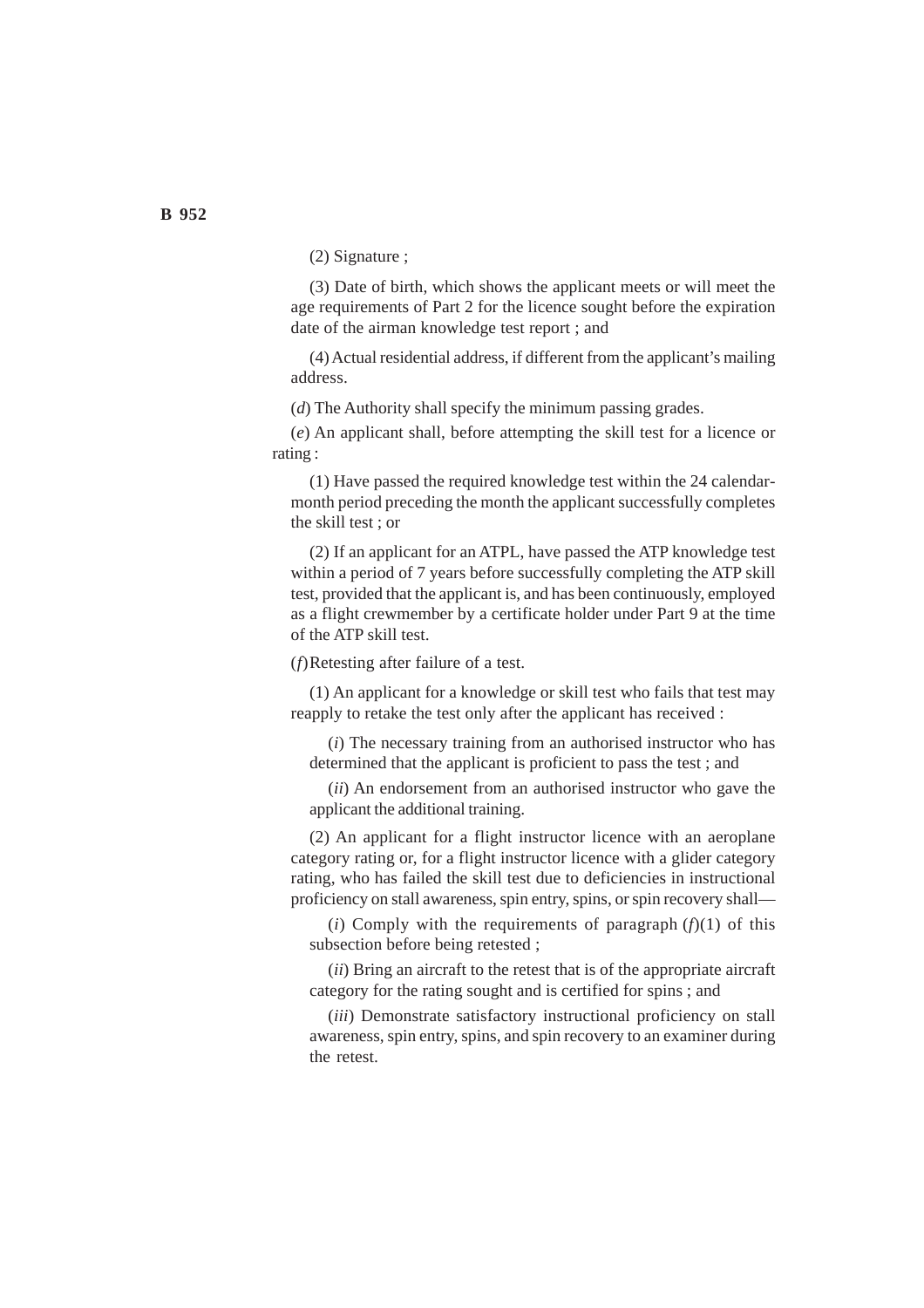(2) Signature ;

(3) Date of birth, which shows the applicant meets or will meet the age requirements of Part 2 for the licence sought before the expiration date of the airman knowledge test report ; and

(4) Actual residential address, if different from the applicant's mailing address.

(*d*) The Authority shall specify the minimum passing grades.

(*e*) An applicant shall, before attempting the skill test for a licence or rating :

(1) Have passed the required knowledge test within the 24 calendar-month period preceding the month the applicant successfully completes the skill test ; or

(2) If an applicant for an ATPL, have passed the ATP knowledge test within a period of 7 years before successfully completing the ATP skill test, provided that the applicant is, and has been continuously, employed as a flight crewmember by a certificate holder under Part 9 at the time of the ATP skill test.

(*f*) Retesting after failure of a test.

(1) An applicant for a knowledge or skill test who fails that test may reapply to retake the test only after the applicant has received :

(*i*) The necessary training from an authorised instructor who has determined that the applicant is proficient to pass the test ; and

(*ii*) An endorsement from an authorised instructor who gave the applicant the additional training.

(2) An applicant for a flight instructor licence with an aeroplane category rating or, for a flight instructor licence with a glider category rating, who has failed the skill test due to deficiencies in instructional proficiency on stall awareness, spin entry, spins, or spin recovery shall—

(*i*) Comply with the requirements of paragraph (*f*)(1) of this subsection before being retested ;

(*ii*) Bring an aircraft to the retest that is of the appropriate aircraft category for the rating sought and is certified for spins ; and

(*iii*) Demonstrate satisfactory instructional proficiency on stall awareness, spin entry, spins, and spin recovery to an examiner during the retest.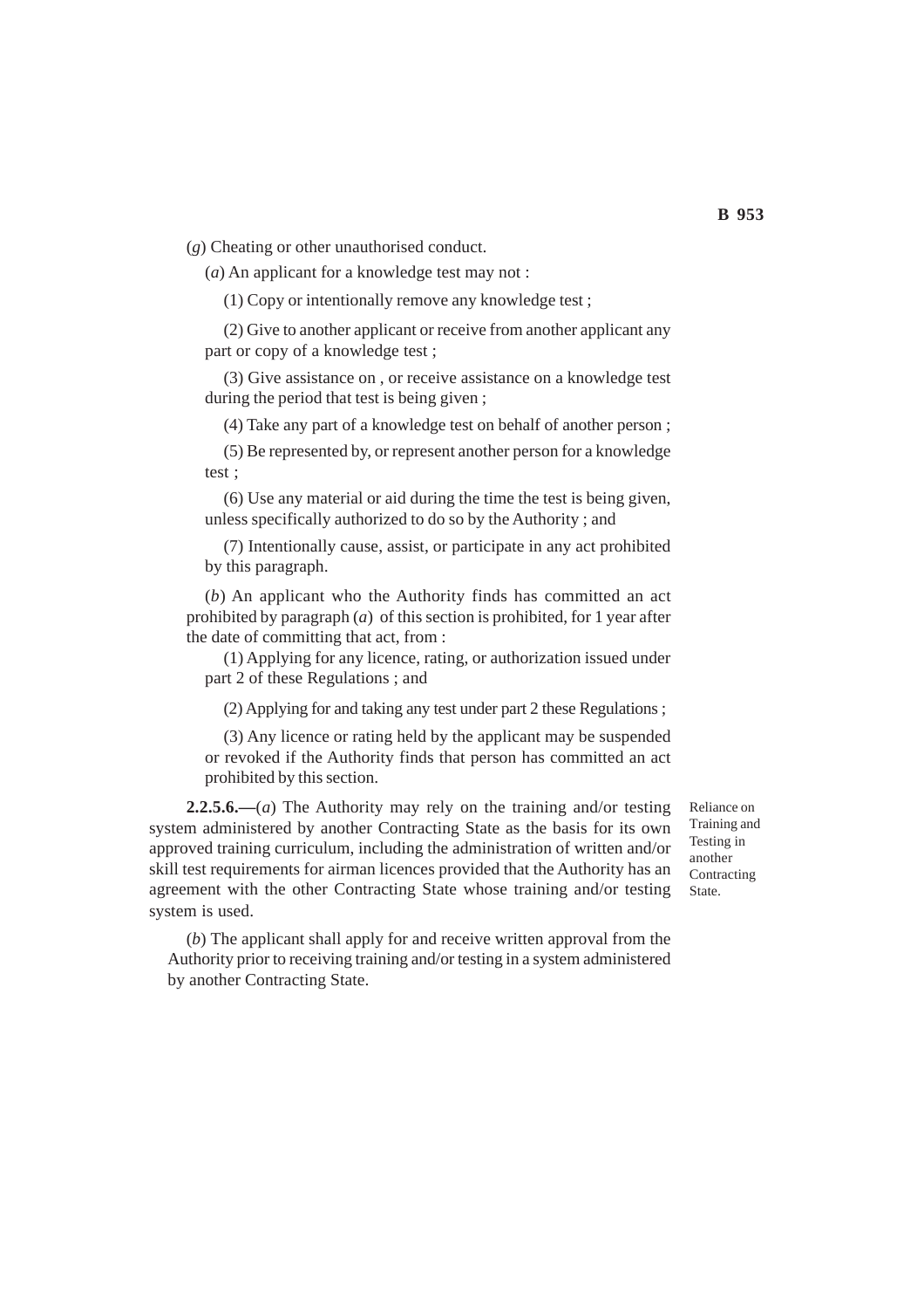(*g*) Cheating or other unauthorised conduct.

(*a*) An applicant for a knowledge test may not :

(1) Copy or intentionally remove any knowledge test ;

(2) Give to another applicant or receive from another applicant any part or copy of a knowledge test ;

(3) Give assistance on , or receive assistance on a knowledge test during the period that test is being given ;

(4) Take any part of a knowledge test on behalf of another person ;

(5) Be represented by, or represent another person for a knowledge test ;

(6) Use any material or aid during the time the test is being given, unless specifically authorized to do so by the Authority ; and

(7) Intentionally cause, assist, or participate in any act prohibited by this paragraph.

(*b*) An applicant who the Authority finds has committed an act prohibited by paragraph (*a*) of this section is prohibited, for 1 year after the date of committing that act, from :

(1) Applying for any licence, rating, or authorization issued under part 2 of these Regulations ; and

(2) Applying for and taking any test under part 2 these Regulations ;

(3) Any licence or rating held by the applicant may be suspended or revoked if the Authority finds that person has committed an act prohibited by this section.

Reliance on Training and Testing in another Contracting State.

**2.2.5.6.—**(*a*) The Authority may rely on the training and/or testing system administered by another Contracting State as the basis for its own approved training curriculum, including the administration of written and/or skill test requirements for airman licences provided that the Authority has an agreement with the other Contracting State whose training and/or testing system is used.

(*b*) The applicant shall apply for and receive written approval from the Authority prior to receiving training and/or testing in a system administered by another Contracting State.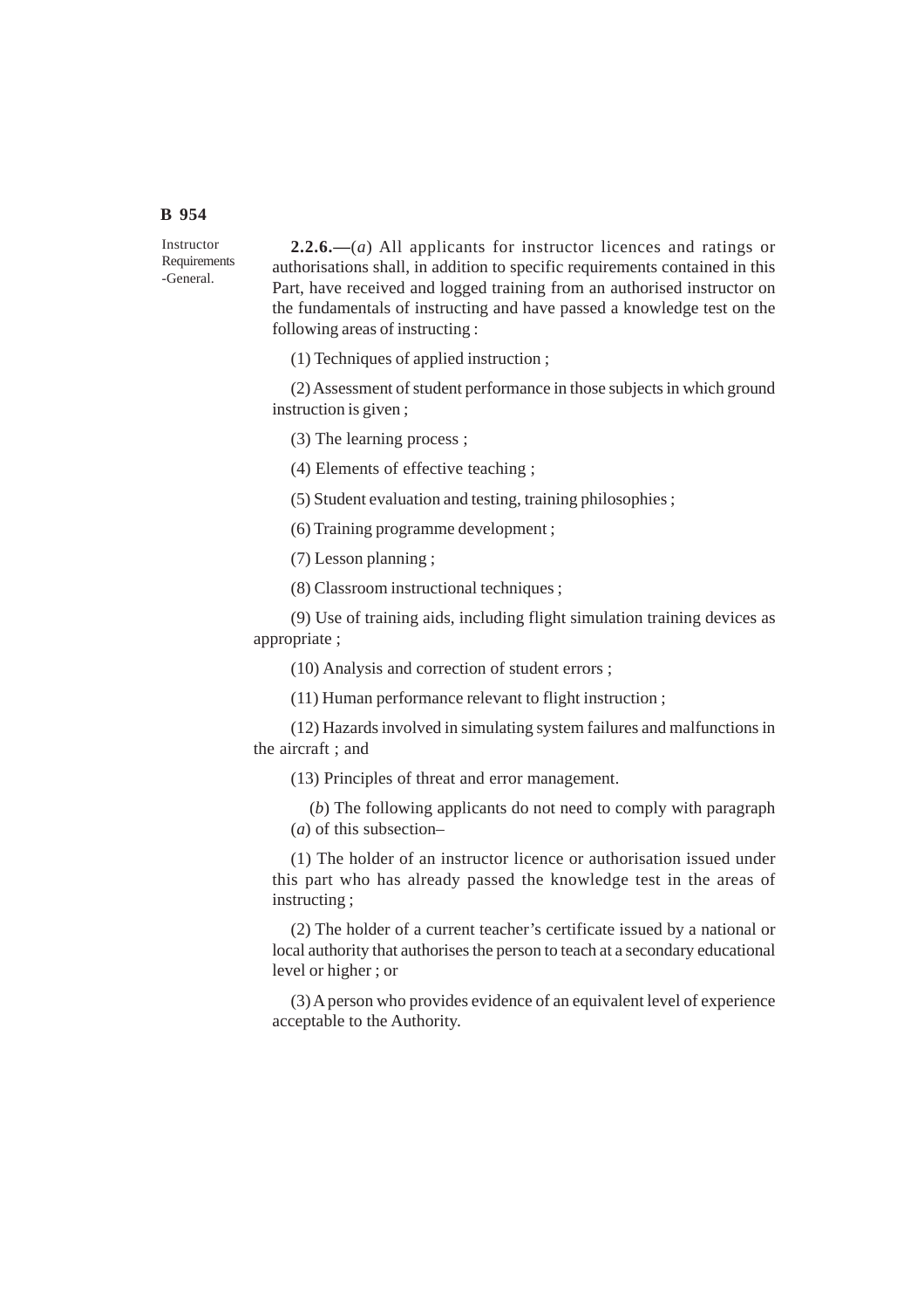Instructor Requirements -General.

**2.2.6.—**(*a*) All applicants for instructor licences and ratings or authorisations shall, in addition to specific requirements contained in this Part, have received and logged training from an authorised instructor on the fundamentals of instructing and have passed a knowledge test on the following areas of instructing :

(1) Techniques of applied instruction ;

(2) Assessment of student performance in those subjects in which ground instruction is given ;

(3) The learning process ;

(4) Elements of effective teaching ;

(5) Student evaluation and testing, training philosophies ;

(6) Training programme development ;

(7) Lesson planning ;

(8) Classroom instructional techniques ;

(9) Use of training aids, including flight simulation training devices as appropriate ;

(10) Analysis and correction of student errors ;

(11) Human performance relevant to flight instruction ;

(12) Hazards involved in simulating system failures and malfunctions in the aircraft ; and

(13) Principles of threat and error management.

(*b*) The following applicants do not need to comply with paragraph (*a*) of this subsection–

(1) The holder of an instructor licence or authorisation issued under this part who has already passed the knowledge test in the areas of instructing ;

(2) The holder of a current teacher's certificate issued by a national or local authority that authorises the person to teach at a secondary educational level or higher ; or

(3) A person who provides evidence of an equivalent level of experience acceptable to the Authority.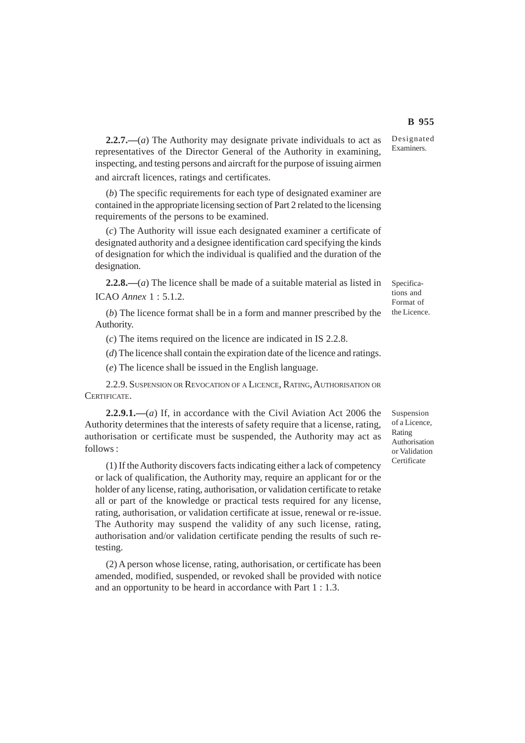Designated Examiners.

**2.2.7.—**(*a*) The Authority may designate private individuals to act as representatives of the Director General of the Authority in examining, inspecting, and testing persons and aircraft for the purpose of issuing airmen and aircraft licences, ratings and certificates.

(*b*) The specific requirements for each type of designated examiner are contained in the appropriate licensing section of Part 2 related to the licensing requirements of the persons to be examined.

(*c*) The Authority will issue each designated examiner a certificate of designated authority and a designee identification card specifying the kinds of designation for which the individual is qualified and the duration of the designation.

Specifications and Format of the Licence.

**2.2.8.—**(*a*) The licence shall be made of a suitable material as listed in ICAO *Annex* 1 : 5.1.2.

(*b*) The licence format shall be in a form and manner prescribed by the Authority.

(*c*) The items required on the licence are indicated in IS 2.2.8.

(*d*) The licence shall contain the expiration date of the licence and ratings.

(*e*) The licence shall be issued in the English language.

2.2.9. SUSPENSION OR REVOCATION OF A LICENCE, RATING, AUTHORISATION OR CERTIFICATE.

Suspension of a Licence, Rating Authorisation or Validation Certificate

**2.2.9.1.—**(*a*) If, in accordance with the Civil Aviation Act 2006 the Authority determines that the interests of safety require that a license, rating, authorisation or certificate must be suspended, the Authority may act as follows :

(1) If the Authority discovers facts indicating either a lack of competency or lack of qualification, the Authority may, require an applicant for or the holder of any license, rating, authorisation, or validation certificate to retake all or part of the knowledge or practical tests required for any license, rating, authorisation, or validation certificate at issue, renewal or re-issue. The Authority may suspend the validity of any such license, rating, authorisation and/or validation certificate pending the results of such re-testing.

(2) A person whose license, rating, authorisation, or certificate has been amended, modified, suspended, or revoked shall be provided with notice and an opportunity to be heard in accordance with Part 1 : 1.3.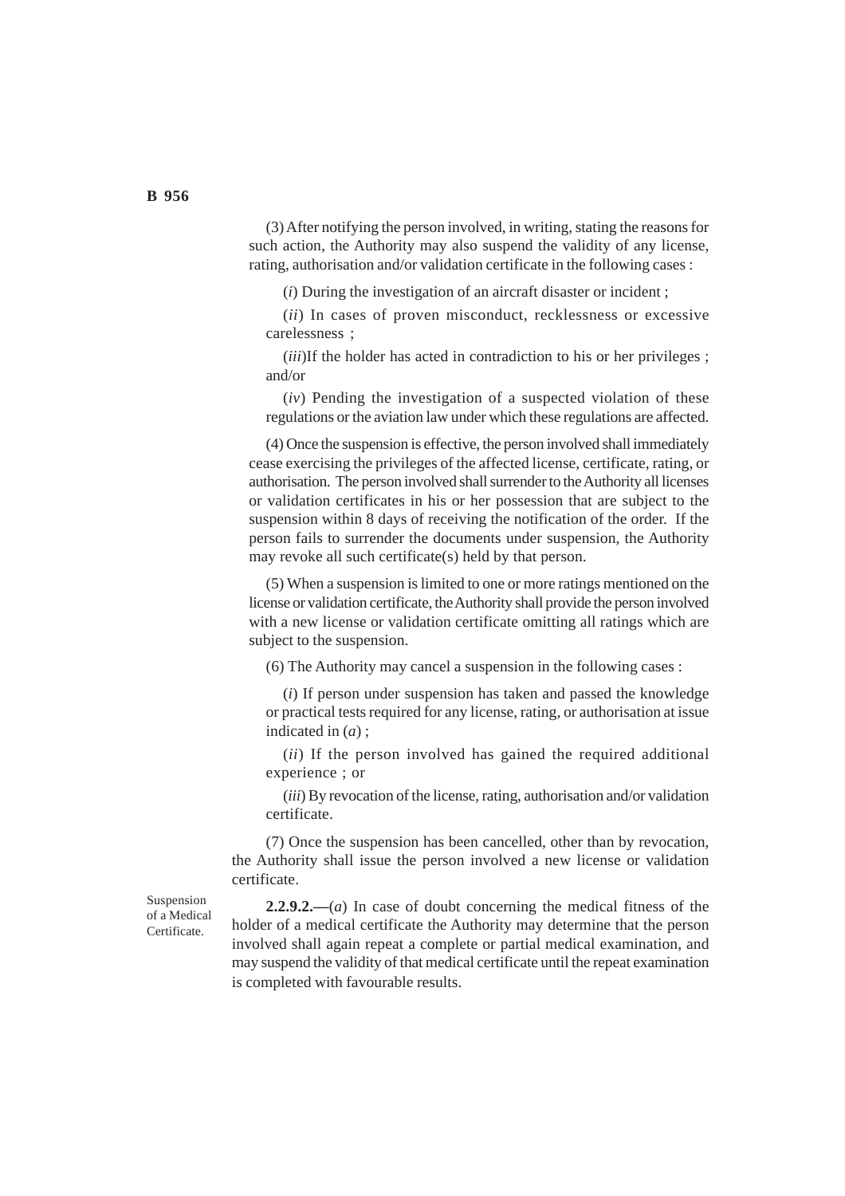(3) After notifying the person involved, in writing, stating the reasons for such action, the Authority may also suspend the validity of any license, rating, authorisation and/or validation certificate in the following cases :

(*i*) During the investigation of an aircraft disaster or incident ;

(*ii*) In cases of proven misconduct, recklessness or excessive carelessness ;

(*iii*)If the holder has acted in contradiction to his or her privileges ; and/or

(*iv*) Pending the investigation of a suspected violation of these regulations or the aviation law under which these regulations are affected.

(4) Once the suspension is effective, the person involved shall immediately cease exercising the privileges of the affected license, certificate, rating, or authorisation. The person involved shall surrender to the Authority all licenses or validation certificates in his or her possession that are subject to the suspension within 8 days of receiving the notification of the order. If the person fails to surrender the documents under suspension, the Authority may revoke all such certificate(s) held by that person.

(5) When a suspension is limited to one or more ratings mentioned on the license or validation certificate, the Authority shall provide the person involved with a new license or validation certificate omitting all ratings which are subject to the suspension.

(6) The Authority may cancel a suspension in the following cases :

(*i*) If person under suspension has taken and passed the knowledge or practical tests required for any license, rating, or authorisation at issue indicated in (*a*) ;

(*ii*) If the person involved has gained the required additional experience ; or

(*iii*) By revocation of the license, rating, authorisation and/or validation certificate.

(7) Once the suspension has been cancelled, other than by revocation, the Authority shall issue the person involved a new license or validation certificate.

Suspension of a Medical Certificate.

**2.2.9.2.—**(*a*) In case of doubt concerning the medical fitness of the holder of a medical certificate the Authority may determine that the person involved shall again repeat a complete or partial medical examination, and may suspend the validity of that medical certificate until the repeat examination is completed with favourable results.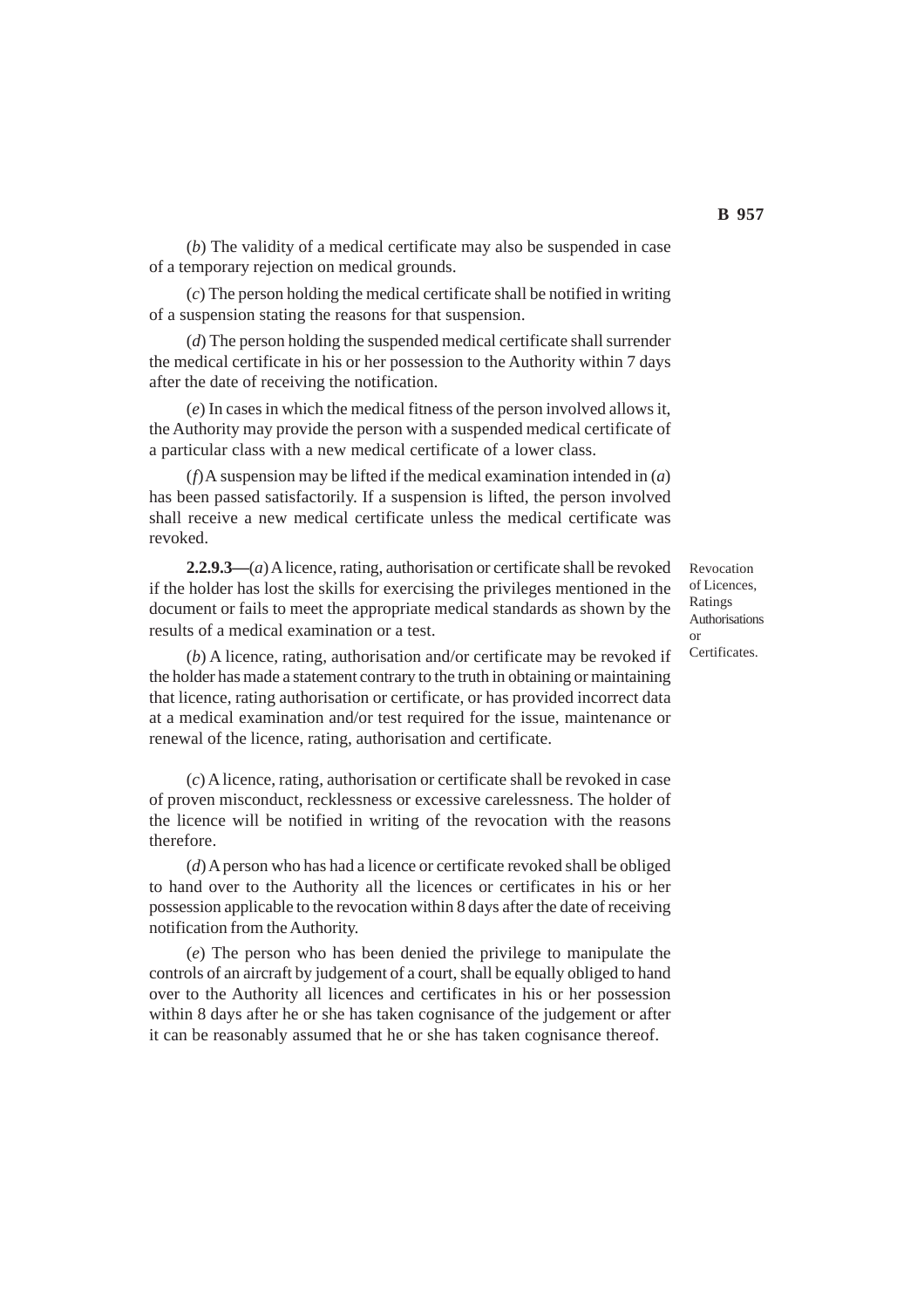(*b*) The validity of a medical certificate may also be suspended in case of a temporary rejection on medical grounds.

(*c*) The person holding the medical certificate shall be notified in writing of a suspension stating the reasons for that suspension.

(*d*) The person holding the suspended medical certificate shall surrender the medical certificate in his or her possession to the Authority within 7 days after the date of receiving the notification.

(*e*) In cases in which the medical fitness of the person involved allows it, the Authority may provide the person with a suspended medical certificate of a particular class with a new medical certificate of a lower class.

(*f*) A suspension may be lifted if the medical examination intended in (*a*) has been passed satisfactorily. If a suspension is lifted, the person involved shall receive a new medical certificate unless the medical certificate was revoked.

Revocation of Licences, Ratings Authorisations or Certificates.

**2.2.9.3**—(*a*) A licence, rating, authorisation or certificate shall be revoked if the holder has lost the skills for exercising the privileges mentioned in the document or fails to meet the appropriate medical standards as shown by the results of a medical examination or a test.

(*b*) A licence, rating, authorisation and/or certificate may be revoked if the holder has made a statement contrary to the truth in obtaining or maintaining that licence, rating authorisation or certificate, or has provided incorrect data at a medical examination and/or test required for the issue, maintenance or renewal of the licence, rating, authorisation and certificate.

(*c*) A licence, rating, authorisation or certificate shall be revoked in case of proven misconduct, recklessness or excessive carelessness. The holder of the licence will be notified in writing of the revocation with the reasons therefore.

(*d*) A person who has had a licence or certificate revoked shall be obliged to hand over to the Authority all the licences or certificates in his or her possession applicable to the revocation within 8 days after the date of receiving notification from the Authority.

(*e*) The person who has been denied the privilege to manipulate the controls of an aircraft by judgement of a court, shall be equally obliged to hand over to the Authority all licences and certificates in his or her possession within 8 days after he or she has taken cognisance of the judgement or after it can be reasonably assumed that he or she has taken cognisance thereof.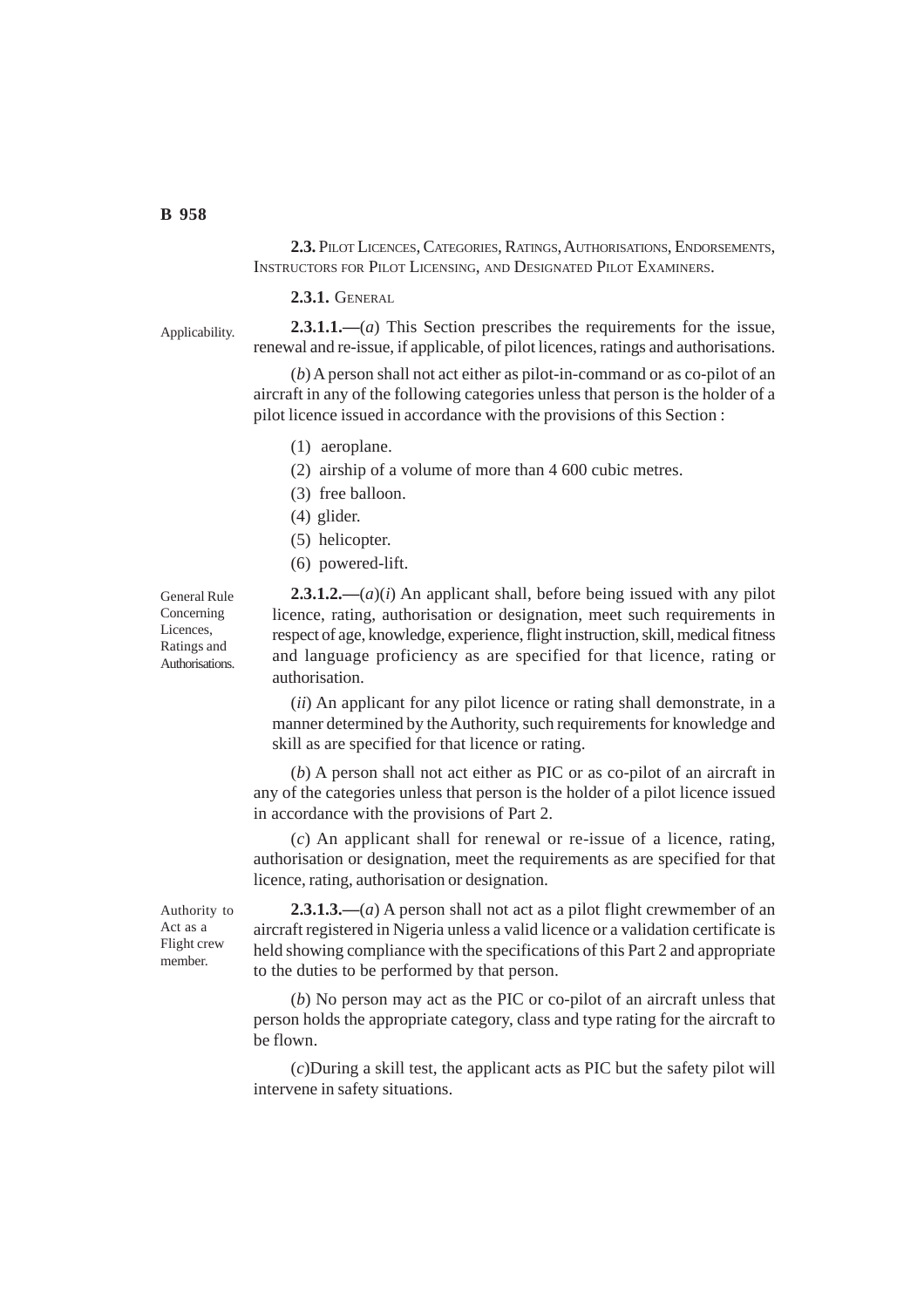**2.3.** PILOT LICENCES, CATEGORIES, RATINGS, AUTHORISATIONS, ENDORSEMENTS, INSTRUCTORS FOR PILOT LICENSING, AND DESIGNATED PILOT EXAMINERS.

**2.3.1.** GENERAL

Applicability.

**2.3.1.1.—**(*a*) This Section prescribes the requirements for the issue, renewal and re-issue, if applicable, of pilot licences, ratings and authorisations.

(*b*) A person shall not act either as pilot-in-command or as co-pilot of an aircraft in any of the following categories unless that person is the holder of a pilot licence issued in accordance with the provisions of this Section :

(1) aeroplane.

(2) airship of a volume of more than 4 600 cubic metres.

(3) free balloon.

(4) glider.

(5) helicopter.

(6) powered-lift.

General Rule Concerning Licences, Ratings and Authorisations.

**2.3.1.2.—**(*a*)(*i*) An applicant shall, before being issued with any pilot licence, rating, authorisation or designation, meet such requirements in respect of age, knowledge, experience, flight instruction, skill, medical fitness and language proficiency as are specified for that licence, rating or authorisation.

(*ii*) An applicant for any pilot licence or rating shall demonstrate, in a manner determined by the Authority, such requirements for knowledge and skill as are specified for that licence or rating.

(*b*) A person shall not act either as PIC or as co-pilot of an aircraft in any of the categories unless that person is the holder of a pilot licence issued in accordance with the provisions of Part 2.

(*c*) An applicant shall for renewal or re-issue of a licence, rating, authorisation or designation, meet the requirements as are specified for that licence, rating, authorisation or designation.

Authority to Act as a Flight crew member.

**2.3.1.3.—**(*a*) A person shall not act as a pilot flight crewmember of an aircraft registered in Nigeria unless a valid licence or a validation certificate is held showing compliance with the specifications of this Part 2 and appropriate to the duties to be performed by that person.

(*b*) No person may act as the PIC or co-pilot of an aircraft unless that person holds the appropriate category, class and type rating for the aircraft to be flown.

(*c*)During a skill test, the applicant acts as PIC but the safety pilot will intervene in safety situations.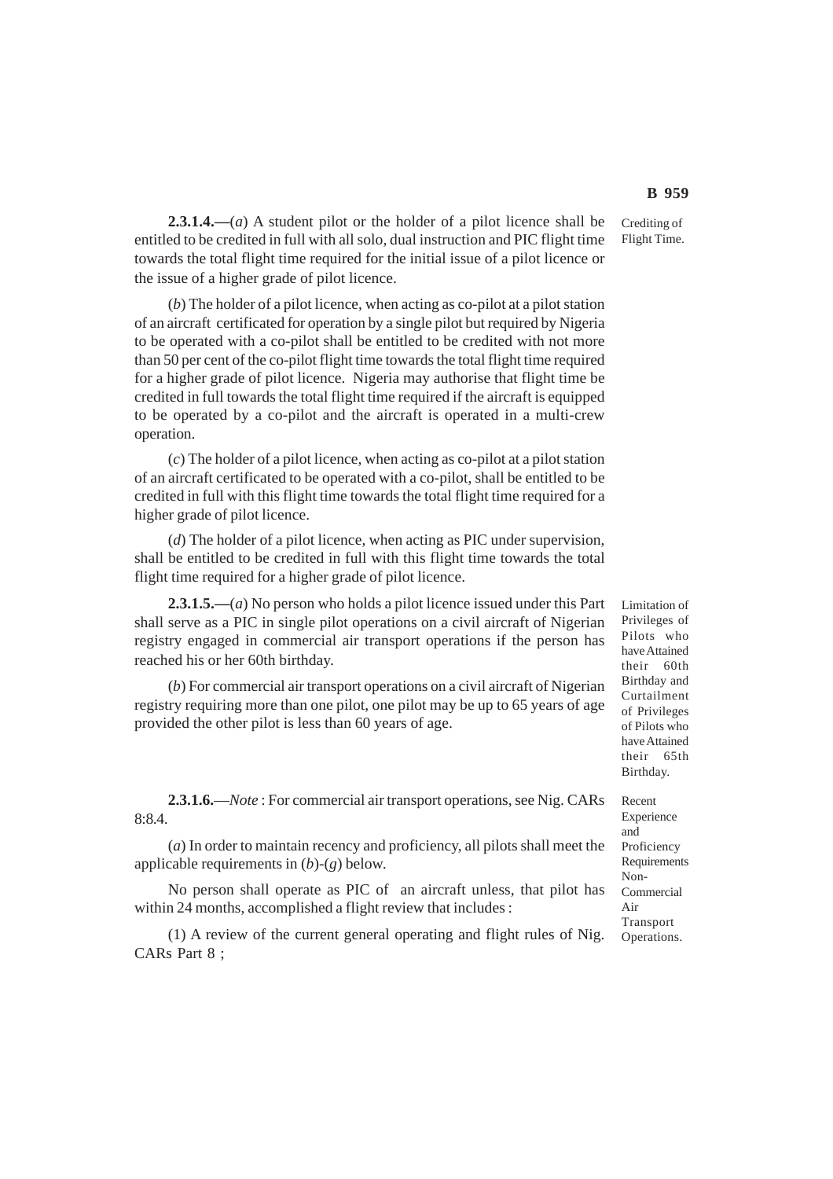**2.3.1.4.—**(*a*) A student pilot or the holder of a pilot licence shall be entitled to be credited in full with all solo, dual instruction and PIC flight time towards the total flight time required for the initial issue of a pilot licence or the issue of a higher grade of pilot licence.

Crediting of Flight Time.

(*b*) The holder of a pilot licence, when acting as co-pilot at a pilot station of an aircraft certificated for operation by a single pilot but required by Nigeria to be operated with a co-pilot shall be entitled to be credited with not more than 50 per cent of the co-pilot flight time towards the total flight time required for a higher grade of pilot licence. Nigeria may authorise that flight time be credited in full towards the total flight time required if the aircraft is equipped to be operated by a co-pilot and the aircraft is operated in a multi-crew operation.

(*c*) The holder of a pilot licence, when acting as co-pilot at a pilot station of an aircraft certificated to be operated with a co-pilot, shall be entitled to be credited in full with this flight time towards the total flight time required for a higher grade of pilot licence.

(*d*) The holder of a pilot licence, when acting as PIC under supervision, shall be entitled to be credited in full with this flight time towards the total flight time required for a higher grade of pilot licence.

**2.3.1.5.—**(*a*) No person who holds a pilot licence issued under this Part shall serve as a PIC in single pilot operations on a civil aircraft of Nigerian registry engaged in commercial air transport operations if the person has reached his or her 60th birthday.

Limitation of Privileges of Pilots who have Attained their 60th Birthday and Curtailment of Privileges of Pilots who have Attained their 65th Birthday.

(*b*) For commercial air transport operations on a civil aircraft of Nigerian registry requiring more than one pilot, one pilot may be up to 65 years of age provided the other pilot is less than 60 years of age.

**2.3.1.6.**—*Note* : For commercial air transport operations, see Nig. CARs 8:8.4.

Recent Experience and Proficiency Requirements Non-Commercial Air Transport Operations.

(*a*) In order to maintain recency and proficiency, all pilots shall meet the applicable requirements in (*b*)-(*g*) below.

No person shall operate as PIC of an aircraft unless, that pilot has within 24 months, accomplished a flight review that includes :

(1) A review of the current general operating and flight rules of Nig. CARs Part 8 ;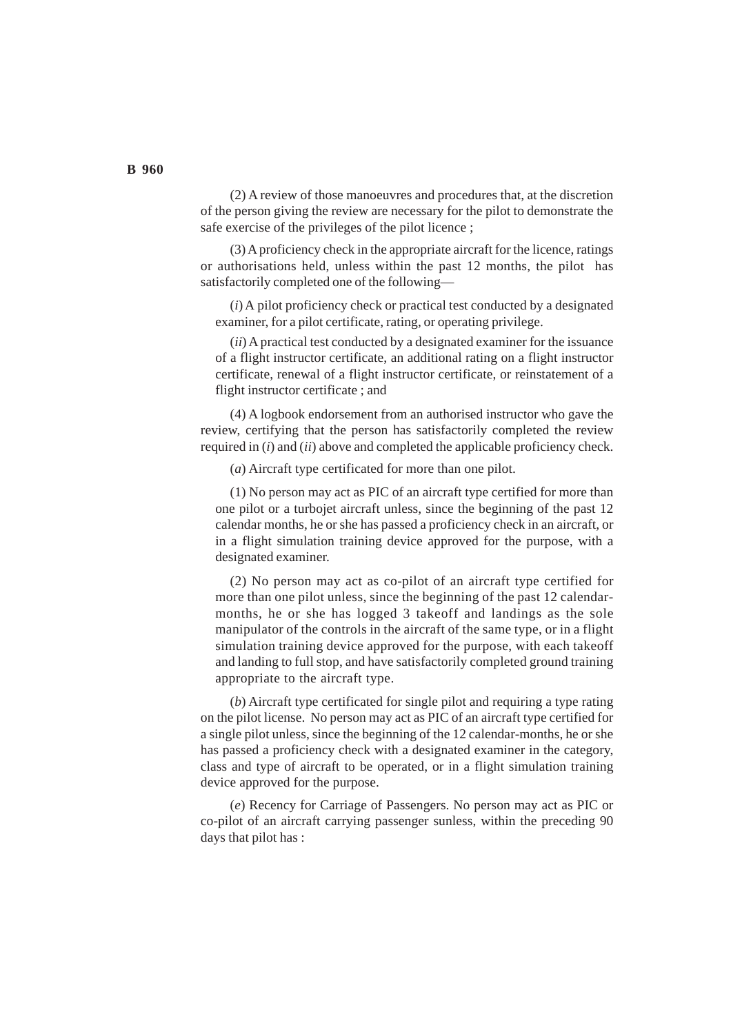(2) A review of those manoeuvres and procedures that, at the discretion of the person giving the review are necessary for the pilot to demonstrate the safe exercise of the privileges of the pilot licence ;

(3) A proficiency check in the appropriate aircraft for the licence, ratings or authorisations held, unless within the past 12 months, the pilot has satisfactorily completed one of the following—

(*i*) A pilot proficiency check or practical test conducted by a designated examiner, for a pilot certificate, rating, or operating privilege.

(*ii*) A practical test conducted by a designated examiner for the issuance of a flight instructor certificate, an additional rating on a flight instructor certificate, renewal of a flight instructor certificate, or reinstatement of a flight instructor certificate ; and

(4) A logbook endorsement from an authorised instructor who gave the review, certifying that the person has satisfactorily completed the review required in (*i*) and (*ii*) above and completed the applicable proficiency check.

(*a*) Aircraft type certificated for more than one pilot.

(1) No person may act as PIC of an aircraft type certified for more than one pilot or a turbojet aircraft unless, since the beginning of the past 12 calendar months, he or she has passed a proficiency check in an aircraft, or in a flight simulation training device approved for the purpose, with a designated examiner.

(2) No person may act as co-pilot of an aircraft type certified for more than one pilot unless, since the beginning of the past 12 calendar-months, he or she has logged 3 takeoff and landings as the sole manipulator of the controls in the aircraft of the same type, or in a flight simulation training device approved for the purpose, with each takeoff and landing to full stop, and have satisfactorily completed ground training appropriate to the aircraft type.

(*b*) Aircraft type certificated for single pilot and requiring a type rating on the pilot license. No person may act as PIC of an aircraft type certified for a single pilot unless, since the beginning of the 12 calendar-months, he or she has passed a proficiency check with a designated examiner in the category, class and type of aircraft to be operated, or in a flight simulation training device approved for the purpose.

(*e*) Recency for Carriage of Passengers. No person may act as PIC or co-pilot of an aircraft carrying passenger sunless, within the preceding 90 days that pilot has :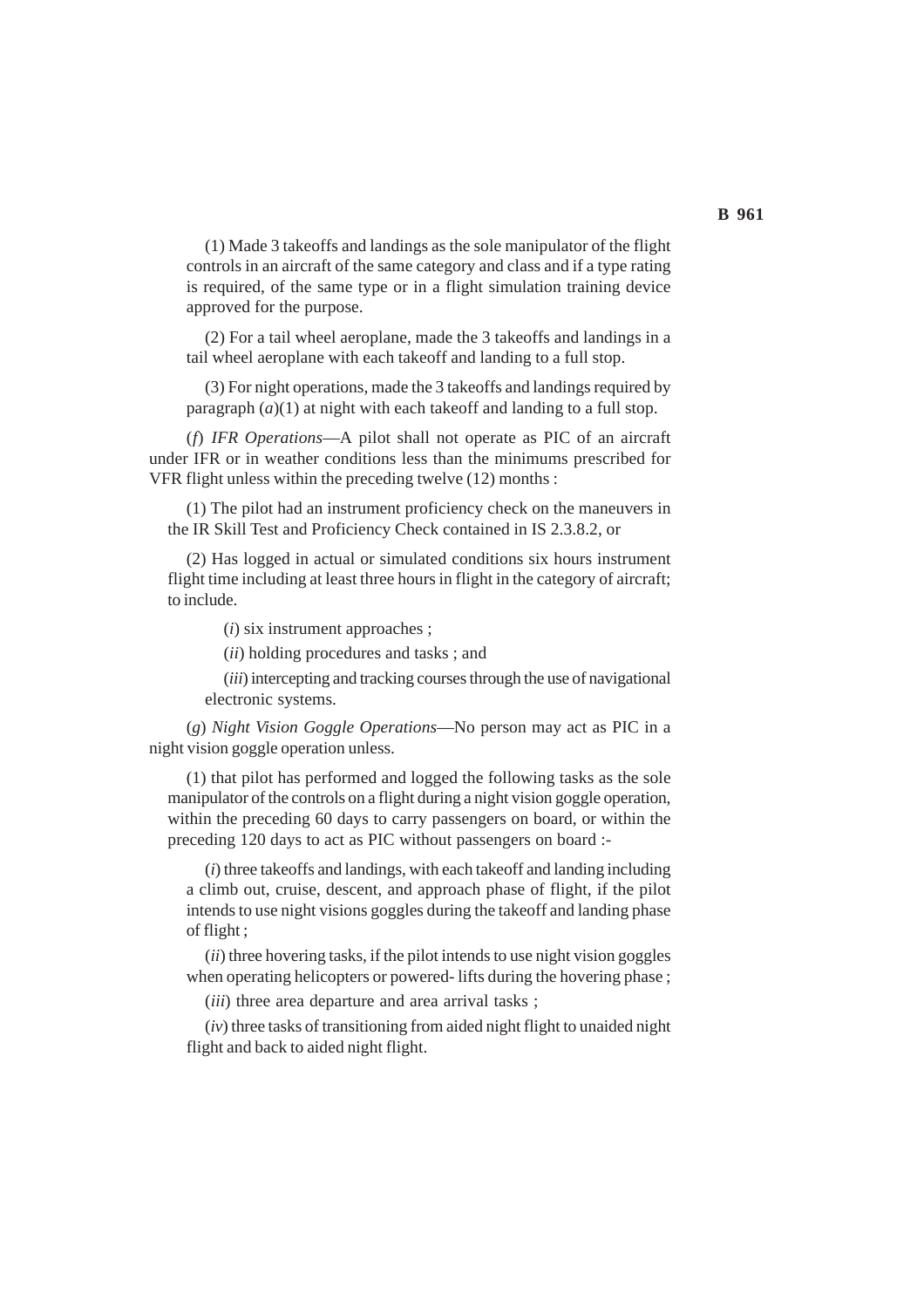(1) Made 3 takeoffs and landings as the sole manipulator of the flight controls in an aircraft of the same category and class and if a type rating is required, of the same type or in a flight simulation training device approved for the purpose.

(2) For a tail wheel aeroplane, made the 3 takeoffs and landings in a tail wheel aeroplane with each takeoff and landing to a full stop.

(3) For night operations, made the 3 takeoffs and landings required by paragraph (*a*)(1) at night with each takeoff and landing to a full stop.

(*f*) *IFR Operations*—A pilot shall not operate as PIC of an aircraft under IFR or in weather conditions less than the minimums prescribed for VFR flight unless within the preceding twelve (12) months :

(1) The pilot had an instrument proficiency check on the maneuvers in the IR Skill Test and Proficiency Check contained in IS 2.3.8.2, or

(2) Has logged in actual or simulated conditions six hours instrument flight time including at least three hours in flight in the category of aircraft; to include.

(*i*) six instrument approaches ;

(*ii*) holding procedures and tasks ; and

(*iii*) intercepting and tracking courses through the use of navigational electronic systems.

(*g*) *Night Vision Goggle Operations*—No person may act as PIC in a night vision goggle operation unless.

(1) that pilot has performed and logged the following tasks as the sole manipulator of the controls on a flight during a night vision goggle operation, within the preceding 60 days to carry passengers on board, or within the preceding 120 days to act as PIC without passengers on board :-

(*i*) three takeoffs and landings, with each takeoff and landing including a climb out, cruise, descent, and approach phase of flight, if the pilot intends to use night visions goggles during the takeoff and landing phase of flight ;

(*ii*) three hovering tasks, if the pilot intends to use night vision goggles when operating helicopters or powered- lifts during the hovering phase ;

(*iii*) three area departure and area arrival tasks ;

(*iv*) three tasks of transitioning from aided night flight to unaided night flight and back to aided night flight.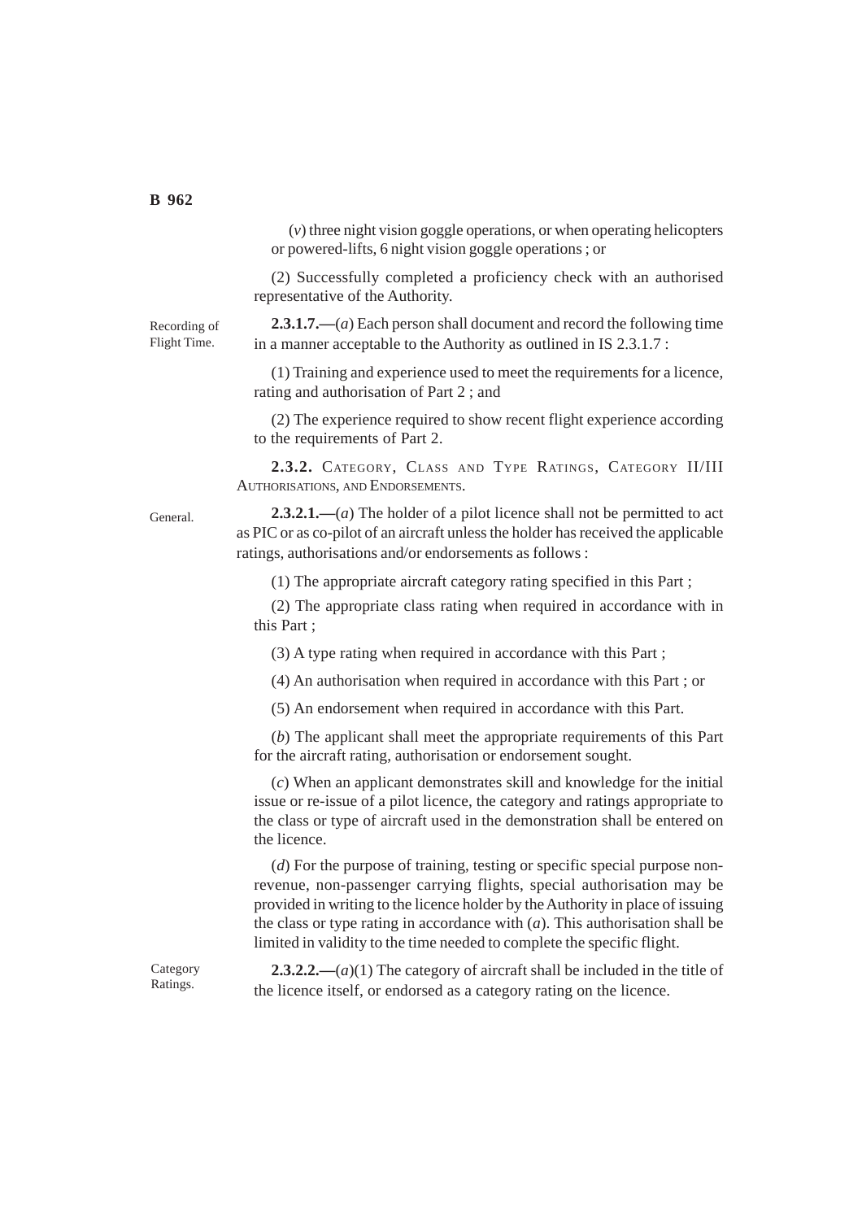(*v*) three night vision goggle operations, or when operating helicopters or powered-lifts, 6 night vision goggle operations ; or

(2) Successfully completed a proficiency check with an authorised representative of the Authority.

Recording of Flight Time.

**2.3.1.7.—**(*a*) Each person shall document and record the following time in a manner acceptable to the Authority as outlined in IS 2.3.1.7 :

(1) Training and experience used to meet the requirements for a licence, rating and authorisation of Part 2 ; and

(2) The experience required to show recent flight experience according to the requirements of Part 2.

**2.3.2.** CATEGORY, CLASS AND TYPE RATINGS, CATEGORY II/III AUTHORISATIONS, AND ENDORSEMENTS.

General.

**2.3.2.1.—**(*a*) The holder of a pilot licence shall not be permitted to act as PIC or as co-pilot of an aircraft unless the holder has received the applicable ratings, authorisations and/or endorsements as follows :

(1) The appropriate aircraft category rating specified in this Part ;

(2) The appropriate class rating when required in accordance with in this Part ;

(3) A type rating when required in accordance with this Part ;

(4) An authorisation when required in accordance with this Part ; or

(5) An endorsement when required in accordance with this Part.

(*b*) The applicant shall meet the appropriate requirements of this Part for the aircraft rating, authorisation or endorsement sought.

(*c*) When an applicant demonstrates skill and knowledge for the initial issue or re-issue of a pilot licence, the category and ratings appropriate to the class or type of aircraft used in the demonstration shall be entered on the licence.

(*d*) For the purpose of training, testing or specific special purpose non-revenue, non-passenger carrying flights, special authorisation may be provided in writing to the licence holder by the Authority in place of issuing the class or type rating in accordance with (*a*). This authorisation shall be limited in validity to the time needed to complete the specific flight.

Category Ratings.

**2.3.2.2.—**(*a*)(1) The category of aircraft shall be included in the title of the licence itself, or endorsed as a category rating on the licence.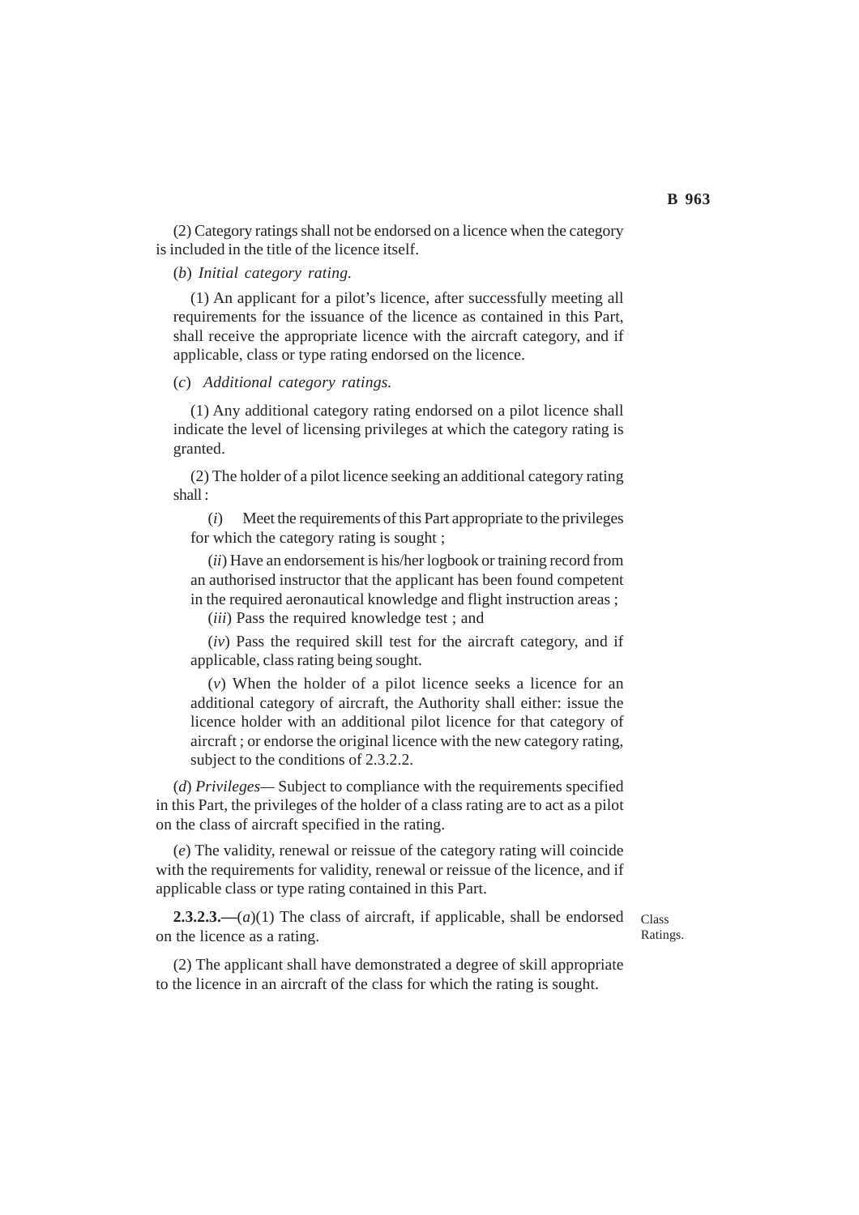(2) Category ratings shall not be endorsed on a licence when the category is included in the title of the licence itself.

(*b*) *Initial category rating.*

(1) An applicant for a pilot's licence, after successfully meeting all requirements for the issuance of the licence as contained in this Part, shall receive the appropriate licence with the aircraft category, and if applicable, class or type rating endorsed on the licence.

(*c*) *Additional category ratings.*

(1) Any additional category rating endorsed on a pilot licence shall indicate the level of licensing privileges at which the category rating is granted.

(2) The holder of a pilot licence seeking an additional category rating shall :

(*i*) Meet the requirements of this Part appropriate to the privileges for which the category rating is sought ;

(*ii*) Have an endorsement is his/her logbook or training record from an authorised instructor that the applicant has been found competent in the required aeronautical knowledge and flight instruction areas ;

(*iii*) Pass the required knowledge test ; and

(*iv*) Pass the required skill test for the aircraft category, and if applicable, class rating being sought.

(*v*) When the holder of a pilot licence seeks a licence for an additional category of aircraft, the Authority shall either: issue the licence holder with an additional pilot licence for that category of aircraft ; or endorse the original licence with the new category rating, subject to the conditions of 2.3.2.2.

(*d*) *Privileges*— Subject to compliance with the requirements specified in this Part, the privileges of the holder of a class rating are to act as a pilot on the class of aircraft specified in the rating.

(*e*) The validity, renewal or reissue of the category rating will coincide with the requirements for validity, renewal or reissue of the licence, and if applicable class or type rating contained in this Part.

Class Ratings.

**2.3.2.3.—**(*a*)(1) The class of aircraft, if applicable, shall be endorsed on the licence as a rating.

(2) The applicant shall have demonstrated a degree of skill appropriate to the licence in an aircraft of the class for which the rating is sought.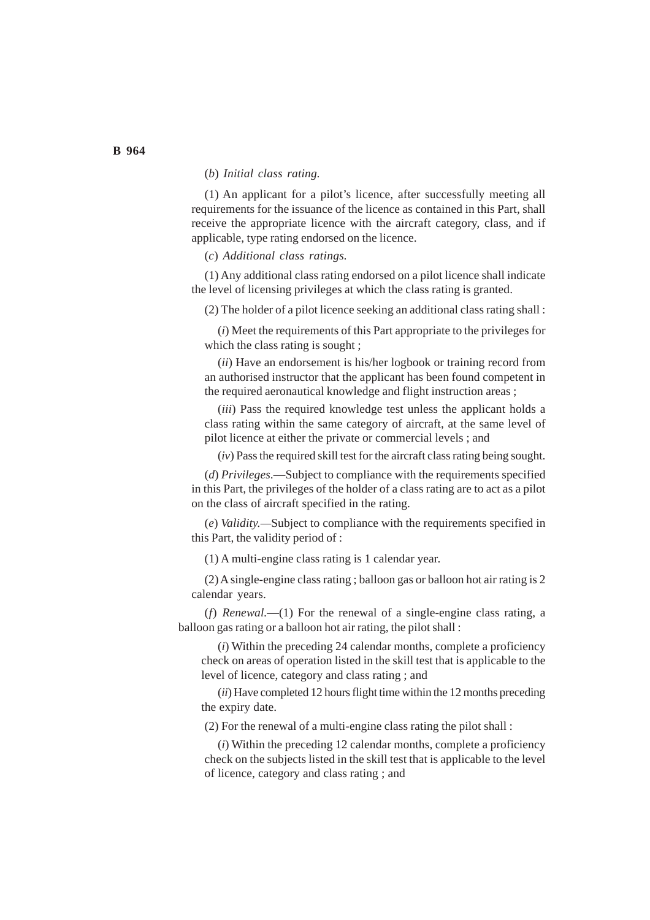(*b*) *Initial class rating.*

(1) An applicant for a pilot's licence, after successfully meeting all requirements for the issuance of the licence as contained in this Part, shall receive the appropriate licence with the aircraft category, class, and if applicable, type rating endorsed on the licence.

(*c*) *Additional class ratings.*

(1) Any additional class rating endorsed on a pilot licence shall indicate the level of licensing privileges at which the class rating is granted.

(2) The holder of a pilot licence seeking an additional class rating shall :

(*i*) Meet the requirements of this Part appropriate to the privileges for which the class rating is sought ;

(*ii*) Have an endorsement is his/her logbook or training record from an authorised instructor that the applicant has been found competent in the required aeronautical knowledge and flight instruction areas ;

(*iii*) Pass the required knowledge test unless the applicant holds a class rating within the same category of aircraft, at the same level of pilot licence at either the private or commercial levels ; and

(*iv*) Pass the required skill test for the aircraft class rating being sought.

(*d*) *Privileges*.—Subject to compliance with the requirements specified in this Part, the privileges of the holder of a class rating are to act as a pilot on the class of aircraft specified in the rating.

(*e*) *Validity.*—Subject to compliance with the requirements specified in this Part, the validity period of :

(1) A multi-engine class rating is 1 calendar year.

(2) A single-engine class rating ; balloon gas or balloon hot air rating is 2 calendar years.

(*f*) *Renewal.*—(1) For the renewal of a single-engine class rating, a balloon gas rating or a balloon hot air rating, the pilot shall :

(*i*) Within the preceding 24 calendar months, complete a proficiency check on areas of operation listed in the skill test that is applicable to the level of licence, category and class rating ; and

(*ii*) Have completed 12 hours flight time within the 12 months preceding the expiry date.

(2) For the renewal of a multi-engine class rating the pilot shall :

(*i*) Within the preceding 12 calendar months, complete a proficiency check on the subjects listed in the skill test that is applicable to the level of licence, category and class rating ; and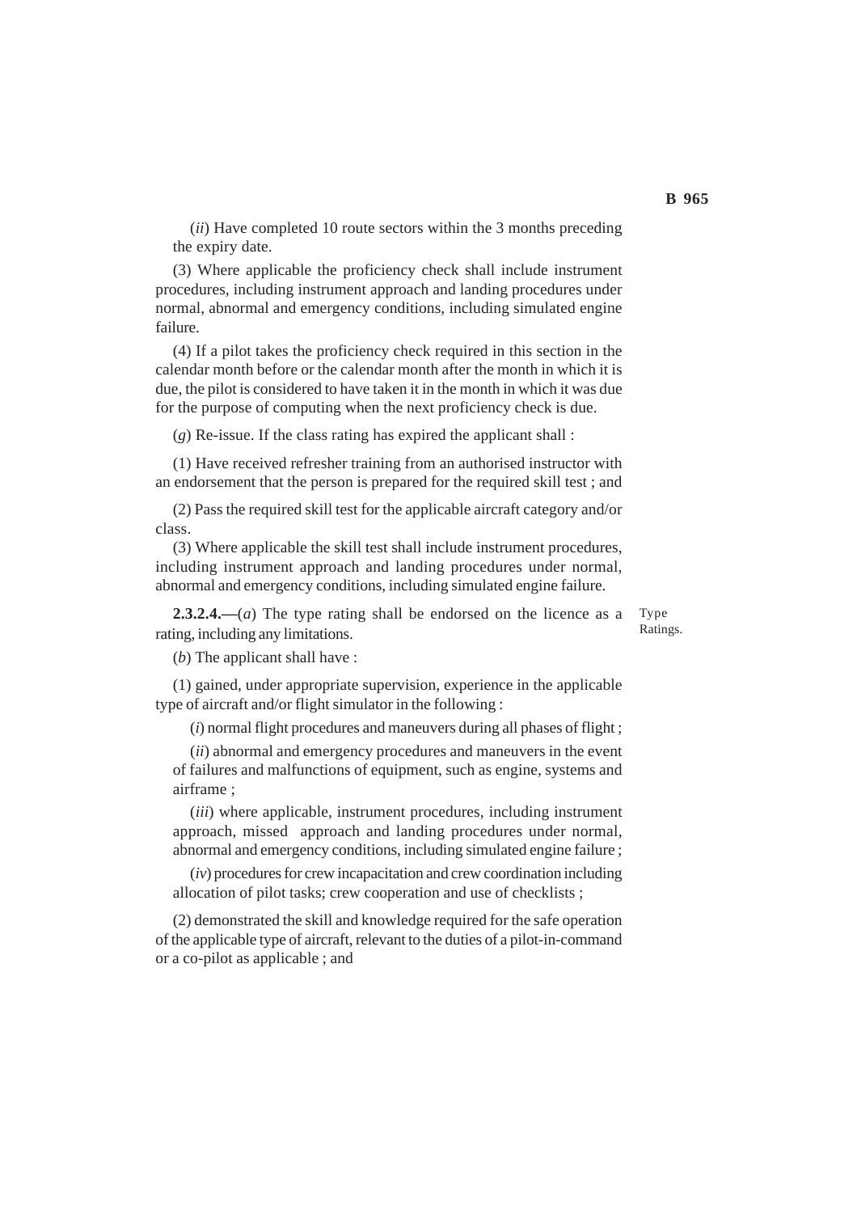(*ii*) Have completed 10 route sectors within the 3 months preceding the expiry date.

(3) Where applicable the proficiency check shall include instrument procedures, including instrument approach and landing procedures under normal, abnormal and emergency conditions, including simulated engine failure.

(4) If a pilot takes the proficiency check required in this section in the calendar month before or the calendar month after the month in which it is due, the pilot is considered to have taken it in the month in which it was due for the purpose of computing when the next proficiency check is due.

(*g*) Re-issue. If the class rating has expired the applicant shall :

(1) Have received refresher training from an authorised instructor with an endorsement that the person is prepared for the required skill test ; and

(2) Pass the required skill test for the applicable aircraft category and/or class.

(3) Where applicable the skill test shall include instrument procedures, including instrument approach and landing procedures under normal, abnormal and emergency conditions, including simulated engine failure.

Type Ratings.

**2.3.2.4.—**(*a*) The type rating shall be endorsed on the licence as a rating, including any limitations.

(*b*) The applicant shall have :

(1) gained, under appropriate supervision, experience in the applicable type of aircraft and/or flight simulator in the following :

(*i*) normal flight procedures and maneuvers during all phases of flight ;

(*ii*) abnormal and emergency procedures and maneuvers in the event of failures and malfunctions of equipment, such as engine, systems and airframe ;

(*iii*) where applicable, instrument procedures, including instrument approach, missed approach and landing procedures under normal, abnormal and emergency conditions, including simulated engine failure ;

(*iv*) procedures for crew incapacitation and crew coordination including allocation of pilot tasks; crew cooperation and use of checklists ;

(2) demonstrated the skill and knowledge required for the safe operation of the applicable type of aircraft, relevant to the duties of a pilot-in-command or a co-pilot as applicable ; and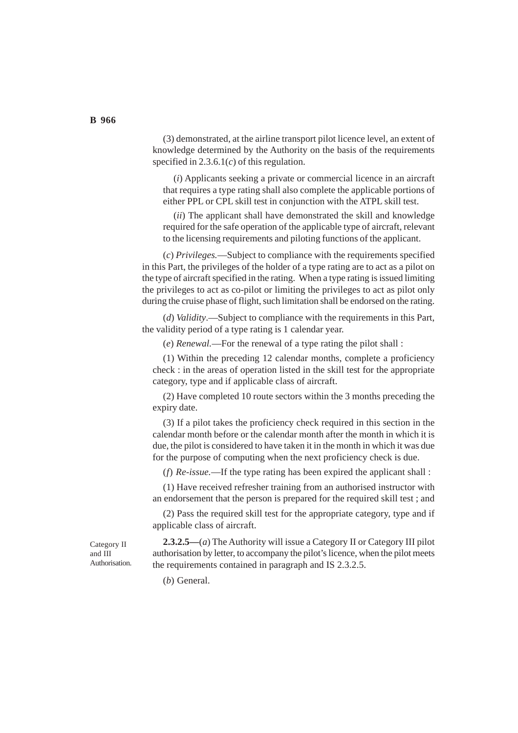(3) demonstrated, at the airline transport pilot licence level, an extent of knowledge determined by the Authority on the basis of the requirements specified in 2.3.6.1(*c*) of this regulation.

(*i*) Applicants seeking a private or commercial licence in an aircraft that requires a type rating shall also complete the applicable portions of either PPL or CPL skill test in conjunction with the ATPL skill test.

(*ii*) The applicant shall have demonstrated the skill and knowledge required for the safe operation of the applicable type of aircraft, relevant to the licensing requirements and piloting functions of the applicant.

(*c*) *Privileges.*—Subject to compliance with the requirements specified in this Part, the privileges of the holder of a type rating are to act as a pilot on the type of aircraft specified in the rating. When a type rating is issued limiting the privileges to act as co-pilot or limiting the privileges to act as pilot only during the cruise phase of flight, such limitation shall be endorsed on the rating.

(*d*) *Validity*.—Subject to compliance with the requirements in this Part, the validity period of a type rating is 1 calendar year.

(*e*) *Renewal.*—For the renewal of a type rating the pilot shall :

(1) Within the preceding 12 calendar months, complete a proficiency check : in the areas of operation listed in the skill test for the appropriate category, type and if applicable class of aircraft.

(2) Have completed 10 route sectors within the 3 months preceding the expiry date.

(3) If a pilot takes the proficiency check required in this section in the calendar month before or the calendar month after the month in which it is due, the pilot is considered to have taken it in the month in which it was due for the purpose of computing when the next proficiency check is due.

(*f*) *Re-issue.*—If the type rating has been expired the applicant shall :

(1) Have received refresher training from an authorised instructor with an endorsement that the person is prepared for the required skill test ; and

(2) Pass the required skill test for the appropriate category, type and if applicable class of aircraft.

Category II and III Authorisation.

**2.3.2.5—**(*a*) The Authority will issue a Category II or Category III pilot authorisation by letter, to accompany the pilot's licence, when the pilot meets the requirements contained in paragraph and IS 2.3.2.5.

(*b*) General.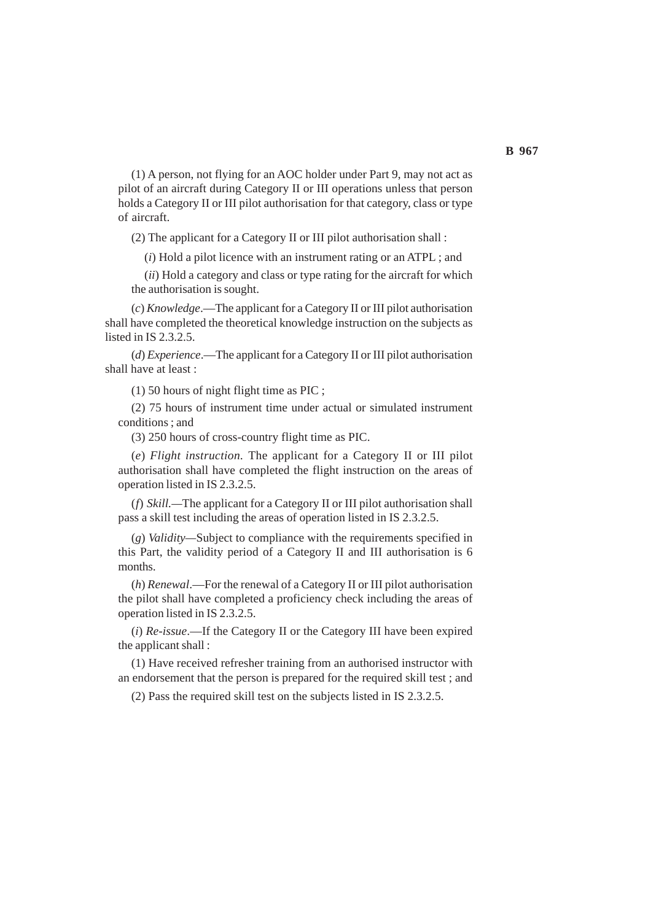(1) A person, not flying for an AOC holder under Part 9, may not act as pilot of an aircraft during Category II or III operations unless that person holds a Category II or III pilot authorisation for that category, class or type of aircraft.

(2) The applicant for a Category II or III pilot authorisation shall :

(*i*) Hold a pilot licence with an instrument rating or an ATPL ; and

(*ii*) Hold a category and class or type rating for the aircraft for which the authorisation is sought.

(*c*) *Knowledge*.—The applicant for a Category II or III pilot authorisation shall have completed the theoretical knowledge instruction on the subjects as listed in IS 2.3.2.5.

(*d*) *Experience*.—The applicant for a Category II or III pilot authorisation shall have at least :

(1) 50 hours of night flight time as PIC ;

(2) 75 hours of instrument time under actual or simulated instrument conditions ; and

(3) 250 hours of cross-country flight time as PIC.

(*e*) *Flight instruction.* The applicant for a Category II or III pilot authorisation shall have completed the flight instruction on the areas of operation listed in IS 2.3.2.5.

(*f*) *Skill.*—The applicant for a Category II or III pilot authorisation shall pass a skill test including the areas of operation listed in IS 2.3.2.5.

(*g*) *Validity*—Subject to compliance with the requirements specified in this Part, the validity period of a Category II and III authorisation is 6 months.

(*h*) *Renewal*.—For the renewal of a Category II or III pilot authorisation the pilot shall have completed a proficiency check including the areas of operation listed in IS 2.3.2.5.

(*i*) *Re-issue*.—If the Category II or the Category III have been expired the applicant shall :

(1) Have received refresher training from an authorised instructor with an endorsement that the person is prepared for the required skill test ; and

(2) Pass the required skill test on the subjects listed in IS 2.3.2.5.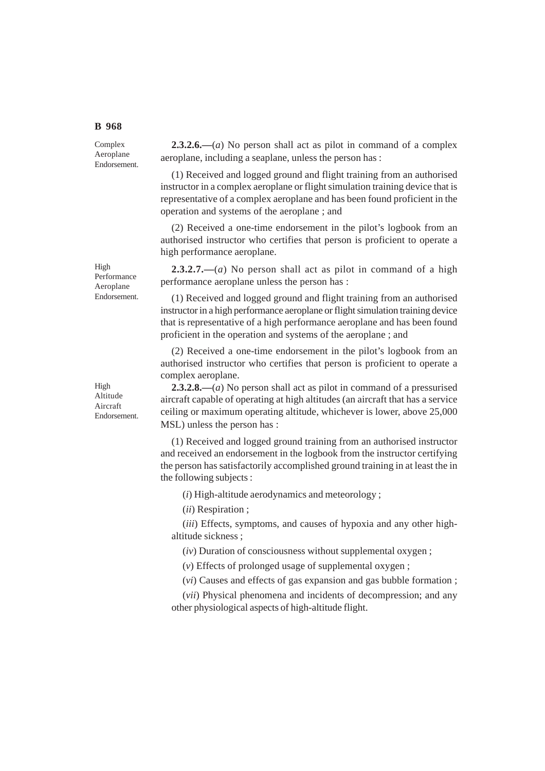Complex Aeroplane Endorsement.

**2.3.2.6.—**(*a*) No person shall act as pilot in command of a complex aeroplane, including a seaplane, unless the person has :

(1) Received and logged ground and flight training from an authorised instructor in a complex aeroplane or flight simulation training device that is representative of a complex aeroplane and has been found proficient in the operation and systems of the aeroplane ; and

(2) Received a one-time endorsement in the pilot's logbook from an authorised instructor who certifies that person is proficient to operate a high performance aeroplane.

High Performance Aeroplane Endorsement.

**2.3.2.7.—**(*a*) No person shall act as pilot in command of a high performance aeroplane unless the person has :

(1) Received and logged ground and flight training from an authorised instructor in a high performance aeroplane or flight simulation training device that is representative of a high performance aeroplane and has been found proficient in the operation and systems of the aeroplane ; and

(2) Received a one-time endorsement in the pilot's logbook from an authorised instructor who certifies that person is proficient to operate a complex aeroplane.

High Altitude Aircraft Endorsement.

**2.3.2.8.—**(*a*) No person shall act as pilot in command of a pressurised aircraft capable of operating at high altitudes (an aircraft that has a service ceiling or maximum operating altitude, whichever is lower, above 25,000 MSL) unless the person has :

(1) Received and logged ground training from an authorised instructor and received an endorsement in the logbook from the instructor certifying the person has satisfactorily accomplished ground training in at least the in the following subjects :

(*i*) High-altitude aerodynamics and meteorology ;

(*ii*) Respiration ;

(*iii*) Effects, symptoms, and causes of hypoxia and any other high-altitude sickness ;

(*iv*) Duration of consciousness without supplemental oxygen ;

(*v*) Effects of prolonged usage of supplemental oxygen ;

(*vi*) Causes and effects of gas expansion and gas bubble formation ;

(*vii*) Physical phenomena and incidents of decompression; and any other physiological aspects of high-altitude flight.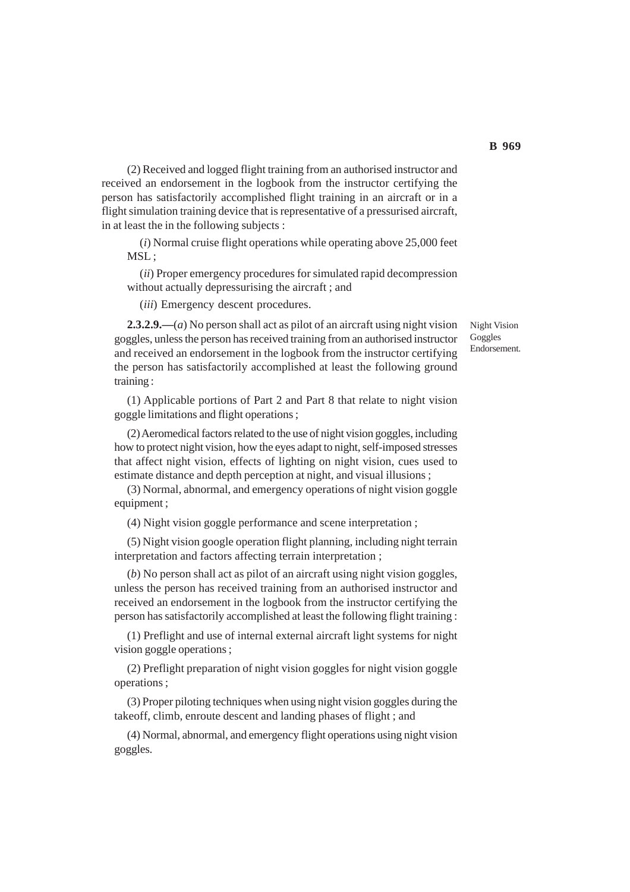(2) Received and logged flight training from an authorised instructor and received an endorsement in the logbook from the instructor certifying the person has satisfactorily accomplished flight training in an aircraft or in a flight simulation training device that is representative of a pressurised aircraft, in at least the in the following subjects :

(*i*) Normal cruise flight operations while operating above 25,000 feet MSL ;

(*ii*) Proper emergency procedures for simulated rapid decompression without actually depressurising the aircraft ; and

(*iii*) Emergency descent procedures.

Night Vision Goggles Endorsement.

**2.3.2.9.—**(*a*) No person shall act as pilot of an aircraft using night vision goggles, unless the person has received training from an authorised instructor and received an endorsement in the logbook from the instructor certifying the person has satisfactorily accomplished at least the following ground training :

(1) Applicable portions of Part 2 and Part 8 that relate to night vision goggle limitations and flight operations ;

(2) Aeromedical factors related to the use of night vision goggles, including how to protect night vision, how the eyes adapt to night, self-imposed stresses that affect night vision, effects of lighting on night vision, cues used to estimate distance and depth perception at night, and visual illusions ;

(3) Normal, abnormal, and emergency operations of night vision goggle equipment ;

(4) Night vision goggle performance and scene interpretation ;

(5) Night vision google operation flight planning, including night terrain interpretation and factors affecting terrain interpretation ;

(*b*) No person shall act as pilot of an aircraft using night vision goggles, unless the person has received training from an authorised instructor and received an endorsement in the logbook from the instructor certifying the person has satisfactorily accomplished at least the following flight training :

(1) Preflight and use of internal external aircraft light systems for night vision goggle operations ;

(2) Preflight preparation of night vision goggles for night vision goggle operations ;

(3) Proper piloting techniques when using night vision goggles during the takeoff, climb, enroute descent and landing phases of flight ; and

(4) Normal, abnormal, and emergency flight operations using night vision goggles.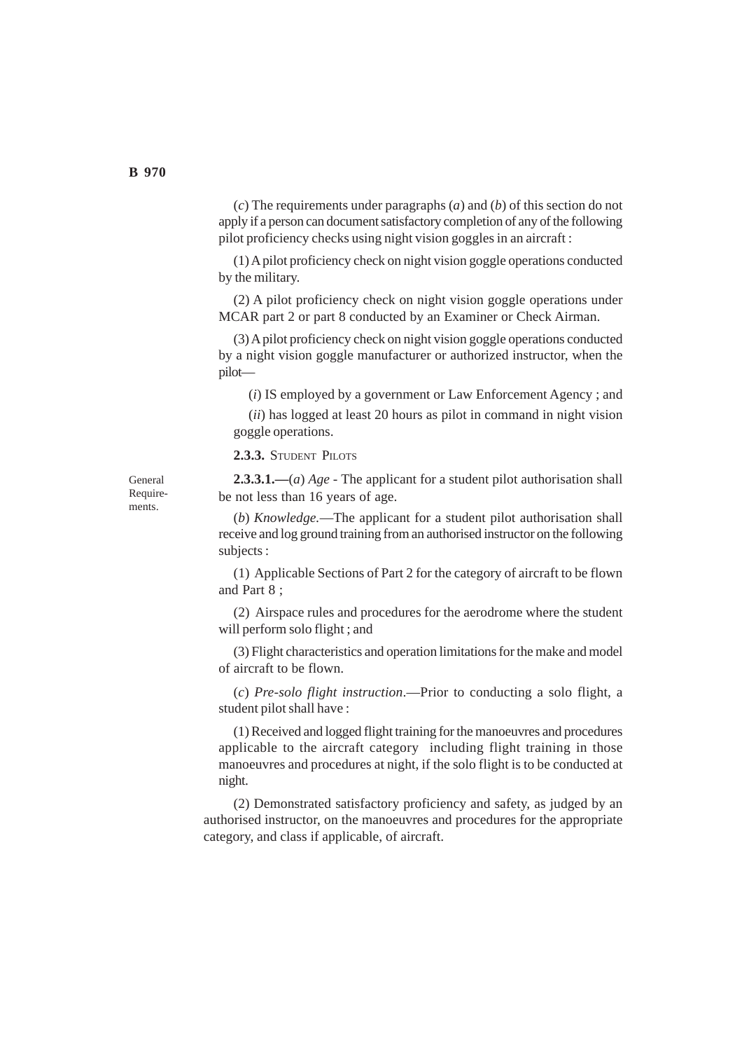(*c*) The requirements under paragraphs (*a*) and (*b*) of this section do not apply if a person can document satisfactory completion of any of the following pilot proficiency checks using night vision goggles in an aircraft :

(1) A pilot proficiency check on night vision goggle operations conducted by the military.

(2) A pilot proficiency check on night vision goggle operations under MCAR part 2 or part 8 conducted by an Examiner or Check Airman.

(3) A pilot proficiency check on night vision goggle operations conducted by a night vision goggle manufacturer or authorized instructor, when the pilot—

(*i*) IS employed by a government or Law Enforcement Agency ; and

(*ii*) has logged at least 20 hours as pilot in command in night vision goggle operations.

**2.3.3.** STUDENT PILOTS

General Requirements.

**2.3.3.1.—**(*a*) *Age* - The applicant for a student pilot authorisation shall be not less than 16 years of age.

(*b*) *Knowledge.*—The applicant for a student pilot authorisation shall receive and log ground training from an authorised instructor on the following subjects :

(1) Applicable Sections of Part 2 for the category of aircraft to be flown and Part 8 ;

(2) Airspace rules and procedures for the aerodrome where the student will perform solo flight ; and

(3) Flight characteristics and operation limitations for the make and model of aircraft to be flown.

(*c*) *Pre-solo flight instruction*.—Prior to conducting a solo flight, a student pilot shall have :

(1) Received and logged flight training for the manoeuvres and procedures applicable to the aircraft category including flight training in those manoeuvres and procedures at night, if the solo flight is to be conducted at night.

(2) Demonstrated satisfactory proficiency and safety, as judged by an authorised instructor, on the manoeuvres and procedures for the appropriate category, and class if applicable, of aircraft.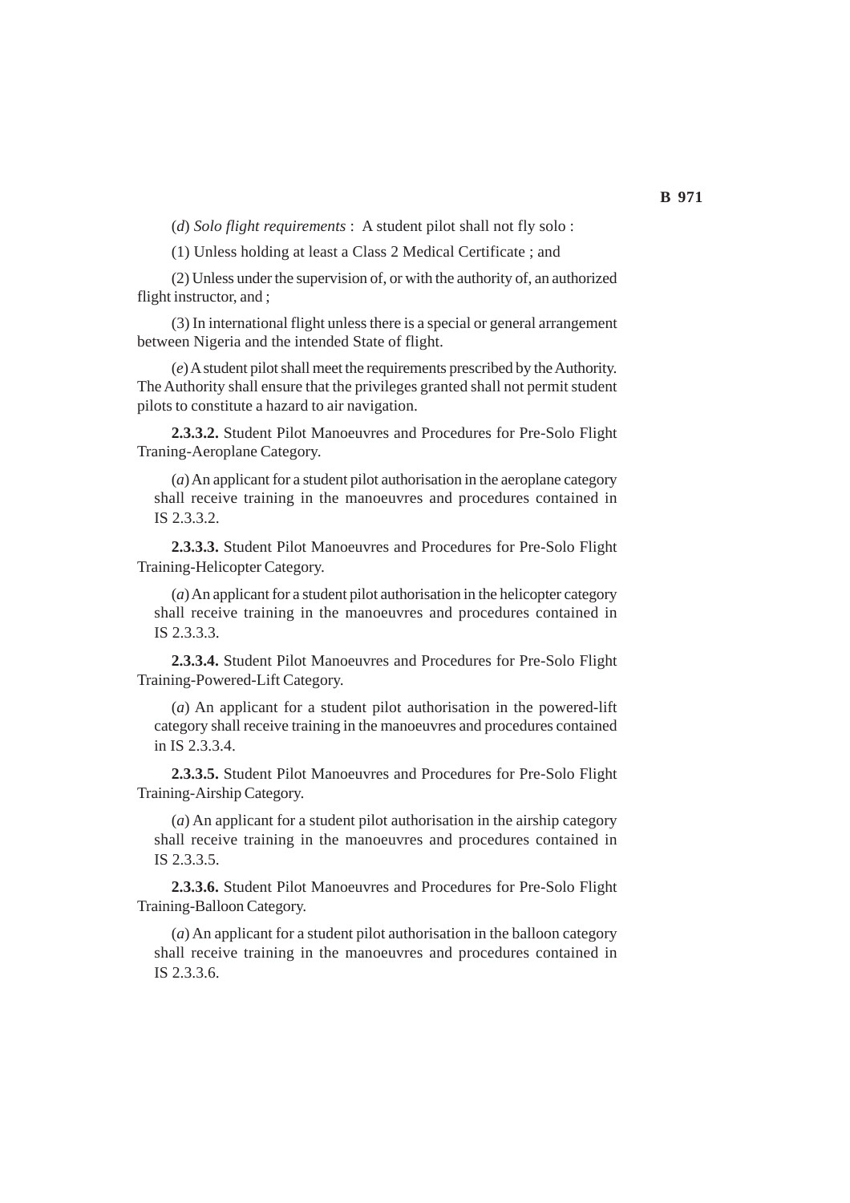(*d*) *Solo flight requirements* : A student pilot shall not fly solo :

(1) Unless holding at least a Class 2 Medical Certificate ; and

(2) Unless under the supervision of, or with the authority of, an authorized flight instructor, and ;

(3) In international flight unless there is a special or general arrangement between Nigeria and the intended State of flight.

(*e*) A student pilot shall meet the requirements prescribed by the Authority. The Authority shall ensure that the privileges granted shall not permit student pilots to constitute a hazard to air navigation.

**2.3.3.2.** Student Pilot Manoeuvres and Procedures for Pre-Solo Flight Traning-Aeroplane Category.

(*a*) An applicant for a student pilot authorisation in the aeroplane category shall receive training in the manoeuvres and procedures contained in IS 2.3.3.2.

**2.3.3.3.** Student Pilot Manoeuvres and Procedures for Pre-Solo Flight Training-Helicopter Category.

(*a*) An applicant for a student pilot authorisation in the helicopter category shall receive training in the manoeuvres and procedures contained in IS 2.3.3.3.

**2.3.3.4.** Student Pilot Manoeuvres and Procedures for Pre-Solo Flight Training-Powered-Lift Category.

(*a*) An applicant for a student pilot authorisation in the powered-lift category shall receive training in the manoeuvres and procedures contained in IS 2.3.3.4.

**2.3.3.5.** Student Pilot Manoeuvres and Procedures for Pre-Solo Flight Training-Airship Category.

(*a*) An applicant for a student pilot authorisation in the airship category shall receive training in the manoeuvres and procedures contained in IS 2.3.3.5.

**2.3.3.6.** Student Pilot Manoeuvres and Procedures for Pre-Solo Flight Training-Balloon Category.

(*a*) An applicant for a student pilot authorisation in the balloon category shall receive training in the manoeuvres and procedures contained in IS 2.3.3.6.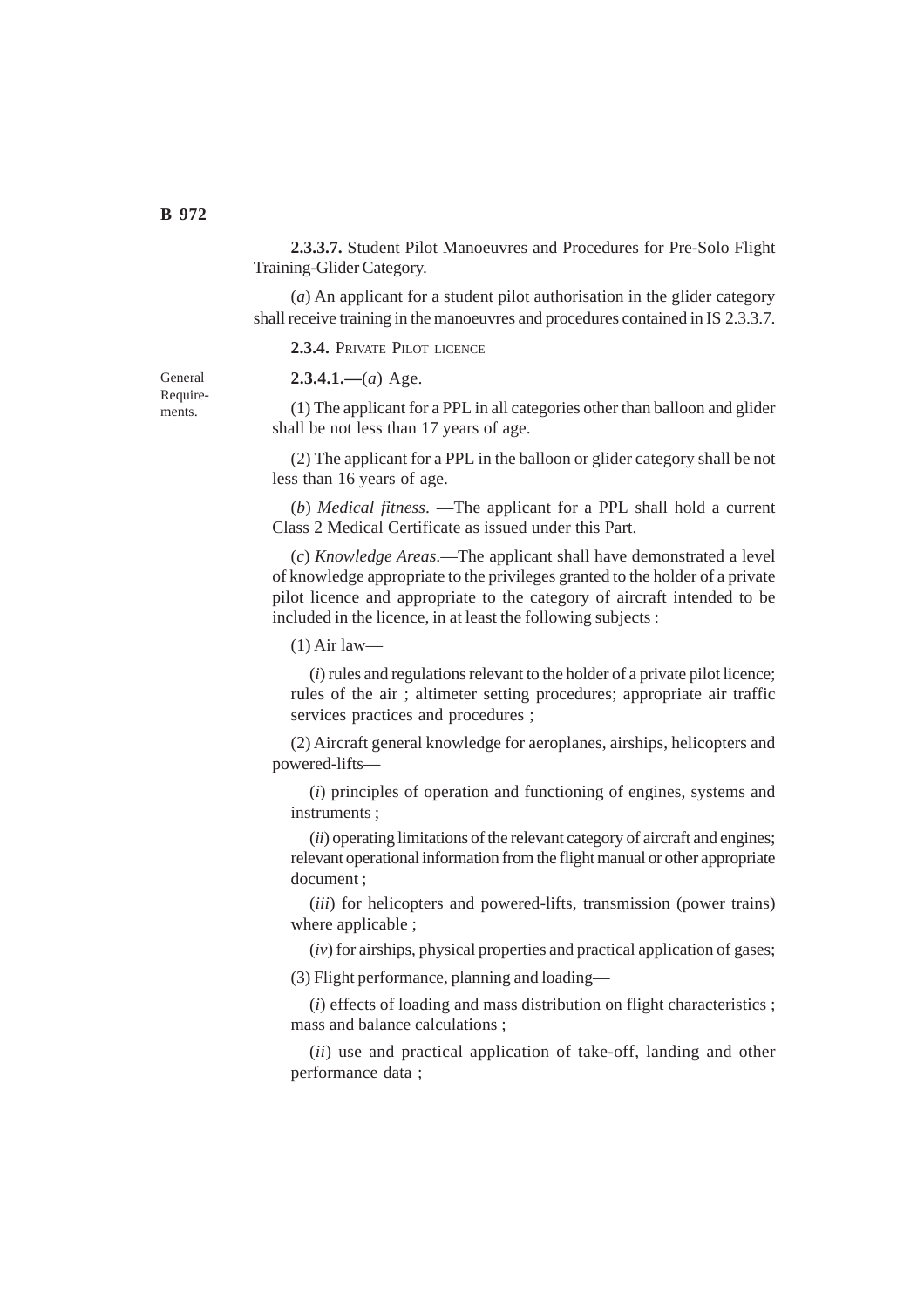**2.3.3.7.** Student Pilot Manoeuvres and Procedures for Pre-Solo Flight Training-Glider Category.

(*a*) An applicant for a student pilot authorisation in the glider category shall receive training in the manoeuvres and procedures contained in IS 2.3.3.7.

**2.3.4.** PRIVATE PILOT LICENCE

General Requirements.

**2.3.4.1.—**(*a*) Age.

(1) The applicant for a PPL in all categories other than balloon and glider shall be not less than 17 years of age.

(2) The applicant for a PPL in the balloon or glider category shall be not less than 16 years of age.

(*b*) *Medical fitness*. —The applicant for a PPL shall hold a current Class 2 Medical Certificate as issued under this Part.

(*c*) *Knowledge Areas*.—The applicant shall have demonstrated a level of knowledge appropriate to the privileges granted to the holder of a private pilot licence and appropriate to the category of aircraft intended to be included in the licence, in at least the following subjects :

(1) Air law—

(*i*) rules and regulations relevant to the holder of a private pilot licence; rules of the air ; altimeter setting procedures; appropriate air traffic services practices and procedures ;

(2) Aircraft general knowledge for aeroplanes, airships, helicopters and powered-lifts—

(*i*) principles of operation and functioning of engines, systems and instruments ;

(*ii*) operating limitations of the relevant category of aircraft and engines; relevant operational information from the flight manual or other appropriate document ;

(*iii*) for helicopters and powered-lifts, transmission (power trains) where applicable ;

(*iv*) for airships, physical properties and practical application of gases;

(3) Flight performance, planning and loading—

(*i*) effects of loading and mass distribution on flight characteristics ; mass and balance calculations ;

(*ii*) use and practical application of take-off, landing and other performance data ;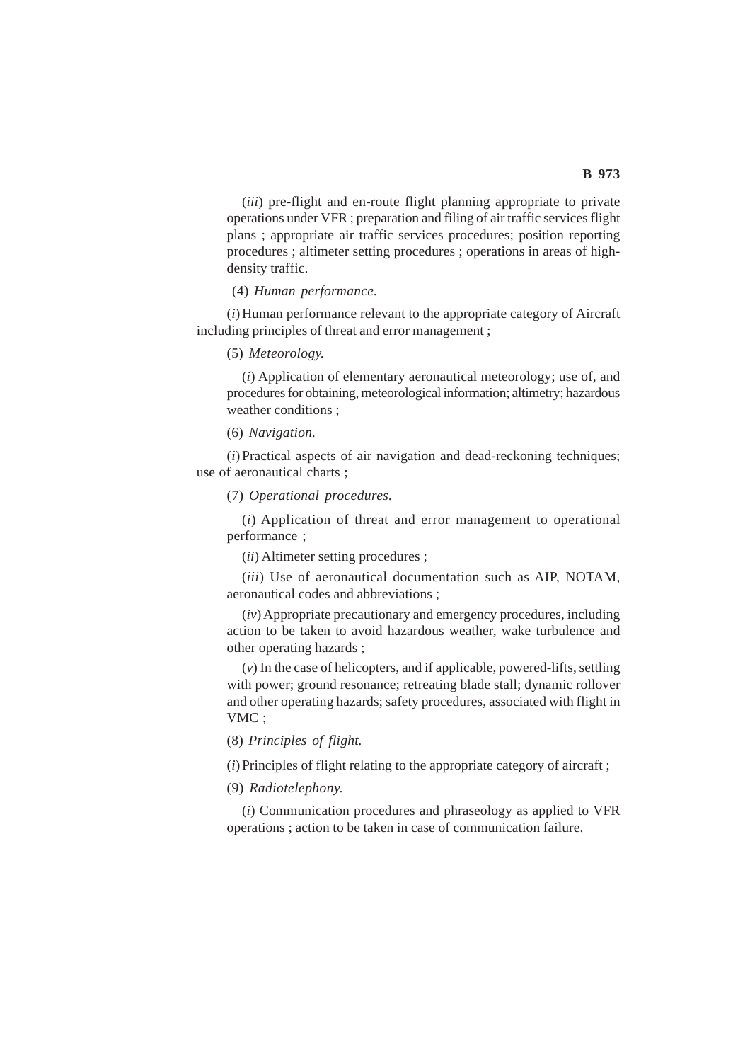(*iii*) pre-flight and en-route flight planning appropriate to private operations under VFR ; preparation and filing of air traffic services flight plans ; appropriate air traffic services procedures; position reporting procedures ; altimeter setting procedures ; operations in areas of high-density traffic.

(4) *Human performance.*

(*i*) Human performance relevant to the appropriate category of Aircraft including principles of threat and error management ;

(5) *Meteorology.*

(*i*) Application of elementary aeronautical meteorology; use of, and procedures for obtaining, meteorological information; altimetry; hazardous weather conditions ;

(6) *Navigation.*

(*i*) Practical aspects of air navigation and dead-reckoning techniques; use of aeronautical charts ;

(7) *Operational procedures.*

(*i*) Application of threat and error management to operational performance ;

(*ii*) Altimeter setting procedures ;

(*iii*) Use of aeronautical documentation such as AIP, NOTAM, aeronautical codes and abbreviations ;

(*iv*) Appropriate precautionary and emergency procedures, including action to be taken to avoid hazardous weather, wake turbulence and other operating hazards ;

(*v*) In the case of helicopters, and if applicable, powered-lifts, settling with power; ground resonance; retreating blade stall; dynamic rollover and other operating hazards; safety procedures, associated with flight in VMC ;

(8) *Principles of flight.*

(*i*) Principles of flight relating to the appropriate category of aircraft ;

(9) *Radiotelephony.*

(*i*) Communication procedures and phraseology as applied to VFR operations ; action to be taken in case of communication failure.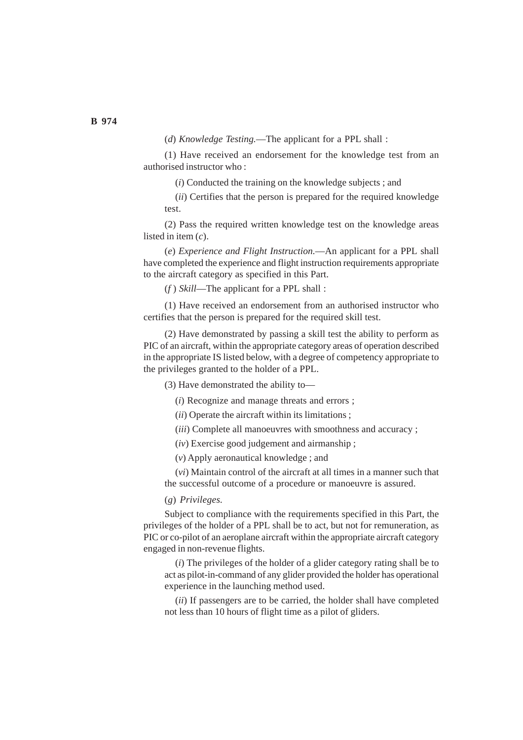(*d*) *Knowledge Testing.*—The applicant for a PPL shall :

(1) Have received an endorsement for the knowledge test from an authorised instructor who :

(*i*) Conducted the training on the knowledge subjects ; and

(*ii*) Certifies that the person is prepared for the required knowledge test.

(2) Pass the required written knowledge test on the knowledge areas listed in item (*c*).

(*e*) *Experience and Flight Instruction.*—An applicant for a PPL shall have completed the experience and flight instruction requirements appropriate to the aircraft category as specified in this Part.

(*f* ) *Skill*—The applicant for a PPL shall :

(1) Have received an endorsement from an authorised instructor who certifies that the person is prepared for the required skill test.

(2) Have demonstrated by passing a skill test the ability to perform as PIC of an aircraft, within the appropriate category areas of operation described in the appropriate IS listed below, with a degree of competency appropriate to the privileges granted to the holder of a PPL.

(3) Have demonstrated the ability to—

(*i*) Recognize and manage threats and errors ;

(*ii*) Operate the aircraft within its limitations ;

(*iii*) Complete all manoeuvres with smoothness and accuracy ;

(*iv*) Exercise good judgement and airmanship ;

(*v*) Apply aeronautical knowledge ; and

(*vi*) Maintain control of the aircraft at all times in a manner such that the successful outcome of a procedure or manoeuvre is assured.

(*g*) *Privileges.*

Subject to compliance with the requirements specified in this Part, the privileges of the holder of a PPL shall be to act, but not for remuneration, as PIC or co-pilot of an aeroplane aircraft within the appropriate aircraft category engaged in non-revenue flights.

(*i*) The privileges of the holder of a glider category rating shall be to act as pilot-in-command of any glider provided the holder has operational experience in the launching method used.

(*ii*) If passengers are to be carried, the holder shall have completed not less than 10 hours of flight time as a pilot of gliders.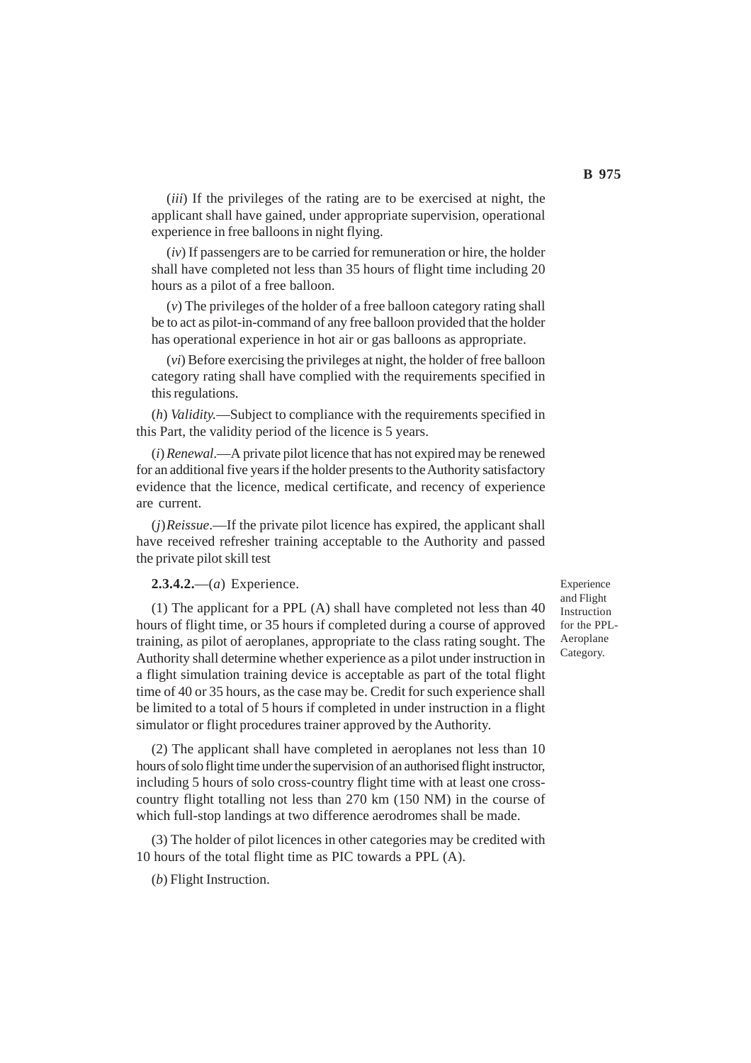(*iii*) If the privileges of the rating are to be exercised at night, the applicant shall have gained, under appropriate supervision, operational experience in free balloons in night flying.

(*iv*) If passengers are to be carried for remuneration or hire, the holder shall have completed not less than 35 hours of flight time including 20 hours as a pilot of a free balloon.

(*v*) The privileges of the holder of a free balloon category rating shall be to act as pilot-in-command of any free balloon provided that the holder has operational experience in hot air or gas balloons as appropriate.

(*vi*) Before exercising the privileges at night, the holder of free balloon category rating shall have complied with the requirements specified in this regulations.

(*h*) *Validity.*—Subject to compliance with the requirements specified in this Part, the validity period of the licence is 5 years.

(*i*) *Renewal*.—A private pilot licence that has not expired may be renewed for an additional five years if the holder presents to the Authority satisfactory evidence that the licence, medical certificate, and recency of experience are current.

(*j*) *Reissue*.—If the private pilot licence has expired, the applicant shall have received refresher training acceptable to the Authority and passed the private pilot skill test

Experience and Flight Instruction for the PPL-Aeroplane Category.

**2.3.4.2.**—(*a*) Experience.

(1) The applicant for a PPL (A) shall have completed not less than 40 hours of flight time, or 35 hours if completed during a course of approved training, as pilot of aeroplanes, appropriate to the class rating sought. The Authority shall determine whether experience as a pilot under instruction in a flight simulation training device is acceptable as part of the total flight time of 40 or 35 hours, as the case may be. Credit for such experience shall be limited to a total of 5 hours if completed in under instruction in a flight simulator or flight procedures trainer approved by the Authority.

(2) The applicant shall have completed in aeroplanes not less than 10 hours of solo flight time under the supervision of an authorised flight instructor, including 5 hours of solo cross-country flight time with at least one cross-country flight totalling not less than 270 km (150 NM) in the course of which full-stop landings at two difference aerodromes shall be made.

(3) The holder of pilot licences in other categories may be credited with 10 hours of the total flight time as PIC towards a PPL (A).

(*b*) Flight Instruction.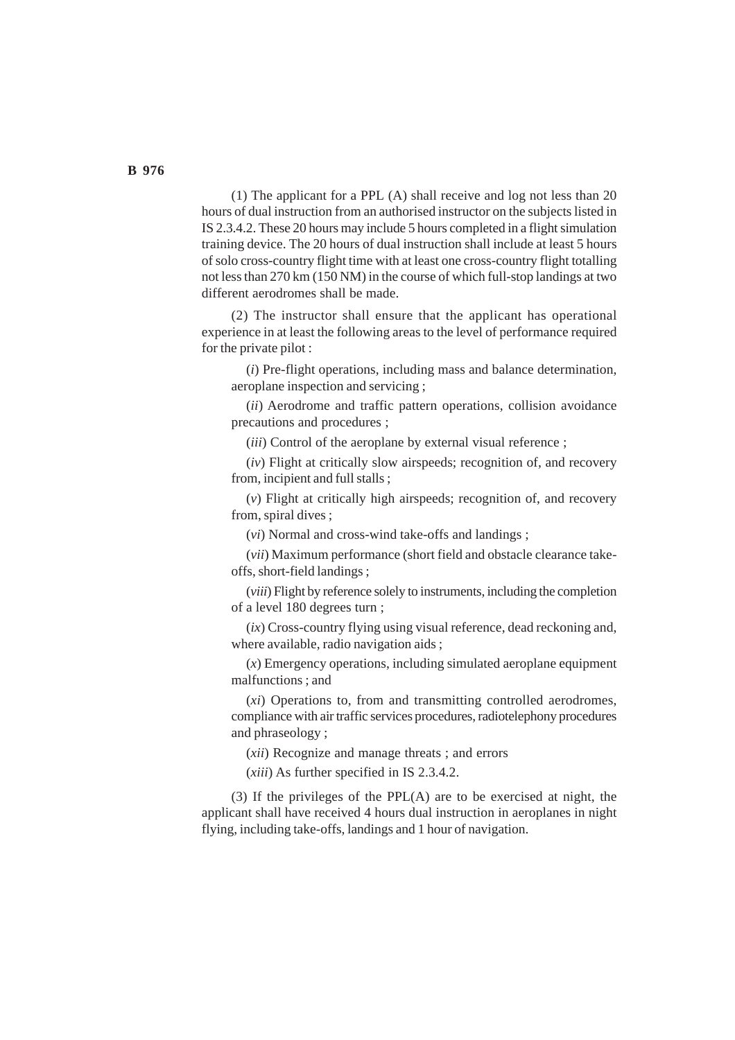(1) The applicant for a PPL (A) shall receive and log not less than 20 hours of dual instruction from an authorised instructor on the subjects listed in IS 2.3.4.2. These 20 hours may include 5 hours completed in a flight simulation training device. The 20 hours of dual instruction shall include at least 5 hours of solo cross-country flight time with at least one cross-country flight totalling not less than 270 km (150 NM) in the course of which full-stop landings at two different aerodromes shall be made.

(2) The instructor shall ensure that the applicant has operational experience in at least the following areas to the level of performance required for the private pilot :

(*i*) Pre-flight operations, including mass and balance determination, aeroplane inspection and servicing ;

(*ii*) Aerodrome and traffic pattern operations, collision avoidance precautions and procedures ;

(*iii*) Control of the aeroplane by external visual reference ;

(*iv*) Flight at critically slow airspeeds; recognition of, and recovery from, incipient and full stalls ;

(*v*) Flight at critically high airspeeds; recognition of, and recovery from, spiral dives ;

(*vi*) Normal and cross-wind take-offs and landings ;

(*vii*) Maximum performance (short field and obstacle clearance take-offs, short-field landings ;

(*viii*) Flight by reference solely to instruments, including the completion of a level 180 degrees turn ;

(*ix*) Cross-country flying using visual reference, dead reckoning and, where available, radio navigation aids ;

(*x*) Emergency operations, including simulated aeroplane equipment malfunctions ; and

(*xi*) Operations to, from and transmitting controlled aerodromes, compliance with air traffic services procedures, radiotelephony procedures and phraseology ;

(*xii*) Recognize and manage threats ; and errors

(*xiii*) As further specified in IS 2.3.4.2.

(3) If the privileges of the PPL(A) are to be exercised at night, the applicant shall have received 4 hours dual instruction in aeroplanes in night flying, including take-offs, landings and 1 hour of navigation.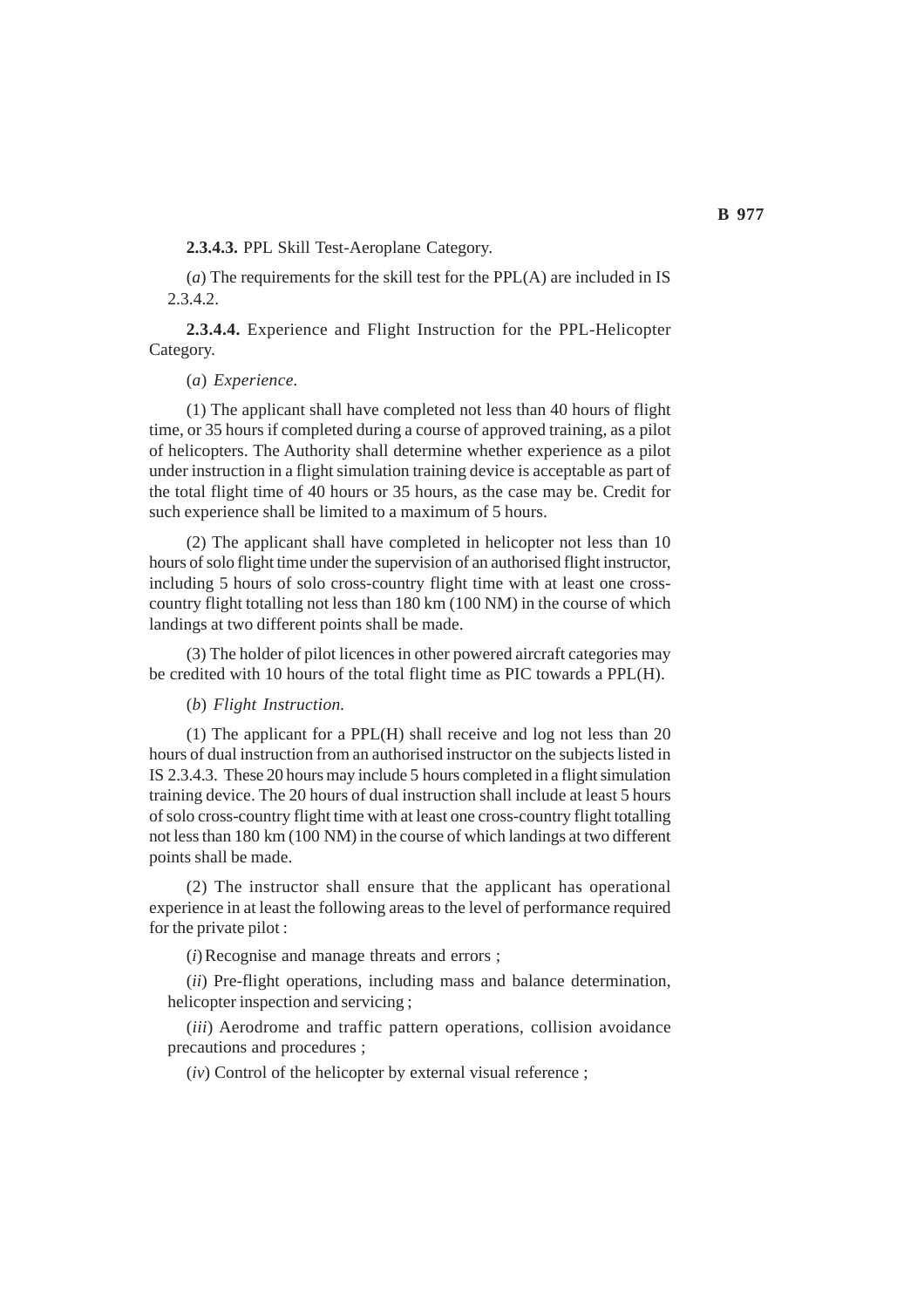**2.3.4.3.** PPL Skill Test-Aeroplane Category.

(*a*) The requirements for the skill test for the PPL(A) are included in IS 2.3.4.2.

**2.3.4.4.** Experience and Flight Instruction for the PPL-Helicopter Category.

(*a*) *Experience.*

(1) The applicant shall have completed not less than 40 hours of flight time, or 35 hours if completed during a course of approved training, as a pilot of helicopters. The Authority shall determine whether experience as a pilot under instruction in a flight simulation training device is acceptable as part of the total flight time of 40 hours or 35 hours, as the case may be. Credit for such experience shall be limited to a maximum of 5 hours.

(2) The applicant shall have completed in helicopter not less than 10 hours of solo flight time under the supervision of an authorised flight instructor, including 5 hours of solo cross-country flight time with at least one cross-country flight totalling not less than 180 km (100 NM) in the course of which landings at two different points shall be made.

(3) The holder of pilot licences in other powered aircraft categories may be credited with 10 hours of the total flight time as PIC towards a PPL(H).

(*b*) *Flight Instruction.*

(1) The applicant for a PPL(H) shall receive and log not less than 20 hours of dual instruction from an authorised instructor on the subjects listed in IS 2.3.4.3. These 20 hours may include 5 hours completed in a flight simulation training device. The 20 hours of dual instruction shall include at least 5 hours of solo cross-country flight time with at least one cross-country flight totalling not less than 180 km (100 NM) in the course of which landings at two different points shall be made.

(2) The instructor shall ensure that the applicant has operational experience in at least the following areas to the level of performance required for the private pilot :

(*i*) Recognise and manage threats and errors ;

(*ii*) Pre-flight operations, including mass and balance determination, helicopter inspection and servicing ;

(*iii*) Aerodrome and traffic pattern operations, collision avoidance precautions and procedures ;

(*iv*) Control of the helicopter by external visual reference ;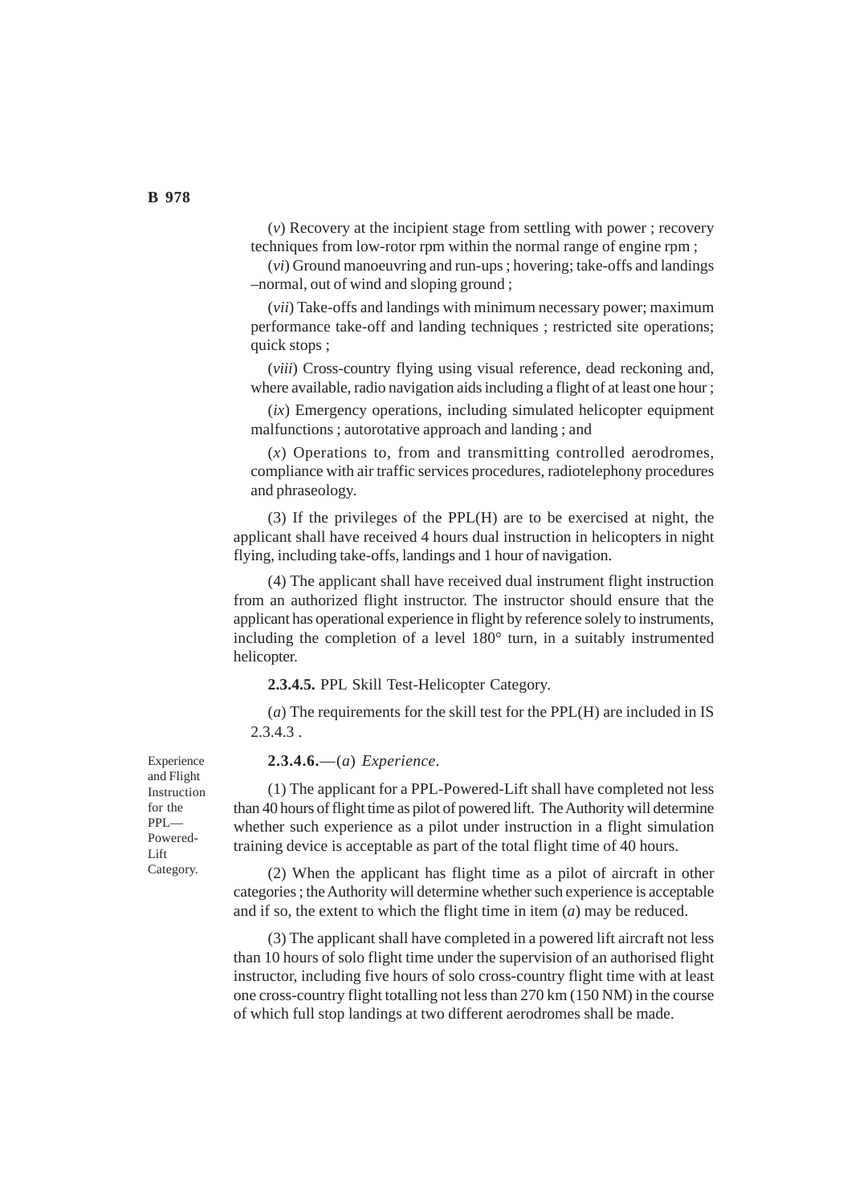(*v*) Recovery at the incipient stage from settling with power ; recovery techniques from low-rotor rpm within the normal range of engine rpm ;

(*vi*) Ground manoeuvring and run-ups ; hovering; take-offs and landings –normal, out of wind and sloping ground ;

(*vii*) Take-offs and landings with minimum necessary power; maximum performance take-off and landing techniques ; restricted site operations; quick stops ;

(*viii*) Cross-country flying using visual reference, dead reckoning and, where available, radio navigation aids including a flight of at least one hour ;

(*ix*) Emergency operations, including simulated helicopter equipment malfunctions ; autorotative approach and landing ; and

(*x*) Operations to, from and transmitting controlled aerodromes, compliance with air traffic services procedures, radiotelephony procedures and phraseology.

(3) If the privileges of the PPL(H) are to be exercised at night, the applicant shall have received 4 hours dual instruction in helicopters in night flying, including take-offs, landings and 1 hour of navigation.

(4) The applicant shall have received dual instrument flight instruction from an authorized flight instructor. The instructor should ensure that the applicant has operational experience in flight by reference solely to instruments, including the completion of a level 180° turn, in a suitably instrumented helicopter.

**2.3.4.5.** PPL Skill Test-Helicopter Category.

(*a*) The requirements for the skill test for the PPL(H) are included in IS 2.3.4.3 .

Experience and Flight Instruction for the PPL—Powered-Lift Category.

**2.3.4.6.**—(*a*) *Experience*.

(1) The applicant for a PPL-Powered-Lift shall have completed not less than 40 hours of flight time as pilot of powered lift. The Authority will determine whether such experience as a pilot under instruction in a flight simulation training device is acceptable as part of the total flight time of 40 hours.

(2) When the applicant has flight time as a pilot of aircraft in other categories ; the Authority will determine whether such experience is acceptable and if so, the extent to which the flight time in item (*a*) may be reduced.

(3) The applicant shall have completed in a powered lift aircraft not less than 10 hours of solo flight time under the supervision of an authorised flight instructor, including five hours of solo cross-country flight time with at least one cross-country flight totalling not less than 270 km (150 NM) in the course of which full stop landings at two different aerodromes shall be made.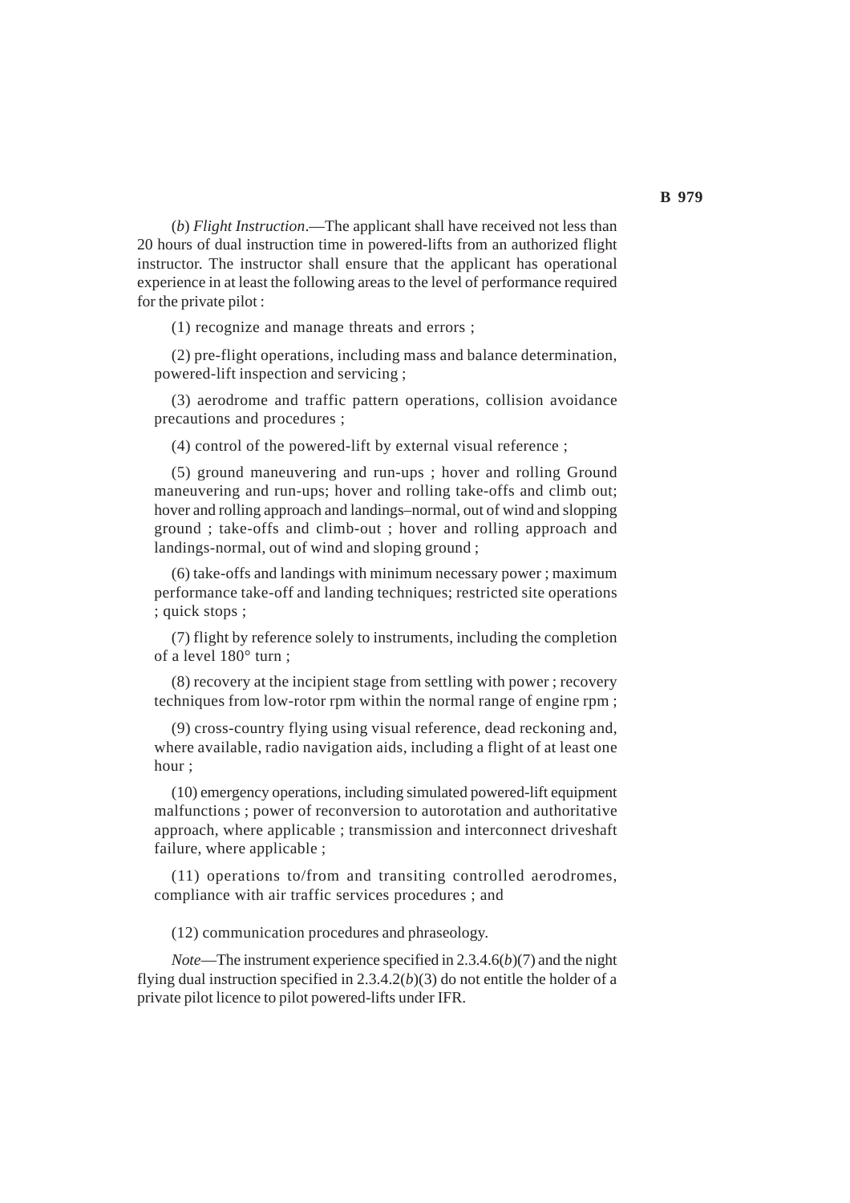(*b*) *Flight Instruction*.—The applicant shall have received not less than 20 hours of dual instruction time in powered-lifts from an authorized flight instructor. The instructor shall ensure that the applicant has operational experience in at least the following areas to the level of performance required for the private pilot :

(1) recognize and manage threats and errors ;

(2) pre-flight operations, including mass and balance determination, powered-lift inspection and servicing ;

(3) aerodrome and traffic pattern operations, collision avoidance precautions and procedures ;

(4) control of the powered-lift by external visual reference ;

(5) ground maneuvering and run-ups ; hover and rolling Ground maneuvering and run-ups; hover and rolling take-offs and climb out; hover and rolling approach and landings–normal, out of wind and slopping ground ; take-offs and climb-out ; hover and rolling approach and landings-normal, out of wind and sloping ground ;

(6) take-offs and landings with minimum necessary power ; maximum performance take-off and landing techniques; restricted site operations ; quick stops ;

(7) flight by reference solely to instruments, including the completion of a level 180° turn ;

(8) recovery at the incipient stage from settling with power ; recovery techniques from low-rotor rpm within the normal range of engine rpm ;

(9) cross-country flying using visual reference, dead reckoning and, where available, radio navigation aids, including a flight of at least one hour ;

(10) emergency operations, including simulated powered-lift equipment malfunctions ; power of reconversion to autorotation and authoritative approach, where applicable ; transmission and interconnect driveshaft failure, where applicable ;

(11) operations to/from and transiting controlled aerodromes, compliance with air traffic services procedures ; and

(12) communication procedures and phraseology.

*Note*—The instrument experience specified in 2.3.4.6(*b*)(7) and the night flying dual instruction specified in 2.3.4.2(*b*)(3) do not entitle the holder of a private pilot licence to pilot powered-lifts under IFR.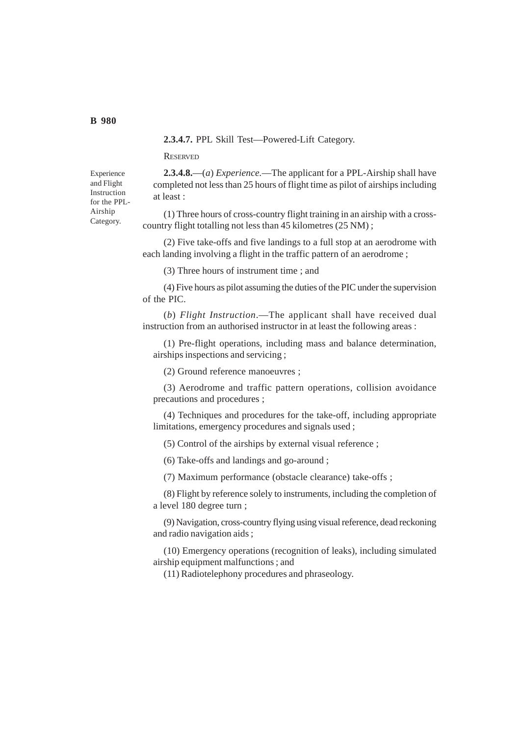**2.3.4.7.** PPL Skill Test—Powered-Lift Category.

RESERVED

Experience and Flight Instruction for the PPL-Airship Category.

**2.3.4.8.**—(*a*) *Experience.*—The applicant for a PPL-Airship shall have completed not less than 25 hours of flight time as pilot of airships including at least :

(1) Three hours of cross-country flight training in an airship with a cross-country flight totalling not less than 45 kilometres (25 NM) ;

(2) Five take-offs and five landings to a full stop at an aerodrome with each landing involving a flight in the traffic pattern of an aerodrome ;

(3) Three hours of instrument time ; and

(4) Five hours as pilot assuming the duties of the PIC under the supervision of the PIC.

(*b*) *Flight Instruction*.—The applicant shall have received dual instruction from an authorised instructor in at least the following areas :

(1) Pre-flight operations, including mass and balance determination, airships inspections and servicing ;

(2) Ground reference manoeuvres ;

(3) Aerodrome and traffic pattern operations, collision avoidance precautions and procedures ;

(4) Techniques and procedures for the take-off, including appropriate limitations, emergency procedures and signals used ;

(5) Control of the airships by external visual reference ;

(6) Take-offs and landings and go-around ;

(7) Maximum performance (obstacle clearance) take-offs ;

(8) Flight by reference solely to instruments, including the completion of a level 180 degree turn ;

(9) Navigation, cross-country flying using visual reference, dead reckoning and radio navigation aids ;

(10) Emergency operations (recognition of leaks), including simulated airship equipment malfunctions ; and

(11) Radiotelephony procedures and phraseology.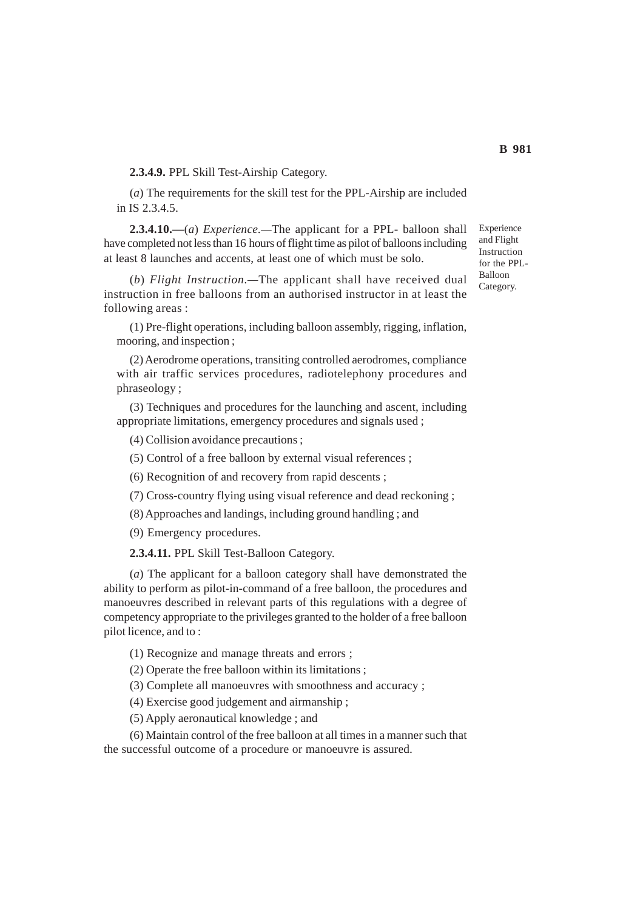**2.3.4.9.** PPL Skill Test-Airship Category.

(*a*) The requirements for the skill test for the PPL-Airship are included in IS 2.3.4.5.

Experience and Flight Instruction for the PPL-Balloon Category.

**2.3.4.10.—**(*a*) *Experience.*—The applicant for a PPL- balloon shall have completed not less than 16 hours of flight time as pilot of balloons including at least 8 launches and accents, at least one of which must be solo.

(*b*) *Flight Instruction*.—The applicant shall have received dual instruction in free balloons from an authorised instructor in at least the following areas :

(1) Pre-flight operations, including balloon assembly, rigging, inflation, mooring, and inspection ;

(2) Aerodrome operations, transiting controlled aerodromes, compliance with air traffic services procedures, radiotelephony procedures and phraseology ;

(3) Techniques and procedures for the launching and ascent, including appropriate limitations, emergency procedures and signals used ;

(4) Collision avoidance precautions ;

(5) Control of a free balloon by external visual references ;

(6) Recognition of and recovery from rapid descents ;

(7) Cross-country flying using visual reference and dead reckoning ;

(8) Approaches and landings, including ground handling ; and

(9) Emergency procedures.

**2.3.4.11.** PPL Skill Test-Balloon Category.

(*a*) The applicant for a balloon category shall have demonstrated the ability to perform as pilot-in-command of a free balloon, the procedures and manoeuvres described in relevant parts of this regulations with a degree of competency appropriate to the privileges granted to the holder of a free balloon pilot licence, and to :

(1) Recognize and manage threats and errors ;

(2) Operate the free balloon within its limitations ;

(3) Complete all manoeuvres with smoothness and accuracy ;

(4) Exercise good judgement and airmanship ;

(5) Apply aeronautical knowledge ; and

(6) Maintain control of the free balloon at all times in a manner such that the successful outcome of a procedure or manoeuvre is assured.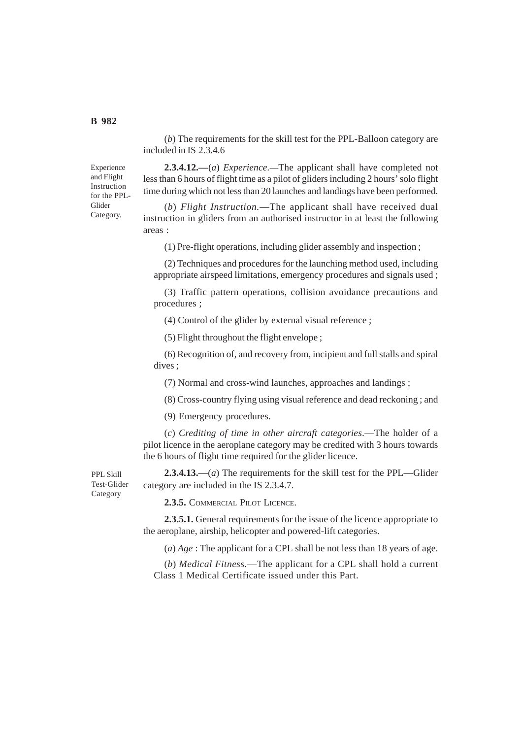(*b*) The requirements for the skill test for the PPL-Balloon category are included in IS 2.3.4.6

Experience and Flight Instruction for the PPL-Glider Category.

**2.3.4.12.—**(*a*) *Experience*.—The applicant shall have completed not less than 6 hours of flight time as a pilot of gliders including 2 hours' solo flight time during which not less than 20 launches and landings have been performed.

(*b*) *Flight Instruction*.—The applicant shall have received dual instruction in gliders from an authorised instructor in at least the following areas :

(1) Pre-flight operations, including glider assembly and inspection ;

(2) Techniques and procedures for the launching method used, including appropriate airspeed limitations, emergency procedures and signals used ;

(3) Traffic pattern operations, collision avoidance precautions and procedures ;

(4) Control of the glider by external visual reference ;

(5) Flight throughout the flight envelope ;

(6) Recognition of, and recovery from, incipient and full stalls and spiral dives ;

(7) Normal and cross-wind launches, approaches and landings ;

(8) Cross-country flying using visual reference and dead reckoning ; and

(9) Emergency procedures.

(*c*) *Crediting of time in other aircraft categories*.—The holder of a pilot licence in the aeroplane category may be credited with 3 hours towards the 6 hours of flight time required for the glider licence.

PPL Skill Test-Glider Category

**2.3.4.13.**—(*a*) The requirements for the skill test for the PPL—Glider category are included in the IS 2.3.4.7.

**2.3.5.** COMMERCIAL PILOT LICENCE.

**2.3.5.1.** General requirements for the issue of the licence appropriate to the aeroplane, airship, helicopter and powered-lift categories.

(*a*) *Age* : The applicant for a CPL shall be not less than 18 years of age.

(*b*) *Medical Fitness*.—The applicant for a CPL shall hold a current Class 1 Medical Certificate issued under this Part.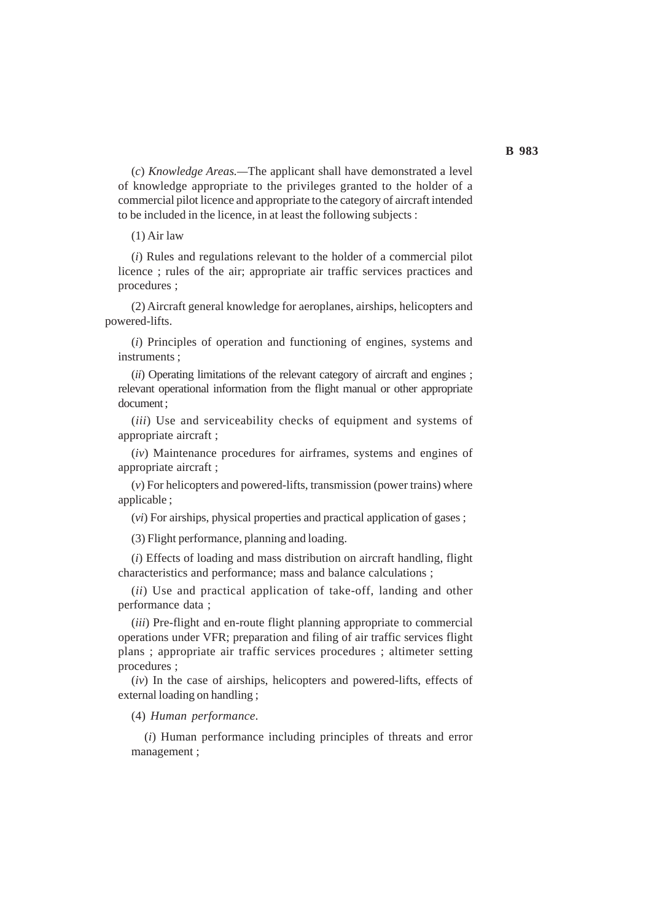(*c*) *Knowledge Areas.*—The applicant shall have demonstrated a level of knowledge appropriate to the privileges granted to the holder of a commercial pilot licence and appropriate to the category of aircraft intended to be included in the licence, in at least the following subjects :

(1) Air law

(*i*) Rules and regulations relevant to the holder of a commercial pilot licence ; rules of the air; appropriate air traffic services practices and procedures ;

(2) Aircraft general knowledge for aeroplanes, airships, helicopters and powered-lifts.

(*i*) Principles of operation and functioning of engines, systems and instruments ;

(*ii*) Operating limitations of the relevant category of aircraft and engines ; relevant operational information from the flight manual or other appropriate document ;

(*iii*) Use and serviceability checks of equipment and systems of appropriate aircraft ;

(*iv*) Maintenance procedures for airframes, systems and engines of appropriate aircraft ;

(*v*) For helicopters and powered-lifts, transmission (power trains) where applicable ;

(*vi*) For airships, physical properties and practical application of gases ;

(3) Flight performance, planning and loading.

(*i*) Effects of loading and mass distribution on aircraft handling, flight characteristics and performance; mass and balance calculations ;

(*ii*) Use and practical application of take-off, landing and other performance data ;

(*iii*) Pre-flight and en-route flight planning appropriate to commercial operations under VFR; preparation and filing of air traffic services flight plans ; appropriate air traffic services procedures ; altimeter setting procedures ;

(*iv*) In the case of airships, helicopters and powered-lifts, effects of external loading on handling ;

(4) *Human performance*.

(*i*) Human performance including principles of threats and error management ;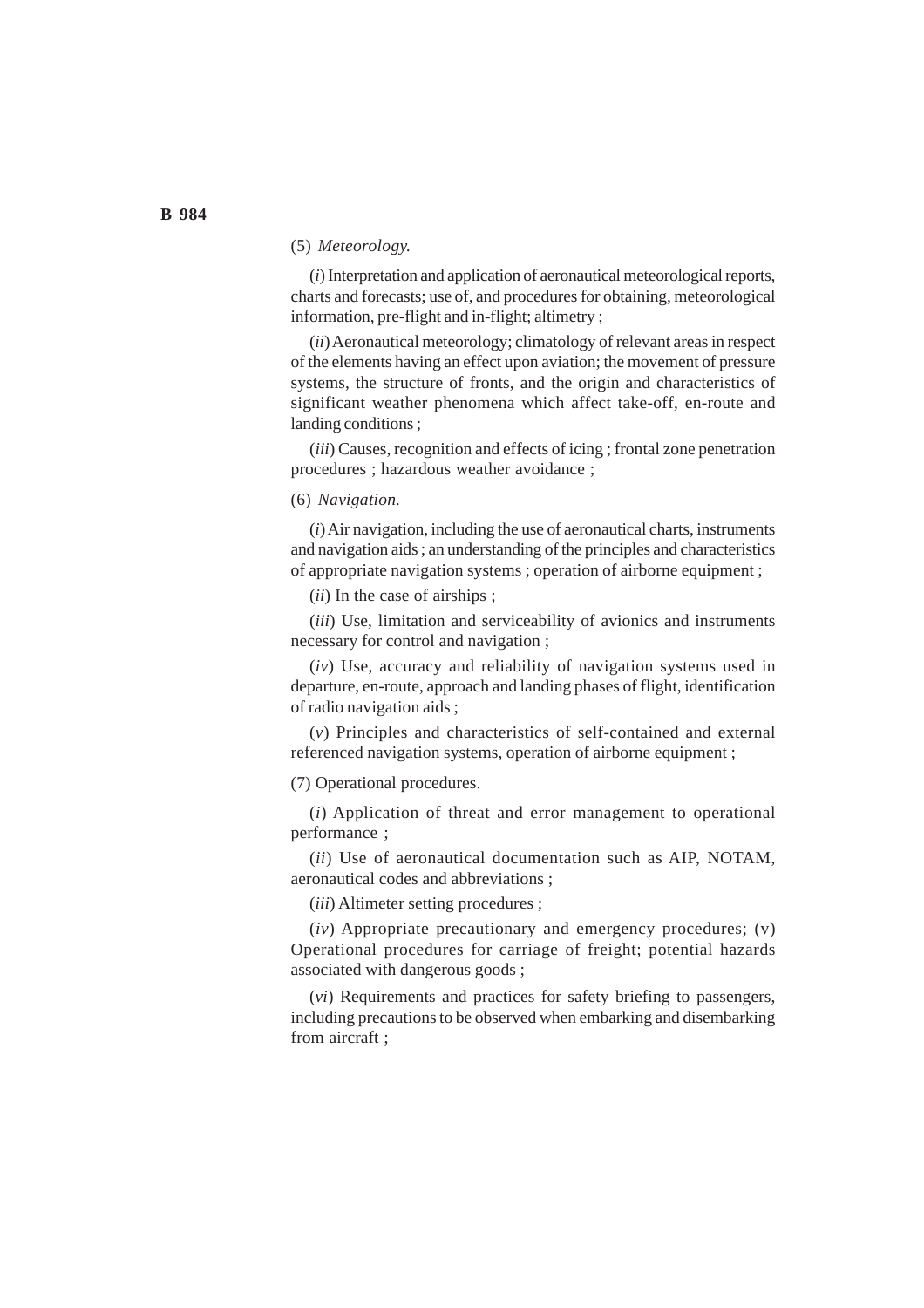(5) *Meteorology.*

(*i*) Interpretation and application of aeronautical meteorological reports, charts and forecasts; use of, and procedures for obtaining, meteorological information, pre-flight and in-flight; altimetry ;

(*ii*) Aeronautical meteorology; climatology of relevant areas in respect of the elements having an effect upon aviation; the movement of pressure systems, the structure of fronts, and the origin and characteristics of significant weather phenomena which affect take-off, en-route and landing conditions ;

(*iii*) Causes, recognition and effects of icing ; frontal zone penetration procedures ; hazardous weather avoidance ;

(6) *Navigation.*

(*i*) Air navigation, including the use of aeronautical charts, instruments and navigation aids ; an understanding of the principles and characteristics of appropriate navigation systems ; operation of airborne equipment ;

(*ii*) In the case of airships ;

(*iii*) Use, limitation and serviceability of avionics and instruments necessary for control and navigation ;

(*iv*) Use, accuracy and reliability of navigation systems used in departure, en-route, approach and landing phases of flight, identification of radio navigation aids ;

(*v*) Principles and characteristics of self-contained and external referenced navigation systems, operation of airborne equipment ;

(7) Operational procedures.

(*i*) Application of threat and error management to operational performance ;

(*ii*) Use of aeronautical documentation such as AIP, NOTAM, aeronautical codes and abbreviations ;

(*iii*) Altimeter setting procedures ;

(*iv*) Appropriate precautionary and emergency procedures; (v) Operational procedures for carriage of freight; potential hazards associated with dangerous goods ;

(*vi*) Requirements and practices for safety briefing to passengers, including precautions to be observed when embarking and disembarking from aircraft ;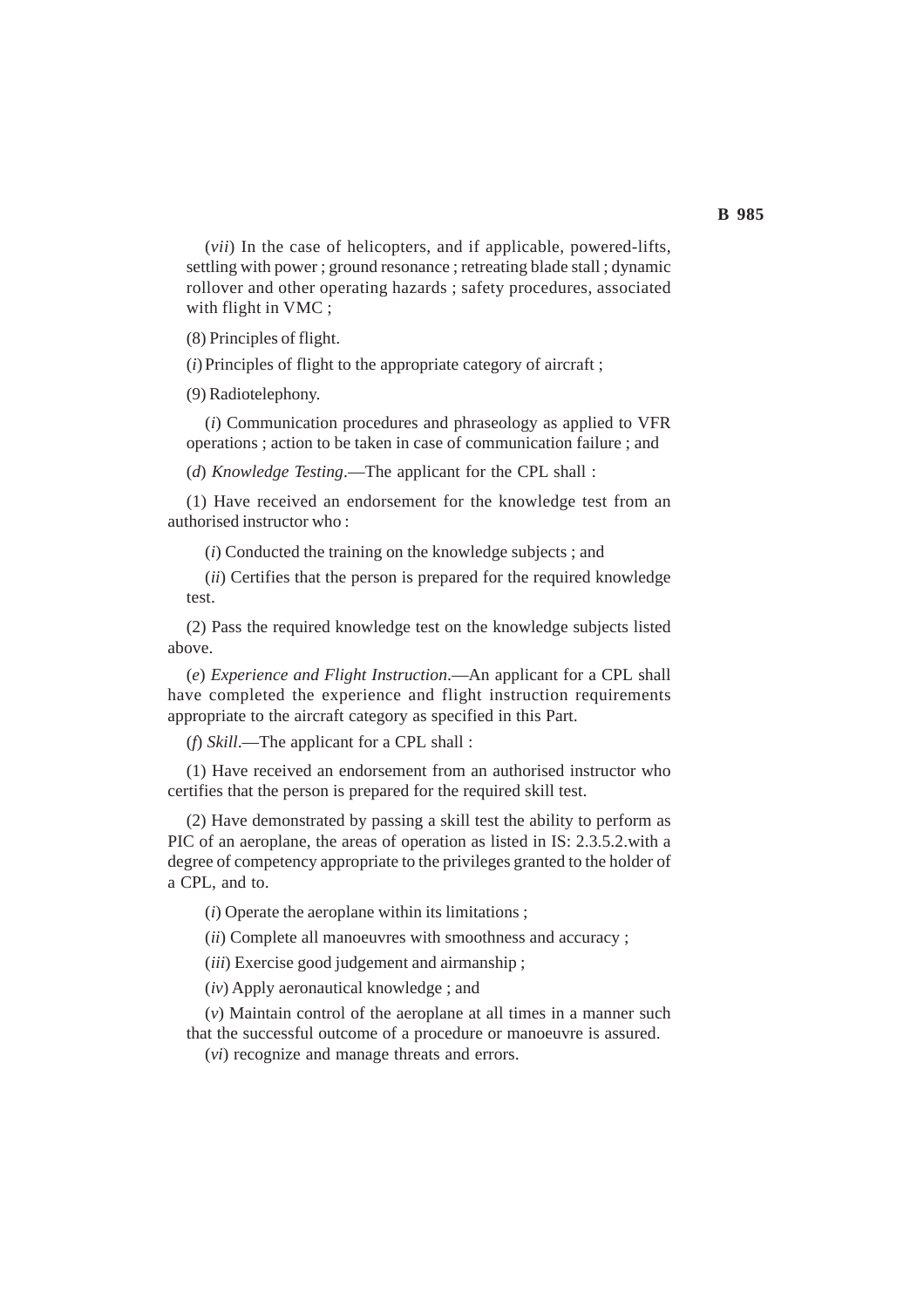(*vii*) In the case of helicopters, and if applicable, powered-lifts, settling with power ; ground resonance ; retreating blade stall ; dynamic rollover and other operating hazards ; safety procedures, associated with flight in VMC ;

(8) Principles of flight.

(*i*) Principles of flight to the appropriate category of aircraft ;

(9) Radiotelephony.

(*i*) Communication procedures and phraseology as applied to VFR operations ; action to be taken in case of communication failure ; and

(*d*) *Knowledge Testing*.—The applicant for the CPL shall :

(1) Have received an endorsement for the knowledge test from an authorised instructor who :

(*i*) Conducted the training on the knowledge subjects ; and

(*ii*) Certifies that the person is prepared for the required knowledge test.

(2) Pass the required knowledge test on the knowledge subjects listed above.

(*e*) *Experience and Flight Instruction*.—An applicant for a CPL shall have completed the experience and flight instruction requirements appropriate to the aircraft category as specified in this Part.

(*f*) *Skill*.—The applicant for a CPL shall :

(1) Have received an endorsement from an authorised instructor who certifies that the person is prepared for the required skill test.

(2) Have demonstrated by passing a skill test the ability to perform as PIC of an aeroplane, the areas of operation as listed in IS: 2.3.5.2.with a degree of competency appropriate to the privileges granted to the holder of a CPL, and to.

(*i*) Operate the aeroplane within its limitations ;

(*ii*) Complete all manoeuvres with smoothness and accuracy ;

(*iii*) Exercise good judgement and airmanship ;

(*iv*) Apply aeronautical knowledge ; and

(*v*) Maintain control of the aeroplane at all times in a manner such that the successful outcome of a procedure or manoeuvre is assured.

(*vi*) recognize and manage threats and errors.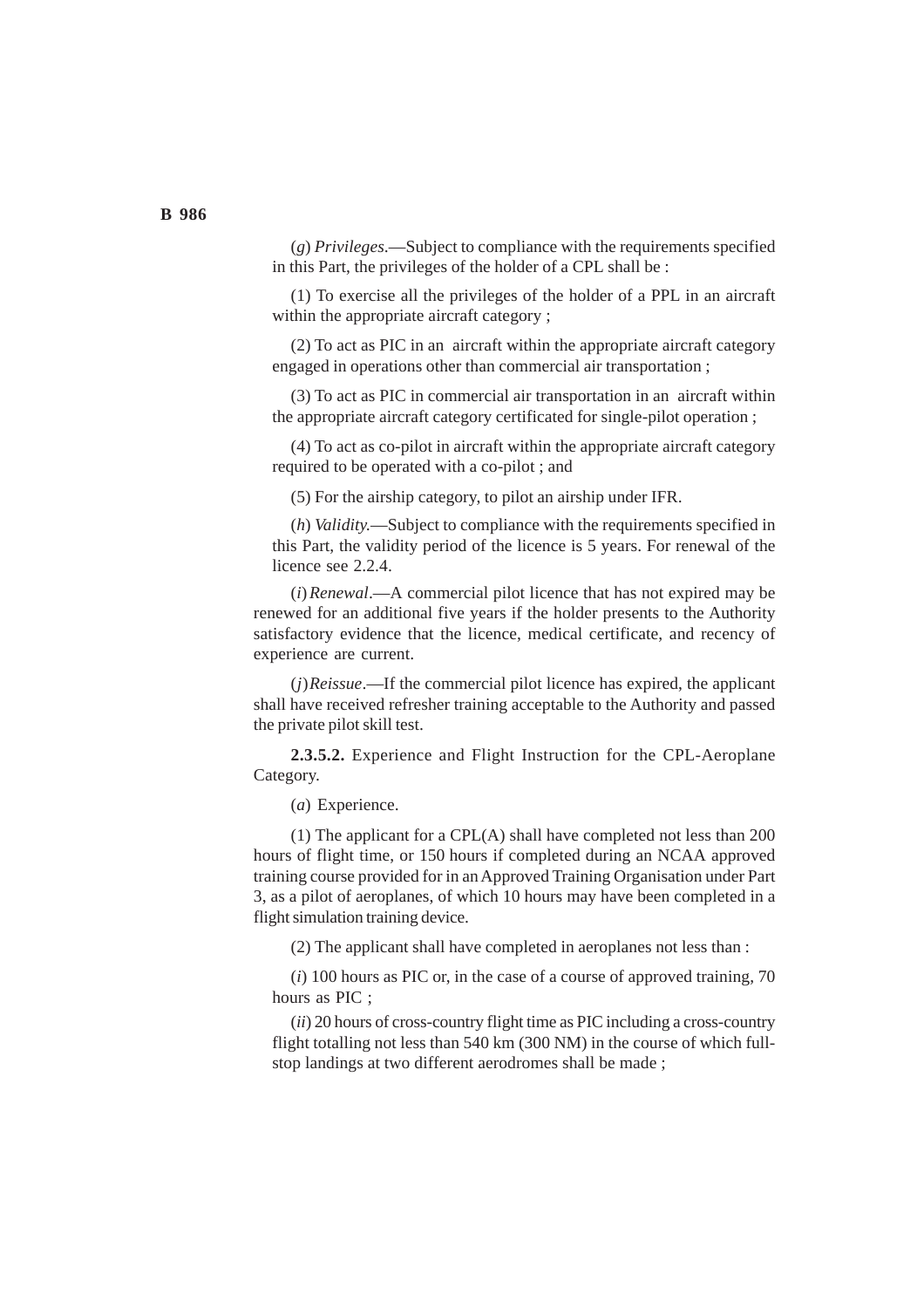(*g*) *Privileges*.—Subject to compliance with the requirements specified in this Part, the privileges of the holder of a CPL shall be :

(1) To exercise all the privileges of the holder of a PPL in an aircraft within the appropriate aircraft category ;

(2) To act as PIC in an aircraft within the appropriate aircraft category engaged in operations other than commercial air transportation ;

(3) To act as PIC in commercial air transportation in an aircraft within the appropriate aircraft category certificated for single-pilot operation ;

(4) To act as co-pilot in aircraft within the appropriate aircraft category required to be operated with a co-pilot ; and

(5) For the airship category, to pilot an airship under IFR.

(*h*) *Validity.*—Subject to compliance with the requirements specified in this Part, the validity period of the licence is 5 years. For renewal of the licence see 2.2.4.

(*i*) *Renewal*.—A commercial pilot licence that has not expired may be renewed for an additional five years if the holder presents to the Authority satisfactory evidence that the licence, medical certificate, and recency of experience are current.

(*j*) *Reissue*.—If the commercial pilot licence has expired, the applicant shall have received refresher training acceptable to the Authority and passed the private pilot skill test.

**2.3.5.2.** Experience and Flight Instruction for the CPL-Aeroplane Category.

(*a*) Experience.

(1) The applicant for a CPL(A) shall have completed not less than 200 hours of flight time, or 150 hours if completed during an NCAA approved training course provided for in an Approved Training Organisation under Part 3, as a pilot of aeroplanes, of which 10 hours may have been completed in a flight simulation training device.

(2) The applicant shall have completed in aeroplanes not less than :

(*i*) 100 hours as PIC or, in the case of a course of approved training, 70 hours as PIC ;

(*ii*) 20 hours of cross-country flight time as PIC including a cross-country flight totalling not less than 540 km (300 NM) in the course of which full-stop landings at two different aerodromes shall be made ;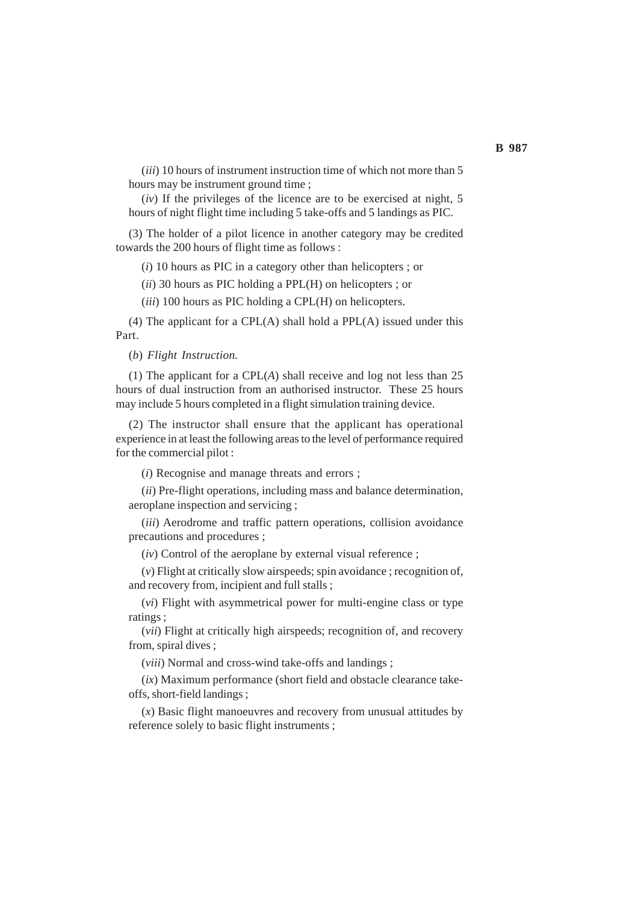(*iii*) 10 hours of instrument instruction time of which not more than 5 hours may be instrument ground time ;

(*iv*) If the privileges of the licence are to be exercised at night, 5 hours of night flight time including 5 take-offs and 5 landings as PIC.

(3) The holder of a pilot licence in another category may be credited towards the 200 hours of flight time as follows :

(*i*) 10 hours as PIC in a category other than helicopters ; or

(*ii*) 30 hours as PIC holding a PPL(H) on helicopters ; or

(*iii*) 100 hours as PIC holding a CPL(H) on helicopters.

(4) The applicant for a CPL(A) shall hold a PPL(A) issued under this Part.

(*b*) *Flight Instruction.*

(1) The applicant for a CPL(*A*) shall receive and log not less than 25 hours of dual instruction from an authorised instructor. These 25 hours may include 5 hours completed in a flight simulation training device.

(2) The instructor shall ensure that the applicant has operational experience in at least the following areas to the level of performance required for the commercial pilot :

(*i*) Recognise and manage threats and errors ;

(*ii*) Pre-flight operations, including mass and balance determination, aeroplane inspection and servicing ;

(*iii*) Aerodrome and traffic pattern operations, collision avoidance precautions and procedures ;

(*iv*) Control of the aeroplane by external visual reference ;

(*v*) Flight at critically slow airspeeds; spin avoidance ; recognition of, and recovery from, incipient and full stalls ;

(*vi*) Flight with asymmetrical power for multi-engine class or type ratings ;

(*vii*) Flight at critically high airspeeds; recognition of, and recovery from, spiral dives ;

(*viii*) Normal and cross-wind take-offs and landings ;

(*ix*) Maximum performance (short field and obstacle clearance take-offs, short-field landings ;

(*x*) Basic flight manoeuvres and recovery from unusual attitudes by reference solely to basic flight instruments ;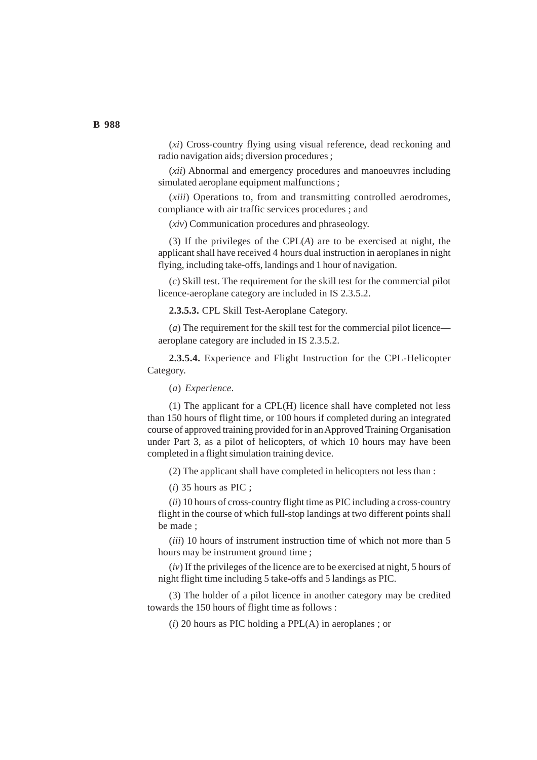(*xi*) Cross-country flying using visual reference, dead reckoning and radio navigation aids; diversion procedures ;

(*xii*) Abnormal and emergency procedures and manoeuvres including simulated aeroplane equipment malfunctions ;

(*xiii*) Operations to, from and transmitting controlled aerodromes, compliance with air traffic services procedures ; and

(*xiv*) Communication procedures and phraseology.

(3) If the privileges of the CPL(*A*) are to be exercised at night, the applicant shall have received 4 hours dual instruction in aeroplanes in night flying, including take-offs, landings and 1 hour of navigation.

(*c*) Skill test. The requirement for the skill test for the commercial pilot licence-aeroplane category are included in IS 2.3.5.2.

**2.3.5.3.** CPL Skill Test-Aeroplane Category.

(*a*) The requirement for the skill test for the commercial pilot licence—aeroplane category are included in IS 2.3.5.2.

**2.3.5.4.** Experience and Flight Instruction for the CPL-Helicopter Category.

(*a*) *Experience*.

(1) The applicant for a CPL(H) licence shall have completed not less than 150 hours of flight time, or 100 hours if completed during an integrated course of approved training provided for in an Approved Training Organisation under Part 3, as a pilot of helicopters, of which 10 hours may have been completed in a flight simulation training device.

(2) The applicant shall have completed in helicopters not less than :

(*i*) 35 hours as PIC ;

(*ii*) 10 hours of cross-country flight time as PIC including a cross-country flight in the course of which full-stop landings at two different points shall be made ;

(*iii*) 10 hours of instrument instruction time of which not more than 5 hours may be instrument ground time ;

(*iv*) If the privileges of the licence are to be exercised at night, 5 hours of night flight time including 5 take-offs and 5 landings as PIC.

(3) The holder of a pilot licence in another category may be credited towards the 150 hours of flight time as follows :

(*i*) 20 hours as PIC holding a PPL(A) in aeroplanes ; or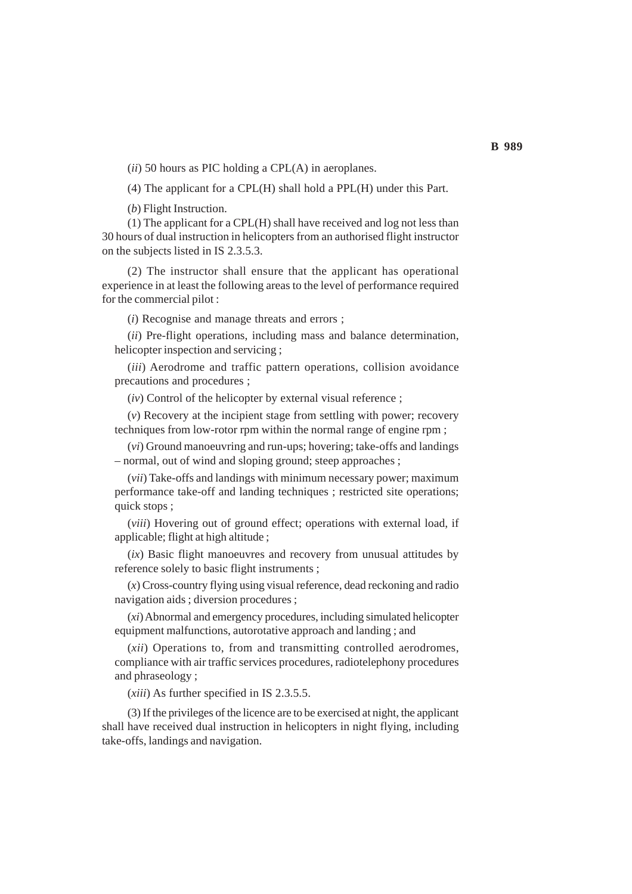(*ii*) 50 hours as PIC holding a CPL(A) in aeroplanes.

(4) The applicant for a CPL(H) shall hold a PPL(H) under this Part.

(*b*) Flight Instruction.

(1) The applicant for a CPL(H) shall have received and log not less than 30 hours of dual instruction in helicopters from an authorised flight instructor on the subjects listed in IS 2.3.5.3.

(2) The instructor shall ensure that the applicant has operational experience in at least the following areas to the level of performance required for the commercial pilot :

(*i*) Recognise and manage threats and errors ;

(*ii*) Pre-flight operations, including mass and balance determination, helicopter inspection and servicing ;

(*iii*) Aerodrome and traffic pattern operations, collision avoidance precautions and procedures ;

(*iv*) Control of the helicopter by external visual reference ;

(*v*) Recovery at the incipient stage from settling with power; recovery techniques from low-rotor rpm within the normal range of engine rpm ;

(*vi*) Ground manoeuvring and run-ups; hovering; take-offs and landings – normal, out of wind and sloping ground; steep approaches ;

(*vii*) Take-offs and landings with minimum necessary power; maximum performance take-off and landing techniques ; restricted site operations; quick stops ;

(*viii*) Hovering out of ground effect; operations with external load, if applicable; flight at high altitude ;

(*ix*) Basic flight manoeuvres and recovery from unusual attitudes by reference solely to basic flight instruments ;

(*x*) Cross-country flying using visual reference, dead reckoning and radio navigation aids ; diversion procedures ;

(*xi*) Abnormal and emergency procedures, including simulated helicopter equipment malfunctions, autorotative approach and landing ; and

(*xii*) Operations to, from and transmitting controlled aerodromes, compliance with air traffic services procedures, radiotelephony procedures and phraseology ;

(*xiii*) As further specified in IS 2.3.5.5.

(3) If the privileges of the licence are to be exercised at night, the applicant shall have received dual instruction in helicopters in night flying, including take-offs, landings and navigation.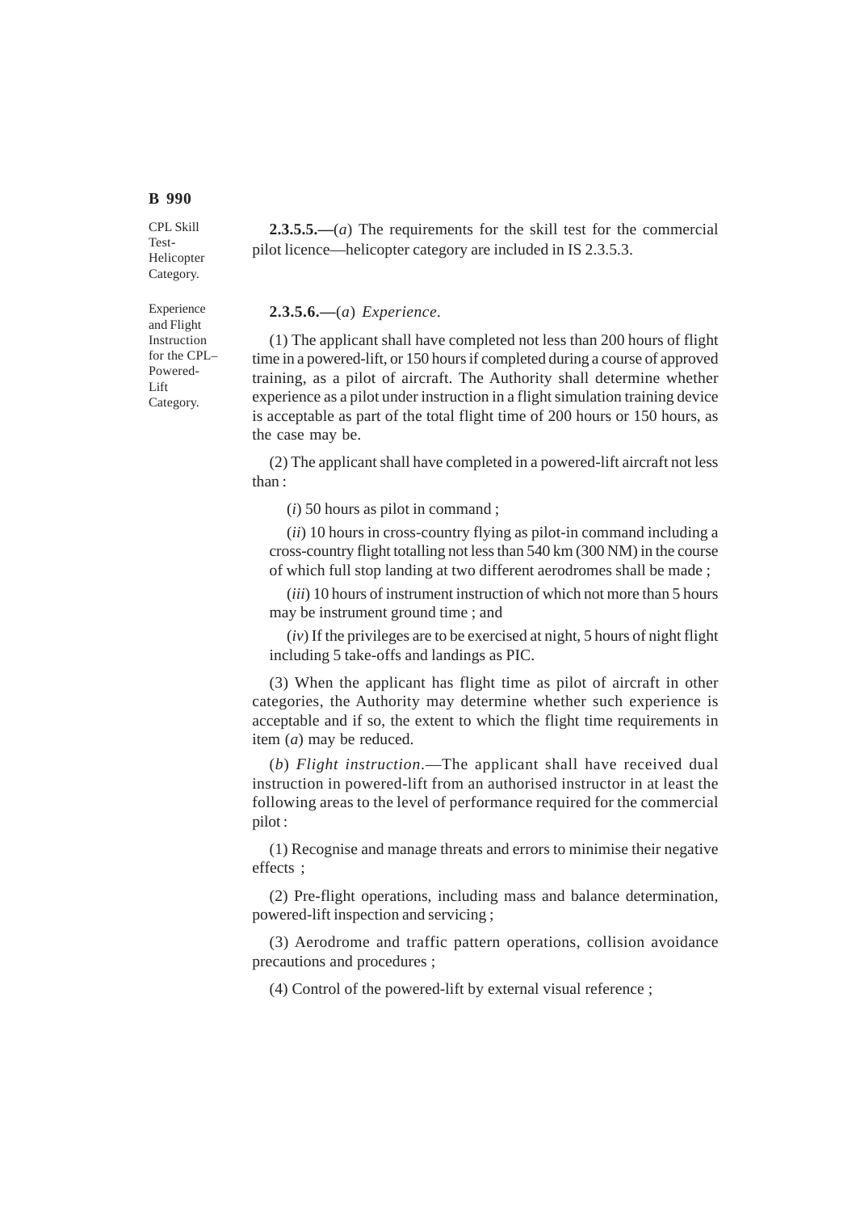CPL Skill Test-Helicopter Category.

**2.3.5.5.—**(*a*) The requirements for the skill test for the commercial pilot licence—helicopter category are included in IS 2.3.5.3.

Experience and Flight Instruction for the CPL–Powered-Lift Category.

**2.3.5.6.—**(*a*) *Experience.*

(1) The applicant shall have completed not less than 200 hours of flight time in a powered-lift, or 150 hours if completed during a course of approved training, as a pilot of aircraft. The Authority shall determine whether experience as a pilot under instruction in a flight simulation training device is acceptable as part of the total flight time of 200 hours or 150 hours, as the case may be.

(2) The applicant shall have completed in a powered-lift aircraft not less than :

(*i*) 50 hours as pilot in command ;

(*ii*) 10 hours in cross-country flying as pilot-in command including a cross-country flight totalling not less than 540 km (300 NM) in the course of which full stop landing at two different aerodromes shall be made ;

(*iii*) 10 hours of instrument instruction of which not more than 5 hours may be instrument ground time ; and

(*iv*) If the privileges are to be exercised at night, 5 hours of night flight including 5 take-offs and landings as PIC.

(3) When the applicant has flight time as pilot of aircraft in other categories, the Authority may determine whether such experience is acceptable and if so, the extent to which the flight time requirements in item (*a*) may be reduced.

(*b*) *Flight instruction*.—The applicant shall have received dual instruction in powered-lift from an authorised instructor in at least the following areas to the level of performance required for the commercial pilot :

(1) Recognise and manage threats and errors to minimise their negative effects ;

(2) Pre-flight operations, including mass and balance determination, powered-lift inspection and servicing ;

(3) Aerodrome and traffic pattern operations, collision avoidance precautions and procedures ;

(4) Control of the powered-lift by external visual reference ;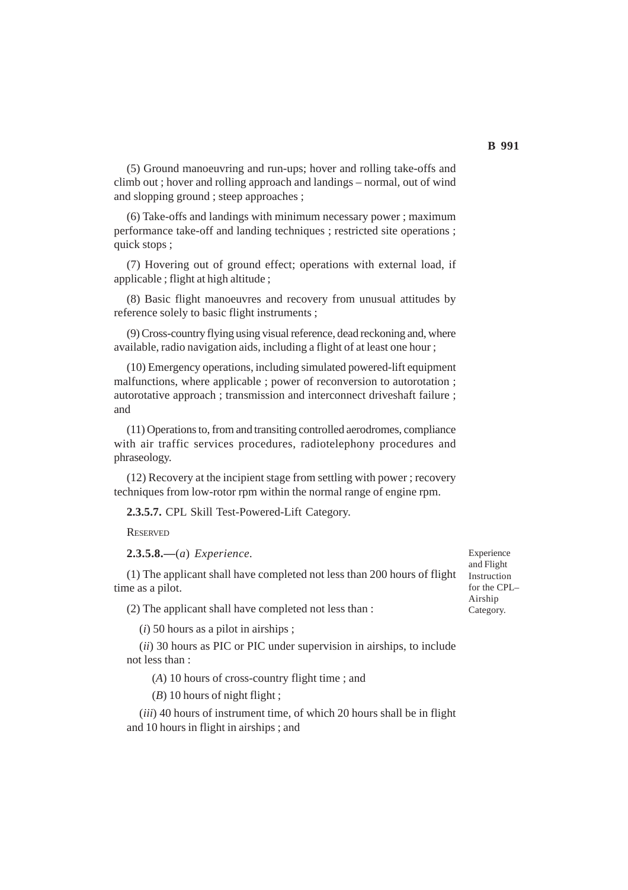(5) Ground manoeuvring and run-ups; hover and rolling take-offs and climb out ; hover and rolling approach and landings – normal, out of wind and slopping ground ; steep approaches ;

(6) Take-offs and landings with minimum necessary power ; maximum performance take-off and landing techniques ; restricted site operations ; quick stops ;

(7) Hovering out of ground effect; operations with external load, if applicable ; flight at high altitude ;

(8) Basic flight manoeuvres and recovery from unusual attitudes by reference solely to basic flight instruments ;

(9) Cross-country flying using visual reference, dead reckoning and, where available, radio navigation aids, including a flight of at least one hour ;

(10) Emergency operations, including simulated powered-lift equipment malfunctions, where applicable ; power of reconversion to autorotation ; autorotative approach ; transmission and interconnect driveshaft failure ; and

(11) Operations to, from and transiting controlled aerodromes, compliance with air traffic services procedures, radiotelephony procedures and phraseology.

(12) Recovery at the incipient stage from settling with power ; recovery techniques from low-rotor rpm within the normal range of engine rpm.

**2.3.5.7.** CPL Skill Test-Powered-Lift Category.

RESERVED

Experience and Flight Instruction for the CPL–Airship Category.

**2.3.5.8.—**(*a*) *Experience.*

(1) The applicant shall have completed not less than 200 hours of flight time as a pilot.

(2) The applicant shall have completed not less than :

(*i*) 50 hours as a pilot in airships ;

(*ii*) 30 hours as PIC or PIC under supervision in airships, to include not less than :

(*A*) 10 hours of cross-country flight time ; and

(*B*) 10 hours of night flight ;

(*iii*) 40 hours of instrument time, of which 20 hours shall be in flight and 10 hours in flight in airships ; and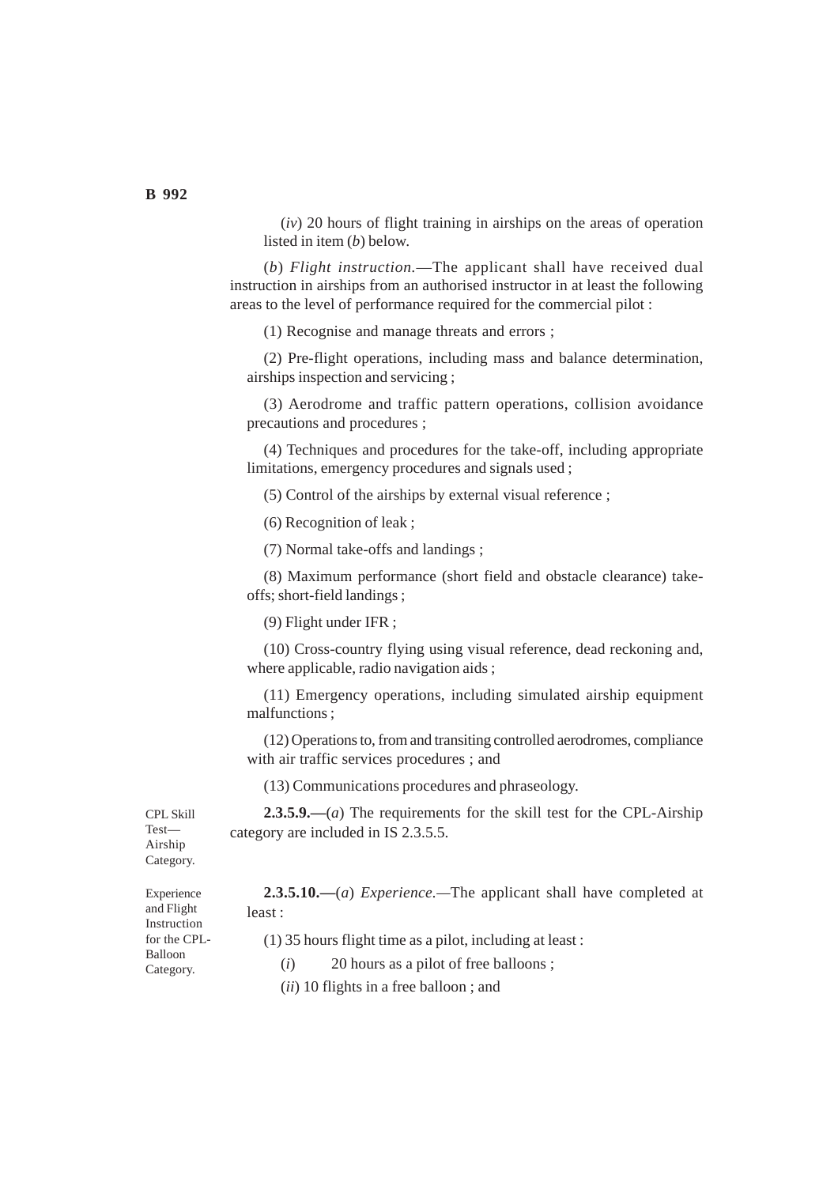(*iv*) 20 hours of flight training in airships on the areas of operation listed in item (*b*) below.

(*b*) *Flight instruction.*—The applicant shall have received dual instruction in airships from an authorised instructor in at least the following areas to the level of performance required for the commercial pilot :

(1) Recognise and manage threats and errors ;

(2) Pre-flight operations, including mass and balance determination, airships inspection and servicing ;

(3) Aerodrome and traffic pattern operations, collision avoidance precautions and procedures ;

(4) Techniques and procedures for the take-off, including appropriate limitations, emergency procedures and signals used ;

(5) Control of the airships by external visual reference ;

(6) Recognition of leak ;

(7) Normal take-offs and landings ;

(8) Maximum performance (short field and obstacle clearance) take-offs; short-field landings ;

(9) Flight under IFR ;

(10) Cross-country flying using visual reference, dead reckoning and, where applicable, radio navigation aids ;

(11) Emergency operations, including simulated airship equipment malfunctions ;

(12) Operations to, from and transiting controlled aerodromes, compliance with air traffic services procedures ; and

(13) Communications procedures and phraseology.

CPL Skill Test—Airship Category.

**2.3.5.9.—**(*a*) The requirements for the skill test for the CPL-Airship category are included in IS 2.3.5.5.

Experience and Flight Instruction for the CPL-Balloon Category.

**2.3.5.10.—**(*a*) *Experience.*—The applicant shall have completed at least :

(1) 35 hours flight time as a pilot, including at least :

(*i*) 20 hours as a pilot of free balloons ;

(*ii*) 10 flights in a free balloon ; and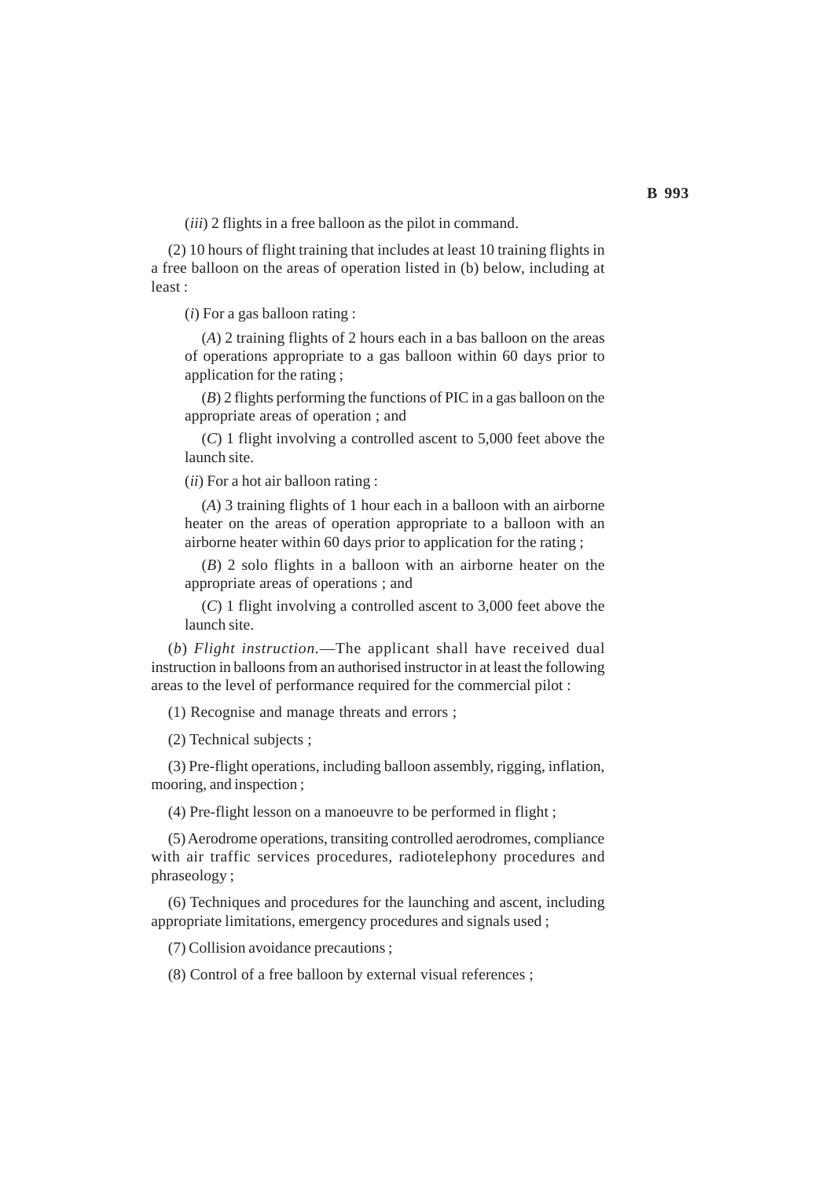(*iii*) 2 flights in a free balloon as the pilot in command.

(2) 10 hours of flight training that includes at least 10 training flights in a free balloon on the areas of operation listed in (b) below, including at least :

(*i*) For a gas balloon rating :

(*A*) 2 training flights of 2 hours each in a bas balloon on the areas of operations appropriate to a gas balloon within 60 days prior to application for the rating ;

(*B*) 2 flights performing the functions of PIC in a gas balloon on the appropriate areas of operation ; and

(*C*) 1 flight involving a controlled ascent to 5,000 feet above the launch site.

(*ii*) For a hot air balloon rating :

(*A*) 3 training flights of 1 hour each in a balloon with an airborne heater on the areas of operation appropriate to a balloon with an airborne heater within 60 days prior to application for the rating ;

(*B*) 2 solo flights in a balloon with an airborne heater on the appropriate areas of operations ; and

(*C*) 1 flight involving a controlled ascent to 3,000 feet above the launch site.

(*b*) *Flight instruction.*—The applicant shall have received dual instruction in balloons from an authorised instructor in at least the following areas to the level of performance required for the commercial pilot :

(1) Recognise and manage threats and errors ;

(2) Technical subjects ;

(3) Pre-flight operations, including balloon assembly, rigging, inflation, mooring, and inspection ;

(4) Pre-flight lesson on a manoeuvre to be performed in flight ;

(5) Aerodrome operations, transiting controlled aerodromes, compliance with air traffic services procedures, radiotelephony procedures and phraseology ;

(6) Techniques and procedures for the launching and ascent, including appropriate limitations, emergency procedures and signals used ;

(7) Collision avoidance precautions ;

(8) Control of a free balloon by external visual references ;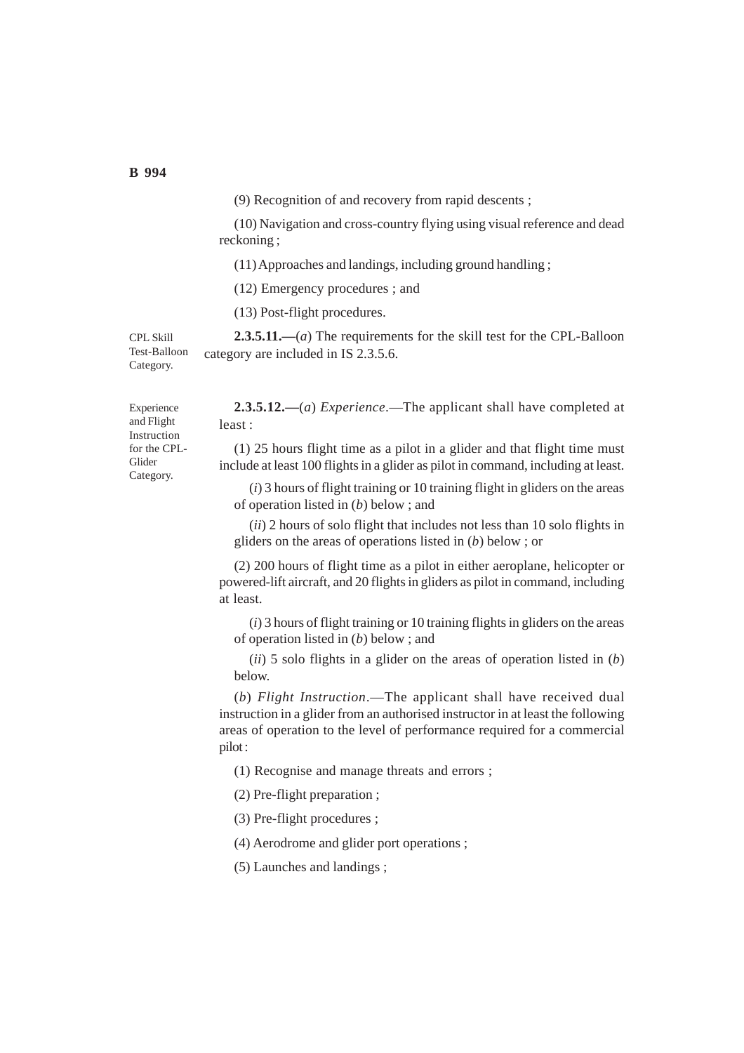(9) Recognition of and recovery from rapid descents ;

(10) Navigation and cross-country flying using visual reference and dead reckoning ;

(11) Approaches and landings, including ground handling ;

(12) Emergency procedures ; and

(13) Post-flight procedures.

CPL Skill Test-Balloon Category.

**2.3.5.11.—**(*a*) The requirements for the skill test for the CPL-Balloon category are included in IS 2.3.5.6.

Experience and Flight Instruction for the CPL-Glider Category.

**2.3.5.12.—**(*a*) *Experience*.—The applicant shall have completed at least :

(1) 25 hours flight time as a pilot in a glider and that flight time must include at least 100 flights in a glider as pilot in command, including at least.

(*i*) 3 hours of flight training or 10 training flight in gliders on the areas of operation listed in (*b*) below ; and

(*ii*) 2 hours of solo flight that includes not less than 10 solo flights in gliders on the areas of operations listed in (*b*) below ; or

(2) 200 hours of flight time as a pilot in either aeroplane, helicopter or powered-lift aircraft, and 20 flights in gliders as pilot in command, including at least.

(*i*) 3 hours of flight training or 10 training flights in gliders on the areas of operation listed in (*b*) below ; and

(*ii*) 5 solo flights in a glider on the areas of operation listed in (*b*) below.

(*b*) *Flight Instruction*.—The applicant shall have received dual instruction in a glider from an authorised instructor in at least the following areas of operation to the level of performance required for a commercial pilot :

(1) Recognise and manage threats and errors ;

(2) Pre-flight preparation ;

(3) Pre-flight procedures ;

(4) Aerodrome and glider port operations ;

(5) Launches and landings ;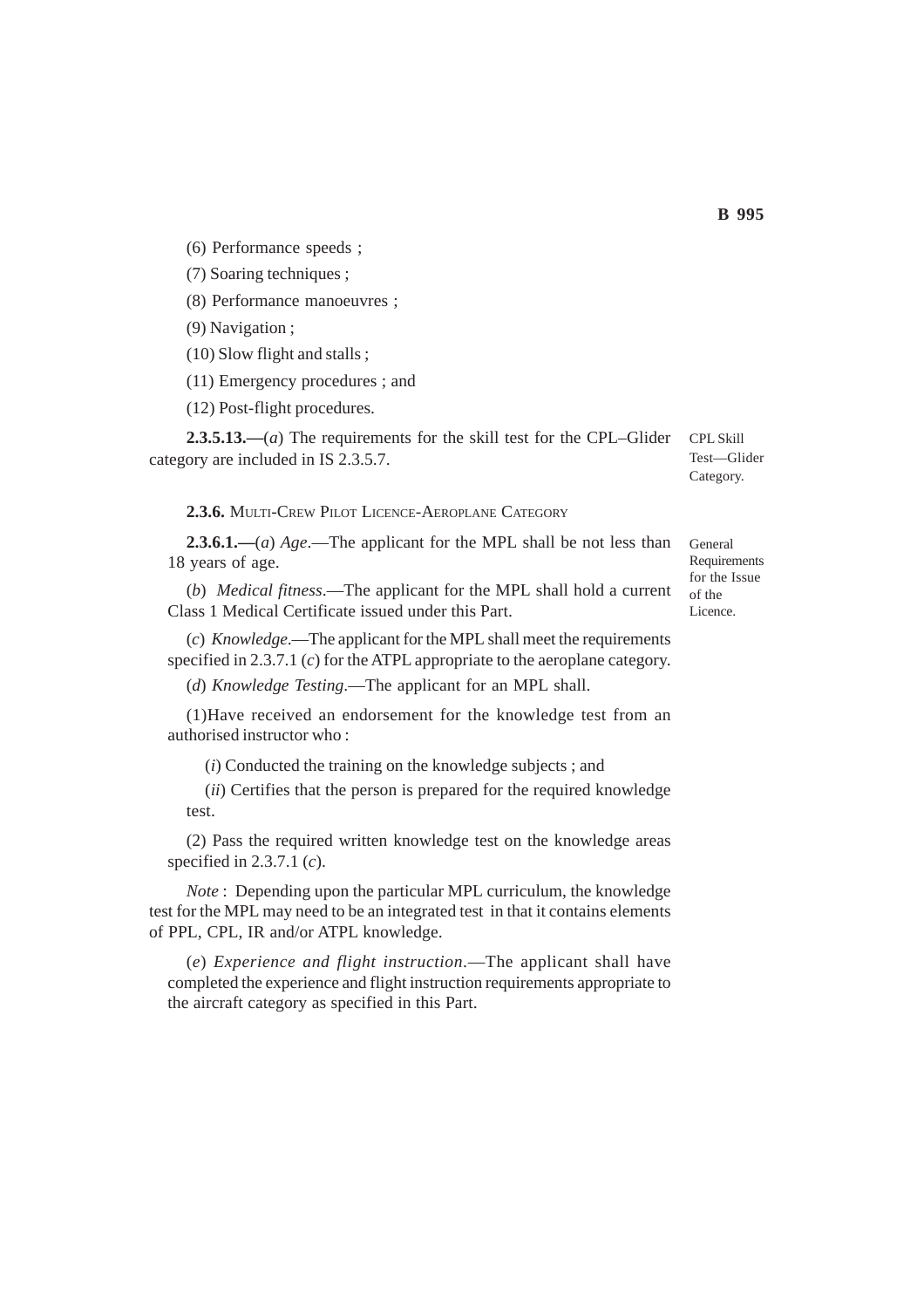(6) Performance speeds ;

(7) Soaring techniques ;

(8) Performance manoeuvres ;

(9) Navigation ;

(10) Slow flight and stalls ;

(11) Emergency procedures ; and

(12) Post-flight procedures.

CPL Skill Test—Glider Category.

**2.3.5.13.—**(*a*) The requirements for the skill test for the CPL–Glider category are included in IS 2.3.5.7.

**2.3.6.** MULTI-CREW PILOT LICENCE-AEROPLANE CATEGORY

General Requirements for the Issue of the Licence.

**2.3.6.1.—**(*a*) *Age*.—The applicant for the MPL shall be not less than 18 years of age.

(*b*) *Medical fitness*.—The applicant for the MPL shall hold a current Class 1 Medical Certificate issued under this Part.

(*c*) *Knowledge*.—The applicant for the MPL shall meet the requirements specified in 2.3.7.1 (*c*) for the ATPL appropriate to the aeroplane category.

(*d*) *Knowledge Testing*.—The applicant for an MPL shall.

(1)Have received an endorsement for the knowledge test from an authorised instructor who :

(*i*) Conducted the training on the knowledge subjects ; and

(*ii*) Certifies that the person is prepared for the required knowledge test.

(2) Pass the required written knowledge test on the knowledge areas specified in 2.3.7.1 (*c*).

*Note* : Depending upon the particular MPL curriculum, the knowledge test for the MPL may need to be an integrated test in that it contains elements of PPL, CPL, IR and/or ATPL knowledge.

(*e*) *Experience and flight instruction*.—The applicant shall have completed the experience and flight instruction requirements appropriate to the aircraft category as specified in this Part.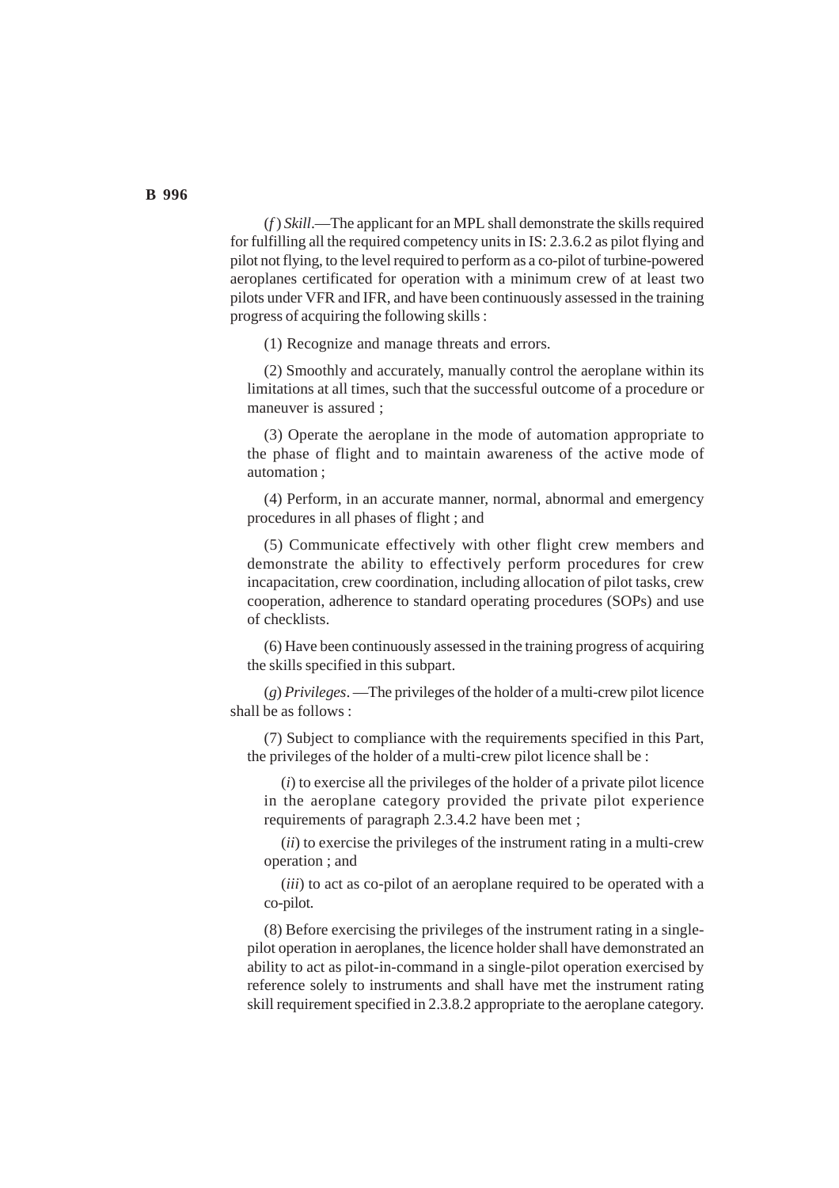(*f*) *Skill*.—The applicant for an MPL shall demonstrate the skills required for fulfilling all the required competency units in IS: 2.3.6.2 as pilot flying and pilot not flying, to the level required to perform as a co-pilot of turbine-powered aeroplanes certificated for operation with a minimum crew of at least two pilots under VFR and IFR, and have been continuously assessed in the training progress of acquiring the following skills :

(1) Recognize and manage threats and errors.

(2) Smoothly and accurately, manually control the aeroplane within its limitations at all times, such that the successful outcome of a procedure or maneuver is assured ;

(3) Operate the aeroplane in the mode of automation appropriate to the phase of flight and to maintain awareness of the active mode of automation ;

(4) Perform, in an accurate manner, normal, abnormal and emergency procedures in all phases of flight ; and

(5) Communicate effectively with other flight crew members and demonstrate the ability to effectively perform procedures for crew incapacitation, crew coordination, including allocation of pilot tasks, crew cooperation, adherence to standard operating procedures (SOPs) and use of checklists.

(6) Have been continuously assessed in the training progress of acquiring the skills specified in this subpart.

(*g*) *Privileges*. —The privileges of the holder of a multi-crew pilot licence shall be as follows :

(7) Subject to compliance with the requirements specified in this Part, the privileges of the holder of a multi-crew pilot licence shall be :

(*i*) to exercise all the privileges of the holder of a private pilot licence in the aeroplane category provided the private pilot experience requirements of paragraph 2.3.4.2 have been met ;

(*ii*) to exercise the privileges of the instrument rating in a multi-crew operation ; and

(*iii*) to act as co-pilot of an aeroplane required to be operated with a co-pilot.

(8) Before exercising the privileges of the instrument rating in a single-pilot operation in aeroplanes, the licence holder shall have demonstrated an ability to act as pilot-in-command in a single-pilot operation exercised by reference solely to instruments and shall have met the instrument rating skill requirement specified in 2.3.8.2 appropriate to the aeroplane category.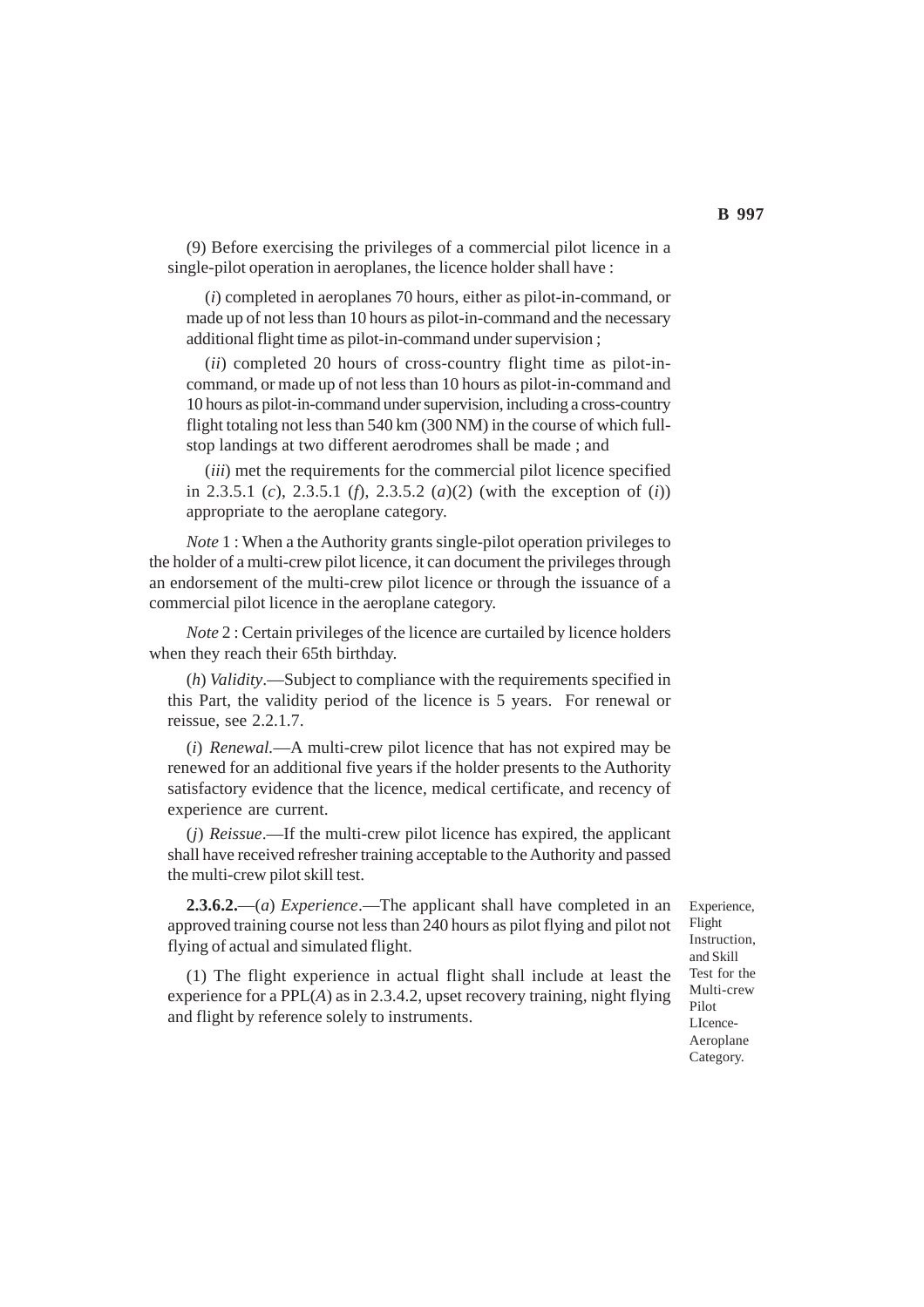(9) Before exercising the privileges of a commercial pilot licence in a single-pilot operation in aeroplanes, the licence holder shall have :

(*i*) completed in aeroplanes 70 hours, either as pilot-in-command, or made up of not less than 10 hours as pilot-in-command and the necessary additional flight time as pilot-in-command under supervision ;

(*ii*) completed 20 hours of cross-country flight time as pilot-in-command, or made up of not less than 10 hours as pilot-in-command and 10 hours as pilot-in-command under supervision, including a cross-country flight totaling not less than 540 km (300 NM) in the course of which full-stop landings at two different aerodromes shall be made ; and

(*iii*) met the requirements for the commercial pilot licence specified in 2.3.5.1 (*c*), 2.3.5.1 (*f*), 2.3.5.2 (*a*)(2) (with the exception of (*i*)) appropriate to the aeroplane category.

*Note* 1 : When a the Authority grants single-pilot operation privileges to the holder of a multi-crew pilot licence, it can document the privileges through an endorsement of the multi-crew pilot licence or through the issuance of a commercial pilot licence in the aeroplane category.

*Note* 2 : Certain privileges of the licence are curtailed by licence holders when they reach their 65th birthday.

(*h*) *Validity*.—Subject to compliance with the requirements specified in this Part, the validity period of the licence is 5 years. For renewal or reissue, see 2.2.1.7.

(*i*) *Renewal*.—A multi-crew pilot licence that has not expired may be renewed for an additional five years if the holder presents to the Authority satisfactory evidence that the licence, medical certificate, and recency of experience are current.

(*j*) *Reissue*.—If the multi-crew pilot licence has expired, the applicant shall have received refresher training acceptable to the Authority and passed the multi-crew pilot skill test.

Experience, Flight Instruction, and Skill Test for the Multi-crew Pilot LIcence-Aeroplane Category.

**2.3.6.2.**—(*a*) *Experience*.—The applicant shall have completed in an approved training course not less than 240 hours as pilot flying and pilot not flying of actual and simulated flight.

(1) The flight experience in actual flight shall include at least the experience for a PPL(*A*) as in 2.3.4.2, upset recovery training, night flying and flight by reference solely to instruments.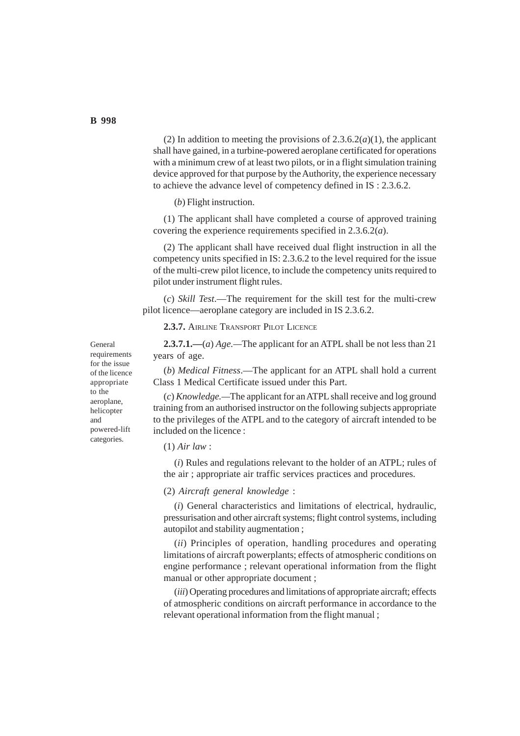(2) In addition to meeting the provisions of 2.3.6.2(*a*)(1), the applicant shall have gained, in a turbine-powered aeroplane certificated for operations with a minimum crew of at least two pilots, or in a flight simulation training device approved for that purpose by the Authority, the experience necessary to achieve the advance level of competency defined in IS : 2.3.6.2.

(*b*) Flight instruction.

(1) The applicant shall have completed a course of approved training covering the experience requirements specified in 2.3.6.2(*a*).

(2) The applicant shall have received dual flight instruction in all the competency units specified in IS: 2.3.6.2 to the level required for the issue of the multi-crew pilot licence, to include the competency units required to pilot under instrument flight rules.

(*c*) *Skill Test*.—The requirement for the skill test for the multi-crew pilot licence—aeroplane category are included in IS 2.3.6.2.

**2.3.7.** AIRLINE TRANSPORT PILOT LICENCE

General requirements for the issue of the licence appropriate to the aeroplane, helicopter and powered-lift categories.

**2.3.7.1.—**(*a*) *Age.*—The applicant for an ATPL shall be not less than 21 years of age.

(*b*) *Medical Fitness*.—The applicant for an ATPL shall hold a current Class 1 Medical Certificate issued under this Part.

(*c*) *Knowledge.*—The applicant for an ATPL shall receive and log ground training from an authorised instructor on the following subjects appropriate to the privileges of the ATPL and to the category of aircraft intended to be included on the licence :

(1) *Air law* :

(*i*) Rules and regulations relevant to the holder of an ATPL; rules of the air ; appropriate air traffic services practices and procedures.

(2) *Aircraft general knowledge* :

(*i*) General characteristics and limitations of electrical, hydraulic, pressurisation and other aircraft systems; flight control systems, including autopilot and stability augmentation ;

(*ii*) Principles of operation, handling procedures and operating limitations of aircraft powerplants; effects of atmospheric conditions on engine performance ; relevant operational information from the flight manual or other appropriate document ;

(*iii*) Operating procedures and limitations of appropriate aircraft; effects of atmospheric conditions on aircraft performance in accordance to the relevant operational information from the flight manual ;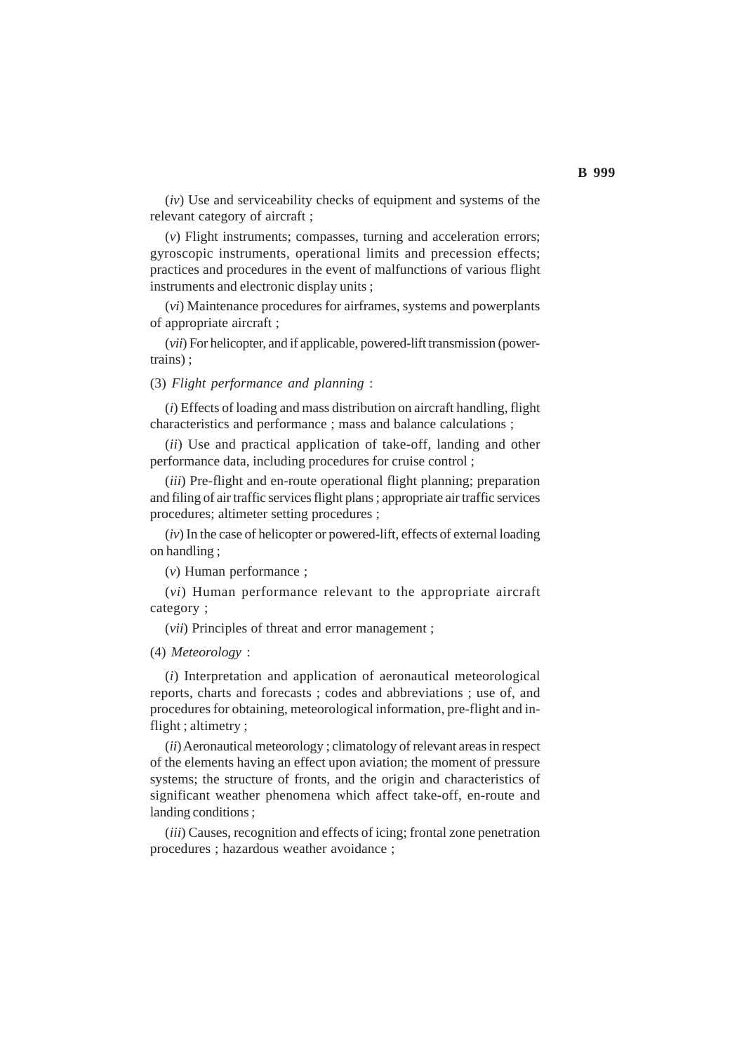(*iv*) Use and serviceability checks of equipment and systems of the relevant category of aircraft ;

(*v*) Flight instruments; compasses, turning and acceleration errors; gyroscopic instruments, operational limits and precession effects; practices and procedures in the event of malfunctions of various flight instruments and electronic display units ;

(*vi*) Maintenance procedures for airframes, systems and powerplants of appropriate aircraft ;

(*vii*) For helicopter, and if applicable, powered-lift transmission (power-trains) ;

(3) *Flight performance and planning* :

(*i*) Effects of loading and mass distribution on aircraft handling, flight characteristics and performance ; mass and balance calculations ;

(*ii*) Use and practical application of take-off, landing and other performance data, including procedures for cruise control ;

(*iii*) Pre-flight and en-route operational flight planning; preparation and filing of air traffic services flight plans ; appropriate air traffic services procedures; altimeter setting procedures ;

(*iv*) In the case of helicopter or powered-lift, effects of external loading on handling ;

(*v*) Human performance ;

(*vi*) Human performance relevant to the appropriate aircraft category ;

(*vii*) Principles of threat and error management ;

(4) *Meteorology* :

(*i*) Interpretation and application of aeronautical meteorological reports, charts and forecasts ; codes and abbreviations ; use of, and procedures for obtaining, meteorological information, pre-flight and in-flight ; altimetry ;

(*ii*) Aeronautical meteorology ; climatology of relevant areas in respect of the elements having an effect upon aviation; the moment of pressure systems; the structure of fronts, and the origin and characteristics of significant weather phenomena which affect take-off, en-route and landing conditions ;

(*iii*) Causes, recognition and effects of icing; frontal zone penetration procedures ; hazardous weather avoidance ;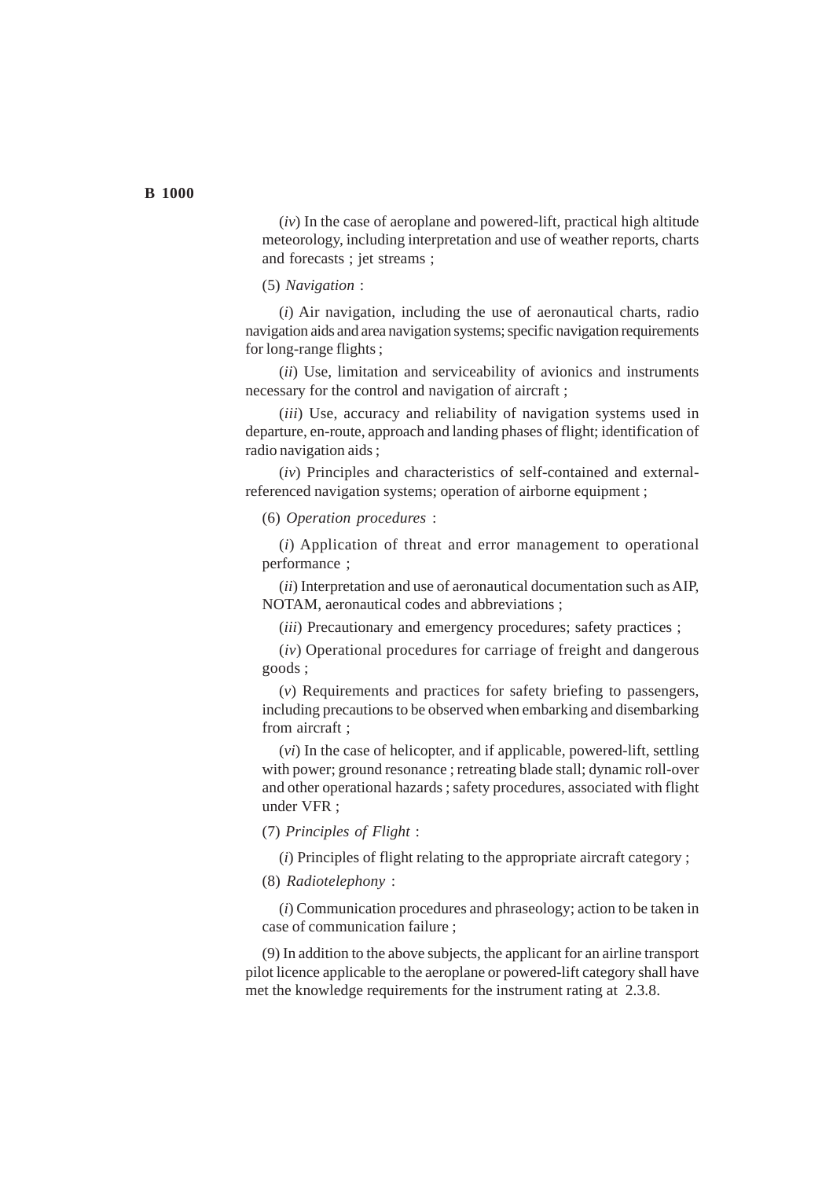(*iv*) In the case of aeroplane and powered-lift, practical high altitude meteorology, including interpretation and use of weather reports, charts and forecasts ; jet streams ;

(5) *Navigation* :

(*i*) Air navigation, including the use of aeronautical charts, radio navigation aids and area navigation systems; specific navigation requirements for long-range flights ;

(*ii*) Use, limitation and serviceability of avionics and instruments necessary for the control and navigation of aircraft ;

(*iii*) Use, accuracy and reliability of navigation systems used in departure, en-route, approach and landing phases of flight; identification of radio navigation aids ;

(*iv*) Principles and characteristics of self-contained and external-referenced navigation systems; operation of airborne equipment ;

(6) *Operation procedures* :

(*i*) Application of threat and error management to operational performance ;

(*ii*) Interpretation and use of aeronautical documentation such as AIP, NOTAM, aeronautical codes and abbreviations ;

(*iii*) Precautionary and emergency procedures; safety practices ;

(*iv*) Operational procedures for carriage of freight and dangerous goods ;

(*v*) Requirements and practices for safety briefing to passengers, including precautions to be observed when embarking and disembarking from aircraft ;

(*vi*) In the case of helicopter, and if applicable, powered-lift, settling with power; ground resonance ; retreating blade stall; dynamic roll-over and other operational hazards ; safety procedures, associated with flight under VFR ;

(7) *Principles of Flight* :

(*i*) Principles of flight relating to the appropriate aircraft category ;

(8) *Radiotelephony* :

(*i*) Communication procedures and phraseology; action to be taken in case of communication failure ;

(9) In addition to the above subjects, the applicant for an airline transport pilot licence applicable to the aeroplane or powered-lift category shall have met the knowledge requirements for the instrument rating at 2.3.8.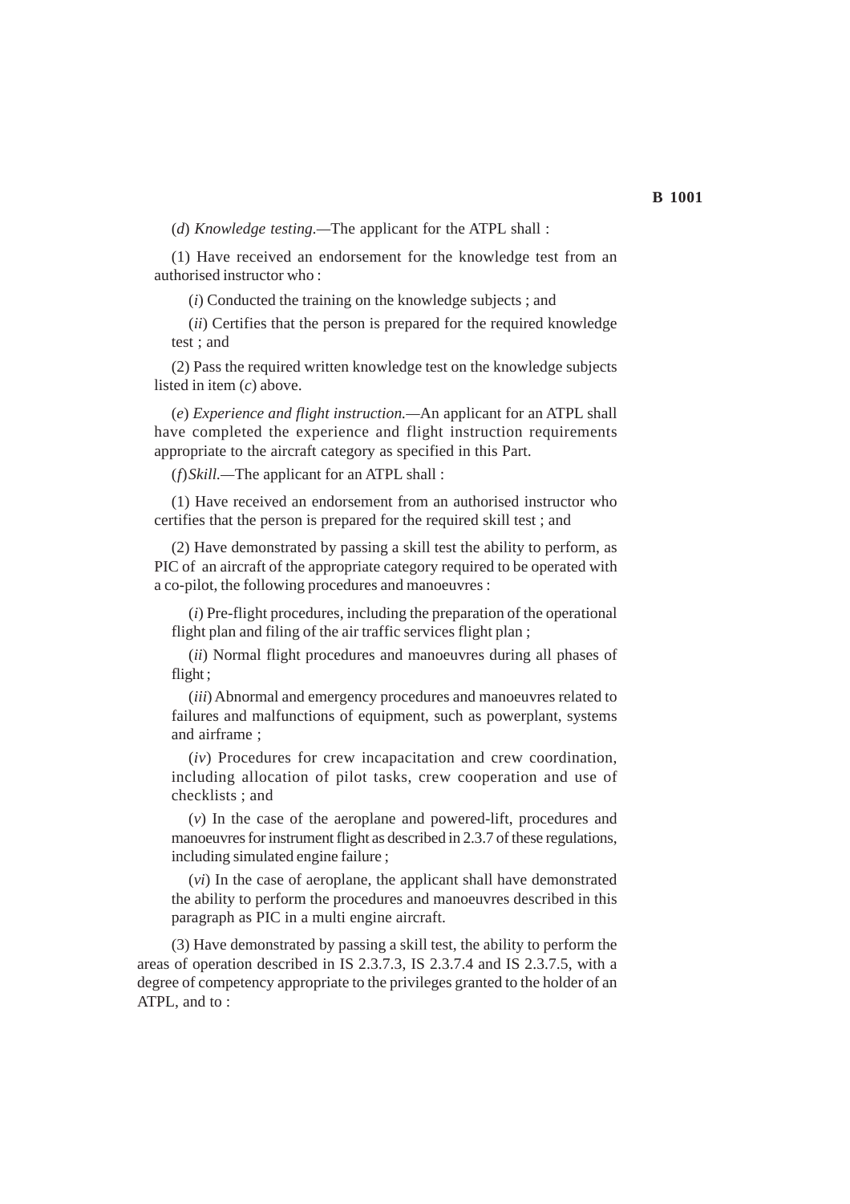(*d*) *Knowledge testing.*—The applicant for the ATPL shall :

(1) Have received an endorsement for the knowledge test from an authorised instructor who :

(*i*) Conducted the training on the knowledge subjects ; and

(*ii*) Certifies that the person is prepared for the required knowledge test ; and

(2) Pass the required written knowledge test on the knowledge subjects listed in item (*c*) above.

(*e*) *Experience and flight instruction.*—An applicant for an ATPL shall have completed the experience and flight instruction requirements appropriate to the aircraft category as specified in this Part.

(*f*) *Skill.*—The applicant for an ATPL shall :

(1) Have received an endorsement from an authorised instructor who certifies that the person is prepared for the required skill test ; and

(2) Have demonstrated by passing a skill test the ability to perform, as PIC of an aircraft of the appropriate category required to be operated with a co-pilot, the following procedures and manoeuvres :

(*i*) Pre-flight procedures, including the preparation of the operational flight plan and filing of the air traffic services flight plan ;

(*ii*) Normal flight procedures and manoeuvres during all phases of flight ;

(*iii*) Abnormal and emergency procedures and manoeuvres related to failures and malfunctions of equipment, such as powerplant, systems and airframe ;

(*iv*) Procedures for crew incapacitation and crew coordination, including allocation of pilot tasks, crew cooperation and use of checklists ; and

(*v*) In the case of the aeroplane and powered-lift, procedures and manoeuvres for instrument flight as described in 2.3.7 of these regulations, including simulated engine failure ;

(*vi*) In the case of aeroplane, the applicant shall have demonstrated the ability to perform the procedures and manoeuvres described in this paragraph as PIC in a multi engine aircraft.

(3) Have demonstrated by passing a skill test, the ability to perform the areas of operation described in IS 2.3.7.3, IS 2.3.7.4 and IS 2.3.7.5, with a degree of competency appropriate to the privileges granted to the holder of an ATPL, and to :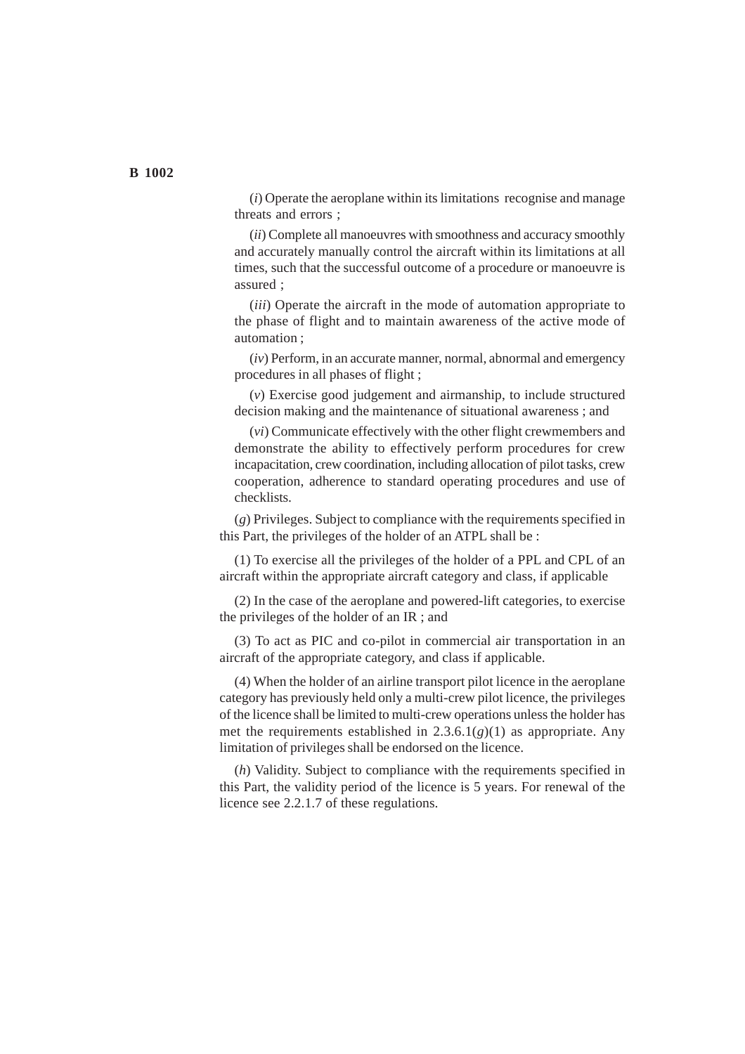(*i*) Operate the aeroplane within its limitations recognise and manage threats and errors ;

(*ii*) Complete all manoeuvres with smoothness and accuracy smoothly and accurately manually control the aircraft within its limitations at all times, such that the successful outcome of a procedure or manoeuvre is assured ;

(*iii*) Operate the aircraft in the mode of automation appropriate to the phase of flight and to maintain awareness of the active mode of automation ;

(*iv*) Perform, in an accurate manner, normal, abnormal and emergency procedures in all phases of flight ;

(*v*) Exercise good judgement and airmanship, to include structured decision making and the maintenance of situational awareness ; and

(*vi*) Communicate effectively with the other flight crewmembers and demonstrate the ability to effectively perform procedures for crew incapacitation, crew coordination, including allocation of pilot tasks, crew cooperation, adherence to standard operating procedures and use of checklists.

(*g*) Privileges. Subject to compliance with the requirements specified in this Part, the privileges of the holder of an ATPL shall be :

(1) To exercise all the privileges of the holder of a PPL and CPL of an aircraft within the appropriate aircraft category and class, if applicable

(2) In the case of the aeroplane and powered-lift categories, to exercise the privileges of the holder of an IR ; and

(3) To act as PIC and co-pilot in commercial air transportation in an aircraft of the appropriate category, and class if applicable.

(4) When the holder of an airline transport pilot licence in the aeroplane category has previously held only a multi-crew pilot licence, the privileges of the licence shall be limited to multi-crew operations unless the holder has met the requirements established in 2.3.6.1(*g*)(1) as appropriate. Any limitation of privileges shall be endorsed on the licence.

(*h*) Validity. Subject to compliance with the requirements specified in this Part, the validity period of the licence is 5 years. For renewal of the licence see 2.2.1.7 of these regulations.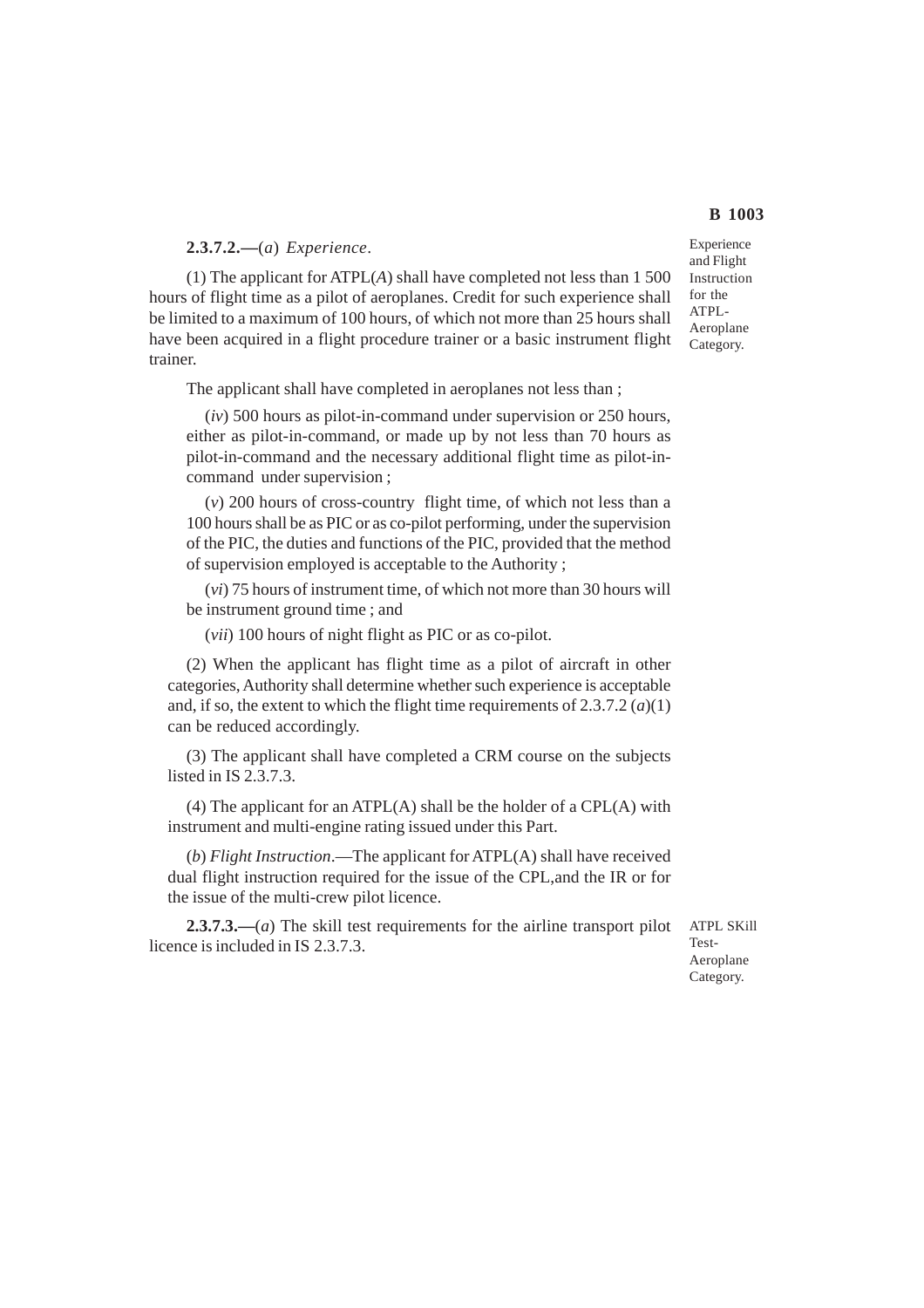**2.3.7.2.—**(*a*) *Experience*.

Experience and Flight Instruction for the ATPL-Aeroplane Category.

(1) The applicant for ATPL(*A*) shall have completed not less than 1 500 hours of flight time as a pilot of aeroplanes. Credit for such experience shall be limited to a maximum of 100 hours, of which not more than 25 hours shall have been acquired in a flight procedure trainer or a basic instrument flight trainer.

The applicant shall have completed in aeroplanes not less than ;

(*iv*) 500 hours as pilot-in-command under supervision or 250 hours, either as pilot-in-command, or made up by not less than 70 hours as pilot-in-command and the necessary additional flight time as pilot-in-command under supervision ;

(*v*) 200 hours of cross-country flight time, of which not less than a 100 hours shall be as PIC or as co-pilot performing, under the supervision of the PIC, the duties and functions of the PIC, provided that the method of supervision employed is acceptable to the Authority ;

(*vi*) 75 hours of instrument time, of which not more than 30 hours will be instrument ground time ; and

(*vii*) 100 hours of night flight as PIC or as co-pilot.

(2) When the applicant has flight time as a pilot of aircraft in other categories, Authority shall determine whether such experience is acceptable and, if so, the extent to which the flight time requirements of 2.3.7.2 (*a*)(1) can be reduced accordingly.

(3) The applicant shall have completed a CRM course on the subjects listed in IS 2.3.7.3.

(4) The applicant for an ATPL(A) shall be the holder of a CPL(A) with instrument and multi-engine rating issued under this Part.

(*b*) *Flight Instruction*.—The applicant for ATPL(A) shall have received dual flight instruction required for the issue of the CPL,and the IR or for the issue of the multi-crew pilot licence.

**2.3.7.3.—**(*a*) The skill test requirements for the airline transport pilot licence is included in IS 2.3.7.3.

ATPL SKill Test-Aeroplane Category.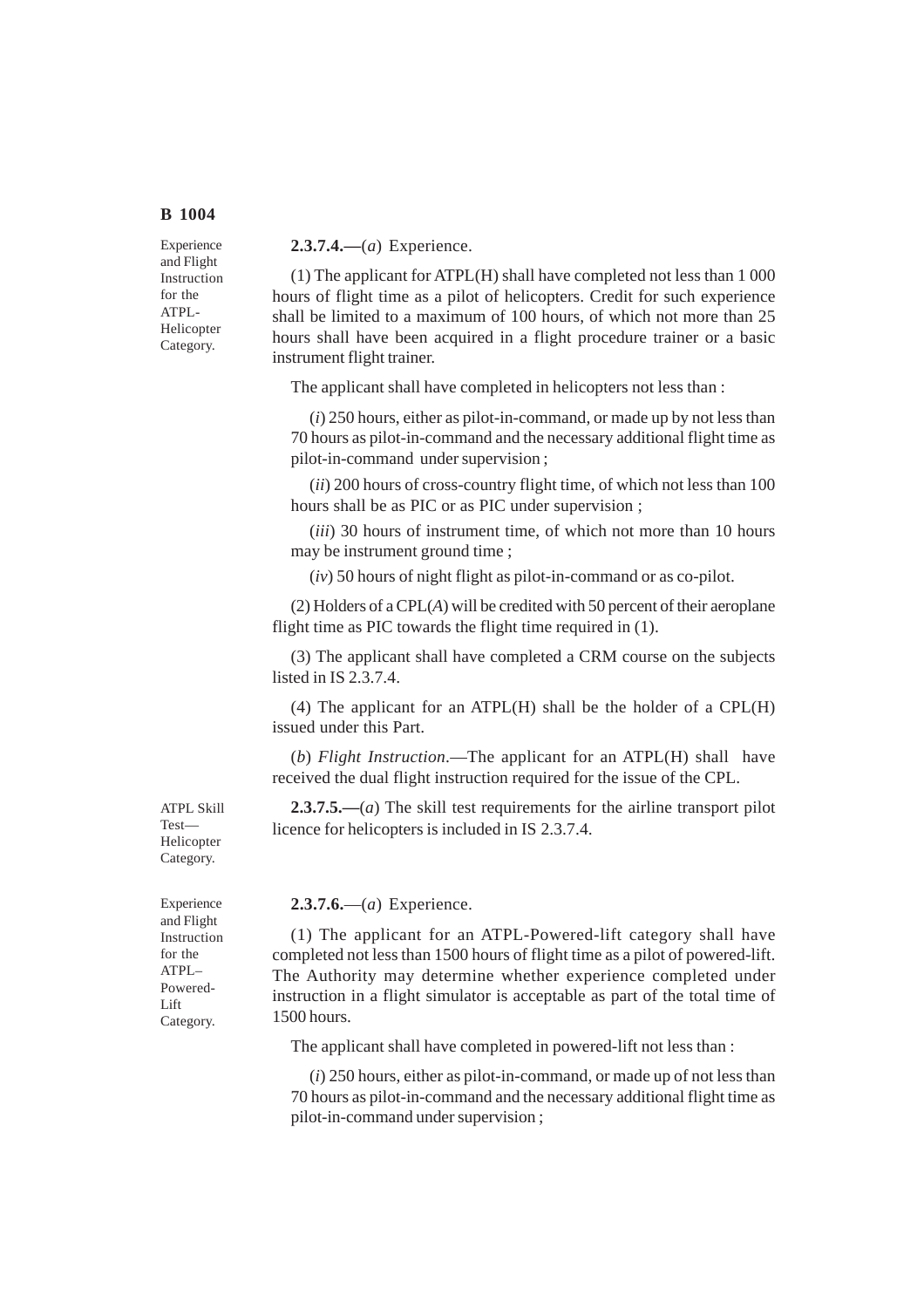Experience and Flight Instruction for the ATPL-Helicopter Category.

**2.3.7.4.—**(*a*) Experience.

(1) The applicant for ATPL(H) shall have completed not less than 1 000 hours of flight time as a pilot of helicopters. Credit for such experience shall be limited to a maximum of 100 hours, of which not more than 25 hours shall have been acquired in a flight procedure trainer or a basic instrument flight trainer.

The applicant shall have completed in helicopters not less than :

(*i*) 250 hours, either as pilot-in-command, or made up by not less than 70 hours as pilot-in-command and the necessary additional flight time as pilot-in-command under supervision ;

(*ii*) 200 hours of cross-country flight time, of which not less than 100 hours shall be as PIC or as PIC under supervision ;

(*iii*) 30 hours of instrument time, of which not more than 10 hours may be instrument ground time ;

(*iv*) 50 hours of night flight as pilot-in-command or as co-pilot.

(2) Holders of a CPL(*A*) will be credited with 50 percent of their aeroplane flight time as PIC towards the flight time required in (1).

(3) The applicant shall have completed a CRM course on the subjects listed in IS 2.3.7.4.

(4) The applicant for an ATPL(H) shall be the holder of a CPL(H) issued under this Part.

(*b*) *Flight Instruction*.—The applicant for an ATPL(H) shall have received the dual flight instruction required for the issue of the CPL.

ATPL Skill Test— Helicopter Category.

**2.3.7.5.—**(*a*) The skill test requirements for the airline transport pilot licence for helicopters is included in IS 2.3.7.4.

Experience and Flight Instruction for the ATPL–Powered-Lift Category.

**2.3.7.6.**—(*a*) Experience.

(1) The applicant for an ATPL-Powered-lift category shall have completed not less than 1500 hours of flight time as a pilot of powered-lift. The Authority may determine whether experience completed under instruction in a flight simulator is acceptable as part of the total time of 1500 hours.

The applicant shall have completed in powered-lift not less than :

(*i*) 250 hours, either as pilot-in-command, or made up of not less than 70 hours as pilot-in-command and the necessary additional flight time as pilot-in-command under supervision ;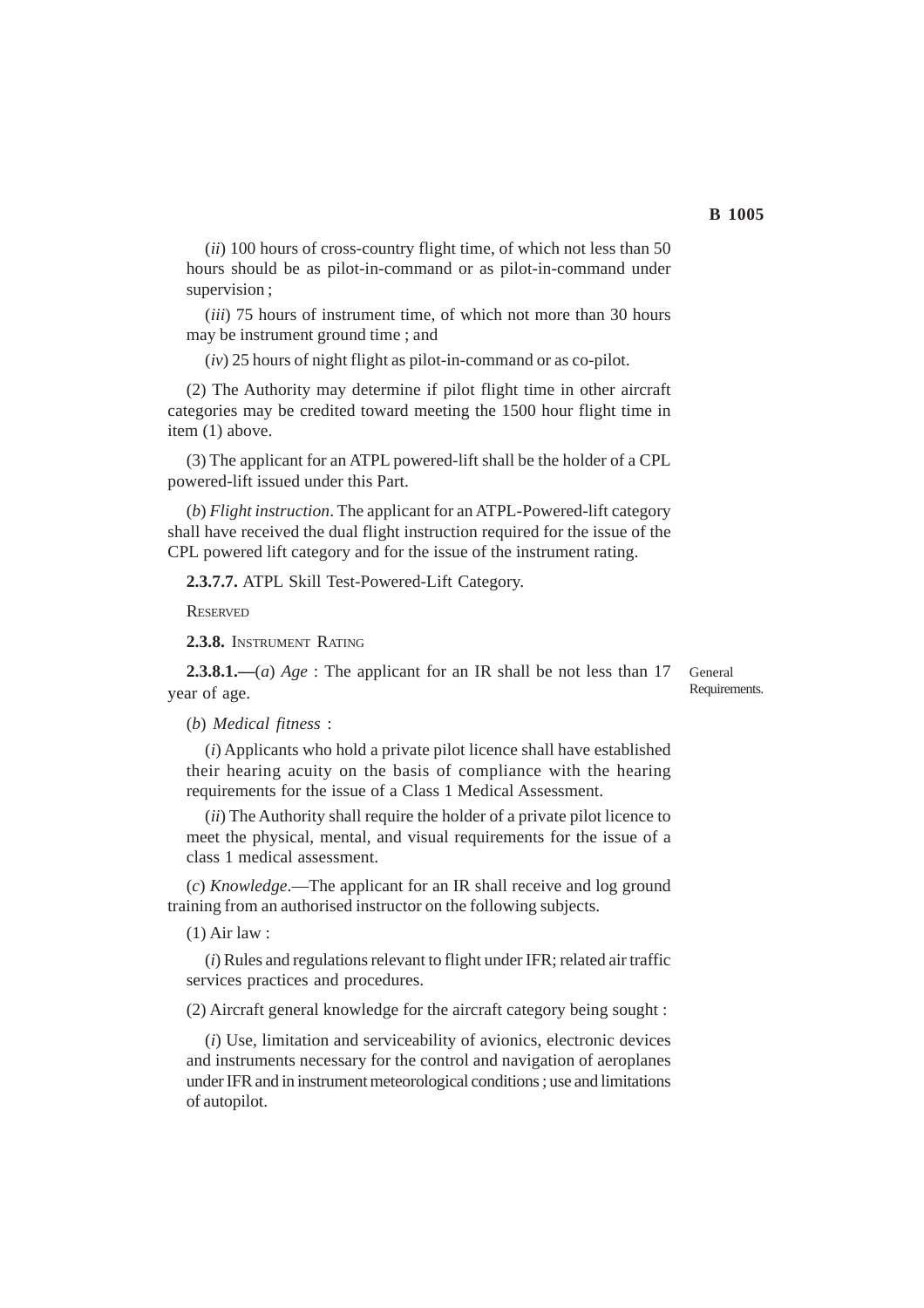(*ii*) 100 hours of cross-country flight time, of which not less than 50 hours should be as pilot-in-command or as pilot-in-command under supervision ;

(*iii*) 75 hours of instrument time, of which not more than 30 hours may be instrument ground time ; and

(*iv*) 25 hours of night flight as pilot-in-command or as co-pilot.

(2) The Authority may determine if pilot flight time in other aircraft categories may be credited toward meeting the 1500 hour flight time in item (1) above.

(3) The applicant for an ATPL powered-lift shall be the holder of a CPL powered-lift issued under this Part.

(*b*) *Flight instruction*. The applicant for an ATPL-Powered-lift category shall have received the dual flight instruction required for the issue of the CPL powered lift category and for the issue of the instrument rating.

**2.3.7.7.** ATPL Skill Test-Powered-Lift Category.

RESERVED

**2.3.8.** INSTRUMENT RATING

General Requirements.

**2.3.8.1.—**(*a*) *Age* : The applicant for an IR shall be not less than 17 year of age.

(*b*) *Medical fitness* :

(*i*) Applicants who hold a private pilot licence shall have established their hearing acuity on the basis of compliance with the hearing requirements for the issue of a Class 1 Medical Assessment.

(*ii*) The Authority shall require the holder of a private pilot licence to meet the physical, mental, and visual requirements for the issue of a class 1 medical assessment.

(*c*) *Knowledge*.—The applicant for an IR shall receive and log ground training from an authorised instructor on the following subjects.

(1) Air law :

(*i*) Rules and regulations relevant to flight under IFR; related air traffic services practices and procedures.

(2) Aircraft general knowledge for the aircraft category being sought :

(*i*) Use, limitation and serviceability of avionics, electronic devices and instruments necessary for the control and navigation of aeroplanes under IFR and in instrument meteorological conditions ; use and limitations of autopilot.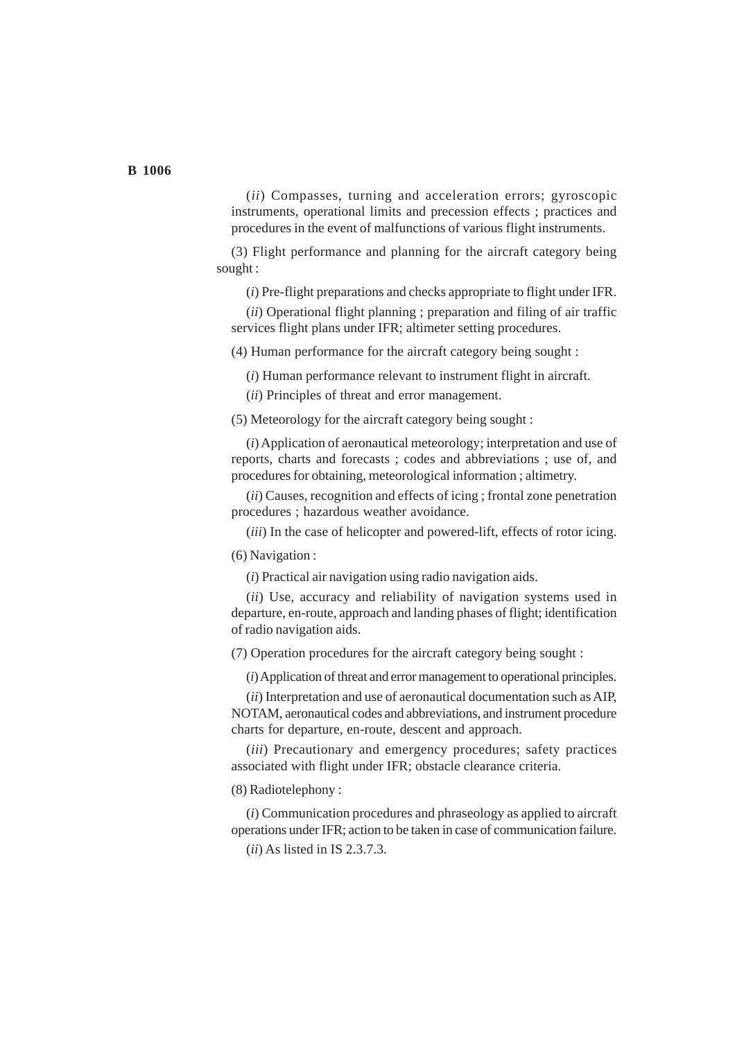(*ii*) Compasses, turning and acceleration errors; gyroscopic instruments, operational limits and precession effects ; practices and procedures in the event of malfunctions of various flight instruments.

(3) Flight performance and planning for the aircraft category being sought :

(*i*) Pre-flight preparations and checks appropriate to flight under IFR.

(*ii*) Operational flight planning ; preparation and filing of air traffic services flight plans under IFR; altimeter setting procedures.

(4) Human performance for the aircraft category being sought :

(*i*) Human performance relevant to instrument flight in aircraft.

(*ii*) Principles of threat and error management.

(5) Meteorology for the aircraft category being sought :

(*i*) Application of aeronautical meteorology; interpretation and use of reports, charts and forecasts ; codes and abbreviations ; use of, and procedures for obtaining, meteorological information ; altimetry.

(*ii*) Causes, recognition and effects of icing ; frontal zone penetration procedures ; hazardous weather avoidance.

(*iii*) In the case of helicopter and powered-lift, effects of rotor icing.

(6) Navigation :

(*i*) Practical air navigation using radio navigation aids.

(*ii*) Use, accuracy and reliability of navigation systems used in departure, en-route, approach and landing phases of flight; identification of radio navigation aids.

(7) Operation procedures for the aircraft category being sought :

(*i*) Application of threat and error management to operational principles.

(*ii*) Interpretation and use of aeronautical documentation such as AIP, NOTAM, aeronautical codes and abbreviations, and instrument procedure charts for departure, en-route, descent and approach.

(*iii*) Precautionary and emergency procedures; safety practices associated with flight under IFR; obstacle clearance criteria.

(8) Radiotelephony :

(*i*) Communication procedures and phraseology as applied to aircraft operations under IFR; action to be taken in case of communication failure.

(*ii*) As listed in IS 2.3.7.3.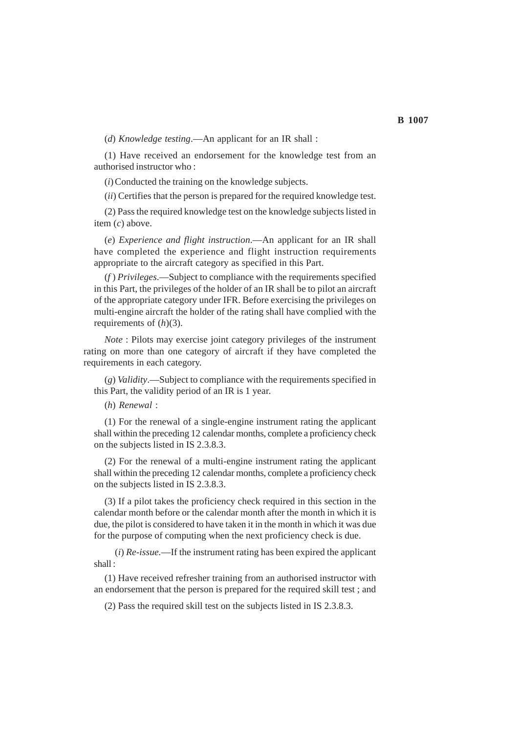(*d*) *Knowledge testing*.—An applicant for an IR shall :

(1) Have received an endorsement for the knowledge test from an authorised instructor who :

(*i*) Conducted the training on the knowledge subjects.

(*ii*) Certifies that the person is prepared for the required knowledge test.

(2) Pass the required knowledge test on the knowledge subjects listed in item (*c*) above.

(*e*) *Experience and flight instruction*.—An applicant for an IR shall have completed the experience and flight instruction requirements appropriate to the aircraft category as specified in this Part.

(*f* ) *Privileges*.—Subject to compliance with the requirements specified in this Part, the privileges of the holder of an IR shall be to pilot an aircraft of the appropriate category under IFR. Before exercising the privileges on multi-engine aircraft the holder of the rating shall have complied with the requirements of (*h*)(3).

*Note* : Pilots may exercise joint category privileges of the instrument rating on more than one category of aircraft if they have completed the requirements in each category.

(*g*) *Validity*.—Subject to compliance with the requirements specified in this Part, the validity period of an IR is 1 year.

(*h*) *Renewal* :

(1) For the renewal of a single-engine instrument rating the applicant shall within the preceding 12 calendar months, complete a proficiency check on the subjects listed in IS 2.3.8.3.

(2) For the renewal of a multi-engine instrument rating the applicant shall within the preceding 12 calendar months, complete a proficiency check on the subjects listed in IS 2.3.8.3.

(3) If a pilot takes the proficiency check required in this section in the calendar month before or the calendar month after the month in which it is due, the pilot is considered to have taken it in the month in which it was due for the purpose of computing when the next proficiency check is due.

(*i*) *Re-issue*.—If the instrument rating has been expired the applicant shall :

(1) Have received refresher training from an authorised instructor with an endorsement that the person is prepared for the required skill test ; and

(2) Pass the required skill test on the subjects listed in IS 2.3.8.3.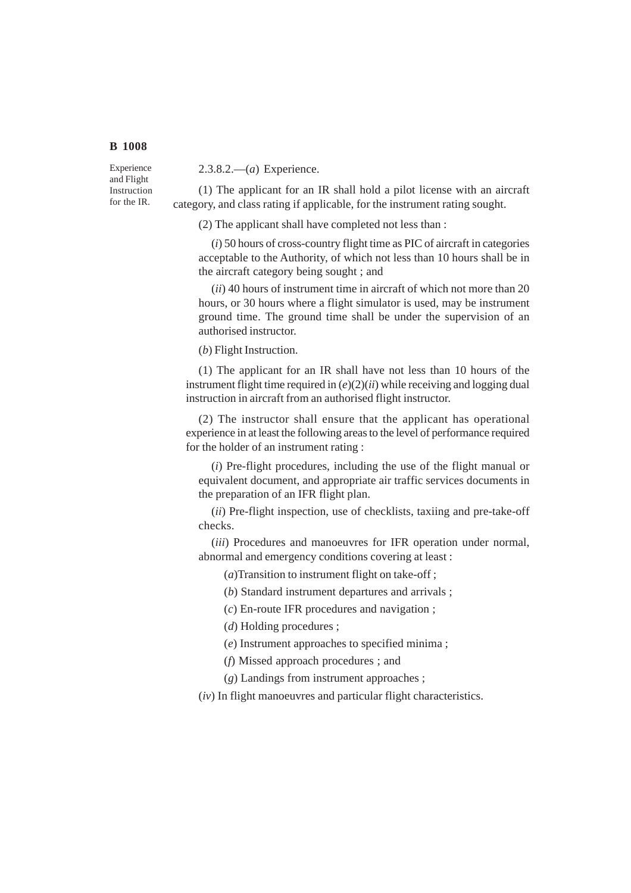Experience and Flight Instruction for the IR.

2.3.8.2.—(*a*) Experience.

(1) The applicant for an IR shall hold a pilot license with an aircraft category, and class rating if applicable, for the instrument rating sought.

(2) The applicant shall have completed not less than :

(*i*) 50 hours of cross-country flight time as PIC of aircraft in categories acceptable to the Authority, of which not less than 10 hours shall be in the aircraft category being sought ; and

(*ii*) 40 hours of instrument time in aircraft of which not more than 20 hours, or 30 hours where a flight simulator is used, may be instrument ground time. The ground time shall be under the supervision of an authorised instructor.

(*b*) Flight Instruction.

(1) The applicant for an IR shall have not less than 10 hours of the instrument flight time required in (*e*)(2)(*ii*) while receiving and logging dual instruction in aircraft from an authorised flight instructor.

(2) The instructor shall ensure that the applicant has operational experience in at least the following areas to the level of performance required for the holder of an instrument rating :

(*i*) Pre-flight procedures, including the use of the flight manual or equivalent document, and appropriate air traffic services documents in the preparation of an IFR flight plan.

(*ii*) Pre-flight inspection, use of checklists, taxiing and pre-take-off checks.

(*iii*) Procedures and manoeuvres for IFR operation under normal, abnormal and emergency conditions covering at least :

(*a*)Transition to instrument flight on take-off ;

(*b*) Standard instrument departures and arrivals ;

(*c*) En-route IFR procedures and navigation ;

(*d*) Holding procedures ;

(*e*) Instrument approaches to specified minima ;

(*f*) Missed approach procedures ; and

(*g*) Landings from instrument approaches ;

(*iv*) In flight manoeuvres and particular flight characteristics.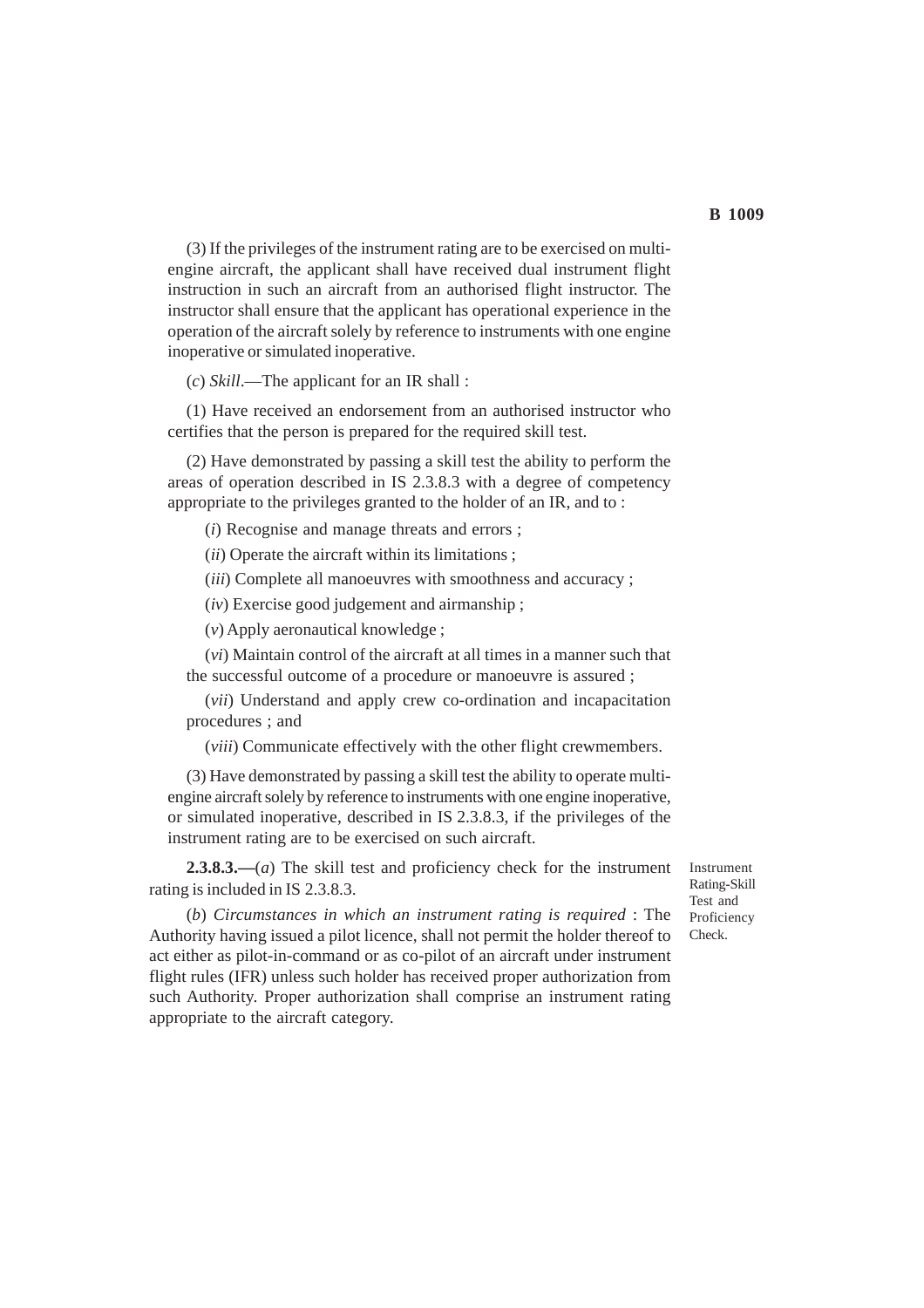(3) If the privileges of the instrument rating are to be exercised on multi-engine aircraft, the applicant shall have received dual instrument flight instruction in such an aircraft from an authorised flight instructor. The instructor shall ensure that the applicant has operational experience in the operation of the aircraft solely by reference to instruments with one engine inoperative or simulated inoperative.

(*c*) *Skill*.—The applicant for an IR shall :

(1) Have received an endorsement from an authorised instructor who certifies that the person is prepared for the required skill test.

(2) Have demonstrated by passing a skill test the ability to perform the areas of operation described in IS 2.3.8.3 with a degree of competency appropriate to the privileges granted to the holder of an IR, and to :

(*i*) Recognise and manage threats and errors ;

(*ii*) Operate the aircraft within its limitations ;

(*iii*) Complete all manoeuvres with smoothness and accuracy ;

(*iv*) Exercise good judgement and airmanship ;

(*v*) Apply aeronautical knowledge ;

(*vi*) Maintain control of the aircraft at all times in a manner such that the successful outcome of a procedure or manoeuvre is assured ;

(*vii*) Understand and apply crew co-ordination and incapacitation procedures ; and

(*viii*) Communicate effectively with the other flight crewmembers.

(3) Have demonstrated by passing a skill test the ability to operate multi-engine aircraft solely by reference to instruments with one engine inoperative, or simulated inoperative, described in IS 2.3.8.3, if the privileges of the instrument rating are to be exercised on such aircraft.

Instrument Rating-Skill Test and Proficiency Check.

**2.3.8.3.—**(*a*) The skill test and proficiency check for the instrument rating is included in IS 2.3.8.3.

(*b*) *Circumstances in which an instrument rating is required* : The Authority having issued a pilot licence, shall not permit the holder thereof to act either as pilot-in-command or as co-pilot of an aircraft under instrument flight rules (IFR) unless such holder has received proper authorization from such Authority. Proper authorization shall comprise an instrument rating appropriate to the aircraft category.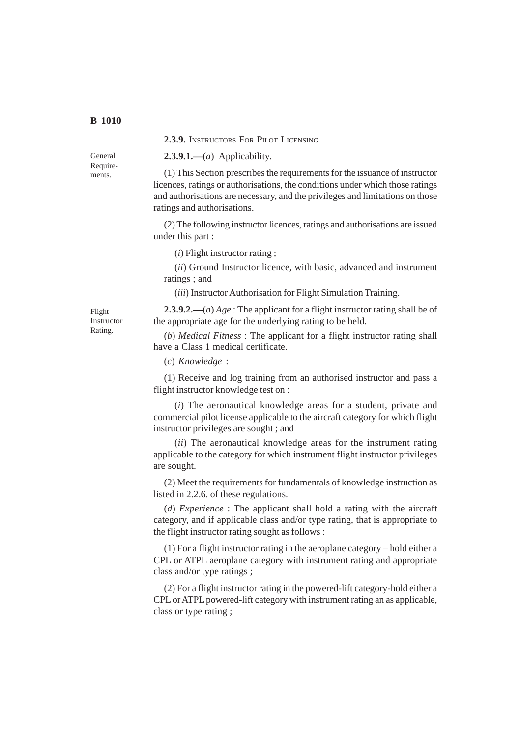**2.3.9.** INSTRUCTORS FOR PILOT LICENSING

General Requirements.

**2.3.9.1.—**(*a*) Applicability.

(1) This Section prescribes the requirements for the issuance of instructor licences, ratings or authorisations, the conditions under which those ratings and authorisations are necessary, and the privileges and limitations on those ratings and authorisations.

(2) The following instructor licences, ratings and authorisations are issued under this part :

(*i*) Flight instructor rating ;

(*ii*) Ground Instructor licence, with basic, advanced and instrument ratings ; and

(*iii*) Instructor Authorisation for Flight Simulation Training.

Flight Instructor Rating.

**2.3.9.2.—**(*a*) *Age* : The applicant for a flight instructor rating shall be of the appropriate age for the underlying rating to be held.

(*b*) *Medical Fitness* : The applicant for a flight instructor rating shall have a Class 1 medical certificate.

(*c*) *Knowledge* :

(1) Receive and log training from an authorised instructor and pass a flight instructor knowledge test on :

(*i*) The aeronautical knowledge areas for a student, private and commercial pilot license applicable to the aircraft category for which flight instructor privileges are sought ; and

(*ii*) The aeronautical knowledge areas for the instrument rating applicable to the category for which instrument flight instructor privileges are sought.

(2) Meet the requirements for fundamentals of knowledge instruction as listed in 2.2.6. of these regulations.

(*d*) *Experience* : The applicant shall hold a rating with the aircraft category, and if applicable class and/or type rating, that is appropriate to the flight instructor rating sought as follows :

(1) For a flight instructor rating in the aeroplane category – hold either a CPL or ATPL aeroplane category with instrument rating and appropriate class and/or type ratings ;

(2) For a flight instructor rating in the powered-lift category-hold either a CPL or ATPL powered-lift category with instrument rating an as applicable, class or type rating ;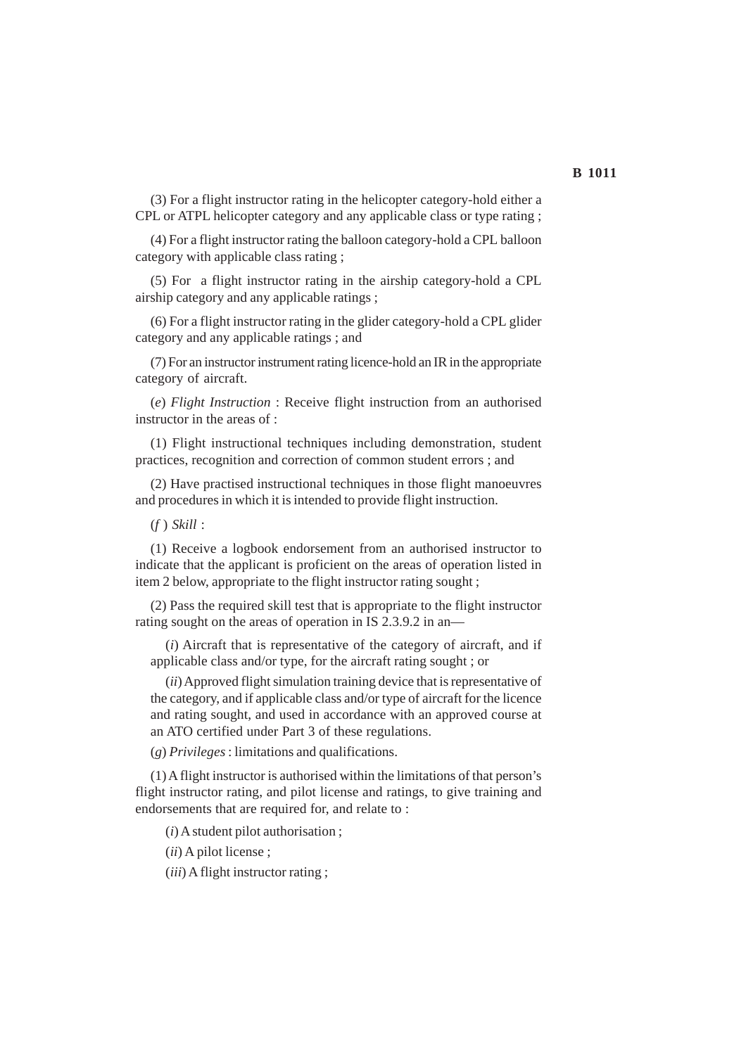(3) For a flight instructor rating in the helicopter category-hold either a CPL or ATPL helicopter category and any applicable class or type rating ;

(4) For a flight instructor rating the balloon category-hold a CPL balloon category with applicable class rating ;

(5) For a flight instructor rating in the airship category-hold a CPL airship category and any applicable ratings ;

(6) For a flight instructor rating in the glider category-hold a CPL glider category and any applicable ratings ; and

(7) For an instructor instrument rating licence-hold an IR in the appropriate category of aircraft.

(*e*) *Flight Instruction* : Receive flight instruction from an authorised instructor in the areas of :

(1) Flight instructional techniques including demonstration, student practices, recognition and correction of common student errors ; and

(2) Have practised instructional techniques in those flight manoeuvres and procedures in which it is intended to provide flight instruction.

(*f* ) *Skill* :

(1) Receive a logbook endorsement from an authorised instructor to indicate that the applicant is proficient on the areas of operation listed in item 2 below, appropriate to the flight instructor rating sought ;

(2) Pass the required skill test that is appropriate to the flight instructor rating sought on the areas of operation in IS 2.3.9.2 in an—

(*i*) Aircraft that is representative of the category of aircraft, and if applicable class and/or type, for the aircraft rating sought ; or

(*ii*) Approved flight simulation training device that is representative of the category, and if applicable class and/or type of aircraft for the licence and rating sought, and used in accordance with an approved course at an ATO certified under Part 3 of these regulations.

(*g*) *Privileges* : limitations and qualifications.

(1) A flight instructor is authorised within the limitations of that person's flight instructor rating, and pilot license and ratings, to give training and endorsements that are required for, and relate to :

(*i*) A student pilot authorisation ;

(*ii*) A pilot license ;

(*iii*) A flight instructor rating ;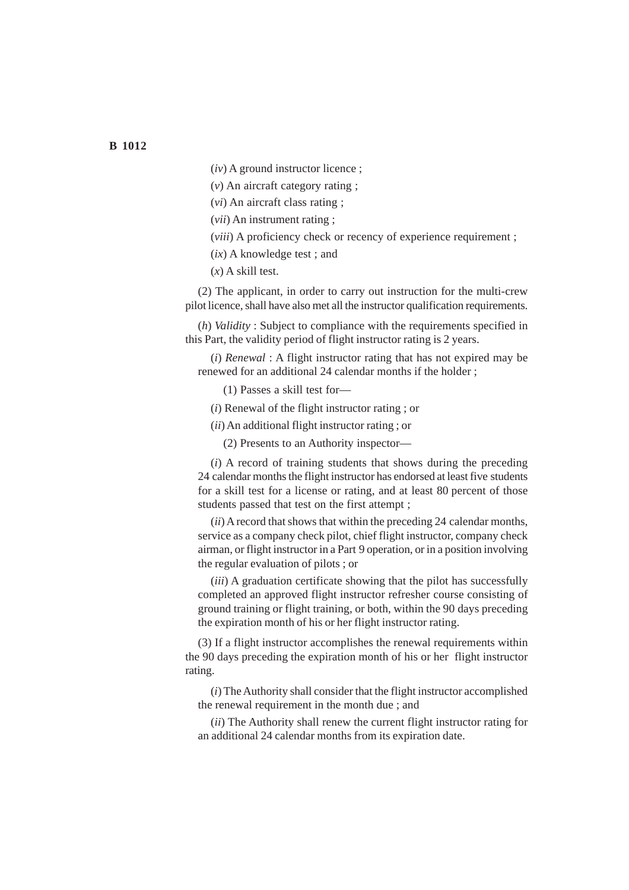(*iv*) A ground instructor licence ;

(*v*) An aircraft category rating ;

(*vi*) An aircraft class rating ;

(*vii*) An instrument rating ;

(*viii*) A proficiency check or recency of experience requirement ;

(*ix*) A knowledge test ; and

(*x*) A skill test.

(2) The applicant, in order to carry out instruction for the multi-crew pilot licence, shall have also met all the instructor qualification requirements.

(*h*) *Validity* : Subject to compliance with the requirements specified in this Part, the validity period of flight instructor rating is 2 years.

(*i*) *Renewal* : A flight instructor rating that has not expired may be renewed for an additional 24 calendar months if the holder ;

(1) Passes a skill test for—

(*i*) Renewal of the flight instructor rating ; or

(*ii*) An additional flight instructor rating ; or

(2) Presents to an Authority inspector—

(*i*) A record of training students that shows during the preceding 24 calendar months the flight instructor has endorsed at least five students for a skill test for a license or rating, and at least 80 percent of those students passed that test on the first attempt ;

(*ii*) A record that shows that within the preceding 24 calendar months, service as a company check pilot, chief flight instructor, company check airman, or flight instructor in a Part 9 operation, or in a position involving the regular evaluation of pilots ; or

(*iii*) A graduation certificate showing that the pilot has successfully completed an approved flight instructor refresher course consisting of ground training or flight training, or both, within the 90 days preceding the expiration month of his or her flight instructor rating.

(3) If a flight instructor accomplishes the renewal requirements within the 90 days preceding the expiration month of his or her flight instructor rating.

(*i*) The Authority shall consider that the flight instructor accomplished the renewal requirement in the month due ; and

(*ii*) The Authority shall renew the current flight instructor rating for an additional 24 calendar months from its expiration date.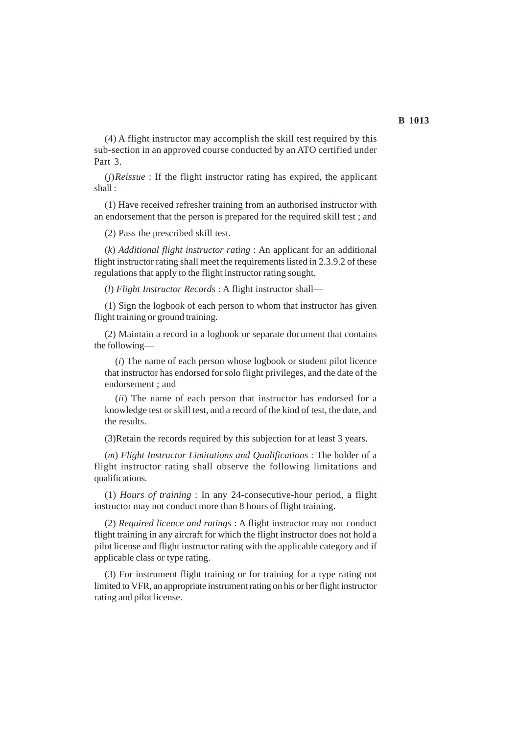(4) A flight instructor may accomplish the skill test required by this sub-section in an approved course conducted by an ATO certified under Part 3.

(*j*)*Reissue* : If the flight instructor rating has expired, the applicant shall :

(1) Have received refresher training from an authorised instructor with an endorsement that the person is prepared for the required skill test ; and

(2) Pass the prescribed skill test.

(*k*) *Additional flight instructor rating* : An applicant for an additional flight instructor rating shall meet the requirements listed in 2.3.9.2 of these regulations that apply to the flight instructor rating sought.

(*l*) *Flight Instructor Records* : A flight instructor shall—

(1) Sign the logbook of each person to whom that instructor has given flight training or ground training.

(2) Maintain a record in a logbook or separate document that contains the following—

(*i*) The name of each person whose logbook or student pilot licence that instructor has endorsed for solo flight privileges, and the date of the endorsement ; and

(*ii*) The name of each person that instructor has endorsed for a knowledge test or skill test, and a record of the kind of test, the date, and the results.

(3)Retain the records required by this subjection for at least 3 years.

(*m*) *Flight Instructor Limitations and Qualifications* : The holder of a flight instructor rating shall observe the following limitations and qualifications.

(1) *Hours of training* : In any 24-consecutive-hour period, a flight instructor may not conduct more than 8 hours of flight training.

(2) *Required licence and ratings* : A flight instructor may not conduct flight training in any aircraft for which the flight instructor does not hold a pilot license and flight instructor rating with the applicable category and if applicable class or type rating.

(3) For instrument flight training or for training for a type rating not limited to VFR, an appropriate instrument rating on his or her flight instructor rating and pilot license.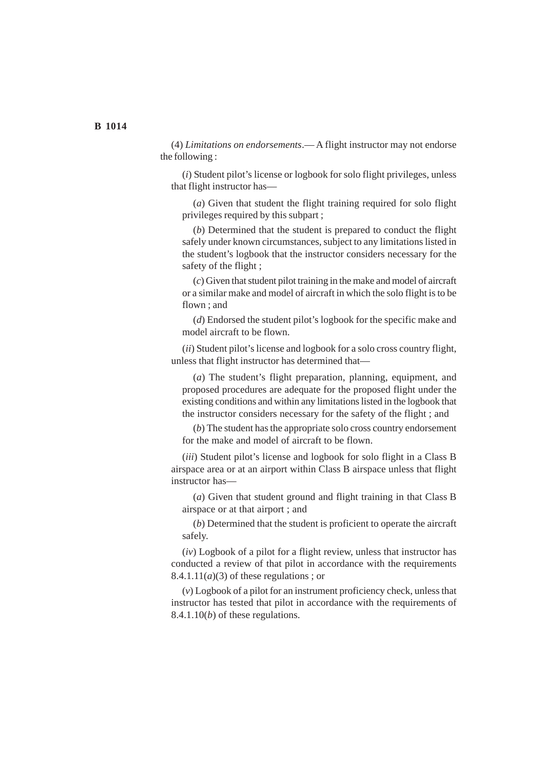(4) *Limitations on endorsements*.— A flight instructor may not endorse the following :

(*i*) Student pilot's license or logbook for solo flight privileges, unless that flight instructor has—

(*a*) Given that student the flight training required for solo flight privileges required by this subpart ;

(*b*) Determined that the student is prepared to conduct the flight safely under known circumstances, subject to any limitations listed in the student's logbook that the instructor considers necessary for the safety of the flight ;

(*c*) Given that student pilot training in the make and model of aircraft or a similar make and model of aircraft in which the solo flight is to be flown ; and

(*d*) Endorsed the student pilot's logbook for the specific make and model aircraft to be flown.

(*ii*) Student pilot's license and logbook for a solo cross country flight, unless that flight instructor has determined that—

(*a*) The student's flight preparation, planning, equipment, and proposed procedures are adequate for the proposed flight under the existing conditions and within any limitations listed in the logbook that the instructor considers necessary for the safety of the flight ; and

(*b*) The student has the appropriate solo cross country endorsement for the make and model of aircraft to be flown.

(*iii*) Student pilot's license and logbook for solo flight in a Class B airspace area or at an airport within Class B airspace unless that flight instructor has—

(*a*) Given that student ground and flight training in that Class B airspace or at that airport ; and

(*b*) Determined that the student is proficient to operate the aircraft safely.

(*iv*) Logbook of a pilot for a flight review, unless that instructor has conducted a review of that pilot in accordance with the requirements 8.4.1.11(*a*)(3) of these regulations ; or

(*v*) Logbook of a pilot for an instrument proficiency check, unless that instructor has tested that pilot in accordance with the requirements of 8.4.1.10(*b*) of these regulations.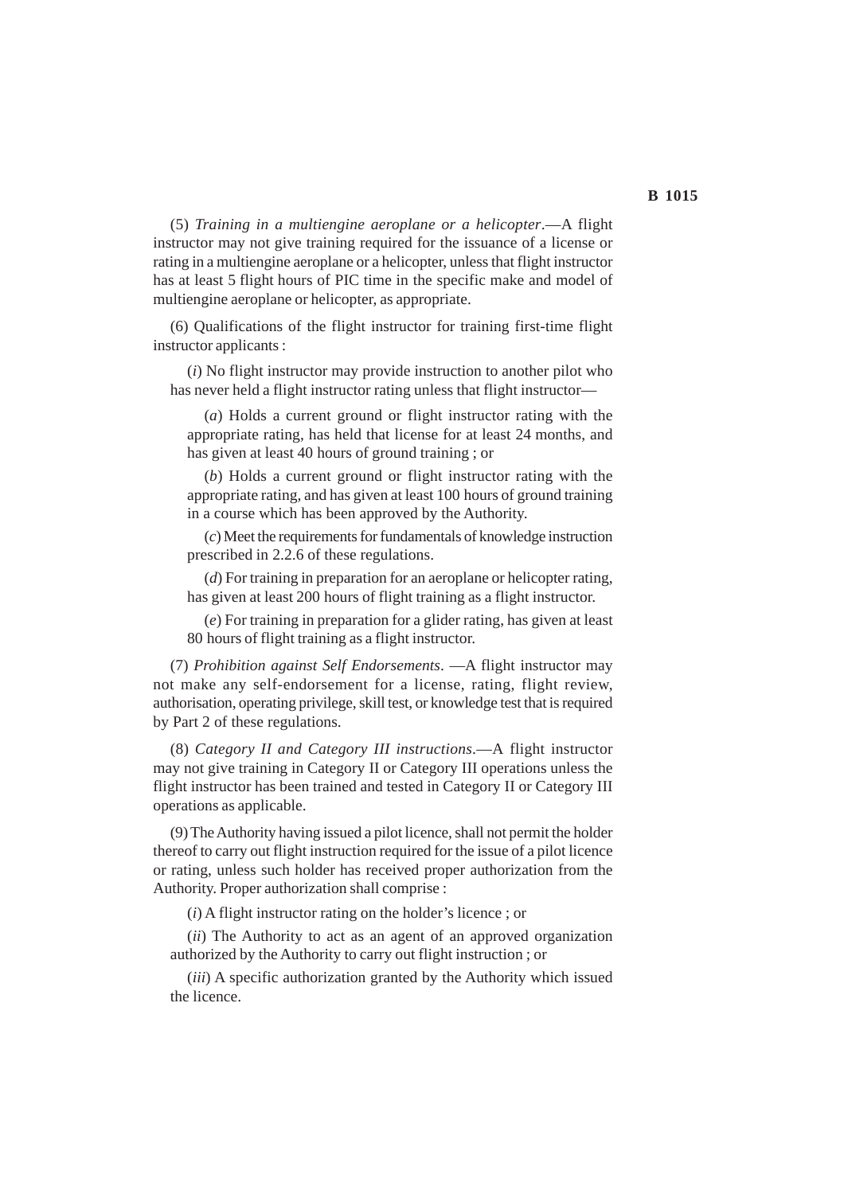(5) *Training in a multiengine aeroplane or a helicopter*.—A flight instructor may not give training required for the issuance of a license or rating in a multiengine aeroplane or a helicopter, unless that flight instructor has at least 5 flight hours of PIC time in the specific make and model of multiengine aeroplane or helicopter, as appropriate.

(6) Qualifications of the flight instructor for training first-time flight instructor applicants :

(*i*) No flight instructor may provide instruction to another pilot who has never held a flight instructor rating unless that flight instructor—

(*a*) Holds a current ground or flight instructor rating with the appropriate rating, has held that license for at least 24 months, and has given at least 40 hours of ground training ; or

(*b*) Holds a current ground or flight instructor rating with the appropriate rating, and has given at least 100 hours of ground training in a course which has been approved by the Authority.

(*c*) Meet the requirements for fundamentals of knowledge instruction prescribed in 2.2.6 of these regulations.

(*d*) For training in preparation for an aeroplane or helicopter rating, has given at least 200 hours of flight training as a flight instructor.

(*e*) For training in preparation for a glider rating, has given at least 80 hours of flight training as a flight instructor.

(7) *Prohibition against Self Endorsements*. —A flight instructor may not make any self-endorsement for a license, rating, flight review, authorisation, operating privilege, skill test, or knowledge test that is required by Part 2 of these regulations.

(8) *Category II and Category III instructions*.—A flight instructor may not give training in Category II or Category III operations unless the flight instructor has been trained and tested in Category II or Category III operations as applicable.

(9) The Authority having issued a pilot licence, shall not permit the holder thereof to carry out flight instruction required for the issue of a pilot licence or rating, unless such holder has received proper authorization from the Authority. Proper authorization shall comprise :

(*i*) A flight instructor rating on the holder's licence ; or

(*ii*) The Authority to act as an agent of an approved organization authorized by the Authority to carry out flight instruction ; or

(*iii*) A specific authorization granted by the Authority which issued the licence.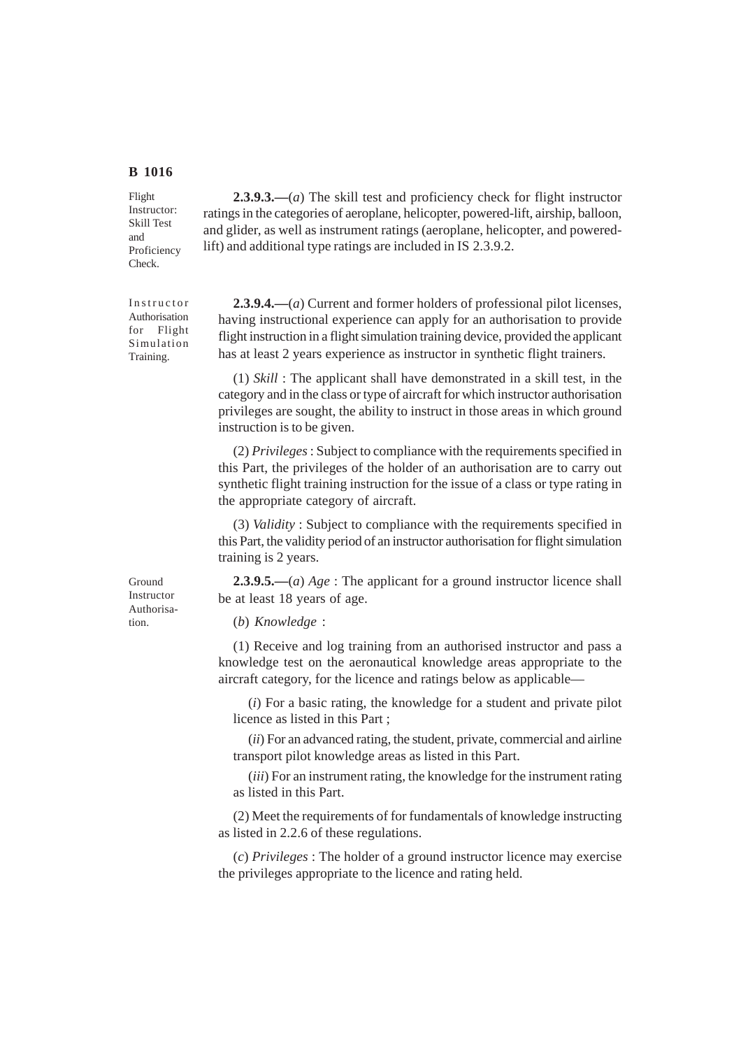Flight Instructor: Skill Test and Proficiency Check.

**2.3.9.3.—**(*a*) The skill test and proficiency check for flight instructor ratings in the categories of aeroplane, helicopter, powered-lift, airship, balloon, and glider, as well as instrument ratings (aeroplane, helicopter, and powered-lift) and additional type ratings are included in IS 2.3.9.2.

Instructor Authorisation for Flight Simulation Training.

**2.3.9.4.—**(*a*) Current and former holders of professional pilot licenses, having instructional experience can apply for an authorisation to provide flight instruction in a flight simulation training device, provided the applicant has at least 2 years experience as instructor in synthetic flight trainers.

(1) *Skill* : The applicant shall have demonstrated in a skill test, in the category and in the class or type of aircraft for which instructor authorisation privileges are sought, the ability to instruct in those areas in which ground instruction is to be given.

(2) *Privileges* : Subject to compliance with the requirements specified in this Part, the privileges of the holder of an authorisation are to carry out synthetic flight training instruction for the issue of a class or type rating in the appropriate category of aircraft.

(3) *Validity* : Subject to compliance with the requirements specified in this Part, the validity period of an instructor authorisation for flight simulation training is 2 years.

Ground Instructor Authorisation.

**2.3.9.5.—**(*a*) *Age* : The applicant for a ground instructor licence shall be at least 18 years of age.

(*b*) *Knowledge* :

(1) Receive and log training from an authorised instructor and pass a knowledge test on the aeronautical knowledge areas appropriate to the aircraft category, for the licence and ratings below as applicable—

(*i*) For a basic rating, the knowledge for a student and private pilot licence as listed in this Part ;

(*ii*) For an advanced rating, the student, private, commercial and airline transport pilot knowledge areas as listed in this Part.

(*iii*) For an instrument rating, the knowledge for the instrument rating as listed in this Part.

(2) Meet the requirements of for fundamentals of knowledge instructing as listed in 2.2.6 of these regulations.

(*c*) *Privileges* : The holder of a ground instructor licence may exercise the privileges appropriate to the licence and rating held.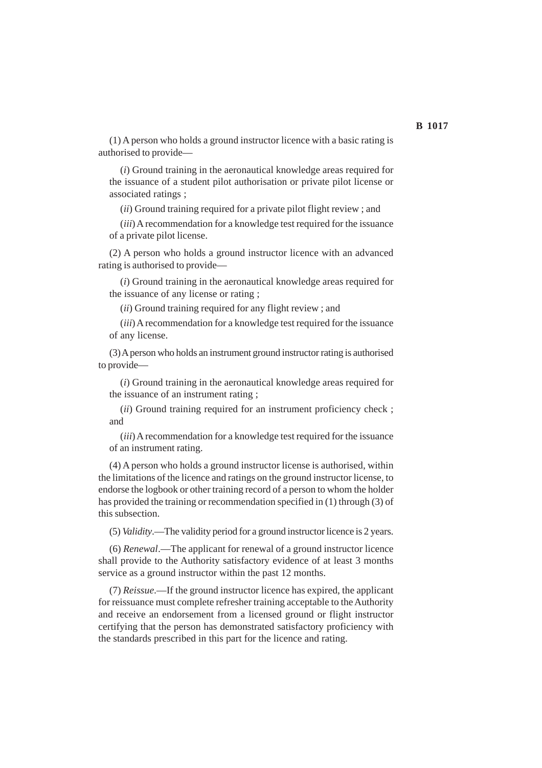(1) A person who holds a ground instructor licence with a basic rating is authorised to provide—

(*i*) Ground training in the aeronautical knowledge areas required for the issuance of a student pilot authorisation or private pilot license or associated ratings ;

(*ii*) Ground training required for a private pilot flight review ; and

(*iii*) A recommendation for a knowledge test required for the issuance of a private pilot license.

(2) A person who holds a ground instructor licence with an advanced rating is authorised to provide—

(*i*) Ground training in the aeronautical knowledge areas required for the issuance of any license or rating ;

(*ii*) Ground training required for any flight review ; and

(*iii*) A recommendation for a knowledge test required for the issuance of any license.

(3) A person who holds an instrument ground instructor rating is authorised to provide—

(*i*) Ground training in the aeronautical knowledge areas required for the issuance of an instrument rating ;

(*ii*) Ground training required for an instrument proficiency check ; and

(*iii*) A recommendation for a knowledge test required for the issuance of an instrument rating.

(4) A person who holds a ground instructor license is authorised, within the limitations of the licence and ratings on the ground instructor license, to endorse the logbook or other training record of a person to whom the holder has provided the training or recommendation specified in (1) through (3) of this subsection.

(5) *Validity*.—The validity period for a ground instructor licence is 2 years.

(6) *Renewal*.—The applicant for renewal of a ground instructor licence shall provide to the Authority satisfactory evidence of at least 3 months service as a ground instructor within the past 12 months.

(7) *Reissue*.—If the ground instructor licence has expired, the applicant for reissuance must complete refresher training acceptable to the Authority and receive an endorsement from a licensed ground or flight instructor certifying that the person has demonstrated satisfactory proficiency with the standards prescribed in this part for the licence and rating.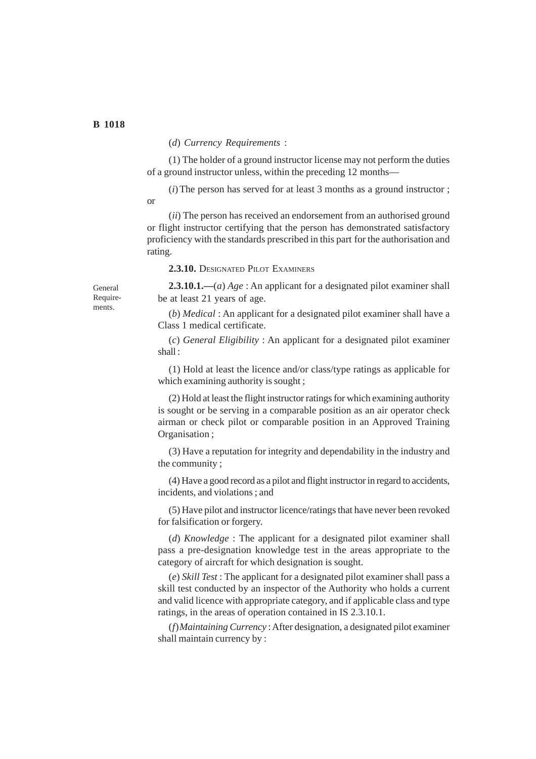(*d*) *Currency Requirements* :

(1) The holder of a ground instructor license may not perform the duties of a ground instructor unless, within the preceding 12 months—

(*i*) The person has served for at least 3 months as a ground instructor ; or

(*ii*) The person has received an endorsement from an authorised ground or flight instructor certifying that the person has demonstrated satisfactory proficiency with the standards prescribed in this part for the authorisation and rating.

**2.3.10.** DESIGNATED PILOT EXAMINERS

General Requirements.

**2.3.10.1.—**(*a*) *Age* : An applicant for a designated pilot examiner shall be at least 21 years of age.

(*b*) *Medical* : An applicant for a designated pilot examiner shall have a Class 1 medical certificate.

(*c*) *General Eligibility* : An applicant for a designated pilot examiner shall :

(1) Hold at least the licence and/or class/type ratings as applicable for which examining authority is sought ;

(2) Hold at least the flight instructor ratings for which examining authority is sought or be serving in a comparable position as an air operator check airman or check pilot or comparable position in an Approved Training Organisation ;

(3) Have a reputation for integrity and dependability in the industry and the community ;

(4) Have a good record as a pilot and flight instructor in regard to accidents, incidents, and violations ; and

(5) Have pilot and instructor licence/ratings that have never been revoked for falsification or forgery.

(*d*) *Knowledge* : The applicant for a designated pilot examiner shall pass a pre-designation knowledge test in the areas appropriate to the category of aircraft for which designation is sought.

(*e*) *Skill Test* : The applicant for a designated pilot examiner shall pass a skill test conducted by an inspector of the Authority who holds a current and valid licence with appropriate category, and if applicable class and type ratings, in the areas of operation contained in IS 2.3.10.1.

(*f*) *Maintaining Currency* : After designation, a designated pilot examiner shall maintain currency by :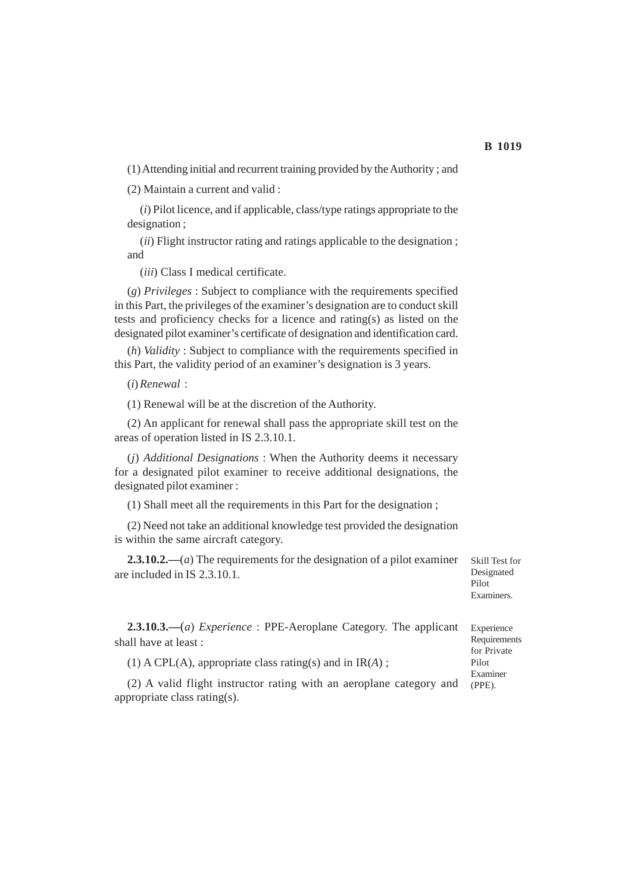(1) Attending initial and recurrent training provided by the Authority ; and

(2) Maintain a current and valid :

(*i*) Pilot licence, and if applicable, class/type ratings appropriate to the designation ;

(*ii*) Flight instructor rating and ratings applicable to the designation ; and

(*iii*) Class I medical certificate.

(*g*) *Privileges* : Subject to compliance with the requirements specified in this Part, the privileges of the examiner's designation are to conduct skill tests and proficiency checks for a licence and rating(s) as listed on the designated pilot examiner's certificate of designation and identification card.

(*h*) *Validity* : Subject to compliance with the requirements specified in this Part, the validity period of an examiner's designation is 3 years.

(*i*) *Renewal* :

(1) Renewal will be at the discretion of the Authority.

(2) An applicant for renewal shall pass the appropriate skill test on the areas of operation listed in IS 2.3.10.1.

(*j*) *Additional Designations* : When the Authority deems it necessary for a designated pilot examiner to receive additional designations, the designated pilot examiner :

(1) Shall meet all the requirements in this Part for the designation ;

(2) Need not take an additional knowledge test provided the designation is within the same aircraft category.

Skill Test for Designated Pilot Examiners.

**2.3.10.2.—**(*a*) The requirements for the designation of a pilot examiner are included in IS 2.3.10.1.

Experience Requirements for Private Pilot Examiner (PPE).

**2.3.10.3.—**(*a*) *Experience* : PPE-Aeroplane Category. The applicant shall have at least :

(1) A CPL(A), appropriate class rating(s) and in IR(*A*) ;

(2) A valid flight instructor rating with an aeroplane category and appropriate class rating(s).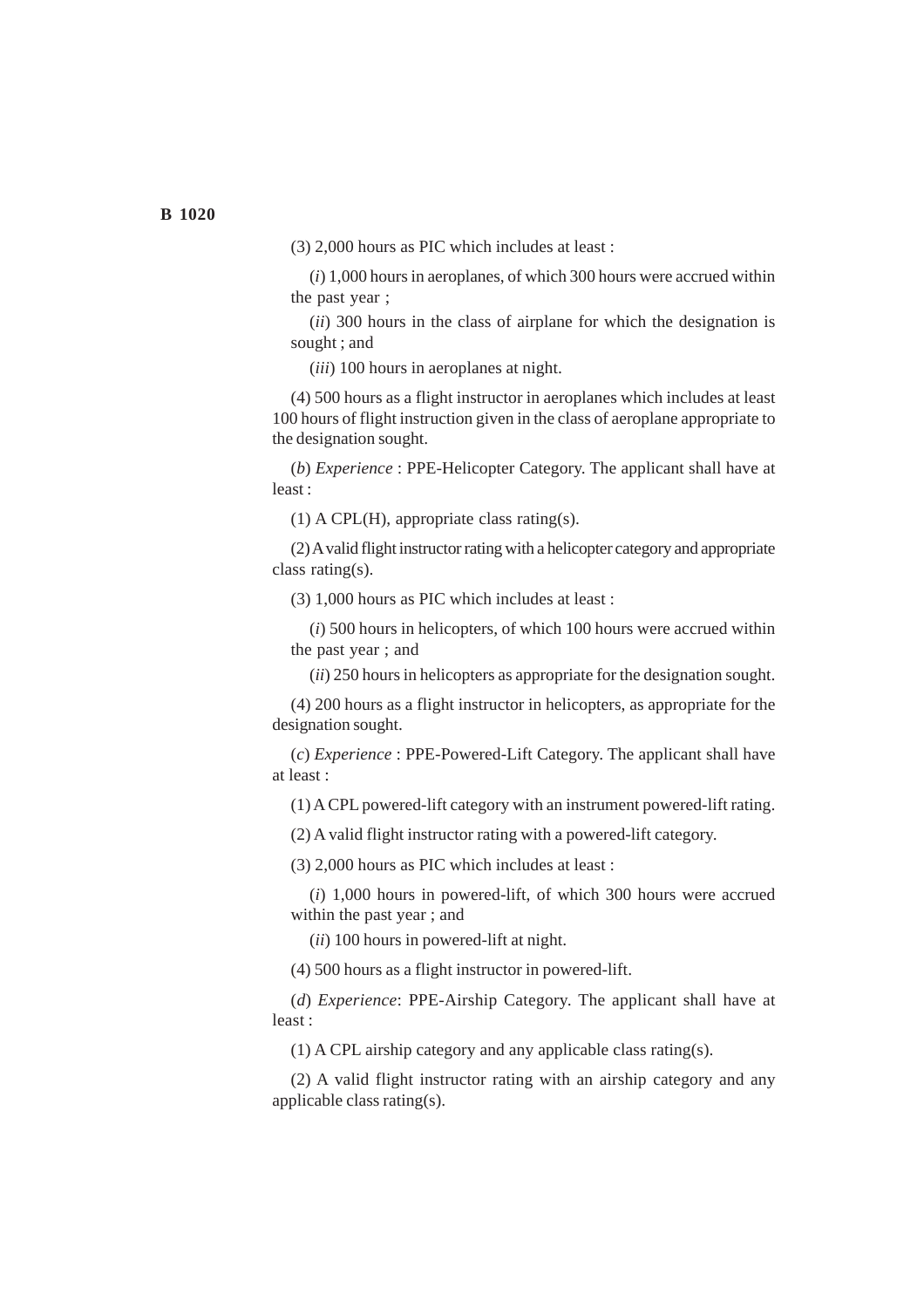(3) 2,000 hours as PIC which includes at least :

(*i*) 1,000 hours in aeroplanes, of which 300 hours were accrued within the past year ;

(*ii*) 300 hours in the class of airplane for which the designation is sought ; and

(*iii*) 100 hours in aeroplanes at night.

(4) 500 hours as a flight instructor in aeroplanes which includes at least 100 hours of flight instruction given in the class of aeroplane appropriate to the designation sought.

(*b*) *Experience* : PPE-Helicopter Category. The applicant shall have at least :

(1) A CPL(H), appropriate class rating(s).

(2) A valid flight instructor rating with a helicopter category and appropriate class rating(s).

(3) 1,000 hours as PIC which includes at least :

(*i*) 500 hours in helicopters, of which 100 hours were accrued within the past year ; and

(*ii*) 250 hours in helicopters as appropriate for the designation sought.

(4) 200 hours as a flight instructor in helicopters, as appropriate for the designation sought.

(*c*) *Experience* : PPE-Powered-Lift Category. The applicant shall have at least :

(1) A CPL powered-lift category with an instrument powered-lift rating.

(2) A valid flight instructor rating with a powered-lift category.

(3) 2,000 hours as PIC which includes at least :

(*i*) 1,000 hours in powered-lift, of which 300 hours were accrued within the past year ; and

(*ii*) 100 hours in powered-lift at night.

(4) 500 hours as a flight instructor in powered-lift.

(*d*) *Experience*: PPE-Airship Category. The applicant shall have at least :

(1) A CPL airship category and any applicable class rating(s).

(2) A valid flight instructor rating with an airship category and any applicable class rating(s).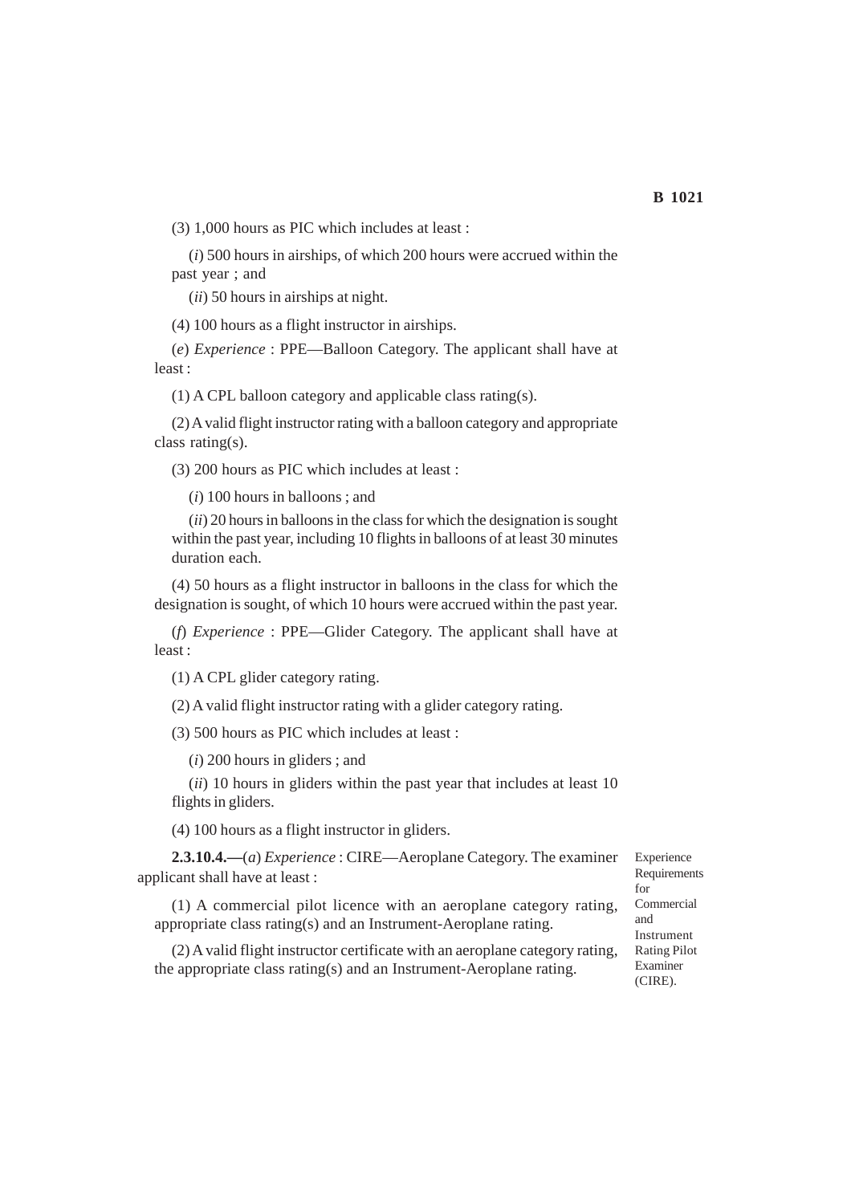(3) 1,000 hours as PIC which includes at least :

(*i*) 500 hours in airships, of which 200 hours were accrued within the past year ; and

(*ii*) 50 hours in airships at night.

(4) 100 hours as a flight instructor in airships.

(*e*) *Experience* : PPE—Balloon Category. The applicant shall have at least :

(1) A CPL balloon category and applicable class rating(s).

(2) A valid flight instructor rating with a balloon category and appropriate class rating(s).

(3) 200 hours as PIC which includes at least :

(*i*) 100 hours in balloons ; and

(*ii*) 20 hours in balloons in the class for which the designation is sought within the past year, including 10 flights in balloons of at least 30 minutes duration each.

(4) 50 hours as a flight instructor in balloons in the class for which the designation is sought, of which 10 hours were accrued within the past year.

(*f*) *Experience* : PPE—Glider Category. The applicant shall have at least :

(1) A CPL glider category rating.

(2) A valid flight instructor rating with a glider category rating.

(3) 500 hours as PIC which includes at least :

(*i*) 200 hours in gliders ; and

(*ii*) 10 hours in gliders within the past year that includes at least 10 flights in gliders.

(4) 100 hours as a flight instructor in gliders.

Experience Requirements for Commercial and Instrument Rating Pilot Examiner (CIRE).

**2.3.10.4.—**(*a*) *Experience* : CIRE—Aeroplane Category. The examiner applicant shall have at least :

(1) A commercial pilot licence with an aeroplane category rating, appropriate class rating(s) and an Instrument-Aeroplane rating.

(2) A valid flight instructor certificate with an aeroplane category rating, the appropriate class rating(s) and an Instrument-Aeroplane rating.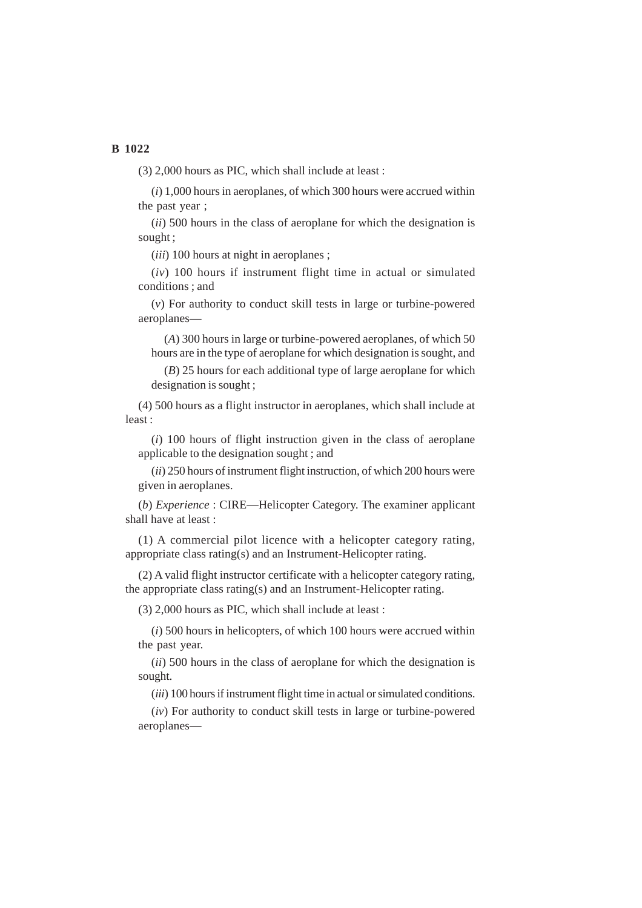(3) 2,000 hours as PIC, which shall include at least :

(*i*) 1,000 hours in aeroplanes, of which 300 hours were accrued within the past year ;

(*ii*) 500 hours in the class of aeroplane for which the designation is sought ;

(*iii*) 100 hours at night in aeroplanes ;

(*iv*) 100 hours if instrument flight time in actual or simulated conditions ; and

(*v*) For authority to conduct skill tests in large or turbine-powered aeroplanes—

(*A*) 300 hours in large or turbine-powered aeroplanes, of which 50 hours are in the type of aeroplane for which designation is sought, and

(*B*) 25 hours for each additional type of large aeroplane for which designation is sought ;

(4) 500 hours as a flight instructor in aeroplanes, which shall include at least :

(*i*) 100 hours of flight instruction given in the class of aeroplane applicable to the designation sought ; and

(*ii*) 250 hours of instrument flight instruction, of which 200 hours were given in aeroplanes.

(*b*) *Experience* : CIRE—Helicopter Category. The examiner applicant shall have at least :

(1) A commercial pilot licence with a helicopter category rating, appropriate class rating(s) and an Instrument-Helicopter rating.

(2) A valid flight instructor certificate with a helicopter category rating, the appropriate class rating(s) and an Instrument-Helicopter rating.

(3) 2,000 hours as PIC, which shall include at least :

(*i*) 500 hours in helicopters, of which 100 hours were accrued within the past year.

(*ii*) 500 hours in the class of aeroplane for which the designation is sought.

(*iii*) 100 hours if instrument flight time in actual or simulated conditions.

(*iv*) For authority to conduct skill tests in large or turbine-powered aeroplanes—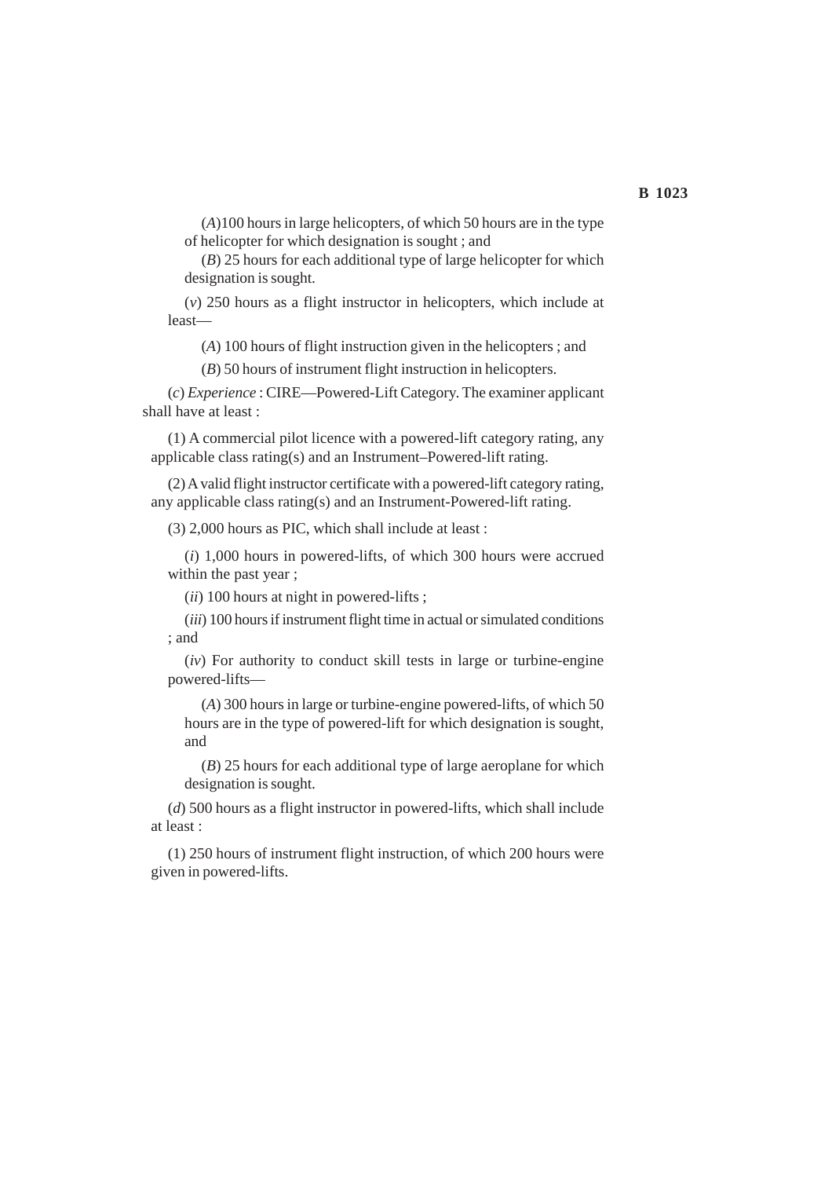(*A*)100 hours in large helicopters, of which 50 hours are in the type of helicopter for which designation is sought ; and

(*B*) 25 hours for each additional type of large helicopter for which designation is sought.

(*v*) 250 hours as a flight instructor in helicopters, which include at least—

(*A*) 100 hours of flight instruction given in the helicopters ; and

(*B*) 50 hours of instrument flight instruction in helicopters.

(*c*) *Experience* : CIRE—Powered-Lift Category. The examiner applicant shall have at least :

(1) A commercial pilot licence with a powered-lift category rating, any applicable class rating(s) and an Instrument–Powered-lift rating.

(2) A valid flight instructor certificate with a powered-lift category rating, any applicable class rating(s) and an Instrument-Powered-lift rating.

(3) 2,000 hours as PIC, which shall include at least :

(*i*) 1,000 hours in powered-lifts, of which 300 hours were accrued within the past year ;

(*ii*) 100 hours at night in powered-lifts ;

(*iii*) 100 hours if instrument flight time in actual or simulated conditions ; and

(*iv*) For authority to conduct skill tests in large or turbine-engine powered-lifts—

(*A*) 300 hours in large or turbine-engine powered-lifts, of which 50 hours are in the type of powered-lift for which designation is sought, and

(*B*) 25 hours for each additional type of large aeroplane for which designation is sought.

(*d*) 500 hours as a flight instructor in powered-lifts, which shall include at least :

(1) 250 hours of instrument flight instruction, of which 200 hours were given in powered-lifts.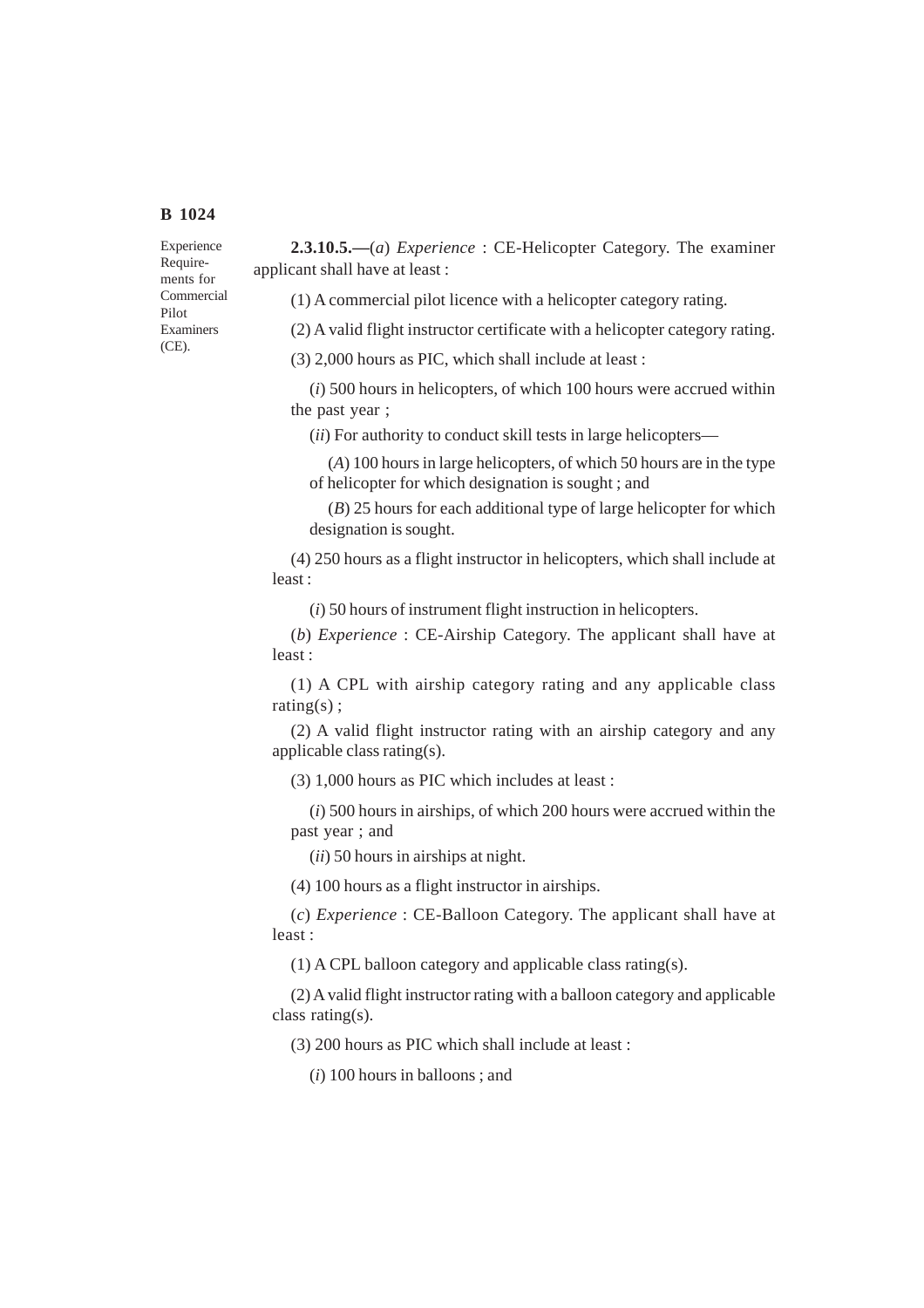Experience Requirements for Commercial Pilot Examiners (CE).

**2.3.10.5.—**(*a*) *Experience* : CE-Helicopter Category. The examiner applicant shall have at least :

(1) A commercial pilot licence with a helicopter category rating.

(2) A valid flight instructor certificate with a helicopter category rating.

(3) 2,000 hours as PIC, which shall include at least :

(*i*) 500 hours in helicopters, of which 100 hours were accrued within the past year ;

(*ii*) For authority to conduct skill tests in large helicopters—

(*A*) 100 hours in large helicopters, of which 50 hours are in the type of helicopter for which designation is sought ; and

(*B*) 25 hours for each additional type of large helicopter for which designation is sought.

(4) 250 hours as a flight instructor in helicopters, which shall include at least :

(*i*) 50 hours of instrument flight instruction in helicopters.

(*b*) *Experience* : CE-Airship Category. The applicant shall have at least :

(1) A CPL with airship category rating and any applicable class rating(s) ;

(2) A valid flight instructor rating with an airship category and any applicable class rating(s).

(3) 1,000 hours as PIC which includes at least :

(*i*) 500 hours in airships, of which 200 hours were accrued within the past year ; and

(*ii*) 50 hours in airships at night.

(4) 100 hours as a flight instructor in airships.

(*c*) *Experience* : CE-Balloon Category. The applicant shall have at least :

(1) A CPL balloon category and applicable class rating(s).

(2) A valid flight instructor rating with a balloon category and applicable class rating(s).

(3) 200 hours as PIC which shall include at least :

(*i*) 100 hours in balloons ; and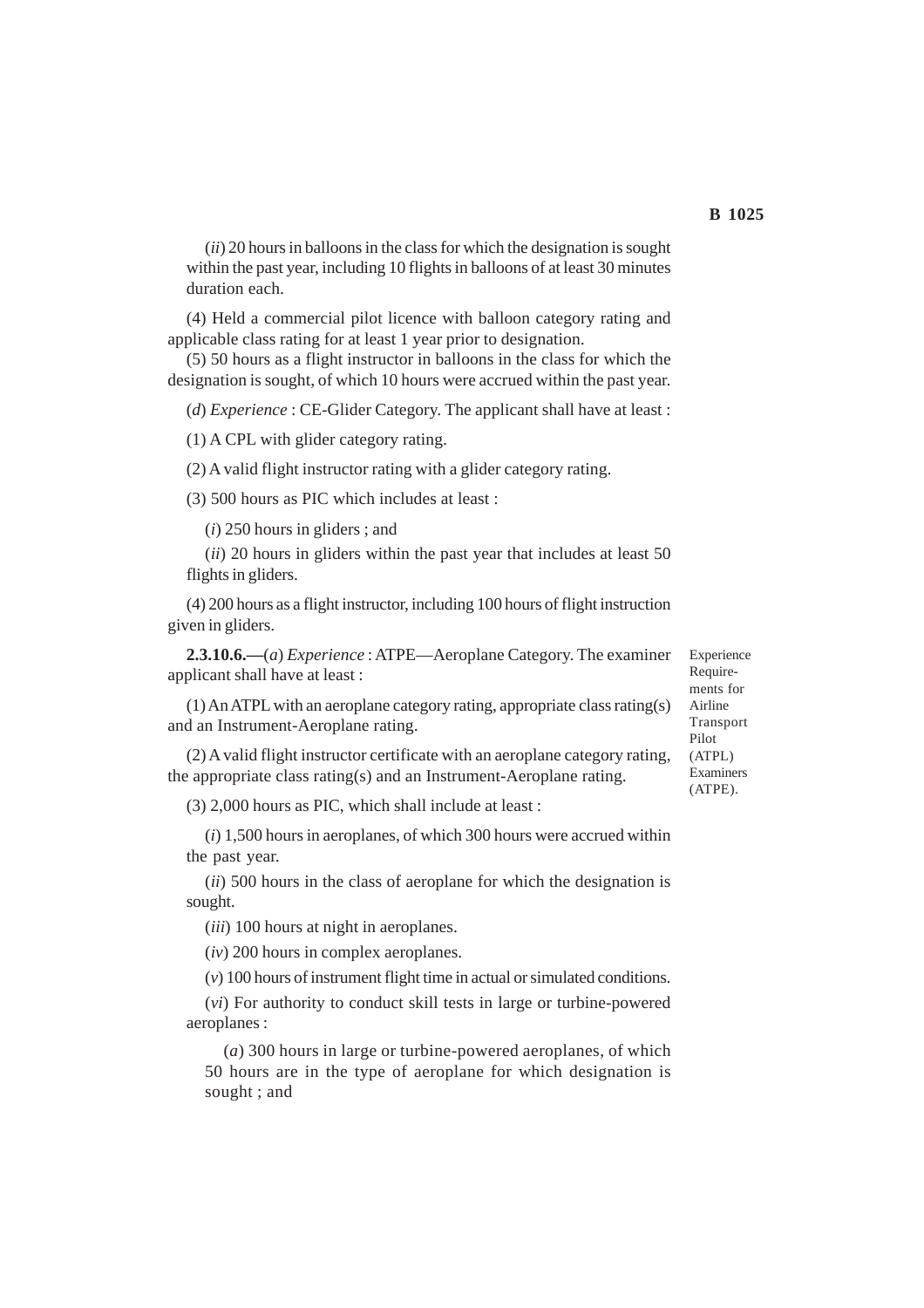(*ii*) 20 hours in balloons in the class for which the designation is sought within the past year, including 10 flights in balloons of at least 30 minutes duration each.

(4) Held a commercial pilot licence with balloon category rating and applicable class rating for at least 1 year prior to designation.

(5) 50 hours as a flight instructor in balloons in the class for which the designation is sought, of which 10 hours were accrued within the past year.

(*d*) *Experience* : CE-Glider Category. The applicant shall have at least :

(1) A CPL with glider category rating.

(2) A valid flight instructor rating with a glider category rating.

(3) 500 hours as PIC which includes at least :

(*i*) 250 hours in gliders ; and

(*ii*) 20 hours in gliders within the past year that includes at least 50 flights in gliders.

(4) 200 hours as a flight instructor, including 100 hours of flight instruction given in gliders.

Experience Requirements for Airline Transport Pilot (ATPL) Examiners (ATPE).

**2.3.10.6.—**(*a*) *Experience* : ATPE—Aeroplane Category. The examiner applicant shall have at least :

(1) An ATPL with an aeroplane category rating, appropriate class rating(s) and an Instrument-Aeroplane rating.

(2) A valid flight instructor certificate with an aeroplane category rating, the appropriate class rating(s) and an Instrument-Aeroplane rating.

(3) 2,000 hours as PIC, which shall include at least :

(*i*) 1,500 hours in aeroplanes, of which 300 hours were accrued within the past year.

(*ii*) 500 hours in the class of aeroplane for which the designation is sought.

(*iii*) 100 hours at night in aeroplanes.

(*iv*) 200 hours in complex aeroplanes.

(*v*) 100 hours of instrument flight time in actual or simulated conditions.

(*vi*) For authority to conduct skill tests in large or turbine-powered aeroplanes :

(*a*) 300 hours in large or turbine-powered aeroplanes, of which 50 hours are in the type of aeroplane for which designation is sought ; and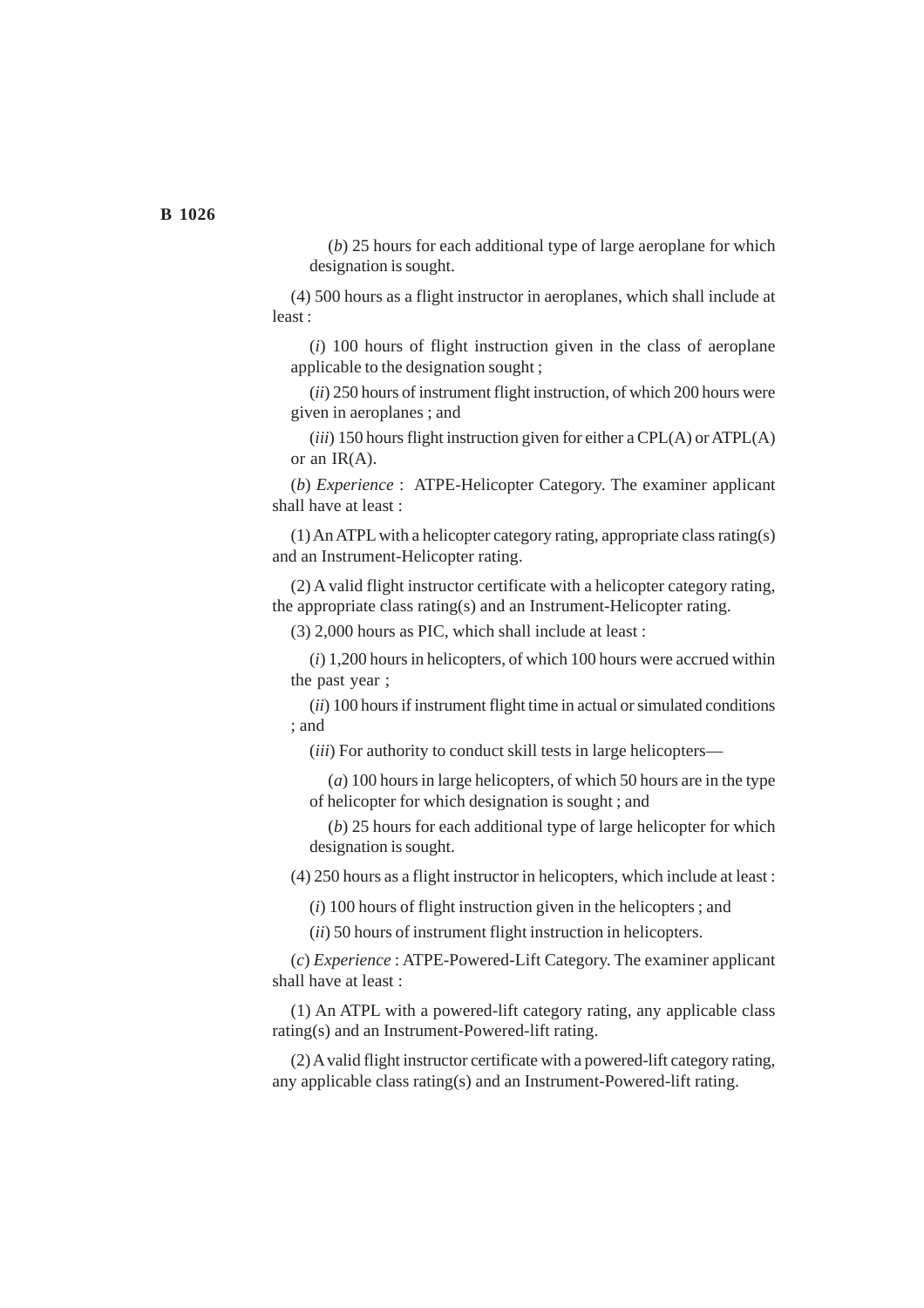(*b*) 25 hours for each additional type of large aeroplane for which designation is sought.

(4) 500 hours as a flight instructor in aeroplanes, which shall include at least :

(*i*) 100 hours of flight instruction given in the class of aeroplane applicable to the designation sought ;

(*ii*) 250 hours of instrument flight instruction, of which 200 hours were given in aeroplanes ; and

(*iii*) 150 hours flight instruction given for either a CPL(A) or ATPL(A) or an IR(A).

(*b*) *Experience* : ATPE-Helicopter Category. The examiner applicant shall have at least :

(1) An ATPL with a helicopter category rating, appropriate class rating(s) and an Instrument-Helicopter rating.

(2) A valid flight instructor certificate with a helicopter category rating, the appropriate class rating(s) and an Instrument-Helicopter rating.

(3) 2,000 hours as PIC, which shall include at least :

(*i*) 1,200 hours in helicopters, of which 100 hours were accrued within the past year ;

(*ii*) 100 hours if instrument flight time in actual or simulated conditions ; and

(*iii*) For authority to conduct skill tests in large helicopters—

(*a*) 100 hours in large helicopters, of which 50 hours are in the type of helicopter for which designation is sought ; and

(*b*) 25 hours for each additional type of large helicopter for which designation is sought.

(4) 250 hours as a flight instructor in helicopters, which include at least :

(*i*) 100 hours of flight instruction given in the helicopters ; and

(*ii*) 50 hours of instrument flight instruction in helicopters.

(*c*) *Experience* : ATPE-Powered-Lift Category. The examiner applicant shall have at least :

(1) An ATPL with a powered-lift category rating, any applicable class rating(s) and an Instrument-Powered-lift rating.

(2) A valid flight instructor certificate with a powered-lift category rating, any applicable class rating(s) and an Instrument-Powered-lift rating.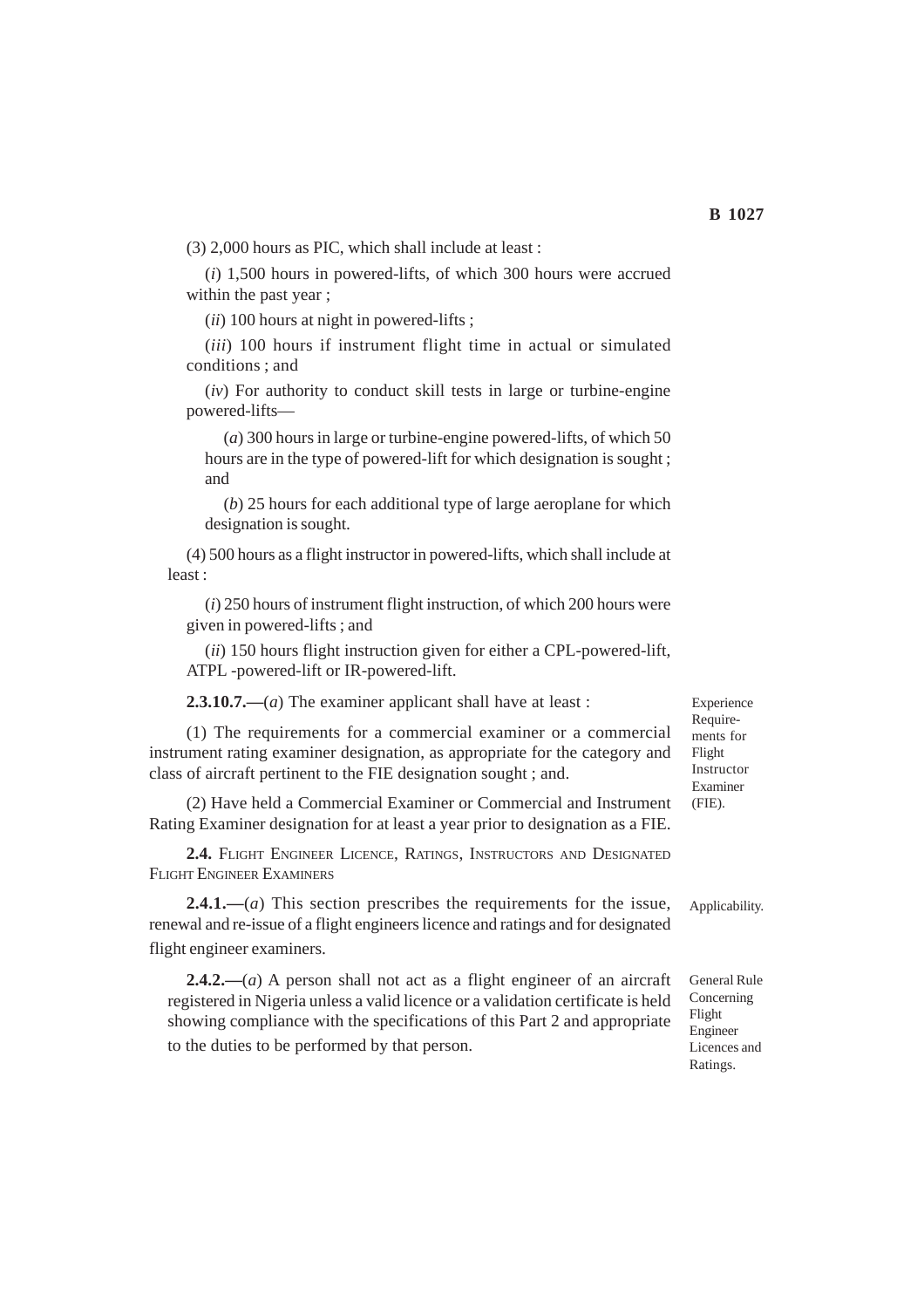(3) 2,000 hours as PIC, which shall include at least :

(*i*) 1,500 hours in powered-lifts, of which 300 hours were accrued within the past year ;

(*ii*) 100 hours at night in powered-lifts ;

(*iii*) 100 hours if instrument flight time in actual or simulated conditions ; and

(*iv*) For authority to conduct skill tests in large or turbine-engine powered-lifts—

(*a*) 300 hours in large or turbine-engine powered-lifts, of which 50 hours are in the type of powered-lift for which designation is sought ; and

(*b*) 25 hours for each additional type of large aeroplane for which designation is sought.

(4) 500 hours as a flight instructor in powered-lifts, which shall include at least :

(*i*) 250 hours of instrument flight instruction, of which 200 hours were given in powered-lifts ; and

(*ii*) 150 hours flight instruction given for either a CPL-powered-lift, ATPL -powered-lift or IR-powered-lift.

*Experience Requirements for Flight Instructor Examiner (FIE).*

**2.3.10.7.—**(*a*) The examiner applicant shall have at least :

(1) The requirements for a commercial examiner or a commercial instrument rating examiner designation, as appropriate for the category and class of aircraft pertinent to the FIE designation sought ; and.

(2) Have held a Commercial Examiner or Commercial and Instrument Rating Examiner designation for at least a year prior to designation as a FIE.

## 2.4. Flight Engineer Licence, Ratings, Instructors and Designated Flight Engineer Examiners

*Applicability.*

**2.4.1.—**(*a*) This section prescribes the requirements for the issue, renewal and re-issue of a flight engineers licence and ratings and for designated flight engineer examiners.

*General Rule Concerning Flight Engineer Licences and Ratings.*

**2.4.2.—**(*a*) A person shall not act as a flight engineer of an aircraft registered in Nigeria unless a valid licence or a validation certificate is held showing compliance with the specifications of this Part 2 and appropriate to the duties to be performed by that person.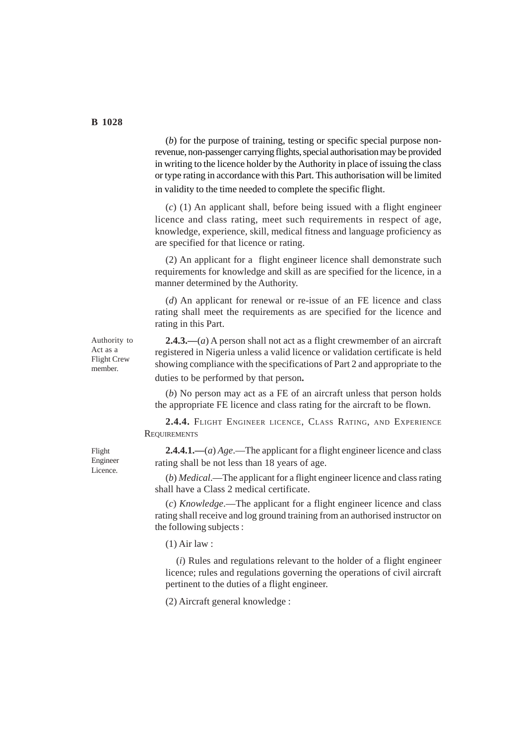(*b*) for the purpose of training, testing or specific special purpose non-revenue, non-passenger carrying flights, special authorisation may be provided in writing to the licence holder by the Authority in place of issuing the class or type rating in accordance with this Part. This authorisation will be limited in validity to the time needed to complete the specific flight.

(*c*) (1) An applicant shall, before being issued with a flight engineer licence and class rating, meet such requirements in respect of age, knowledge, experience, skill, medical fitness and language proficiency as are specified for that licence or rating.

(2) An applicant for a flight engineer licence shall demonstrate such requirements for knowledge and skill as are specified for the licence, in a manner determined by the Authority.

(*d*) An applicant for renewal or re-issue of an FE licence and class rating shall meet the requirements as are specified for the licence and rating in this Part.

Authority to Act as a Flight Crew member.

**2.4.3.—**(*a*) A person shall not act as a flight crewmember of an aircraft registered in Nigeria unless a valid licence or validation certificate is held showing compliance with the specifications of Part 2 and appropriate to the duties to be performed by that person**.**

(*b*) No person may act as a FE of an aircraft unless that person holds the appropriate FE licence and class rating for the aircraft to be flown.

**2.4.4.** FLIGHT ENGINEER LICENCE, CLASS RATING, AND EXPERIENCE REQUIREMENTS

Flight Engineer Licence.

**2.4.4.1.—**(*a*) *Age*.—The applicant for a flight engineer licence and class rating shall be not less than 18 years of age.

(*b*) *Medical*.—The applicant for a flight engineer licence and class rating shall have a Class 2 medical certificate.

(*c*) *Knowledge*.—The applicant for a flight engineer licence and class rating shall receive and log ground training from an authorised instructor on the following subjects :

(1) Air law :

(*i*) Rules and regulations relevant to the holder of a flight engineer licence; rules and regulations governing the operations of civil aircraft pertinent to the duties of a flight engineer.

(2) Aircraft general knowledge :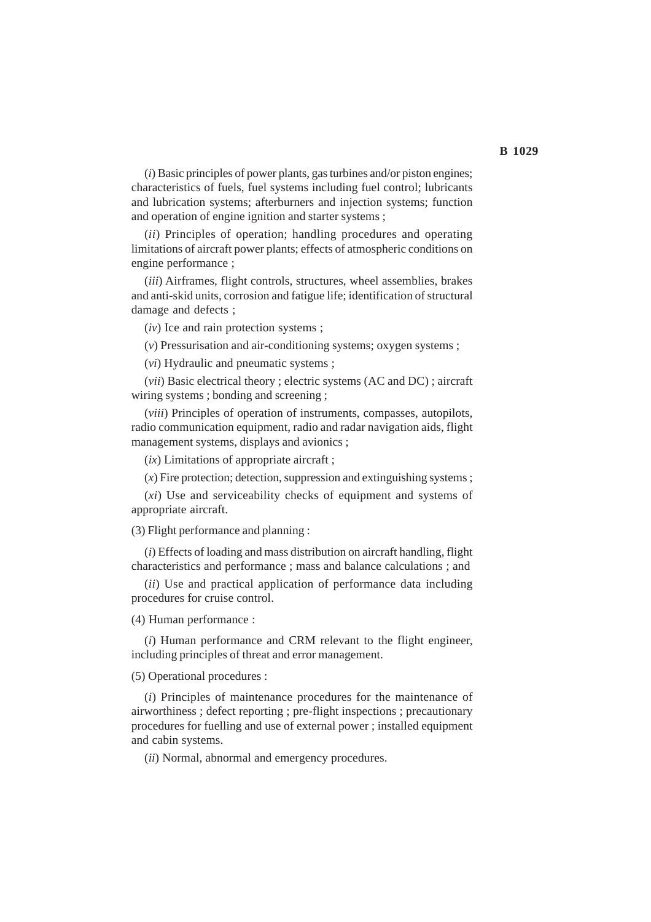(*i*) Basic principles of power plants, gas turbines and/or piston engines; characteristics of fuels, fuel systems including fuel control; lubricants and lubrication systems; afterburners and injection systems; function and operation of engine ignition and starter systems ;

(*ii*) Principles of operation; handling procedures and operating limitations of aircraft power plants; effects of atmospheric conditions on engine performance ;

(*iii*) Airframes, flight controls, structures, wheel assemblies, brakes and anti-skid units, corrosion and fatigue life; identification of structural damage and defects ;

(*iv*) Ice and rain protection systems ;

(*v*) Pressurisation and air-conditioning systems; oxygen systems ;

(*vi*) Hydraulic and pneumatic systems ;

(*vii*) Basic electrical theory ; electric systems (AC and DC) ; aircraft wiring systems ; bonding and screening ;

(*viii*) Principles of operation of instruments, compasses, autopilots, radio communication equipment, radio and radar navigation aids, flight management systems, displays and avionics ;

(*ix*) Limitations of appropriate aircraft ;

(*x*) Fire protection; detection, suppression and extinguishing systems ;

(*xi*) Use and serviceability checks of equipment and systems of appropriate aircraft.

(3) Flight performance and planning :

(*i*) Effects of loading and mass distribution on aircraft handling, flight characteristics and performance ; mass and balance calculations ; and

(*ii*) Use and practical application of performance data including procedures for cruise control.

(4) Human performance :

(*i*) Human performance and CRM relevant to the flight engineer, including principles of threat and error management.

(5) Operational procedures :

(*i*) Principles of maintenance procedures for the maintenance of airworthiness ; defect reporting ; pre-flight inspections ; precautionary procedures for fuelling and use of external power ; installed equipment and cabin systems.

(*ii*) Normal, abnormal and emergency procedures.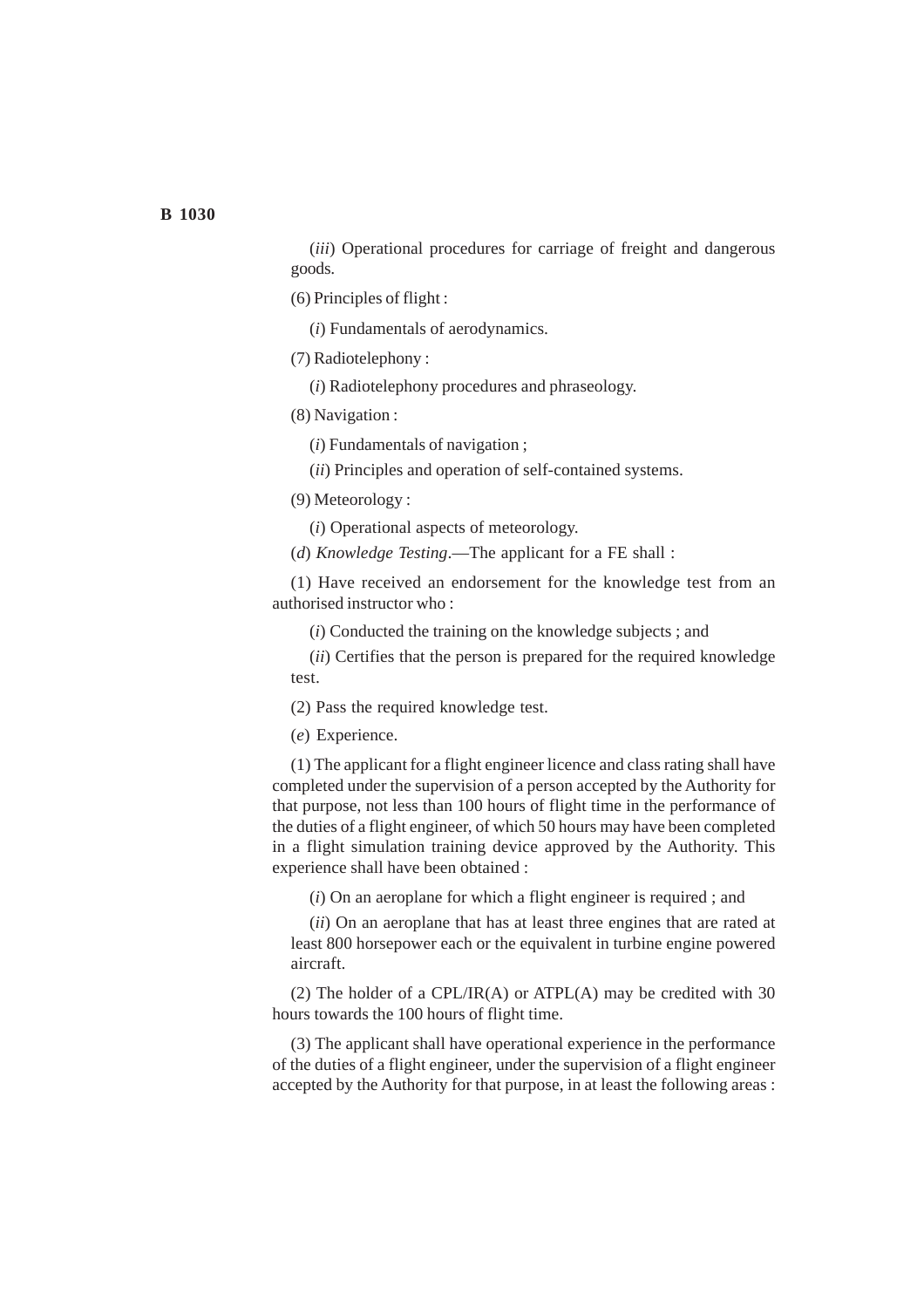(*iii*) Operational procedures for carriage of freight and dangerous goods.

(6) Principles of flight :

(*i*) Fundamentals of aerodynamics.

(7) Radiotelephony :

(*i*) Radiotelephony procedures and phraseology.

(8) Navigation :

(*i*) Fundamentals of navigation ;

(*ii*) Principles and operation of self-contained systems.

(9) Meteorology :

(*i*) Operational aspects of meteorology.

(*d*) *Knowledge Testing*.—The applicant for a FE shall :

(1) Have received an endorsement for the knowledge test from an authorised instructor who :

(*i*) Conducted the training on the knowledge subjects ; and

(*ii*) Certifies that the person is prepared for the required knowledge test.

(2) Pass the required knowledge test.

(*e*) Experience.

(1) The applicant for a flight engineer licence and class rating shall have completed under the supervision of a person accepted by the Authority for that purpose, not less than 100 hours of flight time in the performance of the duties of a flight engineer, of which 50 hours may have been completed in a flight simulation training device approved by the Authority. This experience shall have been obtained :

(*i*) On an aeroplane for which a flight engineer is required ; and

(*ii*) On an aeroplane that has at least three engines that are rated at least 800 horsepower each or the equivalent in turbine engine powered aircraft.

(2) The holder of a CPL/IR(A) or ATPL(A) may be credited with 30 hours towards the 100 hours of flight time.

(3) The applicant shall have operational experience in the performance of the duties of a flight engineer, under the supervision of a flight engineer accepted by the Authority for that purpose, in at least the following areas :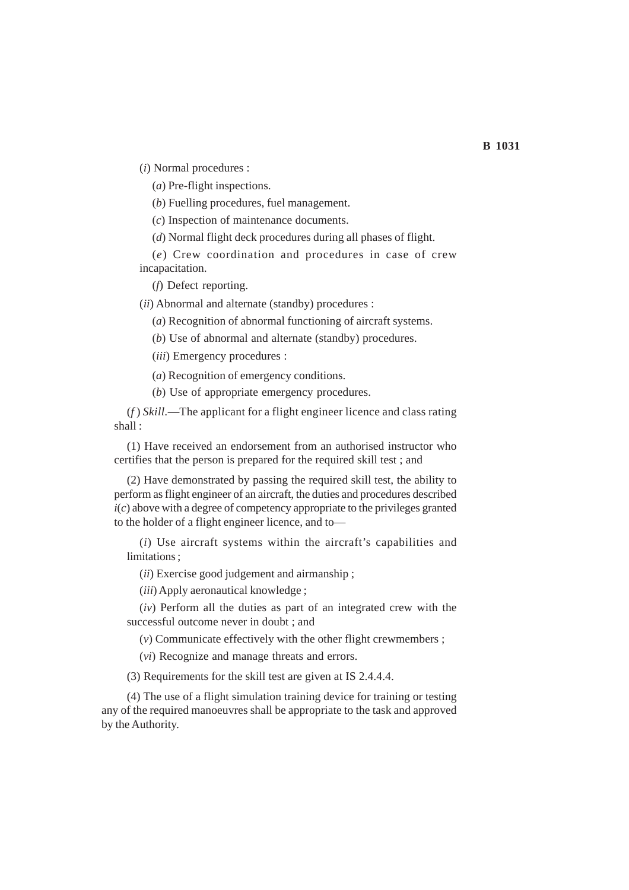(*i*) Normal procedures :

(*a*) Pre-flight inspections.

(*b*) Fuelling procedures, fuel management.

(*c*) Inspection of maintenance documents.

(*d*) Normal flight deck procedures during all phases of flight.

(*e*) Crew coordination and procedures in case of crew incapacitation.

(*f*) Defect reporting.

(*ii*) Abnormal and alternate (standby) procedures :

(*a*) Recognition of abnormal functioning of aircraft systems.

(*b*) Use of abnormal and alternate (standby) procedures.

(*iii*) Emergency procedures :

(*a*) Recognition of emergency conditions.

(*b*) Use of appropriate emergency procedures.

(*f* ) *Skill*.—The applicant for a flight engineer licence and class rating shall :

(1) Have received an endorsement from an authorised instructor who certifies that the person is prepared for the required skill test ; and

(2) Have demonstrated by passing the required skill test, the ability to perform as flight engineer of an aircraft, the duties and procedures described *i*(*c*) above with a degree of competency appropriate to the privileges granted to the holder of a flight engineer licence, and to—

(*i*) Use aircraft systems within the aircraft's capabilities and limitations ;

(*ii*) Exercise good judgement and airmanship ;

(*iii*) Apply aeronautical knowledge ;

(*iv*) Perform all the duties as part of an integrated crew with the successful outcome never in doubt ; and

(*v*) Communicate effectively with the other flight crewmembers ;

(*vi*) Recognize and manage threats and errors.

(3) Requirements for the skill test are given at IS 2.4.4.4.

(4) The use of a flight simulation training device for training or testing any of the required manoeuvres shall be appropriate to the task and approved by the Authority.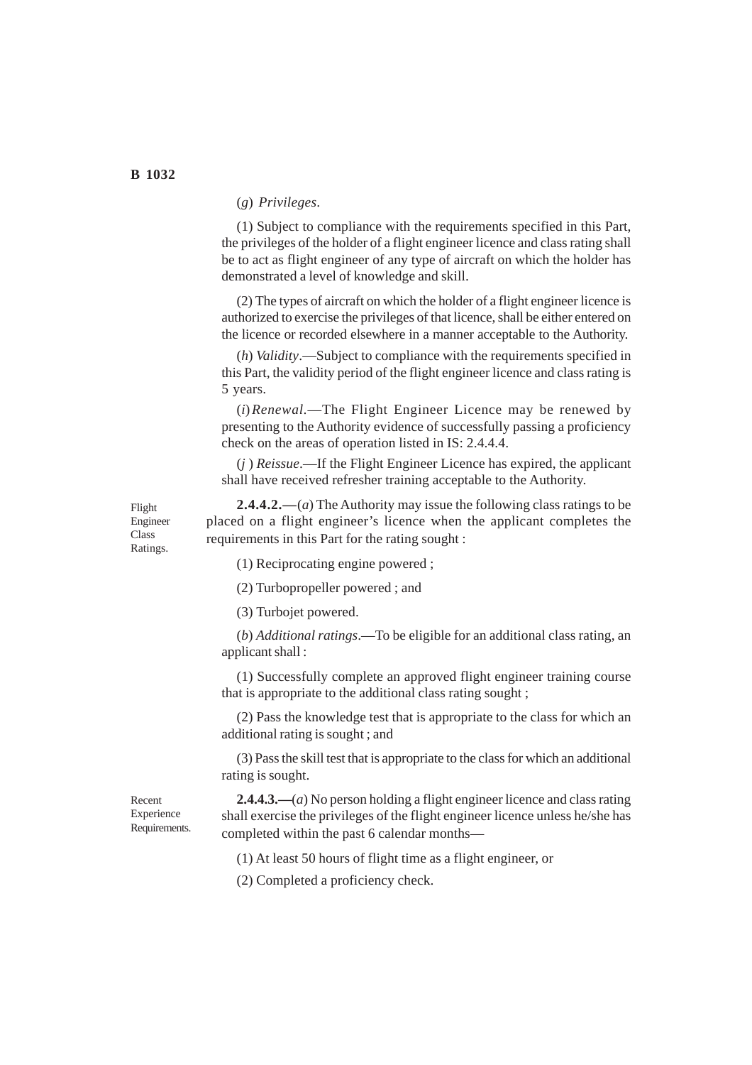(*g*) *Privileges*.

(1) Subject to compliance with the requirements specified in this Part, the privileges of the holder of a flight engineer licence and class rating shall be to act as flight engineer of any type of aircraft on which the holder has demonstrated a level of knowledge and skill.

(2) The types of aircraft on which the holder of a flight engineer licence is authorized to exercise the privileges of that licence, shall be either entered on the licence or recorded elsewhere in a manner acceptable to the Authority.

(*h*) *Validity*.—Subject to compliance with the requirements specified in this Part, the validity period of the flight engineer licence and class rating is 5 years.

(*i*) *Renewal*.—The Flight Engineer Licence may be renewed by presenting to the Authority evidence of successfully passing a proficiency check on the areas of operation listed in IS: 2.4.4.4.

(*j* ) *Reissue*.—If the Flight Engineer Licence has expired, the applicant shall have received refresher training acceptable to the Authority.

Flight Engineer Class Ratings.

**2.4.4.2.—**(*a*) The Authority may issue the following class ratings to be placed on a flight engineer's licence when the applicant completes the requirements in this Part for the rating sought :

(1) Reciprocating engine powered ;

(2) Turbopropeller powered ; and

(3) Turbojet powered.

(*b*) *Additional ratings*.—To be eligible for an additional class rating, an applicant shall :

(1) Successfully complete an approved flight engineer training course that is appropriate to the additional class rating sought ;

(2) Pass the knowledge test that is appropriate to the class for which an additional rating is sought ; and

(3) Pass the skill test that is appropriate to the class for which an additional rating is sought.

Recent Experience Requirements.

**2.4.4.3.—**(*a*) No person holding a flight engineer licence and class rating shall exercise the privileges of the flight engineer licence unless he/she has completed within the past 6 calendar months—

(1) At least 50 hours of flight time as a flight engineer, or

(2) Completed a proficiency check.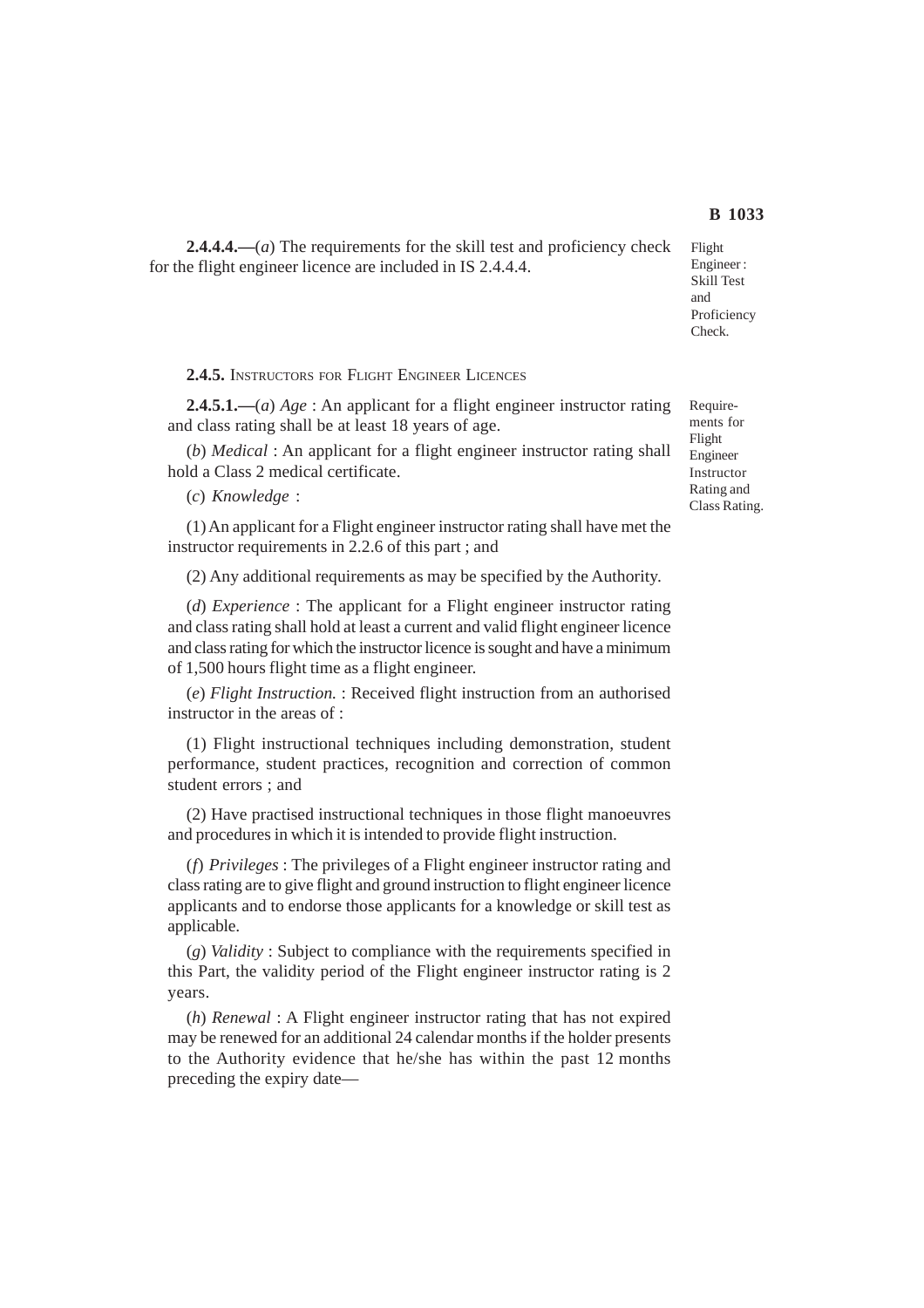**2.4.4.4.—**(*a*) The requirements for the skill test and proficiency check for the flight engineer licence are included in IS 2.4.4.4.

Flight Engineer : Skill Test and Proficiency Check.

**2.4.5.** INSTRUCTORS FOR FLIGHT ENGINEER LICENCES

Requirements for Flight Engineer Instructor Rating and Class Rating.

**2.4.5.1.—**(*a*) *Age* : An applicant for a flight engineer instructor rating and class rating shall be at least 18 years of age.

(*b*) *Medical* : An applicant for a flight engineer instructor rating shall hold a Class 2 medical certificate.

(*c*) *Knowledge* :

(1) An applicant for a Flight engineer instructor rating shall have met the instructor requirements in 2.2.6 of this part ; and

(2) Any additional requirements as may be specified by the Authority.

(*d*) *Experience* : The applicant for a Flight engineer instructor rating and class rating shall hold at least a current and valid flight engineer licence and class rating for which the instructor licence is sought and have a minimum of 1,500 hours flight time as a flight engineer.

(*e*) *Flight Instruction.* : Received flight instruction from an authorised instructor in the areas of :

(1) Flight instructional techniques including demonstration, student performance, student practices, recognition and correction of common student errors ; and

(2) Have practised instructional techniques in those flight manoeuvres and procedures in which it is intended to provide flight instruction.

(*f*) *Privileges* : The privileges of a Flight engineer instructor rating and class rating are to give flight and ground instruction to flight engineer licence applicants and to endorse those applicants for a knowledge or skill test as applicable.

(*g*) *Validity* : Subject to compliance with the requirements specified in this Part, the validity period of the Flight engineer instructor rating is 2 years.

(*h*) *Renewal* : A Flight engineer instructor rating that has not expired may be renewed for an additional 24 calendar months if the holder presents to the Authority evidence that he/she has within the past 12 months preceding the expiry date—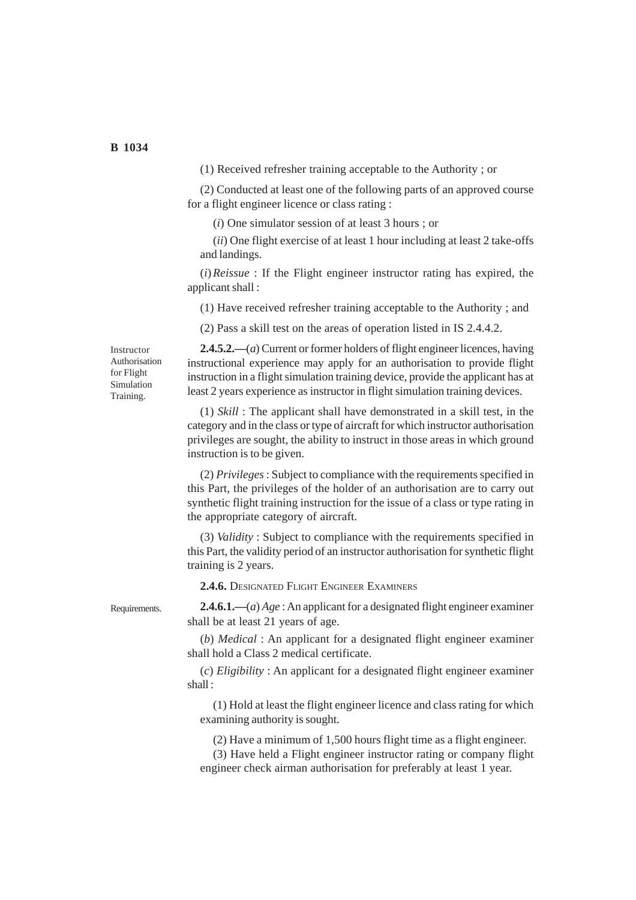(1) Received refresher training acceptable to the Authority ; or

(2) Conducted at least one of the following parts of an approved course for a flight engineer licence or class rating :

(*i*) One simulator session of at least 3 hours ; or

(*ii*) One flight exercise of at least 1 hour including at least 2 take-offs and landings.

(*i*) *Reissue* : If the Flight engineer instructor rating has expired, the applicant shall :

(1) Have received refresher training acceptable to the Authority ; and

(2) Pass a skill test on the areas of operation listed in IS 2.4.4.2.

Instructor Authorisation for Flight Simulation Training.

**2.4.5.2.—**(*a*) Current or former holders of flight engineer licences, having instructional experience may apply for an authorisation to provide flight instruction in a flight simulation training device, provide the applicant has at least 2 years experience as instructor in flight simulation training devices.

(1) *Skill* : The applicant shall have demonstrated in a skill test, in the category and in the class or type of aircraft for which instructor authorisation privileges are sought, the ability to instruct in those areas in which ground instruction is to be given.

(2) *Privileges* : Subject to compliance with the requirements specified in this Part, the privileges of the holder of an authorisation are to carry out synthetic flight training instruction for the issue of a class or type rating in the appropriate category of aircraft.

(3) *Validity* : Subject to compliance with the requirements specified in this Part, the validity period of an instructor authorisation for synthetic flight training is 2 years.

**2.4.6.** DESIGNATED FLIGHT ENGINEER EXAMINERS

Requirements.

**2.4.6.1.—**(*a*) *Age* : An applicant for a designated flight engineer examiner shall be at least 21 years of age.

(*b*) *Medical* : An applicant for a designated flight engineer examiner shall hold a Class 2 medical certificate.

(*c*) *Eligibility* : An applicant for a designated flight engineer examiner shall :

(1) Hold at least the flight engineer licence and class rating for which examining authority is sought.

(2) Have a minimum of 1,500 hours flight time as a flight engineer.

(3) Have held a Flight engineer instructor rating or company flight engineer check airman authorisation for preferably at least 1 year.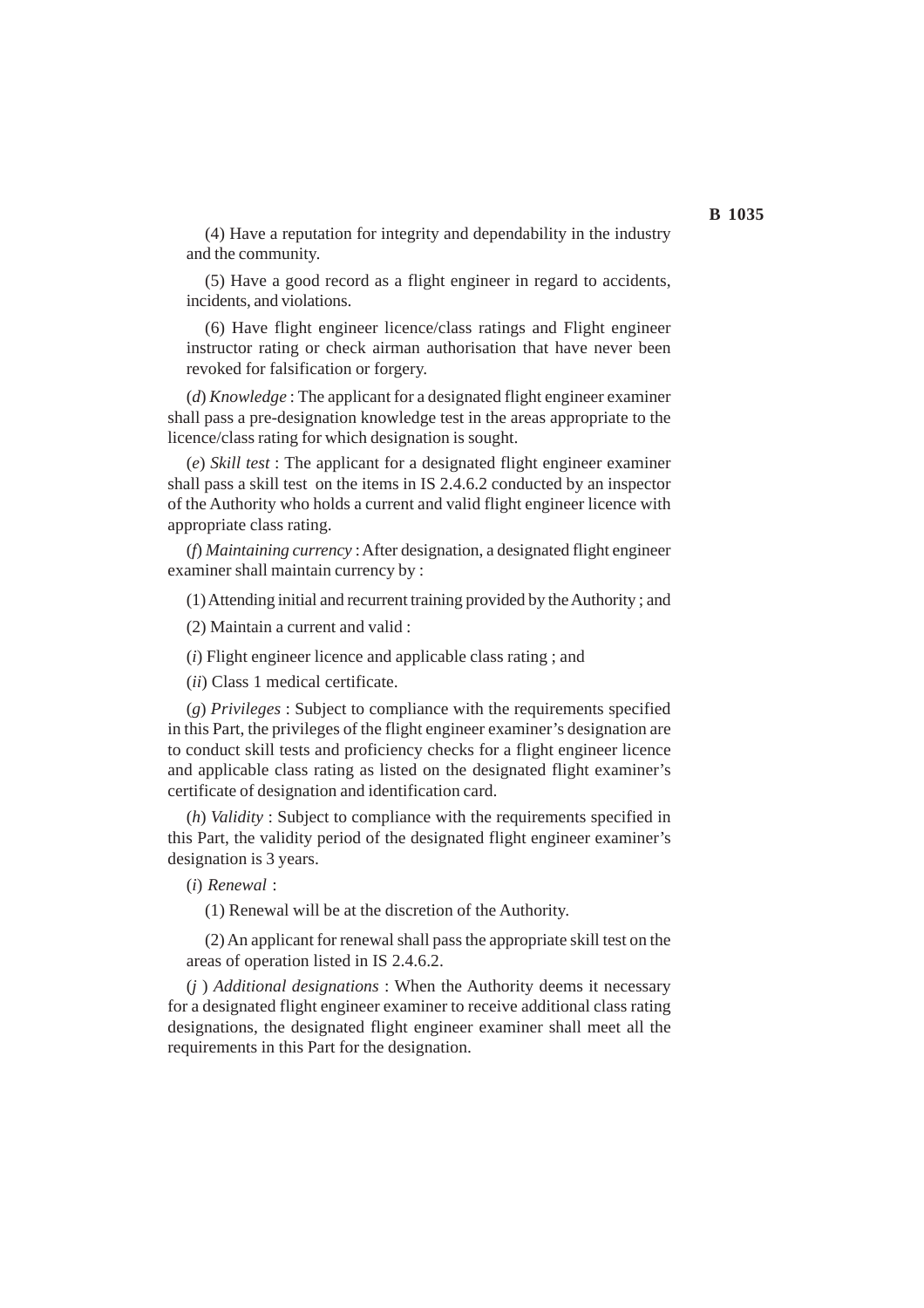(4) Have a reputation for integrity and dependability in the industry and the community.

(5) Have a good record as a flight engineer in regard to accidents, incidents, and violations.

(6) Have flight engineer licence/class ratings and Flight engineer instructor rating or check airman authorisation that have never been revoked for falsification or forgery.

(*d*) *Knowledge* : The applicant for a designated flight engineer examiner shall pass a pre-designation knowledge test in the areas appropriate to the licence/class rating for which designation is sought.

(*e*) *Skill test* : The applicant for a designated flight engineer examiner shall pass a skill test on the items in IS 2.4.6.2 conducted by an inspector of the Authority who holds a current and valid flight engineer licence with appropriate class rating.

(*f*) *Maintaining currency* : After designation, a designated flight engineer examiner shall maintain currency by :

(1) Attending initial and recurrent training provided by the Authority ; and

(2) Maintain a current and valid :

(*i*) Flight engineer licence and applicable class rating ; and

(*ii*) Class 1 medical certificate.

(*g*) *Privileges* : Subject to compliance with the requirements specified in this Part, the privileges of the flight engineer examiner's designation are to conduct skill tests and proficiency checks for a flight engineer licence and applicable class rating as listed on the designated flight examiner's certificate of designation and identification card.

(*h*) *Validity* : Subject to compliance with the requirements specified in this Part, the validity period of the designated flight engineer examiner's designation is 3 years.

(*i*) *Renewal* :

(1) Renewal will be at the discretion of the Authority.

(2) An applicant for renewal shall pass the appropriate skill test on the areas of operation listed in IS 2.4.6.2.

(*j* ) *Additional designations* : When the Authority deems it necessary for a designated flight engineer examiner to receive additional class rating designations, the designated flight engineer examiner shall meet all the requirements in this Part for the designation.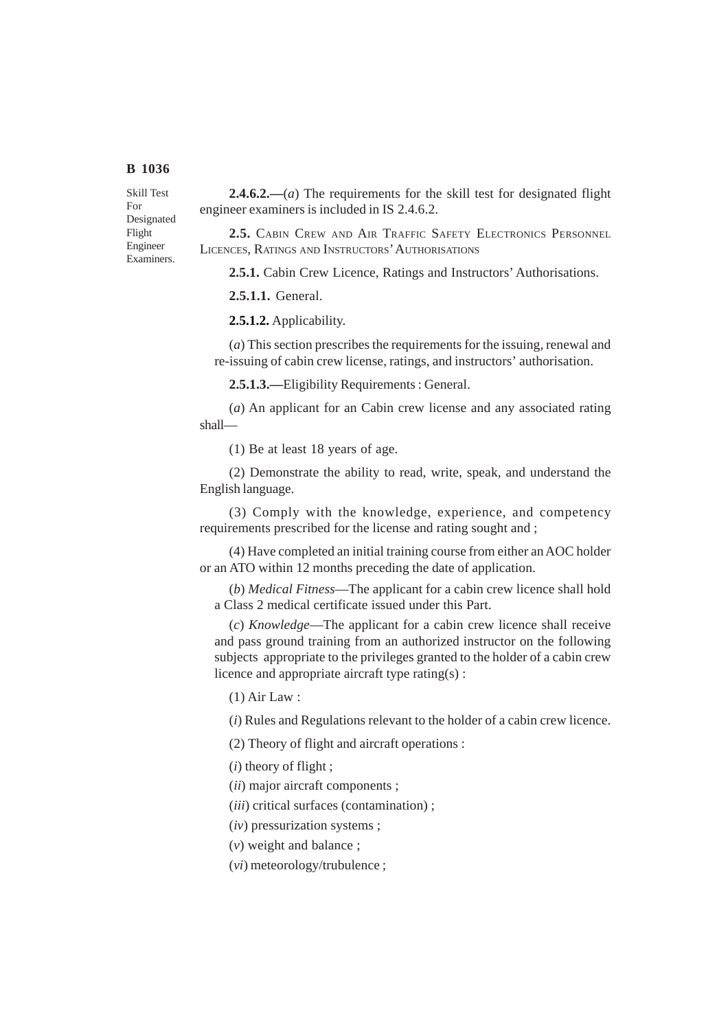Skill Test For Designated Flight Engineer Examiners.

**2.4.6.2.—**(*a*) The requirements for the skill test for designated flight engineer examiners is included in IS 2.4.6.2.

**2.5.** CABIN CREW AND AIR TRAFFIC SAFETY ELECTRONICS PERSONNEL LICENCES, RATINGS AND INSTRUCTORS' AUTHORISATIONS

**2.5.1.** Cabin Crew Licence, Ratings and Instructors' Authorisations.

**2.5.1.1.** General.

**2.5.1.2.** Applicability.

(*a*) This section prescribes the requirements for the issuing, renewal and re-issuing of cabin crew license, ratings, and instructors' authorisation.

**2.5.1.3.—**Eligibility Requirements : General.

(*a*) An applicant for an Cabin crew license and any associated rating shall—

(1) Be at least 18 years of age.

(2) Demonstrate the ability to read, write, speak, and understand the English language.

(3) Comply with the knowledge, experience, and competency requirements prescribed for the license and rating sought and ;

(4) Have completed an initial training course from either an AOC holder or an ATO within 12 months preceding the date of application.

(*b*) *Medical Fitness*—The applicant for a cabin crew licence shall hold a Class 2 medical certificate issued under this Part.

(*c*) *Knowledge*—The applicant for a cabin crew licence shall receive and pass ground training from an authorized instructor on the following subjects appropriate to the privileges granted to the holder of a cabin crew licence and appropriate aircraft type rating(s) :

(1) Air Law :

(*i*) Rules and Regulations relevant to the holder of a cabin crew licence.

(2) Theory of flight and aircraft operations :

(*i*) theory of flight ;

(*ii*) major aircraft components ;

(*iii*) critical surfaces (contamination) ;

(*iv*) pressurization systems ;

(*v*) weight and balance ;

(*vi*) meteorology/trubulence ;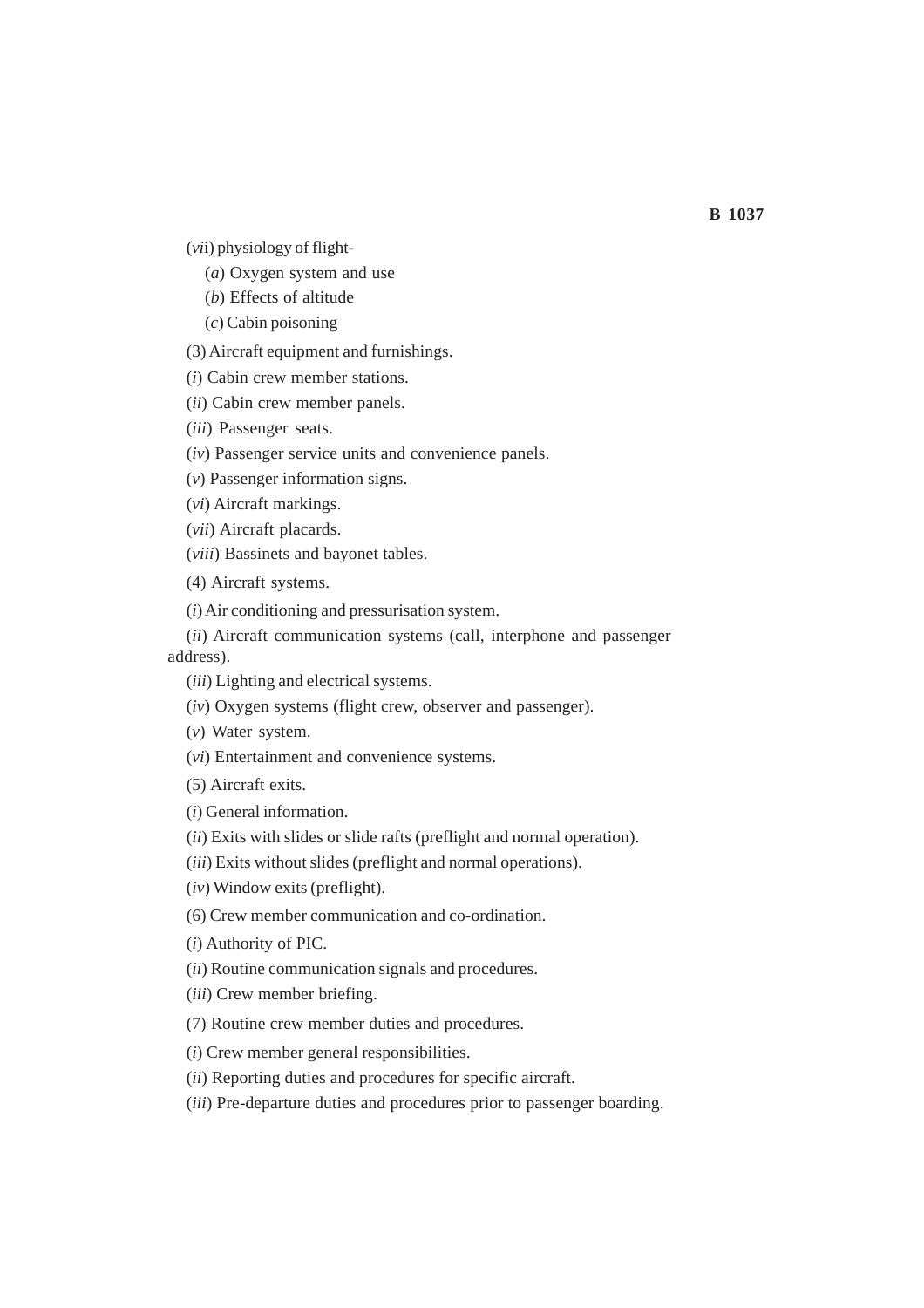(*vii*) physiology of flight-

(*a*) Oxygen system and use

(*b*) Effects of altitude

(*c*) Cabin poisoning

(3) Aircraft equipment and furnishings.

(*i*) Cabin crew member stations.

(*ii*) Cabin crew member panels.

(*iii*) Passenger seats.

(*iv*) Passenger service units and convenience panels.

(*v*) Passenger information signs.

(*vi*) Aircraft markings.

(*vii*) Aircraft placards.

(*viii*) Bassinets and bayonet tables.

(4) Aircraft systems.

(*i*) Air conditioning and pressurisation system.

(*ii*) Aircraft communication systems (call, interphone and passenger address).

(*iii*) Lighting and electrical systems.

(*iv*) Oxygen systems (flight crew, observer and passenger).

(*v*) Water system.

(*vi*) Entertainment and convenience systems.

(5) Aircraft exits.

(*i*) General information.

(*ii*) Exits with slides or slide rafts (preflight and normal operation).

(*iii*) Exits without slides (preflight and normal operations).

(*iv*) Window exits (preflight).

(6) Crew member communication and co-ordination.

(*i*) Authority of PIC.

(*ii*) Routine communication signals and procedures.

(*iii*) Crew member briefing.

(7) Routine crew member duties and procedures.

(*i*) Crew member general responsibilities.

(*ii*) Reporting duties and procedures for specific aircraft.

(*iii*) Pre-departure duties and procedures prior to passenger boarding.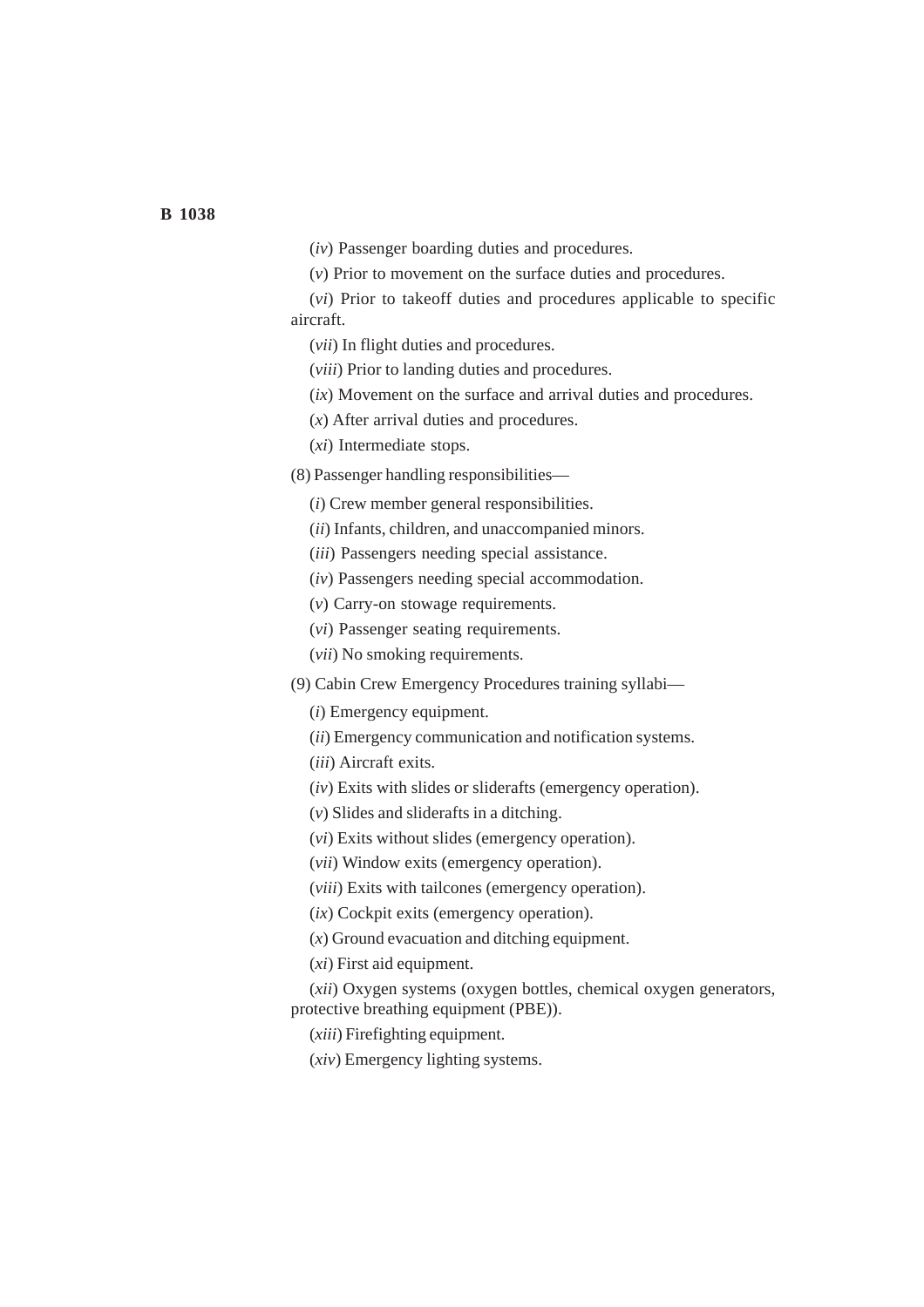(*iv*) Passenger boarding duties and procedures.

(*v*) Prior to movement on the surface duties and procedures.

(*vi*) Prior to takeoff duties and procedures applicable to specific aircraft.

(*vii*) In flight duties and procedures.

(*viii*) Prior to landing duties and procedures.

(*ix*) Movement on the surface and arrival duties and procedures.

(*x*) After arrival duties and procedures.

(*xi*) Intermediate stops.

(8) Passenger handling responsibilities—

(*i*) Crew member general responsibilities.

(*ii*) Infants, children, and unaccompanied minors.

(*iii*) Passengers needing special assistance.

(*iv*) Passengers needing special accommodation.

(*v*) Carry-on stowage requirements.

(*vi*) Passenger seating requirements.

(*vii*) No smoking requirements.

(9) Cabin Crew Emergency Procedures training syllabi—

(*i*) Emergency equipment.

(*ii*) Emergency communication and notification systems.

(*iii*) Aircraft exits.

(*iv*) Exits with slides or sliderafts (emergency operation).

(*v*) Slides and sliderafts in a ditching.

(*vi*) Exits without slides (emergency operation).

(*vii*) Window exits (emergency operation).

(*viii*) Exits with tailcones (emergency operation).

(*ix*) Cockpit exits (emergency operation).

(*x*) Ground evacuation and ditching equipment.

(*xi*) First aid equipment.

(*xii*) Oxygen systems (oxygen bottles, chemical oxygen generators, protective breathing equipment (PBE)).

(*xiii*) Firefighting equipment.

(*xiv*) Emergency lighting systems.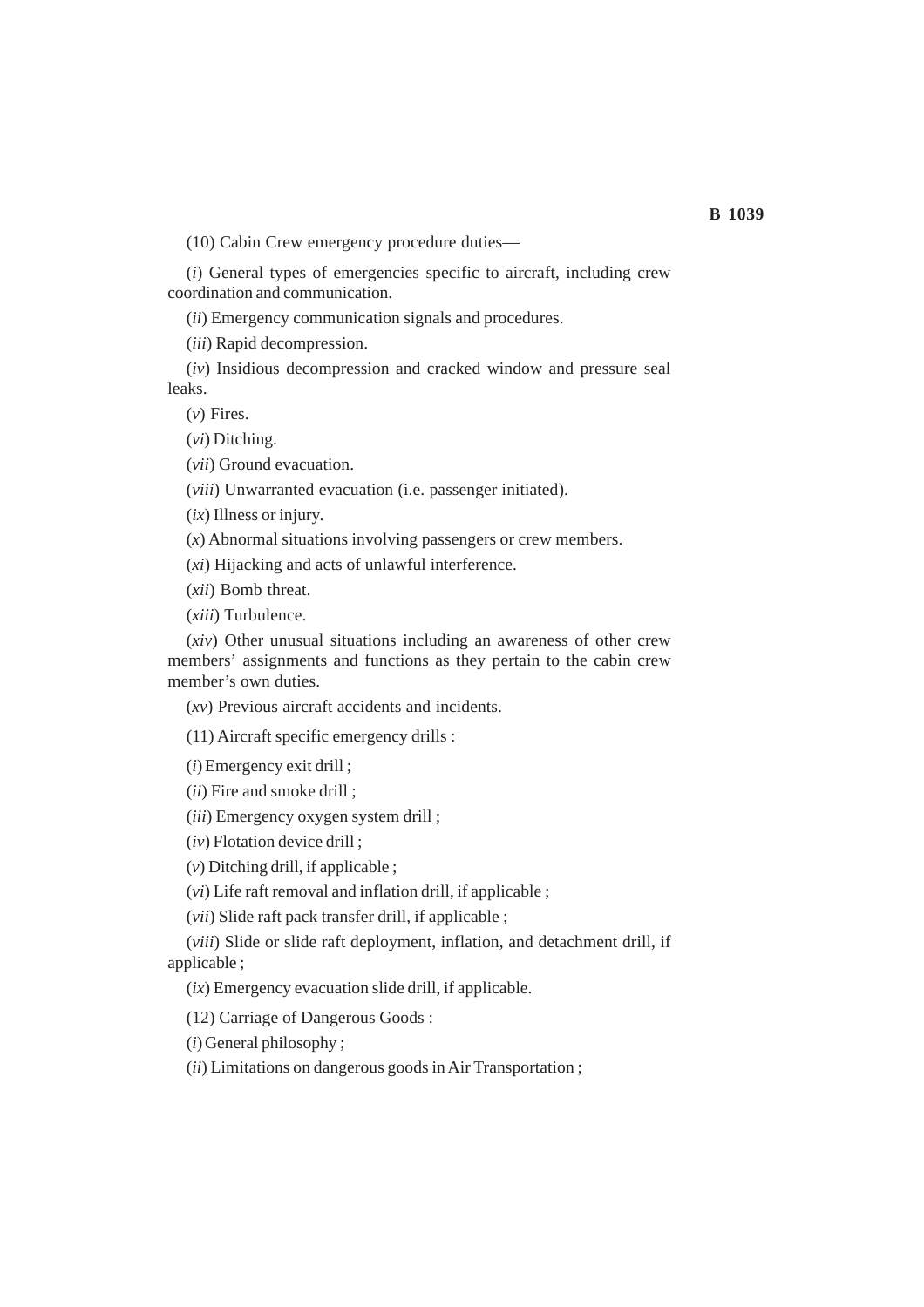(10) Cabin Crew emergency procedure duties—

(*i*) General types of emergencies specific to aircraft, including crew coordination and communication.

(*ii*) Emergency communication signals and procedures.

(*iii*) Rapid decompression.

(*iv*) Insidious decompression and cracked window and pressure seal leaks.

(*v*) Fires.

(*vi*) Ditching.

(*vii*) Ground evacuation.

(*viii*) Unwarranted evacuation (i.e. passenger initiated).

(*ix*) Illness or injury.

(*x*) Abnormal situations involving passengers or crew members.

(*xi*) Hijacking and acts of unlawful interference.

(*xii*) Bomb threat.

(*xiii*) Turbulence.

(*xiv*) Other unusual situations including an awareness of other crew members' assignments and functions as they pertain to the cabin crew member's own duties.

(*xv*) Previous aircraft accidents and incidents.

(11) Aircraft specific emergency drills :

(*i*) Emergency exit drill ;

(*ii*) Fire and smoke drill ;

(*iii*) Emergency oxygen system drill ;

(*iv*) Flotation device drill ;

(*v*) Ditching drill, if applicable ;

(*vi*) Life raft removal and inflation drill, if applicable ;

(*vii*) Slide raft pack transfer drill, if applicable ;

(*viii*) Slide or slide raft deployment, inflation, and detachment drill, if applicable ;

(*ix*) Emergency evacuation slide drill, if applicable.

(12) Carriage of Dangerous Goods :

(*i*) General philosophy ;

(*ii*) Limitations on dangerous goods in Air Transportation ;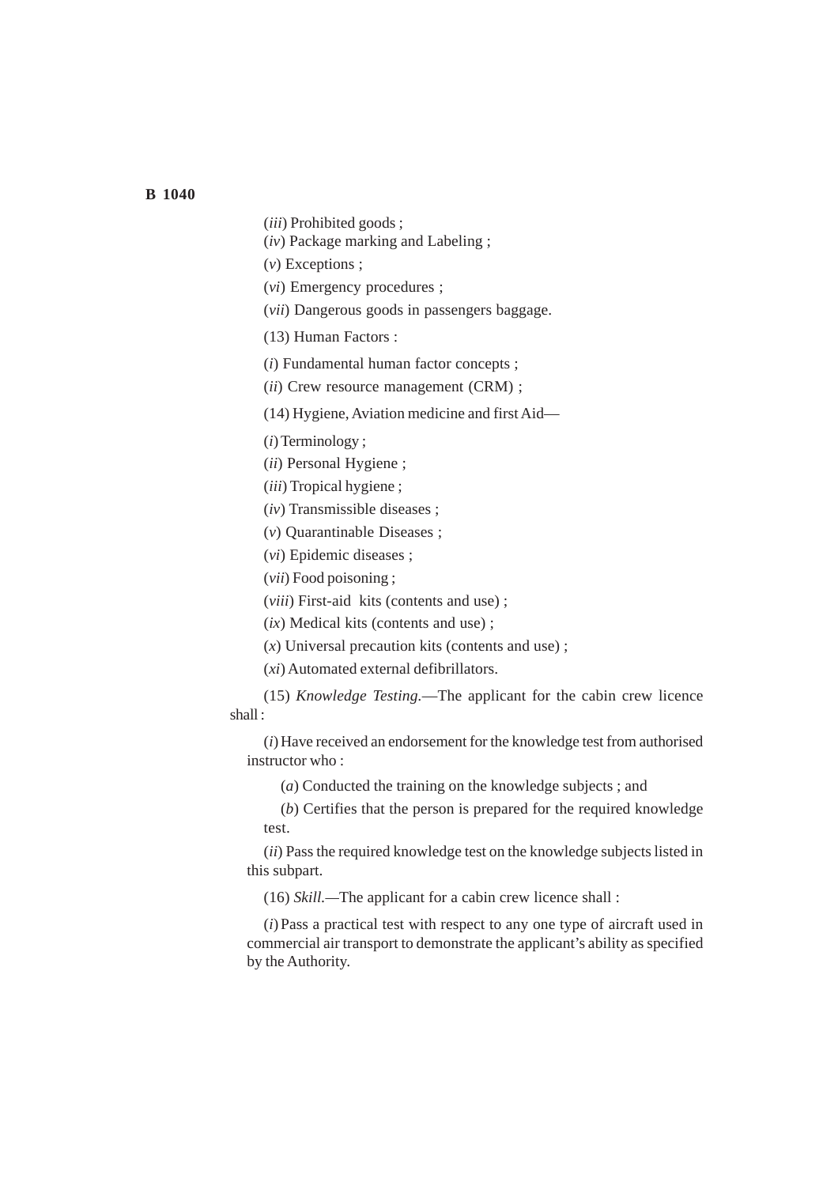(*iii*) Prohibited goods ;

(*iv*) Package marking and Labeling ;

(*v*) Exceptions ;

(*vi*) Emergency procedures ;

(*vii*) Dangerous goods in passengers baggage.

(13) Human Factors :

(*i*) Fundamental human factor concepts ;

(*ii*) Crew resource management (CRM) ;

(14) Hygiene, Aviation medicine and first Aid—

(*i*) Terminology ;

(*ii*) Personal Hygiene ;

(*iii*) Tropical hygiene ;

(*iv*) Transmissible diseases ;

(*v*) Quarantinable Diseases ;

(*vi*) Epidemic diseases ;

(*vii*) Food poisoning ;

(*viii*) First-aid kits (contents and use) ;

(*ix*) Medical kits (contents and use) ;

(*x*) Universal precaution kits (contents and use) ;

(*xi*) Automated external defibrillators.

(15) *Knowledge Testing.*—The applicant for the cabin crew licence shall :

(*i*) Have received an endorsement for the knowledge test from authorised instructor who :

(*a*) Conducted the training on the knowledge subjects ; and

(*b*) Certifies that the person is prepared for the required knowledge test.

(*ii*) Pass the required knowledge test on the knowledge subjects listed in this subpart.

(16) *Skill.*—The applicant for a cabin crew licence shall :

(*i*) Pass a practical test with respect to any one type of aircraft used in commercial air transport to demonstrate the applicant's ability as specified by the Authority.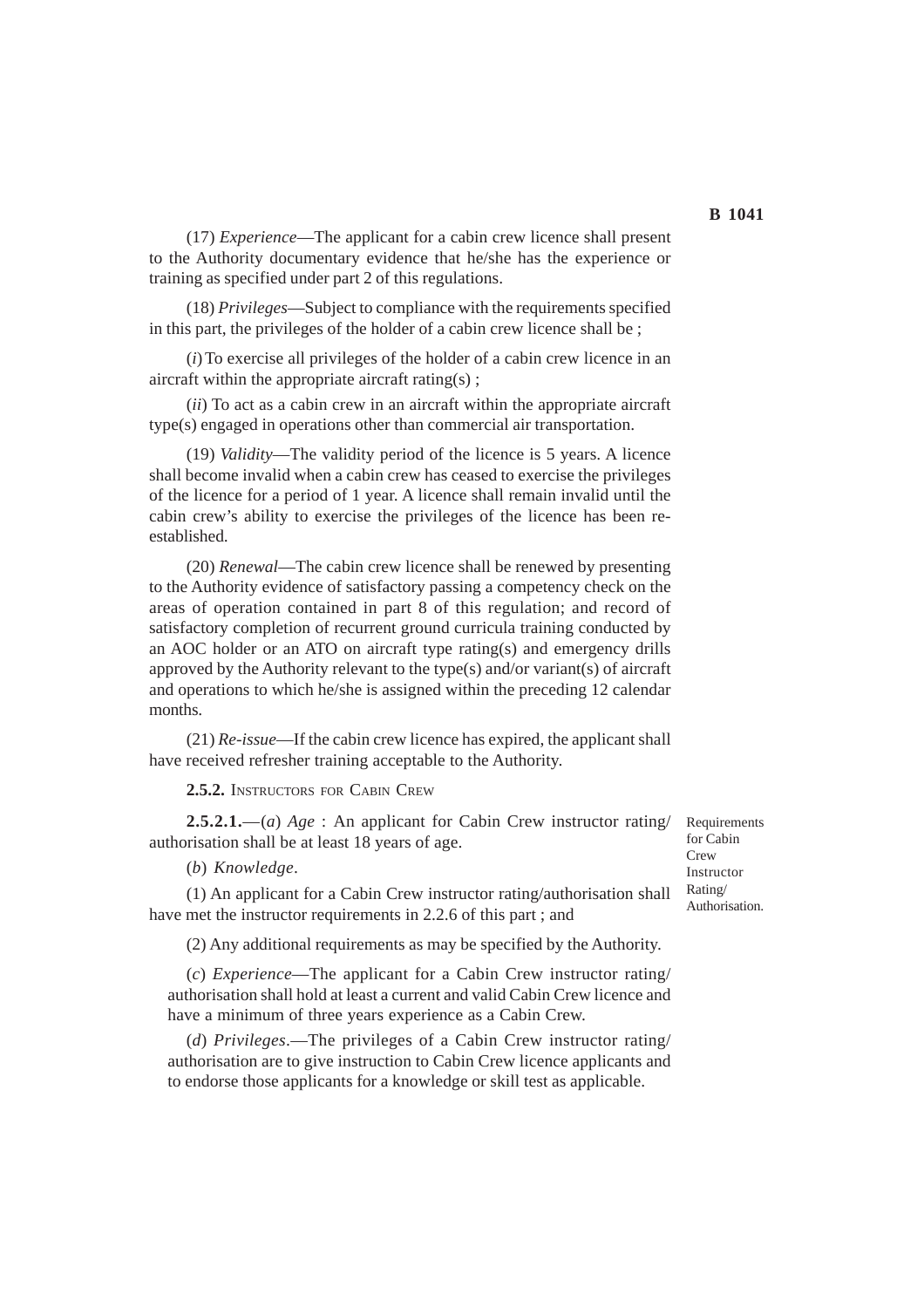(17) *Experience*—The applicant for a cabin crew licence shall present to the Authority documentary evidence that he/she has the experience or training as specified under part 2 of this regulations.

(18) *Privileges*—Subject to compliance with the requirements specified in this part, the privileges of the holder of a cabin crew licence shall be ;

(*i*) To exercise all privileges of the holder of a cabin crew licence in an aircraft within the appropriate aircraft rating(s) ;

(*ii*) To act as a cabin crew in an aircraft within the appropriate aircraft type(s) engaged in operations other than commercial air transportation.

(19) *Validity*—The validity period of the licence is 5 years. A licence shall become invalid when a cabin crew has ceased to exercise the privileges of the licence for a period of 1 year. A licence shall remain invalid until the cabin crew's ability to exercise the privileges of the licence has been re-established.

(20) *Renewal*—The cabin crew licence shall be renewed by presenting to the Authority evidence of satisfactory passing a competency check on the areas of operation contained in part 8 of this regulation; and record of satisfactory completion of recurrent ground curricula training conducted by an AOC holder or an ATO on aircraft type rating(s) and emergency drills approved by the Authority relevant to the type(s) and/or variant(s) of aircraft and operations to which he/she is assigned within the preceding 12 calendar months.

(21) *Re-issue*—If the cabin crew licence has expired, the applicant shall have received refresher training acceptable to the Authority.

**2.5.2.** INSTRUCTORS FOR CABIN CREW

Requirements for Cabin Crew Instructor Rating/ Authorisation.

**2.5.2.1.**—(*a*) *Age* : An applicant for Cabin Crew instructor rating/ authorisation shall be at least 18 years of age.

(*b*) *Knowledge*.

(1) An applicant for a Cabin Crew instructor rating/authorisation shall have met the instructor requirements in 2.2.6 of this part ; and

(2) Any additional requirements as may be specified by the Authority.

(*c*) *Experience*—The applicant for a Cabin Crew instructor rating/ authorisation shall hold at least a current and valid Cabin Crew licence and have a minimum of three years experience as a Cabin Crew.

(*d*) *Privileges*.—The privileges of a Cabin Crew instructor rating/ authorisation are to give instruction to Cabin Crew licence applicants and to endorse those applicants for a knowledge or skill test as applicable.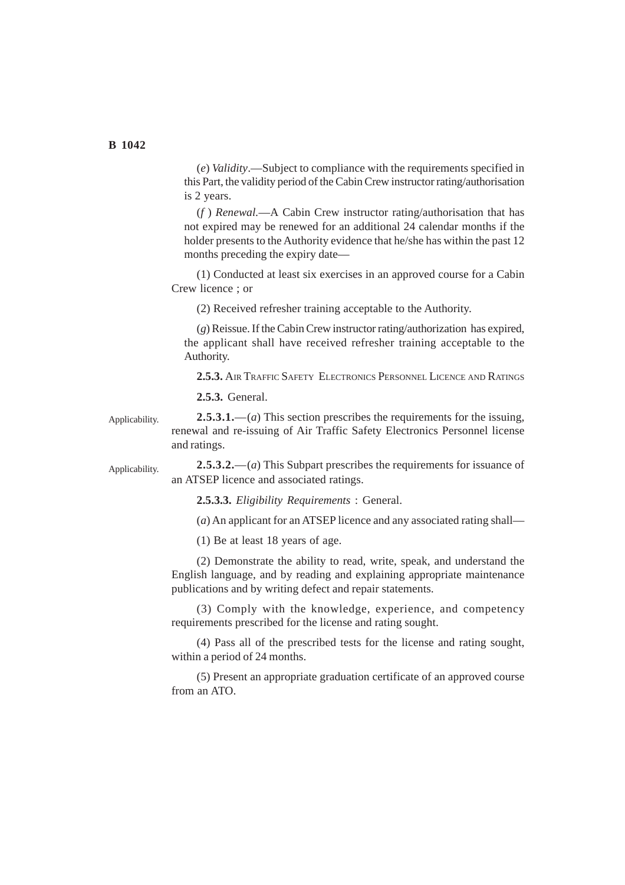(*e*) *Validity*.—Subject to compliance with the requirements specified in this Part, the validity period of the Cabin Crew instructor rating/authorisation is 2 years.

(*f* ) *Renewal.*—A Cabin Crew instructor rating/authorisation that has not expired may be renewed for an additional 24 calendar months if the holder presents to the Authority evidence that he/she has within the past 12 months preceding the expiry date—

(1) Conducted at least six exercises in an approved course for a Cabin Crew licence ; or

(2) Received refresher training acceptable to the Authority.

(*g*) Reissue. If the Cabin Crew instructor rating/authorization has expired, the applicant shall have received refresher training acceptable to the Authority.

**2.5.3.** AIR TRAFFIC SAFETY ELECTRONICS PERSONNEL LICENCE AND RATINGS

**2.5.3.** General.

Applicability.

**2.5.3.1.**—(*a*) This section prescribes the requirements for the issuing, renewal and re-issuing of Air Traffic Safety Electronics Personnel license and ratings.

Applicability.

**2.5.3.2.**—(*a*) This Subpart prescribes the requirements for issuance of an ATSEP licence and associated ratings.

**2.5.3.3.** *Eligibility Requirements* : General.

(*a*) An applicant for an ATSEP licence and any associated rating shall—

(1) Be at least 18 years of age.

(2) Demonstrate the ability to read, write, speak, and understand the English language, and by reading and explaining appropriate maintenance publications and by writing defect and repair statements.

(3) Comply with the knowledge, experience, and competency requirements prescribed for the license and rating sought.

(4) Pass all of the prescribed tests for the license and rating sought, within a period of 24 months.

(5) Present an appropriate graduation certificate of an approved course from an ATO.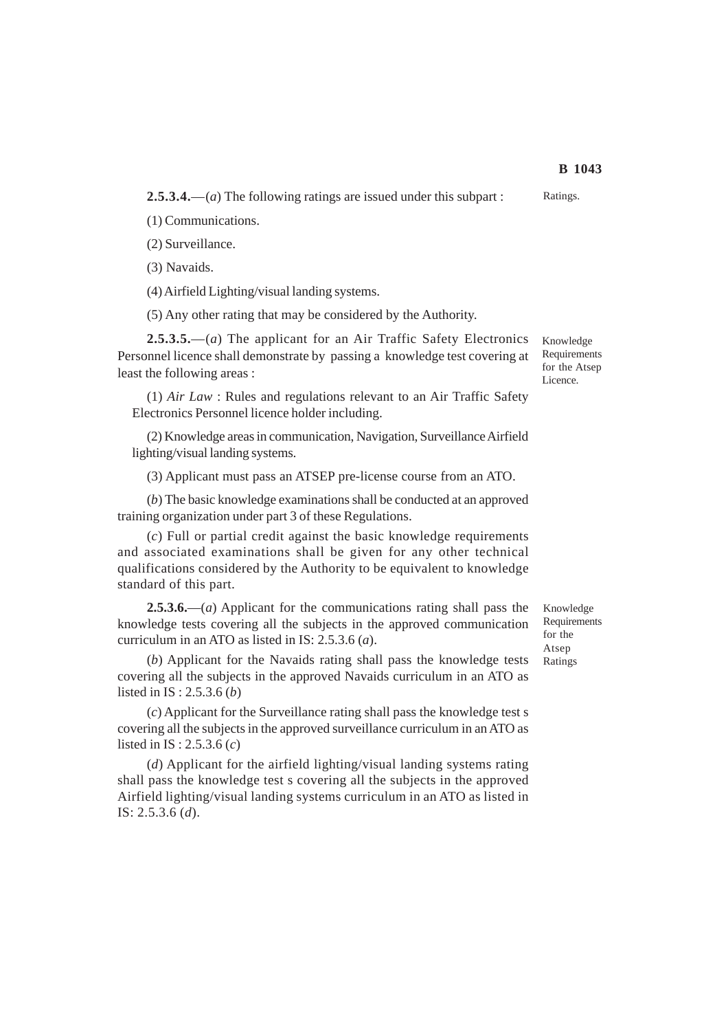**2.5.3.4.**—(*a*) The following ratings are issued under this subpart :

Ratings.

(1) Communications.

(2) Surveillance.

(3) Navaids.

(4) Airfield Lighting/visual landing systems.

(5) Any other rating that may be considered by the Authority.

**2.5.3.5.**—(*a*) The applicant for an Air Traffic Safety Electronics Personnel licence shall demonstrate by passing a knowledge test covering at least the following areas :

Knowledge Requirements for the Atsep Licence.

(1) *Air Law* : Rules and regulations relevant to an Air Traffic Safety Electronics Personnel licence holder including.

(2) Knowledge areas in communication, Navigation, Surveillance Airfield lighting/visual landing systems.

(3) Applicant must pass an ATSEP pre-license course from an ATO.

(*b*) The basic knowledge examinations shall be conducted at an approved training organization under part 3 of these Regulations.

(*c*) Full or partial credit against the basic knowledge requirements and associated examinations shall be given for any other technical qualifications considered by the Authority to be equivalent to knowledge standard of this part.

**2.5.3.6.**—(*a*) Applicant for the communications rating shall pass the knowledge tests covering all the subjects in the approved communication curriculum in an ATO as listed in IS: 2.5.3.6 (*a*).

Knowledge Requirements for the Atsep Ratings

(*b*) Applicant for the Navaids rating shall pass the knowledge tests covering all the subjects in the approved Navaids curriculum in an ATO as listed in IS : 2.5.3.6 (*b*)

(*c*) Applicant for the Surveillance rating shall pass the knowledge test s covering all the subjects in the approved surveillance curriculum in an ATO as listed in IS : 2.5.3.6 (*c*)

(*d*) Applicant for the airfield lighting/visual landing systems rating shall pass the knowledge test s covering all the subjects in the approved Airfield lighting/visual landing systems curriculum in an ATO as listed in IS: 2.5.3.6 (*d*).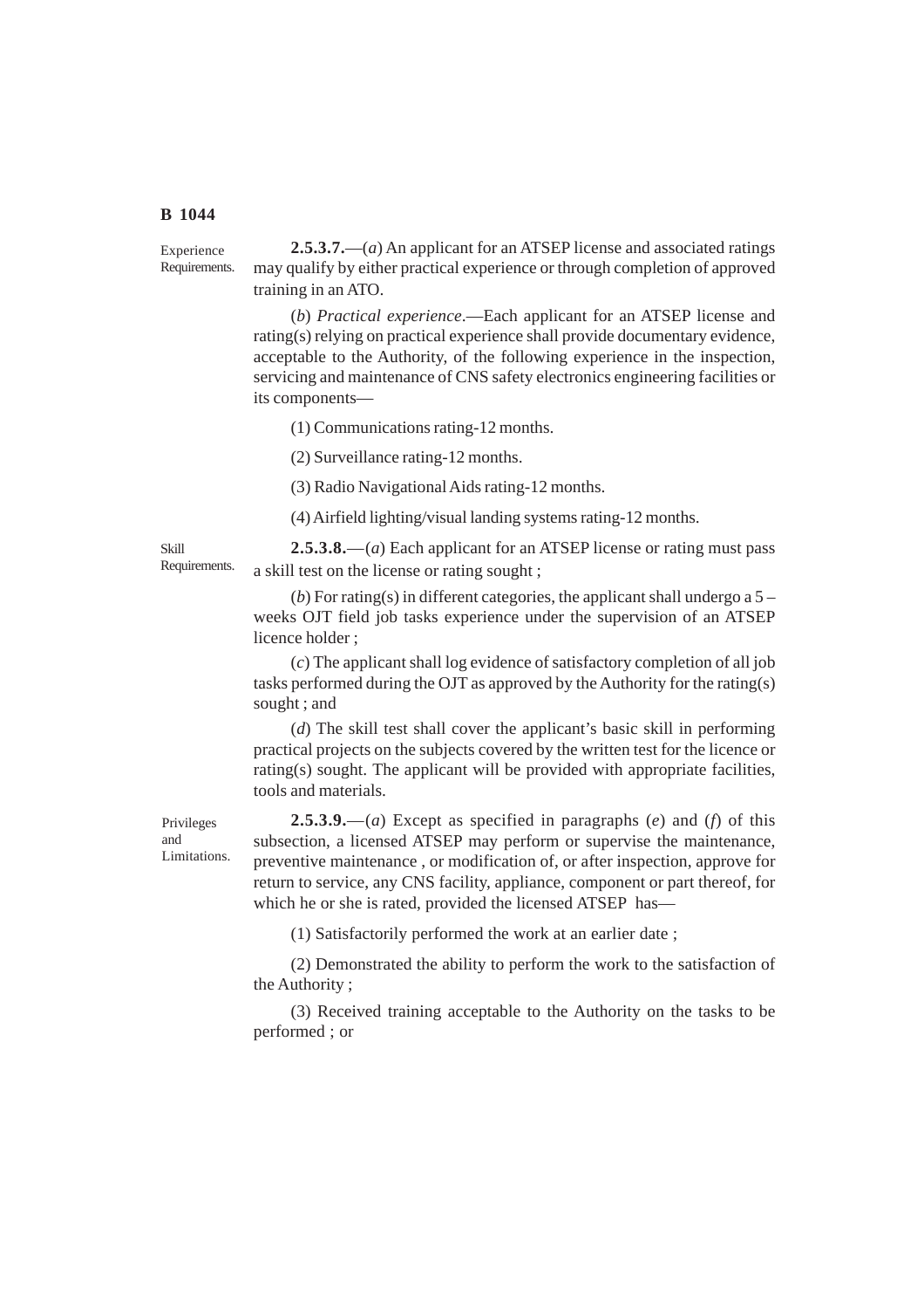Experience Requirements.

**2.5.3.7.**—(*a*) An applicant for an ATSEP license and associated ratings may qualify by either practical experience or through completion of approved training in an ATO.

(*b*) *Practical experience*.—Each applicant for an ATSEP license and rating(s) relying on practical experience shall provide documentary evidence, acceptable to the Authority, of the following experience in the inspection, servicing and maintenance of CNS safety electronics engineering facilities or its components—

(1) Communications rating-12 months.

(2) Surveillance rating-12 months.

(3) Radio Navigational Aids rating-12 months.

(4) Airfield lighting/visual landing systems rating-12 months.

Skill Requirements.

**2.5.3.8.**—(*a*) Each applicant for an ATSEP license or rating must pass a skill test on the license or rating sought ;

(*b*) For rating(s) in different categories, the applicant shall undergo a 5 – weeks OJT field job tasks experience under the supervision of an ATSEP licence holder ;

(*c*) The applicant shall log evidence of satisfactory completion of all job tasks performed during the OJT as approved by the Authority for the rating(s) sought ; and

(*d*) The skill test shall cover the applicant's basic skill in performing practical projects on the subjects covered by the written test for the licence or rating(s) sought. The applicant will be provided with appropriate facilities, tools and materials.

Privileges and Limitations.

**2.5.3.9.**—(*a*) Except as specified in paragraphs (*e*) and (*f*) of this subsection, a licensed ATSEP may perform or supervise the maintenance, preventive maintenance , or modification of, or after inspection, approve for return to service, any CNS facility, appliance, component or part thereof, for which he or she is rated, provided the licensed ATSEP has—

(1) Satisfactorily performed the work at an earlier date ;

(2) Demonstrated the ability to perform the work to the satisfaction of the Authority ;

(3) Received training acceptable to the Authority on the tasks to be performed ; or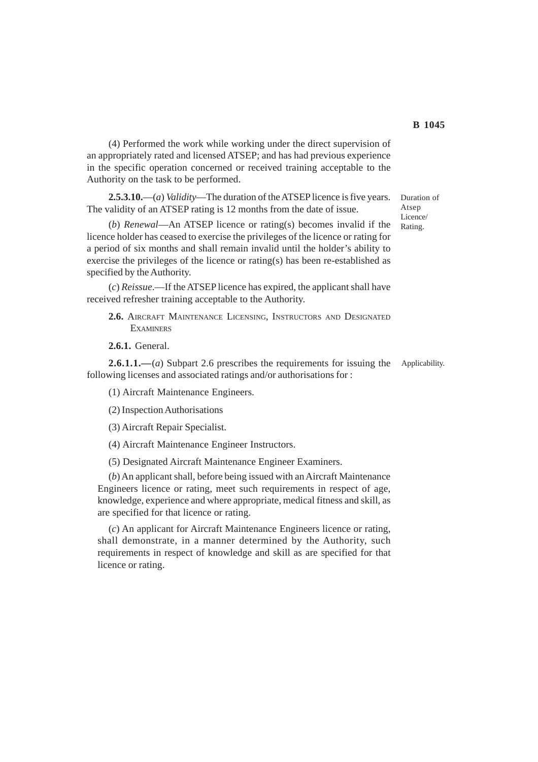(4) Performed the work while working under the direct supervision of an appropriately rated and licensed ATSEP; and has had previous experience in the specific operation concerned or received training acceptable to the Authority on the task to be performed.

Duration of Atsep Licence/ Rating.

**2.5.3.10.**—(*a*) *Validity*—The duration of the ATSEP licence is five years. The validity of an ATSEP rating is 12 months from the date of issue.

(*b*) *Renewal*—An ATSEP licence or rating(s) becomes invalid if the licence holder has ceased to exercise the privileges of the licence or rating for a period of six months and shall remain invalid until the holder's ability to exercise the privileges of the licence or rating(s) has been re-established as specified by the Authority.

(*c*) *Reissue*.—If the ATSEP licence has expired, the applicant shall have received refresher training acceptable to the Authority.

**2.6.** AIRCRAFT MAINTENANCE LICENSING, INSTRUCTORS AND DESIGNATED EXAMINERS

**2.6.1.** General.

Applicability.

**2.6.1.1.—**(*a*) Subpart 2.6 prescribes the requirements for issuing the following licenses and associated ratings and/or authorisations for :

(1) Aircraft Maintenance Engineers.

(2) Inspection Authorisations

(3) Aircraft Repair Specialist.

(4) Aircraft Maintenance Engineer Instructors.

(5) Designated Aircraft Maintenance Engineer Examiners.

(*b*) An applicant shall, before being issued with an Aircraft Maintenance Engineers licence or rating, meet such requirements in respect of age, knowledge, experience and where appropriate, medical fitness and skill, as are specified for that licence or rating.

(*c*) An applicant for Aircraft Maintenance Engineers licence or rating, shall demonstrate, in a manner determined by the Authority, such requirements in respect of knowledge and skill as are specified for that licence or rating.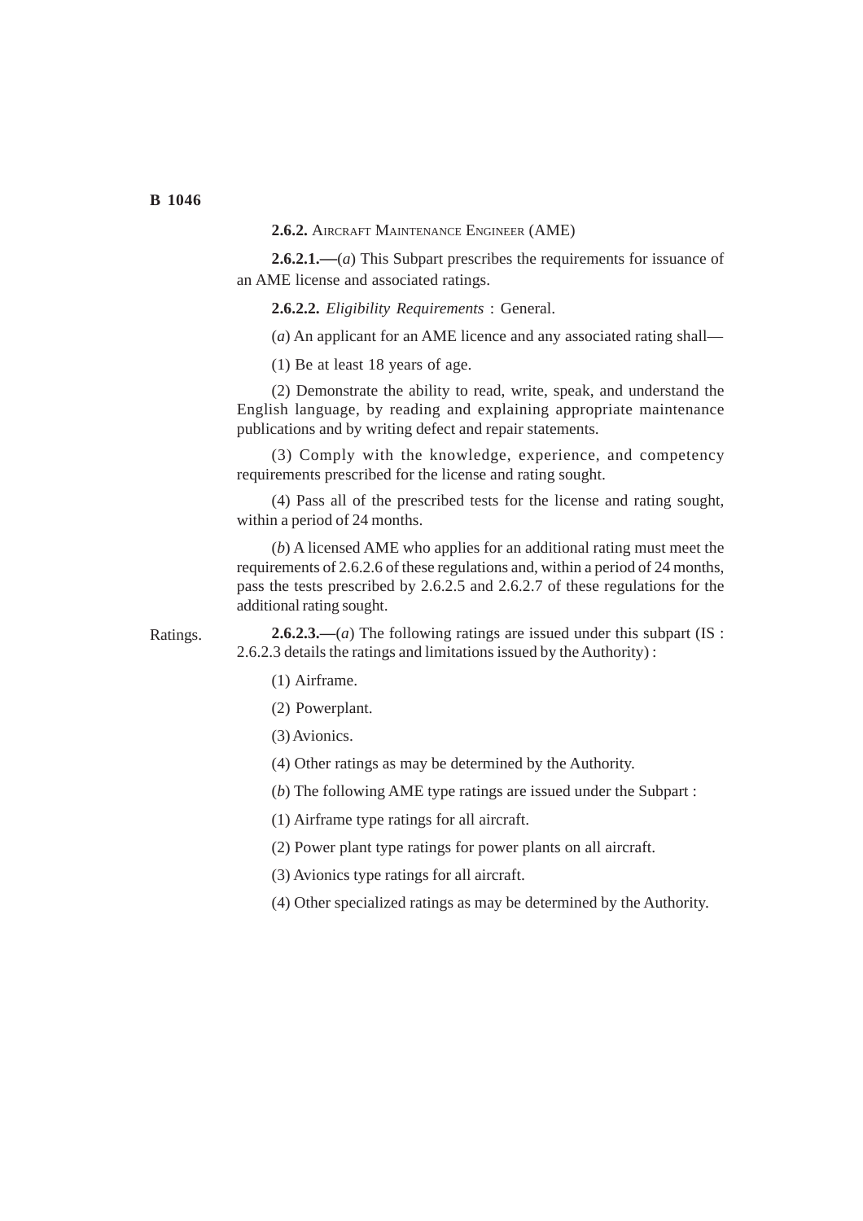**2.6.2.** AIRCRAFT MAINTENANCE ENGINEER (AME)

**2.6.2.1.—**(*a*) This Subpart prescribes the requirements for issuance of an AME license and associated ratings.

**2.6.2.2.** *Eligibility Requirements* : General.

(*a*) An applicant for an AME licence and any associated rating shall—

(1) Be at least 18 years of age.

(2) Demonstrate the ability to read, write, speak, and understand the English language, by reading and explaining appropriate maintenance publications and by writing defect and repair statements.

(3) Comply with the knowledge, experience, and competency requirements prescribed for the license and rating sought.

(4) Pass all of the prescribed tests for the license and rating sought, within a period of 24 months.

(*b*) A licensed AME who applies for an additional rating must meet the requirements of 2.6.2.6 of these regulations and, within a period of 24 months, pass the tests prescribed by 2.6.2.5 and 2.6.2.7 of these regulations for the additional rating sought.

Ratings.

**2.6.2.3.—**(*a*) The following ratings are issued under this subpart (IS : 2.6.2.3 details the ratings and limitations issued by the Authority) :

(1) Airframe.

(2) Powerplant.

(3) Avionics.

(4) Other ratings as may be determined by the Authority.

(*b*) The following AME type ratings are issued under the Subpart :

(1) Airframe type ratings for all aircraft.

(2) Power plant type ratings for power plants on all aircraft.

(3) Avionics type ratings for all aircraft.

(4) Other specialized ratings as may be determined by the Authority.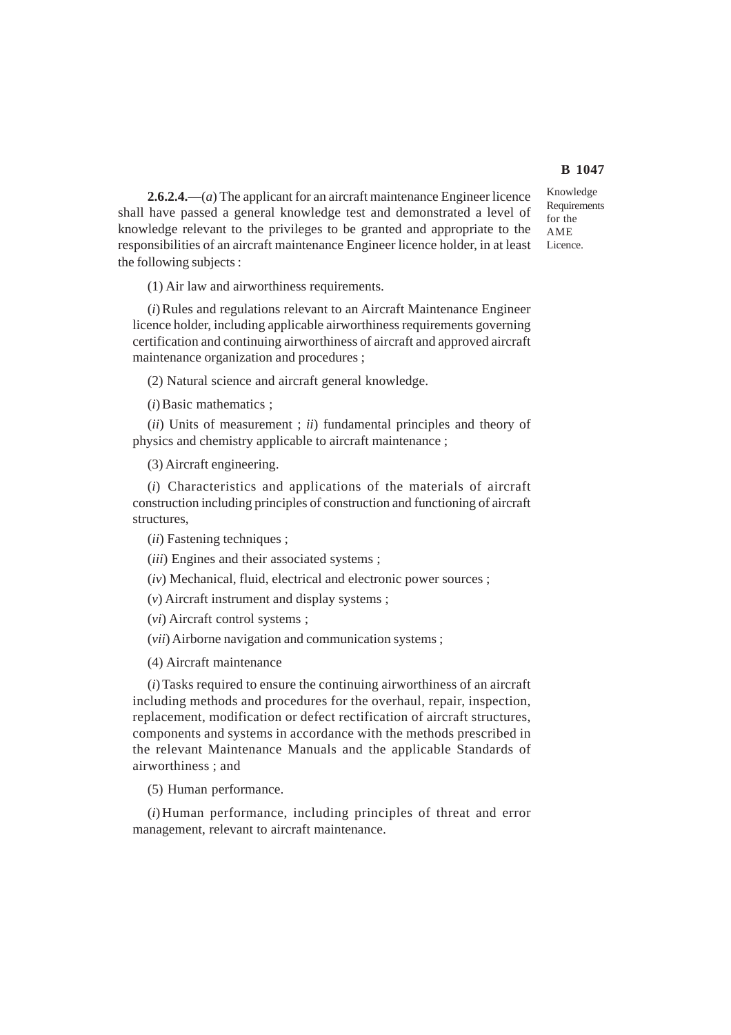Knowledge Requirements for the AME Licence.

**2.6.2.4.**—(*a*) The applicant for an aircraft maintenance Engineer licence shall have passed a general knowledge test and demonstrated a level of knowledge relevant to the privileges to be granted and appropriate to the responsibilities of an aircraft maintenance Engineer licence holder, in at least the following subjects :

(1) Air law and airworthiness requirements.

(*i*) Rules and regulations relevant to an Aircraft Maintenance Engineer licence holder, including applicable airworthiness requirements governing certification and continuing airworthiness of aircraft and approved aircraft maintenance organization and procedures ;

(2) Natural science and aircraft general knowledge.

(*i*) Basic mathematics ;

(*ii*) Units of measurement ; *ii*) fundamental principles and theory of physics and chemistry applicable to aircraft maintenance ;

(3) Aircraft engineering.

(*i*) Characteristics and applications of the materials of aircraft construction including principles of construction and functioning of aircraft structures,

(*ii*) Fastening techniques ;

(*iii*) Engines and their associated systems ;

(*iv*) Mechanical, fluid, electrical and electronic power sources ;

(*v*) Aircraft instrument and display systems ;

(*vi*) Aircraft control systems ;

(*vii*) Airborne navigation and communication systems ;

(4) Aircraft maintenance

(*i*) Tasks required to ensure the continuing airworthiness of an aircraft including methods and procedures for the overhaul, repair, inspection, replacement, modification or defect rectification of aircraft structures, components and systems in accordance with the methods prescribed in the relevant Maintenance Manuals and the applicable Standards of airworthiness ; and

(5) Human performance.

(*i*) Human performance, including principles of threat and error management, relevant to aircraft maintenance.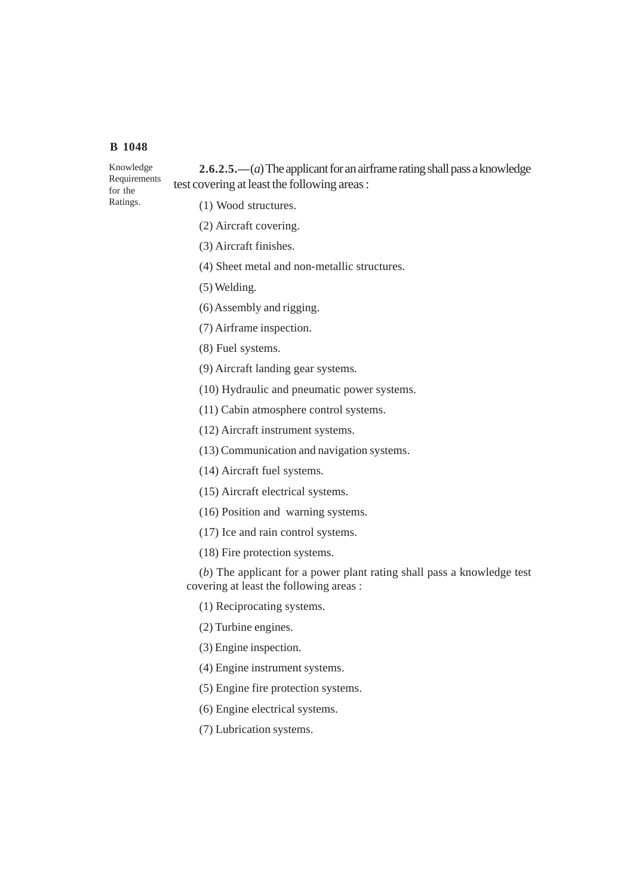Knowledge Requirements for the Ratings.

**2.6.2.5.—**(*a*) The applicant for an airframe rating shall pass a knowledge test covering at least the following areas :

(1) Wood structures.

(2) Aircraft covering.

(3) Aircraft finishes.

(4) Sheet metal and non-metallic structures.

(5) Welding.

(6) Assembly and rigging.

(7) Airframe inspection.

(8) Fuel systems.

(9) Aircraft landing gear systems.

(10) Hydraulic and pneumatic power systems.

(11) Cabin atmosphere control systems.

(12) Aircraft instrument systems.

(13) Communication and navigation systems.

(14) Aircraft fuel systems.

(15) Aircraft electrical systems.

(16) Position and warning systems.

(17) Ice and rain control systems.

(18) Fire protection systems.

(*b*) The applicant for a power plant rating shall pass a knowledge test covering at least the following areas :

(1) Reciprocating systems.

(2) Turbine engines.

(3) Engine inspection.

(4) Engine instrument systems.

(5) Engine fire protection systems.

(6) Engine electrical systems.

(7) Lubrication systems.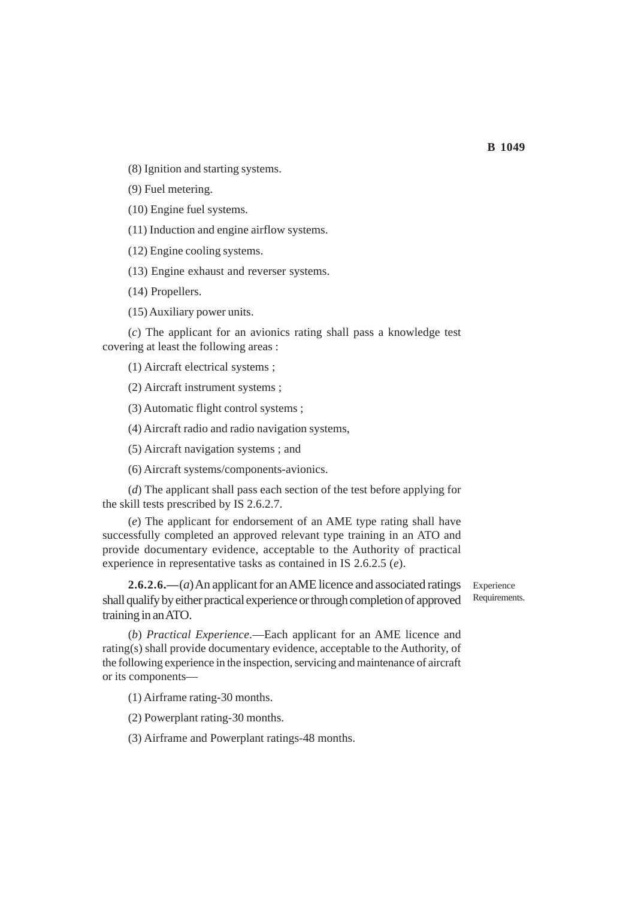(8) Ignition and starting systems.

(9) Fuel metering.

(10) Engine fuel systems.

(11) Induction and engine airflow systems.

(12) Engine cooling systems.

(13) Engine exhaust and reverser systems.

(14) Propellers.

(15) Auxiliary power units.

(*c*) The applicant for an avionics rating shall pass a knowledge test covering at least the following areas :

(1) Aircraft electrical systems ;

(2) Aircraft instrument systems ;

(3) Automatic flight control systems ;

(4) Aircraft radio and radio navigation systems,

(5) Aircraft navigation systems ; and

(6) Aircraft systems/components-avionics.

(*d*) The applicant shall pass each section of the test before applying for the skill tests prescribed by IS 2.6.2.7.

(*e*) The applicant for endorsement of an AME type rating shall have successfully completed an approved relevant type training in an ATO and provide documentary evidence, acceptable to the Authority of practical experience in representative tasks as contained in IS 2.6.2.5 (*e*).

Experience Requirements.

**2.6.2.6.—**(*a*) An applicant for an AME licence and associated ratings shall qualify by either practical experience or through completion of approved training in an ATO.

(*b*) *Practical Experience*.—Each applicant for an AME licence and rating(s) shall provide documentary evidence, acceptable to the Authority, of the following experience in the inspection, servicing and maintenance of aircraft or its components—

(1) Airframe rating-30 months.

(2) Powerplant rating-30 months.

(3) Airframe and Powerplant ratings-48 months.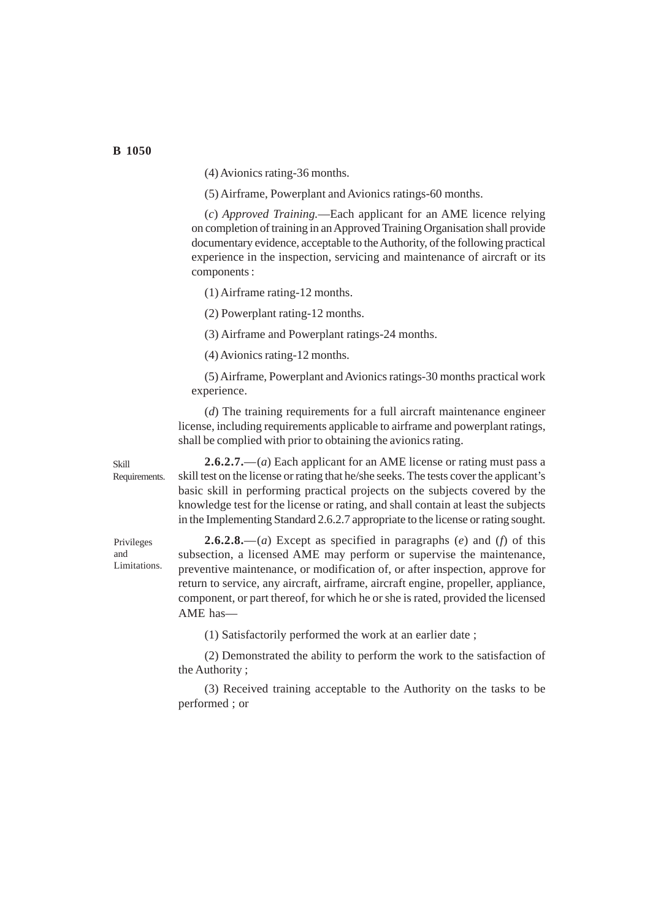(4) Avionics rating-36 months.

(5) Airframe, Powerplant and Avionics ratings-60 months.

(*c*) *Approved Training.*—Each applicant for an AME licence relying on completion of training in an Approved Training Organisation shall provide documentary evidence, acceptable to the Authority, of the following practical experience in the inspection, servicing and maintenance of aircraft or its components :

(1) Airframe rating-12 months.

(2) Powerplant rating-12 months.

(3) Airframe and Powerplant ratings-24 months.

(4) Avionics rating-12 months.

(5) Airframe, Powerplant and Avionics ratings-30 months practical work experience.

(*d*) The training requirements for a full aircraft maintenance engineer license, including requirements applicable to airframe and powerplant ratings, shall be complied with prior to obtaining the avionics rating.

Skill Requirements.

**2.6.2.7.**—(*a*) Each applicant for an AME license or rating must pass a skill test on the license or rating that he/she seeks. The tests cover the applicant's basic skill in performing practical projects on the subjects covered by the knowledge test for the license or rating, and shall contain at least the subjects in the Implementing Standard 2.6.2.7 appropriate to the license or rating sought.

Privileges and Limitations.

**2.6.2.8.**—(*a*) Except as specified in paragraphs (*e*) and (*f*) of this subsection, a licensed AME may perform or supervise the maintenance, preventive maintenance, or modification of, or after inspection, approve for return to service, any aircraft, airframe, aircraft engine, propeller, appliance, component, or part thereof, for which he or she is rated, provided the licensed AME has—

(1) Satisfactorily performed the work at an earlier date ;

(2) Demonstrated the ability to perform the work to the satisfaction of the Authority ;

(3) Received training acceptable to the Authority on the tasks to be performed ; or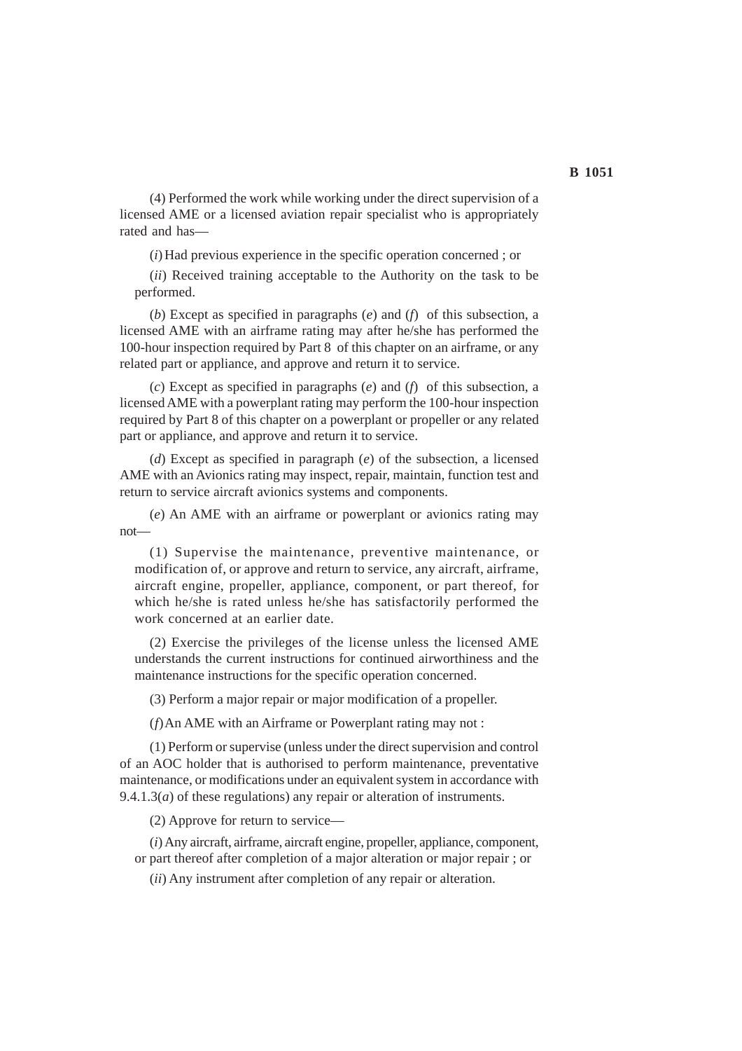(4) Performed the work while working under the direct supervision of a licensed AME or a licensed aviation repair specialist who is appropriately rated and has—

(*i*) Had previous experience in the specific operation concerned ; or

(*ii*) Received training acceptable to the Authority on the task to be performed.

(*b*) Except as specified in paragraphs (*e*) and (*f*) of this subsection, a licensed AME with an airframe rating may after he/she has performed the 100-hour inspection required by Part 8 of this chapter on an airframe, or any related part or appliance, and approve and return it to service.

(*c*) Except as specified in paragraphs (*e*) and (*f*) of this subsection, a licensed AME with a powerplant rating may perform the 100-hour inspection required by Part 8 of this chapter on a powerplant or propeller or any related part or appliance, and approve and return it to service.

(*d*) Except as specified in paragraph (*e*) of the subsection, a licensed AME with an Avionics rating may inspect, repair, maintain, function test and return to service aircraft avionics systems and components.

(*e*) An AME with an airframe or powerplant or avionics rating may not—

(1) Supervise the maintenance, preventive maintenance, or modification of, or approve and return to service, any aircraft, airframe, aircraft engine, propeller, appliance, component, or part thereof, for which he/she is rated unless he/she has satisfactorily performed the work concerned at an earlier date.

(2) Exercise the privileges of the license unless the licensed AME understands the current instructions for continued airworthiness and the maintenance instructions for the specific operation concerned.

(3) Perform a major repair or major modification of a propeller.

(*f*) An AME with an Airframe or Powerplant rating may not :

(1) Perform or supervise (unless under the direct supervision and control of an AOC holder that is authorised to perform maintenance, preventative maintenance, or modifications under an equivalent system in accordance with 9.4.1.3(*a*) of these regulations) any repair or alteration of instruments.

(2) Approve for return to service—

(*i*) Any aircraft, airframe, aircraft engine, propeller, appliance, component, or part thereof after completion of a major alteration or major repair ; or

(*ii*) Any instrument after completion of any repair or alteration.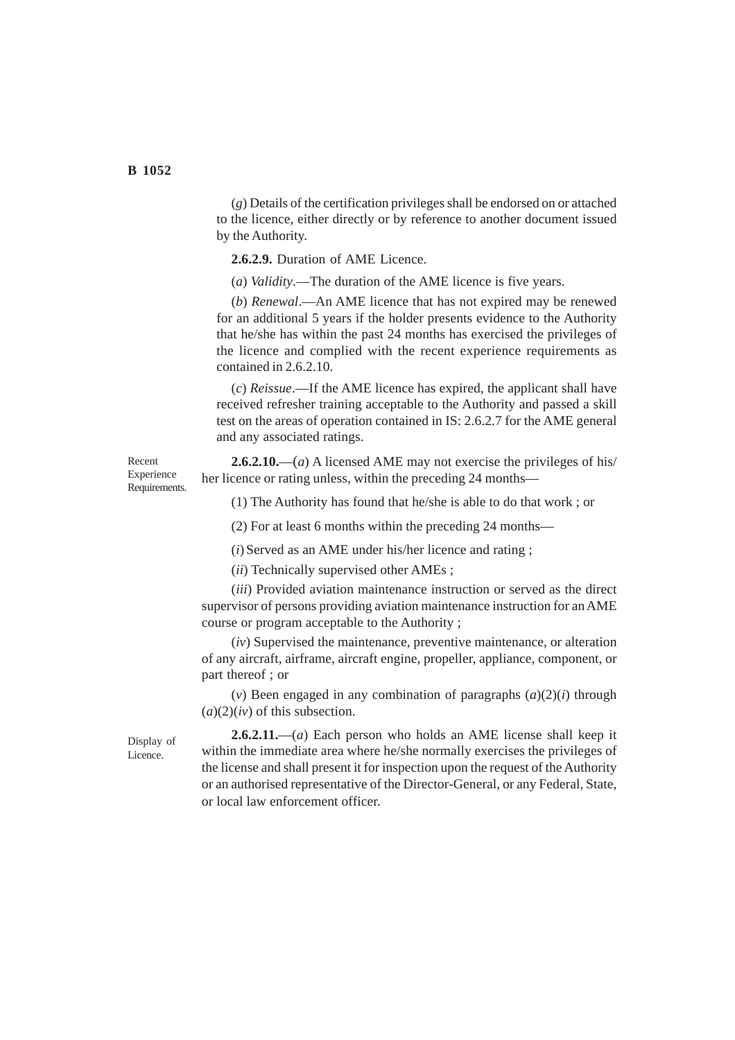(*g*) Details of the certification privileges shall be endorsed on or attached to the licence, either directly or by reference to another document issued by the Authority.

**2.6.2.9.** Duration of AME Licence.

(*a*) *Validity*.—The duration of the AME licence is five years.

(*b*) *Renewal*.—An AME licence that has not expired may be renewed for an additional 5 years if the holder presents evidence to the Authority that he/she has within the past 24 months has exercised the privileges of the licence and complied with the recent experience requirements as contained in 2.6.2.10.

(*c*) *Reissue*.—If the AME licence has expired, the applicant shall have received refresher training acceptable to the Authority and passed a skill test on the areas of operation contained in IS: 2.6.2.7 for the AME general and any associated ratings.

Recent Experience Requirements.

**2.6.2.10.**—(*a*) A licensed AME may not exercise the privileges of his/her licence or rating unless, within the preceding 24 months—

(1) The Authority has found that he/she is able to do that work ; or

(2) For at least 6 months within the preceding 24 months—

(*i*) Served as an AME under his/her licence and rating ;

(*ii*) Technically supervised other AMEs ;

(*iii*) Provided aviation maintenance instruction or served as the direct supervisor of persons providing aviation maintenance instruction for an AME course or program acceptable to the Authority ;

(*iv*) Supervised the maintenance, preventive maintenance, or alteration of any aircraft, airframe, aircraft engine, propeller, appliance, component, or part thereof ; or

(*v*) Been engaged in any combination of paragraphs (*a*)(2)(*i*) through (*a*)(2)(*iv*) of this subsection.

Display of Licence.

**2.6.2.11.**—(*a*) Each person who holds an AME license shall keep it within the immediate area where he/she normally exercises the privileges of the license and shall present it for inspection upon the request of the Authority or an authorised representative of the Director-General, or any Federal, State, or local law enforcement officer.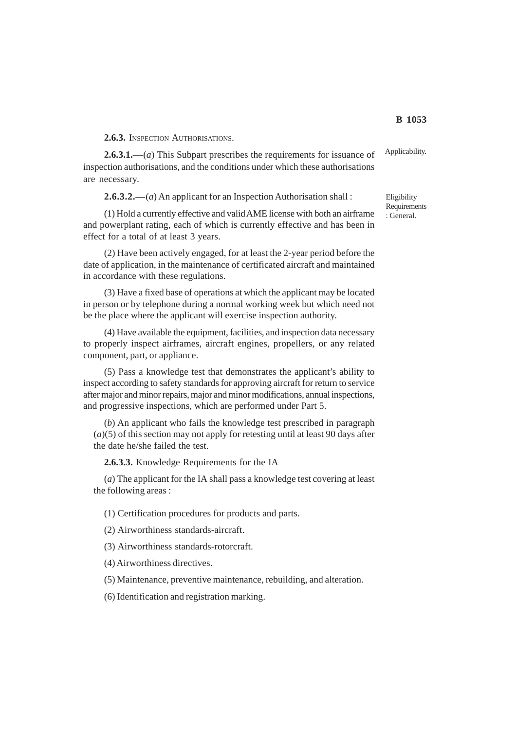**2.6.3.** Inspection Authorisations.

**2.6.3.1.—**(*a*) This Subpart prescribes the requirements for issuance of inspection authorisations, and the conditions under which these authorisations are necessary.

Applicability.

**2.6.3.2.**—(*a*) An applicant for an Inspection Authorisation shall :

Eligibility Requirements : General.

(1) Hold a currently effective and valid AME license with both an airframe and powerplant rating, each of which is currently effective and has been in effect for a total of at least 3 years.

(2) Have been actively engaged, for at least the 2-year period before the date of application, in the maintenance of certificated aircraft and maintained in accordance with these regulations.

(3) Have a fixed base of operations at which the applicant may be located in person or by telephone during a normal working week but which need not be the place where the applicant will exercise inspection authority.

(4) Have available the equipment, facilities, and inspection data necessary to properly inspect airframes, aircraft engines, propellers, or any related component, part, or appliance.

(5) Pass a knowledge test that demonstrates the applicant's ability to inspect according to safety standards for approving aircraft for return to service after major and minor repairs, major and minor modifications, annual inspections, and progressive inspections, which are performed under Part 5.

(*b*) An applicant who fails the knowledge test prescribed in paragraph (*a*)(5) of this section may not apply for retesting until at least 90 days after the date he/she failed the test.

**2.6.3.3.** Knowledge Requirements for the IA

(*a*) The applicant for the IA shall pass a knowledge test covering at least the following areas :

(1) Certification procedures for products and parts.

(2) Airworthiness standards-aircraft.

(3) Airworthiness standards-rotorcraft.

(4) Airworthiness directives.

(5) Maintenance, preventive maintenance, rebuilding, and alteration.

(6) Identification and registration marking.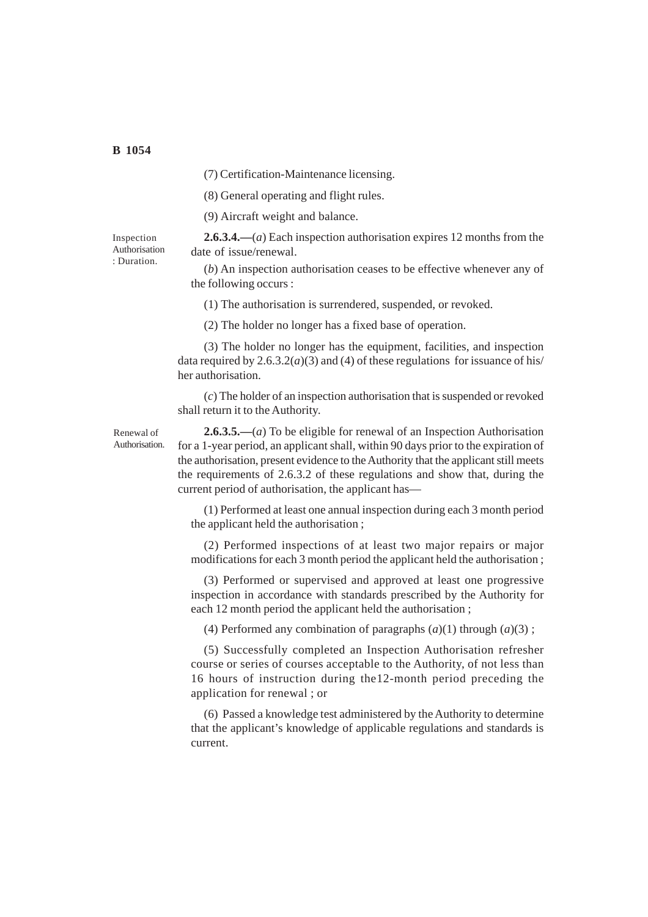(7) Certification-Maintenance licensing.

(8) General operating and flight rules.

(9) Aircraft weight and balance.

Inspection Authorisation : Duration.

**2.6.3.4.—**(*a*) Each inspection authorisation expires 12 months from the date of issue/renewal.

(*b*) An inspection authorisation ceases to be effective whenever any of the following occurs :

(1) The authorisation is surrendered, suspended, or revoked.

(2) The holder no longer has a fixed base of operation.

(3) The holder no longer has the equipment, facilities, and inspection data required by 2.6.3.2(*a*)(3) and (4) of these regulations for issuance of his/her authorisation.

(*c*) The holder of an inspection authorisation that is suspended or revoked shall return it to the Authority.

Renewal of Authorisation.

**2.6.3.5.—**(*a*) To be eligible for renewal of an Inspection Authorisation for a 1-year period, an applicant shall, within 90 days prior to the expiration of the authorisation, present evidence to the Authority that the applicant still meets the requirements of 2.6.3.2 of these regulations and show that, during the current period of authorisation, the applicant has—

(1) Performed at least one annual inspection during each 3 month period the applicant held the authorisation ;

(2) Performed inspections of at least two major repairs or major modifications for each 3 month period the applicant held the authorisation ;

(3) Performed or supervised and approved at least one progressive inspection in accordance with standards prescribed by the Authority for each 12 month period the applicant held the authorisation ;

(4) Performed any combination of paragraphs (*a*)(1) through (*a*)(3) ;

(5) Successfully completed an Inspection Authorisation refresher course or series of courses acceptable to the Authority, of not less than 16 hours of instruction during the12-month period preceding the application for renewal ; or

(6) Passed a knowledge test administered by the Authority to determine that the applicant's knowledge of applicable regulations and standards is current.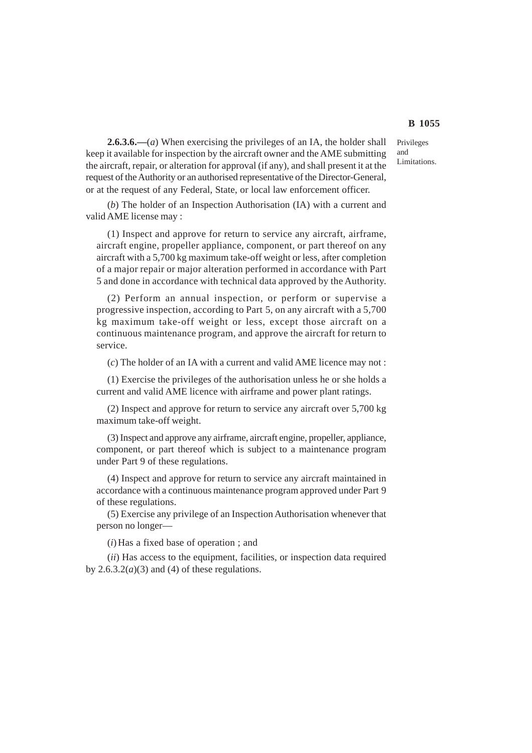Privileges and Limitations.

**2.6.3.6.—**(*a*) When exercising the privileges of an IA, the holder shall keep it available for inspection by the aircraft owner and the AME submitting the aircraft, repair, or alteration for approval (if any), and shall present it at the request of the Authority or an authorised representative of the Director-General, or at the request of any Federal, State, or local law enforcement officer.

(*b*) The holder of an Inspection Authorisation (IA) with a current and valid AME license may :

(1) Inspect and approve for return to service any aircraft, airframe, aircraft engine, propeller appliance, component, or part thereof on any aircraft with a 5,700 kg maximum take-off weight or less, after completion of a major repair or major alteration performed in accordance with Part 5 and done in accordance with technical data approved by the Authority.

(2) Perform an annual inspection, or perform or supervise a progressive inspection, according to Part 5, on any aircraft with a 5,700 kg maximum take-off weight or less, except those aircraft on a continuous maintenance program, and approve the aircraft for return to service.

(*c*) The holder of an IA with a current and valid AME licence may not :

(1) Exercise the privileges of the authorisation unless he or she holds a current and valid AME licence with airframe and power plant ratings.

(2) Inspect and approve for return to service any aircraft over 5,700 kg maximum take-off weight.

(3) Inspect and approve any airframe, aircraft engine, propeller, appliance, component, or part thereof which is subject to a maintenance program under Part 9 of these regulations.

(4) Inspect and approve for return to service any aircraft maintained in accordance with a continuous maintenance program approved under Part 9 of these regulations.

(5) Exercise any privilege of an Inspection Authorisation whenever that person no longer—

(*i*) Has a fixed base of operation ; and

(*ii*) Has access to the equipment, facilities, or inspection data required by 2.6.3.2(*a*)(3) and (4) of these regulations.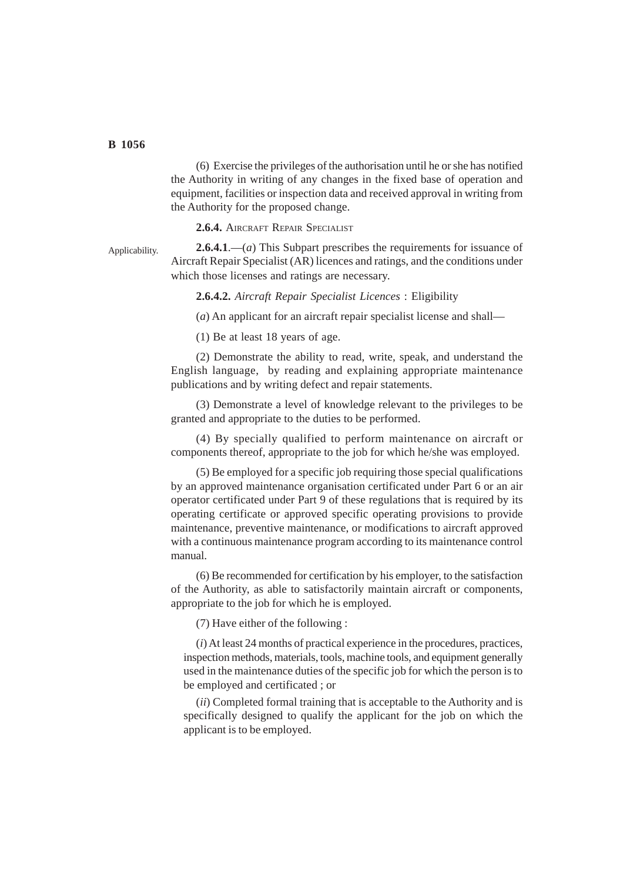(6) Exercise the privileges of the authorisation until he or she has notified the Authority in writing of any changes in the fixed base of operation and equipment, facilities or inspection data and received approval in writing from the Authority for the proposed change.

**2.6.4.** AIRCRAFT REPAIR SPECIALIST

Applicability.

**2.6.4.1**.—(*a*) This Subpart prescribes the requirements for issuance of Aircraft Repair Specialist (AR) licences and ratings, and the conditions under which those licenses and ratings are necessary.

**2.6.4.2.** *Aircraft Repair Specialist Licences* : Eligibility

(*a*) An applicant for an aircraft repair specialist license and shall—

(1) Be at least 18 years of age.

(2) Demonstrate the ability to read, write, speak, and understand the English language, by reading and explaining appropriate maintenance publications and by writing defect and repair statements.

(3) Demonstrate a level of knowledge relevant to the privileges to be granted and appropriate to the duties to be performed.

(4) By specially qualified to perform maintenance on aircraft or components thereof, appropriate to the job for which he/she was employed.

(5) Be employed for a specific job requiring those special qualifications by an approved maintenance organisation certificated under Part 6 or an air operator certificated under Part 9 of these regulations that is required by its operating certificate or approved specific operating provisions to provide maintenance, preventive maintenance, or modifications to aircraft approved with a continuous maintenance program according to its maintenance control manual.

(6) Be recommended for certification by his employer, to the satisfaction of the Authority, as able to satisfactorily maintain aircraft or components, appropriate to the job for which he is employed.

(7) Have either of the following :

(*i*) At least 24 months of practical experience in the procedures, practices, inspection methods, materials, tools, machine tools, and equipment generally used in the maintenance duties of the specific job for which the person is to be employed and certificated ; or

(*ii*) Completed formal training that is acceptable to the Authority and is specifically designed to qualify the applicant for the job on which the applicant is to be employed.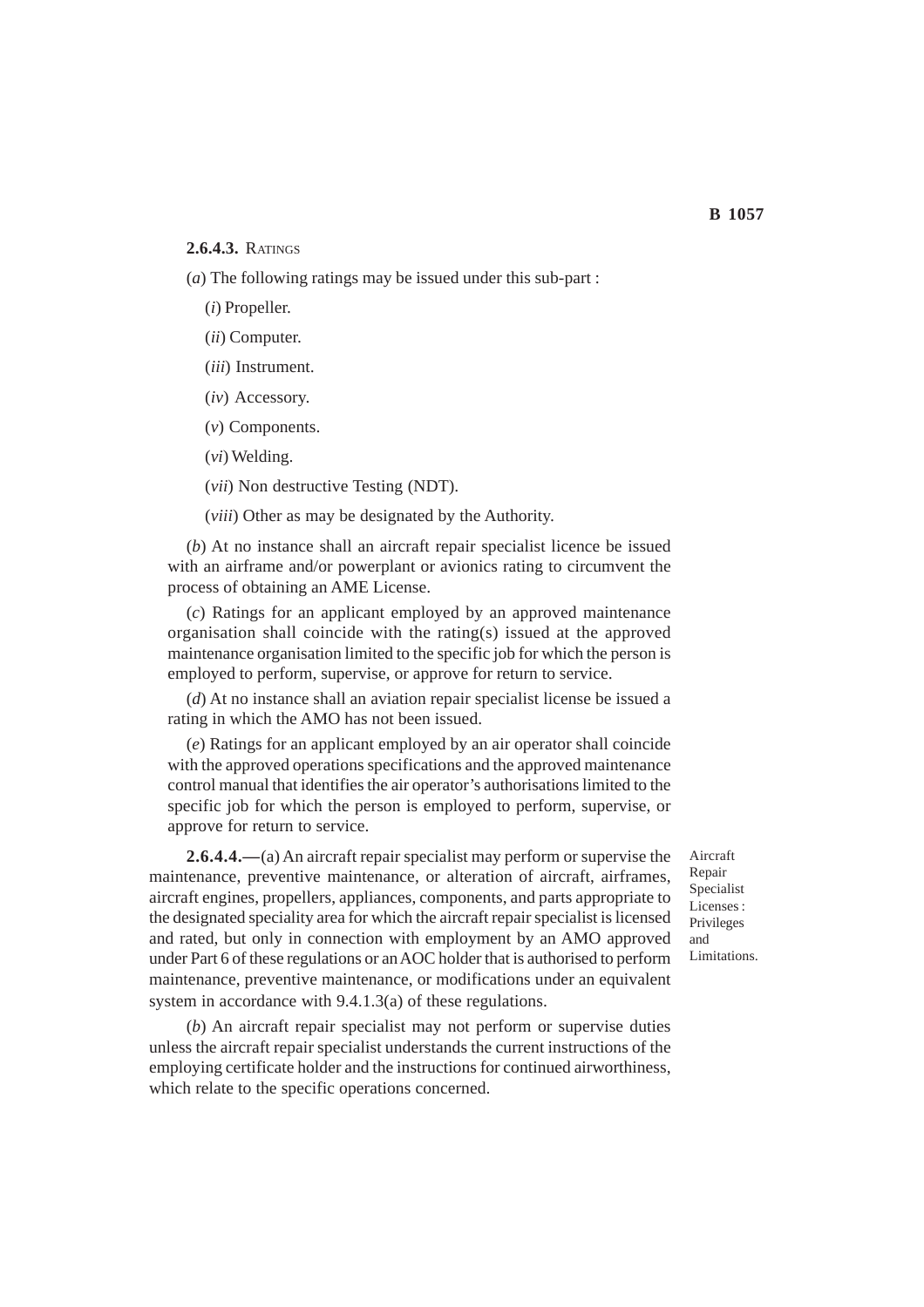**2.6.4.3.** RATINGS

(*a*) The following ratings may be issued under this sub-part :

(*i*) Propeller.

(*ii*) Computer.

(*iii*) Instrument.

(*iv*) Accessory.

(*v*) Components.

(*vi*) Welding.

(*vii*) Non destructive Testing (NDT).

(*viii*) Other as may be designated by the Authority.

(*b*) At no instance shall an aircraft repair specialist licence be issued with an airframe and/or powerplant or avionics rating to circumvent the process of obtaining an AME License.

(*c*) Ratings for an applicant employed by an approved maintenance organisation shall coincide with the rating(s) issued at the approved maintenance organisation limited to the specific job for which the person is employed to perform, supervise, or approve for return to service.

(*d*) At no instance shall an aviation repair specialist license be issued a rating in which the AMO has not been issued.

(*e*) Ratings for an applicant employed by an air operator shall coincide with the approved operations specifications and the approved maintenance control manual that identifies the air operator's authorisations limited to the specific job for which the person is employed to perform, supervise, or approve for return to service.

Aircraft Repair Specialist Licenses : Privileges and Limitations.

**2.6.4.4.—**(a) An aircraft repair specialist may perform or supervise the maintenance, preventive maintenance, or alteration of aircraft, airframes, aircraft engines, propellers, appliances, components, and parts appropriate to the designated speciality area for which the aircraft repair specialist is licensed and rated, but only in connection with employment by an AMO approved under Part 6 of these regulations or an AOC holder that is authorised to perform maintenance, preventive maintenance, or modifications under an equivalent system in accordance with 9.4.1.3(a) of these regulations.

(*b*) An aircraft repair specialist may not perform or supervise duties unless the aircraft repair specialist understands the current instructions of the employing certificate holder and the instructions for continued airworthiness, which relate to the specific operations concerned.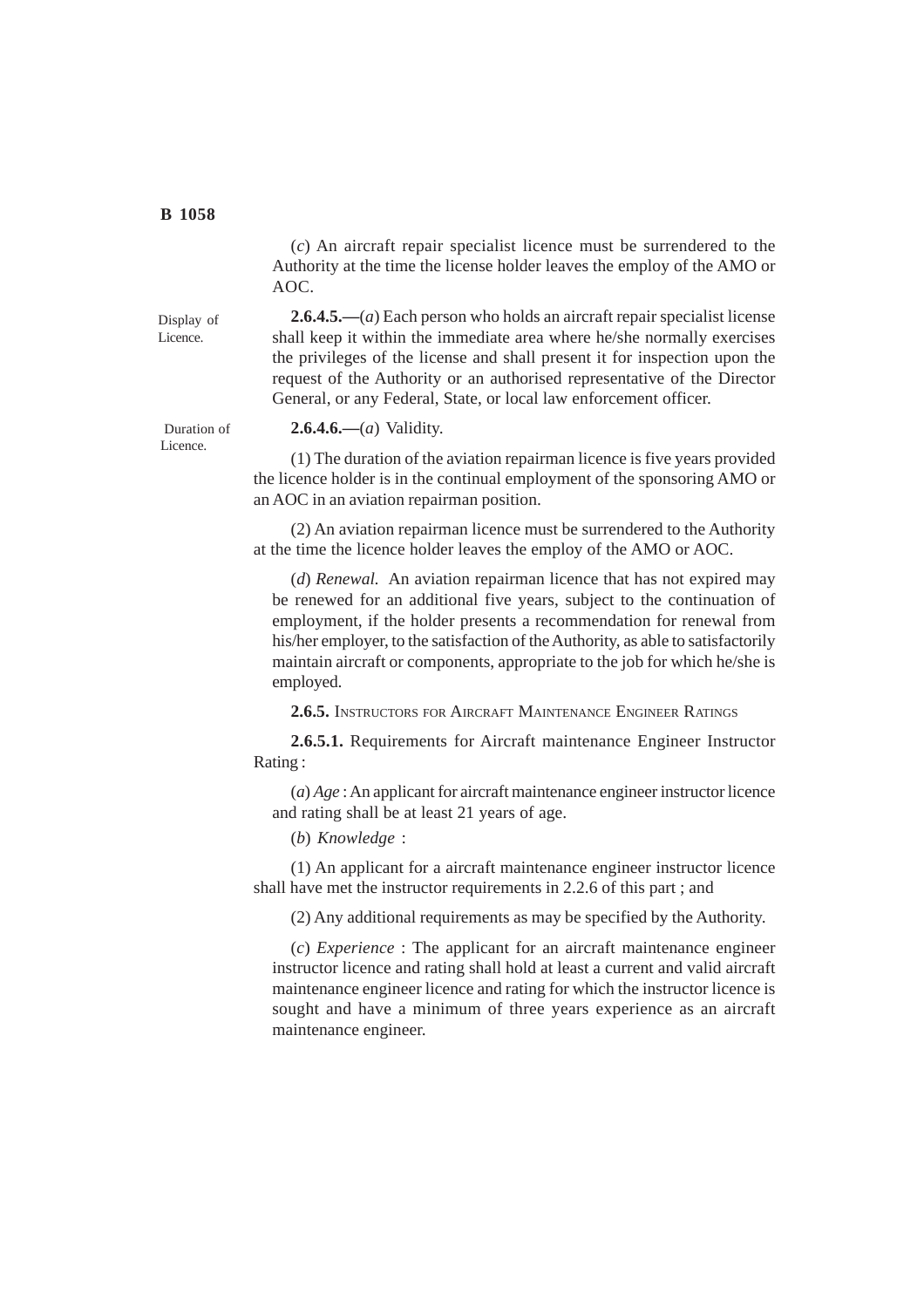(*c*) An aircraft repair specialist licence must be surrendered to the Authority at the time the license holder leaves the employ of the AMO or AOC.

Display of Licence.

**2.6.4.5.—**(*a*) Each person who holds an aircraft repair specialist license shall keep it within the immediate area where he/she normally exercises the privileges of the license and shall present it for inspection upon the request of the Authority or an authorised representative of the Director General, or any Federal, State, or local law enforcement officer.

Duration of Licence.

**2.6.4.6.—**(*a*) Validity.

(1) The duration of the aviation repairman licence is five years provided the licence holder is in the continual employment of the sponsoring AMO or an AOC in an aviation repairman position.

(2) An aviation repairman licence must be surrendered to the Authority at the time the licence holder leaves the employ of the AMO or AOC.

(*d*) *Renewal.* An aviation repairman licence that has not expired may be renewed for an additional five years, subject to the continuation of employment, if the holder presents a recommendation for renewal from his/her employer, to the satisfaction of the Authority, as able to satisfactorily maintain aircraft or components, appropriate to the job for which he/she is employed.

**2.6.5.** Instructors for Aircraft Maintenance Engineer Ratings

**2.6.5.1.** Requirements for Aircraft maintenance Engineer Instructor Rating :

(*a*) *Age* : An applicant for aircraft maintenance engineer instructor licence and rating shall be at least 21 years of age.

(*b*) *Knowledge* :

(1) An applicant for a aircraft maintenance engineer instructor licence shall have met the instructor requirements in 2.2.6 of this part ; and

(2) Any additional requirements as may be specified by the Authority.

(*c*) *Experience* : The applicant for an aircraft maintenance engineer instructor licence and rating shall hold at least a current and valid aircraft maintenance engineer licence and rating for which the instructor licence is sought and have a minimum of three years experience as an aircraft maintenance engineer.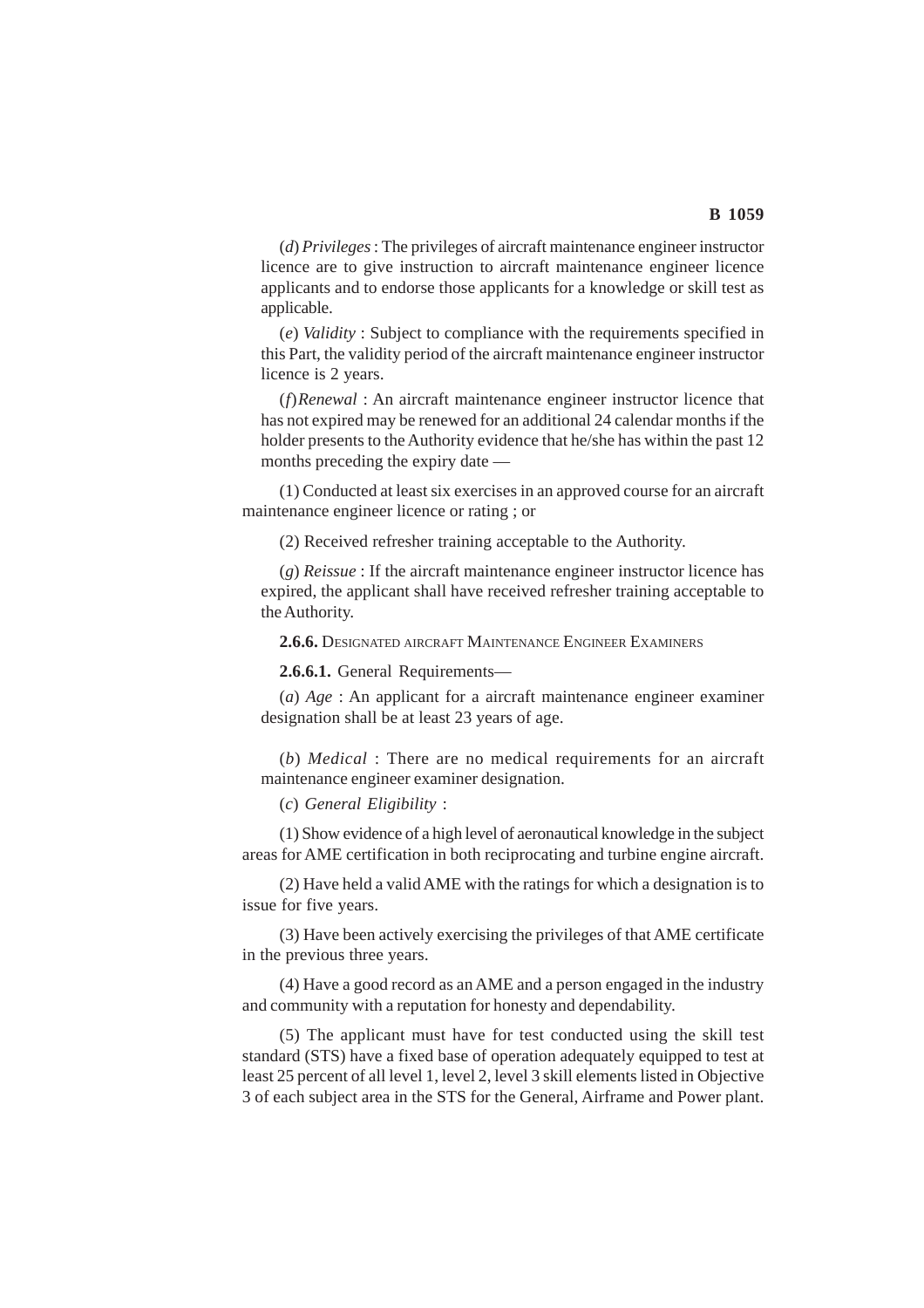(*d*) *Privileges* : The privileges of aircraft maintenance engineer instructor licence are to give instruction to aircraft maintenance engineer licence applicants and to endorse those applicants for a knowledge or skill test as applicable.

(*e*) *Validity* : Subject to compliance with the requirements specified in this Part, the validity period of the aircraft maintenance engineer instructor licence is 2 years.

(*f*) *Renewal* : An aircraft maintenance engineer instructor licence that has not expired may be renewed for an additional 24 calendar months if the holder presents to the Authority evidence that he/she has within the past 12 months preceding the expiry date —

(1) Conducted at least six exercises in an approved course for an aircraft maintenance engineer licence or rating ; or

(2) Received refresher training acceptable to the Authority.

(*g*) *Reissue* : If the aircraft maintenance engineer instructor licence has expired, the applicant shall have received refresher training acceptable to the Authority.

**2.6.6.** Designated aircraft Maintenance Engineer Examiners

**2.6.6.1.** General Requirements—

(*a*) *Age* : An applicant for a aircraft maintenance engineer examiner designation shall be at least 23 years of age.

(*b*) *Medical* : There are no medical requirements for an aircraft maintenance engineer examiner designation.

(*c*) *General Eligibility* :

(1) Show evidence of a high level of aeronautical knowledge in the subject areas for AME certification in both reciprocating and turbine engine aircraft.

(2) Have held a valid AME with the ratings for which a designation is to issue for five years.

(3) Have been actively exercising the privileges of that AME certificate in the previous three years.

(4) Have a good record as an AME and a person engaged in the industry and community with a reputation for honesty and dependability.

(5) The applicant must have for test conducted using the skill test standard (STS) have a fixed base of operation adequately equipped to test at least 25 percent of all level 1, level 2, level 3 skill elements listed in Objective 3 of each subject area in the STS for the General, Airframe and Power plant.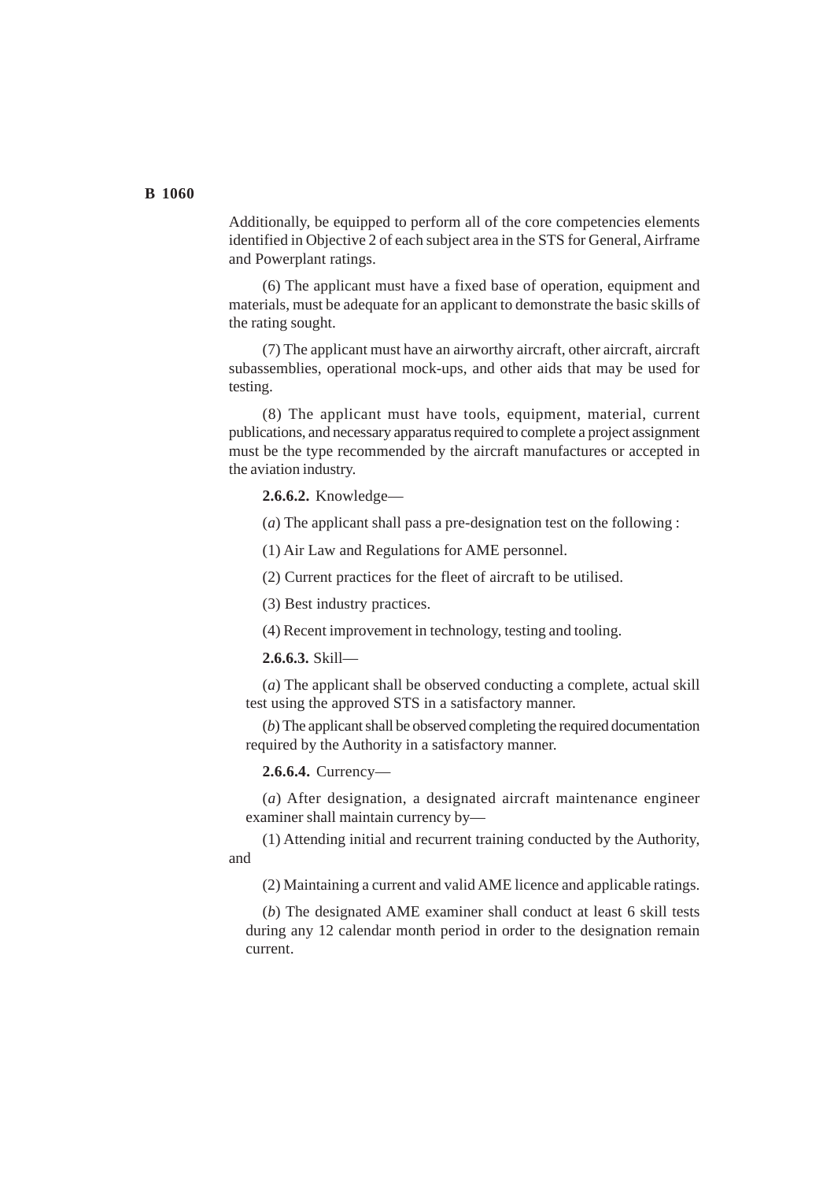Additionally, be equipped to perform all of the core competencies elements identified in Objective 2 of each subject area in the STS for General, Airframe and Powerplant ratings.

(6) The applicant must have a fixed base of operation, equipment and materials, must be adequate for an applicant to demonstrate the basic skills of the rating sought.

(7) The applicant must have an airworthy aircraft, other aircraft, aircraft subassemblies, operational mock-ups, and other aids that may be used for testing.

(8) The applicant must have tools, equipment, material, current publications, and necessary apparatus required to complete a project assignment must be the type recommended by the aircraft manufactures or accepted in the aviation industry.

**2.6.6.2.** Knowledge—

(*a*) The applicant shall pass a pre-designation test on the following :

(1) Air Law and Regulations for AME personnel.

(2) Current practices for the fleet of aircraft to be utilised.

(3) Best industry practices.

(4) Recent improvement in technology, testing and tooling.

**2.6.6.3.** Skill—

(*a*) The applicant shall be observed conducting a complete, actual skill test using the approved STS in a satisfactory manner.

(*b*) The applicant shall be observed completing the required documentation required by the Authority in a satisfactory manner.

**2.6.6.4.** Currency—

(*a*) After designation, a designated aircraft maintenance engineer examiner shall maintain currency by—

(1) Attending initial and recurrent training conducted by the Authority, and

(2) Maintaining a current and valid AME licence and applicable ratings.

(*b*) The designated AME examiner shall conduct at least 6 skill tests during any 12 calendar month period in order to the designation remain current.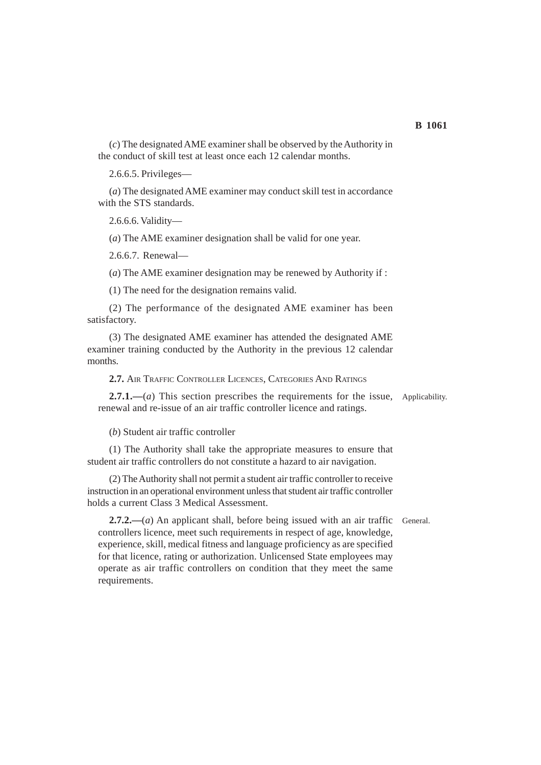(*c*) The designated AME examiner shall be observed by the Authority in the conduct of skill test at least once each 12 calendar months.

2.6.6.5. Privileges—

(*a*) The designated AME examiner may conduct skill test in accordance with the STS standards.

2.6.6.6. Validity—

(*a*) The AME examiner designation shall be valid for one year.

2.6.6.7. Renewal—

(*a*) The AME examiner designation may be renewed by Authority if :

(1) The need for the designation remains valid.

(2) The performance of the designated AME examiner has been satisfactory.

(3) The designated AME examiner has attended the designated AME examiner training conducted by the Authority in the previous 12 calendar months.

**2.7.** AIR TRAFFIC CONTROLLER LICENCES, CATEGORIES AND RATINGS

Applicability.

**2.7.1.—**(*a*) This section prescribes the requirements for the issue, renewal and re-issue of an air traffic controller licence and ratings.

(*b*) Student air traffic controller

(1) The Authority shall take the appropriate measures to ensure that student air traffic controllers do not constitute a hazard to air navigation.

(2) The Authority shall not permit a student air traffic controller to receive instruction in an operational environment unless that student air traffic controller holds a current Class 3 Medical Assessment.

General.

**2.7.2.—**(*a*) An applicant shall, before being issued with an air traffic controllers licence, meet such requirements in respect of age, knowledge, experience, skill, medical fitness and language proficiency as are specified for that licence, rating or authorization. Unlicensed State employees may operate as air traffic controllers on condition that they meet the same requirements.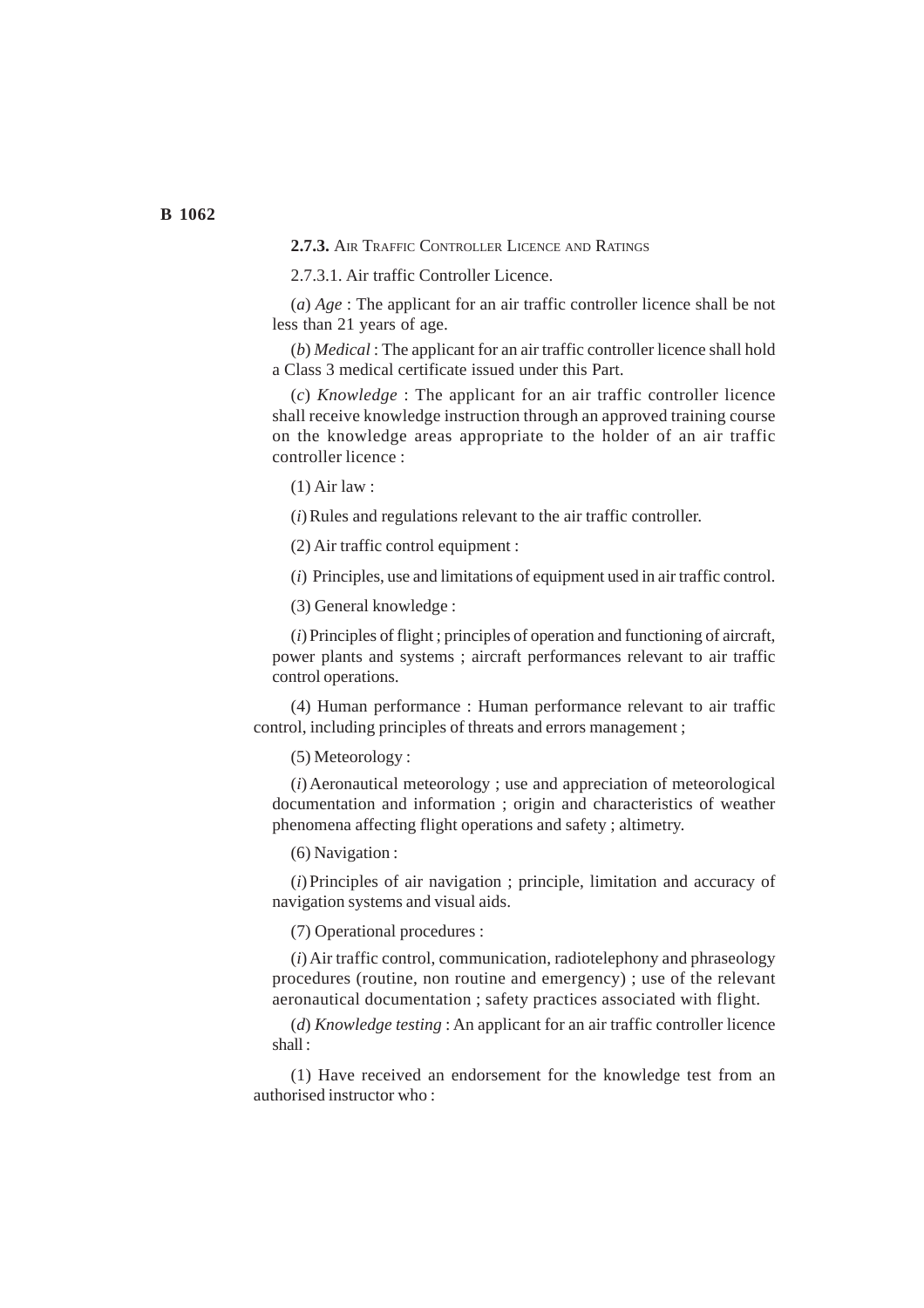**2.7.3.** AIR TRAFFIC CONTROLLER LICENCE AND RATINGS

2.7.3.1. Air traffic Controller Licence.

(*a*) *Age* : The applicant for an air traffic controller licence shall be not less than 21 years of age.

(*b*) *Medical* : The applicant for an air traffic controller licence shall hold a Class 3 medical certificate issued under this Part.

(*c*) *Knowledge* : The applicant for an air traffic controller licence shall receive knowledge instruction through an approved training course on the knowledge areas appropriate to the holder of an air traffic controller licence :

(1) Air law :

(*i*) Rules and regulations relevant to the air traffic controller.

(2) Air traffic control equipment :

(*i*) Principles, use and limitations of equipment used in air traffic control.

(3) General knowledge :

(*i*) Principles of flight ; principles of operation and functioning of aircraft, power plants and systems ; aircraft performances relevant to air traffic control operations.

(4) Human performance : Human performance relevant to air traffic control, including principles of threats and errors management ;

(5) Meteorology :

(*i*) Aeronautical meteorology ; use and appreciation of meteorological documentation and information ; origin and characteristics of weather phenomena affecting flight operations and safety ; altimetry.

(6) Navigation :

(*i*) Principles of air navigation ; principle, limitation and accuracy of navigation systems and visual aids.

(7) Operational procedures :

(*i*) Air traffic control, communication, radiotelephony and phraseology procedures (routine, non routine and emergency) ; use of the relevant aeronautical documentation ; safety practices associated with flight.

(*d*) *Knowledge testing* : An applicant for an air traffic controller licence shall :

(1) Have received an endorsement for the knowledge test from an authorised instructor who :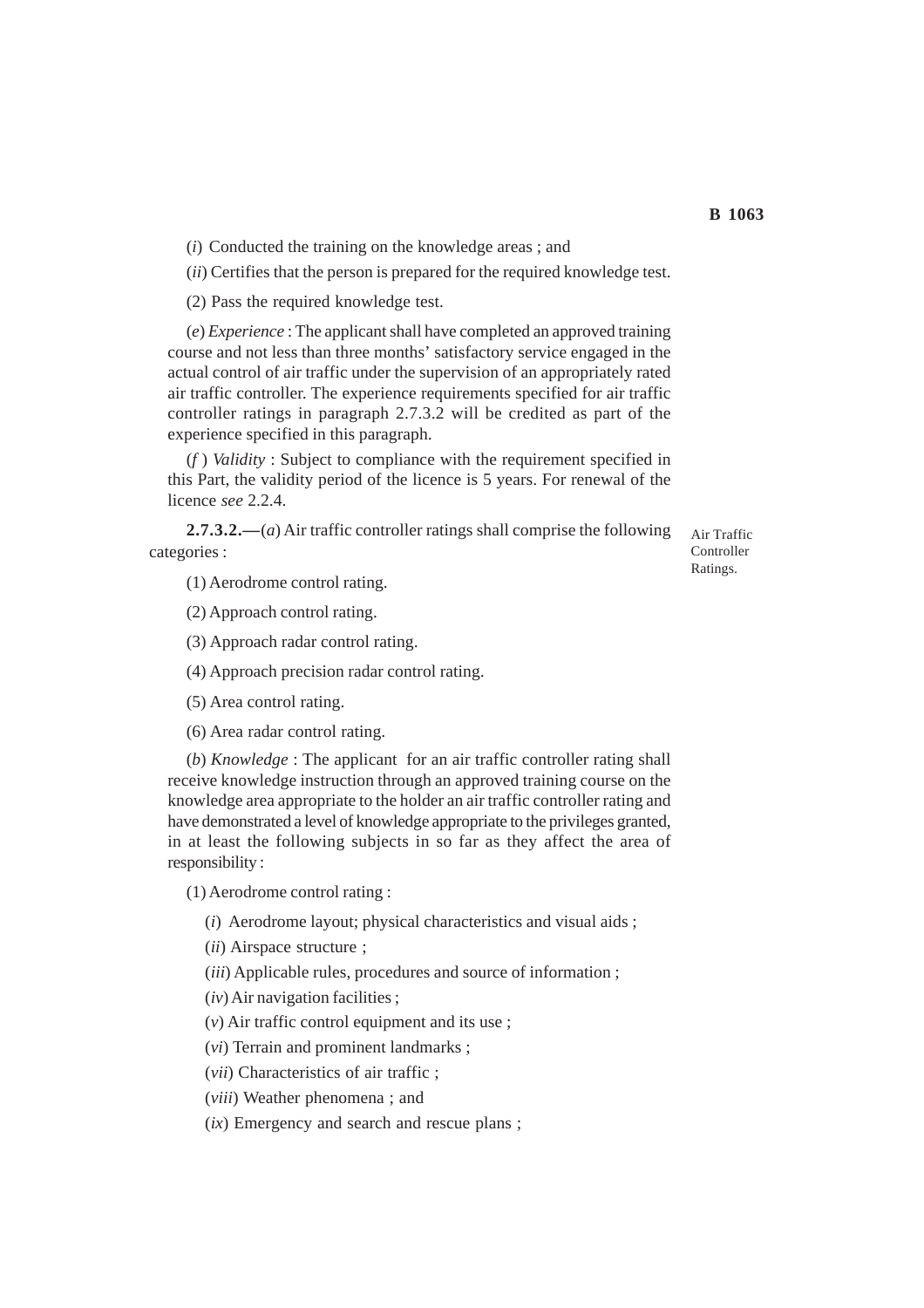(*i*) Conducted the training on the knowledge areas ; and

(*ii*) Certifies that the person is prepared for the required knowledge test.

(2) Pass the required knowledge test.

(*e*) *Experience* : The applicant shall have completed an approved training course and not less than three months' satisfactory service engaged in the actual control of air traffic under the supervision of an appropriately rated air traffic controller. The experience requirements specified for air traffic controller ratings in paragraph 2.7.3.2 will be credited as part of the experience specified in this paragraph.

(*f* ) *Validity* : Subject to compliance with the requirement specified in this Part, the validity period of the licence is 5 years. For renewal of the licence *see* 2.2.4.

Air Traffic Controller Ratings.

**2.7.3.2.—**(*a*) Air traffic controller ratings shall comprise the following categories :

(1) Aerodrome control rating.

(2) Approach control rating.

(3) Approach radar control rating.

(4) Approach precision radar control rating.

(5) Area control rating.

(6) Area radar control rating.

(*b*) *Knowledge* : The applicant for an air traffic controller rating shall receive knowledge instruction through an approved training course on the knowledge area appropriate to the holder an air traffic controller rating and have demonstrated a level of knowledge appropriate to the privileges granted, in at least the following subjects in so far as they affect the area of responsibility :

(1) Aerodrome control rating :

(*i*) Aerodrome layout; physical characteristics and visual aids ;

(*ii*) Airspace structure ;

(*iii*) Applicable rules, procedures and source of information ;

(*iv*) Air navigation facilities ;

(*v*) Air traffic control equipment and its use ;

(*vi*) Terrain and prominent landmarks ;

(*vii*) Characteristics of air traffic ;

(*viii*) Weather phenomena ; and

(*ix*) Emergency and search and rescue plans ;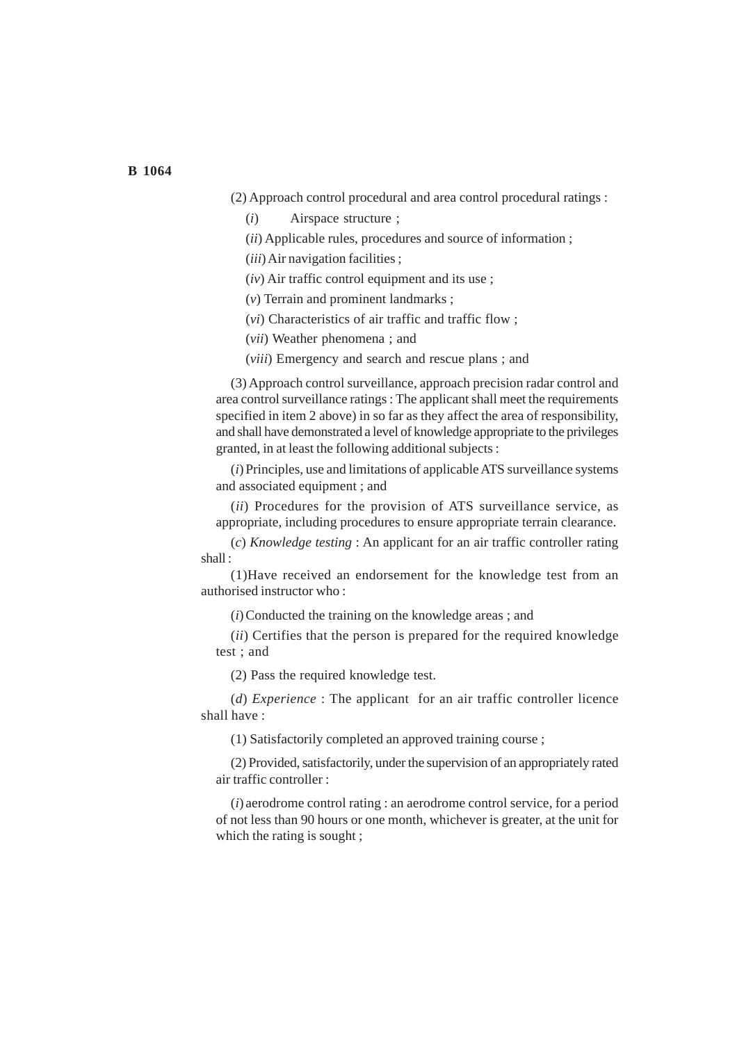(2) Approach control procedural and area control procedural ratings :

(*i*) Airspace structure ;

(*ii*) Applicable rules, procedures and source of information ;

(*iii*) Air navigation facilities ;

(*iv*) Air traffic control equipment and its use ;

(*v*) Terrain and prominent landmarks ;

(*vi*) Characteristics of air traffic and traffic flow ;

(*vii*) Weather phenomena ; and

(*viii*) Emergency and search and rescue plans ; and

(3) Approach control surveillance, approach precision radar control and area control surveillance ratings : The applicant shall meet the requirements specified in item 2 above) in so far as they affect the area of responsibility, and shall have demonstrated a level of knowledge appropriate to the privileges granted, in at least the following additional subjects :

(*i*) Principles, use and limitations of applicable ATS surveillance systems and associated equipment ; and

(*ii*) Procedures for the provision of ATS surveillance service, as appropriate, including procedures to ensure appropriate terrain clearance.

(*c*) *Knowledge testing* : An applicant for an air traffic controller rating shall :

(1)Have received an endorsement for the knowledge test from an authorised instructor who :

(*i*) Conducted the training on the knowledge areas ; and

(*ii*) Certifies that the person is prepared for the required knowledge test ; and

(2) Pass the required knowledge test.

(*d*) *Experience* : The applicant for an air traffic controller licence shall have :

(1) Satisfactorily completed an approved training course ;

(2) Provided, satisfactorily, under the supervision of an appropriately rated air traffic controller :

(*i*) aerodrome control rating : an aerodrome control service, for a period of not less than 90 hours or one month, whichever is greater, at the unit for which the rating is sought ;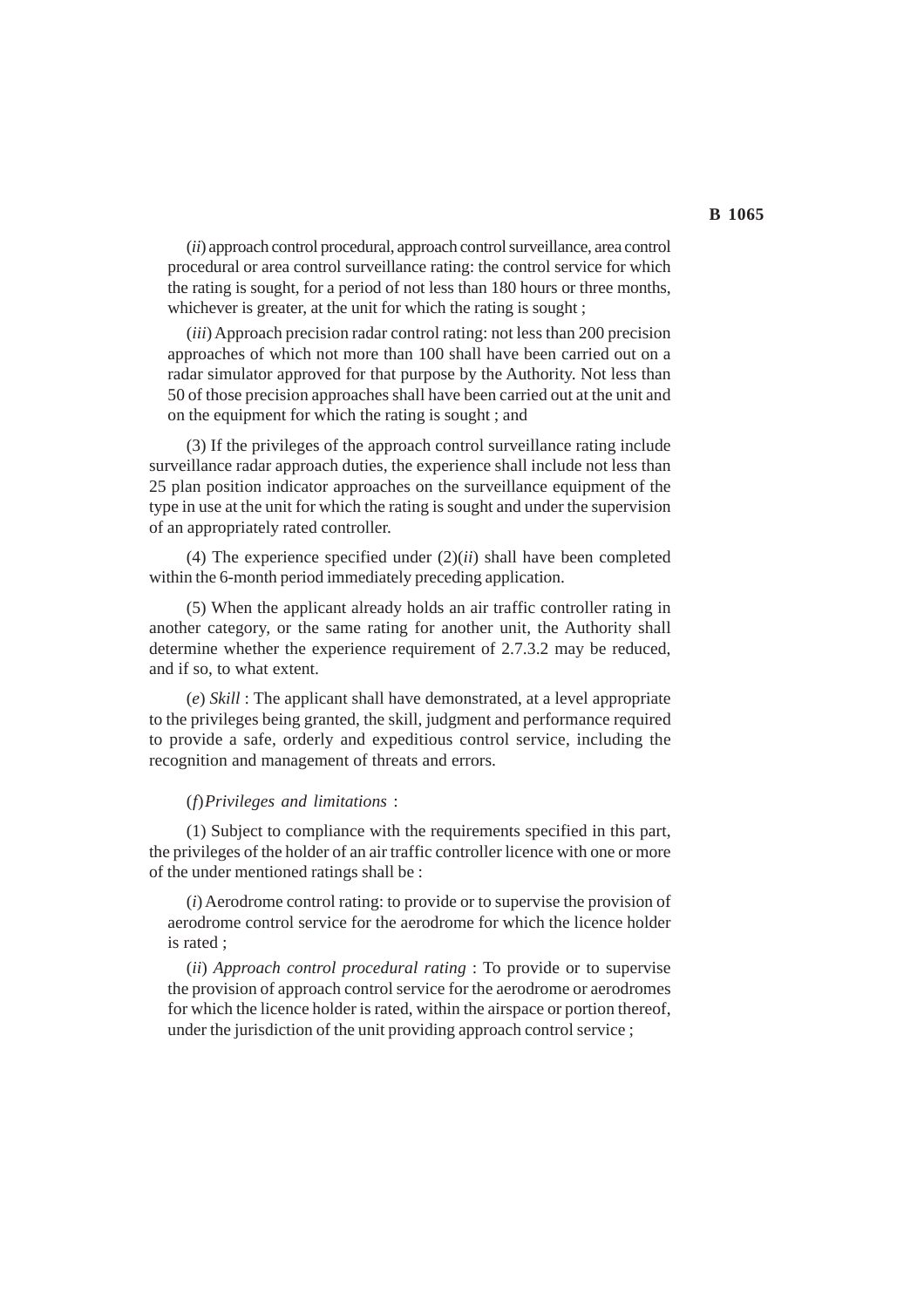(*ii*) approach control procedural, approach control surveillance, area control procedural or area control surveillance rating: the control service for which the rating is sought, for a period of not less than 180 hours or three months, whichever is greater, at the unit for which the rating is sought ;

(*iii*) Approach precision radar control rating: not less than 200 precision approaches of which not more than 100 shall have been carried out on a radar simulator approved for that purpose by the Authority. Not less than 50 of those precision approaches shall have been carried out at the unit and on the equipment for which the rating is sought ; and

(3) If the privileges of the approach control surveillance rating include surveillance radar approach duties, the experience shall include not less than 25 plan position indicator approaches on the surveillance equipment of the type in use at the unit for which the rating is sought and under the supervision of an appropriately rated controller.

(4) The experience specified under (2)(*ii*) shall have been completed within the 6-month period immediately preceding application.

(5) When the applicant already holds an air traffic controller rating in another category, or the same rating for another unit, the Authority shall determine whether the experience requirement of 2.7.3.2 may be reduced, and if so, to what extent.

(*e*) *Skill* : The applicant shall have demonstrated, at a level appropriate to the privileges being granted, the skill, judgment and performance required to provide a safe, orderly and expeditious control service, including the recognition and management of threats and errors.

(*f*) *Privileges and limitations* :

(1) Subject to compliance with the requirements specified in this part, the privileges of the holder of an air traffic controller licence with one or more of the under mentioned ratings shall be :

(*i*) Aerodrome control rating: to provide or to supervise the provision of aerodrome control service for the aerodrome for which the licence holder is rated ;

(*ii*) *Approach control procedural rating* : To provide or to supervise the provision of approach control service for the aerodrome or aerodromes for which the licence holder is rated, within the airspace or portion thereof, under the jurisdiction of the unit providing approach control service ;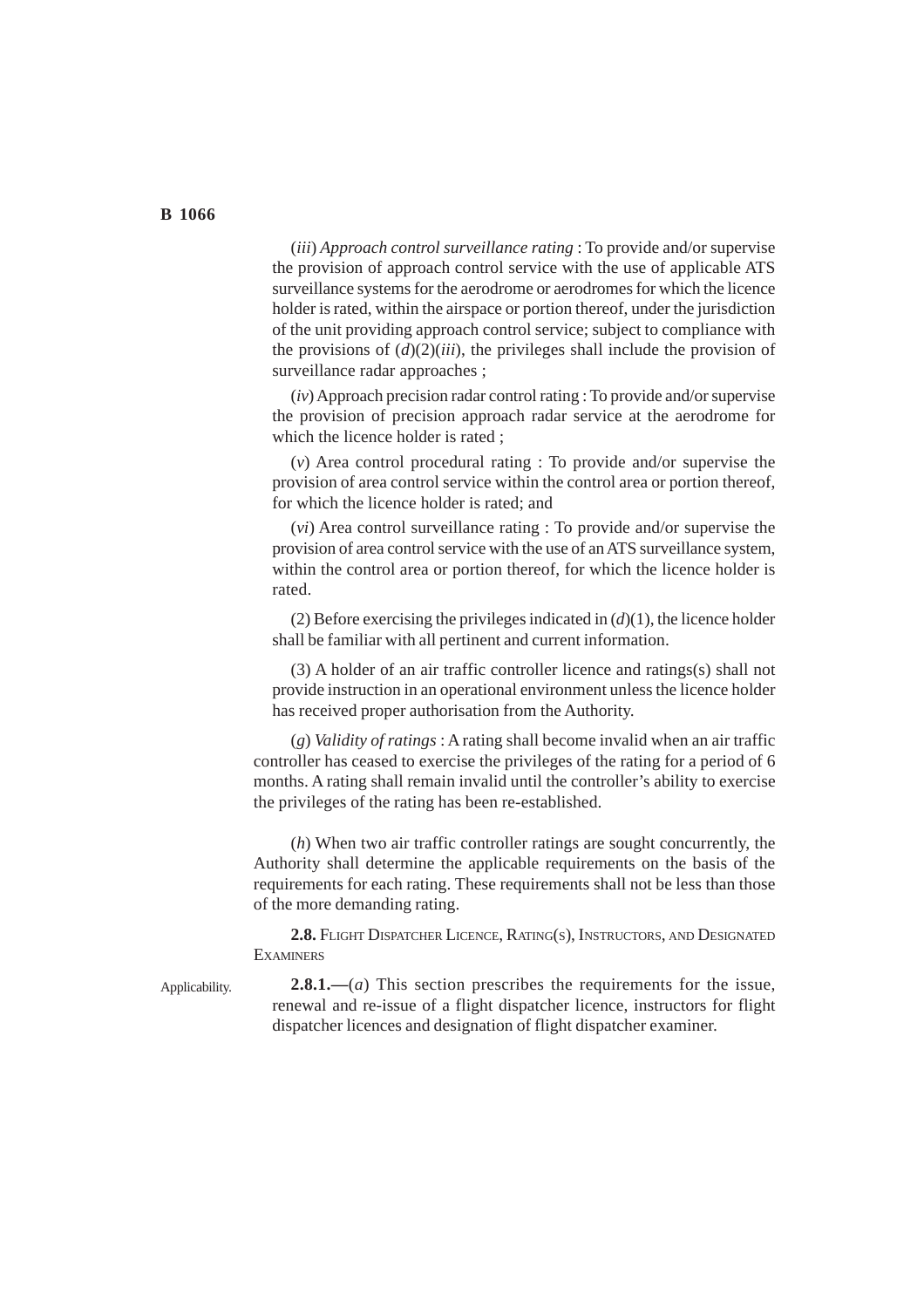(*iii*) *Approach control surveillance rating* : To provide and/or supervise the provision of approach control service with the use of applicable ATS surveillance systems for the aerodrome or aerodromes for which the licence holder is rated, within the airspace or portion thereof, under the jurisdiction of the unit providing approach control service; subject to compliance with the provisions of (*d*)(2)(*iii*), the privileges shall include the provision of surveillance radar approaches ;

(*iv*) Approach precision radar control rating : To provide and/or supervise the provision of precision approach radar service at the aerodrome for which the licence holder is rated ;

(*v*) Area control procedural rating : To provide and/or supervise the provision of area control service within the control area or portion thereof, for which the licence holder is rated; and

(*vi*) Area control surveillance rating : To provide and/or supervise the provision of area control service with the use of an ATS surveillance system, within the control area or portion thereof, for which the licence holder is rated.

(2) Before exercising the privileges indicated in (*d*)(1), the licence holder shall be familiar with all pertinent and current information.

(3) A holder of an air traffic controller licence and ratings(s) shall not provide instruction in an operational environment unless the licence holder has received proper authorisation from the Authority.

(*g*) *Validity of ratings* : A rating shall become invalid when an air traffic controller has ceased to exercise the privileges of the rating for a period of 6 months. A rating shall remain invalid until the controller's ability to exercise the privileges of the rating has been re-established.

(*h*) When two air traffic controller ratings are sought concurrently, the Authority shall determine the applicable requirements on the basis of the requirements for each rating. These requirements shall not be less than those of the more demanding rating.

**2.8.** Flight Dispatcher Licence, Rating(s), Instructors, and Designated Examiners

Applicability.

**2.8.1.—**(*a*) This section prescribes the requirements for the issue, renewal and re-issue of a flight dispatcher licence, instructors for flight dispatcher licences and designation of flight dispatcher examiner.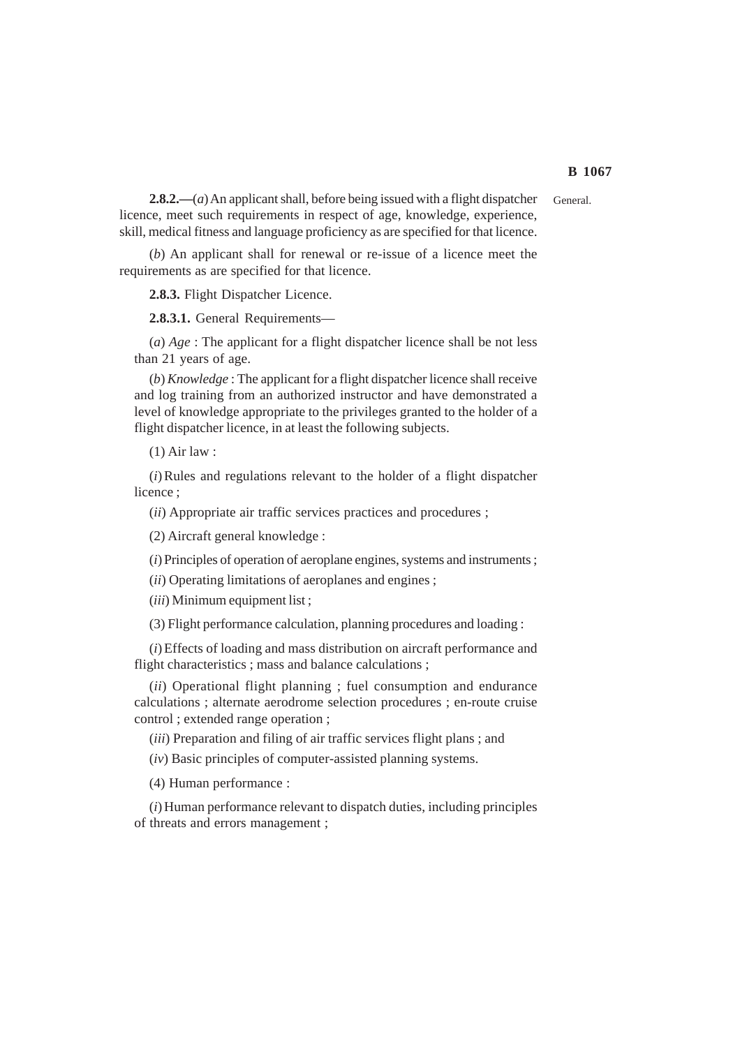**2.8.2.—**(*a*) An applicant shall, before being issued with a flight dispatcher licence, meet such requirements in respect of age, knowledge, experience, skill, medical fitness and language proficiency as are specified for that licence.

General.

(*b*) An applicant shall for renewal or re-issue of a licence meet the requirements as are specified for that licence.

**2.8.3.** Flight Dispatcher Licence.

**2.8.3.1.** General Requirements—

(*a*) *Age* : The applicant for a flight dispatcher licence shall be not less than 21 years of age.

(*b*) *Knowledge* : The applicant for a flight dispatcher licence shall receive and log training from an authorized instructor and have demonstrated a level of knowledge appropriate to the privileges granted to the holder of a flight dispatcher licence, in at least the following subjects.

(1) Air law :

(*i*) Rules and regulations relevant to the holder of a flight dispatcher licence ;

(*ii*) Appropriate air traffic services practices and procedures ;

(2) Aircraft general knowledge :

(*i*) Principles of operation of aeroplane engines, systems and instruments ;

(*ii*) Operating limitations of aeroplanes and engines ;

(*iii*) Minimum equipment list ;

(3) Flight performance calculation, planning procedures and loading :

(*i*) Effects of loading and mass distribution on aircraft performance and flight characteristics ; mass and balance calculations ;

(*ii*) Operational flight planning ; fuel consumption and endurance calculations ; alternate aerodrome selection procedures ; en-route cruise control ; extended range operation ;

(*iii*) Preparation and filing of air traffic services flight plans ; and

(*iv*) Basic principles of computer-assisted planning systems.

(4) Human performance :

(*i*) Human performance relevant to dispatch duties, including principles of threats and errors management ;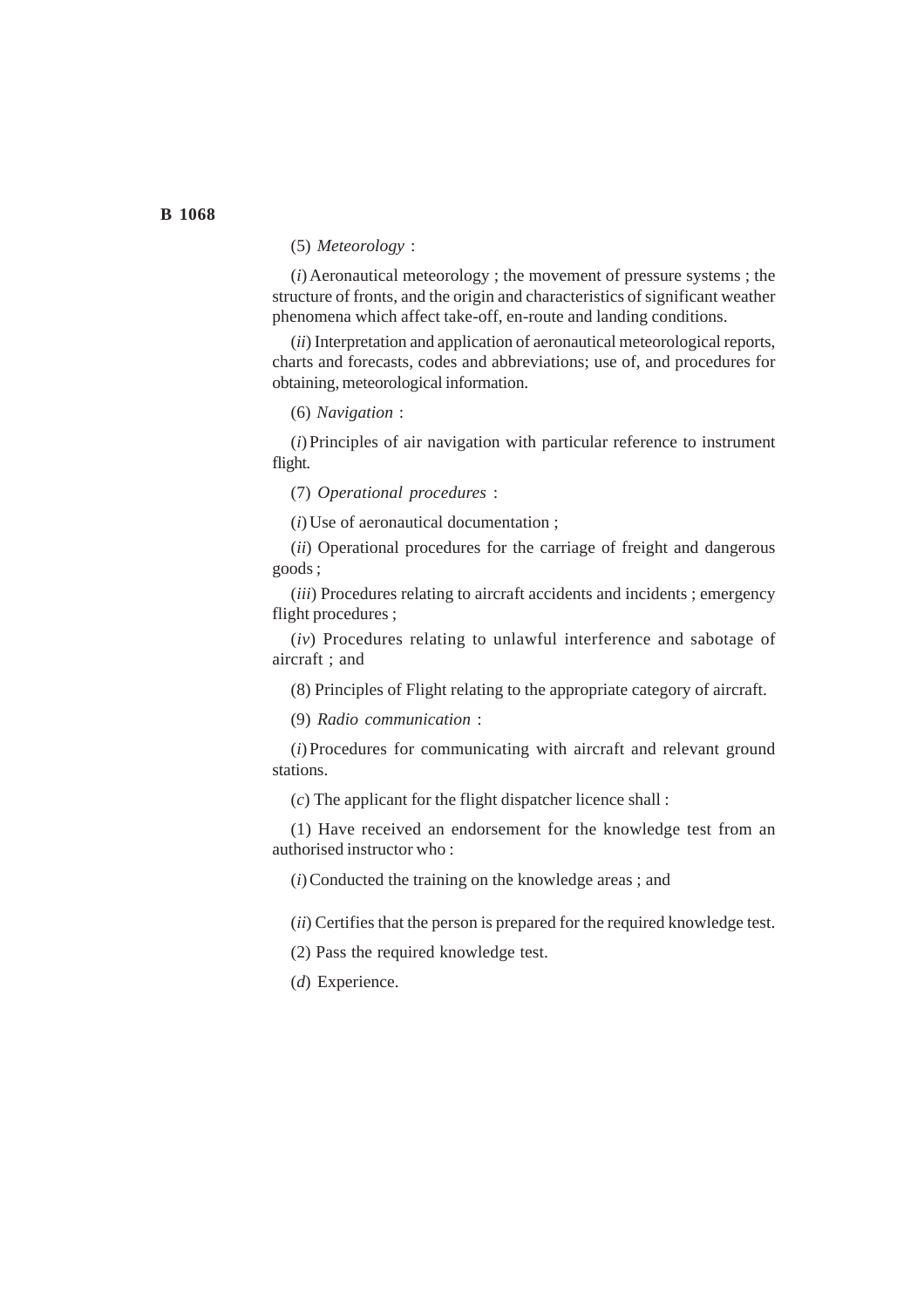(5) *Meteorology* :

(*i*) Aeronautical meteorology ; the movement of pressure systems ; the structure of fronts, and the origin and characteristics of significant weather phenomena which affect take-off, en-route and landing conditions.

(*ii*) Interpretation and application of aeronautical meteorological reports, charts and forecasts, codes and abbreviations; use of, and procedures for obtaining, meteorological information.

(6) *Navigation* :

(*i*) Principles of air navigation with particular reference to instrument flight.

(7) *Operational procedures* :

(*i*) Use of aeronautical documentation ;

(*ii*) Operational procedures for the carriage of freight and dangerous goods ;

(*iii*) Procedures relating to aircraft accidents and incidents ; emergency flight procedures ;

(*iv*) Procedures relating to unlawful interference and sabotage of aircraft ; and

(8) Principles of Flight relating to the appropriate category of aircraft.

(9) *Radio communication* :

(*i*) Procedures for communicating with aircraft and relevant ground stations.

(*c*) The applicant for the flight dispatcher licence shall :

(1) Have received an endorsement for the knowledge test from an authorised instructor who :

(*i*) Conducted the training on the knowledge areas ; and

(*ii*) Certifies that the person is prepared for the required knowledge test.

(2) Pass the required knowledge test.

(*d*) Experience.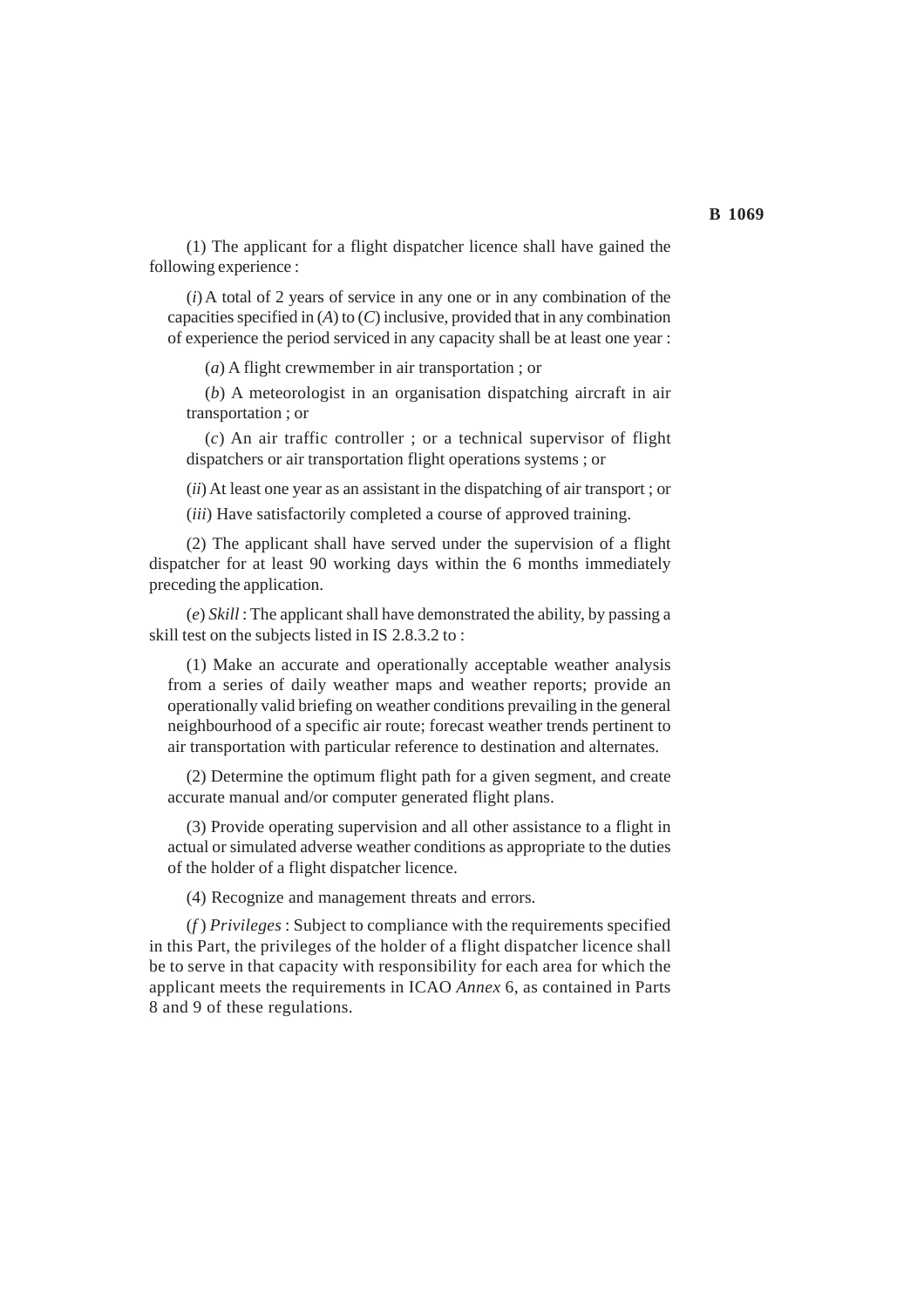(1) The applicant for a flight dispatcher licence shall have gained the following experience :

(*i*) A total of 2 years of service in any one or in any combination of the capacities specified in (*A*) to (*C*) inclusive, provided that in any combination of experience the period serviced in any capacity shall be at least one year :

(*a*) A flight crewmember in air transportation ; or

(*b*) A meteorologist in an organisation dispatching aircraft in air transportation ; or

(*c*) An air traffic controller ; or a technical supervisor of flight dispatchers or air transportation flight operations systems ; or

(*ii*) At least one year as an assistant in the dispatching of air transport ; or

(*iii*) Have satisfactorily completed a course of approved training.

(2) The applicant shall have served under the supervision of a flight dispatcher for at least 90 working days within the 6 months immediately preceding the application.

(*e*) *Skill* : The applicant shall have demonstrated the ability, by passing a skill test on the subjects listed in IS 2.8.3.2 to :

(1) Make an accurate and operationally acceptable weather analysis from a series of daily weather maps and weather reports; provide an operationally valid briefing on weather conditions prevailing in the general neighbourhood of a specific air route; forecast weather trends pertinent to air transportation with particular reference to destination and alternates.

(2) Determine the optimum flight path for a given segment, and create accurate manual and/or computer generated flight plans.

(3) Provide operating supervision and all other assistance to a flight in actual or simulated adverse weather conditions as appropriate to the duties of the holder of a flight dispatcher licence.

(4) Recognize and management threats and errors.

(*f* ) *Privileges* : Subject to compliance with the requirements specified in this Part, the privileges of the holder of a flight dispatcher licence shall be to serve in that capacity with responsibility for each area for which the applicant meets the requirements in ICAO *Annex* 6, as contained in Parts 8 and 9 of these regulations.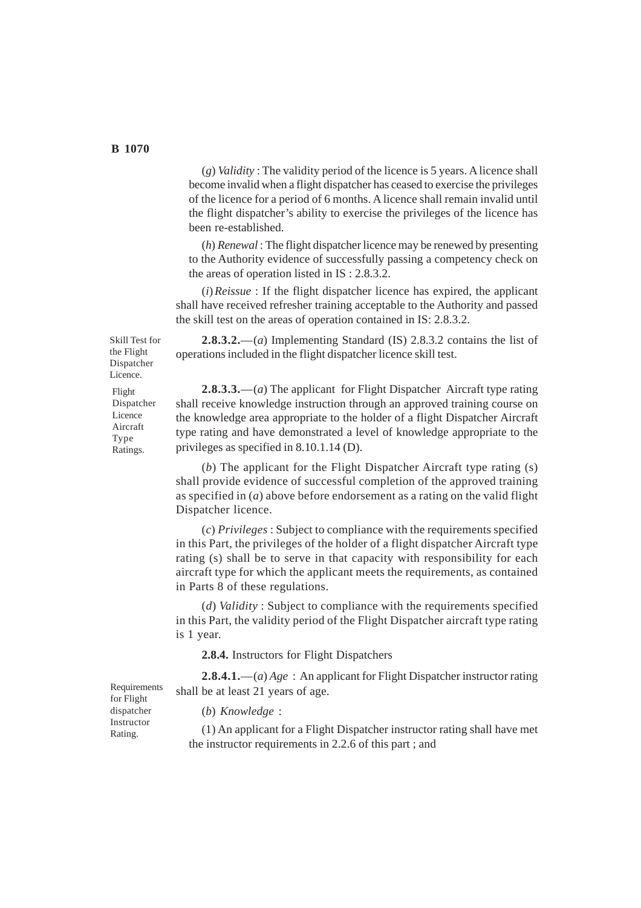(*g*) *Validity* : The validity period of the licence is 5 years. A licence shall become invalid when a flight dispatcher has ceased to exercise the privileges of the licence for a period of 6 months. A licence shall remain invalid until the flight dispatcher's ability to exercise the privileges of the licence has been re-established.

(*h*) *Renewal* : The flight dispatcher licence may be renewed by presenting to the Authority evidence of successfully passing a competency check on the areas of operation listed in IS : 2.8.3.2.

(*i*) *Reissue* : If the flight dispatcher licence has expired, the applicant shall have received refresher training acceptable to the Authority and passed the skill test on the areas of operation contained in IS: 2.8.3.2.

Skill Test for the Flight Dispatcher Licence.

**2.8.3.2.**—(*a*) Implementing Standard (IS) 2.8.3.2 contains the list of operations included in the flight dispatcher licence skill test.

Flight Dispatcher Licence Aircraft Type Ratings.

**2.8.3.3.**—(*a*) The applicant for Flight Dispatcher Aircraft type rating shall receive knowledge instruction through an approved training course on the knowledge area appropriate to the holder of a flight Dispatcher Aircraft type rating and have demonstrated a level of knowledge appropriate to the privileges as specified in 8.10.1.14 (D).

(*b*) The applicant for the Flight Dispatcher Aircraft type rating (s) shall provide evidence of successful completion of the approved training as specified in (*a*) above before endorsement as a rating on the valid flight Dispatcher licence.

(*c*) *Privileges* : Subject to compliance with the requirements specified in this Part, the privileges of the holder of a flight dispatcher Aircraft type rating (s) shall be to serve in that capacity with responsibility for each aircraft type for which the applicant meets the requirements, as contained in Parts 8 of these regulations.

(*d*) *Validity* : Subject to compliance with the requirements specified in this Part, the validity period of the Flight Dispatcher aircraft type rating is 1 year.

**2.8.4.** Instructors for Flight Dispatchers

Requirements for Flight dispatcher Instructor Rating.

**2.8.4.1.**—(*a*) *Age* : An applicant for Flight Dispatcher instructor rating shall be at least 21 years of age.

(*b*) *Knowledge* :

(1) An applicant for a Flight Dispatcher instructor rating shall have met the instructor requirements in 2.2.6 of this part ; and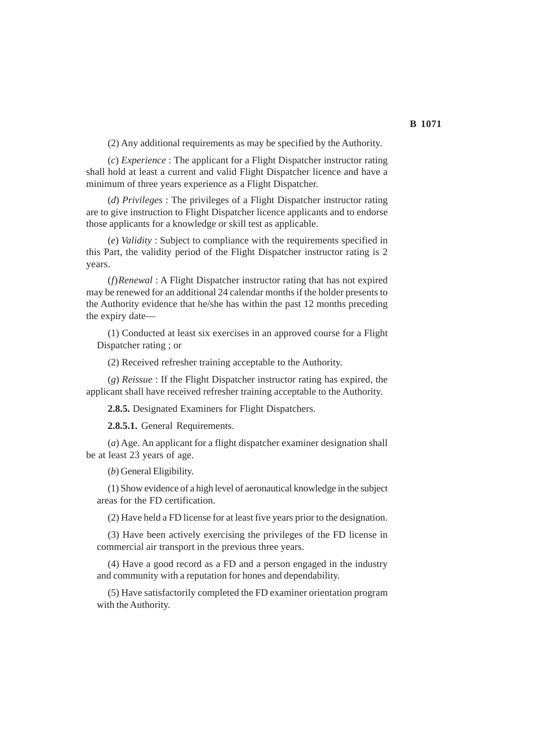(2) Any additional requirements as may be specified by the Authority.

(*c*) *Experience* : The applicant for a Flight Dispatcher instructor rating shall hold at least a current and valid Flight Dispatcher licence and have a minimum of three years experience as a Flight Dispatcher.

(*d*) *Privileges* : The privileges of a Flight Dispatcher instructor rating are to give instruction to Flight Dispatcher licence applicants and to endorse those applicants for a knowledge or skill test as applicable.

(*e*) *Validity* : Subject to compliance with the requirements specified in this Part, the validity period of the Flight Dispatcher instructor rating is 2 years.

(*f*) *Renewal* : A Flight Dispatcher instructor rating that has not expired may be renewed for an additional 24 calendar months if the holder presents to the Authority evidence that he/she has within the past 12 months preceding the expiry date—

(1) Conducted at least six exercises in an approved course for a Flight Dispatcher rating ; or

(2) Received refresher training acceptable to the Authority.

(*g*) *Reissue* : If the Flight Dispatcher instructor rating has expired, the applicant shall have received refresher training acceptable to the Authority.

**2.8.5.** Designated Examiners for Flight Dispatchers.

**2.8.5.1.** General Requirements.

(*a*) Age. An applicant for a flight dispatcher examiner designation shall be at least 23 years of age.

(*b*) General Eligibility.

(1) Show evidence of a high level of aeronautical knowledge in the subject areas for the FD certification.

(2) Have held a FD license for at least five years prior to the designation.

(3) Have been actively exercising the privileges of the FD license in commercial air transport in the previous three years.

(4) Have a good record as a FD and a person engaged in the industry and community with a reputation for hones and dependability.

(5) Have satisfactorily completed the FD examiner orientation program with the Authority.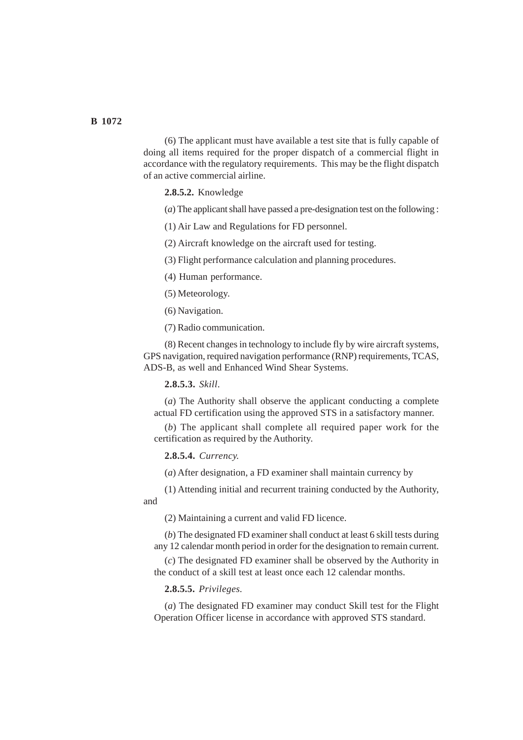(6) The applicant must have available a test site that is fully capable of doing all items required for the proper dispatch of a commercial flight in accordance with the regulatory requirements. This may be the flight dispatch of an active commercial airline.

**2.8.5.2.** Knowledge

(*a*) The applicant shall have passed a pre-designation test on the following :

(1) Air Law and Regulations for FD personnel.

(2) Aircraft knowledge on the aircraft used for testing.

(3) Flight performance calculation and planning procedures.

(4) Human performance.

(5) Meteorology.

(6) Navigation.

(7) Radio communication.

(8) Recent changes in technology to include fly by wire aircraft systems, GPS navigation, required navigation performance (RNP) requirements, TCAS, ADS-B, as well and Enhanced Wind Shear Systems.

**2.8.5.3.** *Skill*.

(*a*) The Authority shall observe the applicant conducting a complete actual FD certification using the approved STS in a satisfactory manner.

(*b*) The applicant shall complete all required paper work for the certification as required by the Authority.

**2.8.5.4.** *Currency.*

(*a*) After designation, a FD examiner shall maintain currency by

(1) Attending initial and recurrent training conducted by the Authority, and

(2) Maintaining a current and valid FD licence.

(*b*) The designated FD examiner shall conduct at least 6 skill tests during any 12 calendar month period in order for the designation to remain current.

(*c*) The designated FD examiner shall be observed by the Authority in the conduct of a skill test at least once each 12 calendar months.

**2.8.5.5.** *Privileges.*

(*a*) The designated FD examiner may conduct Skill test for the Flight Operation Officer license in accordance with approved STS standard.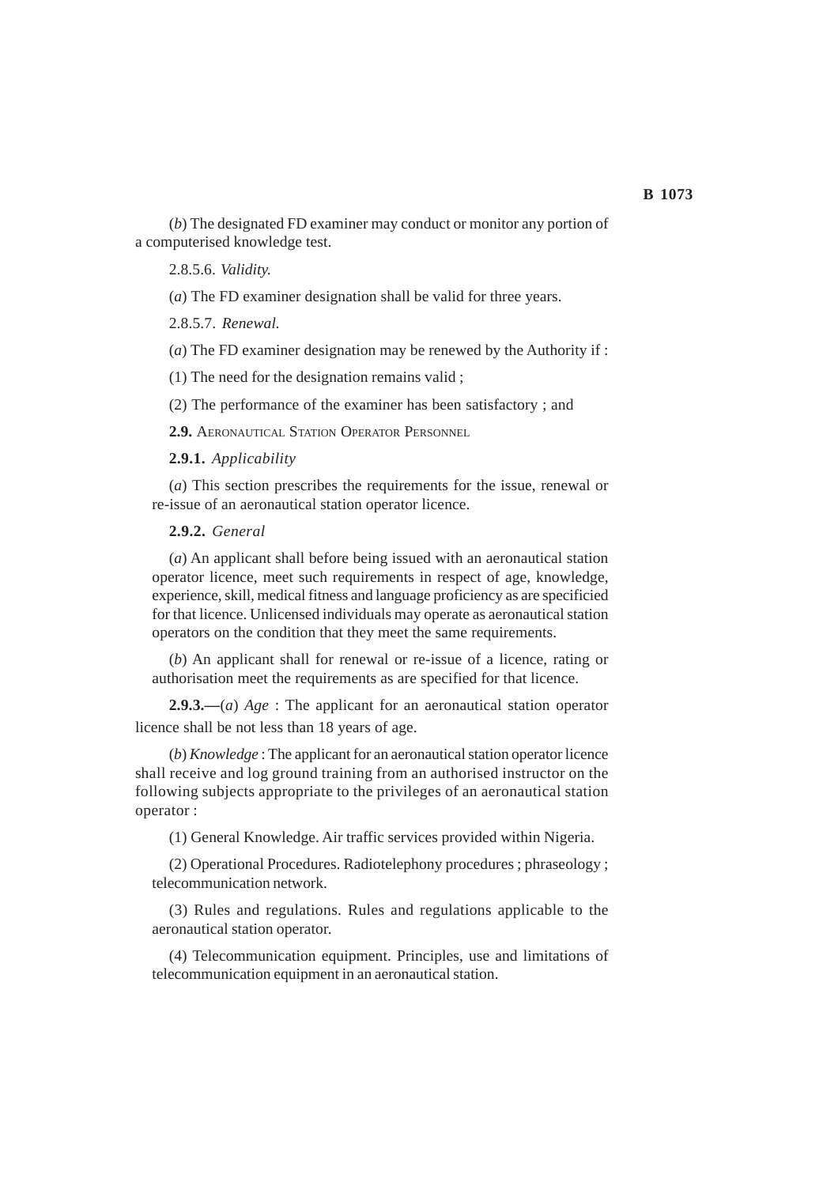(*b*) The designated FD examiner may conduct or monitor any portion of a computerised knowledge test.

2.8.5.6. *Validity.*

(*a*) The FD examiner designation shall be valid for three years.

2.8.5.7. *Renewal.*

(*a*) The FD examiner designation may be renewed by the Authority if :

(1) The need for the designation remains valid ;

(2) The performance of the examiner has been satisfactory ; and

**2.9.** Aeronautical Station Operator Personnel

**2.9.1.** *Applicability*

(*a*) This section prescribes the requirements for the issue, renewal or re-issue of an aeronautical station operator licence.

**2.9.2.** *General*

(*a*) An applicant shall before being issued with an aeronautical station operator licence, meet such requirements in respect of age, knowledge, experience, skill, medical fitness and language proficiency as are specificied for that licence. Unlicensed individuals may operate as aeronautical station operators on the condition that they meet the same requirements.

(*b*) An applicant shall for renewal or re-issue of a licence, rating or authorisation meet the requirements as are specified for that licence.

**2.9.3.—**(*a*) *Age* : The applicant for an aeronautical station operator licence shall be not less than 18 years of age.

(*b*) *Knowledge* : The applicant for an aeronautical station operator licence shall receive and log ground training from an authorised instructor on the following subjects appropriate to the privileges of an aeronautical station operator :

(1) General Knowledge. Air traffic services provided within Nigeria.

(2) Operational Procedures. Radiotelephony procedures ; phraseology ; telecommunication network.

(3) Rules and regulations. Rules and regulations applicable to the aeronautical station operator.

(4) Telecommunication equipment. Principles, use and limitations of telecommunication equipment in an aeronautical station.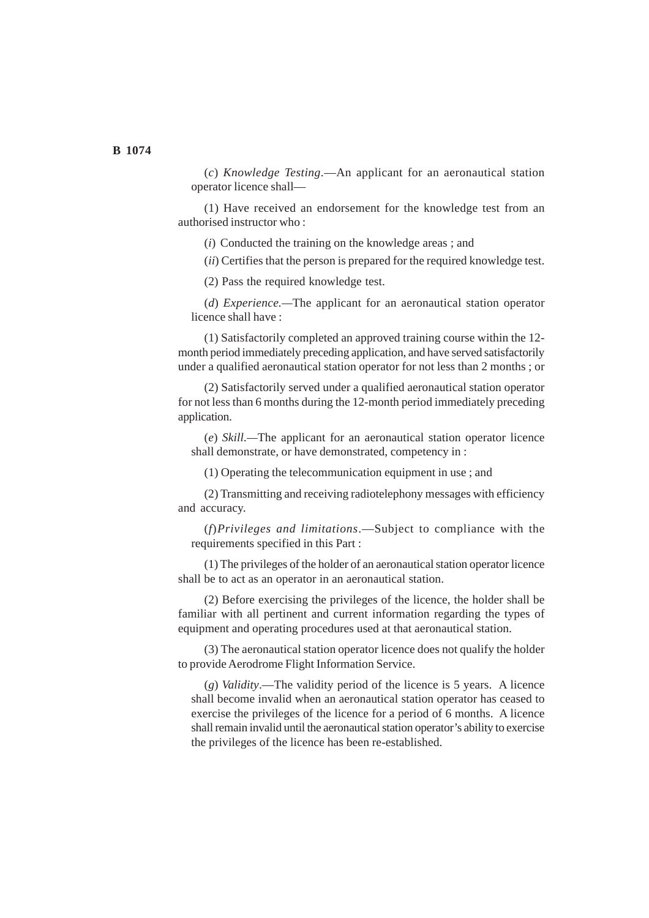(*c*) *Knowledge Testing*.—An applicant for an aeronautical station operator licence shall—

(1) Have received an endorsement for the knowledge test from an authorised instructor who :

(*i*) Conducted the training on the knowledge areas ; and

(*ii*) Certifies that the person is prepared for the required knowledge test.

(2) Pass the required knowledge test.

(*d*) *Experience.*—The applicant for an aeronautical station operator licence shall have :

(1) Satisfactorily completed an approved training course within the 12-month period immediately preceding application, and have served satisfactorily under a qualified aeronautical station operator for not less than 2 months ; or

(2) Satisfactorily served under a qualified aeronautical station operator for not less than 6 months during the 12-month period immediately preceding application.

(*e*) *Skill.*—The applicant for an aeronautical station operator licence shall demonstrate, or have demonstrated, competency in :

(1) Operating the telecommunication equipment in use ; and

(2) Transmitting and receiving radiotelephony messages with efficiency and accuracy.

(*f*)*Privileges and limitations*.—Subject to compliance with the requirements specified in this Part :

(1) The privileges of the holder of an aeronautical station operator licence shall be to act as an operator in an aeronautical station.

(2) Before exercising the privileges of the licence, the holder shall be familiar with all pertinent and current information regarding the types of equipment and operating procedures used at that aeronautical station.

(3) The aeronautical station operator licence does not qualify the holder to provide Aerodrome Flight Information Service.

(*g*) *Validity*.—The validity period of the licence is 5 years. A licence shall become invalid when an aeronautical station operator has ceased to exercise the privileges of the licence for a period of 6 months. A licence shall remain invalid until the aeronautical station operator's ability to exercise the privileges of the licence has been re-established.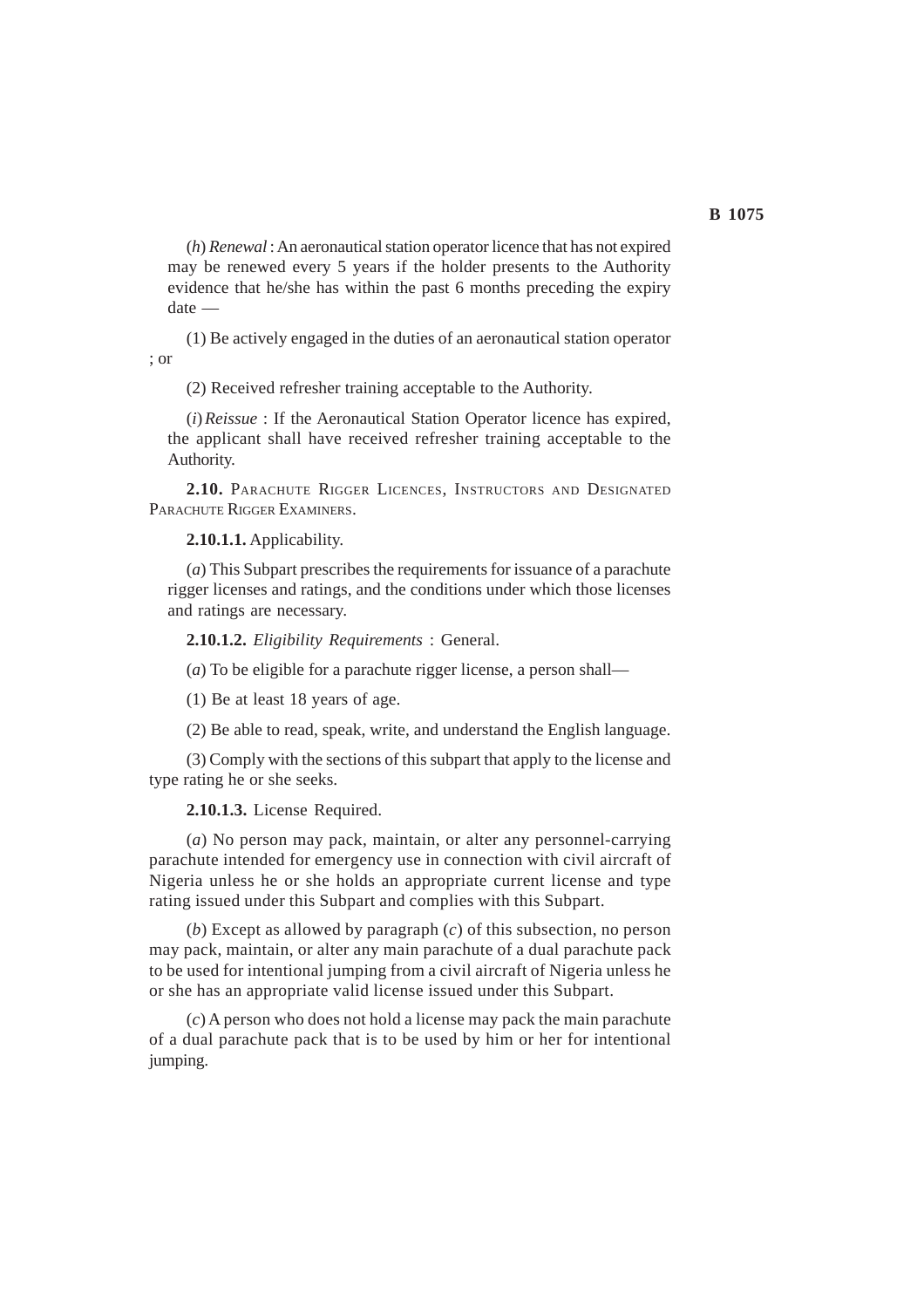(*h*) *Renewal* : An aeronautical station operator licence that has not expired may be renewed every 5 years if the holder presents to the Authority evidence that he/she has within the past 6 months preceding the expiry date —

(1) Be actively engaged in the duties of an aeronautical station operator ; or

(2) Received refresher training acceptable to the Authority.

(*i*) *Reissue* : If the Aeronautical Station Operator licence has expired, the applicant shall have received refresher training acceptable to the Authority.

**2.10.** PARACHUTE RIGGER LICENCES, INSTRUCTORS AND DESIGNATED PARACHUTE RIGGER EXAMINERS.

**2.10.1.1.** Applicability.

(*a*) This Subpart prescribes the requirements for issuance of a parachute rigger licenses and ratings, and the conditions under which those licenses and ratings are necessary.

**2.10.1.2.** *Eligibility Requirements* : General.

(*a*) To be eligible for a parachute rigger license, a person shall—

(1) Be at least 18 years of age.

(2) Be able to read, speak, write, and understand the English language.

(3) Comply with the sections of this subpart that apply to the license and type rating he or she seeks.

**2.10.1.3.** License Required.

(*a*) No person may pack, maintain, or alter any personnel-carrying parachute intended for emergency use in connection with civil aircraft of Nigeria unless he or she holds an appropriate current license and type rating issued under this Subpart and complies with this Subpart.

(*b*) Except as allowed by paragraph (*c*) of this subsection, no person may pack, maintain, or alter any main parachute of a dual parachute pack to be used for intentional jumping from a civil aircraft of Nigeria unless he or she has an appropriate valid license issued under this Subpart.

(*c*) A person who does not hold a license may pack the main parachute of a dual parachute pack that is to be used by him or her for intentional jumping.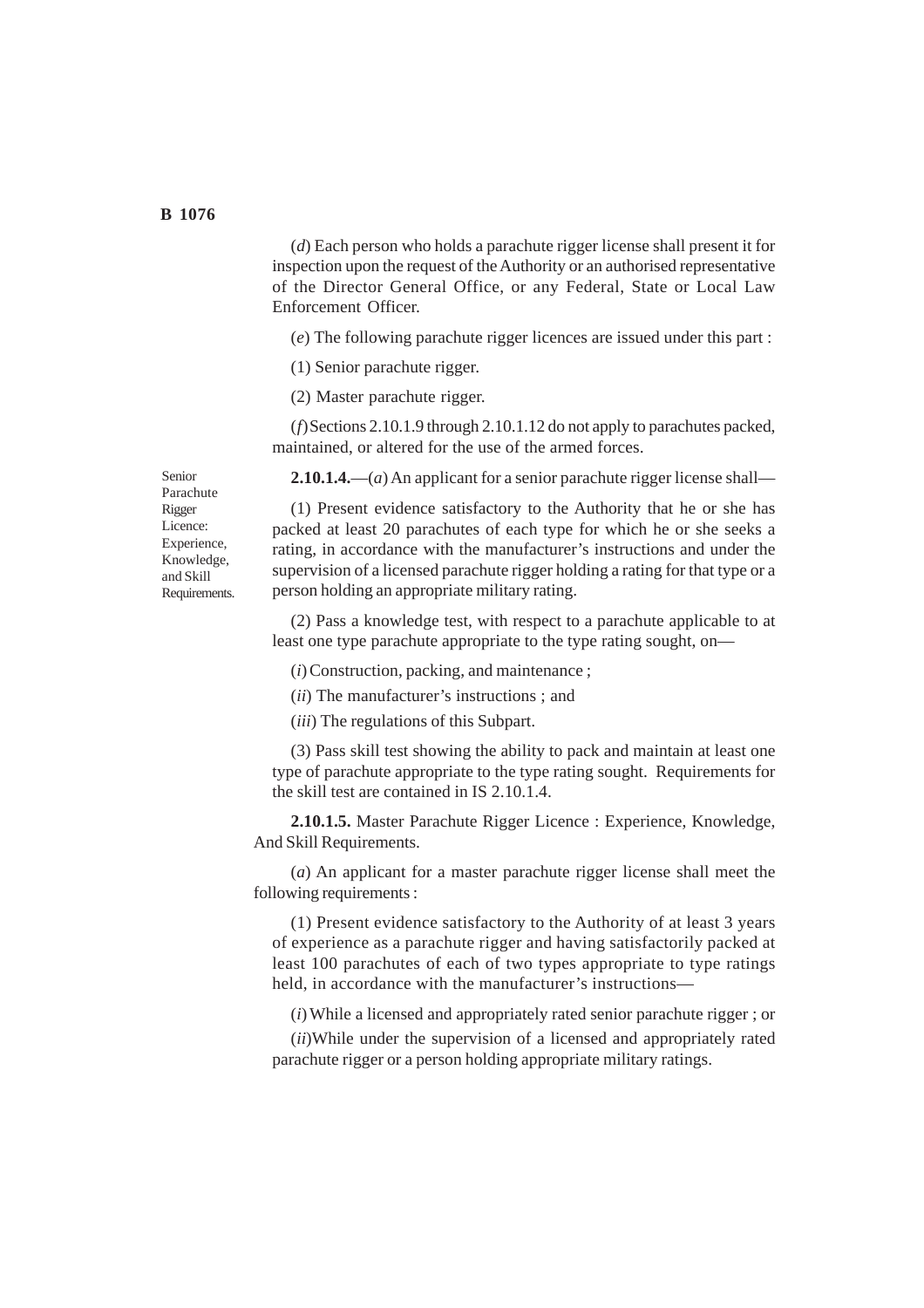(*d*) Each person who holds a parachute rigger license shall present it for inspection upon the request of the Authority or an authorised representative of the Director General Office, or any Federal, State or Local Law Enforcement Officer.

(*e*) The following parachute rigger licences are issued under this part :

(1) Senior parachute rigger.

(2) Master parachute rigger.

(*f*) Sections 2.10.1.9 through 2.10.1.12 do not apply to parachutes packed, maintained, or altered for the use of the armed forces.

Senior Parachute Rigger Licence: Experience, Knowledge, and Skill Requirements.

**2.10.1.4.**—(*a*) An applicant for a senior parachute rigger license shall—

(1) Present evidence satisfactory to the Authority that he or she has packed at least 20 parachutes of each type for which he or she seeks a rating, in accordance with the manufacturer's instructions and under the supervision of a licensed parachute rigger holding a rating for that type or a person holding an appropriate military rating.

(2) Pass a knowledge test, with respect to a parachute applicable to at least one type parachute appropriate to the type rating sought, on—

(*i*) Construction, packing, and maintenance ;

(*ii*) The manufacturer's instructions ; and

(*iii*) The regulations of this Subpart.

(3) Pass skill test showing the ability to pack and maintain at least one type of parachute appropriate to the type rating sought. Requirements for the skill test are contained in IS 2.10.1.4.

**2.10.1.5.** Master Parachute Rigger Licence : Experience, Knowledge, And Skill Requirements.

(*a*) An applicant for a master parachute rigger license shall meet the following requirements :

(1) Present evidence satisfactory to the Authority of at least 3 years of experience as a parachute rigger and having satisfactorily packed at least 100 parachutes of each of two types appropriate to type ratings held, in accordance with the manufacturer's instructions—

(*i*) While a licensed and appropriately rated senior parachute rigger ; or

(*ii*) While under the supervision of a licensed and appropriately rated parachute rigger or a person holding appropriate military ratings.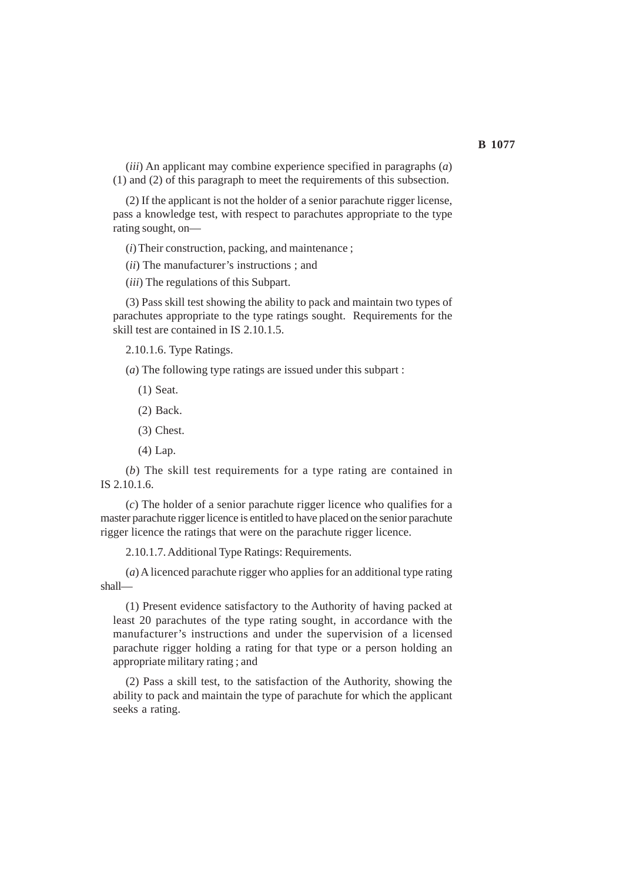(*iii*) An applicant may combine experience specified in paragraphs (*a*) (1) and (2) of this paragraph to meet the requirements of this subsection.

(2) If the applicant is not the holder of a senior parachute rigger license, pass a knowledge test, with respect to parachutes appropriate to the type rating sought, on—

(*i*) Their construction, packing, and maintenance ;

(*ii*) The manufacturer's instructions ; and

(*iii*) The regulations of this Subpart.

(3) Pass skill test showing the ability to pack and maintain two types of parachutes appropriate to the type ratings sought. Requirements for the skill test are contained in IS 2.10.1.5.

2.10.1.6. Type Ratings.

(*a*) The following type ratings are issued under this subpart :

(1) Seat.

(2) Back.

(3) Chest.

(4) Lap.

(*b*) The skill test requirements for a type rating are contained in IS 2.10.1.6.

(*c*) The holder of a senior parachute rigger licence who qualifies for a master parachute rigger licence is entitled to have placed on the senior parachute rigger licence the ratings that were on the parachute rigger licence.

2.10.1.7. Additional Type Ratings: Requirements.

(*a*) A licenced parachute rigger who applies for an additional type rating shall—

(1) Present evidence satisfactory to the Authority of having packed at least 20 parachutes of the type rating sought, in accordance with the manufacturer's instructions and under the supervision of a licensed parachute rigger holding a rating for that type or a person holding an appropriate military rating ; and

(2) Pass a skill test, to the satisfaction of the Authority, showing the ability to pack and maintain the type of parachute for which the applicant seeks a rating.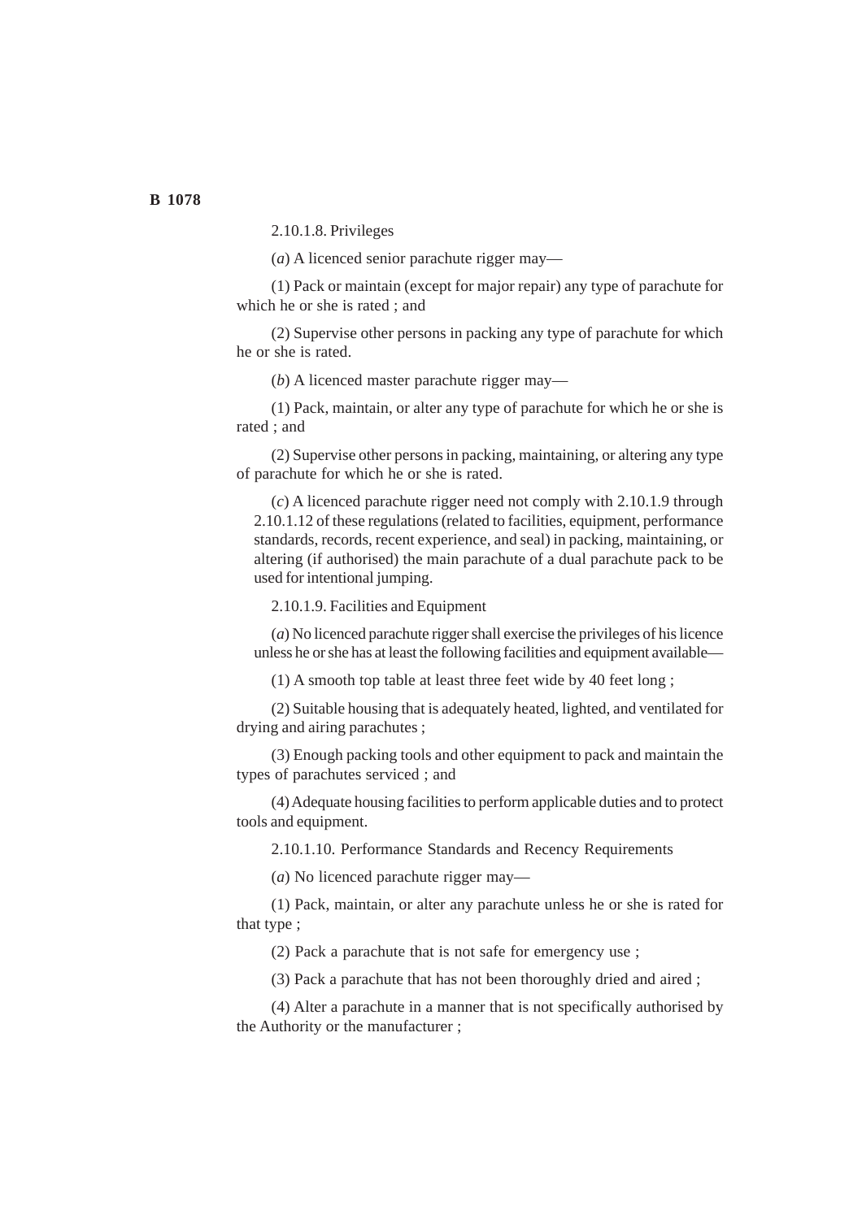2.10.1.8. Privileges

(*a*) A licenced senior parachute rigger may—

(1) Pack or maintain (except for major repair) any type of parachute for which he or she is rated ; and

(2) Supervise other persons in packing any type of parachute for which he or she is rated.

(*b*) A licenced master parachute rigger may—

(1) Pack, maintain, or alter any type of parachute for which he or she is rated ; and

(2) Supervise other persons in packing, maintaining, or altering any type of parachute for which he or she is rated.

(*c*) A licenced parachute rigger need not comply with 2.10.1.9 through 2.10.1.12 of these regulations (related to facilities, equipment, performance standards, records, recent experience, and seal) in packing, maintaining, or altering (if authorised) the main parachute of a dual parachute pack to be used for intentional jumping.

2.10.1.9. Facilities and Equipment

(*a*) No licenced parachute rigger shall exercise the privileges of his licence unless he or she has at least the following facilities and equipment available—

(1) A smooth top table at least three feet wide by 40 feet long ;

(2) Suitable housing that is adequately heated, lighted, and ventilated for drying and airing parachutes ;

(3) Enough packing tools and other equipment to pack and maintain the types of parachutes serviced ; and

(4) Adequate housing facilities to perform applicable duties and to protect tools and equipment.

2.10.1.10. Performance Standards and Recency Requirements

(*a*) No licenced parachute rigger may—

(1) Pack, maintain, or alter any parachute unless he or she is rated for that type ;

(2) Pack a parachute that is not safe for emergency use ;

(3) Pack a parachute that has not been thoroughly dried and aired ;

(4) Alter a parachute in a manner that is not specifically authorised by the Authority or the manufacturer ;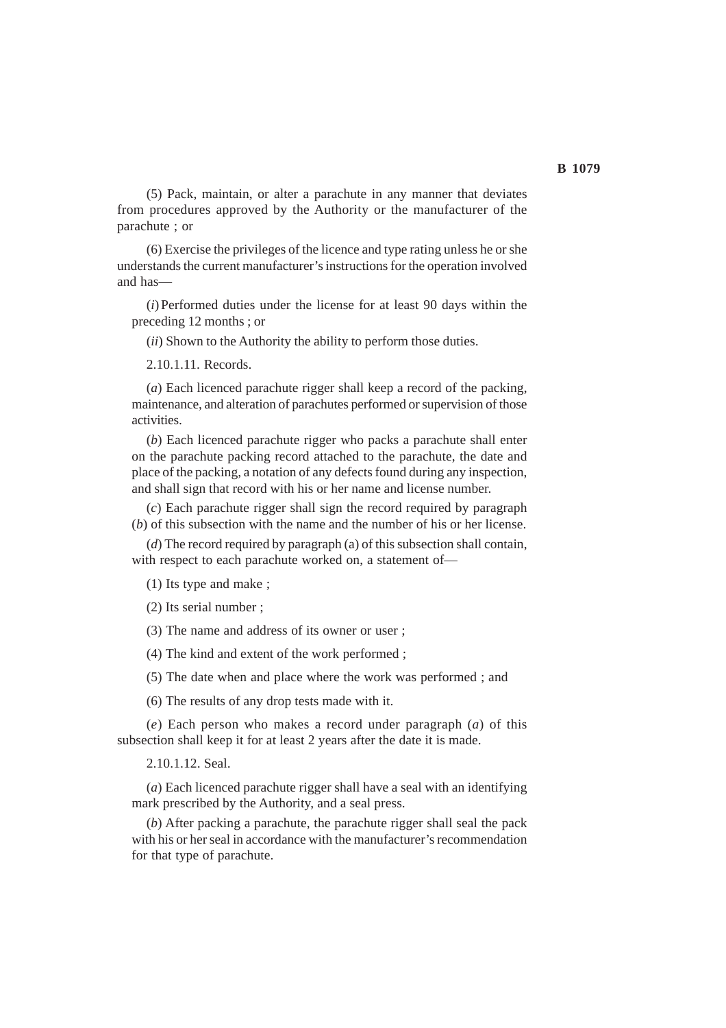(5) Pack, maintain, or alter a parachute in any manner that deviates from procedures approved by the Authority or the manufacturer of the parachute ; or

(6) Exercise the privileges of the licence and type rating unless he or she understands the current manufacturer's instructions for the operation involved and has—

(*i*) Performed duties under the license for at least 90 days within the preceding 12 months ; or

(*ii*) Shown to the Authority the ability to perform those duties.

2.10.1.11. Records.

(*a*) Each licenced parachute rigger shall keep a record of the packing, maintenance, and alteration of parachutes performed or supervision of those activities.

(*b*) Each licenced parachute rigger who packs a parachute shall enter on the parachute packing record attached to the parachute, the date and place of the packing, a notation of any defects found during any inspection, and shall sign that record with his or her name and license number.

(*c*) Each parachute rigger shall sign the record required by paragraph (*b*) of this subsection with the name and the number of his or her license.

(*d*) The record required by paragraph (a) of this subsection shall contain, with respect to each parachute worked on, a statement of—

(1) Its type and make ;

(2) Its serial number ;

(3) The name and address of its owner or user ;

(4) The kind and extent of the work performed ;

(5) The date when and place where the work was performed ; and

(6) The results of any drop tests made with it.

(*e*) Each person who makes a record under paragraph (*a*) of this subsection shall keep it for at least 2 years after the date it is made.

2.10.1.12. Seal.

(*a*) Each licenced parachute rigger shall have a seal with an identifying mark prescribed by the Authority, and a seal press.

(*b*) After packing a parachute, the parachute rigger shall seal the pack with his or her seal in accordance with the manufacturer's recommendation for that type of parachute.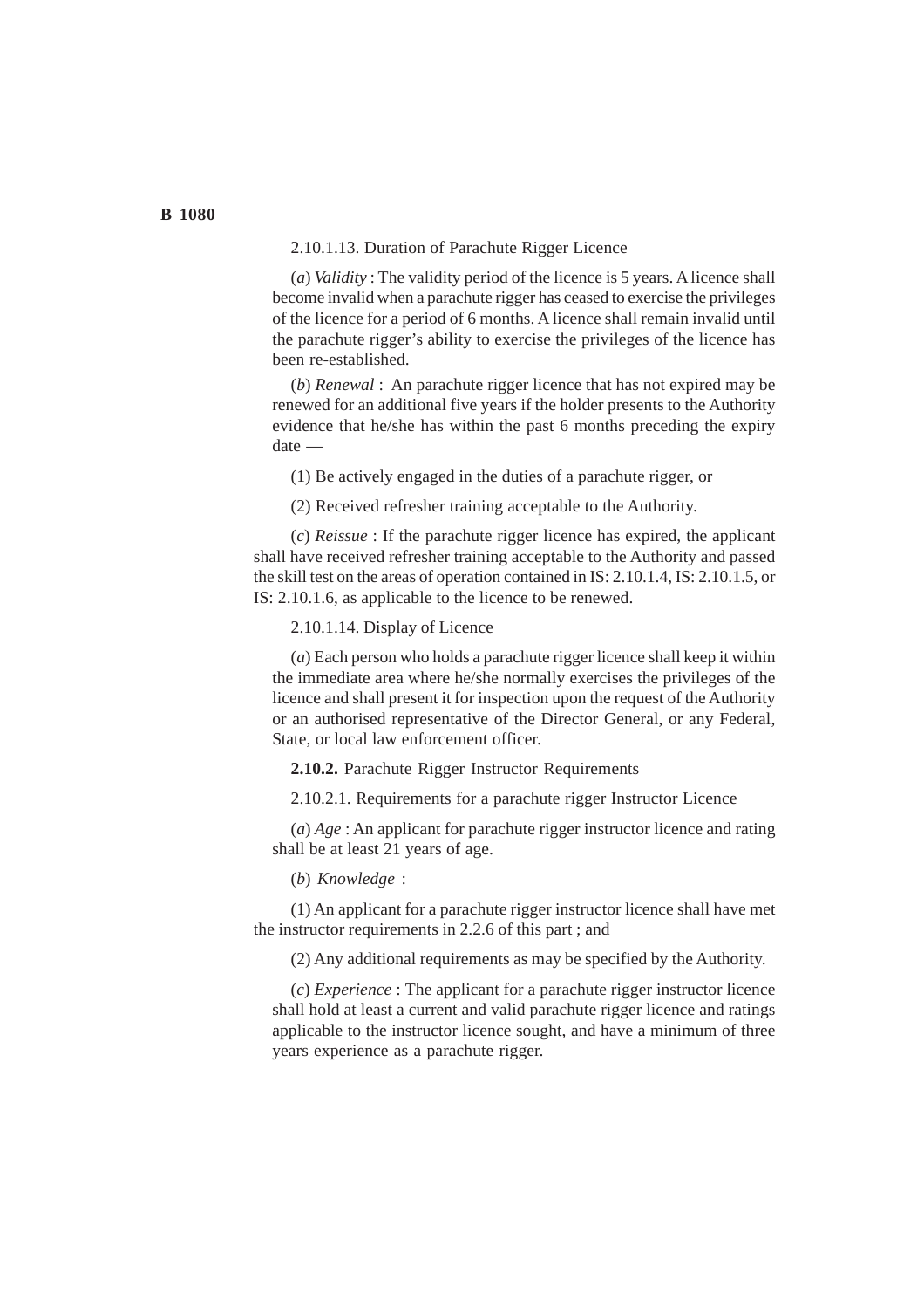2.10.1.13. Duration of Parachute Rigger Licence

(*a*) *Validity* : The validity period of the licence is 5 years. A licence shall become invalid when a parachute rigger has ceased to exercise the privileges of the licence for a period of 6 months. A licence shall remain invalid until the parachute rigger's ability to exercise the privileges of the licence has been re-established.

(*b*) *Renewal* : An parachute rigger licence that has not expired may be renewed for an additional five years if the holder presents to the Authority evidence that he/she has within the past 6 months preceding the expiry date —

(1) Be actively engaged in the duties of a parachute rigger, or

(2) Received refresher training acceptable to the Authority.

(*c*) *Reissue* : If the parachute rigger licence has expired, the applicant shall have received refresher training acceptable to the Authority and passed the skill test on the areas of operation contained in IS: 2.10.1.4, IS: 2.10.1.5, or IS: 2.10.1.6, as applicable to the licence to be renewed.

2.10.1.14. Display of Licence

(*a*) Each person who holds a parachute rigger licence shall keep it within the immediate area where he/she normally exercises the privileges of the licence and shall present it for inspection upon the request of the Authority or an authorised representative of the Director General, or any Federal, State, or local law enforcement officer.

**2.10.2.** Parachute Rigger Instructor Requirements

2.10.2.1. Requirements for a parachute rigger Instructor Licence

(*a*) *Age* : An applicant for parachute rigger instructor licence and rating shall be at least 21 years of age.

(*b*) *Knowledge* :

(1) An applicant for a parachute rigger instructor licence shall have met the instructor requirements in 2.2.6 of this part ; and

(2) Any additional requirements as may be specified by the Authority.

(*c*) *Experience* : The applicant for a parachute rigger instructor licence shall hold at least a current and valid parachute rigger licence and ratings applicable to the instructor licence sought, and have a minimum of three years experience as a parachute rigger.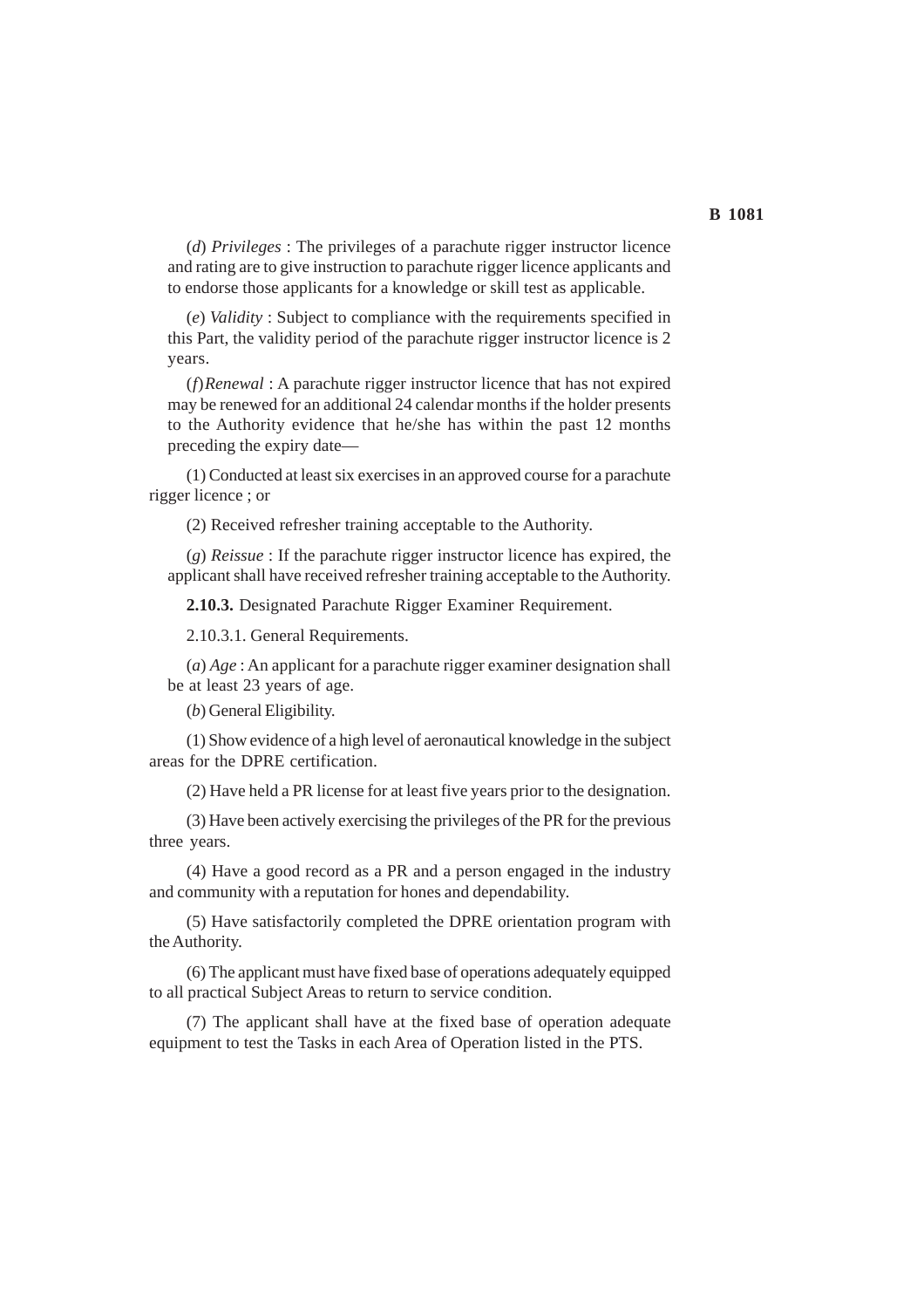(*d*) *Privileges* : The privileges of a parachute rigger instructor licence and rating are to give instruction to parachute rigger licence applicants and to endorse those applicants for a knowledge or skill test as applicable.

(*e*) *Validity* : Subject to compliance with the requirements specified in this Part, the validity period of the parachute rigger instructor licence is 2 years.

(*f*) *Renewal* : A parachute rigger instructor licence that has not expired may be renewed for an additional 24 calendar months if the holder presents to the Authority evidence that he/she has within the past 12 months preceding the expiry date—

(1) Conducted at least six exercises in an approved course for a parachute rigger licence ; or

(2) Received refresher training acceptable to the Authority.

(*g*) *Reissue* : If the parachute rigger instructor licence has expired, the applicant shall have received refresher training acceptable to the Authority.

**2.10.3.** Designated Parachute Rigger Examiner Requirement.

2.10.3.1. General Requirements.

(*a*) *Age* : An applicant for a parachute rigger examiner designation shall be at least 23 years of age.

(*b*) General Eligibility.

(1) Show evidence of a high level of aeronautical knowledge in the subject areas for the DPRE certification.

(2) Have held a PR license for at least five years prior to the designation.

(3) Have been actively exercising the privileges of the PR for the previous three years.

(4) Have a good record as a PR and a person engaged in the industry and community with a reputation for hones and dependability.

(5) Have satisfactorily completed the DPRE orientation program with the Authority.

(6) The applicant must have fixed base of operations adequately equipped to all practical Subject Areas to return to service condition.

(7) The applicant shall have at the fixed base of operation adequate equipment to test the Tasks in each Area of Operation listed in the PTS.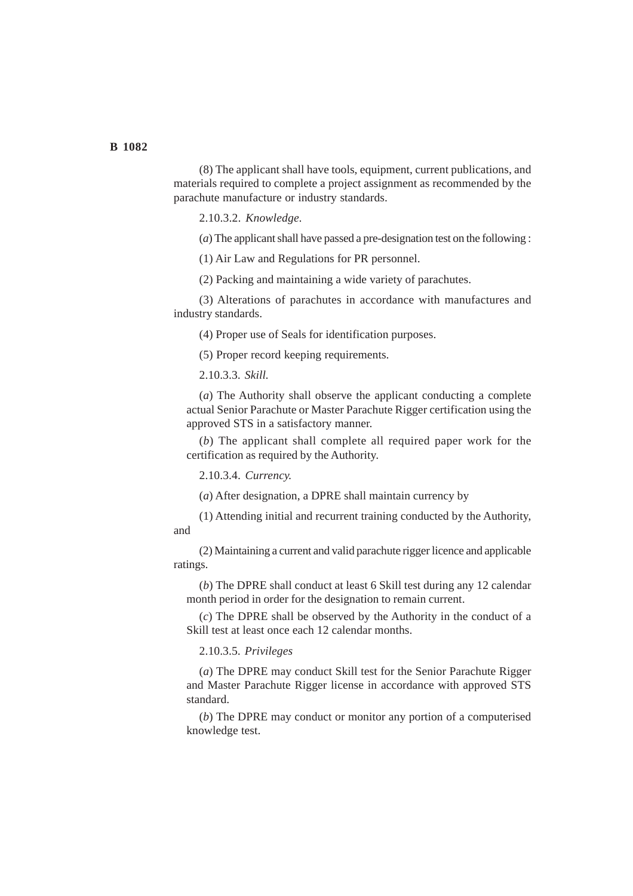(8) The applicant shall have tools, equipment, current publications, and materials required to complete a project assignment as recommended by the parachute manufacture or industry standards.

2.10.3.2. *Knowledge*.

(*a*) The applicant shall have passed a pre-designation test on the following :

(1) Air Law and Regulations for PR personnel.

(2) Packing and maintaining a wide variety of parachutes.

(3) Alterations of parachutes in accordance with manufactures and industry standards.

(4) Proper use of Seals for identification purposes.

(5) Proper record keeping requirements.

2.10.3.3. *Skill.*

(*a*) The Authority shall observe the applicant conducting a complete actual Senior Parachute or Master Parachute Rigger certification using the approved STS in a satisfactory manner.

(*b*) The applicant shall complete all required paper work for the certification as required by the Authority.

2.10.3.4. *Currency.*

(*a*) After designation, a DPRE shall maintain currency by

(1) Attending initial and recurrent training conducted by the Authority, and

(2) Maintaining a current and valid parachute rigger licence and applicable ratings.

(*b*) The DPRE shall conduct at least 6 Skill test during any 12 calendar month period in order for the designation to remain current.

(*c*) The DPRE shall be observed by the Authority in the conduct of a Skill test at least once each 12 calendar months.

2.10.3.5. *Privileges*

(*a*) The DPRE may conduct Skill test for the Senior Parachute Rigger and Master Parachute Rigger license in accordance with approved STS standard.

(*b*) The DPRE may conduct or monitor any portion of a computerised knowledge test.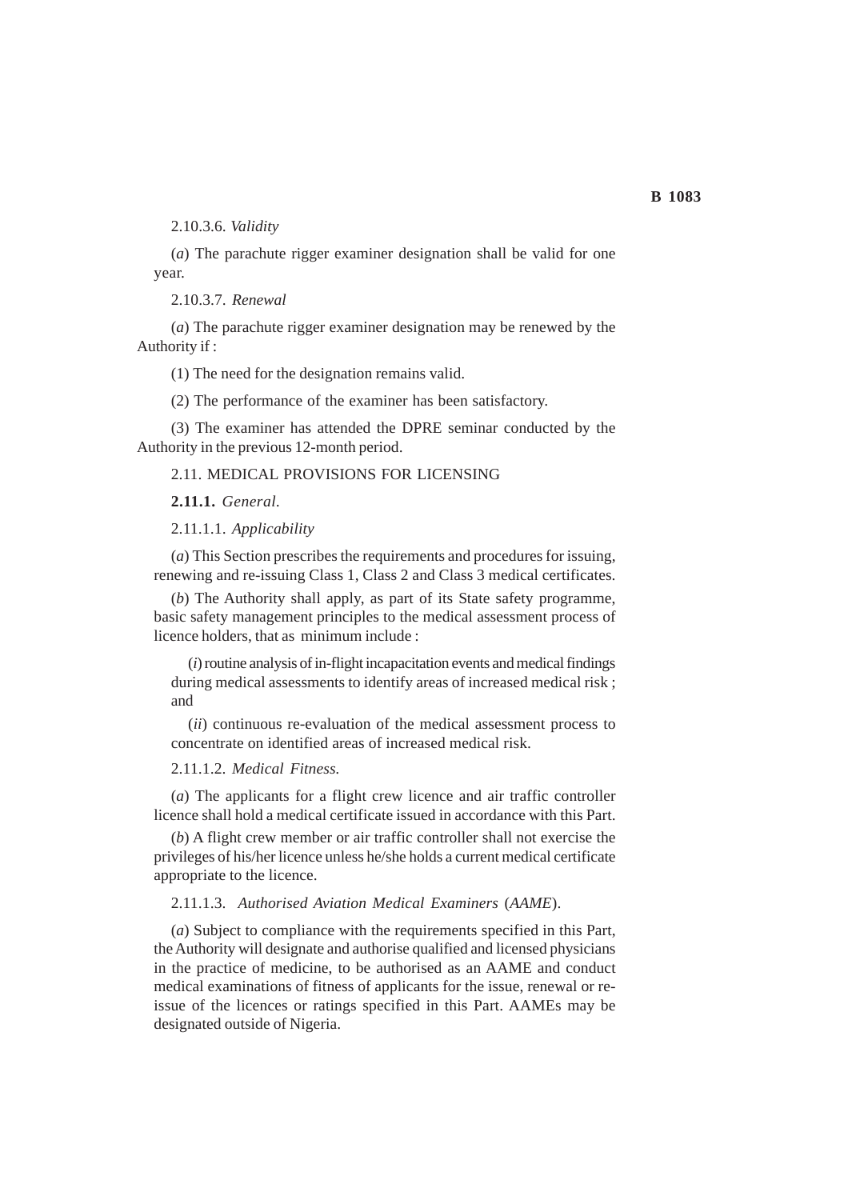2.10.3.6. *Validity*

(*a*) The parachute rigger examiner designation shall be valid for one year.

2.10.3.7. *Renewal*

(*a*) The parachute rigger examiner designation may be renewed by the Authority if :

(1) The need for the designation remains valid.

(2) The performance of the examiner has been satisfactory.

(3) The examiner has attended the DPRE seminar conducted by the Authority in the previous 12-month period.

2.11. MEDICAL PROVISIONS FOR LICENSING

**2.11.1.** *General.*

2.11.1.1. *Applicability*

(*a*) This Section prescribes the requirements and procedures for issuing, renewing and re-issuing Class 1, Class 2 and Class 3 medical certificates.

(*b*) The Authority shall apply, as part of its State safety programme, basic safety management principles to the medical assessment process of licence holders, that as minimum include :

(*i*) routine analysis of in-flight incapacitation events and medical findings during medical assessments to identify areas of increased medical risk ; and

(*ii*) continuous re-evaluation of the medical assessment process to concentrate on identified areas of increased medical risk.

2.11.1.2. *Medical Fitness.*

(*a*) The applicants for a flight crew licence and air traffic controller licence shall hold a medical certificate issued in accordance with this Part.

(*b*) A flight crew member or air traffic controller shall not exercise the privileges of his/her licence unless he/she holds a current medical certificate appropriate to the licence.

2.11.1.3. *Authorised Aviation Medical Examiners* (*AAME*).

(*a*) Subject to compliance with the requirements specified in this Part, the Authority will designate and authorise qualified and licensed physicians in the practice of medicine, to be authorised as an AAME and conduct medical examinations of fitness of applicants for the issue, renewal or re-issue of the licences or ratings specified in this Part. AAMEs may be designated outside of Nigeria.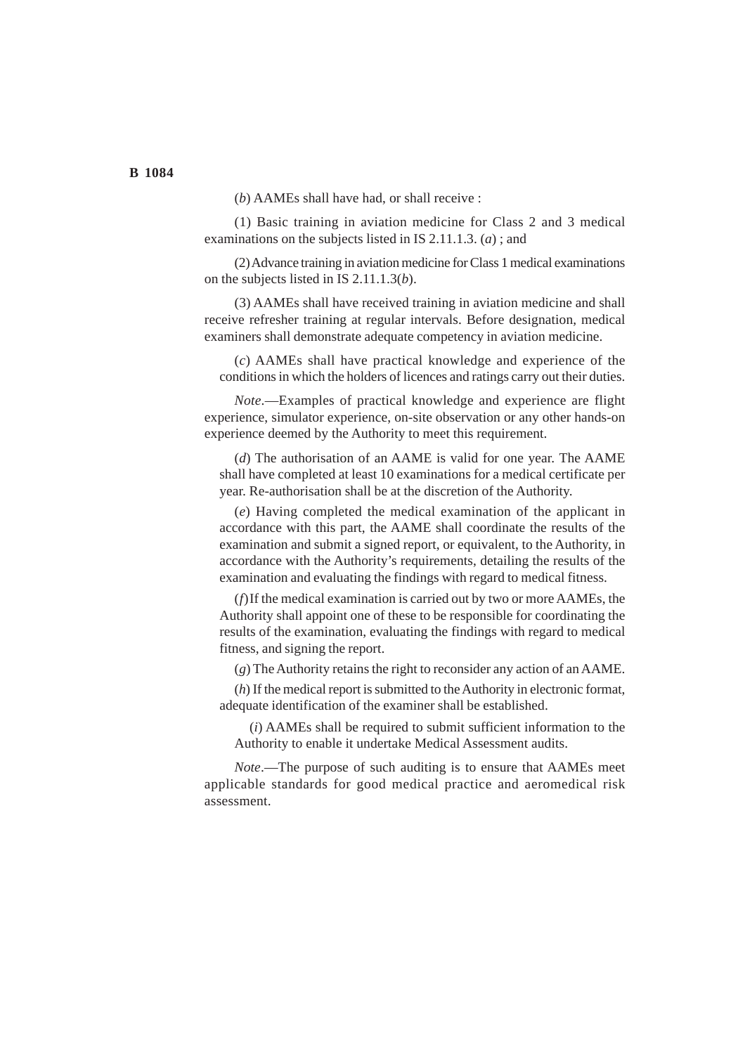(*b*) AAMEs shall have had, or shall receive :

(1) Basic training in aviation medicine for Class 2 and 3 medical examinations on the subjects listed in IS 2.11.1.3. (*a*) ; and

(2) Advance training in aviation medicine for Class 1 medical examinations on the subjects listed in IS 2.11.1.3(*b*).

(3) AAMEs shall have received training in aviation medicine and shall receive refresher training at regular intervals. Before designation, medical examiners shall demonstrate adequate competency in aviation medicine.

(*c*) AAMEs shall have practical knowledge and experience of the conditions in which the holders of licences and ratings carry out their duties.

*Note*.—Examples of practical knowledge and experience are flight experience, simulator experience, on-site observation or any other hands-on experience deemed by the Authority to meet this requirement.

(*d*) The authorisation of an AAME is valid for one year. The AAME shall have completed at least 10 examinations for a medical certificate per year. Re-authorisation shall be at the discretion of the Authority.

(*e*) Having completed the medical examination of the applicant in accordance with this part, the AAME shall coordinate the results of the examination and submit a signed report, or equivalent, to the Authority, in accordance with the Authority's requirements, detailing the results of the examination and evaluating the findings with regard to medical fitness.

(*f*) If the medical examination is carried out by two or more AAMEs, the Authority shall appoint one of these to be responsible for coordinating the results of the examination, evaluating the findings with regard to medical fitness, and signing the report.

(*g*) The Authority retains the right to reconsider any action of an AAME.

(*h*) If the medical report is submitted to the Authority in electronic format, adequate identification of the examiner shall be established.

(*i*) AAMEs shall be required to submit sufficient information to the Authority to enable it undertake Medical Assessment audits.

*Note*.—The purpose of such auditing is to ensure that AAMEs meet applicable standards for good medical practice and aeromedical risk assessment.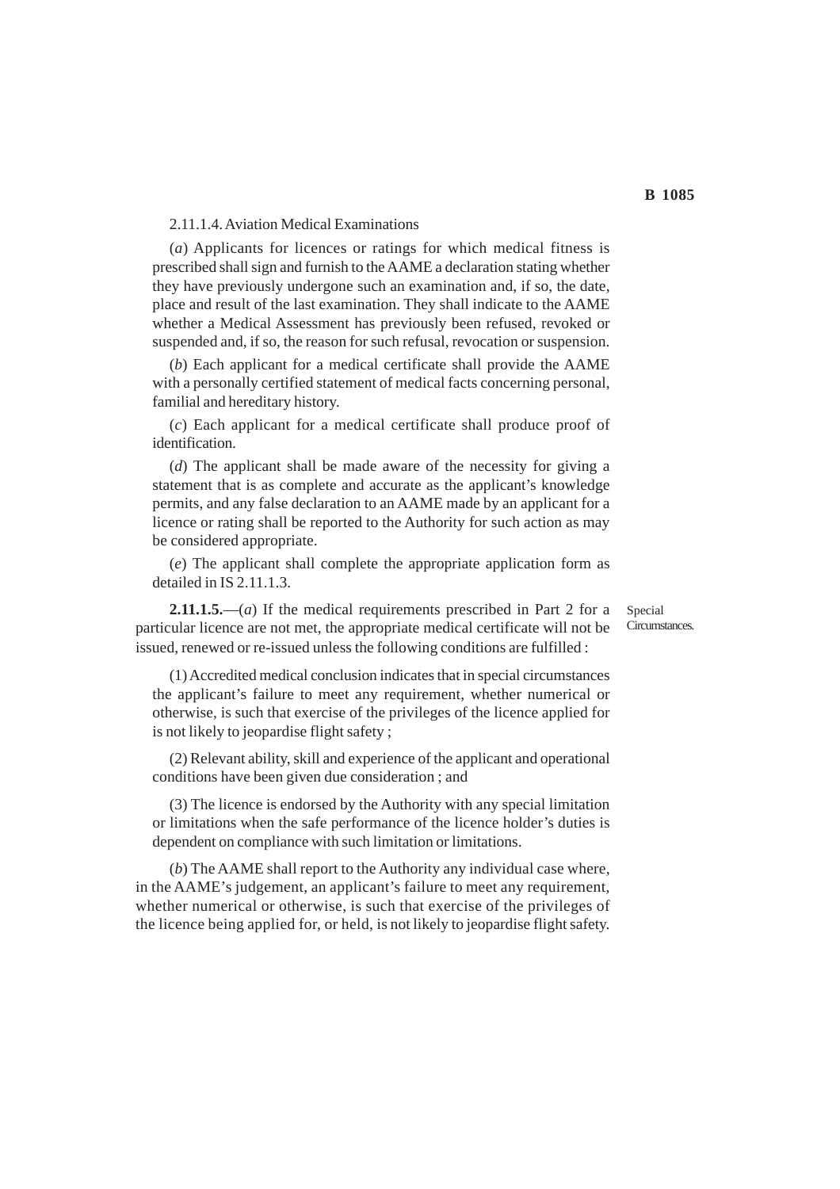2.11.1.4. Aviation Medical Examinations

(*a*) Applicants for licences or ratings for which medical fitness is prescribed shall sign and furnish to the AAME a declaration stating whether they have previously undergone such an examination and, if so, the date, place and result of the last examination. They shall indicate to the AAME whether a Medical Assessment has previously been refused, revoked or suspended and, if so, the reason for such refusal, revocation or suspension.

(*b*) Each applicant for a medical certificate shall provide the AAME with a personally certified statement of medical facts concerning personal, familial and hereditary history.

(*c*) Each applicant for a medical certificate shall produce proof of identification.

(*d*) The applicant shall be made aware of the necessity for giving a statement that is as complete and accurate as the applicant's knowledge permits, and any false declaration to an AAME made by an applicant for a licence or rating shall be reported to the Authority for such action as may be considered appropriate.

(*e*) The applicant shall complete the appropriate application form as detailed in IS 2.11.1.3.

Special Circumstances.

**2.11.1.5.**—(*a*) If the medical requirements prescribed in Part 2 for a particular licence are not met, the appropriate medical certificate will not be issued, renewed or re-issued unless the following conditions are fulfilled :

(1) Accredited medical conclusion indicates that in special circumstances the applicant's failure to meet any requirement, whether numerical or otherwise, is such that exercise of the privileges of the licence applied for is not likely to jeopardise flight safety ;

(2) Relevant ability, skill and experience of the applicant and operational conditions have been given due consideration ; and

(3) The licence is endorsed by the Authority with any special limitation or limitations when the safe performance of the licence holder's duties is dependent on compliance with such limitation or limitations.

(*b*) The AAME shall report to the Authority any individual case where, in the AAME's judgement, an applicant's failure to meet any requirement, whether numerical or otherwise, is such that exercise of the privileges of the licence being applied for, or held, is not likely to jeopardise flight safety.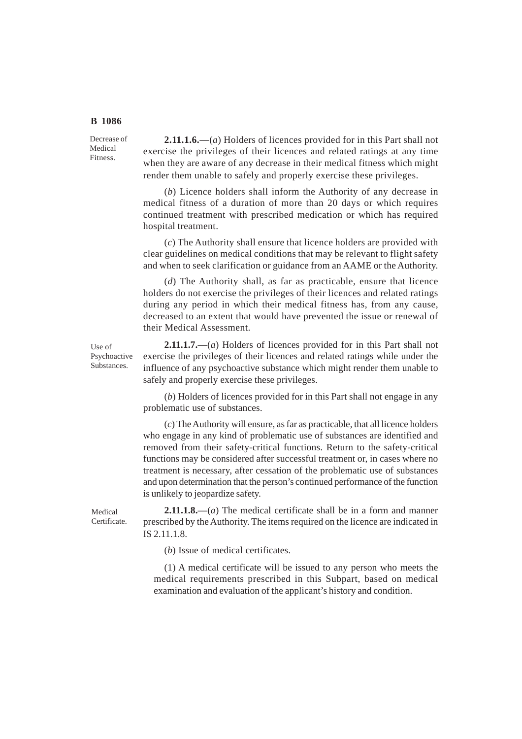Decrease of Medical Fitness.

**2.11.1.6.**—(*a*) Holders of licences provided for in this Part shall not exercise the privileges of their licences and related ratings at any time when they are aware of any decrease in their medical fitness which might render them unable to safely and properly exercise these privileges.

(*b*) Licence holders shall inform the Authority of any decrease in medical fitness of a duration of more than 20 days or which requires continued treatment with prescribed medication or which has required hospital treatment.

(*c*) The Authority shall ensure that licence holders are provided with clear guidelines on medical conditions that may be relevant to flight safety and when to seek clarification or guidance from an AAME or the Authority.

(*d*) The Authority shall, as far as practicable, ensure that licence holders do not exercise the privileges of their licences and related ratings during any period in which their medical fitness has, from any cause, decreased to an extent that would have prevented the issue or renewal of their Medical Assessment.

Use of Psychoactive Substances.

**2.11.1.7.**—(*a*) Holders of licences provided for in this Part shall not exercise the privileges of their licences and related ratings while under the influence of any psychoactive substance which might render them unable to safely and properly exercise these privileges.

(*b*) Holders of licences provided for in this Part shall not engage in any problematic use of substances.

(*c*) The Authority will ensure, as far as practicable, that all licence holders who engage in any kind of problematic use of substances are identified and removed from their safety-critical functions. Return to the safety-critical functions may be considered after successful treatment or, in cases where no treatment is necessary, after cessation of the problematic use of substances and upon determination that the person's continued performance of the function is unlikely to jeopardize safety.

Medical Certificate.

**2.11.1.8.—**(*a*) The medical certificate shall be in a form and manner prescribed by the Authority. The items required on the licence are indicated in IS 2.11.1.8.

(*b*) Issue of medical certificates.

(1) A medical certificate will be issued to any person who meets the medical requirements prescribed in this Subpart, based on medical examination and evaluation of the applicant's history and condition.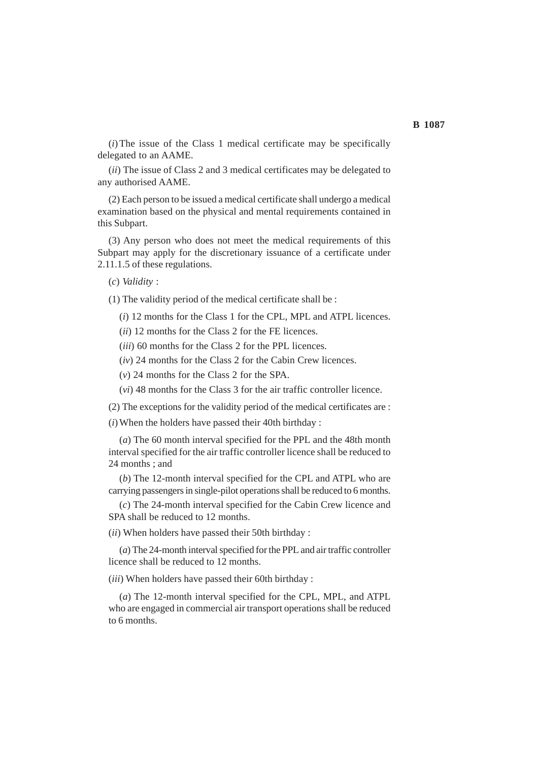(*i*) The issue of the Class 1 medical certificate may be specifically delegated to an AAME.

(*ii*) The issue of Class 2 and 3 medical certificates may be delegated to any authorised AAME.

(2) Each person to be issued a medical certificate shall undergo a medical examination based on the physical and mental requirements contained in this Subpart.

(3) Any person who does not meet the medical requirements of this Subpart may apply for the discretionary issuance of a certificate under 2.11.1.5 of these regulations.

(*c*) *Validity* :

(1) The validity period of the medical certificate shall be :

(*i*) 12 months for the Class 1 for the CPL, MPL and ATPL licences.

(*ii*) 12 months for the Class 2 for the FE licences.

(*iii*) 60 months for the Class 2 for the PPL licences.

(*iv*) 24 months for the Class 2 for the Cabin Crew licences.

(*v*) 24 months for the Class 2 for the SPA.

(*vi*) 48 months for the Class 3 for the air traffic controller licence.

(2) The exceptions for the validity period of the medical certificates are :

(*i*) When the holders have passed their 40th birthday :

(*a*) The 60 month interval specified for the PPL and the 48th month interval specified for the air traffic controller licence shall be reduced to 24 months ; and

(*b*) The 12-month interval specified for the CPL and ATPL who are carrying passengers in single-pilot operations shall be reduced to 6 months.

(*c*) The 24-month interval specified for the Cabin Crew licence and SPA shall be reduced to 12 months.

(*ii*) When holders have passed their 50th birthday :

(*a*) The 24-month interval specified for the PPL and air traffic controller licence shall be reduced to 12 months.

(*iii*) When holders have passed their 60th birthday :

(*a*) The 12-month interval specified for the CPL, MPL, and ATPL who are engaged in commercial air transport operations shall be reduced to 6 months.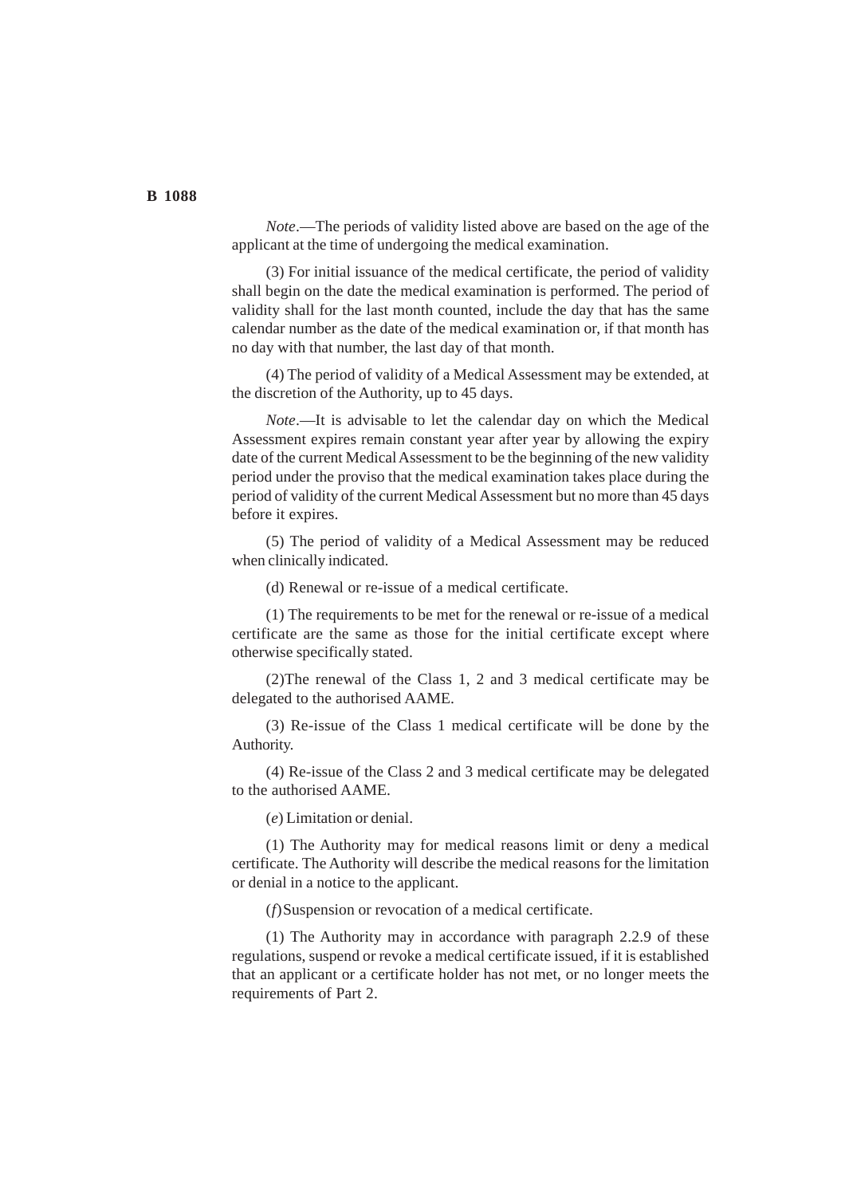*Note*.—The periods of validity listed above are based on the age of the applicant at the time of undergoing the medical examination.

(3) For initial issuance of the medical certificate, the period of validity shall begin on the date the medical examination is performed. The period of validity shall for the last month counted, include the day that has the same calendar number as the date of the medical examination or, if that month has no day with that number, the last day of that month.

(4) The period of validity of a Medical Assessment may be extended, at the discretion of the Authority, up to 45 days.

*Note*.—It is advisable to let the calendar day on which the Medical Assessment expires remain constant year after year by allowing the expiry date of the current Medical Assessment to be the beginning of the new validity period under the proviso that the medical examination takes place during the period of validity of the current Medical Assessment but no more than 45 days before it expires.

(5) The period of validity of a Medical Assessment may be reduced when clinically indicated.

(d) Renewal or re-issue of a medical certificate.

(1) The requirements to be met for the renewal or re-issue of a medical certificate are the same as those for the initial certificate except where otherwise specifically stated.

(2)The renewal of the Class 1, 2 and 3 medical certificate may be delegated to the authorised AAME.

(3) Re-issue of the Class 1 medical certificate will be done by the Authority.

(4) Re-issue of the Class 2 and 3 medical certificate may be delegated to the authorised AAME.

(*e*) Limitation or denial.

(1) The Authority may for medical reasons limit or deny a medical certificate. The Authority will describe the medical reasons for the limitation or denial in a notice to the applicant.

(*f*) Suspension or revocation of a medical certificate.

(1) The Authority may in accordance with paragraph 2.2.9 of these regulations, suspend or revoke a medical certificate issued, if it is established that an applicant or a certificate holder has not met, or no longer meets the requirements of Part 2.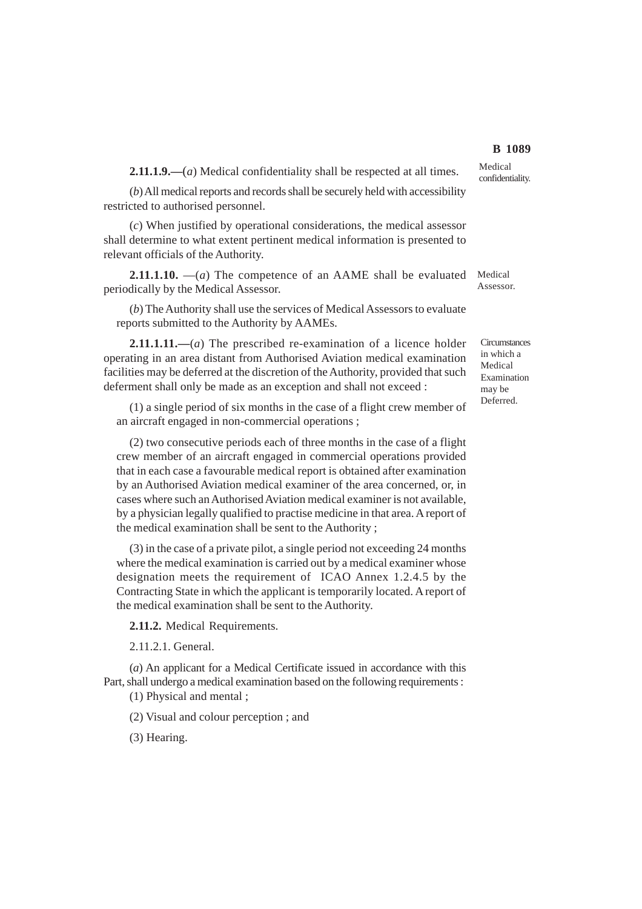**2.11.1.9.—**(*a*) Medical confidentiality shall be respected at all times.

Medical confidentiality.

(*b*) All medical reports and records shall be securely held with accessibility restricted to authorised personnel.

(*c*) When justified by operational considerations, the medical assessor shall determine to what extent pertinent medical information is presented to relevant officials of the Authority.

**2.11.1.10.** —(*a*) The competence of an AAME shall be evaluated periodically by the Medical Assessor.

Medical Assessor.

(*b*) The Authority shall use the services of Medical Assessors to evaluate reports submitted to the Authority by AAMEs.

**2.11.1.11.—**(*a*) The prescribed re-examination of a licence holder operating in an area distant from Authorised Aviation medical examination facilities may be deferred at the discretion of the Authority, provided that such deferment shall only be made as an exception and shall not exceed :

Circumstances in which a Medical Examination may be Deferred.

(1) a single period of six months in the case of a flight crew member of an aircraft engaged in non-commercial operations ;

(2) two consecutive periods each of three months in the case of a flight crew member of an aircraft engaged in commercial operations provided that in each case a favourable medical report is obtained after examination by an Authorised Aviation medical examiner of the area concerned, or, in cases where such an Authorised Aviation medical examiner is not available, by a physician legally qualified to practise medicine in that area. A report of the medical examination shall be sent to the Authority ;

(3) in the case of a private pilot, a single period not exceeding 24 months where the medical examination is carried out by a medical examiner whose designation meets the requirement of ICAO Annex 1.2.4.5 by the Contracting State in which the applicant is temporarily located. A report of the medical examination shall be sent to the Authority.

**2.11.2.** Medical Requirements.

2.11.2.1. General.

(*a*) An applicant for a Medical Certificate issued in accordance with this Part, shall undergo a medical examination based on the following requirements :

(1) Physical and mental ;

(2) Visual and colour perception ; and

(3) Hearing.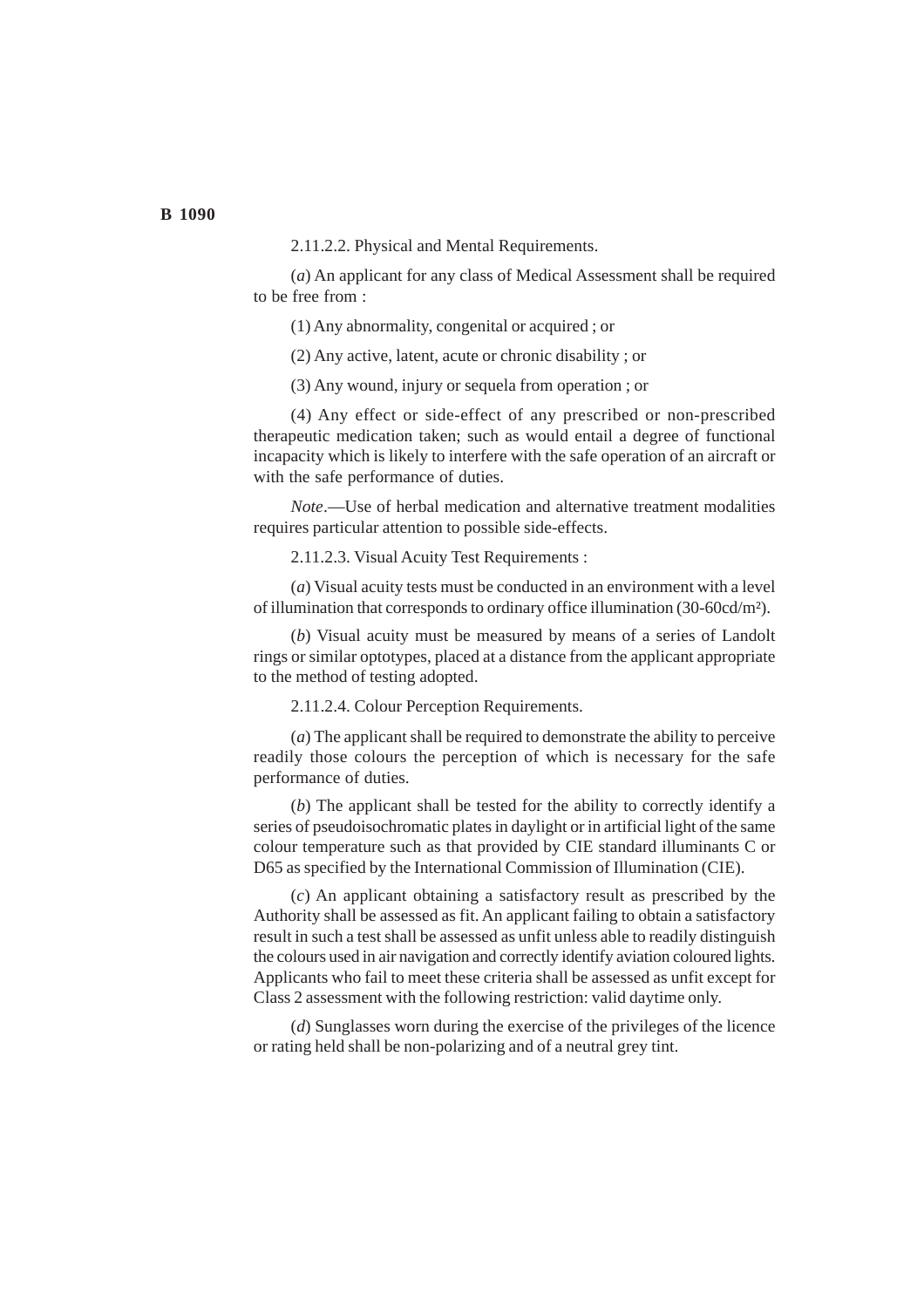2.11.2.2. Physical and Mental Requirements.

(*a*) An applicant for any class of Medical Assessment shall be required to be free from :

(1) Any abnormality, congenital or acquired ; or

(2) Any active, latent, acute or chronic disability ; or

(3) Any wound, injury or sequela from operation ; or

(4) Any effect or side-effect of any prescribed or non-prescribed therapeutic medication taken; such as would entail a degree of functional incapacity which is likely to interfere with the safe operation of an aircraft or with the safe performance of duties.

*Note*.—Use of herbal medication and alternative treatment modalities requires particular attention to possible side-effects.

2.11.2.3. Visual Acuity Test Requirements :

(*a*) Visual acuity tests must be conducted in an environment with a level of illumination that corresponds to ordinary office illumination (30-60cd/m²).

(*b*) Visual acuity must be measured by means of a series of Landolt rings or similar optotypes, placed at a distance from the applicant appropriate to the method of testing adopted.

2.11.2.4. Colour Perception Requirements.

(*a*) The applicant shall be required to demonstrate the ability to perceive readily those colours the perception of which is necessary for the safe performance of duties.

(*b*) The applicant shall be tested for the ability to correctly identify a series of pseudoisochromatic plates in daylight or in artificial light of the same colour temperature such as that provided by CIE standard illuminants C or D65 as specified by the International Commission of Illumination (CIE).

(*c*) An applicant obtaining a satisfactory result as prescribed by the Authority shall be assessed as fit. An applicant failing to obtain a satisfactory result in such a test shall be assessed as unfit unless able to readily distinguish the colours used in air navigation and correctly identify aviation coloured lights. Applicants who fail to meet these criteria shall be assessed as unfit except for Class 2 assessment with the following restriction: valid daytime only.

(*d*) Sunglasses worn during the exercise of the privileges of the licence or rating held shall be non-polarizing and of a neutral grey tint.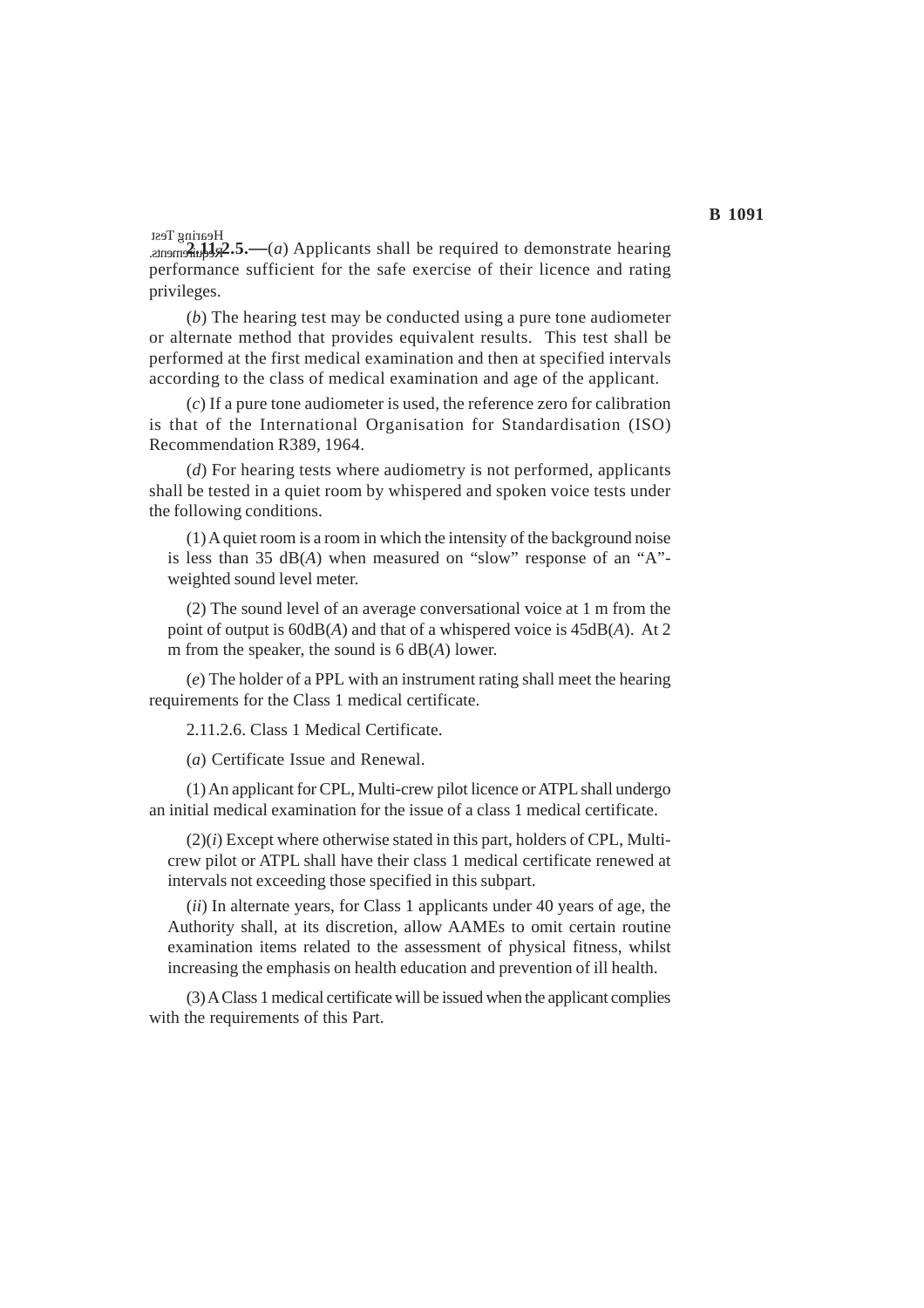Hearing Test Requirements.

**2.11.2.5.—**(*a*) Applicants shall be required to demonstrate hearing performance sufficient for the safe exercise of their licence and rating privileges.

(*b*) The hearing test may be conducted using a pure tone audiometer or alternate method that provides equivalent results. This test shall be performed at the first medical examination and then at specified intervals according to the class of medical examination and age of the applicant.

(*c*) If a pure tone audiometer is used, the reference zero for calibration is that of the International Organisation for Standardisation (ISO) Recommendation R389, 1964.

(*d*) For hearing tests where audiometry is not performed, applicants shall be tested in a quiet room by whispered and spoken voice tests under the following conditions.

(1) A quiet room is a room in which the intensity of the background noise is less than 35 dB(*A*) when measured on "slow" response of an "A"-weighted sound level meter.

(2) The sound level of an average conversational voice at 1 m from the point of output is 60dB(*A*) and that of a whispered voice is 45dB(*A*). At 2 m from the speaker, the sound is 6 dB(*A*) lower.

(*e*) The holder of a PPL with an instrument rating shall meet the hearing requirements for the Class 1 medical certificate.

2.11.2.6. Class 1 Medical Certificate.

(*a*) Certificate Issue and Renewal.

(1) An applicant for CPL, Multi-crew pilot licence or ATPL shall undergo an initial medical examination for the issue of a class 1 medical certificate.

(2)(*i*) Except where otherwise stated in this part, holders of CPL, Multi-crew pilot or ATPL shall have their class 1 medical certificate renewed at intervals not exceeding those specified in this subpart.

(*ii*) In alternate years, for Class 1 applicants under 40 years of age, the Authority shall, at its discretion, allow AAMEs to omit certain routine examination items related to the assessment of physical fitness, whilst increasing the emphasis on health education and prevention of ill health.

(3) A Class 1 medical certificate will be issued when the applicant complies with the requirements of this Part.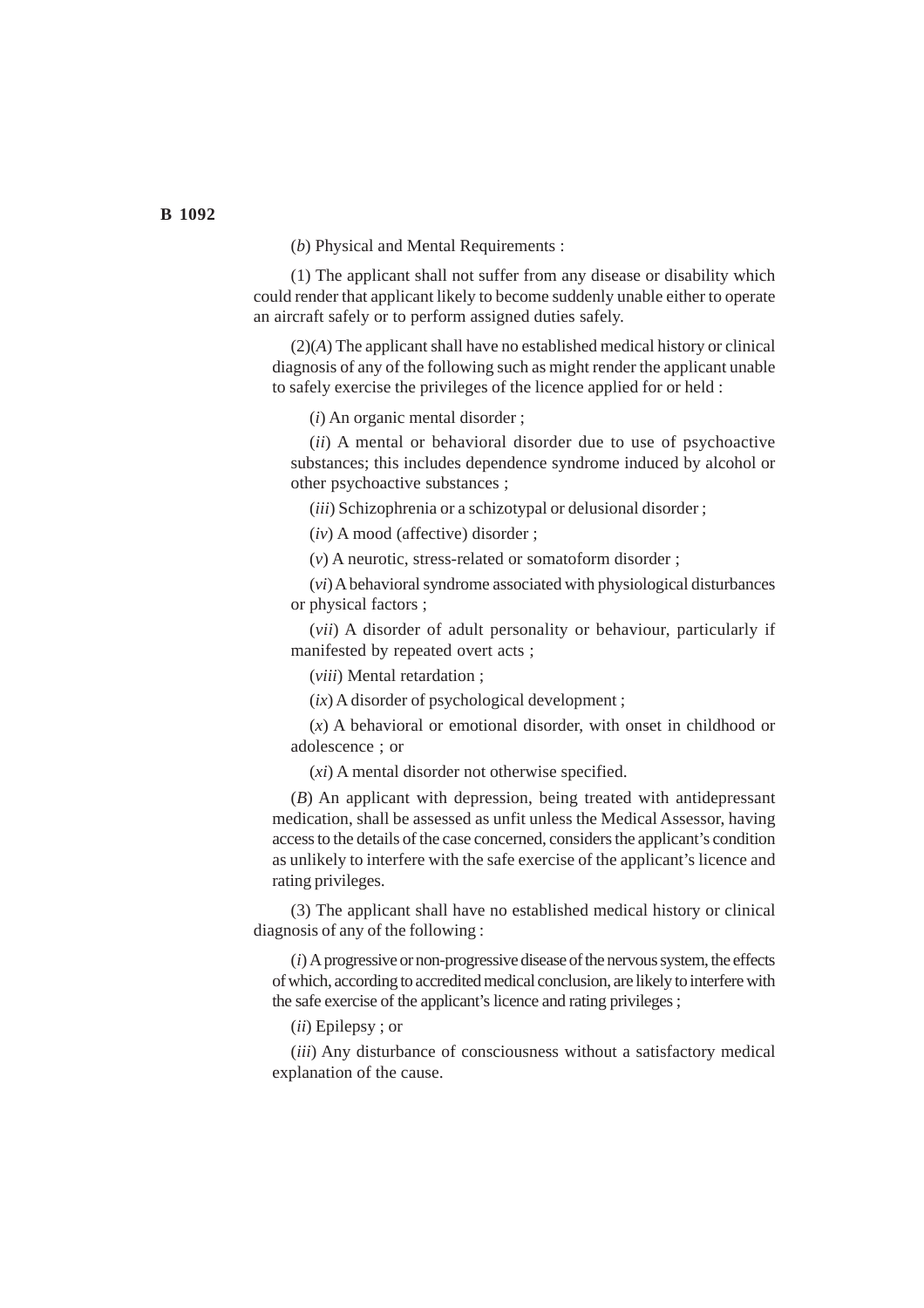(*b*) Physical and Mental Requirements :

(1) The applicant shall not suffer from any disease or disability which could render that applicant likely to become suddenly unable either to operate an aircraft safely or to perform assigned duties safely.

(2)(*A*) The applicant shall have no established medical history or clinical diagnosis of any of the following such as might render the applicant unable to safely exercise the privileges of the licence applied for or held :

(*i*) An organic mental disorder ;

(*ii*) A mental or behavioral disorder due to use of psychoactive substances; this includes dependence syndrome induced by alcohol or other psychoactive substances ;

(*iii*) Schizophrenia or a schizotypal or delusional disorder ;

(*iv*) A mood (affective) disorder ;

(*v*) A neurotic, stress-related or somatoform disorder ;

(*vi*) A behavioral syndrome associated with physiological disturbances or physical factors ;

(*vii*) A disorder of adult personality or behaviour, particularly if manifested by repeated overt acts ;

(*viii*) Mental retardation ;

(*ix*) A disorder of psychological development ;

(*x*) A behavioral or emotional disorder, with onset in childhood or adolescence ; or

(*xi*) A mental disorder not otherwise specified.

(*B*) An applicant with depression, being treated with antidepressant medication, shall be assessed as unfit unless the Medical Assessor, having access to the details of the case concerned, considers the applicant's condition as unlikely to interfere with the safe exercise of the applicant's licence and rating privileges.

(3) The applicant shall have no established medical history or clinical diagnosis of any of the following :

(*i*) A progressive or non-progressive disease of the nervous system, the effects of which, according to accredited medical conclusion, are likely to interfere with the safe exercise of the applicant's licence and rating privileges ;

(*ii*) Epilepsy ; or

(*iii*) Any disturbance of consciousness without a satisfactory medical explanation of the cause.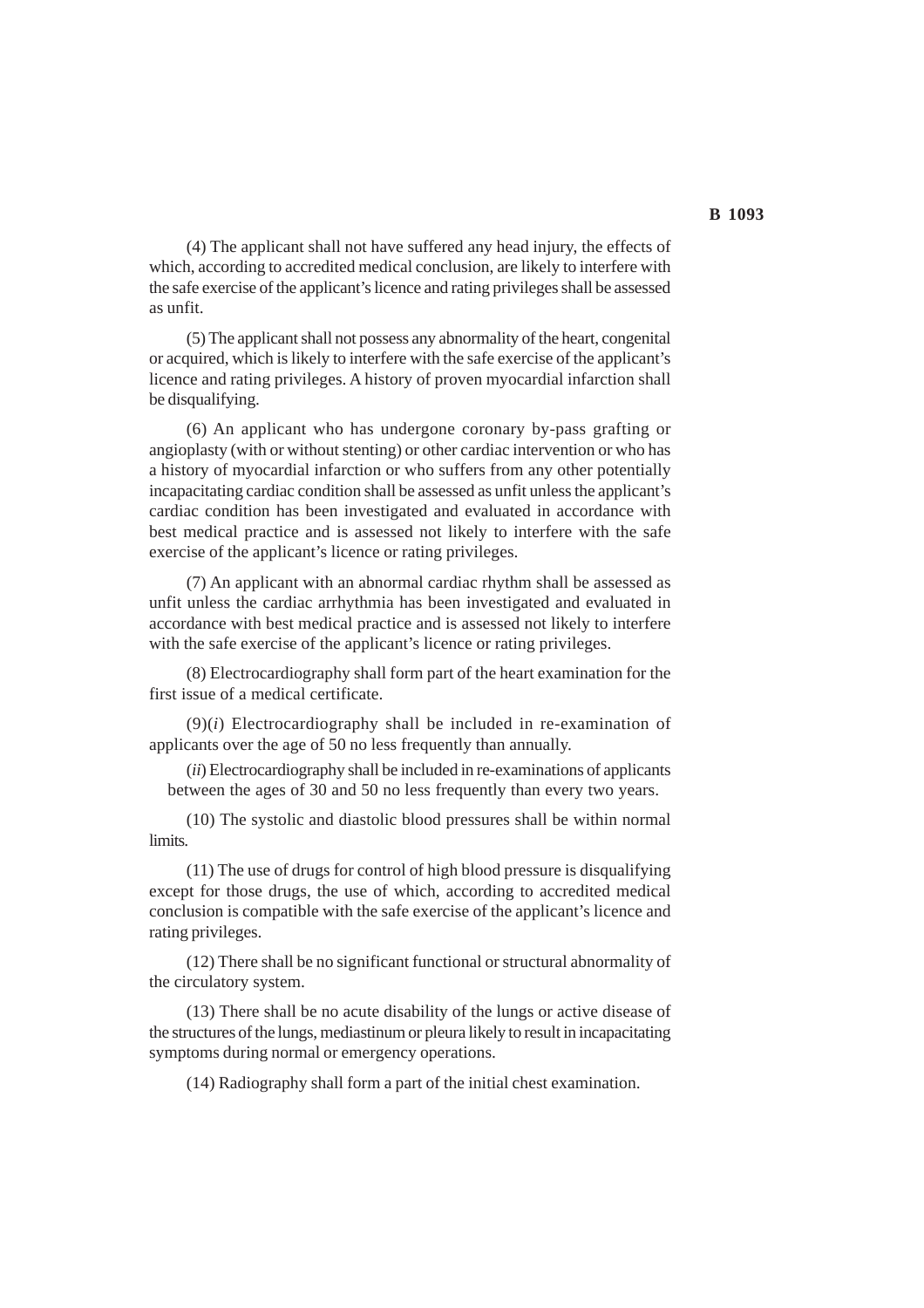(4) The applicant shall not have suffered any head injury, the effects of which, according to accredited medical conclusion, are likely to interfere with the safe exercise of the applicant's licence and rating privileges shall be assessed as unfit.

(5) The applicant shall not possess any abnormality of the heart, congenital or acquired, which is likely to interfere with the safe exercise of the applicant's licence and rating privileges. A history of proven myocardial infarction shall be disqualifying.

(6) An applicant who has undergone coronary by-pass grafting or angioplasty (with or without stenting) or other cardiac intervention or who has a history of myocardial infarction or who suffers from any other potentially incapacitating cardiac condition shall be assessed as unfit unless the applicant's cardiac condition has been investigated and evaluated in accordance with best medical practice and is assessed not likely to interfere with the safe exercise of the applicant's licence or rating privileges.

(7) An applicant with an abnormal cardiac rhythm shall be assessed as unfit unless the cardiac arrhythmia has been investigated and evaluated in accordance with best medical practice and is assessed not likely to interfere with the safe exercise of the applicant's licence or rating privileges.

(8) Electrocardiography shall form part of the heart examination for the first issue of a medical certificate.

(9)(*i*) Electrocardiography shall be included in re-examination of applicants over the age of 50 no less frequently than annually.

(*ii*) Electrocardiography shall be included in re-examinations of applicants between the ages of 30 and 50 no less frequently than every two years.

(10) The systolic and diastolic blood pressures shall be within normal limits.

(11) The use of drugs for control of high blood pressure is disqualifying except for those drugs, the use of which, according to accredited medical conclusion is compatible with the safe exercise of the applicant's licence and rating privileges.

(12) There shall be no significant functional or structural abnormality of the circulatory system.

(13) There shall be no acute disability of the lungs or active disease of the structures of the lungs, mediastinum or pleura likely to result in incapacitating symptoms during normal or emergency operations.

(14) Radiography shall form a part of the initial chest examination.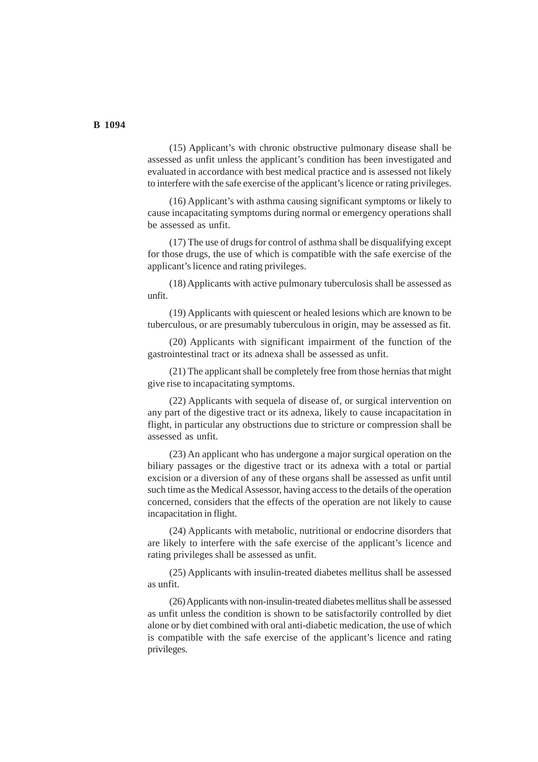(15) Applicant's with chronic obstructive pulmonary disease shall be assessed as unfit unless the applicant's condition has been investigated and evaluated in accordance with best medical practice and is assessed not likely to interfere with the safe exercise of the applicant's licence or rating privileges.

(16) Applicant's with asthma causing significant symptoms or likely to cause incapacitating symptoms during normal or emergency operations shall be assessed as unfit.

(17) The use of drugs for control of asthma shall be disqualifying except for those drugs, the use of which is compatible with the safe exercise of the applicant's licence and rating privileges.

(18) Applicants with active pulmonary tuberculosis shall be assessed as unfit.

(19) Applicants with quiescent or healed lesions which are known to be tuberculous, or are presumably tuberculous in origin, may be assessed as fit.

(20) Applicants with significant impairment of the function of the gastrointestinal tract or its adnexa shall be assessed as unfit.

(21) The applicant shall be completely free from those hernias that might give rise to incapacitating symptoms.

(22) Applicants with sequela of disease of, or surgical intervention on any part of the digestive tract or its adnexa, likely to cause incapacitation in flight, in particular any obstructions due to stricture or compression shall be assessed as unfit.

(23) An applicant who has undergone a major surgical operation on the biliary passages or the digestive tract or its adnexa with a total or partial excision or a diversion of any of these organs shall be assessed as unfit until such time as the Medical Assessor, having access to the details of the operation concerned, considers that the effects of the operation are not likely to cause incapacitation in flight.

(24) Applicants with metabolic, nutritional or endocrine disorders that are likely to interfere with the safe exercise of the applicant's licence and rating privileges shall be assessed as unfit.

(25) Applicants with insulin-treated diabetes mellitus shall be assessed as unfit.

(26) Applicants with non-insulin-treated diabetes mellitus shall be assessed as unfit unless the condition is shown to be satisfactorily controlled by diet alone or by diet combined with oral anti-diabetic medication, the use of which is compatible with the safe exercise of the applicant's licence and rating privileges.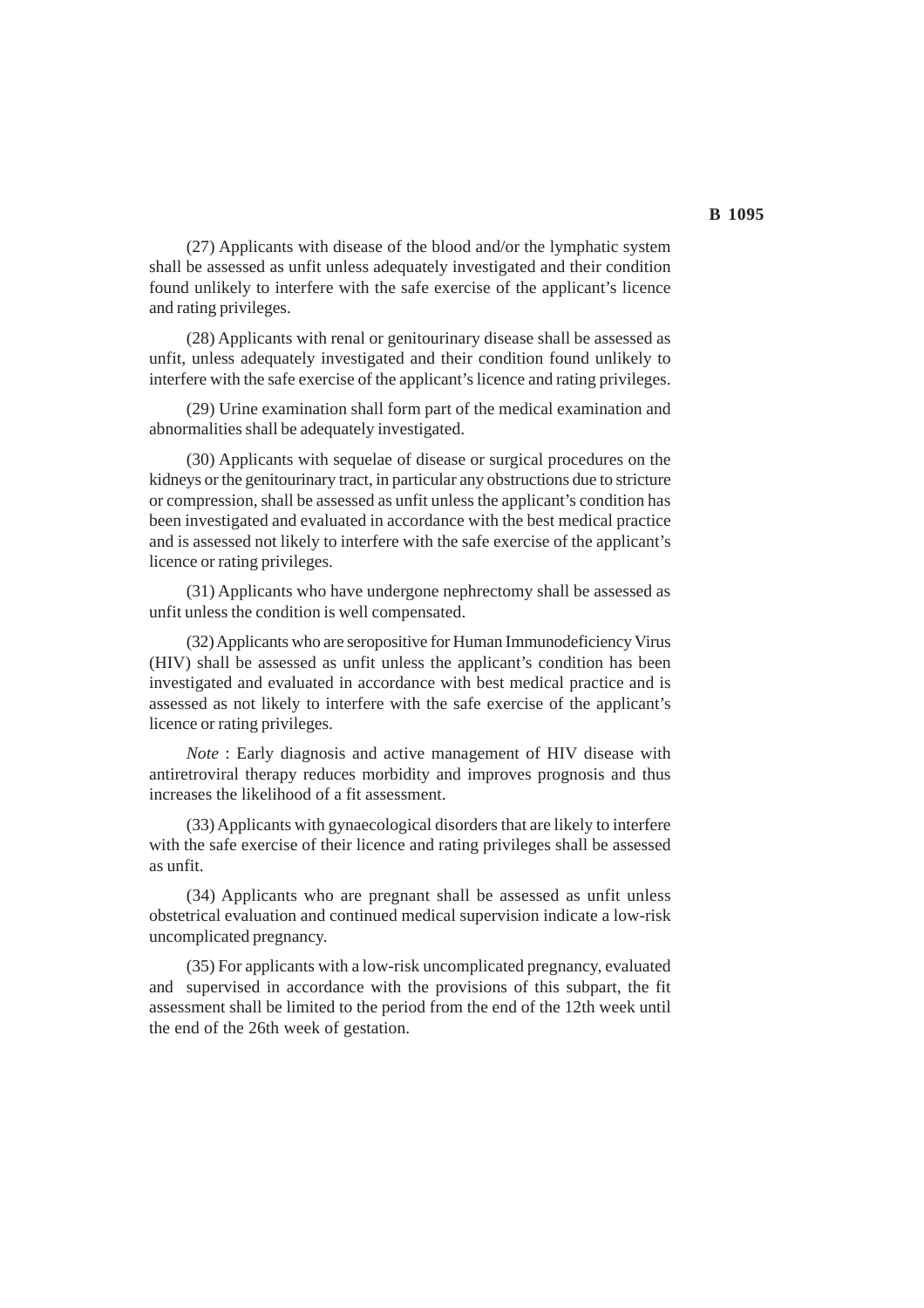(27) Applicants with disease of the blood and/or the lymphatic system shall be assessed as unfit unless adequately investigated and their condition found unlikely to interfere with the safe exercise of the applicant's licence and rating privileges.

(28) Applicants with renal or genitourinary disease shall be assessed as unfit, unless adequately investigated and their condition found unlikely to interfere with the safe exercise of the applicant's licence and rating privileges.

(29) Urine examination shall form part of the medical examination and abnormalities shall be adequately investigated.

(30) Applicants with sequelae of disease or surgical procedures on the kidneys or the genitourinary tract, in particular any obstructions due to stricture or compression, shall be assessed as unfit unless the applicant's condition has been investigated and evaluated in accordance with the best medical practice and is assessed not likely to interfere with the safe exercise of the applicant's licence or rating privileges.

(31) Applicants who have undergone nephrectomy shall be assessed as unfit unless the condition is well compensated.

(32) Applicants who are seropositive for Human Immunodeficiency Virus (HIV) shall be assessed as unfit unless the applicant's condition has been investigated and evaluated in accordance with best medical practice and is assessed as not likely to interfere with the safe exercise of the applicant's licence or rating privileges.

*Note* : Early diagnosis and active management of HIV disease with antiretroviral therapy reduces morbidity and improves prognosis and thus increases the likelihood of a fit assessment.

(33) Applicants with gynaecological disorders that are likely to interfere with the safe exercise of their licence and rating privileges shall be assessed as unfit.

(34) Applicants who are pregnant shall be assessed as unfit unless obstetrical evaluation and continued medical supervision indicate a low-risk uncomplicated pregnancy.

(35) For applicants with a low-risk uncomplicated pregnancy, evaluated and supervised in accordance with the provisions of this subpart, the fit assessment shall be limited to the period from the end of the 12th week until the end of the 26th week of gestation.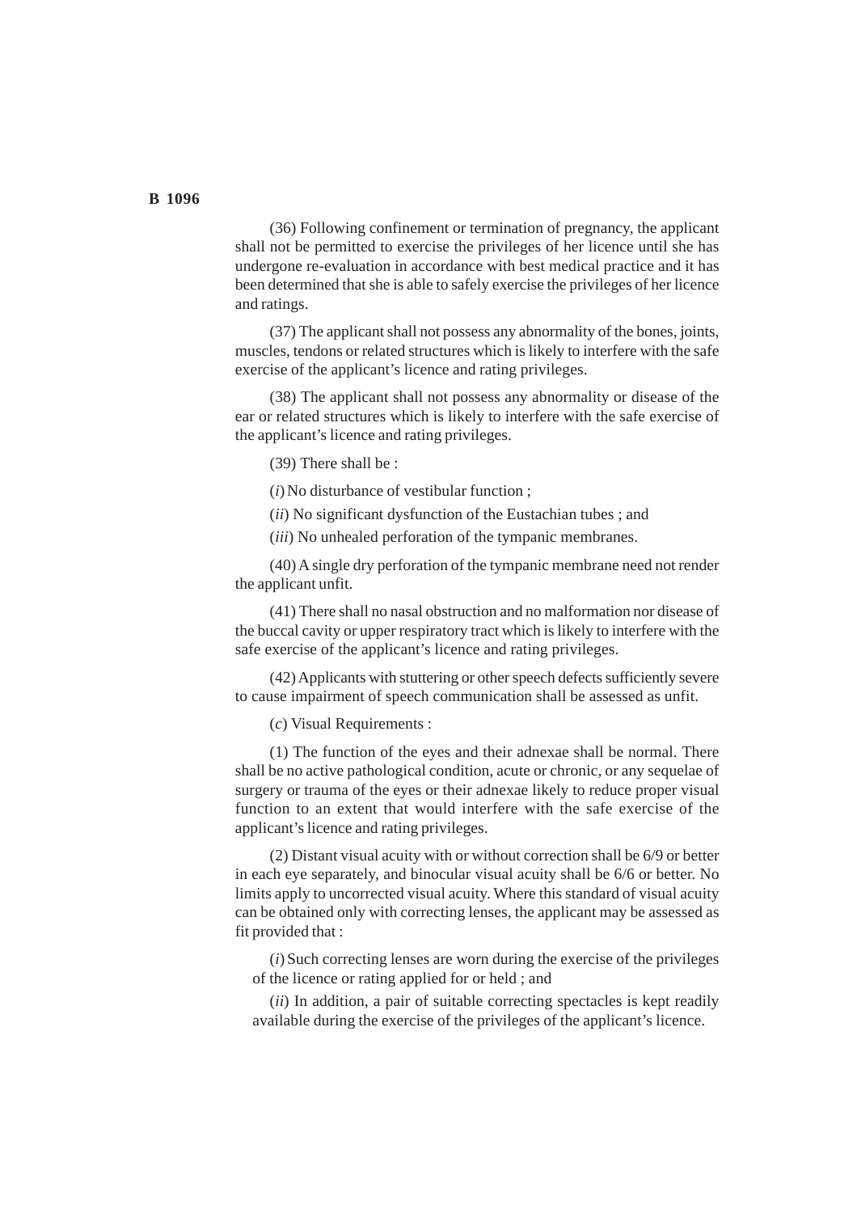(36) Following confinement or termination of pregnancy, the applicant shall not be permitted to exercise the privileges of her licence until she has undergone re-evaluation in accordance with best medical practice and it has been determined that she is able to safely exercise the privileges of her licence and ratings.

(37) The applicant shall not possess any abnormality of the bones, joints, muscles, tendons or related structures which is likely to interfere with the safe exercise of the applicant's licence and rating privileges.

(38) The applicant shall not possess any abnormality or disease of the ear or related structures which is likely to interfere with the safe exercise of the applicant's licence and rating privileges.

(39) There shall be :

(*i*) No disturbance of vestibular function ;

(*ii*) No significant dysfunction of the Eustachian tubes ; and

(*iii*) No unhealed perforation of the tympanic membranes.

(40) A single dry perforation of the tympanic membrane need not render the applicant unfit.

(41) There shall no nasal obstruction and no malformation nor disease of the buccal cavity or upper respiratory tract which is likely to interfere with the safe exercise of the applicant's licence and rating privileges.

(42) Applicants with stuttering or other speech defects sufficiently severe to cause impairment of speech communication shall be assessed as unfit.

(*c*) Visual Requirements :

(1) The function of the eyes and their adnexae shall be normal. There shall be no active pathological condition, acute or chronic, or any sequelae of surgery or trauma of the eyes or their adnexae likely to reduce proper visual function to an extent that would interfere with the safe exercise of the applicant's licence and rating privileges.

(2) Distant visual acuity with or without correction shall be 6/9 or better in each eye separately, and binocular visual acuity shall be 6/6 or better. No limits apply to uncorrected visual acuity. Where this standard of visual acuity can be obtained only with correcting lenses, the applicant may be assessed as fit provided that :

(*i*) Such correcting lenses are worn during the exercise of the privileges of the licence or rating applied for or held ; and

(*ii*) In addition, a pair of suitable correcting spectacles is kept readily available during the exercise of the privileges of the applicant's licence.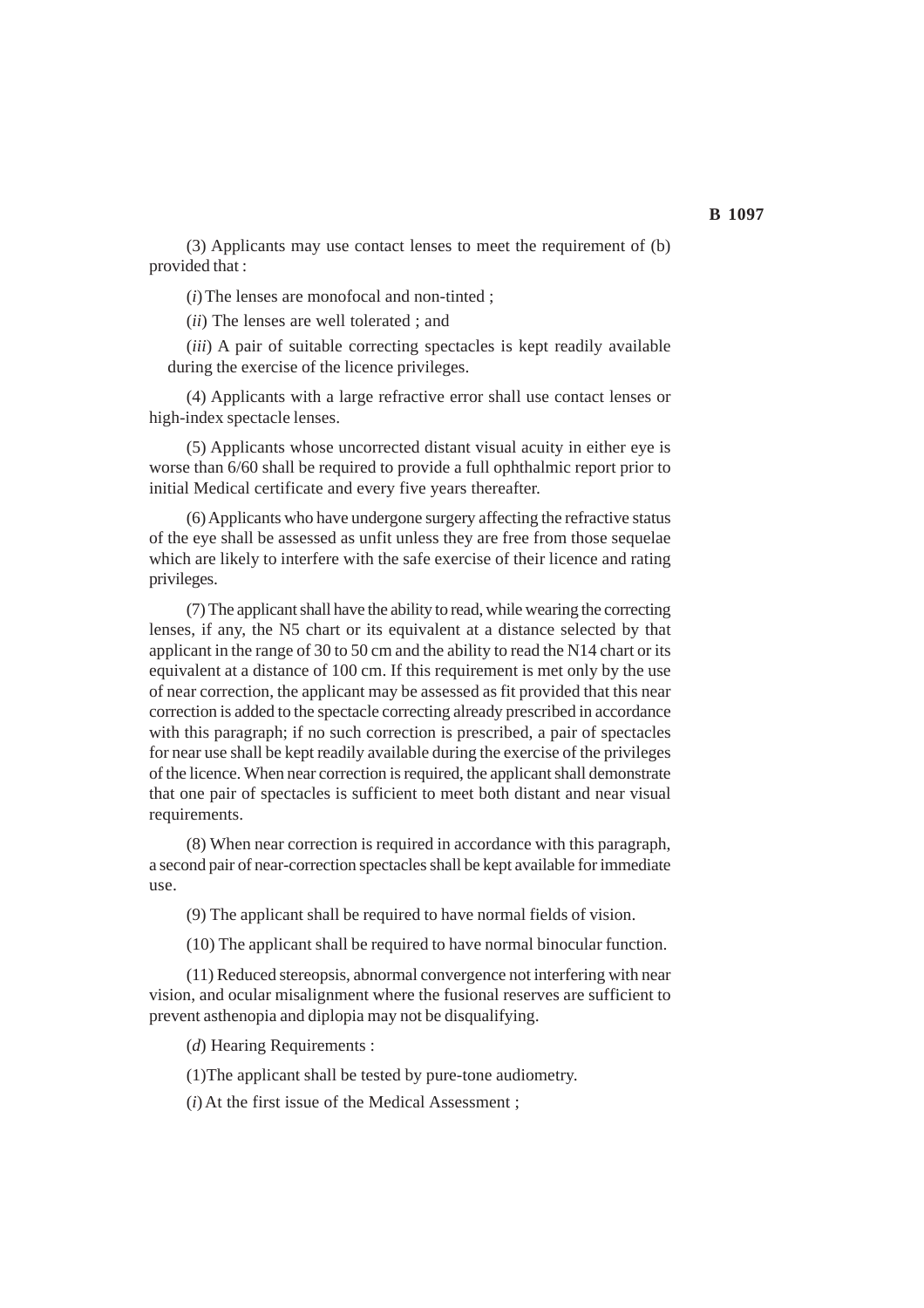(3) Applicants may use contact lenses to meet the requirement of (b) provided that :

(*i*) The lenses are monofocal and non-tinted ;

(*ii*) The lenses are well tolerated ; and

(*iii*) A pair of suitable correcting spectacles is kept readily available during the exercise of the licence privileges.

(4) Applicants with a large refractive error shall use contact lenses or high-index spectacle lenses.

(5) Applicants whose uncorrected distant visual acuity in either eye is worse than 6/60 shall be required to provide a full ophthalmic report prior to initial Medical certificate and every five years thereafter.

(6) Applicants who have undergone surgery affecting the refractive status of the eye shall be assessed as unfit unless they are free from those sequelae which are likely to interfere with the safe exercise of their licence and rating privileges.

(7) The applicant shall have the ability to read, while wearing the correcting lenses, if any, the N5 chart or its equivalent at a distance selected by that applicant in the range of 30 to 50 cm and the ability to read the N14 chart or its equivalent at a distance of 100 cm. If this requirement is met only by the use of near correction, the applicant may be assessed as fit provided that this near correction is added to the spectacle correcting already prescribed in accordance with this paragraph; if no such correction is prescribed, a pair of spectacles for near use shall be kept readily available during the exercise of the privileges of the licence. When near correction is required, the applicant shall demonstrate that one pair of spectacles is sufficient to meet both distant and near visual requirements.

(8) When near correction is required in accordance with this paragraph, a second pair of near-correction spectacles shall be kept available for immediate use.

(9) The applicant shall be required to have normal fields of vision.

(10) The applicant shall be required to have normal binocular function.

(11) Reduced stereopsis, abnormal convergence not interfering with near vision, and ocular misalignment where the fusional reserves are sufficient to prevent asthenopia and diplopia may not be disqualifying.

(*d*) Hearing Requirements :

(1)The applicant shall be tested by pure-tone audiometry.

(*i*) At the first issue of the Medical Assessment ;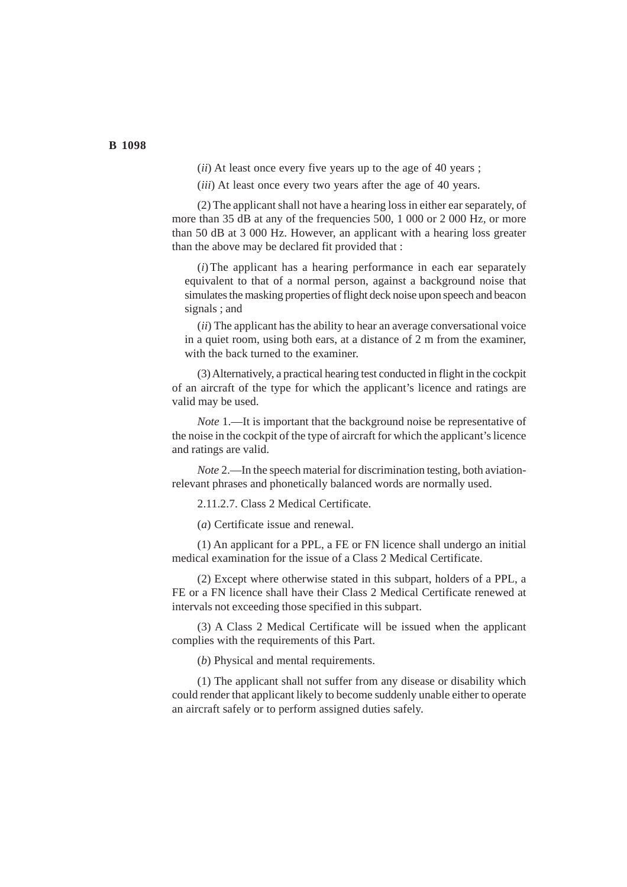(*ii*) At least once every five years up to the age of 40 years ;

(*iii*) At least once every two years after the age of 40 years.

(2) The applicant shall not have a hearing loss in either ear separately, of more than 35 dB at any of the frequencies 500, 1 000 or 2 000 Hz, or more than 50 dB at 3 000 Hz. However, an applicant with a hearing loss greater than the above may be declared fit provided that :

(*i*) The applicant has a hearing performance in each ear separately equivalent to that of a normal person, against a background noise that simulates the masking properties of flight deck noise upon speech and beacon signals ; and

(*ii*) The applicant has the ability to hear an average conversational voice in a quiet room, using both ears, at a distance of 2 m from the examiner, with the back turned to the examiner.

(3) Alternatively, a practical hearing test conducted in flight in the cockpit of an aircraft of the type for which the applicant's licence and ratings are valid may be used.

*Note* 1.—It is important that the background noise be representative of the noise in the cockpit of the type of aircraft for which the applicant's licence and ratings are valid.

*Note* 2.—In the speech material for discrimination testing, both aviation-relevant phrases and phonetically balanced words are normally used.

2.11.2.7. Class 2 Medical Certificate.

(*a*) Certificate issue and renewal.

(1) An applicant for a PPL, a FE or FN licence shall undergo an initial medical examination for the issue of a Class 2 Medical Certificate.

(2) Except where otherwise stated in this subpart, holders of a PPL, a FE or a FN licence shall have their Class 2 Medical Certificate renewed at intervals not exceeding those specified in this subpart.

(3) A Class 2 Medical Certificate will be issued when the applicant complies with the requirements of this Part.

(*b*) Physical and mental requirements.

(1) The applicant shall not suffer from any disease or disability which could render that applicant likely to become suddenly unable either to operate an aircraft safely or to perform assigned duties safely.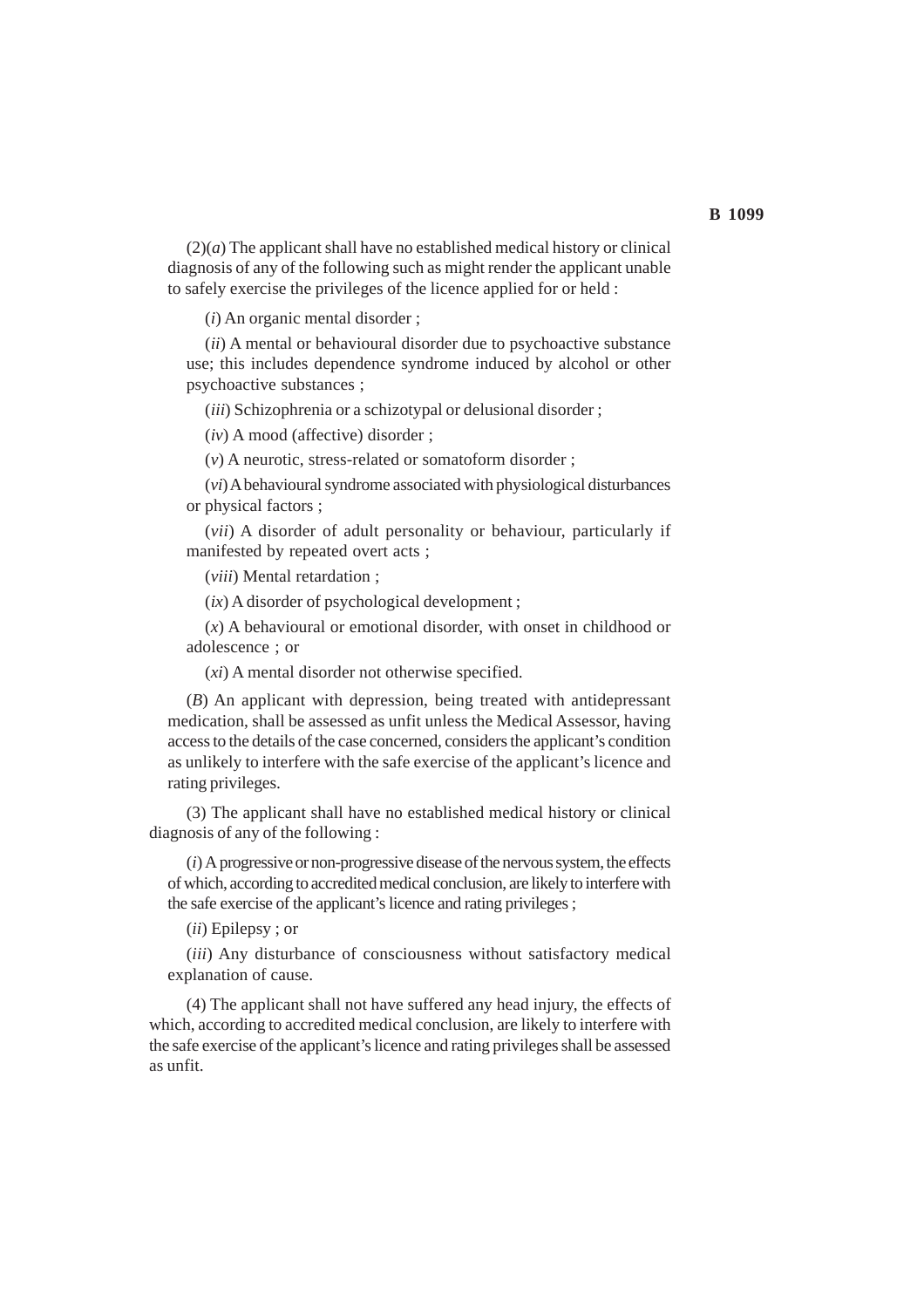(2)(*a*) The applicant shall have no established medical history or clinical diagnosis of any of the following such as might render the applicant unable to safely exercise the privileges of the licence applied for or held :

(*i*) An organic mental disorder ;

(*ii*) A mental or behavioural disorder due to psychoactive substance use; this includes dependence syndrome induced by alcohol or other psychoactive substances ;

(*iii*) Schizophrenia or a schizotypal or delusional disorder ;

(*iv*) A mood (affective) disorder ;

(*v*) A neurotic, stress-related or somatoform disorder ;

(*vi*) A behavioural syndrome associated with physiological disturbances or physical factors ;

(*vii*) A disorder of adult personality or behaviour, particularly if manifested by repeated overt acts ;

(*viii*) Mental retardation ;

(*ix*) A disorder of psychological development ;

(*x*) A behavioural or emotional disorder, with onset in childhood or adolescence ; or

(*xi*) A mental disorder not otherwise specified.

(*B*) An applicant with depression, being treated with antidepressant medication, shall be assessed as unfit unless the Medical Assessor, having access to the details of the case concerned, considers the applicant's condition as unlikely to interfere with the safe exercise of the applicant's licence and rating privileges.

(3) The applicant shall have no established medical history or clinical diagnosis of any of the following :

(*i*) A progressive or non-progressive disease of the nervous system, the effects of which, according to accredited medical conclusion, are likely to interfere with the safe exercise of the applicant's licence and rating privileges ;

(*ii*) Epilepsy ; or

(*iii*) Any disturbance of consciousness without satisfactory medical explanation of cause.

(4) The applicant shall not have suffered any head injury, the effects of which, according to accredited medical conclusion, are likely to interfere with the safe exercise of the applicant's licence and rating privileges shall be assessed as unfit.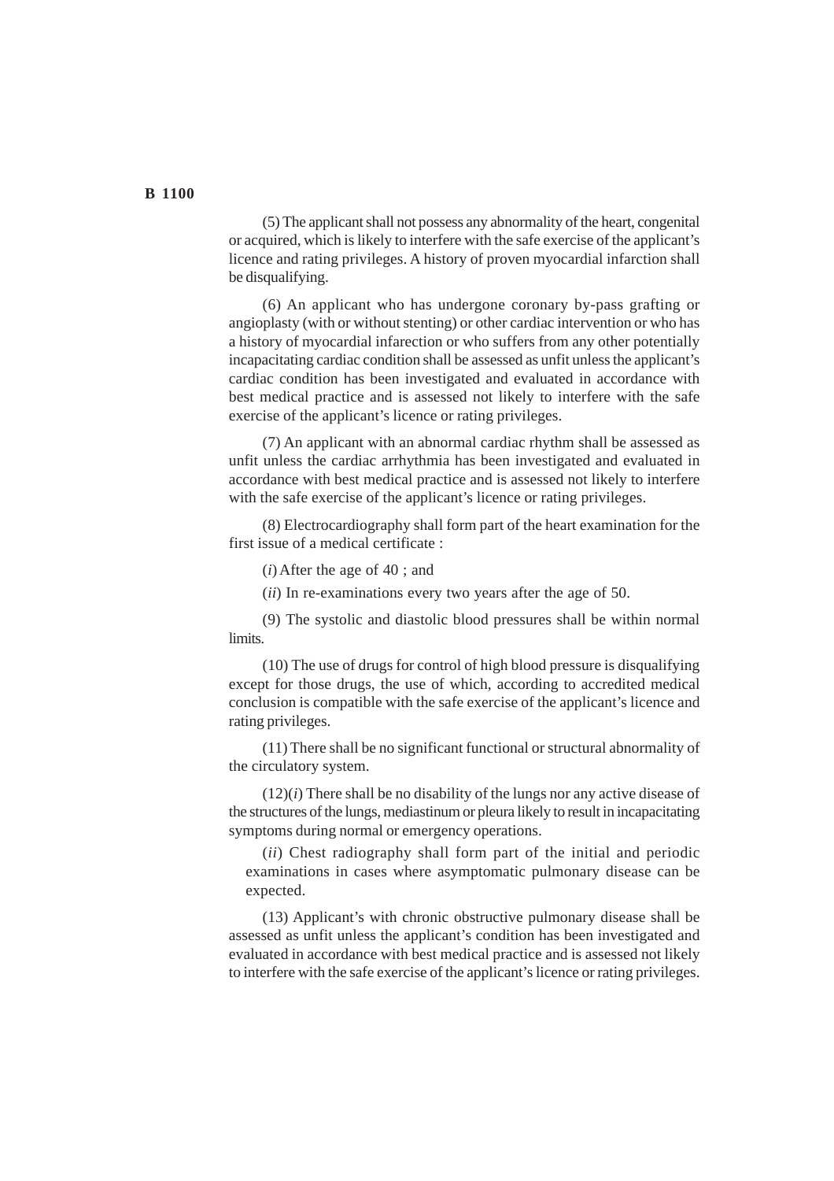(5) The applicant shall not possess any abnormality of the heart, congenital or acquired, which is likely to interfere with the safe exercise of the applicant's licence and rating privileges. A history of proven myocardial infarction shall be disqualifying.

(6) An applicant who has undergone coronary by-pass grafting or angioplasty (with or without stenting) or other cardiac intervention or who has a history of myocardial infarection or who suffers from any other potentially incapacitating cardiac condition shall be assessed as unfit unless the applicant's cardiac condition has been investigated and evaluated in accordance with best medical practice and is assessed not likely to interfere with the safe exercise of the applicant's licence or rating privileges.

(7) An applicant with an abnormal cardiac rhythm shall be assessed as unfit unless the cardiac arrhythmia has been investigated and evaluated in accordance with best medical practice and is assessed not likely to interfere with the safe exercise of the applicant's licence or rating privileges.

(8) Electrocardiography shall form part of the heart examination for the first issue of a medical certificate :

(*i*) After the age of 40 ; and

(*ii*) In re-examinations every two years after the age of 50.

(9) The systolic and diastolic blood pressures shall be within normal limits.

(10) The use of drugs for control of high blood pressure is disqualifying except for those drugs, the use of which, according to accredited medical conclusion is compatible with the safe exercise of the applicant's licence and rating privileges.

(11) There shall be no significant functional or structural abnormality of the circulatory system.

(12)(*i*) There shall be no disability of the lungs nor any active disease of the structures of the lungs, mediastinum or pleura likely to result in incapacitating symptoms during normal or emergency operations.

(*ii*) Chest radiography shall form part of the initial and periodic examinations in cases where asymptomatic pulmonary disease can be expected.

(13) Applicant's with chronic obstructive pulmonary disease shall be assessed as unfit unless the applicant's condition has been investigated and evaluated in accordance with best medical practice and is assessed not likely to interfere with the safe exercise of the applicant's licence or rating privileges.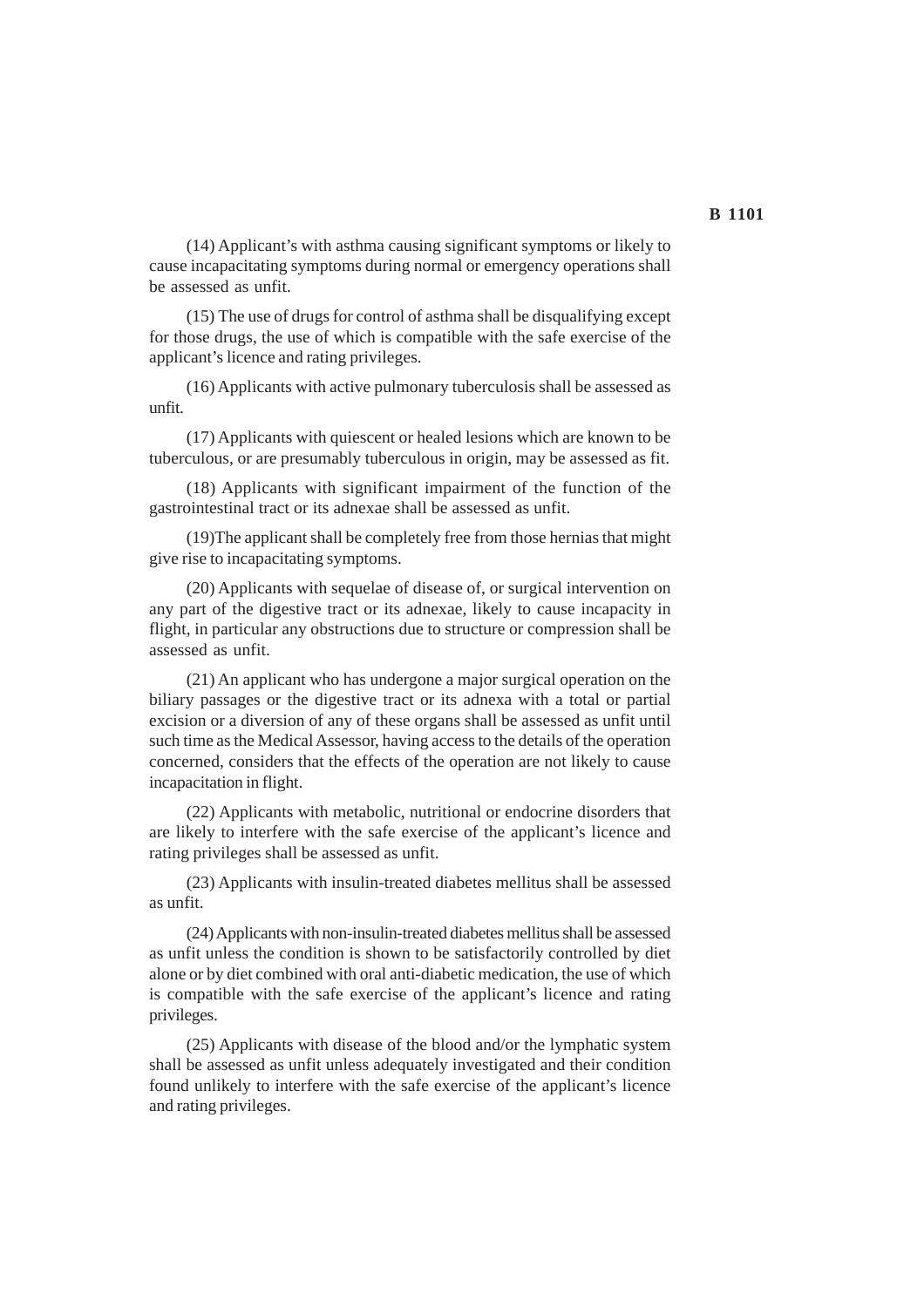(14) Applicant's with asthma causing significant symptoms or likely to cause incapacitating symptoms during normal or emergency operations shall be assessed as unfit.

(15) The use of drugs for control of asthma shall be disqualifying except for those drugs, the use of which is compatible with the safe exercise of the applicant's licence and rating privileges.

(16) Applicants with active pulmonary tuberculosis shall be assessed as unfit.

(17) Applicants with quiescent or healed lesions which are known to be tuberculous, or are presumably tuberculous in origin, may be assessed as fit.

(18) Applicants with significant impairment of the function of the gastrointestinal tract or its adnexae shall be assessed as unfit.

(19)The applicant shall be completely free from those hernias that might give rise to incapacitating symptoms.

(20) Applicants with sequelae of disease of, or surgical intervention on any part of the digestive tract or its adnexae, likely to cause incapacity in flight, in particular any obstructions due to structure or compression shall be assessed as unfit.

(21) An applicant who has undergone a major surgical operation on the biliary passages or the digestive tract or its adnexa with a total or partial excision or a diversion of any of these organs shall be assessed as unfit until such time as the Medical Assessor, having access to the details of the operation concerned, considers that the effects of the operation are not likely to cause incapacitation in flight.

(22) Applicants with metabolic, nutritional or endocrine disorders that are likely to interfere with the safe exercise of the applicant's licence and rating privileges shall be assessed as unfit.

(23) Applicants with insulin-treated diabetes mellitus shall be assessed as unfit.

(24) Applicants with non-insulin-treated diabetes mellitus shall be assessed as unfit unless the condition is shown to be satisfactorily controlled by diet alone or by diet combined with oral anti-diabetic medication, the use of which is compatible with the safe exercise of the applicant's licence and rating privileges.

(25) Applicants with disease of the blood and/or the lymphatic system shall be assessed as unfit unless adequately investigated and their condition found unlikely to interfere with the safe exercise of the applicant's licence and rating privileges.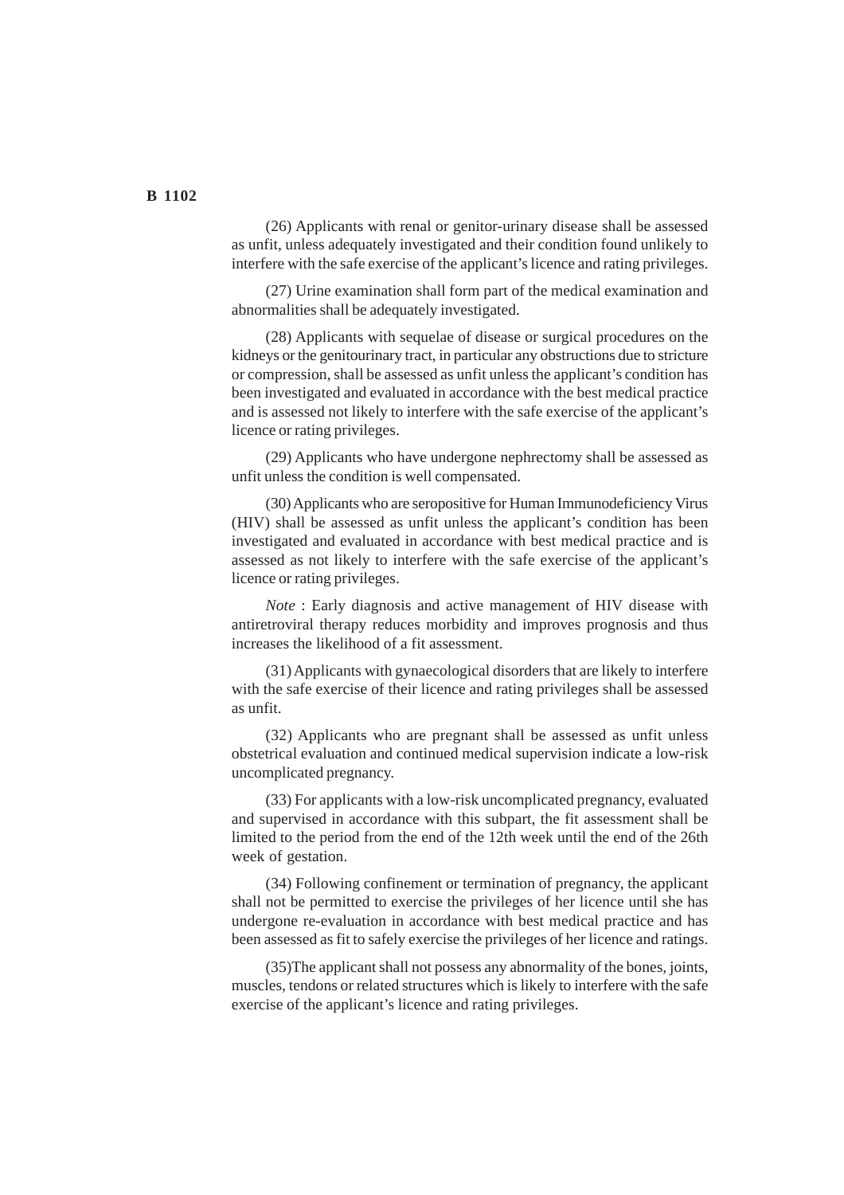(26) Applicants with renal or genitor-urinary disease shall be assessed as unfit, unless adequately investigated and their condition found unlikely to interfere with the safe exercise of the applicant's licence and rating privileges.

(27) Urine examination shall form part of the medical examination and abnormalities shall be adequately investigated.

(28) Applicants with sequelae of disease or surgical procedures on the kidneys or the genitourinary tract, in particular any obstructions due to stricture or compression, shall be assessed as unfit unless the applicant's condition has been investigated and evaluated in accordance with the best medical practice and is assessed not likely to interfere with the safe exercise of the applicant's licence or rating privileges.

(29) Applicants who have undergone nephrectomy shall be assessed as unfit unless the condition is well compensated.

(30) Applicants who are seropositive for Human Immunodeficiency Virus (HIV) shall be assessed as unfit unless the applicant's condition has been investigated and evaluated in accordance with best medical practice and is assessed as not likely to interfere with the safe exercise of the applicant's licence or rating privileges.

*Note* : Early diagnosis and active management of HIV disease with antiretroviral therapy reduces morbidity and improves prognosis and thus increases the likelihood of a fit assessment.

(31) Applicants with gynaecological disorders that are likely to interfere with the safe exercise of their licence and rating privileges shall be assessed as unfit.

(32) Applicants who are pregnant shall be assessed as unfit unless obstetrical evaluation and continued medical supervision indicate a low-risk uncomplicated pregnancy.

(33) For applicants with a low-risk uncomplicated pregnancy, evaluated and supervised in accordance with this subpart, the fit assessment shall be limited to the period from the end of the 12th week until the end of the 26th week of gestation.

(34) Following confinement or termination of pregnancy, the applicant shall not be permitted to exercise the privileges of her licence until she has undergone re-evaluation in accordance with best medical practice and has been assessed as fit to safely exercise the privileges of her licence and ratings.

(35)The applicant shall not possess any abnormality of the bones, joints, muscles, tendons or related structures which is likely to interfere with the safe exercise of the applicant's licence and rating privileges.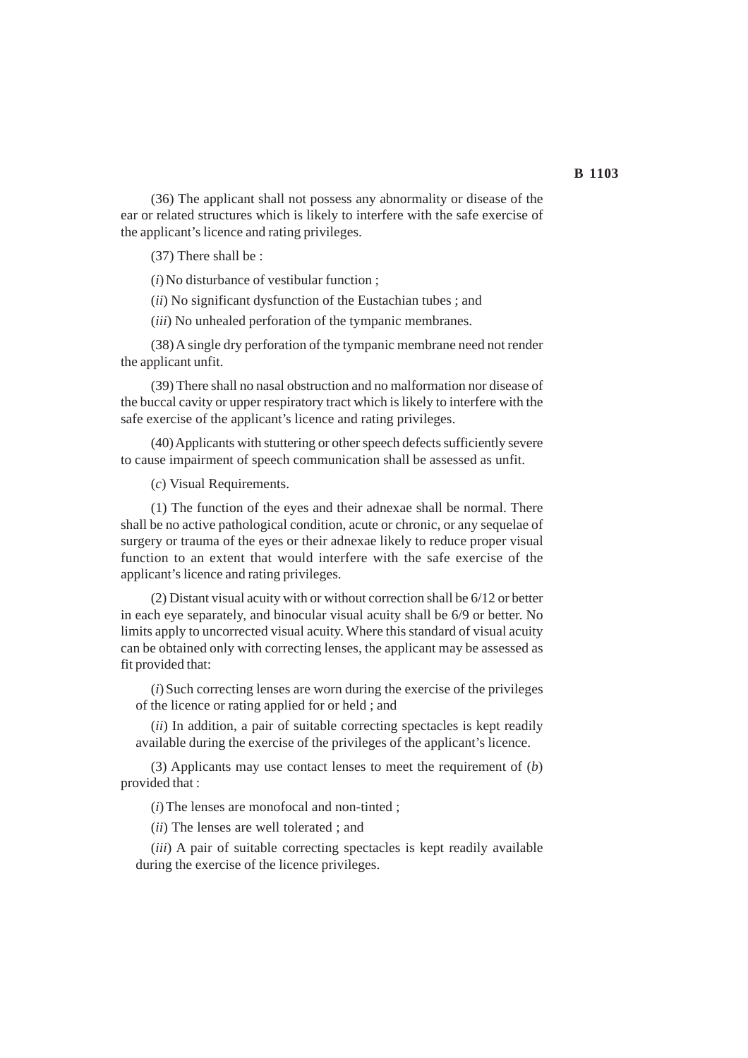(36) The applicant shall not possess any abnormality or disease of the ear or related structures which is likely to interfere with the safe exercise of the applicant's licence and rating privileges.

(37) There shall be :

(*i*) No disturbance of vestibular function ;

(*ii*) No significant dysfunction of the Eustachian tubes ; and

(*iii*) No unhealed perforation of the tympanic membranes.

(38) A single dry perforation of the tympanic membrane need not render the applicant unfit.

(39) There shall no nasal obstruction and no malformation nor disease of the buccal cavity or upper respiratory tract which is likely to interfere with the safe exercise of the applicant's licence and rating privileges.

(40) Applicants with stuttering or other speech defects sufficiently severe to cause impairment of speech communication shall be assessed as unfit.

(*c*) Visual Requirements.

(1) The function of the eyes and their adnexae shall be normal. There shall be no active pathological condition, acute or chronic, or any sequelae of surgery or trauma of the eyes or their adnexae likely to reduce proper visual function to an extent that would interfere with the safe exercise of the applicant's licence and rating privileges.

(2) Distant visual acuity with or without correction shall be 6/12 or better in each eye separately, and binocular visual acuity shall be 6/9 or better. No limits apply to uncorrected visual acuity. Where this standard of visual acuity can be obtained only with correcting lenses, the applicant may be assessed as fit provided that:

(*i*) Such correcting lenses are worn during the exercise of the privileges of the licence or rating applied for or held ; and

(*ii*) In addition, a pair of suitable correcting spectacles is kept readily available during the exercise of the privileges of the applicant's licence.

(3) Applicants may use contact lenses to meet the requirement of (*b*) provided that :

(*i*) The lenses are monofocal and non-tinted ;

(*ii*) The lenses are well tolerated ; and

(*iii*) A pair of suitable correcting spectacles is kept readily available during the exercise of the licence privileges.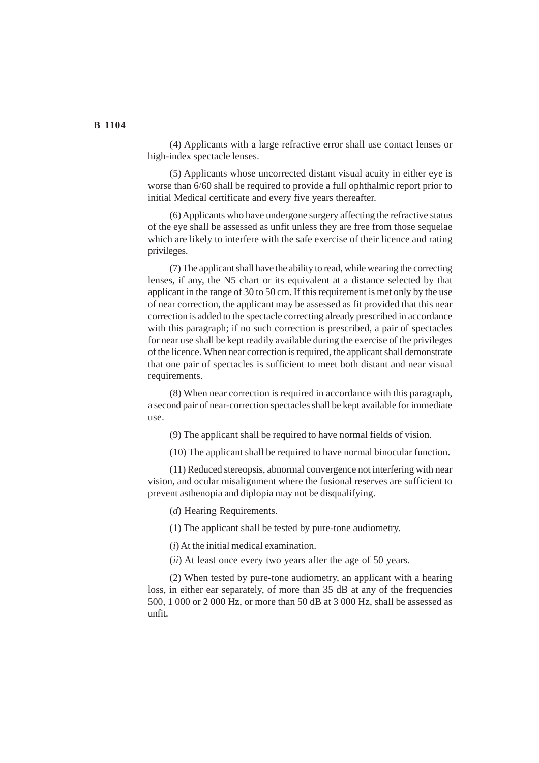(4) Applicants with a large refractive error shall use contact lenses or high-index spectacle lenses.

(5) Applicants whose uncorrected distant visual acuity in either eye is worse than 6/60 shall be required to provide a full ophthalmic report prior to initial Medical certificate and every five years thereafter.

(6) Applicants who have undergone surgery affecting the refractive status of the eye shall be assessed as unfit unless they are free from those sequelae which are likely to interfere with the safe exercise of their licence and rating privileges.

(7) The applicant shall have the ability to read, while wearing the correcting lenses, if any, the N5 chart or its equivalent at a distance selected by that applicant in the range of 30 to 50 cm. If this requirement is met only by the use of near correction, the applicant may be assessed as fit provided that this near correction is added to the spectacle correcting already prescribed in accordance with this paragraph; if no such correction is prescribed, a pair of spectacles for near use shall be kept readily available during the exercise of the privileges of the licence. When near correction is required, the applicant shall demonstrate that one pair of spectacles is sufficient to meet both distant and near visual requirements.

(8) When near correction is required in accordance with this paragraph, a second pair of near-correction spectacles shall be kept available for immediate use.

(9) The applicant shall be required to have normal fields of vision.

(10) The applicant shall be required to have normal binocular function.

(11) Reduced stereopsis, abnormal convergence not interfering with near vision, and ocular misalignment where the fusional reserves are sufficient to prevent asthenopia and diplopia may not be disqualifying.

(*d*) Hearing Requirements.

(1) The applicant shall be tested by pure-tone audiometry.

(*i*) At the initial medical examination.

(*ii*) At least once every two years after the age of 50 years.

(2) When tested by pure-tone audiometry, an applicant with a hearing loss, in either ear separately, of more than 35 dB at any of the frequencies 500, 1 000 or 2 000 Hz, or more than 50 dB at 3 000 Hz, shall be assessed as unfit.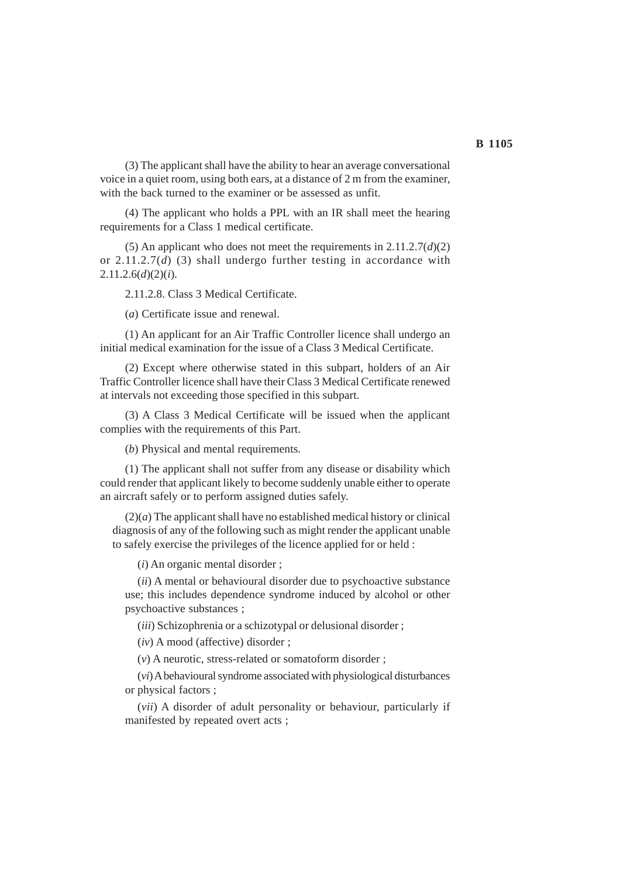(3) The applicant shall have the ability to hear an average conversational voice in a quiet room, using both ears, at a distance of 2 m from the examiner, with the back turned to the examiner or be assessed as unfit.

(4) The applicant who holds a PPL with an IR shall meet the hearing requirements for a Class 1 medical certificate.

(5) An applicant who does not meet the requirements in 2.11.2.7(*d*)(2) or 2.11.2.7(*d*) (3) shall undergo further testing in accordance with 2.11.2.6(*d*)(2)(*i*).

2.11.2.8. Class 3 Medical Certificate.

(*a*) Certificate issue and renewal.

(1) An applicant for an Air Traffic Controller licence shall undergo an initial medical examination for the issue of a Class 3 Medical Certificate.

(2) Except where otherwise stated in this subpart, holders of an Air Traffic Controller licence shall have their Class 3 Medical Certificate renewed at intervals not exceeding those specified in this subpart.

(3) A Class 3 Medical Certificate will be issued when the applicant complies with the requirements of this Part.

(*b*) Physical and mental requirements.

(1) The applicant shall not suffer from any disease or disability which could render that applicant likely to become suddenly unable either to operate an aircraft safely or to perform assigned duties safely.

(2)(*a*) The applicant shall have no established medical history or clinical diagnosis of any of the following such as might render the applicant unable to safely exercise the privileges of the licence applied for or held :

(*i*) An organic mental disorder ;

(*ii*) A mental or behavioural disorder due to psychoactive substance use; this includes dependence syndrome induced by alcohol or other psychoactive substances ;

(*iii*) Schizophrenia or a schizotypal or delusional disorder ;

(*iv*) A mood (affective) disorder ;

(*v*) A neurotic, stress-related or somatoform disorder ;

(*vi*) A behavioural syndrome associated with physiological disturbances or physical factors ;

(*vii*) A disorder of adult personality or behaviour, particularly if manifested by repeated overt acts ;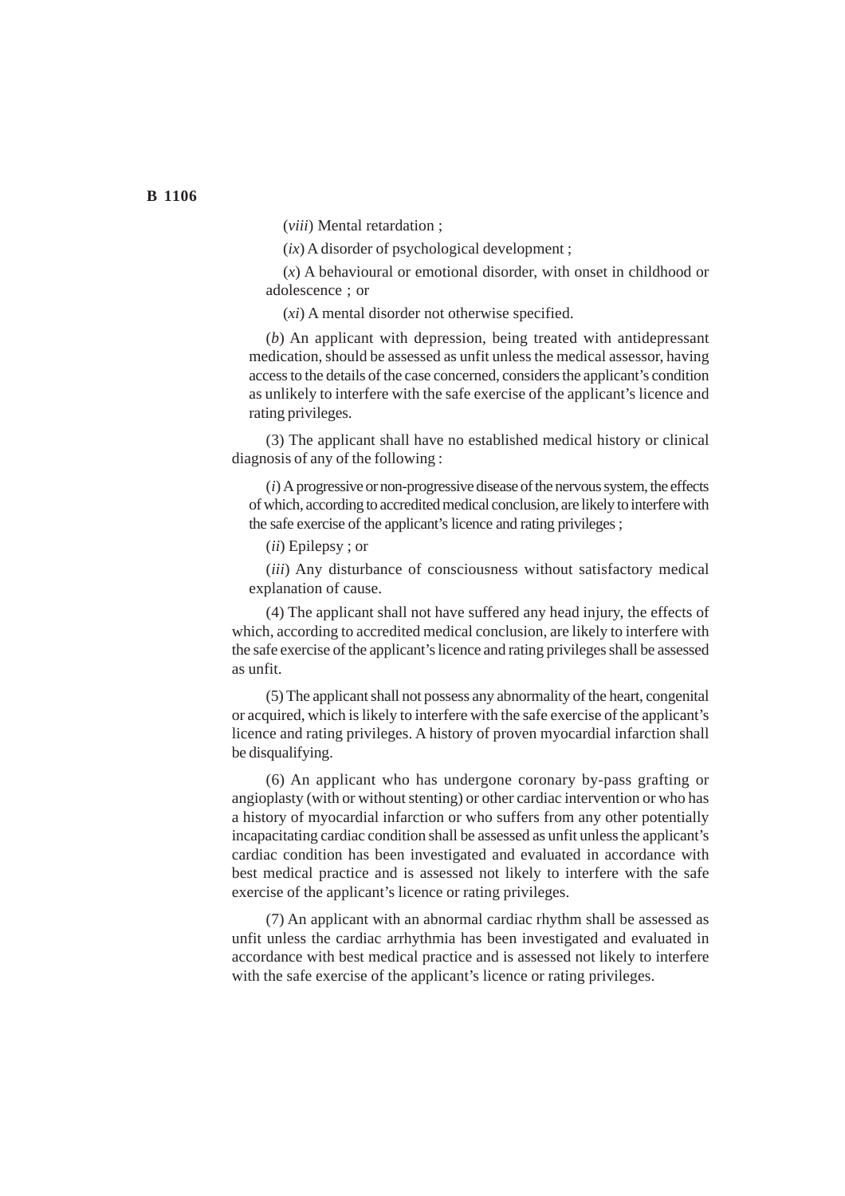(*viii*) Mental retardation ;

(*ix*) A disorder of psychological development ;

(*x*) A behavioural or emotional disorder, with onset in childhood or adolescence ; or

(*xi*) A mental disorder not otherwise specified.

(*b*) An applicant with depression, being treated with antidepressant medication, should be assessed as unfit unless the medical assessor, having access to the details of the case concerned, considers the applicant's condition as unlikely to interfere with the safe exercise of the applicant's licence and rating privileges.

(3) The applicant shall have no established medical history or clinical diagnosis of any of the following :

(*i*) A progressive or non-progressive disease of the nervous system, the effects of which, according to accredited medical conclusion, are likely to interfere with the safe exercise of the applicant's licence and rating privileges ;

(*ii*) Epilepsy ; or

(*iii*) Any disturbance of consciousness without satisfactory medical explanation of cause.

(4) The applicant shall not have suffered any head injury, the effects of which, according to accredited medical conclusion, are likely to interfere with the safe exercise of the applicant's licence and rating privileges shall be assessed as unfit.

(5) The applicant shall not possess any abnormality of the heart, congenital or acquired, which is likely to interfere with the safe exercise of the applicant's licence and rating privileges. A history of proven myocardial infarction shall be disqualifying.

(6) An applicant who has undergone coronary by-pass grafting or angioplasty (with or without stenting) or other cardiac intervention or who has a history of myocardial infarction or who suffers from any other potentially incapacitating cardiac condition shall be assessed as unfit unless the applicant's cardiac condition has been investigated and evaluated in accordance with best medical practice and is assessed not likely to interfere with the safe exercise of the applicant's licence or rating privileges.

(7) An applicant with an abnormal cardiac rhythm shall be assessed as unfit unless the cardiac arrhythmia has been investigated and evaluated in accordance with best medical practice and is assessed not likely to interfere with the safe exercise of the applicant's licence or rating privileges.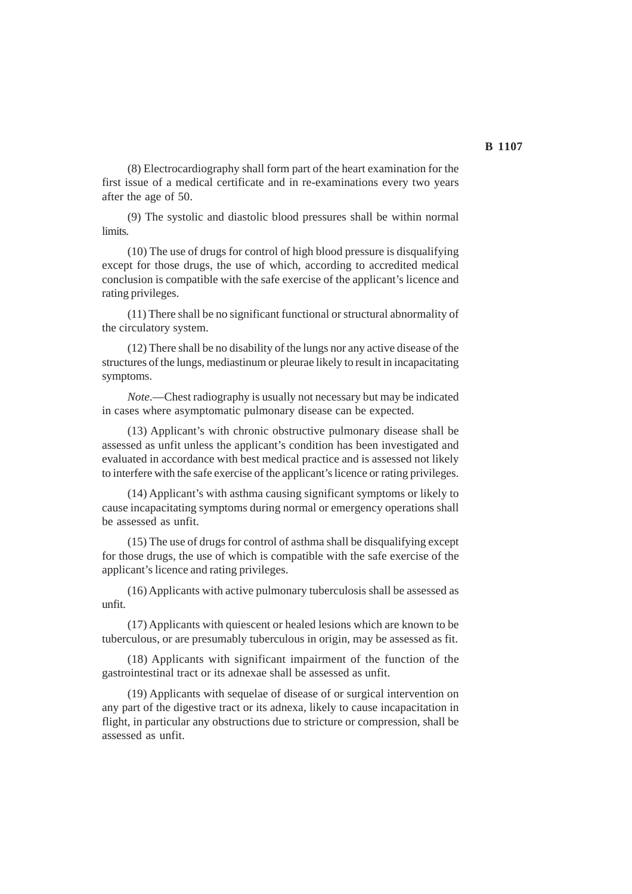(8) Electrocardiography shall form part of the heart examination for the first issue of a medical certificate and in re-examinations every two years after the age of 50.

(9) The systolic and diastolic blood pressures shall be within normal limits.

(10) The use of drugs for control of high blood pressure is disqualifying except for those drugs, the use of which, according to accredited medical conclusion is compatible with the safe exercise of the applicant's licence and rating privileges.

(11) There shall be no significant functional or structural abnormality of the circulatory system.

(12) There shall be no disability of the lungs nor any active disease of the structures of the lungs, mediastinum or pleurae likely to result in incapacitating symptoms.

*Note*.—Chest radiography is usually not necessary but may be indicated in cases where asymptomatic pulmonary disease can be expected.

(13) Applicant's with chronic obstructive pulmonary disease shall be assessed as unfit unless the applicant's condition has been investigated and evaluated in accordance with best medical practice and is assessed not likely to interfere with the safe exercise of the applicant's licence or rating privileges.

(14) Applicant's with asthma causing significant symptoms or likely to cause incapacitating symptoms during normal or emergency operations shall be assessed as unfit.

(15) The use of drugs for control of asthma shall be disqualifying except for those drugs, the use of which is compatible with the safe exercise of the applicant's licence and rating privileges.

(16) Applicants with active pulmonary tuberculosis shall be assessed as unfit.

(17) Applicants with quiescent or healed lesions which are known to be tuberculous, or are presumably tuberculous in origin, may be assessed as fit.

(18) Applicants with significant impairment of the function of the gastrointestinal tract or its adnexae shall be assessed as unfit.

(19) Applicants with sequelae of disease of or surgical intervention on any part of the digestive tract or its adnexa, likely to cause incapacitation in flight, in particular any obstructions due to stricture or compression, shall be assessed as unfit.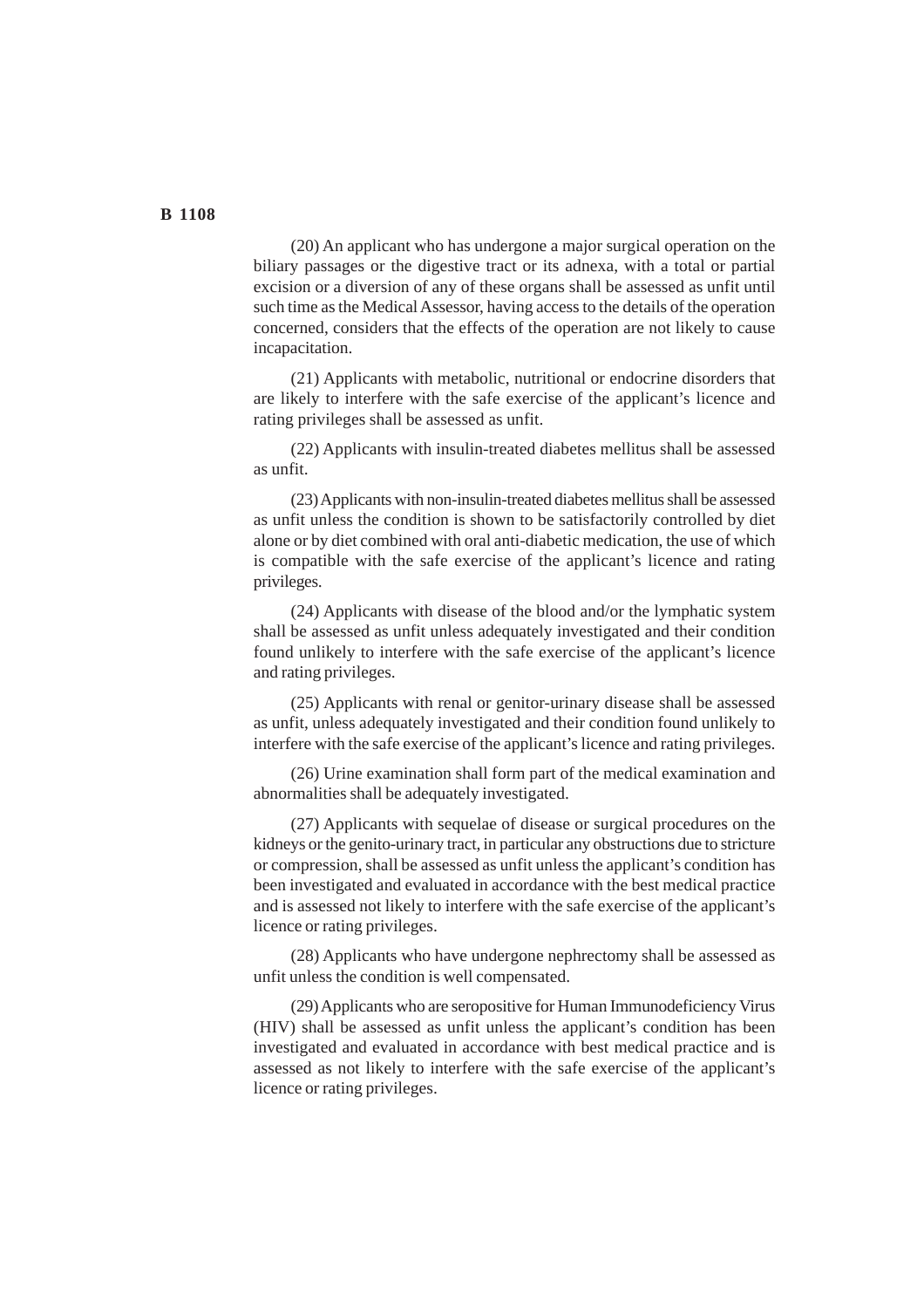(20) An applicant who has undergone a major surgical operation on the biliary passages or the digestive tract or its adnexa, with a total or partial excision or a diversion of any of these organs shall be assessed as unfit until such time as the Medical Assessor, having access to the details of the operation concerned, considers that the effects of the operation are not likely to cause incapacitation.

(21) Applicants with metabolic, nutritional or endocrine disorders that are likely to interfere with the safe exercise of the applicant's licence and rating privileges shall be assessed as unfit.

(22) Applicants with insulin-treated diabetes mellitus shall be assessed as unfit.

(23) Applicants with non-insulin-treated diabetes mellitus shall be assessed as unfit unless the condition is shown to be satisfactorily controlled by diet alone or by diet combined with oral anti-diabetic medication, the use of which is compatible with the safe exercise of the applicant's licence and rating privileges.

(24) Applicants with disease of the blood and/or the lymphatic system shall be assessed as unfit unless adequately investigated and their condition found unlikely to interfere with the safe exercise of the applicant's licence and rating privileges.

(25) Applicants with renal or genitor-urinary disease shall be assessed as unfit, unless adequately investigated and their condition found unlikely to interfere with the safe exercise of the applicant's licence and rating privileges.

(26) Urine examination shall form part of the medical examination and abnormalities shall be adequately investigated.

(27) Applicants with sequelae of disease or surgical procedures on the kidneys or the genito-urinary tract, in particular any obstructions due to stricture or compression, shall be assessed as unfit unless the applicant's condition has been investigated and evaluated in accordance with the best medical practice and is assessed not likely to interfere with the safe exercise of the applicant's licence or rating privileges.

(28) Applicants who have undergone nephrectomy shall be assessed as unfit unless the condition is well compensated.

(29) Applicants who are seropositive for Human Immunodeficiency Virus (HIV) shall be assessed as unfit unless the applicant's condition has been investigated and evaluated in accordance with best medical practice and is assessed as not likely to interfere with the safe exercise of the applicant's licence or rating privileges.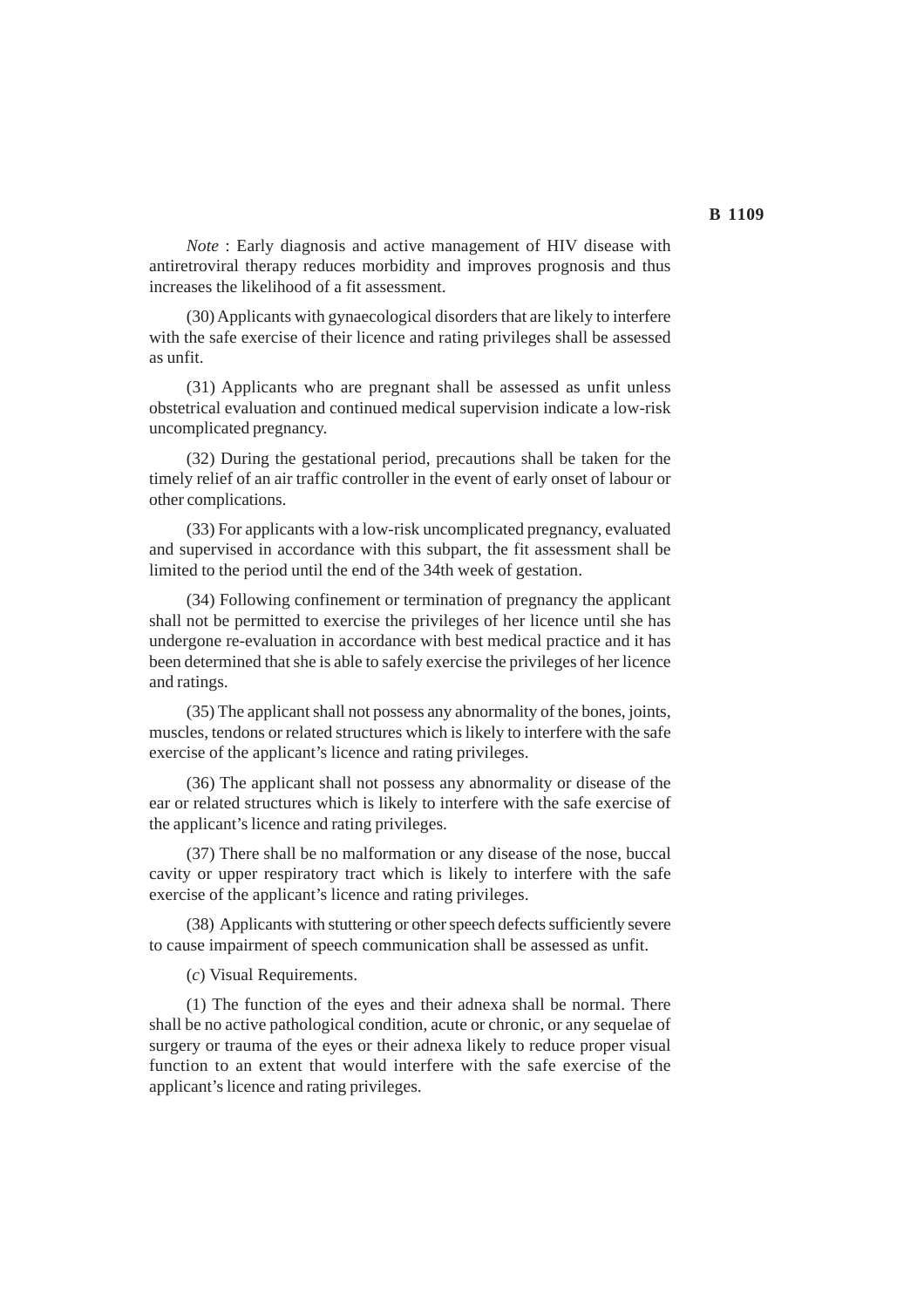*Note* : Early diagnosis and active management of HIV disease with antiretroviral therapy reduces morbidity and improves prognosis and thus increases the likelihood of a fit assessment.

(30) Applicants with gynaecological disorders that are likely to interfere with the safe exercise of their licence and rating privileges shall be assessed as unfit.

(31) Applicants who are pregnant shall be assessed as unfit unless obstetrical evaluation and continued medical supervision indicate a low-risk uncomplicated pregnancy.

(32) During the gestational period, precautions shall be taken for the timely relief of an air traffic controller in the event of early onset of labour or other complications.

(33) For applicants with a low-risk uncomplicated pregnancy, evaluated and supervised in accordance with this subpart, the fit assessment shall be limited to the period until the end of the 34th week of gestation.

(34) Following confinement or termination of pregnancy the applicant shall not be permitted to exercise the privileges of her licence until she has undergone re-evaluation in accordance with best medical practice and it has been determined that she is able to safely exercise the privileges of her licence and ratings.

(35) The applicant shall not possess any abnormality of the bones, joints, muscles, tendons or related structures which is likely to interfere with the safe exercise of the applicant's licence and rating privileges.

(36) The applicant shall not possess any abnormality or disease of the ear or related structures which is likely to interfere with the safe exercise of the applicant's licence and rating privileges.

(37) There shall be no malformation or any disease of the nose, buccal cavity or upper respiratory tract which is likely to interfere with the safe exercise of the applicant's licence and rating privileges.

(38) Applicants with stuttering or other speech defects sufficiently severe to cause impairment of speech communication shall be assessed as unfit.

(*c*) Visual Requirements.

(1) The function of the eyes and their adnexa shall be normal. There shall be no active pathological condition, acute or chronic, or any sequelae of surgery or trauma of the eyes or their adnexa likely to reduce proper visual function to an extent that would interfere with the safe exercise of the applicant's licence and rating privileges.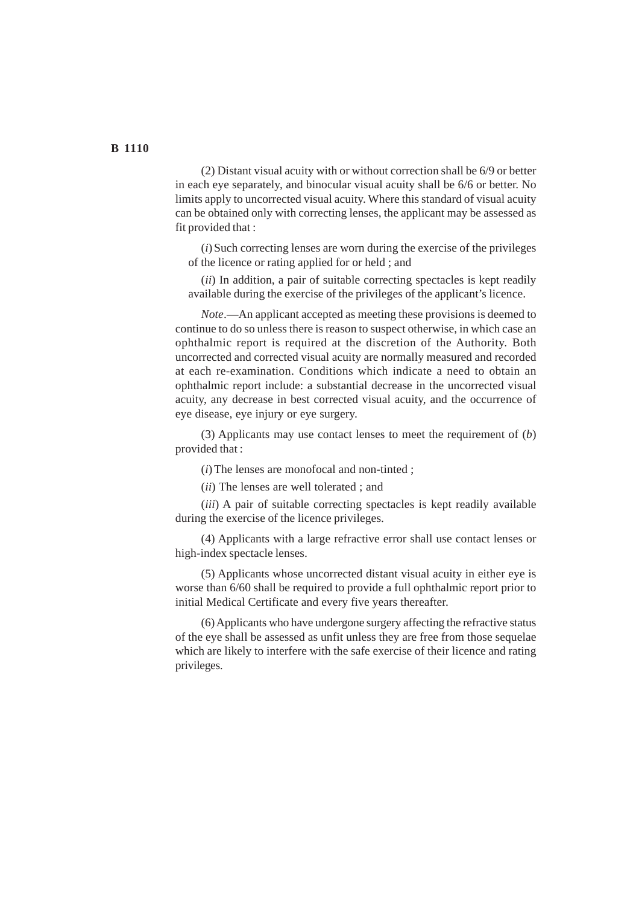(2) Distant visual acuity with or without correction shall be 6/9 or better in each eye separately, and binocular visual acuity shall be 6/6 or better. No limits apply to uncorrected visual acuity. Where this standard of visual acuity can be obtained only with correcting lenses, the applicant may be assessed as fit provided that :

(*i*) Such correcting lenses are worn during the exercise of the privileges of the licence or rating applied for or held ; and

(*ii*) In addition, a pair of suitable correcting spectacles is kept readily available during the exercise of the privileges of the applicant's licence.

*Note*.—An applicant accepted as meeting these provisions is deemed to continue to do so unless there is reason to suspect otherwise, in which case an ophthalmic report is required at the discretion of the Authority. Both uncorrected and corrected visual acuity are normally measured and recorded at each re-examination. Conditions which indicate a need to obtain an ophthalmic report include: a substantial decrease in the uncorrected visual acuity, any decrease in best corrected visual acuity, and the occurrence of eye disease, eye injury or eye surgery.

(3) Applicants may use contact lenses to meet the requirement of (*b*) provided that :

(*i*) The lenses are monofocal and non-tinted ;

(*ii*) The lenses are well tolerated ; and

(*iii*) A pair of suitable correcting spectacles is kept readily available during the exercise of the licence privileges.

(4) Applicants with a large refractive error shall use contact lenses or high-index spectacle lenses.

(5) Applicants whose uncorrected distant visual acuity in either eye is worse than 6/60 shall be required to provide a full ophthalmic report prior to initial Medical Certificate and every five years thereafter.

(6) Applicants who have undergone surgery affecting the refractive status of the eye shall be assessed as unfit unless they are free from those sequelae which are likely to interfere with the safe exercise of their licence and rating privileges.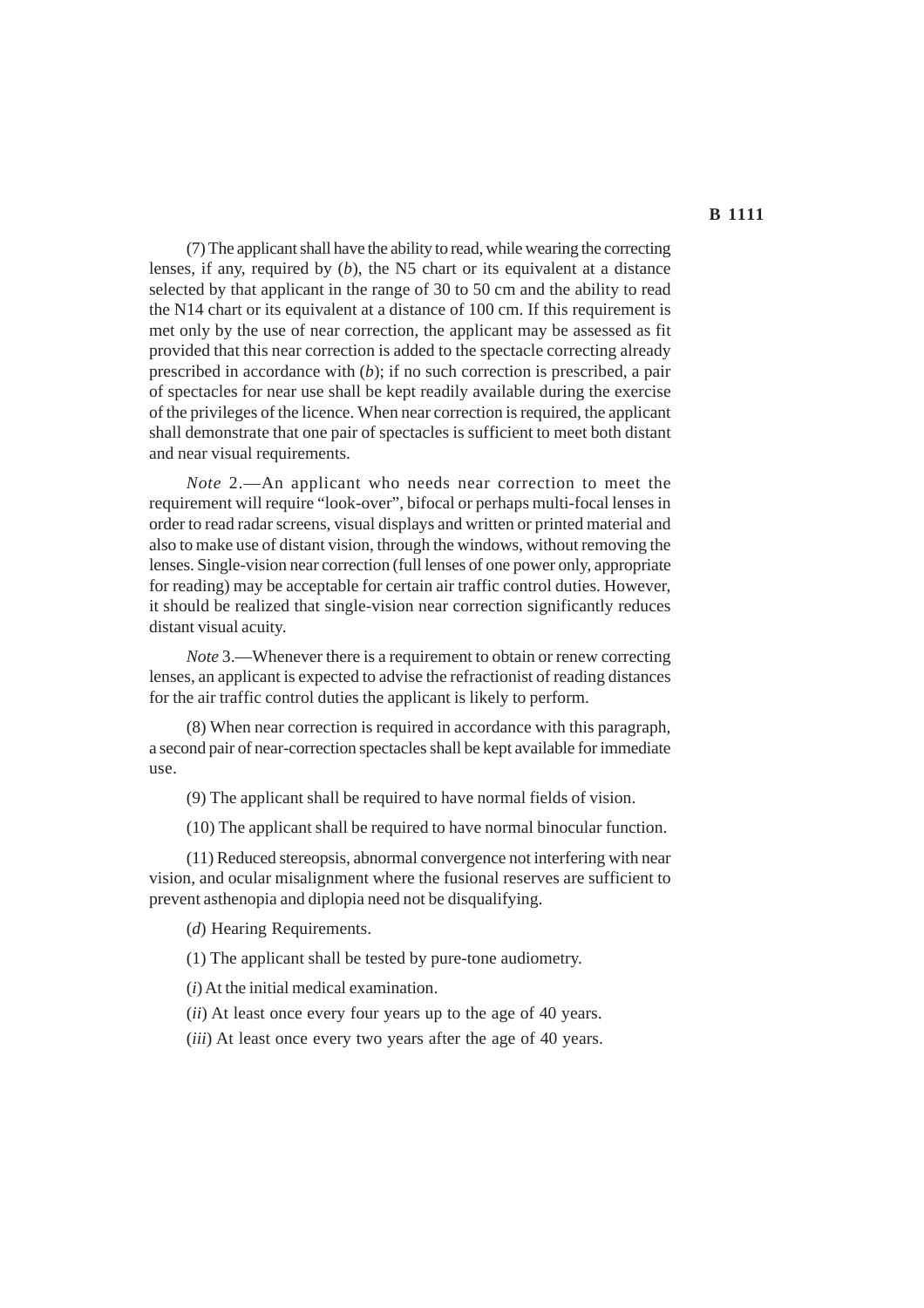(7) The applicant shall have the ability to read, while wearing the correcting lenses, if any, required by (*b*), the N5 chart or its equivalent at a distance selected by that applicant in the range of 30 to 50 cm and the ability to read the N14 chart or its equivalent at a distance of 100 cm. If this requirement is met only by the use of near correction, the applicant may be assessed as fit provided that this near correction is added to the spectacle correcting already prescribed in accordance with (*b*); if no such correction is prescribed, a pair of spectacles for near use shall be kept readily available during the exercise of the privileges of the licence. When near correction is required, the applicant shall demonstrate that one pair of spectacles is sufficient to meet both distant and near visual requirements.

*Note* 2.—An applicant who needs near correction to meet the requirement will require "look-over", bifocal or perhaps multi-focal lenses in order to read radar screens, visual displays and written or printed material and also to make use of distant vision, through the windows, without removing the lenses. Single-vision near correction (full lenses of one power only, appropriate for reading) may be acceptable for certain air traffic control duties. However, it should be realized that single-vision near correction significantly reduces distant visual acuity.

*Note* 3.—Whenever there is a requirement to obtain or renew correcting lenses, an applicant is expected to advise the refractionist of reading distances for the air traffic control duties the applicant is likely to perform.

(8) When near correction is required in accordance with this paragraph, a second pair of near-correction spectacles shall be kept available for immediate use.

(9) The applicant shall be required to have normal fields of vision.

(10) The applicant shall be required to have normal binocular function.

(11) Reduced stereopsis, abnormal convergence not interfering with near vision, and ocular misalignment where the fusional reserves are sufficient to prevent asthenopia and diplopia need not be disqualifying.

(*d*) Hearing Requirements.

(1) The applicant shall be tested by pure-tone audiometry.

(*i*) At the initial medical examination.

(*ii*) At least once every four years up to the age of 40 years.

(*iii*) At least once every two years after the age of 40 years.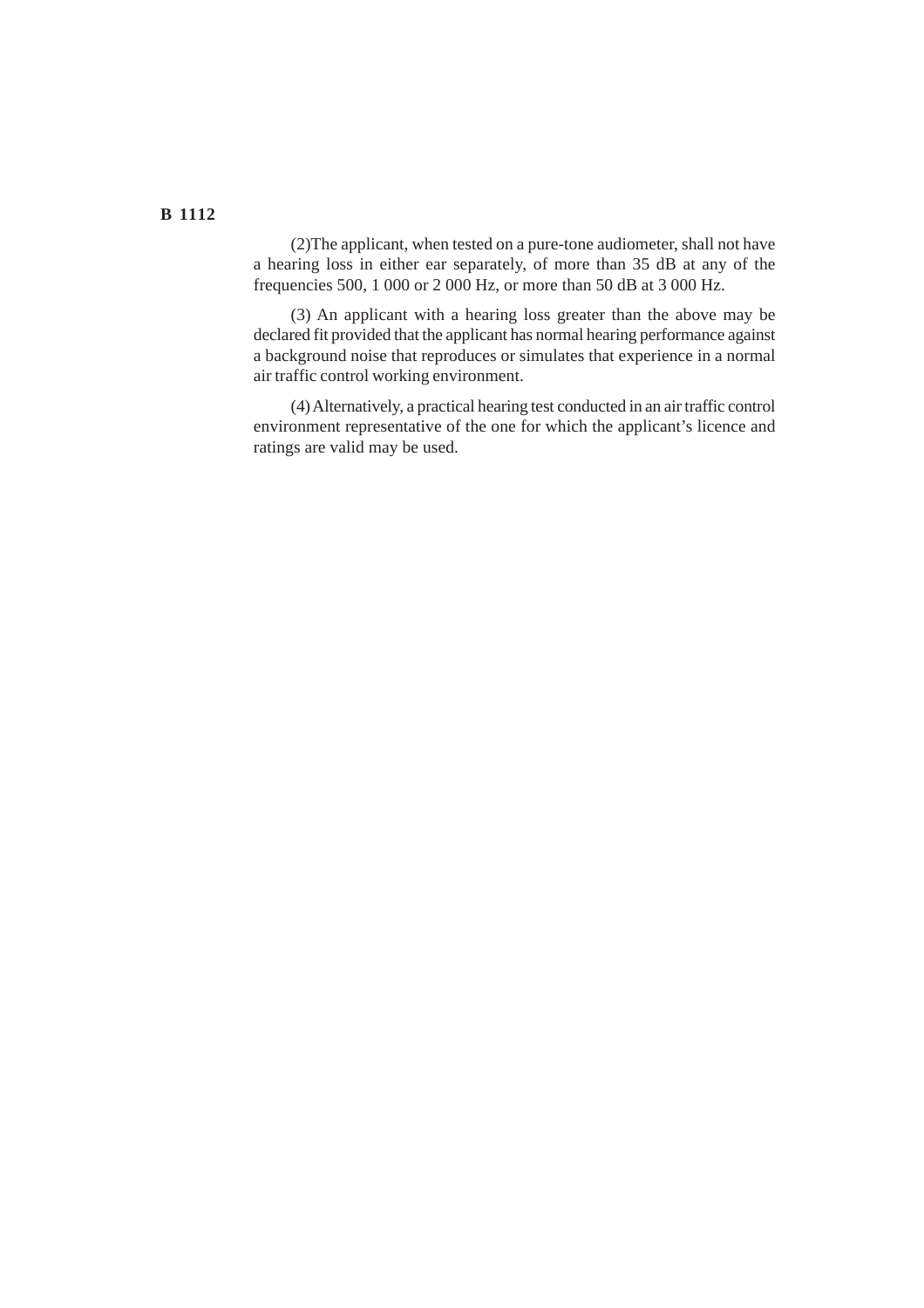(2)The applicant, when tested on a pure-tone audiometer, shall not have a hearing loss in either ear separately, of more than 35 dB at any of the frequencies 500, 1 000 or 2 000 Hz, or more than 50 dB at 3 000 Hz.

(3) An applicant with a hearing loss greater than the above may be declared fit provided that the applicant has normal hearing performance against a background noise that reproduces or simulates that experience in a normal air traffic control working environment.

(4) Alternatively, a practical hearing test conducted in an air traffic control environment representative of the one for which the applicant's licence and ratings are valid may be used.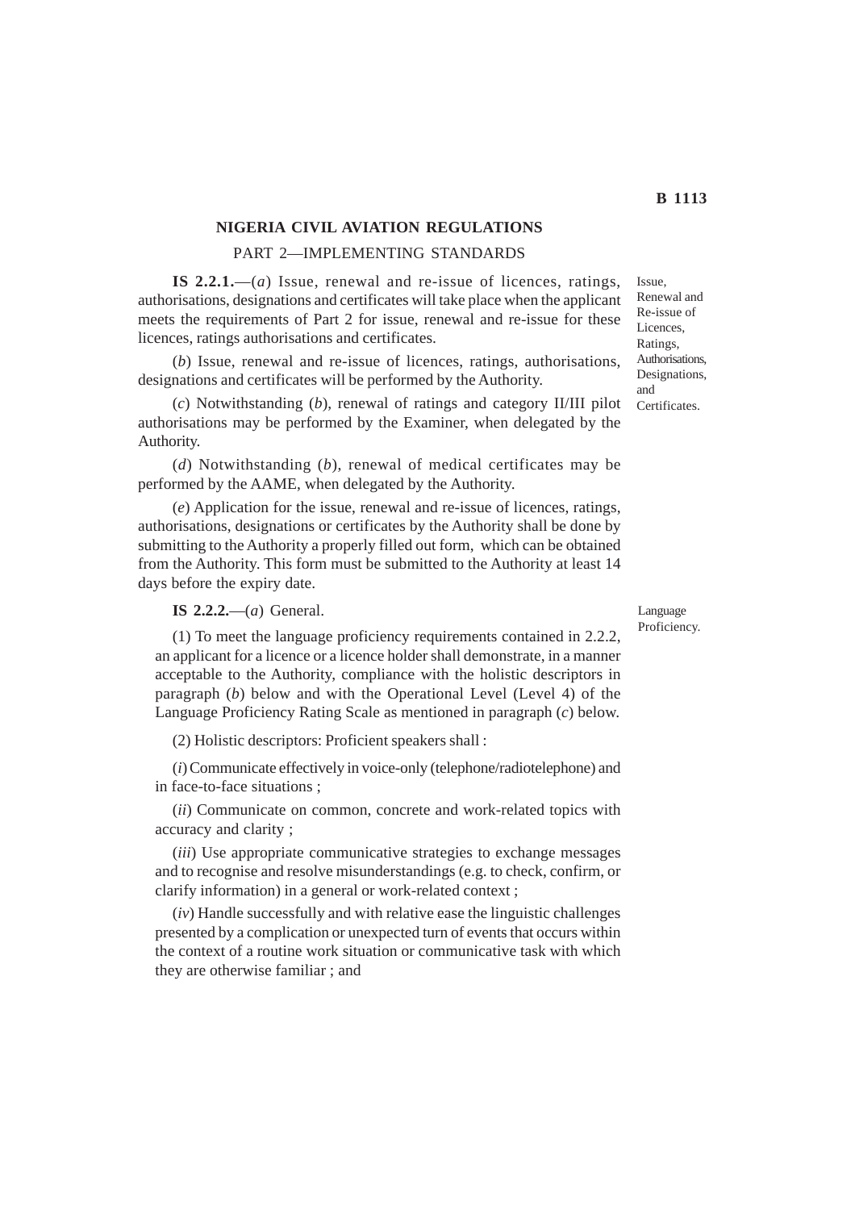## NIGERIA CIVIL AVIATION REGULATIONS

PART 2—IMPLEMENTING STANDARDS

*Issue, Renewal and Re-issue of Licences, Ratings, Authorisations, Designations, and Certificates.*

**IS 2.2.1.**—(*a*) Issue, renewal and re-issue of licences, ratings, authorisations, designations and certificates will take place when the applicant meets the requirements of Part 2 for issue, renewal and re-issue for these licences, ratings authorisations and certificates.

(*b*) Issue, renewal and re-issue of licences, ratings, authorisations, designations and certificates will be performed by the Authority.

(*c*) Notwithstanding (*b*), renewal of ratings and category II/III pilot authorisations may be performed by the Examiner, when delegated by the Authority.

(*d*) Notwithstanding (*b*), renewal of medical certificates may be performed by the AAME, when delegated by the Authority.

(*e*) Application for the issue, renewal and re-issue of licences, ratings, authorisations, designations or certificates by the Authority shall be done by submitting to the Authority a properly filled out form, which can be obtained from the Authority. This form must be submitted to the Authority at least 14 days before the expiry date.

*Language Proficiency.*

**IS 2.2.2.**—(*a*) General.

(1) To meet the language proficiency requirements contained in 2.2.2, an applicant for a licence or a licence holder shall demonstrate, in a manner acceptable to the Authority, compliance with the holistic descriptors in paragraph (*b*) below and with the Operational Level (Level 4) of the Language Proficiency Rating Scale as mentioned in paragraph (*c*) below.

(2) Holistic descriptors: Proficient speakers shall :

(*i*) Communicate effectively in voice-only (telephone/radiotelephone) and in face-to-face situations ;

(*ii*) Communicate on common, concrete and work-related topics with accuracy and clarity ;

(*iii*) Use appropriate communicative strategies to exchange messages and to recognise and resolve misunderstandings (e.g. to check, confirm, or clarify information) in a general or work-related context ;

(*iv*) Handle successfully and with relative ease the linguistic challenges presented by a complication or unexpected turn of events that occurs within the context of a routine work situation or communicative task with which they are otherwise familiar ; and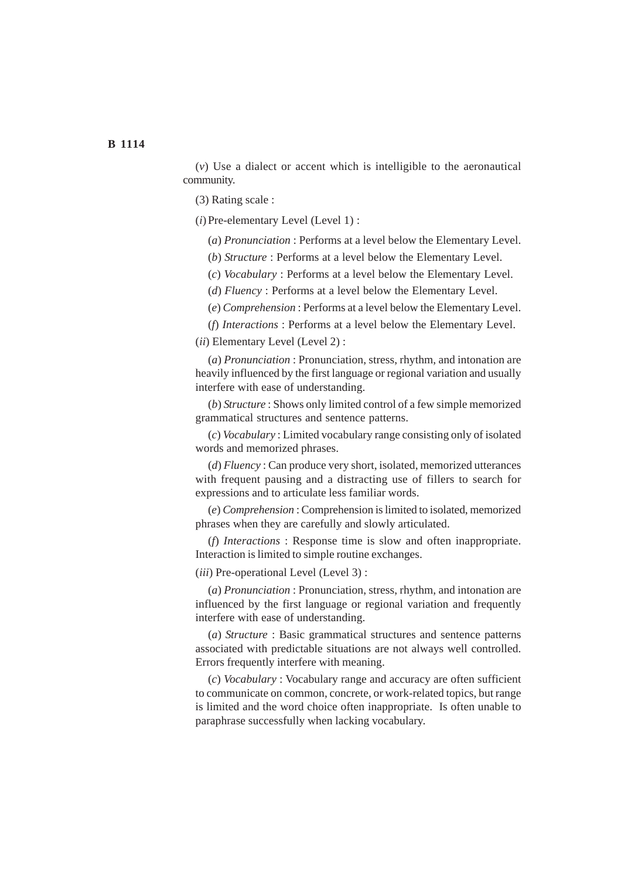(*v*) Use a dialect or accent which is intelligible to the aeronautical community.

(3) Rating scale :

(*i*) Pre-elementary Level (Level 1) :

(*a*) *Pronunciation* : Performs at a level below the Elementary Level.

(*b*) *Structure* : Performs at a level below the Elementary Level.

(*c*) *Vocabulary* : Performs at a level below the Elementary Level.

(*d*) *Fluency* : Performs at a level below the Elementary Level.

(*e*) *Comprehension* : Performs at a level below the Elementary Level.

(*f*) *Interactions* : Performs at a level below the Elementary Level.

(*ii*) Elementary Level (Level 2) :

(*a*) *Pronunciation* : Pronunciation, stress, rhythm, and intonation are heavily influenced by the first language or regional variation and usually interfere with ease of understanding.

(*b*) *Structure* : Shows only limited control of a few simple memorized grammatical structures and sentence patterns.

(*c*) *Vocabulary* : Limited vocabulary range consisting only of isolated words and memorized phrases.

(*d*) *Fluency* : Can produce very short, isolated, memorized utterances with frequent pausing and a distracting use of fillers to search for expressions and to articulate less familiar words.

(*e*) *Comprehension* : Comprehension is limited to isolated, memorized phrases when they are carefully and slowly articulated.

(*f*) *Interactions* : Response time is slow and often inappropriate. Interaction is limited to simple routine exchanges.

(*iii*) Pre-operational Level (Level 3) :

(*a*) *Pronunciation* : Pronunciation, stress, rhythm, and intonation are influenced by the first language or regional variation and frequently interfere with ease of understanding.

(*a*) *Structure* : Basic grammatical structures and sentence patterns associated with predictable situations are not always well controlled. Errors frequently interfere with meaning.

(*c*) *Vocabulary* : Vocabulary range and accuracy are often sufficient to communicate on common, concrete, or work-related topics, but range is limited and the word choice often inappropriate. Is often unable to paraphrase successfully when lacking vocabulary.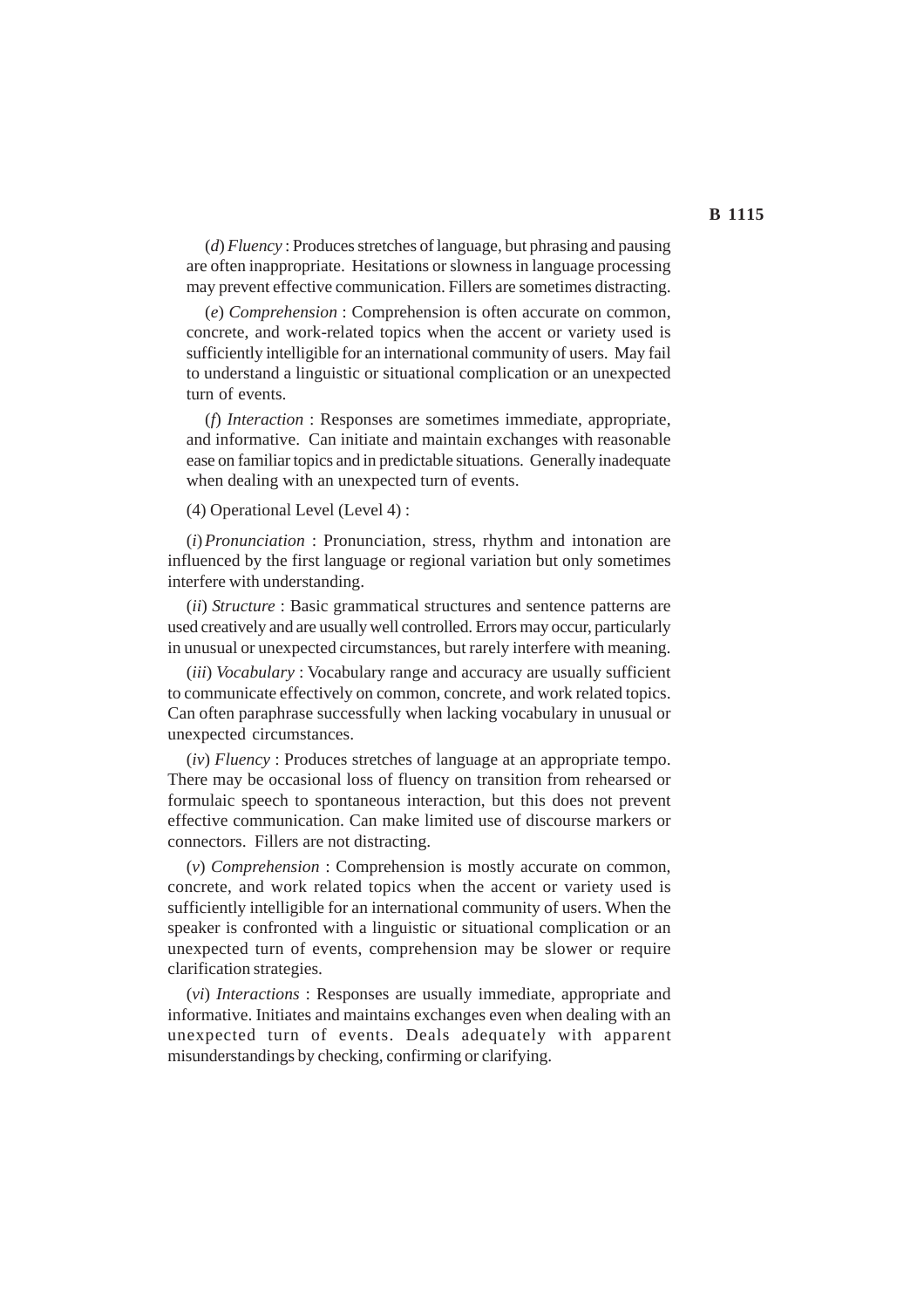(*d*) *Fluency* : Produces stretches of language, but phrasing and pausing are often inappropriate. Hesitations or slowness in language processing may prevent effective communication. Fillers are sometimes distracting.

(*e*) *Comprehension* : Comprehension is often accurate on common, concrete, and work-related topics when the accent or variety used is sufficiently intelligible for an international community of users. May fail to understand a linguistic or situational complication or an unexpected turn of events.

(*f*) *Interaction* : Responses are sometimes immediate, appropriate, and informative. Can initiate and maintain exchanges with reasonable ease on familiar topics and in predictable situations. Generally inadequate when dealing with an unexpected turn of events.

(4) Operational Level (Level 4) :

(*i*) *Pronunciation* : Pronunciation, stress, rhythm and intonation are influenced by the first language or regional variation but only sometimes interfere with understanding.

(*ii*) *Structure* : Basic grammatical structures and sentence patterns are used creatively and are usually well controlled. Errors may occur, particularly in unusual or unexpected circumstances, but rarely interfere with meaning.

(*iii*) *Vocabulary* : Vocabulary range and accuracy are usually sufficient to communicate effectively on common, concrete, and work related topics. Can often paraphrase successfully when lacking vocabulary in unusual or unexpected circumstances.

(*iv*) *Fluency* : Produces stretches of language at an appropriate tempo. There may be occasional loss of fluency on transition from rehearsed or formulaic speech to spontaneous interaction, but this does not prevent effective communication. Can make limited use of discourse markers or connectors. Fillers are not distracting.

(*v*) *Comprehension* : Comprehension is mostly accurate on common, concrete, and work related topics when the accent or variety used is sufficiently intelligible for an international community of users. When the speaker is confronted with a linguistic or situational complication or an unexpected turn of events, comprehension may be slower or require clarification strategies.

(*vi*) *Interactions* : Responses are usually immediate, appropriate and informative. Initiates and maintains exchanges even when dealing with an unexpected turn of events. Deals adequately with apparent misunderstandings by checking, confirming or clarifying.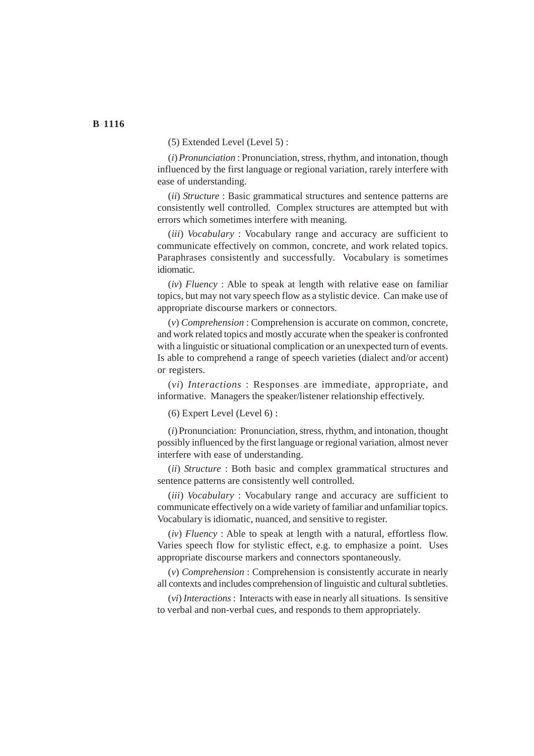(5) Extended Level (Level 5) :

(*i*) *Pronunciation* : Pronunciation, stress, rhythm, and intonation, though influenced by the first language or regional variation, rarely interfere with ease of understanding.

(*ii*) *Structure* : Basic grammatical structures and sentence patterns are consistently well controlled. Complex structures are attempted but with errors which sometimes interfere with meaning.

(*iii*) *Vocabulary* : Vocabulary range and accuracy are sufficient to communicate effectively on common, concrete, and work related topics. Paraphrases consistently and successfully. Vocabulary is sometimes idiomatic.

(*iv*) *Fluency* : Able to speak at length with relative ease on familiar topics, but may not vary speech flow as a stylistic device. Can make use of appropriate discourse markers or connectors.

(*v*) *Comprehension* : Comprehension is accurate on common, concrete, and work related topics and mostly accurate when the speaker is confronted with a linguistic or situational complication or an unexpected turn of events. Is able to comprehend a range of speech varieties (dialect and/or accent) or registers.

(*vi*) *Interactions* : Responses are immediate, appropriate, and informative. Managers the speaker/listener relationship effectively.

(6) Expert Level (Level 6) :

(*i*) Pronunciation: Pronunciation, stress, rhythm, and intonation, thought possibly influenced by the first language or regional variation, almost never interfere with ease of understanding.

(*ii*) *Structure* : Both basic and complex grammatical structures and sentence patterns are consistently well controlled.

(*iii*) *Vocabulary* : Vocabulary range and accuracy are sufficient to communicate effectively on a wide variety of familiar and unfamiliar topics. Vocabulary is idiomatic, nuanced, and sensitive to register.

(*iv*) *Fluency* : Able to speak at length with a natural, effortless flow. Varies speech flow for stylistic effect, e.g. to emphasize a point. Uses appropriate discourse markers and connectors spontaneously.

(*v*) *Comprehension* : Comprehension is consistently accurate in nearly all contexts and includes comprehension of linguistic and cultural subtleties.

(*vi*) *Interactions* : Interacts with ease in nearly all situations. Is sensitive to verbal and non-verbal cues, and responds to them appropriately.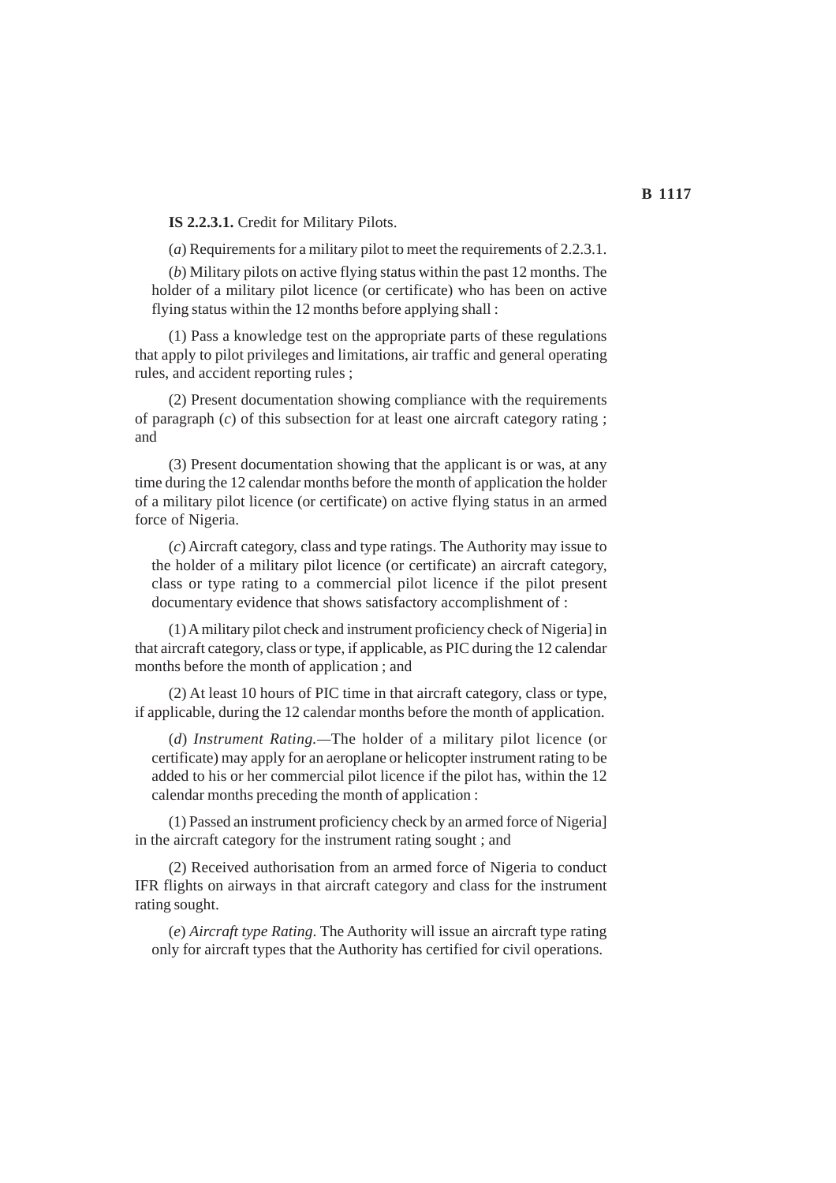**IS 2.2.3.1.** Credit for Military Pilots.

(*a*) Requirements for a military pilot to meet the requirements of 2.2.3.1.

(*b*) Military pilots on active flying status within the past 12 months. The holder of a military pilot licence (or certificate) who has been on active flying status within the 12 months before applying shall :

(1) Pass a knowledge test on the appropriate parts of these regulations that apply to pilot privileges and limitations, air traffic and general operating rules, and accident reporting rules ;

(2) Present documentation showing compliance with the requirements of paragraph (*c*) of this subsection for at least one aircraft category rating ; and

(3) Present documentation showing that the applicant is or was, at any time during the 12 calendar months before the month of application the holder of a military pilot licence (or certificate) on active flying status in an armed force of Nigeria.

(*c*) Aircraft category, class and type ratings. The Authority may issue to the holder of a military pilot licence (or certificate) an aircraft category, class or type rating to a commercial pilot licence if the pilot present documentary evidence that shows satisfactory accomplishment of :

(1) A military pilot check and instrument proficiency check of Nigeria] in that aircraft category, class or type, if applicable, as PIC during the 12 calendar months before the month of application ; and

(2) At least 10 hours of PIC time in that aircraft category, class or type, if applicable, during the 12 calendar months before the month of application.

(*d*) *Instrument Rating.*—The holder of a military pilot licence (or certificate) may apply for an aeroplane or helicopter instrument rating to be added to his or her commercial pilot licence if the pilot has, within the 12 calendar months preceding the month of application :

(1) Passed an instrument proficiency check by an armed force of Nigeria] in the aircraft category for the instrument rating sought ; and

(2) Received authorisation from an armed force of Nigeria to conduct IFR flights on airways in that aircraft category and class for the instrument rating sought.

(*e*) *Aircraft type Rating*. The Authority will issue an aircraft type rating only for aircraft types that the Authority has certified for civil operations.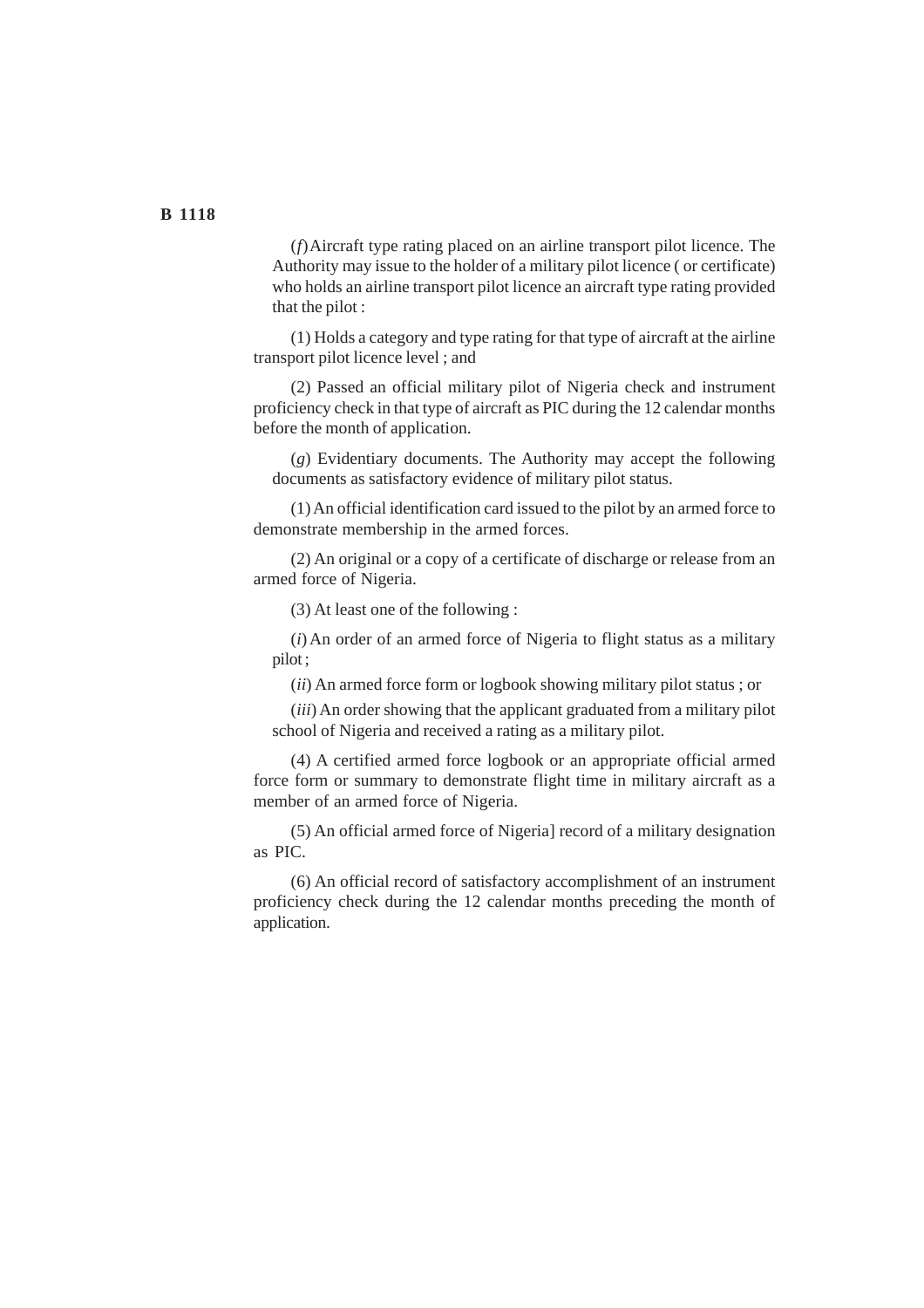(*f*) Aircraft type rating placed on an airline transport pilot licence. The Authority may issue to the holder of a military pilot licence ( or certificate) who holds an airline transport pilot licence an aircraft type rating provided that the pilot :

(1) Holds a category and type rating for that type of aircraft at the airline transport pilot licence level ; and

(2) Passed an official military pilot of Nigeria check and instrument proficiency check in that type of aircraft as PIC during the 12 calendar months before the month of application.

(*g*) Evidentiary documents. The Authority may accept the following documents as satisfactory evidence of military pilot status.

(1) An official identification card issued to the pilot by an armed force to demonstrate membership in the armed forces.

(2) An original or a copy of a certificate of discharge or release from an armed force of Nigeria.

(3) At least one of the following :

(*i*) An order of an armed force of Nigeria to flight status as a military pilot ;

(*ii*) An armed force form or logbook showing military pilot status ; or

(*iii*) An order showing that the applicant graduated from a military pilot school of Nigeria and received a rating as a military pilot.

(4) A certified armed force logbook or an appropriate official armed force form or summary to demonstrate flight time in military aircraft as a member of an armed force of Nigeria.

(5) An official armed force of Nigeria] record of a military designation as PIC.

(6) An official record of satisfactory accomplishment of an instrument proficiency check during the 12 calendar months preceding the month of application.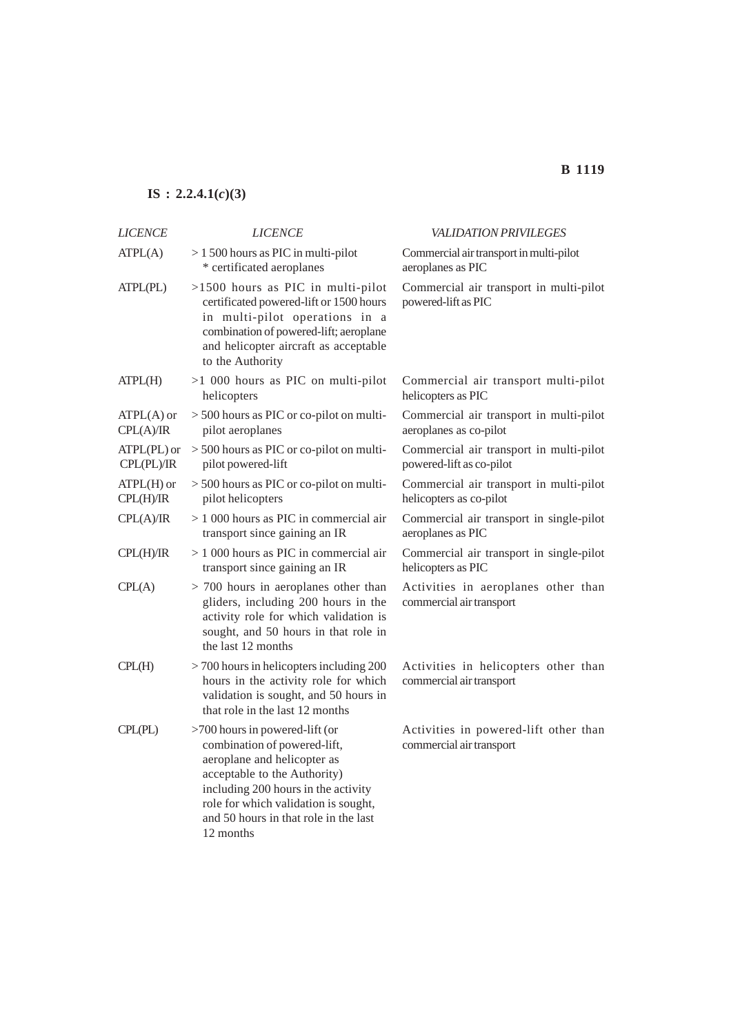**IS : 2.2.4.1(*c*)(3)**

| *LICENCE* | *LICENCE* | *VALIDATION PRIVILEGES* |
|---|---|---|
| ATPL(A) | > 1 500 hours as PIC in multi-pilot * certificated aeroplanes | Commercial air transport in multi-pilot aeroplanes as PIC |
| ATPL(PL) | >1500 hours as PIC in multi-pilot certificated powered-lift or 1500 hours in multi-pilot operations in a combination of powered-lift; aeroplane and helicopter aircraft as acceptable to the Authority | Commercial air transport in multi-pilot powered-lift as PIC |
| ATPL(H) | >1 000 hours as PIC on multi-pilot helicopters | Commercial air transport multi-pilot helicopters as PIC |
| ATPL(A) or CPL(A)/IR | > 500 hours as PIC or co-pilot on multi-pilot aeroplanes | Commercial air transport in multi-pilot aeroplanes as co-pilot |
| ATPL(PL) or CPL(PL)/IR | > 500 hours as PIC or co-pilot on multi-pilot powered-lift | Commercial air transport in multi-pilot powered-lift as co-pilot |
| ATPL(H) or CPL(H)/IR | > 500 hours as PIC or co-pilot on multi-pilot helicopters | Commercial air transport in multi-pilot helicopters as co-pilot |
| CPL(A)/IR | > 1 000 hours as PIC in commercial air transport since gaining an IR | Commercial air transport in single-pilot aeroplanes as PIC |
| CPL(H)/IR | > 1 000 hours as PIC in commercial air transport since gaining an IR | Commercial air transport in single-pilot helicopters as PIC |
| CPL(A) | > 700 hours in aeroplanes other than gliders, including 200 hours in the activity role for which validation is sought, and 50 hours in that role in the last 12 months | Activities in aeroplanes other than commercial air transport |
| CPL(H) | > 700 hours in helicopters including 200 hours in the activity role for which validation is sought, and 50 hours in that role in the last 12 months | Activities in helicopters other than commercial air transport |
| CPL(PL) | >700 hours in powered-lift (or combination of powered-lift, aeroplane and helicopter as acceptable to the Authority) including 200 hours in the activity role for which validation is sought, and 50 hours in that role in the last 12 months | Activities in powered-lift other than commercial air transport |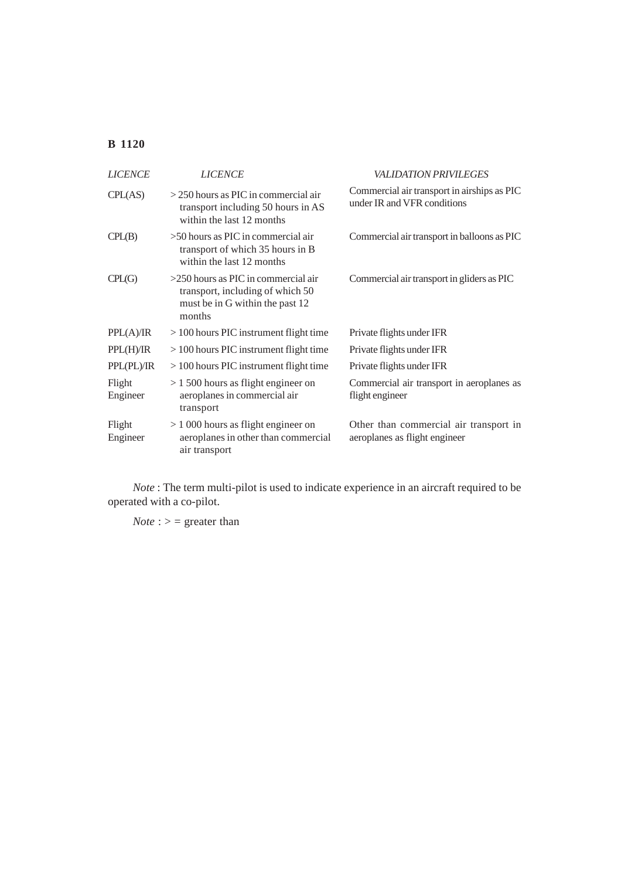| *LICENCE* | *LICENCE* | *VALIDATION PRIVILEGES* |
|---|---|---|
| CPL(AS) | > 250 hours as PIC in commercial air transport including 50 hours in AS within the last 12 months | Commercial air transport in airships as PIC under IR and VFR conditions |
| CPL(B) | >50 hours as PIC in commercial air transport of which 35 hours in B within the last 12 months | Commercial air transport in balloons as PIC |
| CPL(G) | >250 hours as PIC in commercial air transport, including of which 50 must be in G within the past 12 months | Commercial air transport in gliders as PIC |
| PPL(A)/IR | > 100 hours PIC instrument flight time | Private flights under IFR |
| PPL(H)/IR | > 100 hours PIC instrument flight time | Private flights under IFR |
| PPL(PL)/IR | > 100 hours PIC instrument flight time | Private flights under IFR |
| Flight Engineer | > 1 500 hours as flight engineer on aeroplanes in commercial air transport | Commercial air transport in aeroplanes as flight engineer |
| Flight Engineer | > 1 000 hours as flight engineer on aeroplanes in other than commercial air transport | Other than commercial air transport in aeroplanes as flight engineer |

*Note* : The term multi-pilot is used to indicate experience in an aircraft required to be operated with a co-pilot.

*Note* : > = greater than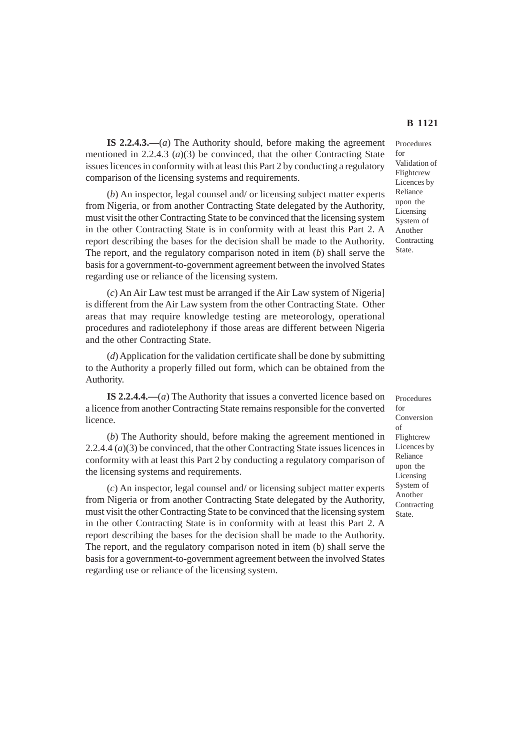**IS 2.2.4.3.**—(*a*) The Authority should, before making the agreement mentioned in 2.2.4.3 (*a*)(3) be convinced, that the other Contracting State issues licences in conformity with at least this Part 2 by conducting a regulatory comparison of the licensing systems and requirements.

Procedures for Validation of Flightcrew Licences by Reliance upon the Licensing System of Another Contracting State.

(*b*) An inspector, legal counsel and/ or licensing subject matter experts from Nigeria, or from another Contracting State delegated by the Authority, must visit the other Contracting State to be convinced that the licensing system in the other Contracting State is in conformity with at least this Part 2. A report describing the bases for the decision shall be made to the Authority. The report, and the regulatory comparison noted in item (*b*) shall serve the basis for a government-to-government agreement between the involved States regarding use or reliance of the licensing system.

(*c*) An Air Law test must be arranged if the Air Law system of Nigeria] is different from the Air Law system from the other Contracting State. Other areas that may require knowledge testing are meteorology, operational procedures and radiotelephony if those areas are different between Nigeria and the other Contracting State.

(*d*) Application for the validation certificate shall be done by submitting to the Authority a properly filled out form, which can be obtained from the Authority.

**IS 2.2.4.4.—**(*a*) The Authority that issues a converted licence based on a licence from another Contracting State remains responsible for the converted licence.

Procedures for Conversion of Flightcrew Licences by Reliance upon the Licensing System of Another Contracting State.

(*b*) The Authority should, before making the agreement mentioned in 2.2.4.4 (*a*)(3) be convinced, that the other Contracting State issues licences in conformity with at least this Part 2 by conducting a regulatory comparison of the licensing systems and requirements.

(*c*) An inspector, legal counsel and/ or licensing subject matter experts from Nigeria or from another Contracting State delegated by the Authority, must visit the other Contracting State to be convinced that the licensing system in the other Contracting State is in conformity with at least this Part 2. A report describing the bases for the decision shall be made to the Authority. The report, and the regulatory comparison noted in item (b) shall serve the basis for a government-to-government agreement between the involved States regarding use or reliance of the licensing system.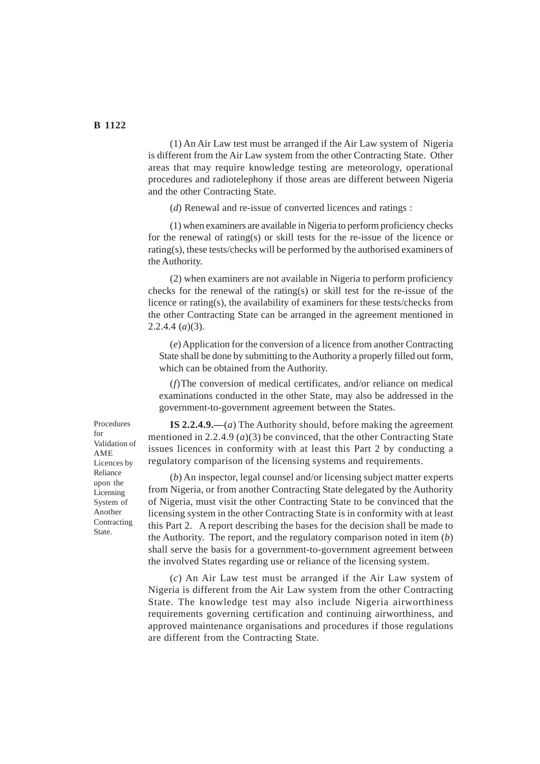(1) An Air Law test must be arranged if the Air Law system of Nigeria is different from the Air Law system from the other Contracting State. Other areas that may require knowledge testing are meteorology, operational procedures and radiotelephony if those areas are different between Nigeria and the other Contracting State.

(*d*) Renewal and re-issue of converted licences and ratings :

(1) when examiners are available in Nigeria to perform proficiency checks for the renewal of rating(s) or skill tests for the re-issue of the licence or rating(s), these tests/checks will be performed by the authorised examiners of the Authority.

(2) when examiners are not available in Nigeria to perform proficiency checks for the renewal of the rating(s) or skill test for the re-issue of the licence or rating(s), the availability of examiners for these tests/checks from the other Contracting State can be arranged in the agreement mentioned in 2.2.4.4 (*a*)(3).

(*e*) Application for the conversion of a licence from another Contracting State shall be done by submitting to the Authority a properly filled out form, which can be obtained from the Authority.

(*f*) The conversion of medical certificates, and/or reliance on medical examinations conducted in the other State, may also be addressed in the government-to-government agreement between the States.

Procedures for Validation of AME Licences by Reliance upon the Licensing System of Another Contracting State.

**IS 2.2.4.9.—**(*a*) The Authority should, before making the agreement mentioned in 2.2.4.9 (*a*)(3) be convinced, that the other Contracting State issues licences in conformity with at least this Part 2 by conducting a regulatory comparison of the licensing systems and requirements.

(*b*) An inspector, legal counsel and/or licensing subject matter experts from Nigeria, or from another Contracting State delegated by the Authority of Nigeria, must visit the other Contracting State to be convinced that the licensing system in the other Contracting State is in conformity with at least this Part 2. A report describing the bases for the decision shall be made to the Authority. The report, and the regulatory comparison noted in item (*b*) shall serve the basis for a government-to-government agreement between the involved States regarding use or reliance of the licensing system.

(*c*) An Air Law test must be arranged if the Air Law system of Nigeria is different from the Air Law system from the other Contracting State. The knowledge test may also include Nigeria airworthiness requirements governing certification and continuing airworthiness, and approved maintenance organisations and procedures if those regulations are different from the Contracting State.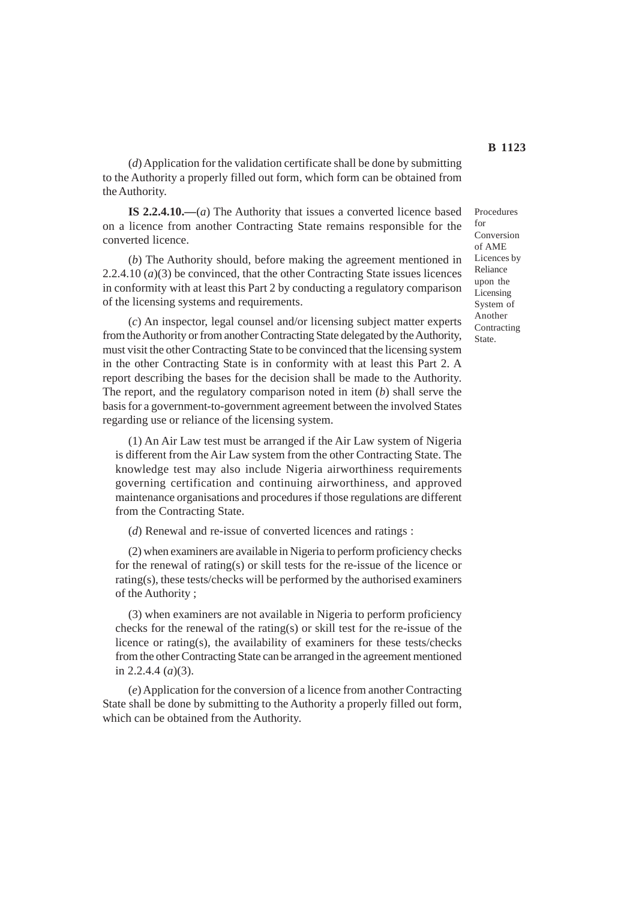(*d*) Application for the validation certificate shall be done by submitting to the Authority a properly filled out form, which form can be obtained from the Authority.

Procedures for Conversion of AME Licences by Reliance upon the Licensing System of Another Contracting State.

**IS 2.2.4.10.—**(*a*) The Authority that issues a converted licence based on a licence from another Contracting State remains responsible for the converted licence.

(*b*) The Authority should, before making the agreement mentioned in 2.2.4.10 (*a*)(3) be convinced, that the other Contracting State issues licences in conformity with at least this Part 2 by conducting a regulatory comparison of the licensing systems and requirements.

(*c*) An inspector, legal counsel and/or licensing subject matter experts from the Authority or from another Contracting State delegated by the Authority, must visit the other Contracting State to be convinced that the licensing system in the other Contracting State is in conformity with at least this Part 2. A report describing the bases for the decision shall be made to the Authority. The report, and the regulatory comparison noted in item (*b*) shall serve the basis for a government-to-government agreement between the involved States regarding use or reliance of the licensing system.

(1) An Air Law test must be arranged if the Air Law system of Nigeria is different from the Air Law system from the other Contracting State. The knowledge test may also include Nigeria airworthiness requirements governing certification and continuing airworthiness, and approved maintenance organisations and procedures if those regulations are different from the Contracting State.

(*d*) Renewal and re-issue of converted licences and ratings :

(2) when examiners are available in Nigeria to perform proficiency checks for the renewal of rating(s) or skill tests for the re-issue of the licence or rating(s), these tests/checks will be performed by the authorised examiners of the Authority ;

(3) when examiners are not available in Nigeria to perform proficiency checks for the renewal of the rating(s) or skill test for the re-issue of the licence or rating(s), the availability of examiners for these tests/checks from the other Contracting State can be arranged in the agreement mentioned in 2.2.4.4 (*a*)(3).

(*e*) Application for the conversion of a licence from another Contracting State shall be done by submitting to the Authority a properly filled out form, which can be obtained from the Authority.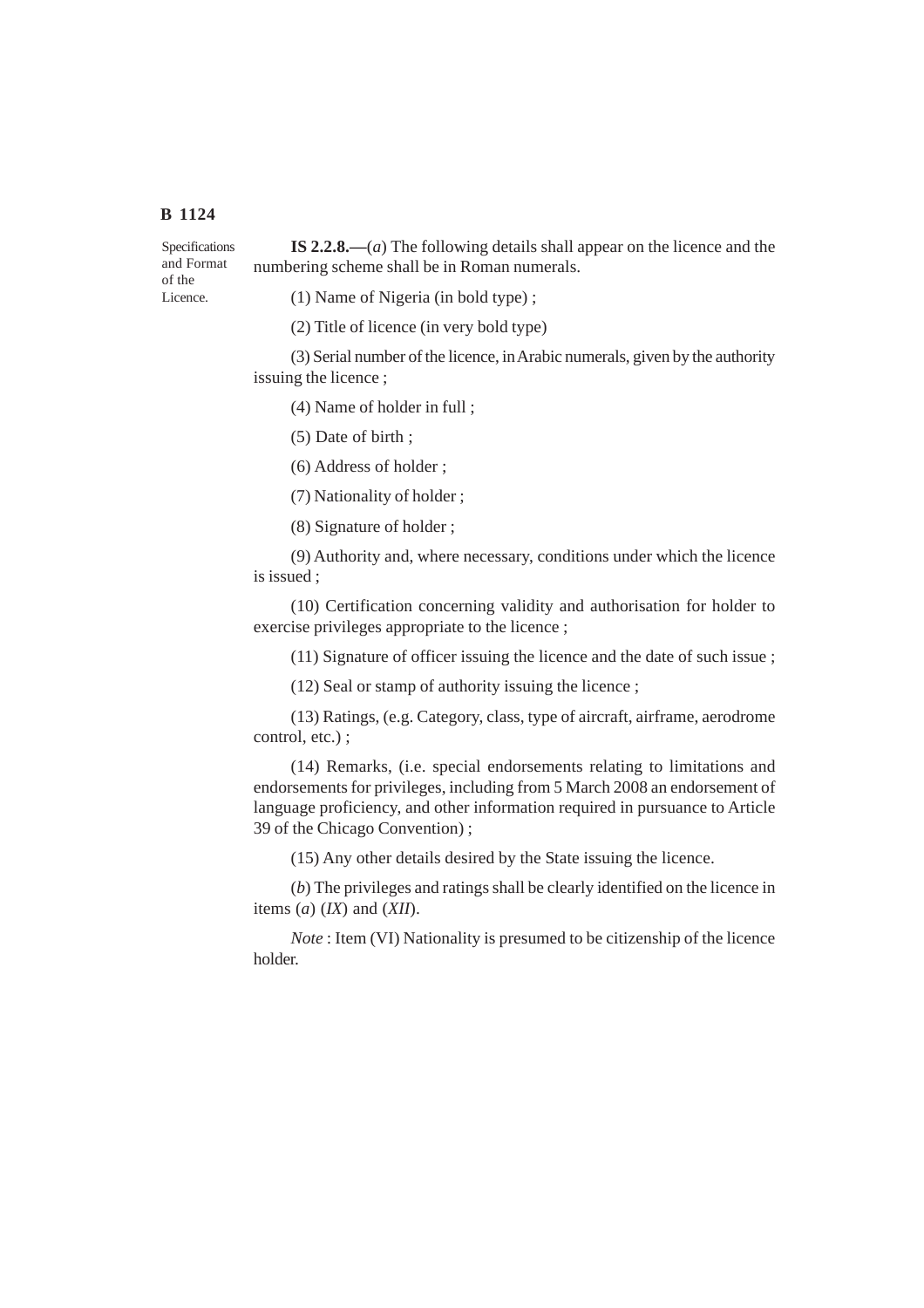Specifications and Format of the Licence.

**IS 2.2.8.—**(*a*) The following details shall appear on the licence and the numbering scheme shall be in Roman numerals.

(1) Name of Nigeria (in bold type) ;

(2) Title of licence (in very bold type)

(3) Serial number of the licence, in Arabic numerals, given by the authority issuing the licence ;

(4) Name of holder in full ;

(5) Date of birth ;

(6) Address of holder ;

(7) Nationality of holder ;

(8) Signature of holder ;

(9) Authority and, where necessary, conditions under which the licence is issued ;

(10) Certification concerning validity and authorisation for holder to exercise privileges appropriate to the licence ;

(11) Signature of officer issuing the licence and the date of such issue ;

(12) Seal or stamp of authority issuing the licence ;

(13) Ratings, (e.g. Category, class, type of aircraft, airframe, aerodrome control, etc.) ;

(14) Remarks, (i.e. special endorsements relating to limitations and endorsements for privileges, including from 5 March 2008 an endorsement of language proficiency, and other information required in pursuance to Article 39 of the Chicago Convention) ;

(15) Any other details desired by the State issuing the licence.

(*b*) The privileges and ratings shall be clearly identified on the licence in items (*a*) (*IX*) and (*XII*).

*Note* : Item (VI) Nationality is presumed to be citizenship of the licence holder.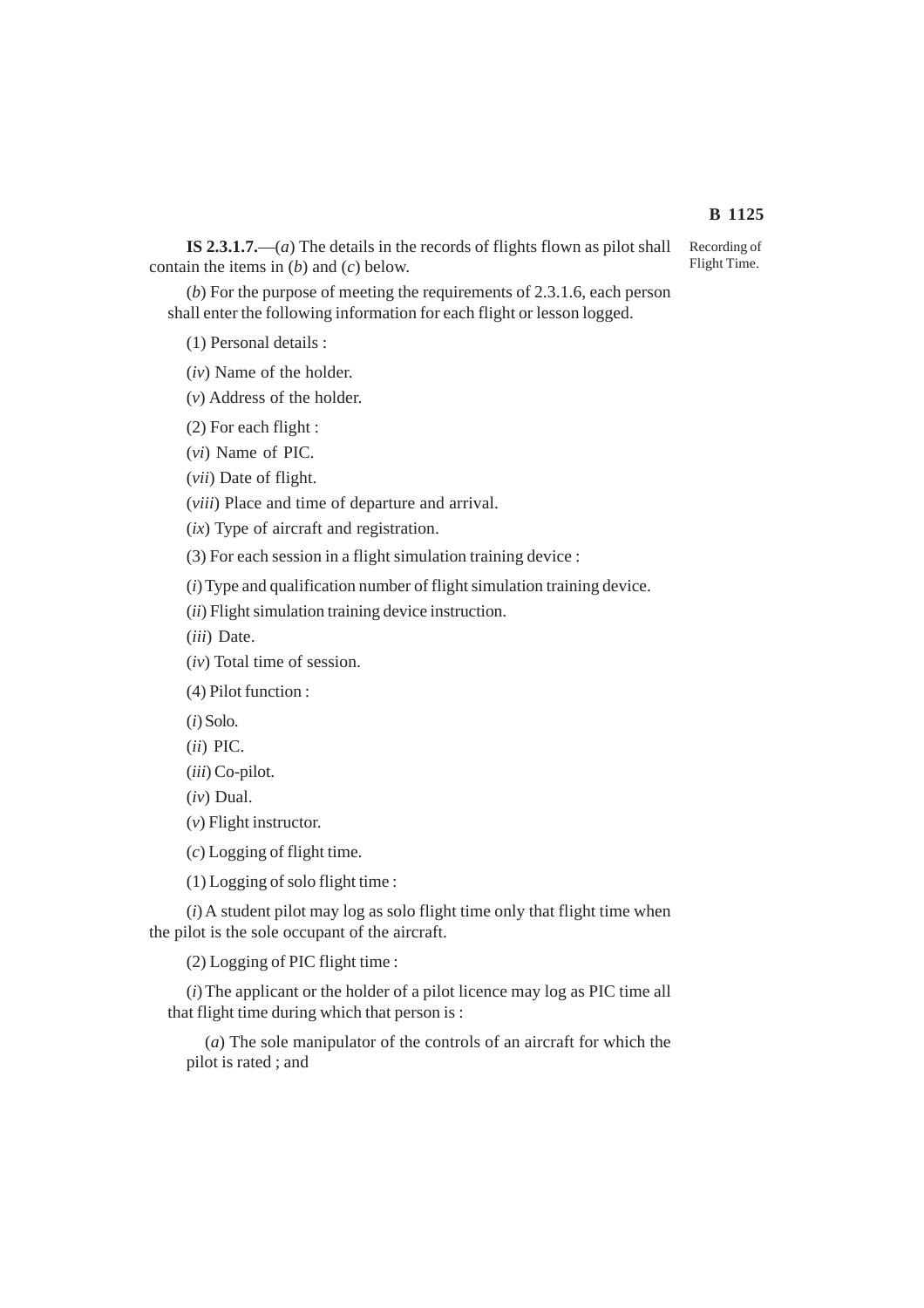**IS 2.3.1.7.**—(*a*) The details in the records of flights flown as pilot shall contain the items in (*b*) and (*c*) below.

Recording of Flight Time.

(*b*) For the purpose of meeting the requirements of 2.3.1.6, each person shall enter the following information for each flight or lesson logged.

(1) Personal details :

(*iv*) Name of the holder.

(*v*) Address of the holder.

(2) For each flight :

(*vi*) Name of PIC.

(*vii*) Date of flight.

(*viii*) Place and time of departure and arrival.

(*ix*) Type of aircraft and registration.

(3) For each session in a flight simulation training device :

(*i*) Type and qualification number of flight simulation training device.

(*ii*) Flight simulation training device instruction.

(*iii*) Date.

(*iv*) Total time of session.

(4) Pilot function :

(*i*) Solo.

(*ii*) PIC.

(*iii*) Co-pilot.

(*iv*) Dual.

(*v*) Flight instructor.

(*c*) Logging of flight time.

(1) Logging of solo flight time :

(*i*) A student pilot may log as solo flight time only that flight time when the pilot is the sole occupant of the aircraft.

(2) Logging of PIC flight time :

(*i*) The applicant or the holder of a pilot licence may log as PIC time all that flight time during which that person is :

(*a*) The sole manipulator of the controls of an aircraft for which the pilot is rated ; and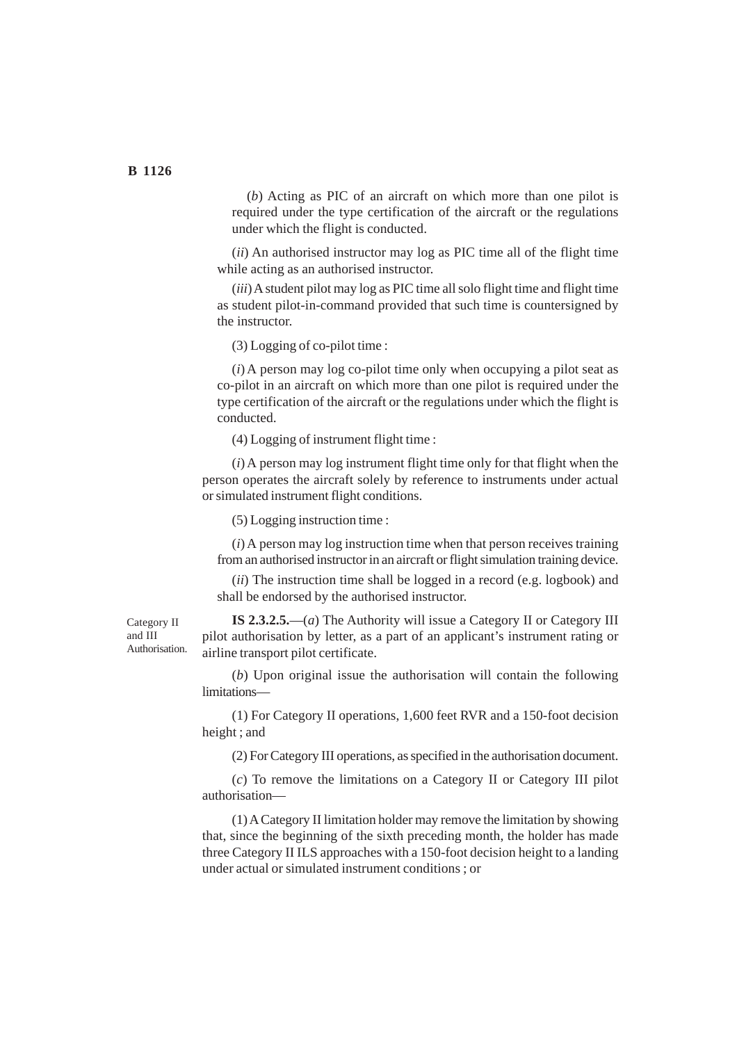(*b*) Acting as PIC of an aircraft on which more than one pilot is required under the type certification of the aircraft or the regulations under which the flight is conducted.

(*ii*) An authorised instructor may log as PIC time all of the flight time while acting as an authorised instructor.

(*iii*) A student pilot may log as PIC time all solo flight time and flight time as student pilot-in-command provided that such time is countersigned by the instructor.

(3) Logging of co-pilot time :

(*i*) A person may log co-pilot time only when occupying a pilot seat as co-pilot in an aircraft on which more than one pilot is required under the type certification of the aircraft or the regulations under which the flight is conducted.

(4) Logging of instrument flight time :

(*i*) A person may log instrument flight time only for that flight when the person operates the aircraft solely by reference to instruments under actual or simulated instrument flight conditions.

(5) Logging instruction time :

(*i*) A person may log instruction time when that person receives training from an authorised instructor in an aircraft or flight simulation training device.

(*ii*) The instruction time shall be logged in a record (e.g. logbook) and shall be endorsed by the authorised instructor.

Category II and III Authorisation.

**IS 2.3.2.5.**—(*a*) The Authority will issue a Category II or Category III pilot authorisation by letter, as a part of an applicant's instrument rating or airline transport pilot certificate.

(*b*) Upon original issue the authorisation will contain the following limitations—

(1) For Category II operations, 1,600 feet RVR and a 150-foot decision height ; and

(2) For Category III operations, as specified in the authorisation document.

(*c*) To remove the limitations on a Category II or Category III pilot authorisation—

(1) A Category II limitation holder may remove the limitation by showing that, since the beginning of the sixth preceding month, the holder has made three Category II ILS approaches with a 150-foot decision height to a landing under actual or simulated instrument conditions ; or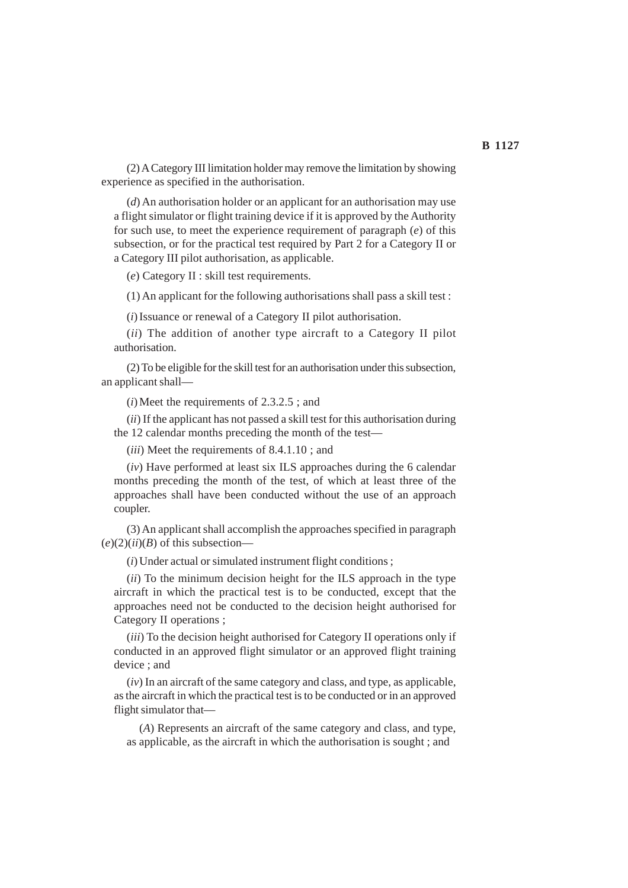(2) A Category III limitation holder may remove the limitation by showing experience as specified in the authorisation.

(*d*) An authorisation holder or an applicant for an authorisation may use a flight simulator or flight training device if it is approved by the Authority for such use, to meet the experience requirement of paragraph (*e*) of this subsection, or for the practical test required by Part 2 for a Category II or a Category III pilot authorisation, as applicable.

(*e*) Category II : skill test requirements.

(1) An applicant for the following authorisations shall pass a skill test :

(*i*) Issuance or renewal of a Category II pilot authorisation.

(*ii*) The addition of another type aircraft to a Category II pilot authorisation.

(2) To be eligible for the skill test for an authorisation under this subsection, an applicant shall—

(*i*) Meet the requirements of 2.3.2.5 ; and

(*ii*) If the applicant has not passed a skill test for this authorisation during the 12 calendar months preceding the month of the test—

(*iii*) Meet the requirements of 8.4.1.10 ; and

(*iv*) Have performed at least six ILS approaches during the 6 calendar months preceding the month of the test, of which at least three of the approaches shall have been conducted without the use of an approach coupler.

(3) An applicant shall accomplish the approaches specified in paragraph (*e*)(2)(*ii*)(*B*) of this subsection—

(*i*) Under actual or simulated instrument flight conditions ;

(*ii*) To the minimum decision height for the ILS approach in the type aircraft in which the practical test is to be conducted, except that the approaches need not be conducted to the decision height authorised for Category II operations ;

(*iii*) To the decision height authorised for Category II operations only if conducted in an approved flight simulator or an approved flight training device ; and

(*iv*) In an aircraft of the same category and class, and type, as applicable, as the aircraft in which the practical test is to be conducted or in an approved flight simulator that—

(*A*) Represents an aircraft of the same category and class, and type, as applicable, as the aircraft in which the authorisation is sought ; and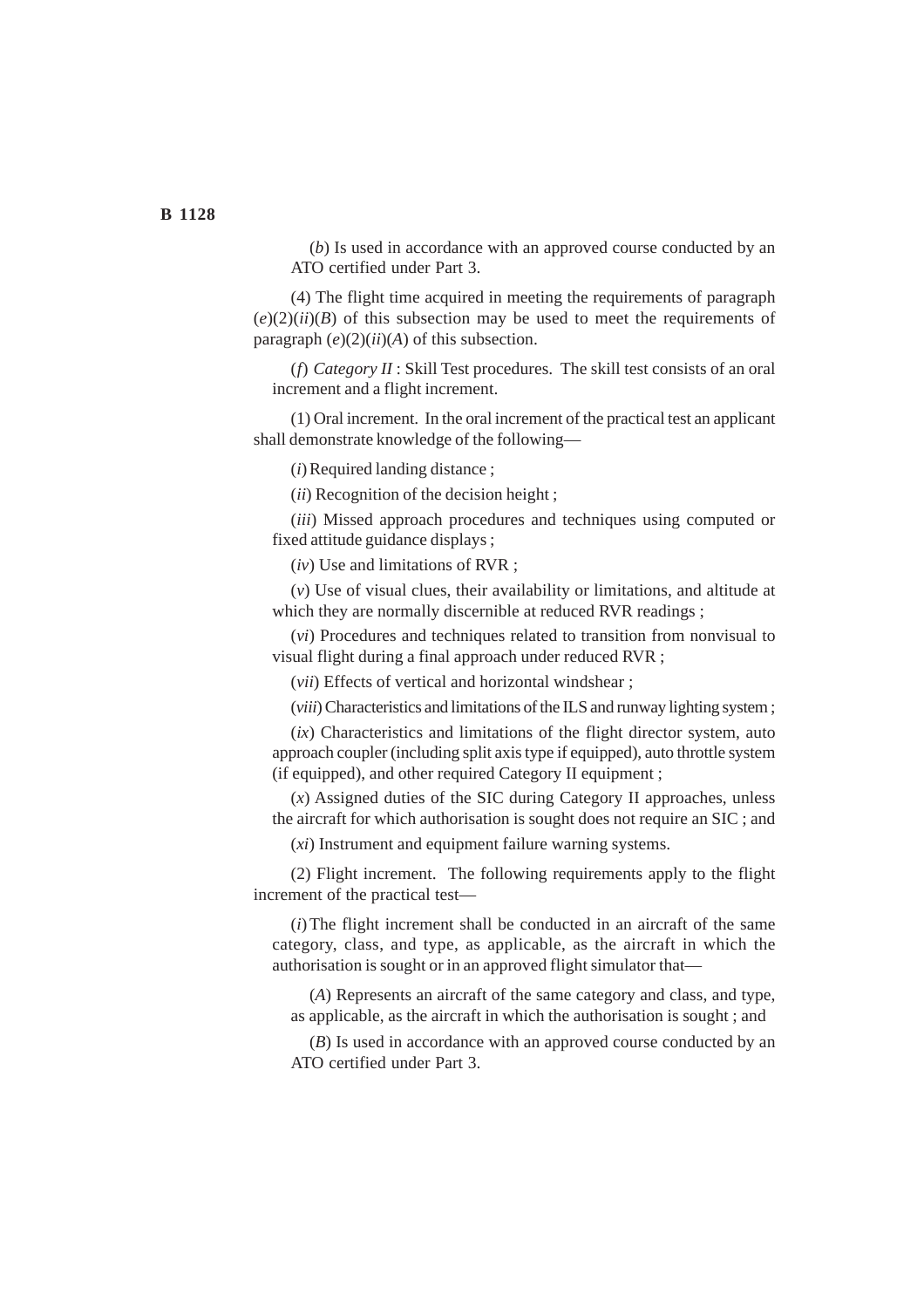(*b*) Is used in accordance with an approved course conducted by an ATO certified under Part 3.

(4) The flight time acquired in meeting the requirements of paragraph (*e*)(2)(*ii*)(*B*) of this subsection may be used to meet the requirements of paragraph (*e*)(2)(*ii*)(*A*) of this subsection.

(*f*) *Category II* : Skill Test procedures. The skill test consists of an oral increment and a flight increment.

(1) Oral increment. In the oral increment of the practical test an applicant shall demonstrate knowledge of the following—

(*i*) Required landing distance ;

(*ii*) Recognition of the decision height ;

(*iii*) Missed approach procedures and techniques using computed or fixed attitude guidance displays ;

(*iv*) Use and limitations of RVR ;

(*v*) Use of visual clues, their availability or limitations, and altitude at which they are normally discernible at reduced RVR readings ;

(*vi*) Procedures and techniques related to transition from nonvisual to visual flight during a final approach under reduced RVR ;

(*vii*) Effects of vertical and horizontal windshear ;

(*viii*) Characteristics and limitations of the ILS and runway lighting system ;

(*ix*) Characteristics and limitations of the flight director system, auto approach coupler (including split axis type if equipped), auto throttle system (if equipped), and other required Category II equipment ;

(*x*) Assigned duties of the SIC during Category II approaches, unless the aircraft for which authorisation is sought does not require an SIC ; and

(*xi*) Instrument and equipment failure warning systems.

(2) Flight increment. The following requirements apply to the flight increment of the practical test—

(*i*) The flight increment shall be conducted in an aircraft of the same category, class, and type, as applicable, as the aircraft in which the authorisation is sought or in an approved flight simulator that—

(*A*) Represents an aircraft of the same category and class, and type, as applicable, as the aircraft in which the authorisation is sought ; and

(*B*) Is used in accordance with an approved course conducted by an ATO certified under Part 3.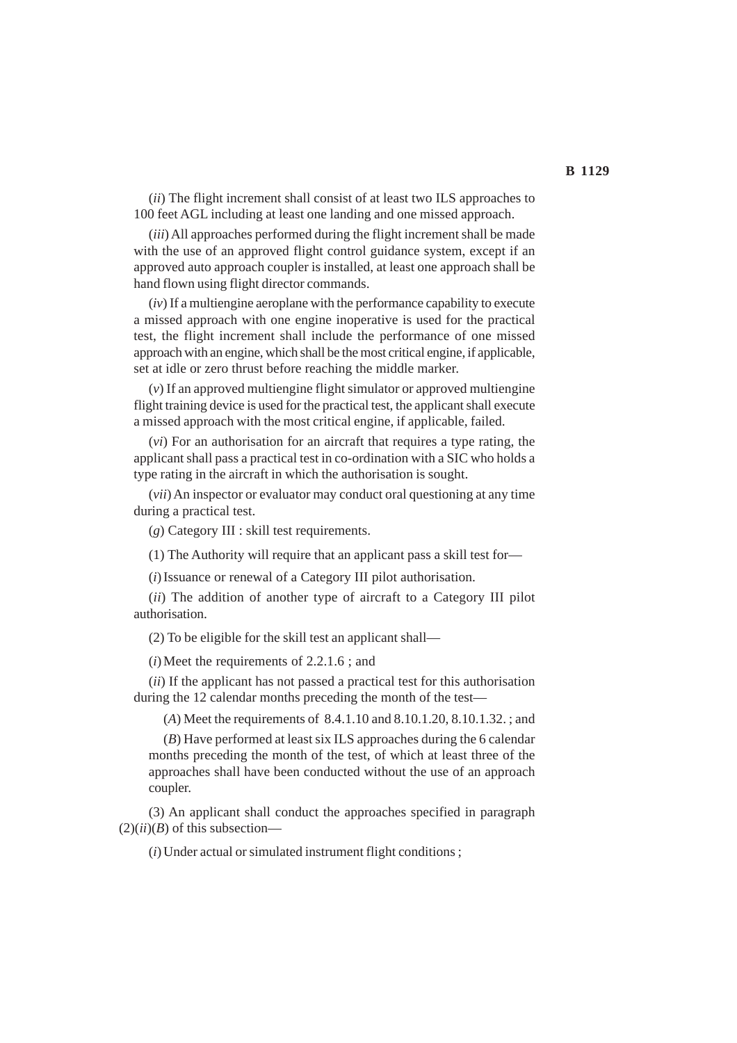(*ii*) The flight increment shall consist of at least two ILS approaches to 100 feet AGL including at least one landing and one missed approach.

(*iii*) All approaches performed during the flight increment shall be made with the use of an approved flight control guidance system, except if an approved auto approach coupler is installed, at least one approach shall be hand flown using flight director commands.

(*iv*) If a multiengine aeroplane with the performance capability to execute a missed approach with one engine inoperative is used for the practical test, the flight increment shall include the performance of one missed approach with an engine, which shall be the most critical engine, if applicable, set at idle or zero thrust before reaching the middle marker.

(*v*) If an approved multiengine flight simulator or approved multiengine flight training device is used for the practical test, the applicant shall execute a missed approach with the most critical engine, if applicable, failed.

(*vi*) For an authorisation for an aircraft that requires a type rating, the applicant shall pass a practical test in co-ordination with a SIC who holds a type rating in the aircraft in which the authorisation is sought.

(*vii*) An inspector or evaluator may conduct oral questioning at any time during a practical test.

(*g*) Category III : skill test requirements.

(1) The Authority will require that an applicant pass a skill test for—

(*i*) Issuance or renewal of a Category III pilot authorisation.

(*ii*) The addition of another type of aircraft to a Category III pilot authorisation.

(2) To be eligible for the skill test an applicant shall—

(*i*) Meet the requirements of 2.2.1.6 ; and

(*ii*) If the applicant has not passed a practical test for this authorisation during the 12 calendar months preceding the month of the test—

(*A*) Meet the requirements of 8.4.1.10 and 8.10.1.20, 8.10.1.32. ; and

(*B*) Have performed at least six ILS approaches during the 6 calendar months preceding the month of the test, of which at least three of the approaches shall have been conducted without the use of an approach coupler.

(3) An applicant shall conduct the approaches specified in paragraph (2)(*ii*)(*B*) of this subsection—

(*i*) Under actual or simulated instrument flight conditions ;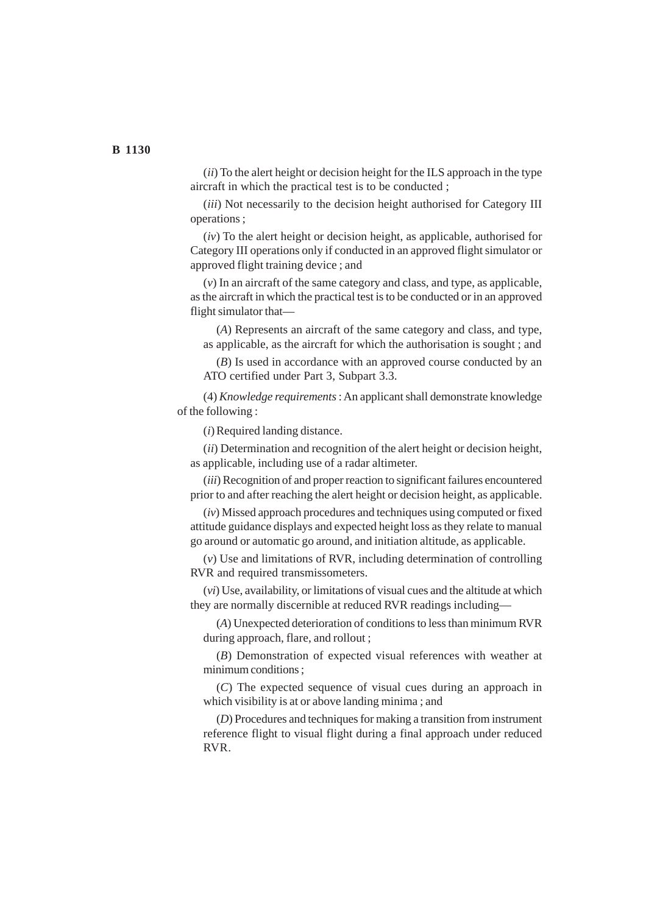(*ii*) To the alert height or decision height for the ILS approach in the type aircraft in which the practical test is to be conducted ;

(*iii*) Not necessarily to the decision height authorised for Category III operations ;

(*iv*) To the alert height or decision height, as applicable, authorised for Category III operations only if conducted in an approved flight simulator or approved flight training device ; and

(*v*) In an aircraft of the same category and class, and type, as applicable, as the aircraft in which the practical test is to be conducted or in an approved flight simulator that—

(*A*) Represents an aircraft of the same category and class, and type, as applicable, as the aircraft for which the authorisation is sought ; and

(*B*) Is used in accordance with an approved course conducted by an ATO certified under Part 3, Subpart 3.3.

(4) *Knowledge requirements* : An applicant shall demonstrate knowledge of the following :

(*i*) Required landing distance.

(*ii*) Determination and recognition of the alert height or decision height, as applicable, including use of a radar altimeter.

(*iii*) Recognition of and proper reaction to significant failures encountered prior to and after reaching the alert height or decision height, as applicable.

(*iv*) Missed approach procedures and techniques using computed or fixed attitude guidance displays and expected height loss as they relate to manual go around or automatic go around, and initiation altitude, as applicable.

(*v*) Use and limitations of RVR, including determination of controlling RVR and required transmissometers.

(*vi*) Use, availability, or limitations of visual cues and the altitude at which they are normally discernible at reduced RVR readings including—

(*A*) Unexpected deterioration of conditions to less than minimum RVR during approach, flare, and rollout ;

(*B*) Demonstration of expected visual references with weather at minimum conditions ;

(*C*) The expected sequence of visual cues during an approach in which visibility is at or above landing minima ; and

(*D*) Procedures and techniques for making a transition from instrument reference flight to visual flight during a final approach under reduced RVR.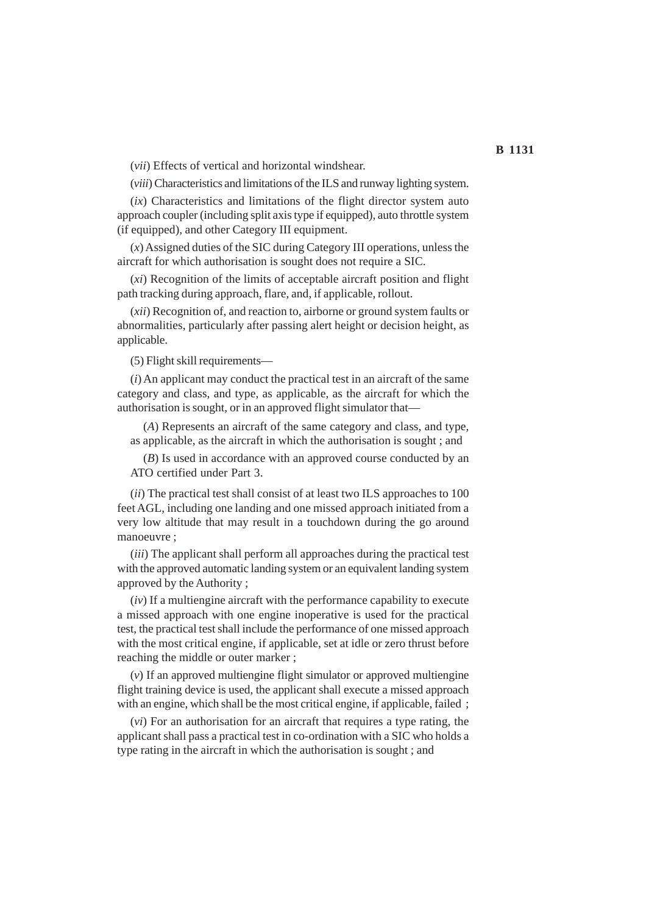(*vii*) Effects of vertical and horizontal windshear.

(*viii*) Characteristics and limitations of the ILS and runway lighting system.

(*ix*) Characteristics and limitations of the flight director system auto approach coupler (including split axis type if equipped), auto throttle system (if equipped), and other Category III equipment.

(*x*) Assigned duties of the SIC during Category III operations, unless the aircraft for which authorisation is sought does not require a SIC.

(*xi*) Recognition of the limits of acceptable aircraft position and flight path tracking during approach, flare, and, if applicable, rollout.

(*xii*) Recognition of, and reaction to, airborne or ground system faults or abnormalities, particularly after passing alert height or decision height, as applicable.

(5) Flight skill requirements—

(*i*) An applicant may conduct the practical test in an aircraft of the same category and class, and type, as applicable, as the aircraft for which the authorisation is sought, or in an approved flight simulator that—

(*A*) Represents an aircraft of the same category and class, and type, as applicable, as the aircraft in which the authorisation is sought ; and

(*B*) Is used in accordance with an approved course conducted by an ATO certified under Part 3.

(*ii*) The practical test shall consist of at least two ILS approaches to 100 feet AGL, including one landing and one missed approach initiated from a very low altitude that may result in a touchdown during the go around manoeuvre ;

(*iii*) The applicant shall perform all approaches during the practical test with the approved automatic landing system or an equivalent landing system approved by the Authority ;

(*iv*) If a multiengine aircraft with the performance capability to execute a missed approach with one engine inoperative is used for the practical test, the practical test shall include the performance of one missed approach with the most critical engine, if applicable, set at idle or zero thrust before reaching the middle or outer marker ;

(*v*) If an approved multiengine flight simulator or approved multiengine flight training device is used, the applicant shall execute a missed approach with an engine, which shall be the most critical engine, if applicable, failed ;

(*vi*) For an authorisation for an aircraft that requires a type rating, the applicant shall pass a practical test in co-ordination with a SIC who holds a type rating in the aircraft in which the authorisation is sought ; and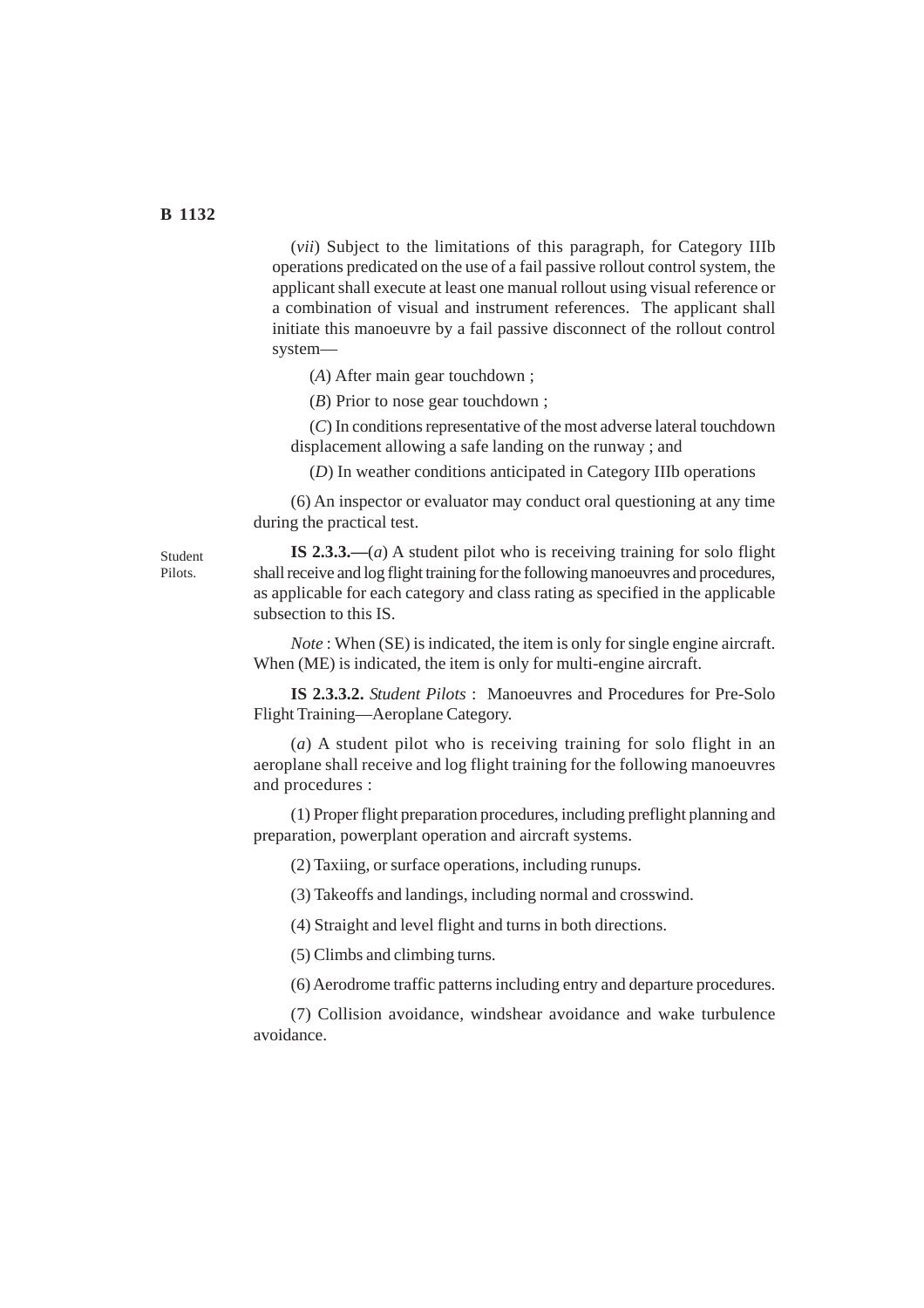(*vii*) Subject to the limitations of this paragraph, for Category IIIb operations predicated on the use of a fail passive rollout control system, the applicant shall execute at least one manual rollout using visual reference or a combination of visual and instrument references. The applicant shall initiate this manoeuvre by a fail passive disconnect of the rollout control system—

(*A*) After main gear touchdown ;

(*B*) Prior to nose gear touchdown ;

(*C*) In conditions representative of the most adverse lateral touchdown displacement allowing a safe landing on the runway ; and

(*D*) In weather conditions anticipated in Category IIIb operations

(6) An inspector or evaluator may conduct oral questioning at any time during the practical test.

Student Pilots.

**IS 2.3.3.—**(*a*) A student pilot who is receiving training for solo flight shall receive and log flight training for the following manoeuvres and procedures, as applicable for each category and class rating as specified in the applicable subsection to this IS.

*Note* : When (SE) is indicated, the item is only for single engine aircraft. When (ME) is indicated, the item is only for multi-engine aircraft.

**IS 2.3.3.2.** *Student Pilots* : Manoeuvres and Procedures for Pre-Solo Flight Training—Aeroplane Category.

(*a*) A student pilot who is receiving training for solo flight in an aeroplane shall receive and log flight training for the following manoeuvres and procedures :

(1) Proper flight preparation procedures, including preflight planning and preparation, powerplant operation and aircraft systems.

(2) Taxiing, or surface operations, including runups.

(3) Takeoffs and landings, including normal and crosswind.

(4) Straight and level flight and turns in both directions.

(5) Climbs and climbing turns.

(6) Aerodrome traffic patterns including entry and departure procedures.

(7) Collision avoidance, windshear avoidance and wake turbulence avoidance.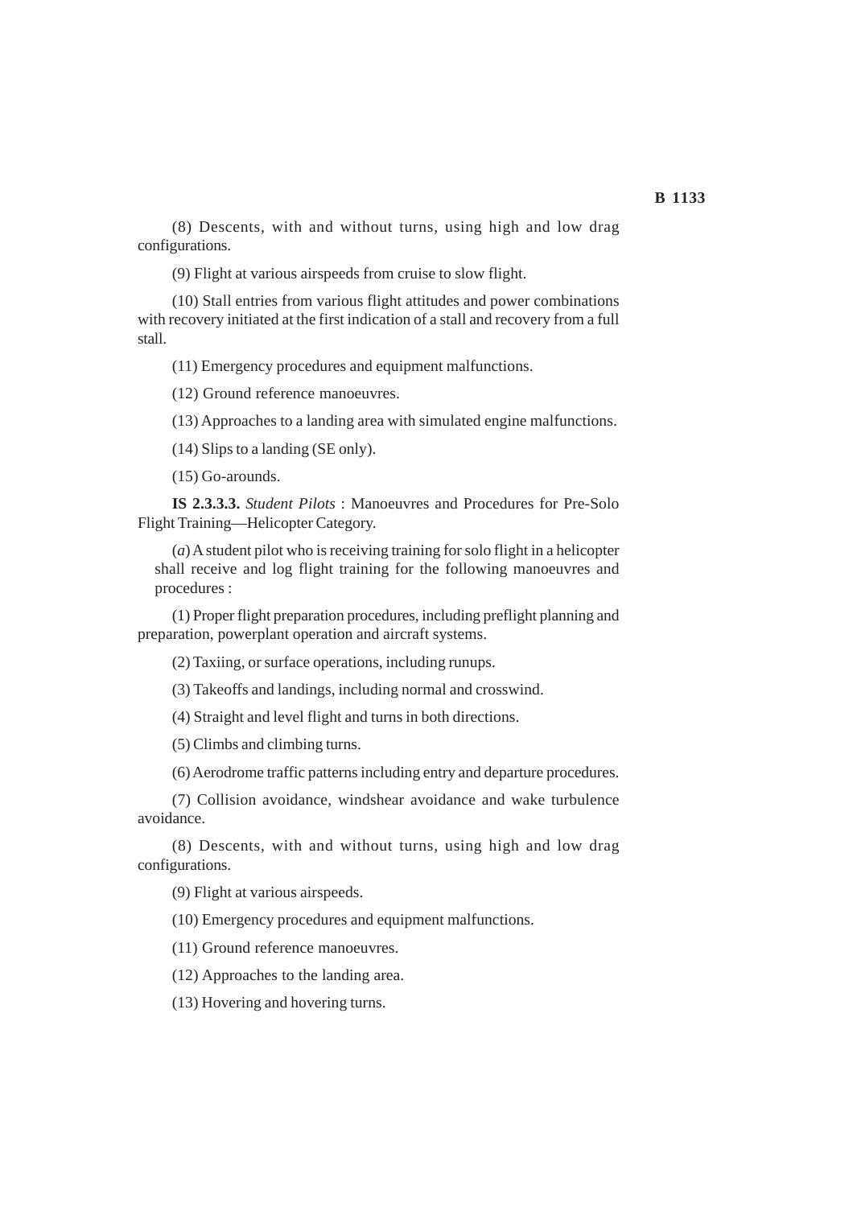(8) Descents, with and without turns, using high and low drag configurations.

(9) Flight at various airspeeds from cruise to slow flight.

(10) Stall entries from various flight attitudes and power combinations with recovery initiated at the first indication of a stall and recovery from a full stall.

(11) Emergency procedures and equipment malfunctions.

(12) Ground reference manoeuvres.

(13) Approaches to a landing area with simulated engine malfunctions.

(14) Slips to a landing (SE only).

(15) Go-arounds.

**IS 2.3.3.3.** *Student Pilots* : Manoeuvres and Procedures for Pre-Solo Flight Training—Helicopter Category.

(*a*) A student pilot who is receiving training for solo flight in a helicopter shall receive and log flight training for the following manoeuvres and procedures :

(1) Proper flight preparation procedures, including preflight planning and preparation, powerplant operation and aircraft systems.

(2) Taxiing, or surface operations, including runups.

(3) Takeoffs and landings, including normal and crosswind.

(4) Straight and level flight and turns in both directions.

(5) Climbs and climbing turns.

(6) Aerodrome traffic patterns including entry and departure procedures.

(7) Collision avoidance, windshear avoidance and wake turbulence avoidance.

(8) Descents, with and without turns, using high and low drag configurations.

(9) Flight at various airspeeds.

(10) Emergency procedures and equipment malfunctions.

(11) Ground reference manoeuvres.

(12) Approaches to the landing area.

(13) Hovering and hovering turns.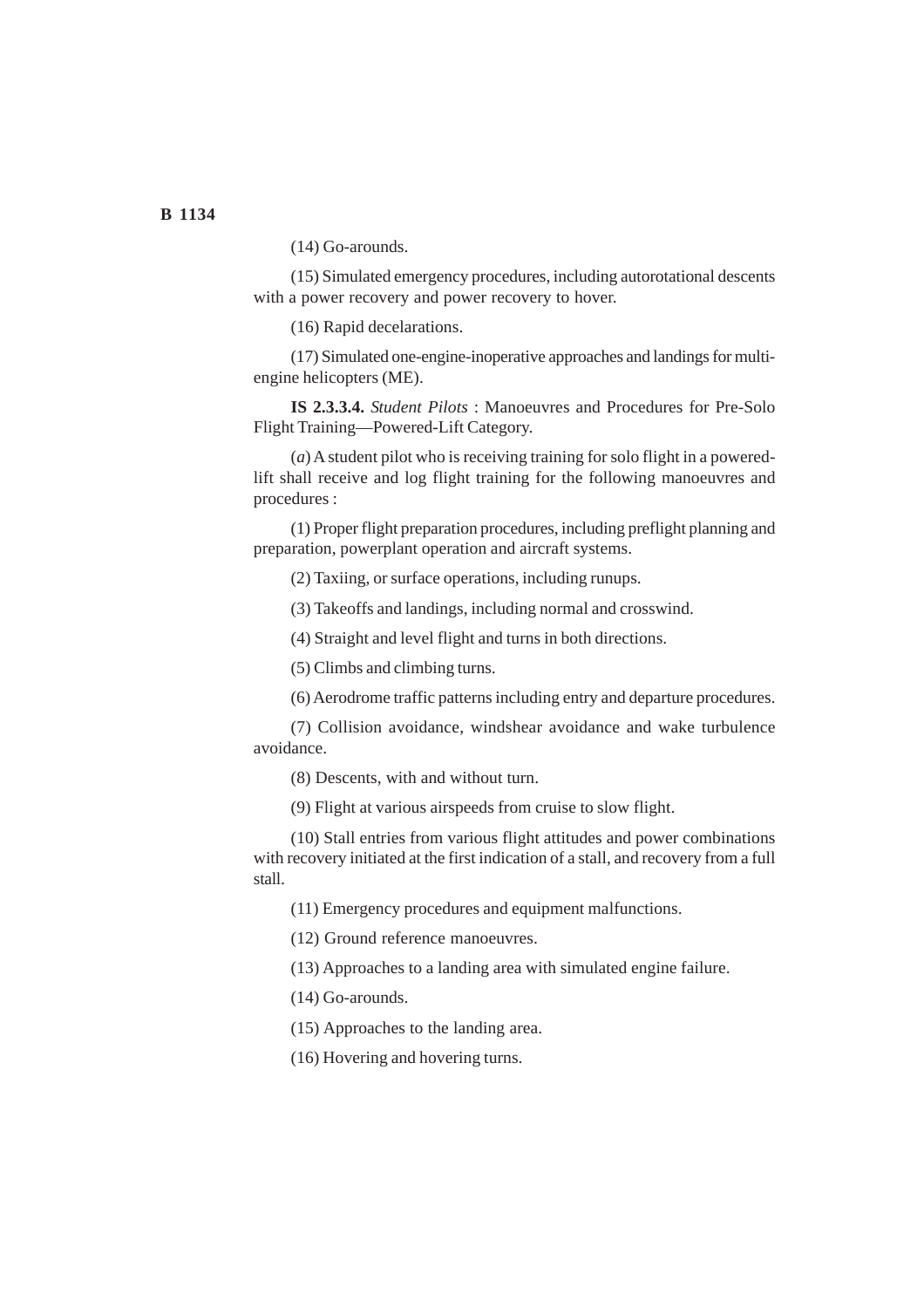(14) Go-arounds.

(15) Simulated emergency procedures, including autorotational descents with a power recovery and power recovery to hover.

(16) Rapid decelarations.

(17) Simulated one-engine-inoperative approaches and landings for multi-engine helicopters (ME).

**IS 2.3.3.4.** *Student Pilots* : Manoeuvres and Procedures for Pre-Solo Flight Training—Powered-Lift Category.

(*a*) A student pilot who is receiving training for solo flight in a powered-lift shall receive and log flight training for the following manoeuvres and procedures :

(1) Proper flight preparation procedures, including preflight planning and preparation, powerplant operation and aircraft systems.

(2) Taxiing, or surface operations, including runups.

(3) Takeoffs and landings, including normal and crosswind.

(4) Straight and level flight and turns in both directions.

(5) Climbs and climbing turns.

(6) Aerodrome traffic patterns including entry and departure procedures.

(7) Collision avoidance, windshear avoidance and wake turbulence avoidance.

(8) Descents, with and without turn.

(9) Flight at various airspeeds from cruise to slow flight.

(10) Stall entries from various flight attitudes and power combinations with recovery initiated at the first indication of a stall, and recovery from a full stall.

(11) Emergency procedures and equipment malfunctions.

(12) Ground reference manoeuvres.

(13) Approaches to a landing area with simulated engine failure.

(14) Go-arounds.

(15) Approaches to the landing area.

(16) Hovering and hovering turns.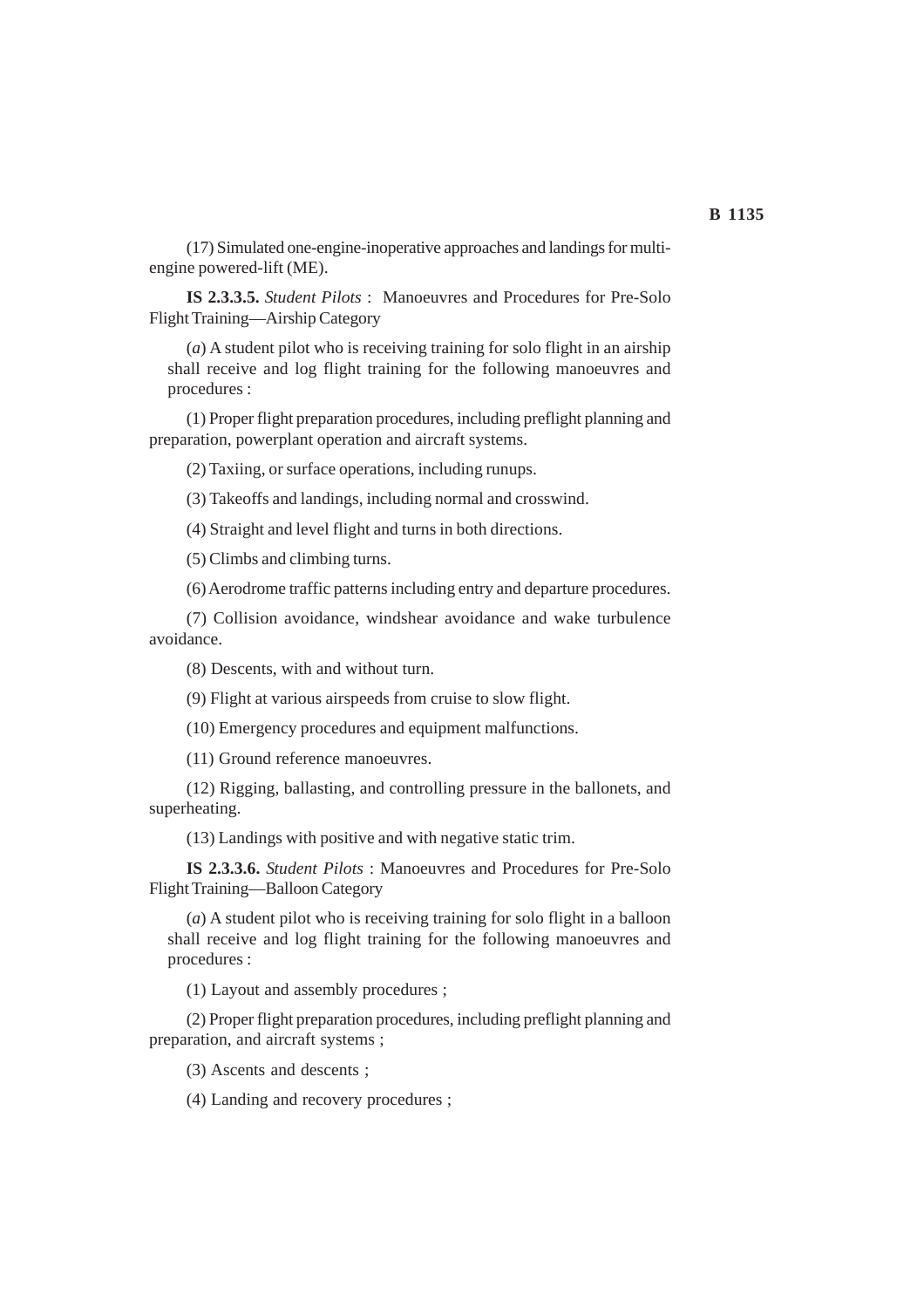(17) Simulated one-engine-inoperative approaches and landings for multi-engine powered-lift (ME).

**IS 2.3.3.5.** *Student Pilots* : Manoeuvres and Procedures for Pre-Solo Flight Training—Airship Category

(*a*) A student pilot who is receiving training for solo flight in an airship shall receive and log flight training for the following manoeuvres and procedures :

(1) Proper flight preparation procedures, including preflight planning and preparation, powerplant operation and aircraft systems.

(2) Taxiing, or surface operations, including runups.

(3) Takeoffs and landings, including normal and crosswind.

(4) Straight and level flight and turns in both directions.

(5) Climbs and climbing turns.

(6) Aerodrome traffic patterns including entry and departure procedures.

(7) Collision avoidance, windshear avoidance and wake turbulence avoidance.

(8) Descents, with and without turn.

(9) Flight at various airspeeds from cruise to slow flight.

(10) Emergency procedures and equipment malfunctions.

(11) Ground reference manoeuvres.

(12) Rigging, ballasting, and controlling pressure in the ballonets, and superheating.

(13) Landings with positive and with negative static trim.

**IS 2.3.3.6.** *Student Pilots* : Manoeuvres and Procedures for Pre-Solo Flight Training—Balloon Category

(*a*) A student pilot who is receiving training for solo flight in a balloon shall receive and log flight training for the following manoeuvres and procedures :

(1) Layout and assembly procedures ;

(2) Proper flight preparation procedures, including preflight planning and preparation, and aircraft systems ;

(3) Ascents and descents ;

(4) Landing and recovery procedures ;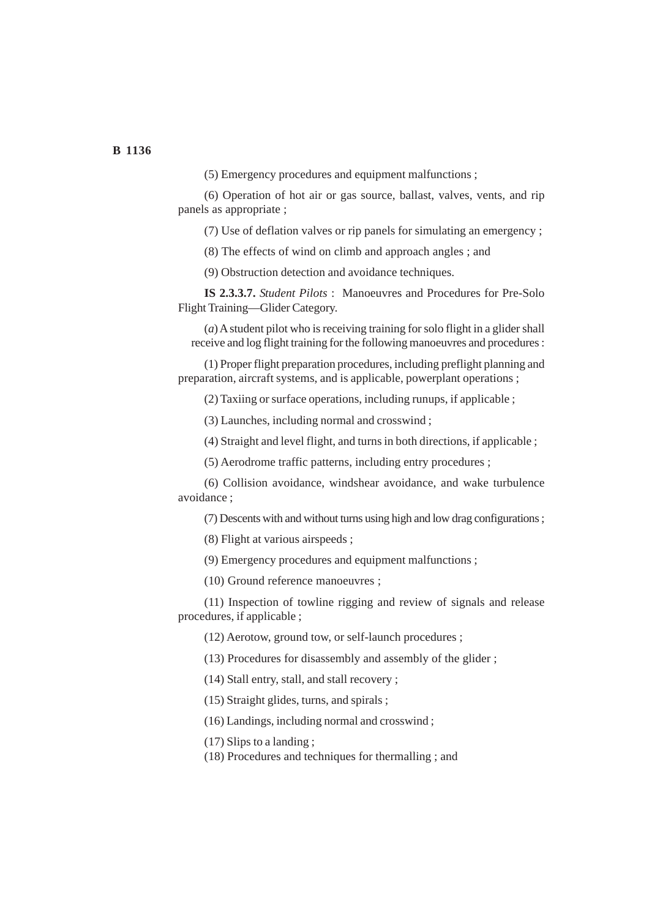(5) Emergency procedures and equipment malfunctions ;

(6) Operation of hot air or gas source, ballast, valves, vents, and rip panels as appropriate ;

(7) Use of deflation valves or rip panels for simulating an emergency ;

(8) The effects of wind on climb and approach angles ; and

(9) Obstruction detection and avoidance techniques.

**IS 2.3.3.7.** *Student Pilots* : Manoeuvres and Procedures for Pre-Solo Flight Training—Glider Category.

(*a*) A student pilot who is receiving training for solo flight in a glider shall receive and log flight training for the following manoeuvres and procedures :

(1) Proper flight preparation procedures, including preflight planning and preparation, aircraft systems, and is applicable, powerplant operations ;

(2) Taxiing or surface operations, including runups, if applicable ;

(3) Launches, including normal and crosswind ;

(4) Straight and level flight, and turns in both directions, if applicable ;

(5) Aerodrome traffic patterns, including entry procedures ;

(6) Collision avoidance, windshear avoidance, and wake turbulence avoidance ;

(7) Descents with and without turns using high and low drag configurations ;

(8) Flight at various airspeeds ;

(9) Emergency procedures and equipment malfunctions ;

(10) Ground reference manoeuvres ;

(11) Inspection of towline rigging and review of signals and release procedures, if applicable ;

(12) Aerotow, ground tow, or self-launch procedures ;

(13) Procedures for disassembly and assembly of the glider ;

(14) Stall entry, stall, and stall recovery ;

(15) Straight glides, turns, and spirals ;

(16) Landings, including normal and crosswind ;

(17) Slips to a landing ;

(18) Procedures and techniques for thermalling ; and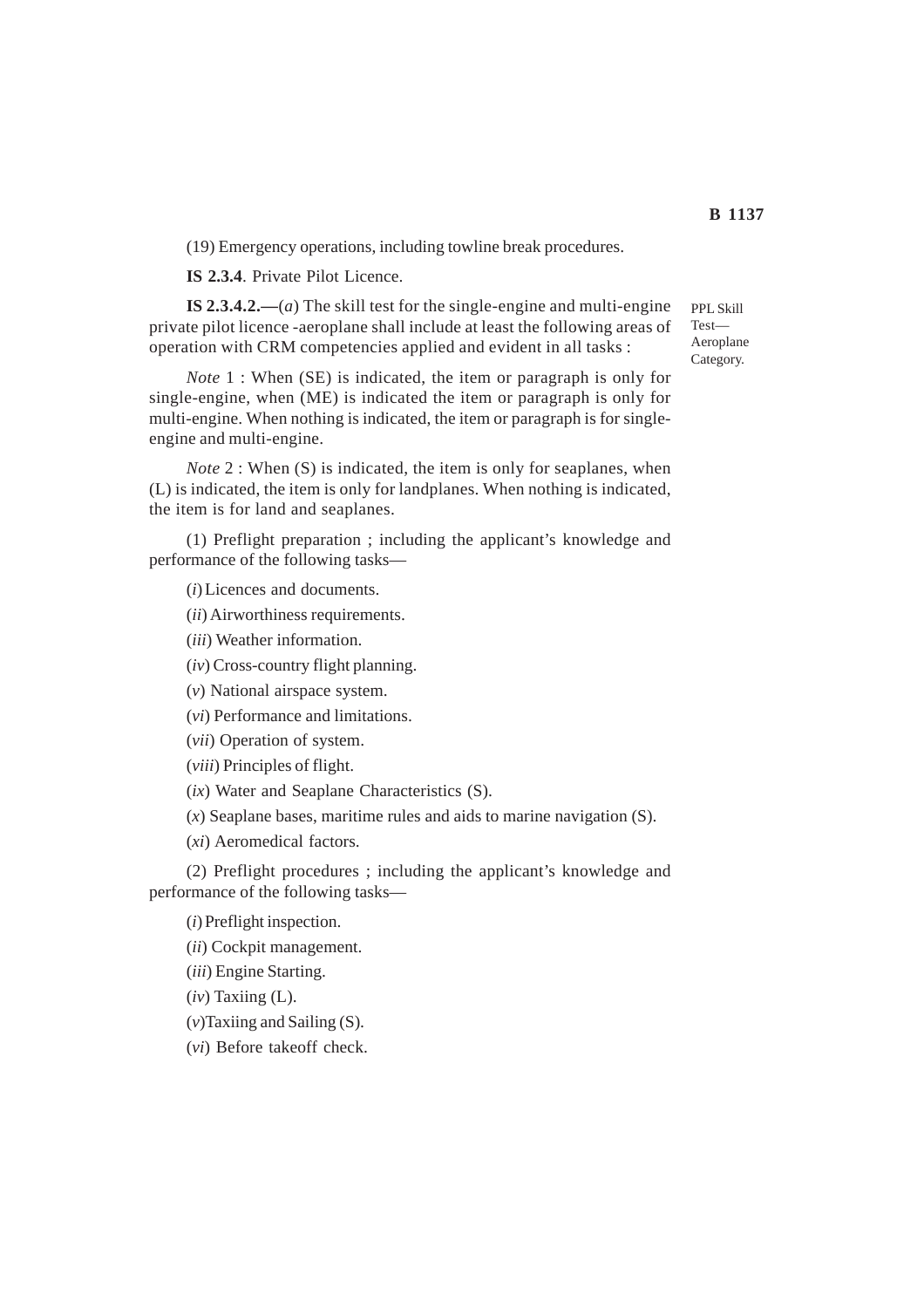(19) Emergency operations, including towline break procedures.

**IS 2.3.4**. Private Pilot Licence.

PPL Skill Test—Aeroplane Category.

**IS 2.3.4.2.—**(*a*) The skill test for the single-engine and multi-engine private pilot licence -aeroplane shall include at least the following areas of operation with CRM competencies applied and evident in all tasks :

*Note* 1 : When (SE) is indicated, the item or paragraph is only for single-engine, when (ME) is indicated the item or paragraph is only for multi-engine. When nothing is indicated, the item or paragraph is for single-engine and multi-engine.

*Note* 2 : When (S) is indicated, the item is only for seaplanes, when (L) is indicated, the item is only for landplanes. When nothing is indicated, the item is for land and seaplanes.

(1) Preflight preparation ; including the applicant's knowledge and performance of the following tasks—

(*i*) Licences and documents.

(*ii*) Airworthiness requirements.

(*iii*) Weather information.

(*iv*) Cross-country flight planning.

(*v*) National airspace system.

(*vi*) Performance and limitations.

(*vii*) Operation of system.

(*viii*) Principles of flight.

(*ix*) Water and Seaplane Characteristics (S).

(*x*) Seaplane bases, maritime rules and aids to marine navigation (S).

(*xi*) Aeromedical factors.

(2) Preflight procedures ; including the applicant's knowledge and performance of the following tasks—

(*i*) Preflight inspection.

(*ii*) Cockpit management.

(*iii*) Engine Starting.

(*iv*) Taxiing (L).

(*v*)Taxiing and Sailing (S).

(*vi*) Before takeoff check.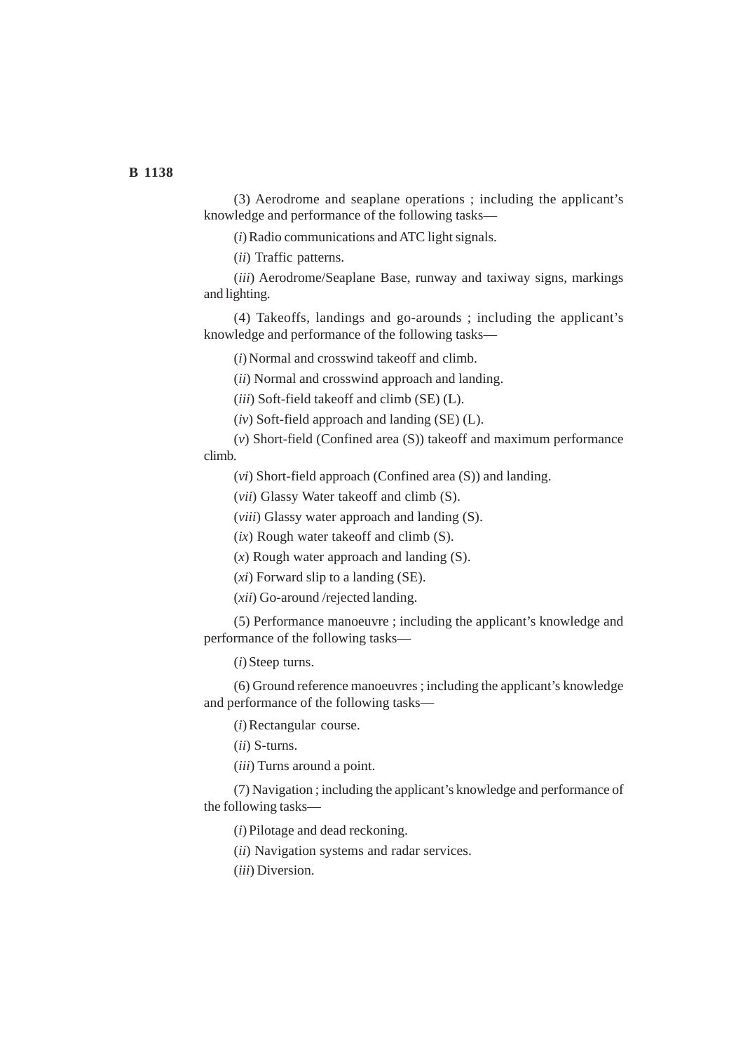(3) Aerodrome and seaplane operations ; including the applicant's knowledge and performance of the following tasks—

(*i*) Radio communications and ATC light signals.

(*ii*) Traffic patterns.

(*iii*) Aerodrome/Seaplane Base, runway and taxiway signs, markings and lighting.

(4) Takeoffs, landings and go-arounds ; including the applicant's knowledge and performance of the following tasks—

(*i*) Normal and crosswind takeoff and climb.

(*ii*) Normal and crosswind approach and landing.

(*iii*) Soft-field takeoff and climb (SE) (L).

(*iv*) Soft-field approach and landing (SE) (L).

(*v*) Short-field (Confined area (S)) takeoff and maximum performance climb.

(*vi*) Short-field approach (Confined area (S)) and landing.

(*vii*) Glassy Water takeoff and climb (S).

(*viii*) Glassy water approach and landing (S).

(*ix*) Rough water takeoff and climb (S).

(*x*) Rough water approach and landing (S).

(*xi*) Forward slip to a landing (SE).

(*xii*) Go-around /rejected landing.

(5) Performance manoeuvre ; including the applicant's knowledge and performance of the following tasks—

(*i*) Steep turns.

(6) Ground reference manoeuvres ; including the applicant's knowledge and performance of the following tasks—

(*i*) Rectangular course.

(*ii*) S-turns.

(*iii*) Turns around a point.

(7) Navigation ; including the applicant's knowledge and performance of the following tasks—

(*i*) Pilotage and dead reckoning.

(*ii*) Navigation systems and radar services.

(*iii*) Diversion.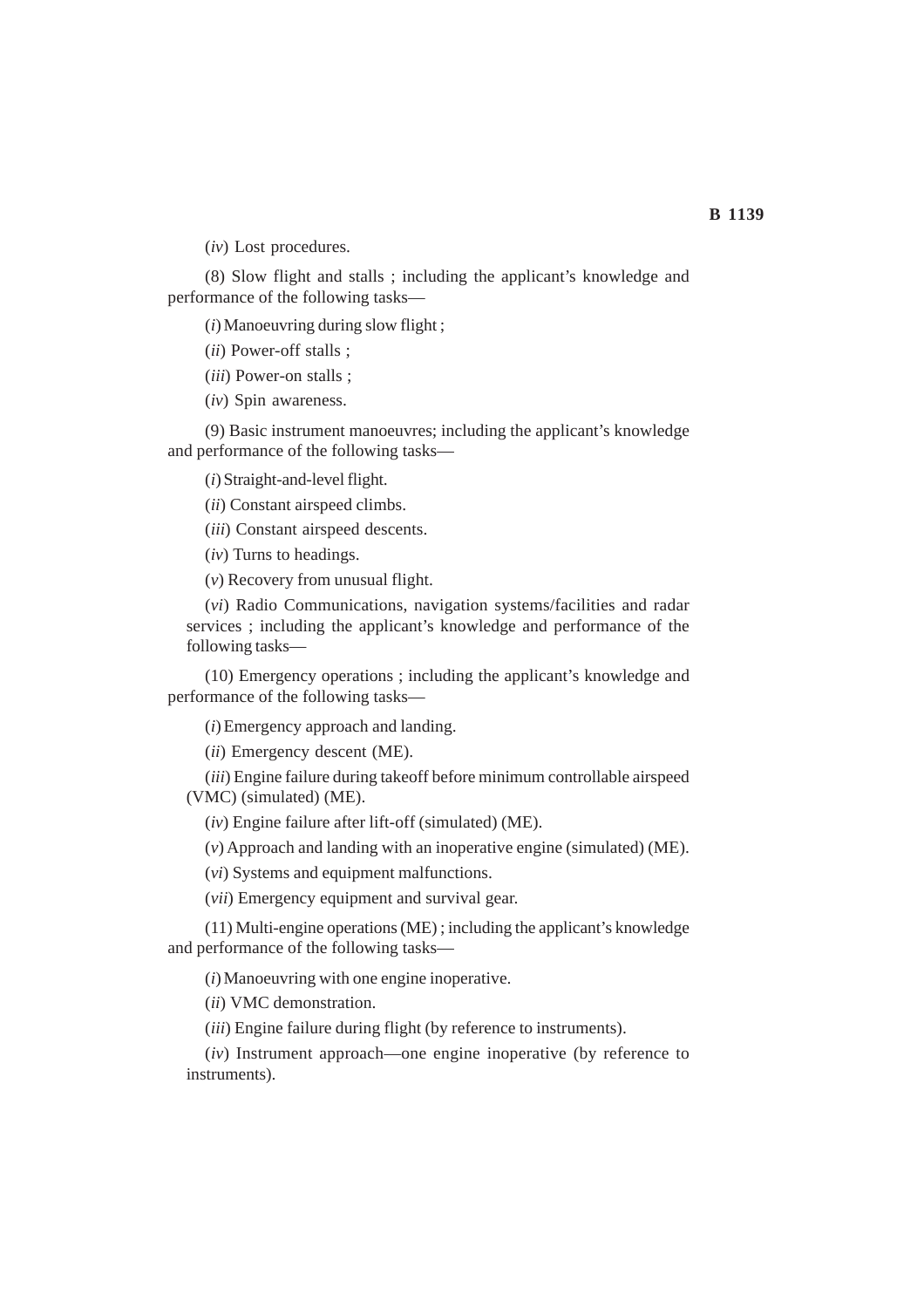(*iv*) Lost procedures.

(8) Slow flight and stalls ; including the applicant's knowledge and performance of the following tasks—

(*i*) Manoeuvring during slow flight ;

(*ii*) Power-off stalls ;

(*iii*) Power-on stalls ;

(*iv*) Spin awareness.

(9) Basic instrument manoeuvres; including the applicant's knowledge and performance of the following tasks—

(*i*) Straight-and-level flight.

(*ii*) Constant airspeed climbs.

(*iii*) Constant airspeed descents.

(*iv*) Turns to headings.

(*v*) Recovery from unusual flight.

(*vi*) Radio Communications, navigation systems/facilities and radar services ; including the applicant's knowledge and performance of the following tasks—

(10) Emergency operations ; including the applicant's knowledge and performance of the following tasks—

(*i*) Emergency approach and landing.

(*ii*) Emergency descent (ME).

(*iii*) Engine failure during takeoff before minimum controllable airspeed (VMC) (simulated) (ME).

(*iv*) Engine failure after lift-off (simulated) (ME).

(*v*) Approach and landing with an inoperative engine (simulated) (ME).

(*vi*) Systems and equipment malfunctions.

(*vii*) Emergency equipment and survival gear.

(11) Multi-engine operations (ME) ; including the applicant's knowledge and performance of the following tasks—

(*i*) Manoeuvring with one engine inoperative.

(*ii*) VMC demonstration.

(*iii*) Engine failure during flight (by reference to instruments).

(*iv*) Instrument approach—one engine inoperative (by reference to instruments).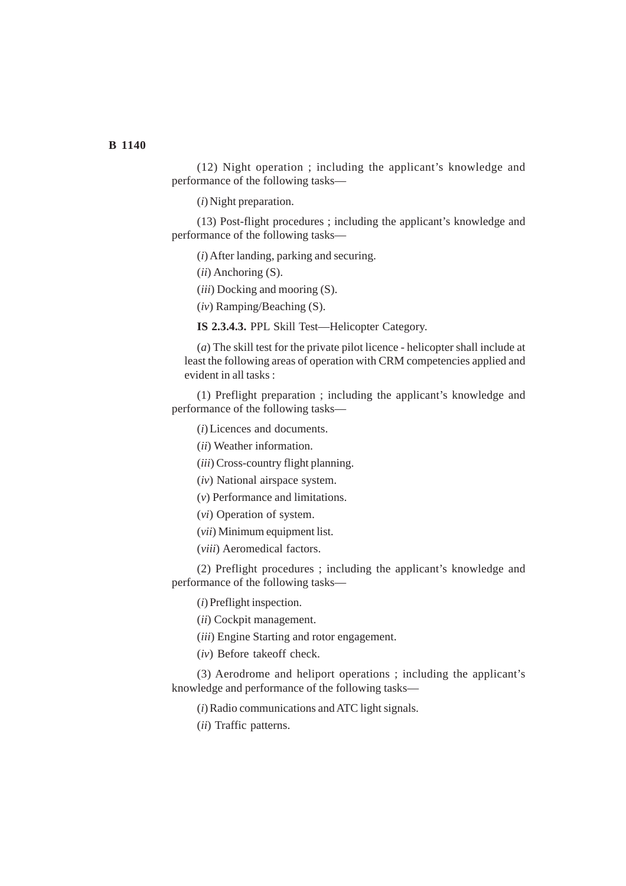(12) Night operation ; including the applicant's knowledge and performance of the following tasks—

(*i*) Night preparation.

(13) Post-flight procedures ; including the applicant's knowledge and performance of the following tasks—

(*i*) After landing, parking and securing.

(*ii*) Anchoring (S).

(*iii*) Docking and mooring (S).

(*iv*) Ramping/Beaching (S).

**IS 2.3.4.3.** PPL Skill Test—Helicopter Category.

(*a*) The skill test for the private pilot licence - helicopter shall include at least the following areas of operation with CRM competencies applied and evident in all tasks :

(1) Preflight preparation ; including the applicant's knowledge and performance of the following tasks—

(*i*) Licences and documents.

(*ii*) Weather information.

(*iii*) Cross-country flight planning.

(*iv*) National airspace system.

(*v*) Performance and limitations.

(*vi*) Operation of system.

(*vii*) Minimum equipment list.

(*viii*) Aeromedical factors.

(2) Preflight procedures ; including the applicant's knowledge and performance of the following tasks—

(*i*) Preflight inspection.

(*ii*) Cockpit management.

(*iii*) Engine Starting and rotor engagement.

(*iv*) Before takeoff check.

(3) Aerodrome and heliport operations ; including the applicant's knowledge and performance of the following tasks—

(*i*) Radio communications and ATC light signals.

(*ii*) Traffic patterns.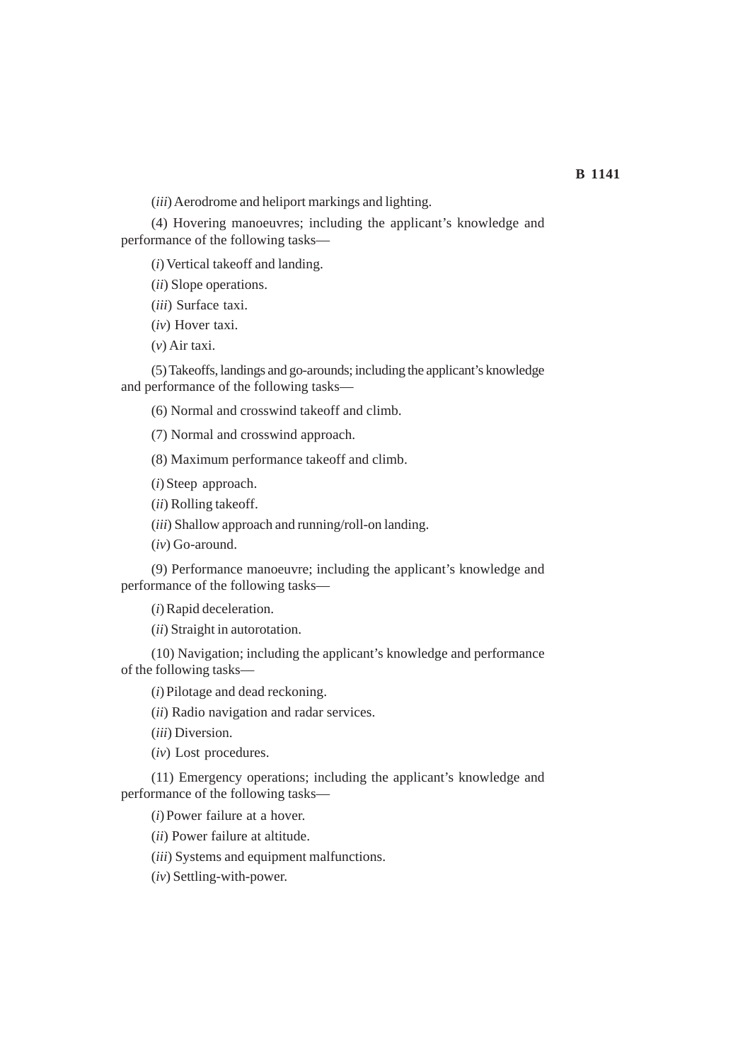(*iii*) Aerodrome and heliport markings and lighting.

(4) Hovering manoeuvres; including the applicant's knowledge and performance of the following tasks—

(*i*) Vertical takeoff and landing.

(*ii*) Slope operations.

(*iii*) Surface taxi.

(*iv*) Hover taxi.

(*v*) Air taxi.

(5) Takeoffs, landings and go-arounds; including the applicant's knowledge and performance of the following tasks—

(6) Normal and crosswind takeoff and climb.

(7) Normal and crosswind approach.

(8) Maximum performance takeoff and climb.

(*i*) Steep approach.

(*ii*) Rolling takeoff.

(*iii*) Shallow approach and running/roll-on landing.

(*iv*) Go-around.

(9) Performance manoeuvre; including the applicant's knowledge and performance of the following tasks—

(*i*) Rapid deceleration.

(*ii*) Straight in autorotation.

(10) Navigation; including the applicant's knowledge and performance of the following tasks—

(*i*) Pilotage and dead reckoning.

(*ii*) Radio navigation and radar services.

(*iii*) Diversion.

(*iv*) Lost procedures.

(11) Emergency operations; including the applicant's knowledge and performance of the following tasks—

(*i*) Power failure at a hover.

(*ii*) Power failure at altitude.

(*iii*) Systems and equipment malfunctions.

(*iv*) Settling-with-power.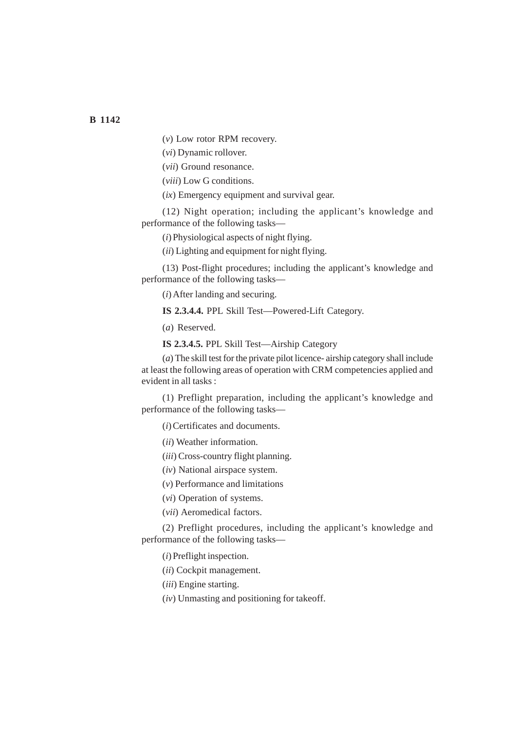(*v*) Low rotor RPM recovery.

(*vi*) Dynamic rollover.

(*vii*) Ground resonance.

(*viii*) Low G conditions.

(*ix*) Emergency equipment and survival gear.

(12) Night operation; including the applicant's knowledge and performance of the following tasks—

(*i*) Physiological aspects of night flying.

(*ii*) Lighting and equipment for night flying.

(13) Post-flight procedures; including the applicant's knowledge and performance of the following tasks—

(*i*) After landing and securing.

**IS 2.3.4.4.** PPL Skill Test—Powered-Lift Category.

(*a*) Reserved.

**IS 2.3.4.5.** PPL Skill Test—Airship Category

(*a*) The skill test for the private pilot licence- airship category shall include at least the following areas of operation with CRM competencies applied and evident in all tasks :

(1) Preflight preparation, including the applicant's knowledge and performance of the following tasks—

(*i*) Certificates and documents.

(*ii*) Weather information.

(*iii*) Cross-country flight planning.

(*iv*) National airspace system.

(*v*) Performance and limitations

(*vi*) Operation of systems.

(*vii*) Aeromedical factors.

(2) Preflight procedures, including the applicant's knowledge and performance of the following tasks—

(*i*) Preflight inspection.

(*ii*) Cockpit management.

(*iii*) Engine starting.

(*iv*) Unmasting and positioning for takeoff.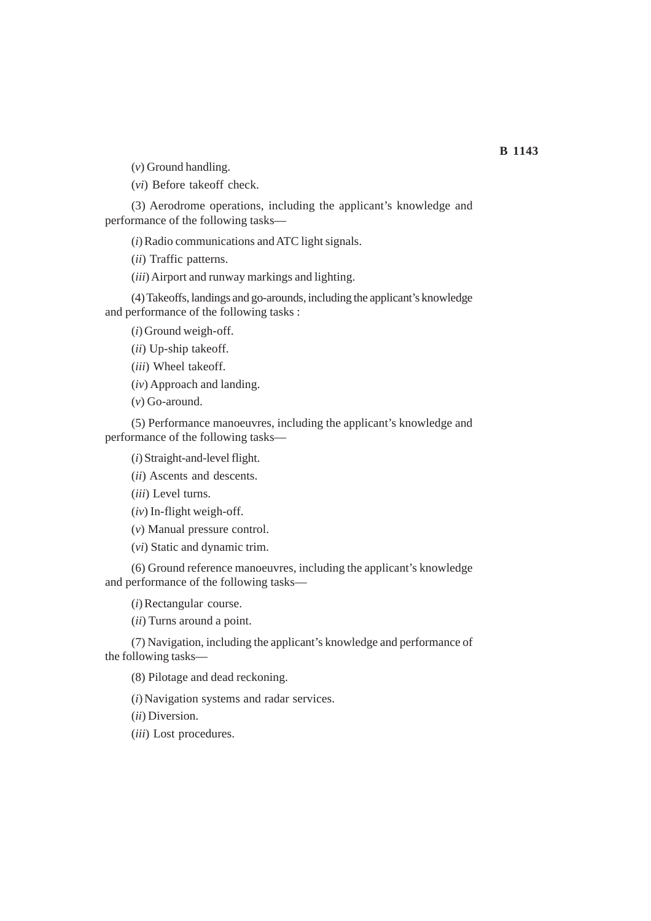(*v*) Ground handling.

(*vi*) Before takeoff check.

(3) Aerodrome operations, including the applicant's knowledge and performance of the following tasks—

(*i*) Radio communications and ATC light signals.

(*ii*) Traffic patterns.

(*iii*) Airport and runway markings and lighting.

(4) Takeoffs, landings and go-arounds, including the applicant's knowledge and performance of the following tasks :

(*i*) Ground weigh-off.

(*ii*) Up-ship takeoff.

(*iii*) Wheel takeoff.

(*iv*) Approach and landing.

(*v*) Go-around.

(5) Performance manoeuvres, including the applicant's knowledge and performance of the following tasks—

(*i*) Straight-and-level flight.

(*ii*) Ascents and descents.

(*iii*) Level turns.

(*iv*) In-flight weigh-off.

(*v*) Manual pressure control.

(*vi*) Static and dynamic trim.

(6) Ground reference manoeuvres, including the applicant's knowledge and performance of the following tasks—

(*i*) Rectangular course.

(*ii*) Turns around a point.

(7) Navigation, including the applicant's knowledge and performance of the following tasks—

(8) Pilotage and dead reckoning.

(*i*) Navigation systems and radar services.

(*ii*) Diversion.

(*iii*) Lost procedures.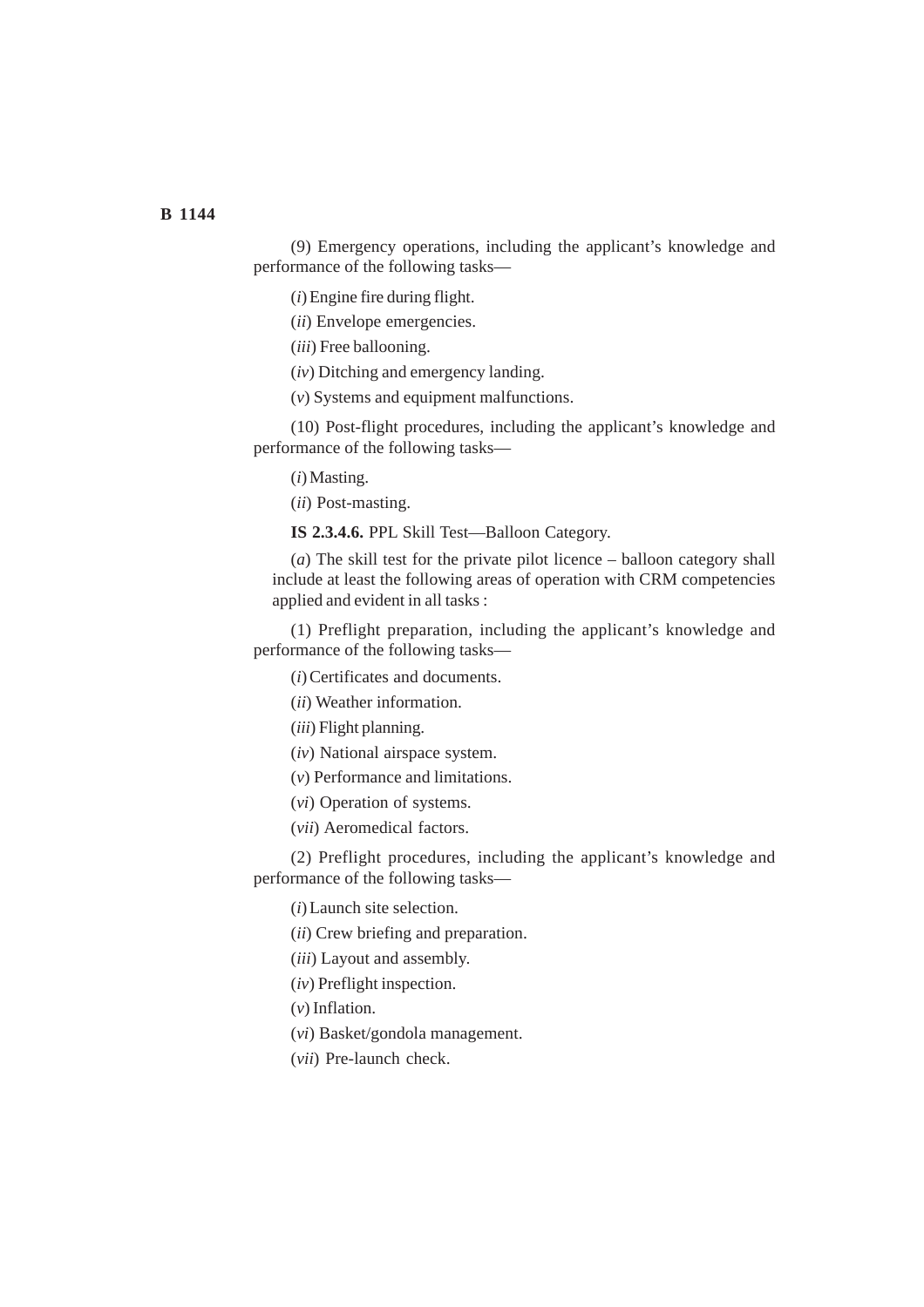(9) Emergency operations, including the applicant's knowledge and performance of the following tasks—

(*i*) Engine fire during flight.

(*ii*) Envelope emergencies.

(*iii*) Free ballooning.

(*iv*) Ditching and emergency landing.

(*v*) Systems and equipment malfunctions.

(10) Post-flight procedures, including the applicant's knowledge and performance of the following tasks—

(*i*) Masting.

(*ii*) Post-masting.

**IS 2.3.4.6.** PPL Skill Test—Balloon Category.

(*a*) The skill test for the private pilot licence – balloon category shall include at least the following areas of operation with CRM competencies applied and evident in all tasks :

(1) Preflight preparation, including the applicant's knowledge and performance of the following tasks—

(*i*) Certificates and documents.

(*ii*) Weather information.

(*iii*) Flight planning.

(*iv*) National airspace system.

(*v*) Performance and limitations.

(*vi*) Operation of systems.

(*vii*) Aeromedical factors.

(2) Preflight procedures, including the applicant's knowledge and performance of the following tasks—

(*i*) Launch site selection.

(*ii*) Crew briefing and preparation.

(*iii*) Layout and assembly.

(*iv*) Preflight inspection.

(*v*) Inflation.

(*vi*) Basket/gondola management.

(*vii*) Pre-launch check.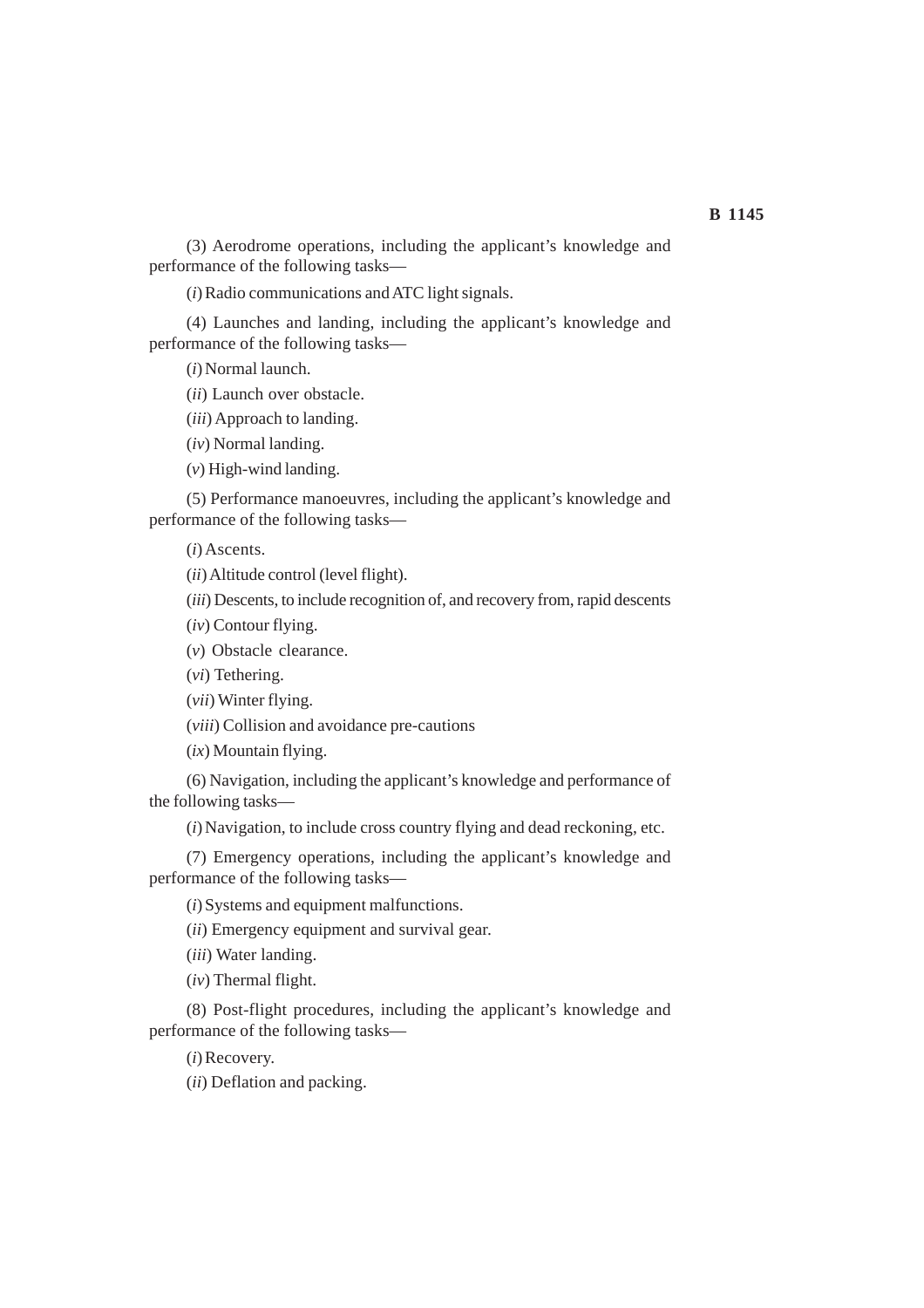(3) Aerodrome operations, including the applicant's knowledge and performance of the following tasks—

(*i*) Radio communications and ATC light signals.

(4) Launches and landing, including the applicant's knowledge and performance of the following tasks—

(*i*) Normal launch.

(*ii*) Launch over obstacle.

(*iii*) Approach to landing.

(*iv*) Normal landing.

(*v*) High-wind landing.

(5) Performance manoeuvres, including the applicant's knowledge and performance of the following tasks—

(*i*) Ascents.

(*ii*) Altitude control (level flight).

(*iii*) Descents, to include recognition of, and recovery from, rapid descents

(*iv*) Contour flying.

(*v*) Obstacle clearance.

(*vi*) Tethering.

(*vii*) Winter flying.

(*viii*) Collision and avoidance pre-cautions

(*ix*) Mountain flying.

(6) Navigation, including the applicant's knowledge and performance of the following tasks—

(*i*) Navigation, to include cross country flying and dead reckoning, etc.

(7) Emergency operations, including the applicant's knowledge and performance of the following tasks—

(*i*) Systems and equipment malfunctions.

(*ii*) Emergency equipment and survival gear.

(*iii*) Water landing.

(*iv*) Thermal flight.

(8) Post-flight procedures, including the applicant's knowledge and performance of the following tasks—

(*i*) Recovery.

(*ii*) Deflation and packing.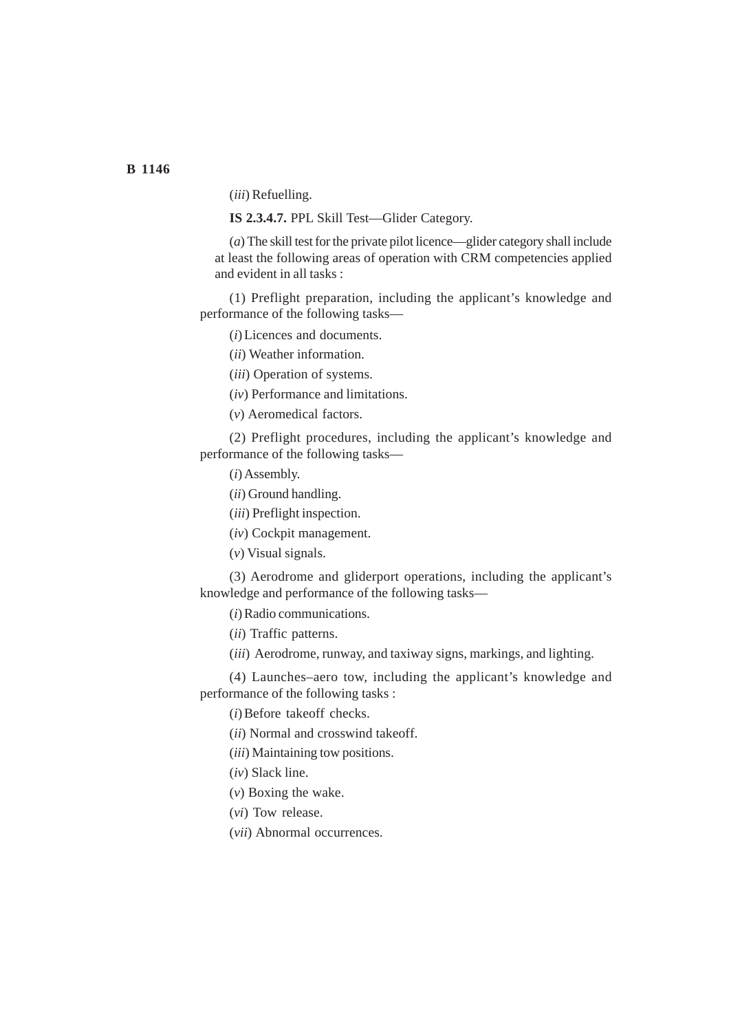(*iii*) Refuelling.

**IS 2.3.4.7.** PPL Skill Test—Glider Category.

(*a*) The skill test for the private pilot licence—glider category shall include at least the following areas of operation with CRM competencies applied and evident in all tasks :

(1) Preflight preparation, including the applicant's knowledge and performance of the following tasks—

(*i*) Licences and documents.

(*ii*) Weather information.

(*iii*) Operation of systems.

(*iv*) Performance and limitations.

(*v*) Aeromedical factors.

(2) Preflight procedures, including the applicant's knowledge and performance of the following tasks—

(*i*) Assembly.

(*ii*) Ground handling.

(*iii*) Preflight inspection.

(*iv*) Cockpit management.

(*v*) Visual signals.

(3) Aerodrome and gliderport operations, including the applicant's knowledge and performance of the following tasks—

(*i*) Radio communications.

(*ii*) Traffic patterns.

(*iii*) Aerodrome, runway, and taxiway signs, markings, and lighting.

(4) Launches–aero tow, including the applicant's knowledge and performance of the following tasks :

(*i*) Before takeoff checks.

(*ii*) Normal and crosswind takeoff.

(*iii*) Maintaining tow positions.

(*iv*) Slack line.

(*v*) Boxing the wake.

(*vi*) Tow release.

(*vii*) Abnormal occurrences.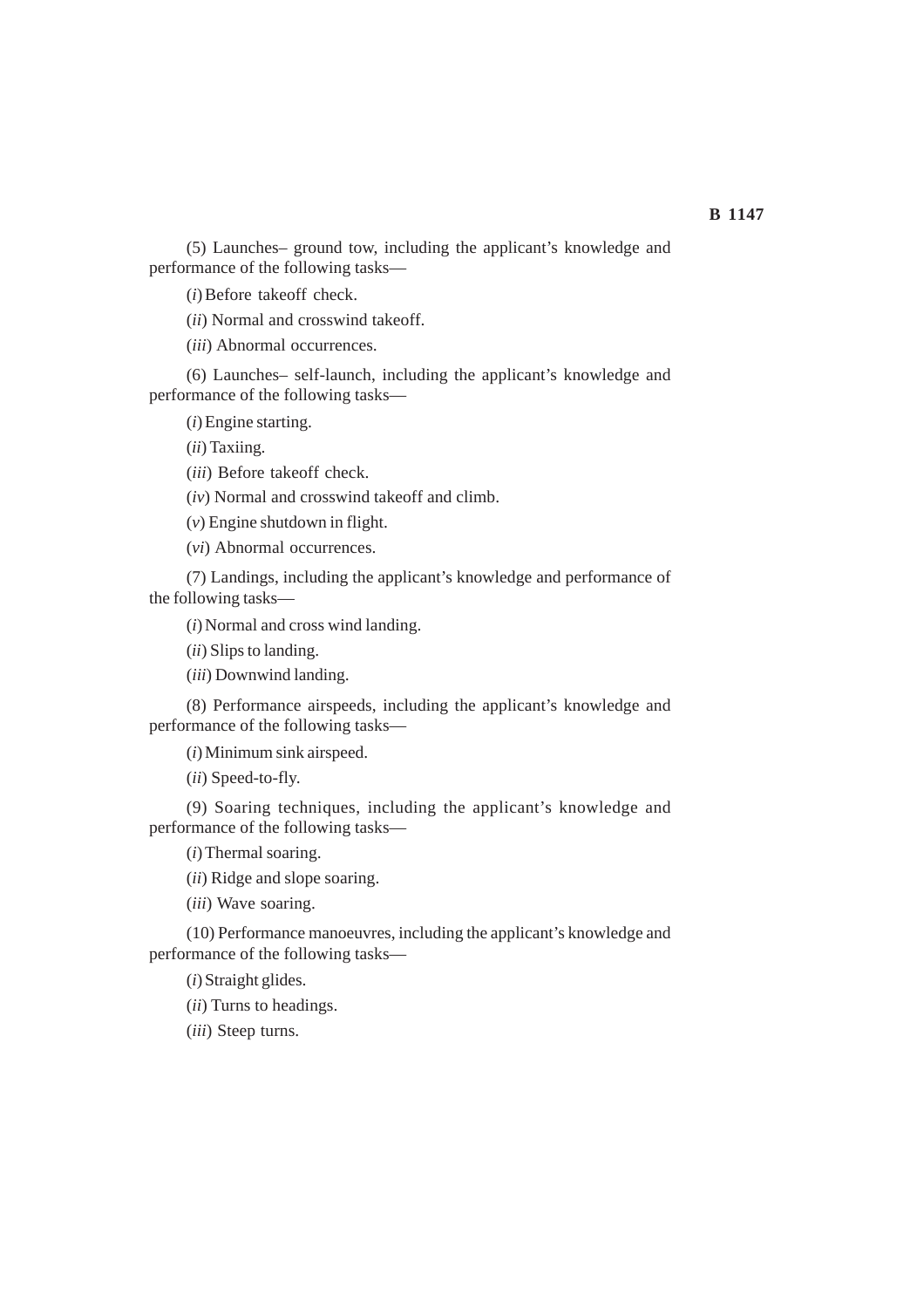(5) Launches– ground tow, including the applicant's knowledge and performance of the following tasks—

(*i*) Before takeoff check.

(*ii*) Normal and crosswind takeoff.

(*iii*) Abnormal occurrences.

(6) Launches– self-launch, including the applicant's knowledge and performance of the following tasks—

(*i*) Engine starting.

(*ii*) Taxiing.

(*iii*) Before takeoff check.

(*iv*) Normal and crosswind takeoff and climb.

(*v*) Engine shutdown in flight.

(*vi*) Abnormal occurrences.

(7) Landings, including the applicant's knowledge and performance of the following tasks—

(*i*) Normal and cross wind landing.

(*ii*) Slips to landing.

(*iii*) Downwind landing.

(8) Performance airspeeds, including the applicant's knowledge and performance of the following tasks—

(*i*) Minimum sink airspeed.

(*ii*) Speed-to-fly.

(9) Soaring techniques, including the applicant's knowledge and performance of the following tasks—

(*i*) Thermal soaring.

(*ii*) Ridge and slope soaring.

(*iii*) Wave soaring.

(10) Performance manoeuvres, including the applicant's knowledge and performance of the following tasks—

(*i*) Straight glides.

(*ii*) Turns to headings.

(*iii*) Steep turns.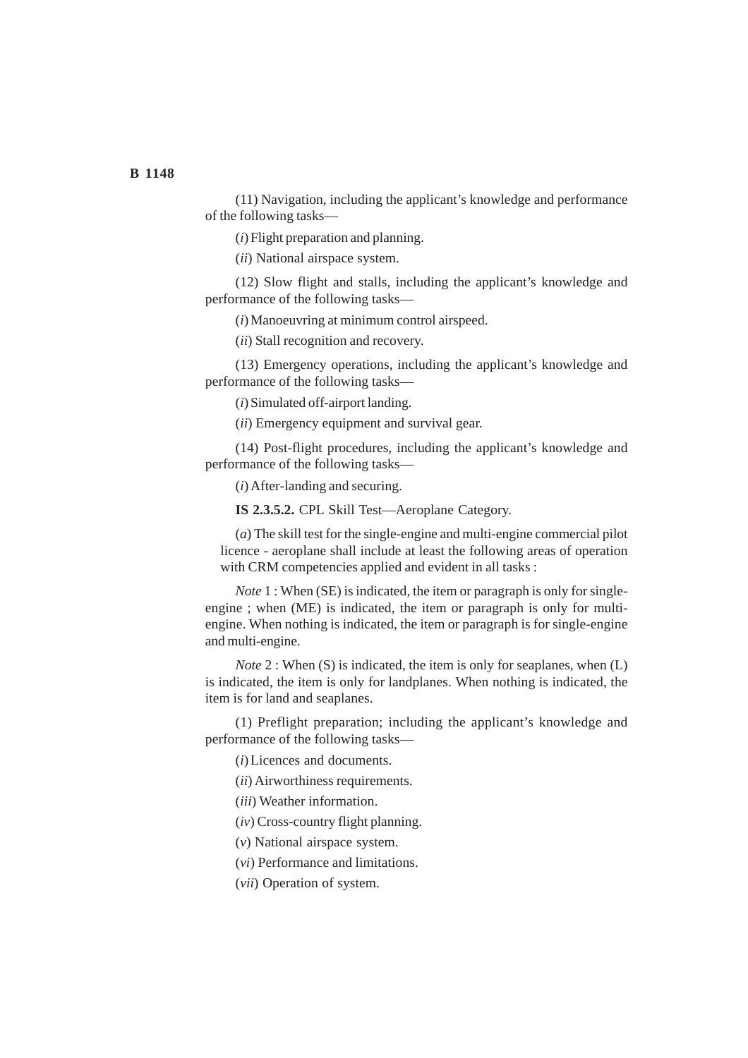(11) Navigation, including the applicant's knowledge and performance of the following tasks—

(*i*) Flight preparation and planning.

(*ii*) National airspace system.

(12) Slow flight and stalls, including the applicant's knowledge and performance of the following tasks—

(*i*) Manoeuvring at minimum control airspeed.

(*ii*) Stall recognition and recovery.

(13) Emergency operations, including the applicant's knowledge and performance of the following tasks—

(*i*) Simulated off-airport landing.

(*ii*) Emergency equipment and survival gear.

(14) Post-flight procedures, including the applicant's knowledge and performance of the following tasks—

(*i*) After-landing and securing.

**IS 2.3.5.2.** CPL Skill Test—Aeroplane Category.

(*a*) The skill test for the single-engine and multi-engine commercial pilot licence - aeroplane shall include at least the following areas of operation with CRM competencies applied and evident in all tasks :

*Note* 1 : When (SE) is indicated, the item or paragraph is only for single-engine ; when (ME) is indicated, the item or paragraph is only for multi-engine. When nothing is indicated, the item or paragraph is for single-engine and multi-engine.

*Note* 2 : When (S) is indicated, the item is only for seaplanes, when (L) is indicated, the item is only for landplanes. When nothing is indicated, the item is for land and seaplanes.

(1) Preflight preparation; including the applicant's knowledge and performance of the following tasks—

(*i*) Licences and documents.

(*ii*) Airworthiness requirements.

(*iii*) Weather information.

(*iv*) Cross-country flight planning.

(*v*) National airspace system.

(*vi*) Performance and limitations.

(*vii*) Operation of system.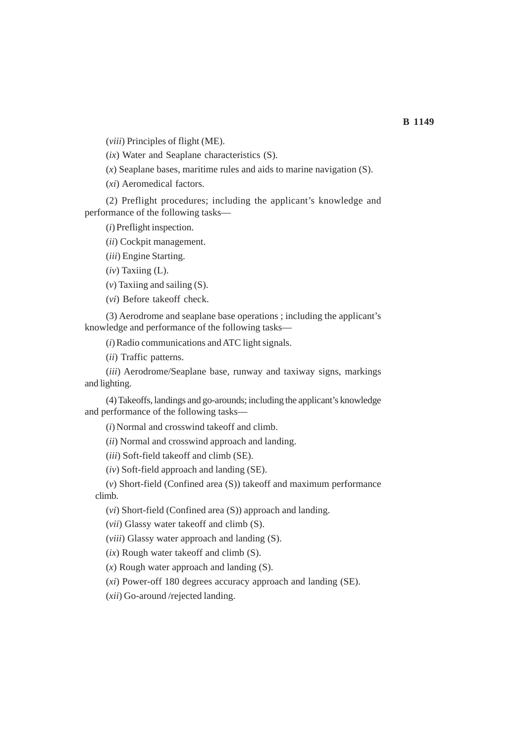(*viii*) Principles of flight (ME).

(*ix*) Water and Seaplane characteristics (S).

(*x*) Seaplane bases, maritime rules and aids to marine navigation (S).

(*xi*) Aeromedical factors.

(2) Preflight procedures; including the applicant's knowledge and performance of the following tasks—

(*i*) Preflight inspection.

(*ii*) Cockpit management.

(*iii*) Engine Starting.

(*iv*) Taxiing (L).

(*v*) Taxiing and sailing (S).

(*vi*) Before takeoff check.

(3) Aerodrome and seaplane base operations ; including the applicant's knowledge and performance of the following tasks—

(*i*) Radio communications and ATC light signals.

(*ii*) Traffic patterns.

(*iii*) Aerodrome/Seaplane base, runway and taxiway signs, markings and lighting.

(4) Takeoffs, landings and go-arounds; including the applicant's knowledge and performance of the following tasks—

(*i*) Normal and crosswind takeoff and climb.

(*ii*) Normal and crosswind approach and landing.

(*iii*) Soft-field takeoff and climb (SE).

(*iv*) Soft-field approach and landing (SE).

(*v*) Short-field (Confined area (S)) takeoff and maximum performance climb.

(*vi*) Short-field (Confined area (S)) approach and landing.

(*vii*) Glassy water takeoff and climb (S).

(*viii*) Glassy water approach and landing (S).

(*ix*) Rough water takeoff and climb (S).

(*x*) Rough water approach and landing (S).

(*xi*) Power-off 180 degrees accuracy approach and landing (SE).

(*xii*) Go-around /rejected landing.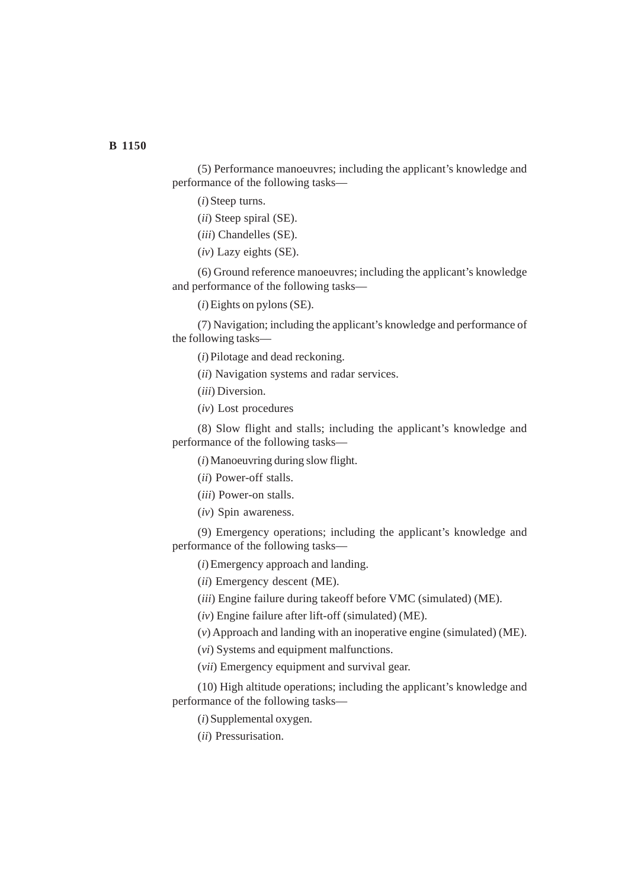(5) Performance manoeuvres; including the applicant's knowledge and performance of the following tasks—

(*i*) Steep turns.

(*ii*) Steep spiral (SE).

(*iii*) Chandelles (SE).

(*iv*) Lazy eights (SE).

(6) Ground reference manoeuvres; including the applicant's knowledge and performance of the following tasks—

(*i*) Eights on pylons (SE).

(7) Navigation; including the applicant's knowledge and performance of the following tasks—

(*i*) Pilotage and dead reckoning.

(*ii*) Navigation systems and radar services.

(*iii*) Diversion.

(*iv*) Lost procedures

(8) Slow flight and stalls; including the applicant's knowledge and performance of the following tasks—

(*i*) Manoeuvring during slow flight.

(*ii*) Power-off stalls.

(*iii*) Power-on stalls.

(*iv*) Spin awareness.

(9) Emergency operations; including the applicant's knowledge and performance of the following tasks—

(*i*) Emergency approach and landing.

(*ii*) Emergency descent (ME).

(*iii*) Engine failure during takeoff before VMC (simulated) (ME).

(*iv*) Engine failure after lift-off (simulated) (ME).

(*v*) Approach and landing with an inoperative engine (simulated) (ME).

(*vi*) Systems and equipment malfunctions.

(*vii*) Emergency equipment and survival gear.

(10) High altitude operations; including the applicant's knowledge and performance of the following tasks—

(*i*) Supplemental oxygen.

(*ii*) Pressurisation.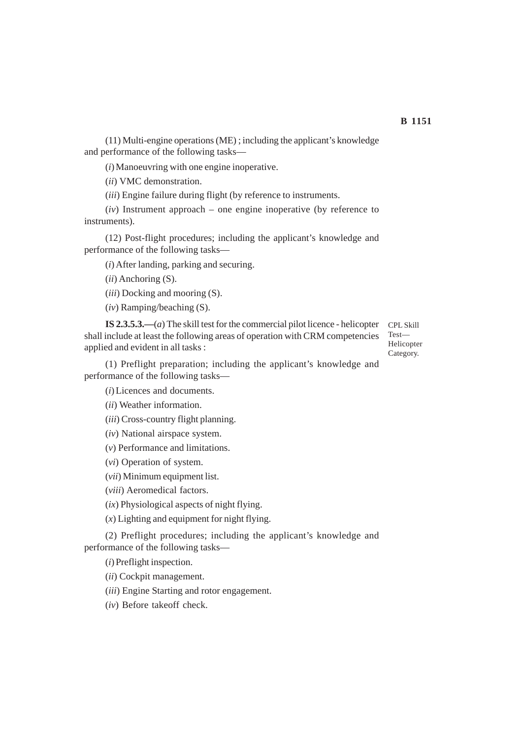(11) Multi-engine operations (ME) ; including the applicant's knowledge and performance of the following tasks—

(*i*) Manoeuvring with one engine inoperative.

(*ii*) VMC demonstration.

(*iii*) Engine failure during flight (by reference to instruments.

(*iv*) Instrument approach – one engine inoperative (by reference to instruments).

(12) Post-flight procedures; including the applicant's knowledge and performance of the following tasks—

(*i*) After landing, parking and securing.

(*ii*) Anchoring (S).

(*iii*) Docking and mooring (S).

(*iv*) Ramping/beaching (S).

CPL Skill Test—Helicopter Category.

**IS 2.3.5.3.—**(*a*) The skill test for the commercial pilot licence - helicopter shall include at least the following areas of operation with CRM competencies applied and evident in all tasks :

(1) Preflight preparation; including the applicant's knowledge and performance of the following tasks—

(*i*) Licences and documents.

(*ii*) Weather information.

(*iii*) Cross-country flight planning.

(*iv*) National airspace system.

(*v*) Performance and limitations.

(*vi*) Operation of system.

(*vii*) Minimum equipment list.

(*viii*) Aeromedical factors.

(*ix*) Physiological aspects of night flying.

(*x*) Lighting and equipment for night flying.

(2) Preflight procedures; including the applicant's knowledge and performance of the following tasks—

(*i*) Preflight inspection.

(*ii*) Cockpit management.

(*iii*) Engine Starting and rotor engagement.

(*iv*) Before takeoff check.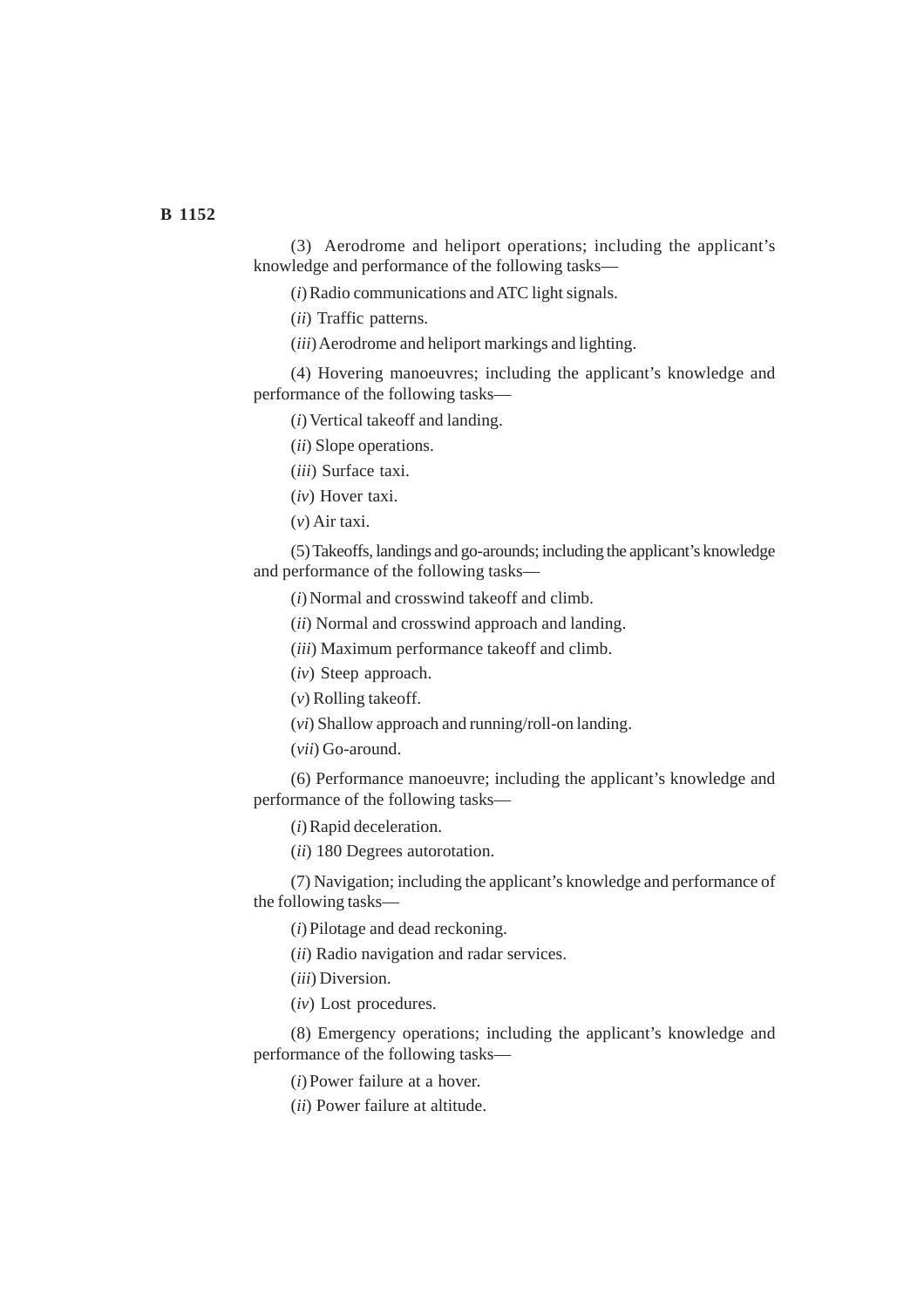(3) Aerodrome and heliport operations; including the applicant's knowledge and performance of the following tasks—

(*i*) Radio communications and ATC light signals.

(*ii*) Traffic patterns.

(*iii*) Aerodrome and heliport markings and lighting.

(4) Hovering manoeuvres; including the applicant's knowledge and performance of the following tasks—

(*i*) Vertical takeoff and landing.

(*ii*) Slope operations.

(*iii*) Surface taxi.

(*iv*) Hover taxi.

(*v*) Air taxi.

(5) Takeoffs, landings and go-arounds; including the applicant's knowledge and performance of the following tasks—

(*i*) Normal and crosswind takeoff and climb.

(*ii*) Normal and crosswind approach and landing.

(*iii*) Maximum performance takeoff and climb.

(*iv*) Steep approach.

(*v*) Rolling takeoff.

(*vi*) Shallow approach and running/roll-on landing.

(*vii*) Go-around.

(6) Performance manoeuvre; including the applicant's knowledge and performance of the following tasks—

(*i*) Rapid deceleration.

(*ii*) 180 Degrees autorotation.

(7) Navigation; including the applicant's knowledge and performance of the following tasks—

(*i*) Pilotage and dead reckoning.

(*ii*) Radio navigation and radar services.

(*iii*) Diversion.

(*iv*) Lost procedures.

(8) Emergency operations; including the applicant's knowledge and performance of the following tasks—

(*i*) Power failure at a hover.

(*ii*) Power failure at altitude.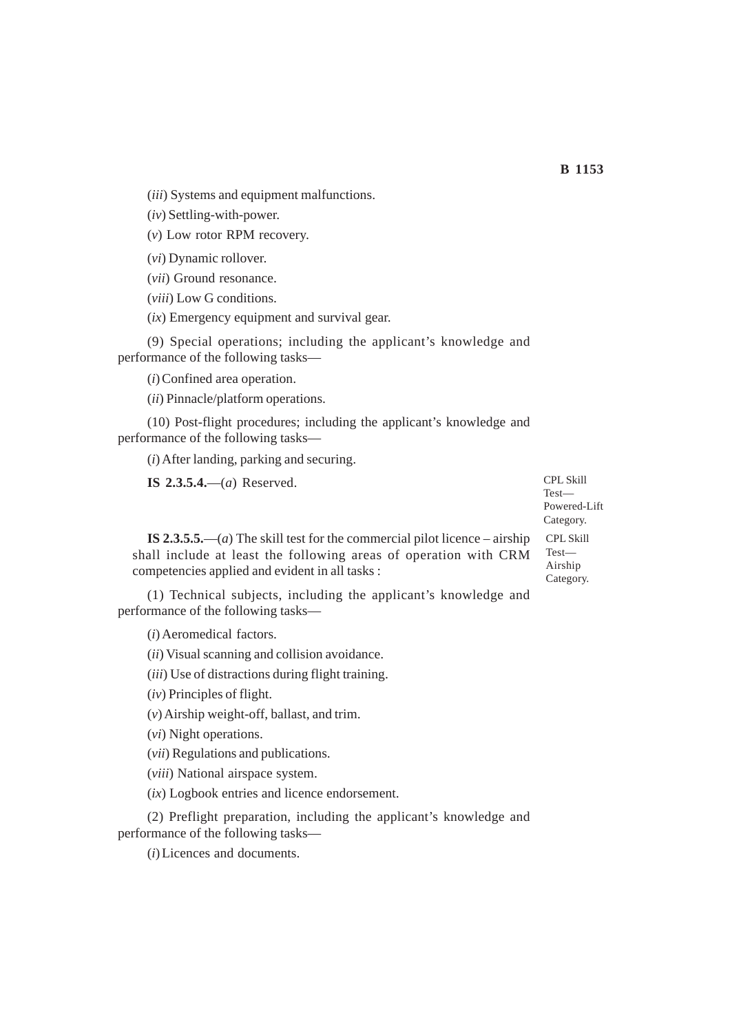(*iii*) Systems and equipment malfunctions.

(*iv*) Settling-with-power.

(*v*) Low rotor RPM recovery.

(*vi*) Dynamic rollover.

(*vii*) Ground resonance.

(*viii*) Low G conditions.

(*ix*) Emergency equipment and survival gear.

(9) Special operations; including the applicant's knowledge and performance of the following tasks—

(*i*) Confined area operation.

(*ii*) Pinnacle/platform operations.

(10) Post-flight procedures; including the applicant's knowledge and performance of the following tasks—

(*i*) After landing, parking and securing.

CPL Skill Test—Powered-Lift Category.

**IS 2.3.5.4.**—(*a*) Reserved.

CPL Skill Test—Airship Category.

**IS 2.3.5.5.**—(*a*) The skill test for the commercial pilot licence – airship shall include at least the following areas of operation with CRM competencies applied and evident in all tasks :

(1) Technical subjects, including the applicant's knowledge and performance of the following tasks—

(*i*) Aeromedical factors.

(*ii*) Visual scanning and collision avoidance.

(*iii*) Use of distractions during flight training.

(*iv*) Principles of flight.

(*v*) Airship weight-off, ballast, and trim.

(*vi*) Night operations.

(*vii*) Regulations and publications.

(*viii*) National airspace system.

(*ix*) Logbook entries and licence endorsement.

(2) Preflight preparation, including the applicant's knowledge and performance of the following tasks—

(*i*) Licences and documents.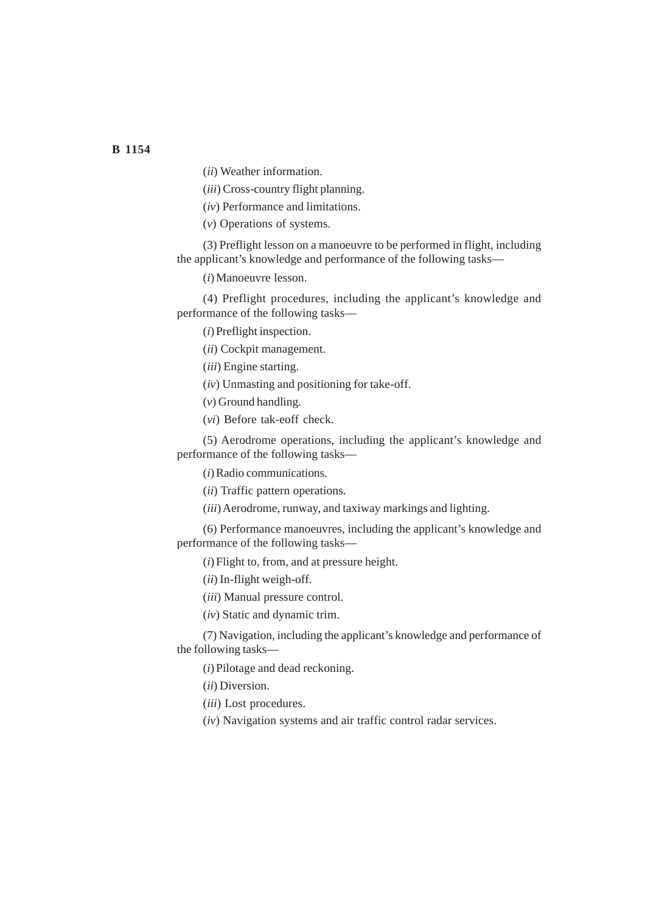(*ii*) Weather information.

(*iii*) Cross-country flight planning.

(*iv*) Performance and limitations.

(*v*) Operations of systems.

(3) Preflight lesson on a manoeuvre to be performed in flight, including the applicant's knowledge and performance of the following tasks—

(*i*) Manoeuvre lesson.

(4) Preflight procedures, including the applicant's knowledge and performance of the following tasks—

(*i*) Preflight inspection.

(*ii*) Cockpit management.

(*iii*) Engine starting.

(*iv*) Unmasting and positioning for take-off.

(*v*) Ground handling.

(*vi*) Before tak-eoff check.

(5) Aerodrome operations, including the applicant's knowledge and performance of the following tasks—

(*i*) Radio communications.

(*ii*) Traffic pattern operations.

(*iii*) Aerodrome, runway, and taxiway markings and lighting.

(6) Performance manoeuvres, including the applicant's knowledge and performance of the following tasks—

(*i*) Flight to, from, and at pressure height.

(*ii*) In-flight weigh-off.

(*iii*) Manual pressure control.

(*iv*) Static and dynamic trim.

(7) Navigation, including the applicant's knowledge and performance of the following tasks—

(*i*) Pilotage and dead reckoning.

(*ii*) Diversion.

(*iii*) Lost procedures.

(*iv*) Navigation systems and air traffic control radar services.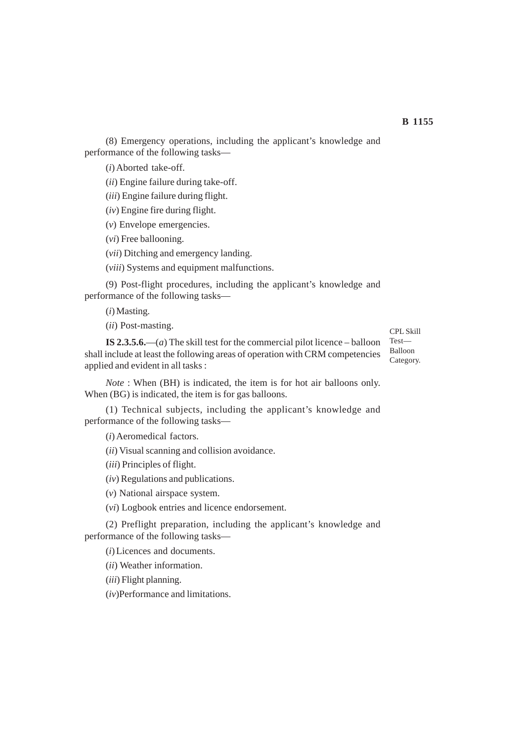(8) Emergency operations, including the applicant's knowledge and performance of the following tasks—

(*i*) Aborted take-off.

(*ii*) Engine failure during take-off.

(*iii*) Engine failure during flight.

(*iv*) Engine fire during flight.

(*v*) Envelope emergencies.

(*vi*) Free ballooning.

(*vii*) Ditching and emergency landing.

(*viii*) Systems and equipment malfunctions.

(9) Post-flight procedures, including the applicant's knowledge and performance of the following tasks—

(*i*) Masting.

(*ii*) Post-masting.

CPL Skill Test—Balloon Category.

**IS 2.3.5.6.**—(*a*) The skill test for the commercial pilot licence – balloon shall include at least the following areas of operation with CRM competencies applied and evident in all tasks :

*Note* : When (BH) is indicated, the item is for hot air balloons only. When (BG) is indicated, the item is for gas balloons.

(1) Technical subjects, including the applicant's knowledge and performance of the following tasks—

(*i*) Aeromedical factors.

(*ii*) Visual scanning and collision avoidance.

(*iii*) Principles of flight.

(*iv*) Regulations and publications.

(*v*) National airspace system.

(*vi*) Logbook entries and licence endorsement.

(2) Preflight preparation, including the applicant's knowledge and performance of the following tasks—

(*i*) Licences and documents.

(*ii*) Weather information.

(*iii*) Flight planning.

(*iv*) Performance and limitations.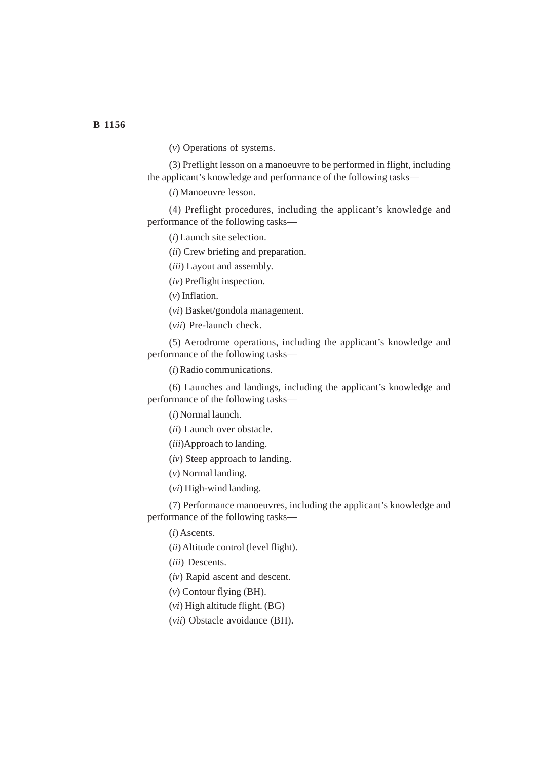(*v*) Operations of systems.

(3) Preflight lesson on a manoeuvre to be performed in flight, including the applicant's knowledge and performance of the following tasks—

(*i*) Manoeuvre lesson.

(4) Preflight procedures, including the applicant's knowledge and performance of the following tasks—

(*i*) Launch site selection.

(*ii*) Crew briefing and preparation.

(*iii*) Layout and assembly.

(*iv*) Preflight inspection.

(*v*) Inflation.

(*vi*) Basket/gondola management.

(*vii*) Pre-launch check.

(5) Aerodrome operations, including the applicant's knowledge and performance of the following tasks—

(*i*) Radio communications.

(6) Launches and landings, including the applicant's knowledge and performance of the following tasks—

(*i*) Normal launch.

(*ii*) Launch over obstacle.

(*iii*) Approach to landing.

(*iv*) Steep approach to landing.

(*v*) Normal landing.

(*vi*) High-wind landing.

(7) Performance manoeuvres, including the applicant's knowledge and performance of the following tasks—

(*i*) Ascents.

(*ii*) Altitude control (level flight).

(*iii*) Descents.

(*iv*) Rapid ascent and descent.

(*v*) Contour flying (BH).

(*vi*) High altitude flight. (BG)

(*vii*) Obstacle avoidance (BH).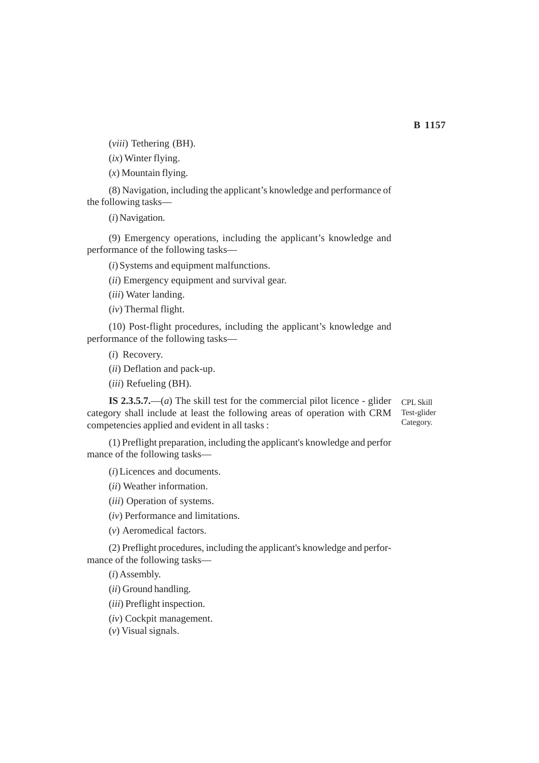(*viii*) Tethering (BH).

(*ix*) Winter flying.

(*x*) Mountain flying.

(8) Navigation, including the applicant's knowledge and performance of the following tasks—

(*i*) Navigation.

(9) Emergency operations, including the applicant's knowledge and performance of the following tasks—

(*i*) Systems and equipment malfunctions.

(*ii*) Emergency equipment and survival gear.

(*iii*) Water landing.

(*iv*) Thermal flight.

(10) Post-flight procedures, including the applicant's knowledge and performance of the following tasks—

(*i*) Recovery.

(*ii*) Deflation and pack-up.

(*iii*) Refueling (BH).

CPL Skill Test-glider Category.

**IS 2.3.5.7.**—(*a*) The skill test for the commercial pilot licence - glider category shall include at least the following areas of operation with CRM competencies applied and evident in all tasks :

(1) Preflight preparation, including the applicant's knowledge and performance of the following tasks—

(*i*) Licences and documents.

(*ii*) Weather information.

(*iii*) Operation of systems.

(*iv*) Performance and limitations.

(*v*) Aeromedical factors.

(2) Preflight procedures, including the applicant's knowledge and performance of the following tasks—

(*i*) Assembly.

(*ii*) Ground handling.

(*iii*) Preflight inspection.

(*iv*) Cockpit management.

(*v*) Visual signals.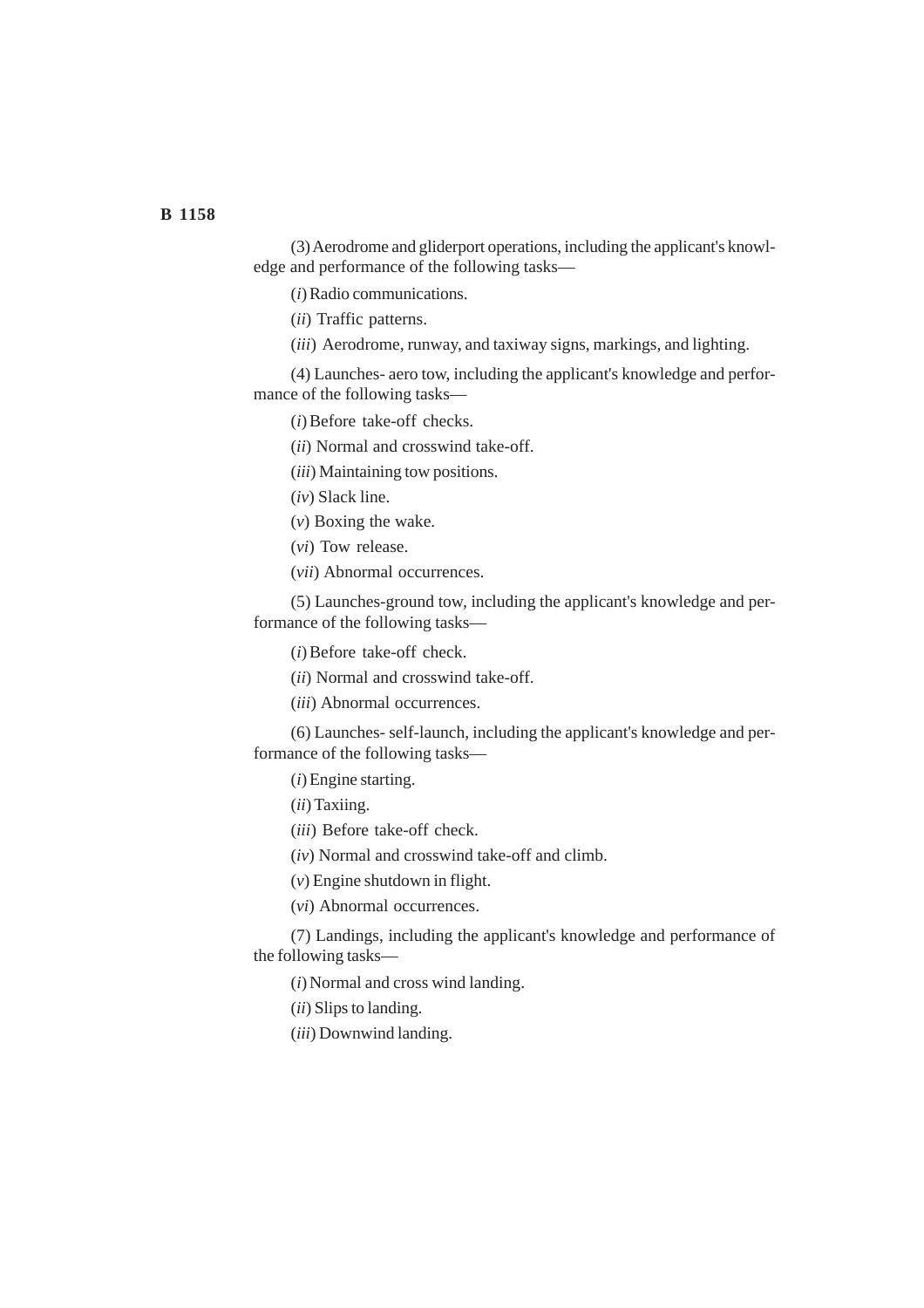(3) Aerodrome and gliderport operations, including the applicant's knowledge and performance of the following tasks—

(*i*) Radio communications.

(*ii*) Traffic patterns.

(*iii*) Aerodrome, runway, and taxiway signs, markings, and lighting.

(4) Launches- aero tow, including the applicant's knowledge and performance of the following tasks—

(*i*) Before take-off checks.

(*ii*) Normal and crosswind take-off.

(*iii*) Maintaining tow positions.

(*iv*) Slack line.

(*v*) Boxing the wake.

(*vi*) Tow release.

(*vii*) Abnormal occurrences.

(5) Launches-ground tow, including the applicant's knowledge and performance of the following tasks—

(*i*) Before take-off check.

(*ii*) Normal and crosswind take-off.

(*iii*) Abnormal occurrences.

(6) Launches- self-launch, including the applicant's knowledge and performance of the following tasks—

(*i*) Engine starting.

(*ii*) Taxiing.

(*iii*) Before take-off check.

(*iv*) Normal and crosswind take-off and climb.

(*v*) Engine shutdown in flight.

(*vi*) Abnormal occurrences.

(7) Landings, including the applicant's knowledge and performance of the following tasks—

(*i*) Normal and cross wind landing.

(*ii*) Slips to landing.

(*iii*) Downwind landing.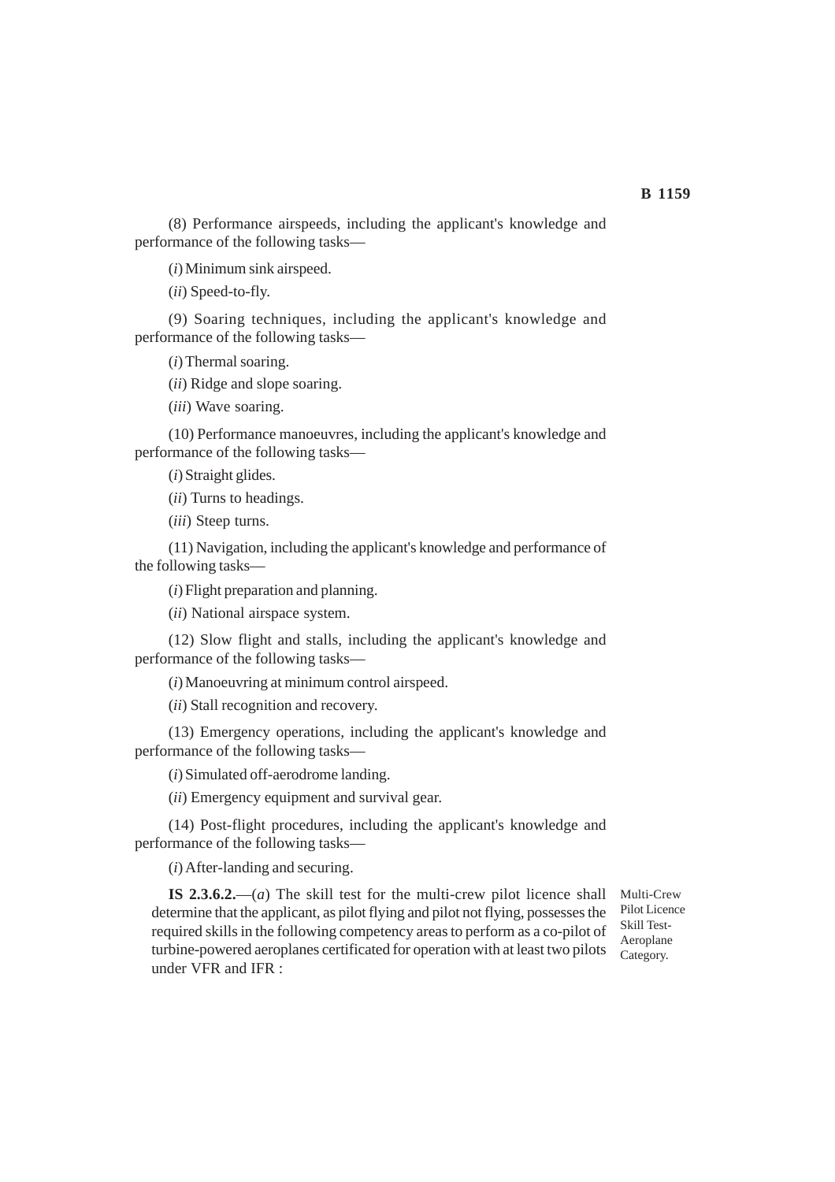(8) Performance airspeeds, including the applicant's knowledge and performance of the following tasks—

(*i*) Minimum sink airspeed.

(*ii*) Speed-to-fly.

(9) Soaring techniques, including the applicant's knowledge and performance of the following tasks—

(*i*) Thermal soaring.

(*ii*) Ridge and slope soaring.

(*iii*) Wave soaring.

(10) Performance manoeuvres, including the applicant's knowledge and performance of the following tasks—

(*i*) Straight glides.

(*ii*) Turns to headings.

(*iii*) Steep turns.

(11) Navigation, including the applicant's knowledge and performance of the following tasks—

(*i*) Flight preparation and planning.

(*ii*) National airspace system.

(12) Slow flight and stalls, including the applicant's knowledge and performance of the following tasks—

(*i*) Manoeuvring at minimum control airspeed.

(*ii*) Stall recognition and recovery.

(13) Emergency operations, including the applicant's knowledge and performance of the following tasks—

(*i*) Simulated off-aerodrome landing.

(*ii*) Emergency equipment and survival gear.

(14) Post-flight procedures, including the applicant's knowledge and performance of the following tasks—

(*i*) After-landing and securing.

Multi-Crew Pilot Licence Skill Test-Aeroplane Category.

**IS 2.3.6.2.**—(*a*) The skill test for the multi-crew pilot licence shall determine that the applicant, as pilot flying and pilot not flying, possesses the required skills in the following competency areas to perform as a co-pilot of turbine-powered aeroplanes certificated for operation with at least two pilots under VFR and IFR :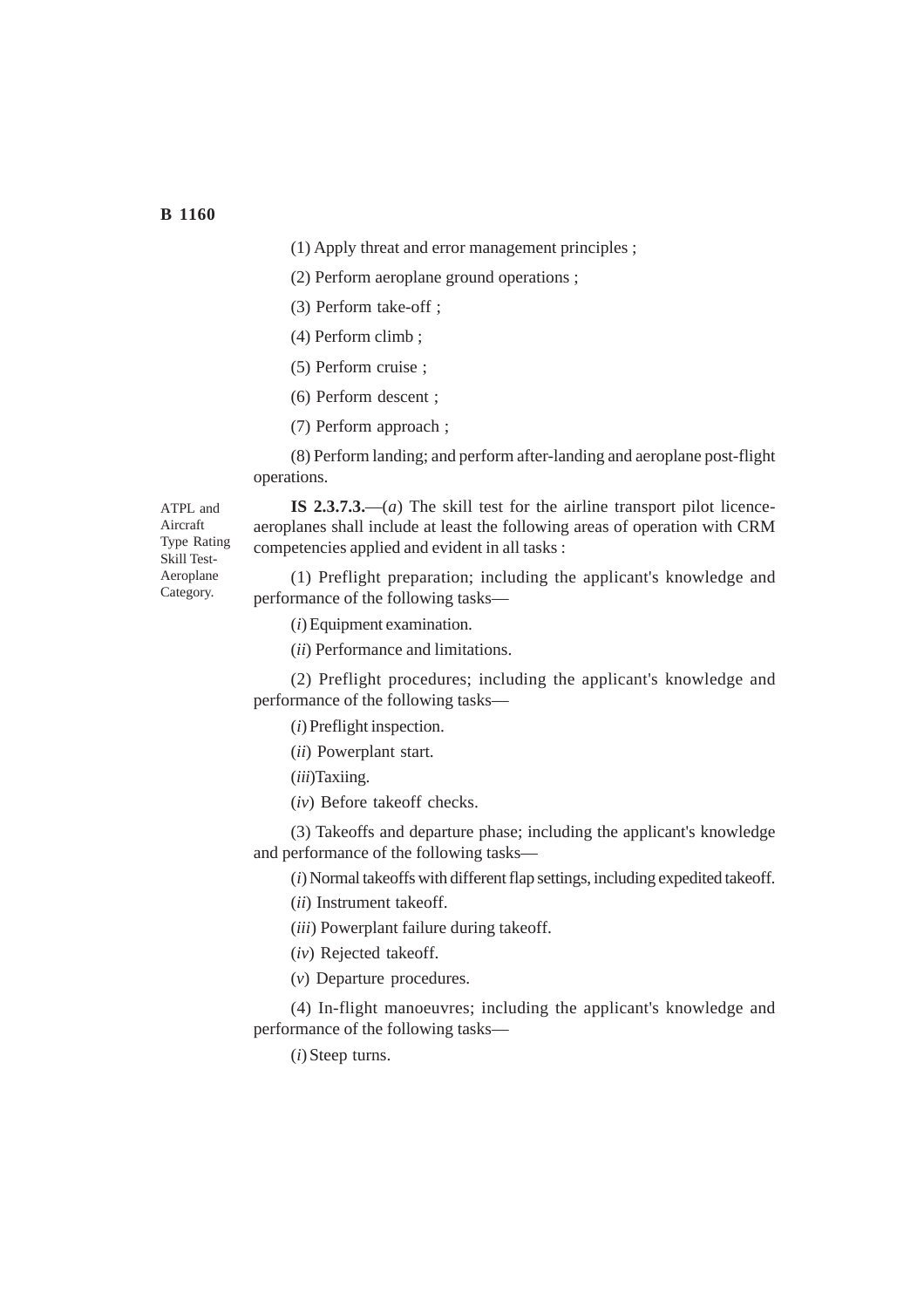(1) Apply threat and error management principles ;

(2) Perform aeroplane ground operations ;

(3) Perform take-off ;

(4) Perform climb ;

(5) Perform cruise ;

(6) Perform descent ;

(7) Perform approach ;

(8) Perform landing; and perform after-landing and aeroplane post-flight operations.

ATPL and Aircraft Type Rating Skill Test-Aeroplane Category.

**IS 2.3.7.3.**—(*a*) The skill test for the airline transport pilot licence-aeroplanes shall include at least the following areas of operation with CRM competencies applied and evident in all tasks :

(1) Preflight preparation; including the applicant's knowledge and performance of the following tasks—

(*i*) Equipment examination.

(*ii*) Performance and limitations.

(2) Preflight procedures; including the applicant's knowledge and performance of the following tasks—

(*i*) Preflight inspection.

(*ii*) Powerplant start.

(*iii*)Taxiing.

(*iv*) Before takeoff checks.

(3) Takeoffs and departure phase; including the applicant's knowledge and performance of the following tasks—

(*i*) Normal takeoffs with different flap settings, including expedited takeoff.

(*ii*) Instrument takeoff.

(*iii*) Powerplant failure during takeoff.

(*iv*) Rejected takeoff.

(*v*) Departure procedures.

(4) In-flight manoeuvres; including the applicant's knowledge and performance of the following tasks—

(*i*) Steep turns.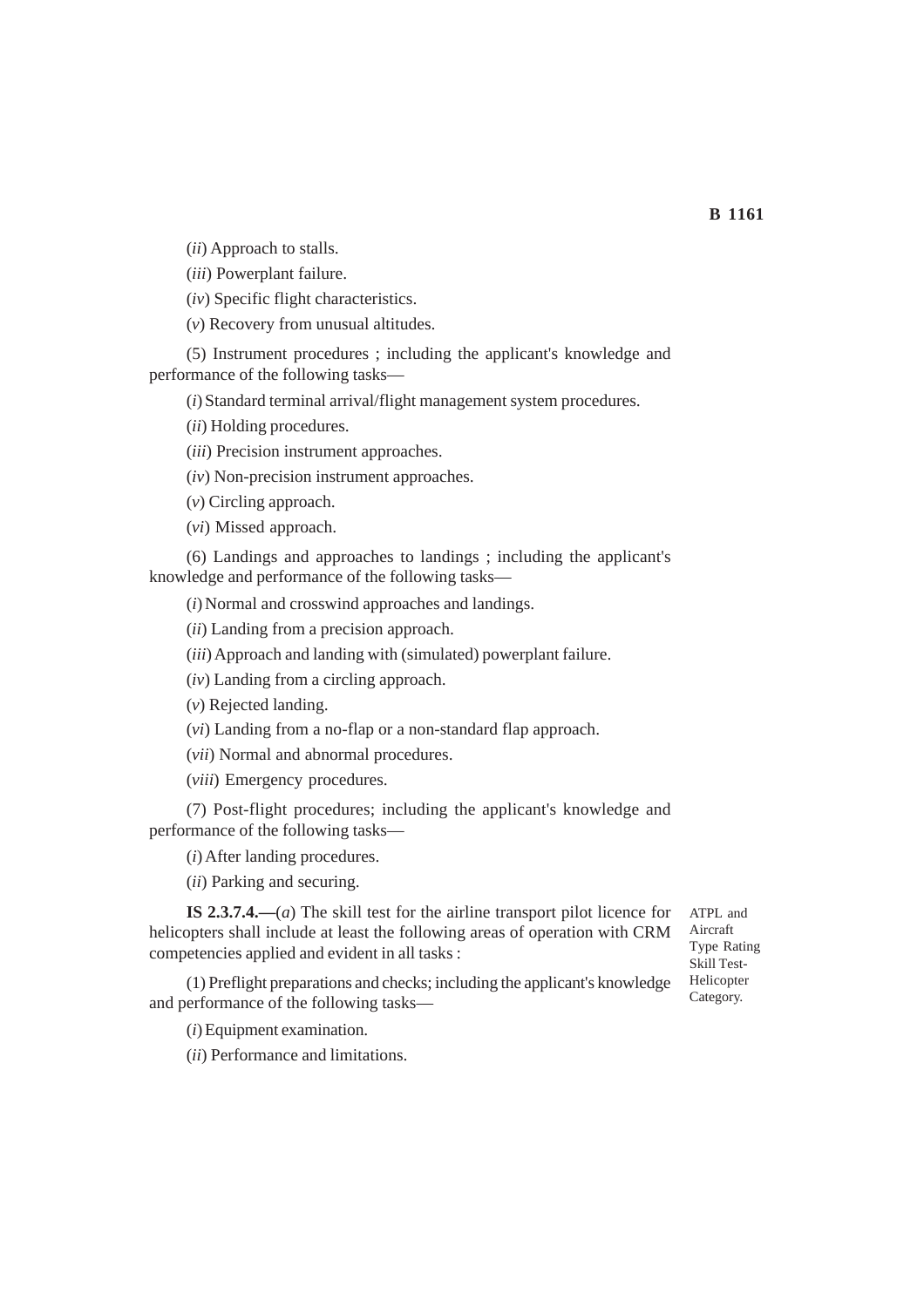(*ii*) Approach to stalls.

(*iii*) Powerplant failure.

(*iv*) Specific flight characteristics.

(*v*) Recovery from unusual altitudes.

(5) Instrument procedures ; including the applicant's knowledge and performance of the following tasks—

(*i*) Standard terminal arrival/flight management system procedures.

(*ii*) Holding procedures.

(*iii*) Precision instrument approaches.

(*iv*) Non-precision instrument approaches.

(*v*) Circling approach.

(*vi*) Missed approach.

(6) Landings and approaches to landings ; including the applicant's knowledge and performance of the following tasks—

(*i*) Normal and crosswind approaches and landings.

(*ii*) Landing from a precision approach.

(*iii*) Approach and landing with (simulated) powerplant failure.

(*iv*) Landing from a circling approach.

(*v*) Rejected landing.

(*vi*) Landing from a no-flap or a non-standard flap approach.

(*vii*) Normal and abnormal procedures.

(*viii*) Emergency procedures.

(7) Post-flight procedures; including the applicant's knowledge and performance of the following tasks—

(*i*) After landing procedures.

(*ii*) Parking and securing.

ATPL and Aircraft Type Rating Skill Test-Helicopter Category.

**IS 2.3.7.4.—**(*a*) The skill test for the airline transport pilot licence for helicopters shall include at least the following areas of operation with CRM competencies applied and evident in all tasks :

(1) Preflight preparations and checks; including the applicant's knowledge and performance of the following tasks—

(*i*) Equipment examination.

(*ii*) Performance and limitations.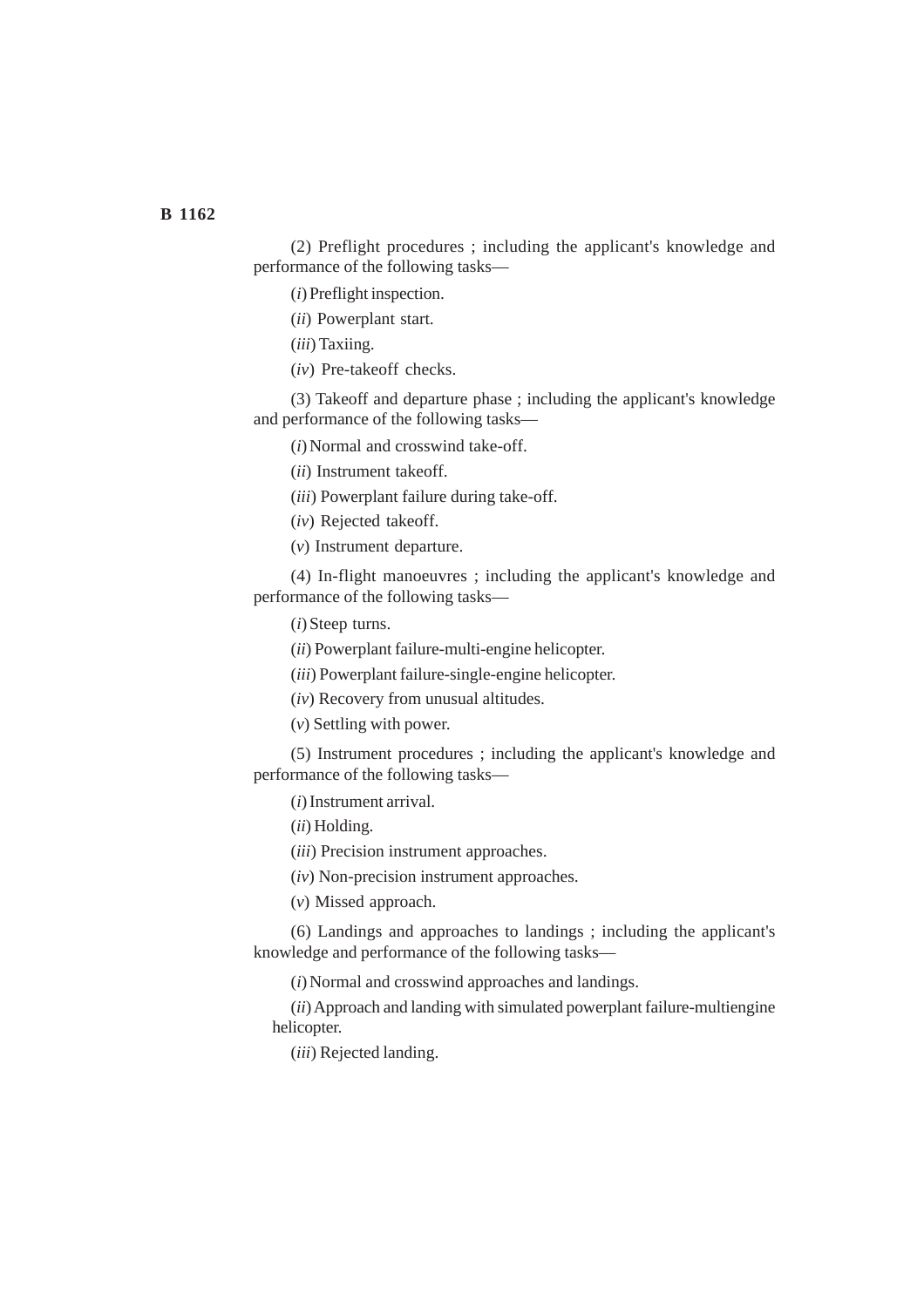(2) Preflight procedures ; including the applicant's knowledge and performance of the following tasks—

(*i*) Preflight inspection.

(*ii*) Powerplant start.

(*iii*) Taxiing.

(*iv*) Pre-takeoff checks.

(3) Takeoff and departure phase ; including the applicant's knowledge and performance of the following tasks—

(*i*) Normal and crosswind take-off.

(*ii*) Instrument takeoff.

(*iii*) Powerplant failure during take-off.

(*iv*) Rejected takeoff.

(*v*) Instrument departure.

(4) In-flight manoeuvres ; including the applicant's knowledge and performance of the following tasks—

(*i*) Steep turns.

(*ii*) Powerplant failure-multi-engine helicopter.

(*iii*) Powerplant failure-single-engine helicopter.

(*iv*) Recovery from unusual altitudes.

(*v*) Settling with power.

(5) Instrument procedures ; including the applicant's knowledge and performance of the following tasks—

(*i*) Instrument arrival.

(*ii*) Holding.

(*iii*) Precision instrument approaches.

(*iv*) Non-precision instrument approaches.

(*v*) Missed approach.

(6) Landings and approaches to landings ; including the applicant's knowledge and performance of the following tasks—

(*i*) Normal and crosswind approaches and landings.

(*ii*) Approach and landing with simulated powerplant failure-multiengine helicopter.

(*iii*) Rejected landing.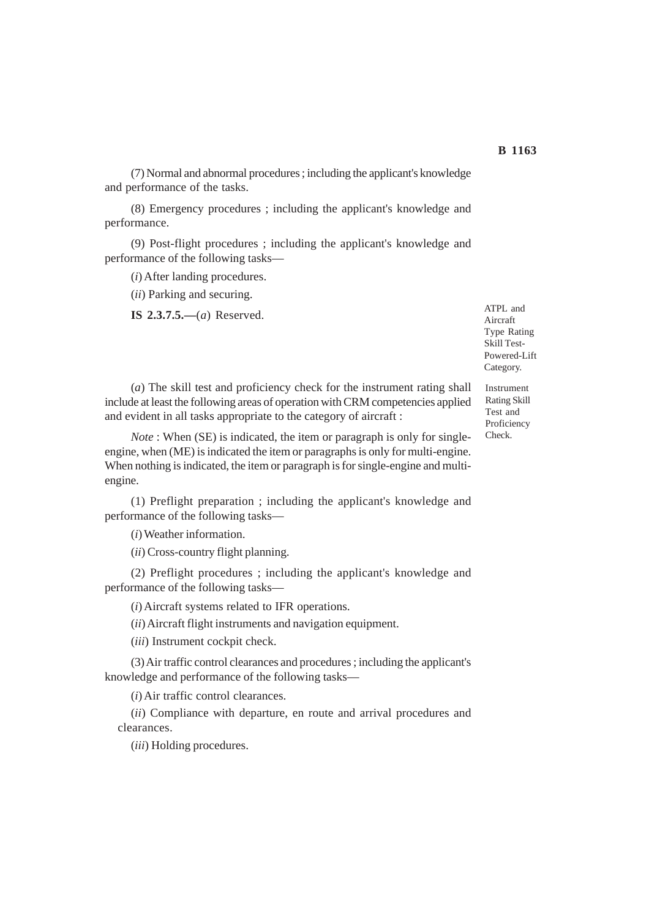(7) Normal and abnormal procedures ; including the applicant's knowledge and performance of the tasks.

(8) Emergency procedures ; including the applicant's knowledge and performance.

(9) Post-flight procedures ; including the applicant's knowledge and performance of the following tasks—

(*i*) After landing procedures.

(*ii*) Parking and securing.

**IS 2.3.7.5.—**(*a*) Reserved.

ATPL and Aircraft Type Rating Skill Test-Powered-Lift Category.

Instrument Rating Skill Test and Proficiency Check.

(*a*) The skill test and proficiency check for the instrument rating shall include at least the following areas of operation with CRM competencies applied and evident in all tasks appropriate to the category of aircraft :

*Note* : When (SE) is indicated, the item or paragraph is only for single-engine, when (ME) is indicated the item or paragraphs is only for multi-engine. When nothing is indicated, the item or paragraph is for single-engine and multi-engine.

(1) Preflight preparation ; including the applicant's knowledge and performance of the following tasks—

(*i*) Weather information.

(*ii*) Cross-country flight planning.

(2) Preflight procedures ; including the applicant's knowledge and performance of the following tasks—

(*i*) Aircraft systems related to IFR operations.

(*ii*) Aircraft flight instruments and navigation equipment.

(*iii*) Instrument cockpit check.

(3) Air traffic control clearances and procedures ; including the applicant's knowledge and performance of the following tasks—

(*i*) Air traffic control clearances.

(*ii*) Compliance with departure, en route and arrival procedures and clearances.

(*iii*) Holding procedures.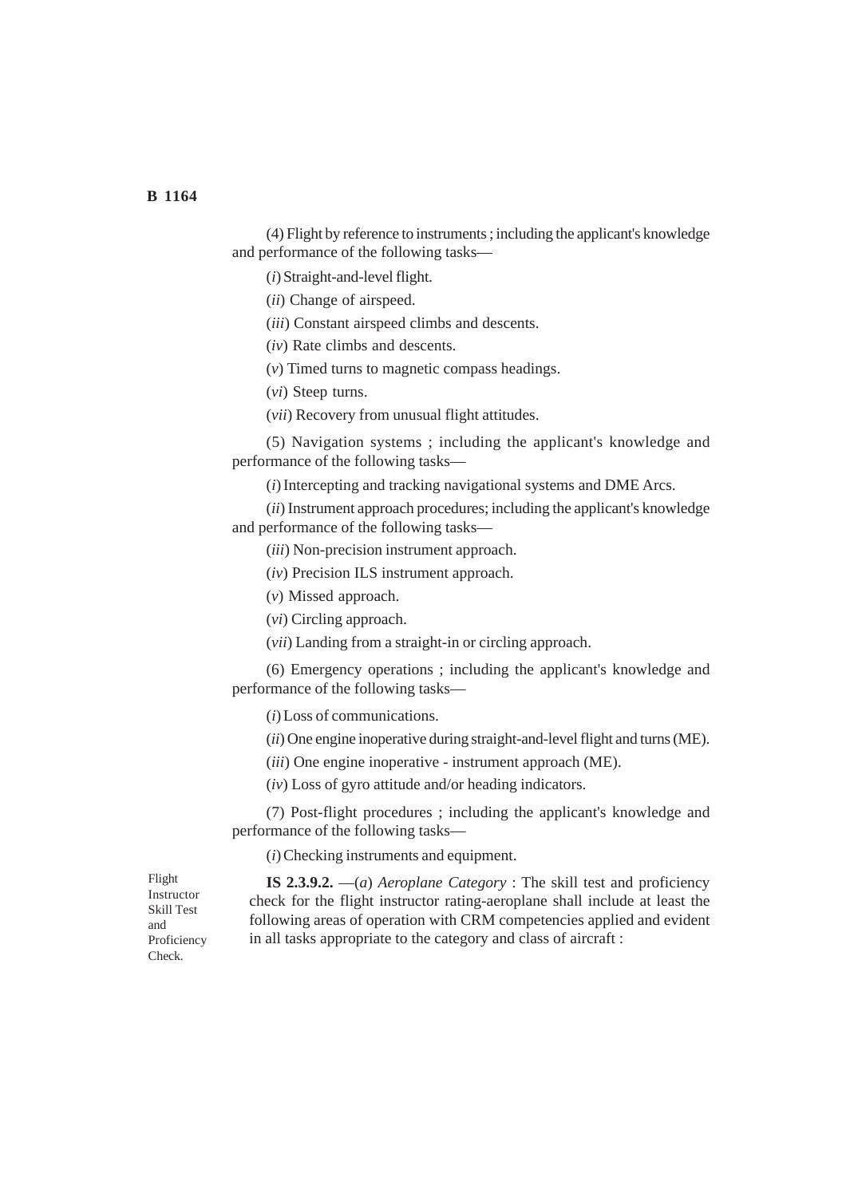(4) Flight by reference to instruments ; including the applicant's knowledge and performance of the following tasks—

(*i*) Straight-and-level flight.

(*ii*) Change of airspeed.

(*iii*) Constant airspeed climbs and descents.

(*iv*) Rate climbs and descents.

(*v*) Timed turns to magnetic compass headings.

(*vi*) Steep turns.

(*vii*) Recovery from unusual flight attitudes.

(5) Navigation systems ; including the applicant's knowledge and performance of the following tasks—

(*i*) Intercepting and tracking navigational systems and DME Arcs.

(*ii*) Instrument approach procedures; including the applicant's knowledge and performance of the following tasks—

(*iii*) Non-precision instrument approach.

(*iv*) Precision ILS instrument approach.

(*v*) Missed approach.

(*vi*) Circling approach.

(*vii*) Landing from a straight-in or circling approach.

(6) Emergency operations ; including the applicant's knowledge and performance of the following tasks—

(*i*) Loss of communications.

(*ii*) One engine inoperative during straight-and-level flight and turns (ME).

(*iii*) One engine inoperative - instrument approach (ME).

(*iv*) Loss of gyro attitude and/or heading indicators.

(7) Post-flight procedures ; including the applicant's knowledge and performance of the following tasks—

(*i*) Checking instruments and equipment.

Flight Instructor Skill Test and Proficiency Check.

**IS 2.3.9.2.** —(*a*) *Aeroplane Category* : The skill test and proficiency check for the flight instructor rating-aeroplane shall include at least the following areas of operation with CRM competencies applied and evident in all tasks appropriate to the category and class of aircraft :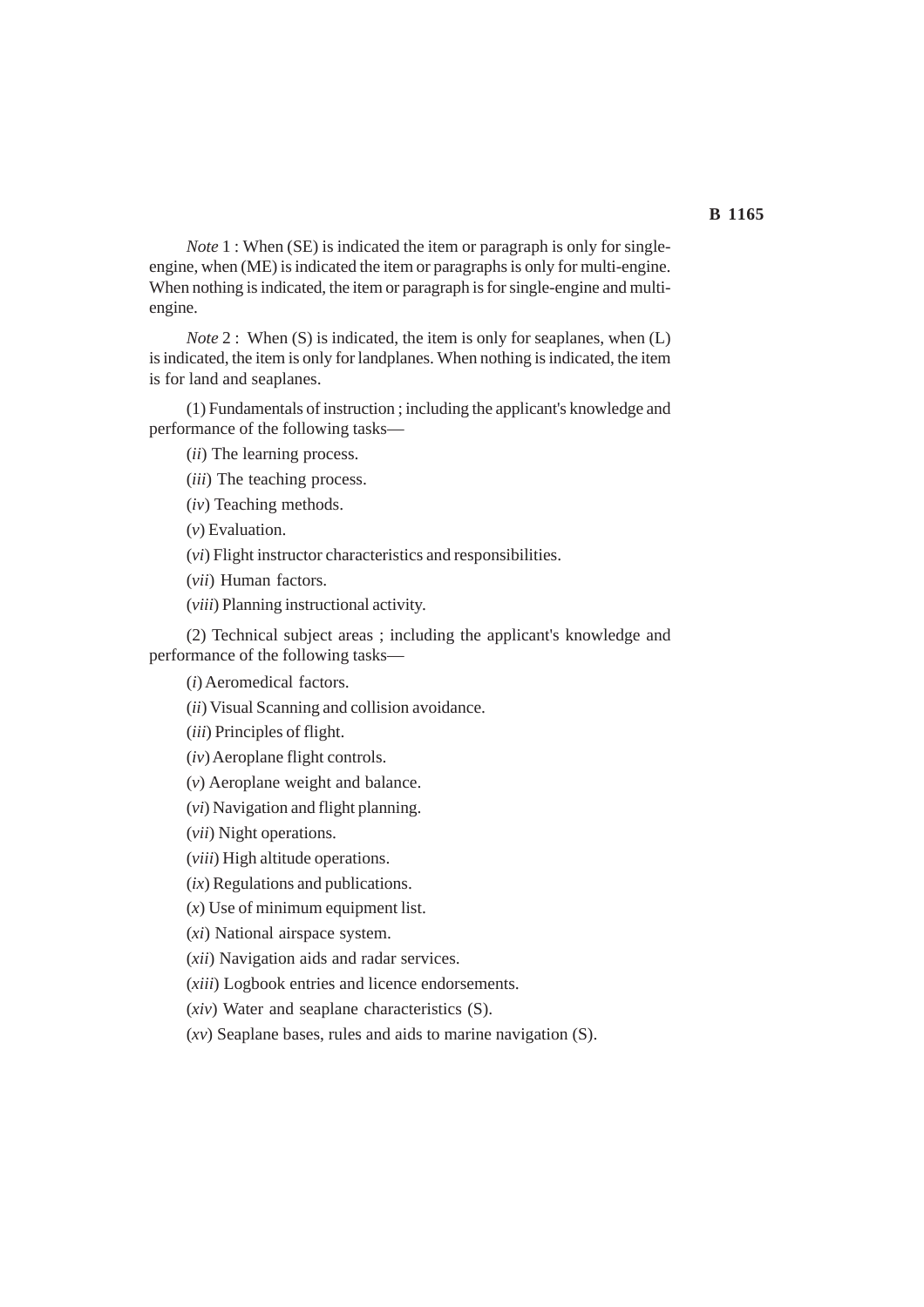*Note* 1 : When (SE) is indicated the item or paragraph is only for single-engine, when (ME) is indicated the item or paragraphs is only for multi-engine. When nothing is indicated, the item or paragraph is for single-engine and multi-engine.

*Note* 2 : When (S) is indicated, the item is only for seaplanes, when (L) is indicated, the item is only for landplanes. When nothing is indicated, the item is for land and seaplanes.

(1) Fundamentals of instruction ; including the applicant's knowledge and performance of the following tasks—

(*ii*) The learning process.

(*iii*) The teaching process.

(*iv*) Teaching methods.

(*v*) Evaluation.

(*vi*) Flight instructor characteristics and responsibilities.

(*vii*) Human factors.

(*viii*) Planning instructional activity.

(2) Technical subject areas ; including the applicant's knowledge and performance of the following tasks—

(*i*) Aeromedical factors.

(*ii*) Visual Scanning and collision avoidance.

(*iii*) Principles of flight.

(*iv*) Aeroplane flight controls.

(*v*) Aeroplane weight and balance.

(*vi*) Navigation and flight planning.

(*vii*) Night operations.

(*viii*) High altitude operations.

(*ix*) Regulations and publications.

(*x*) Use of minimum equipment list.

(*xi*) National airspace system.

(*xii*) Navigation aids and radar services.

(*xiii*) Logbook entries and licence endorsements.

(*xiv*) Water and seaplane characteristics (S).

(*xv*) Seaplane bases, rules and aids to marine navigation (S).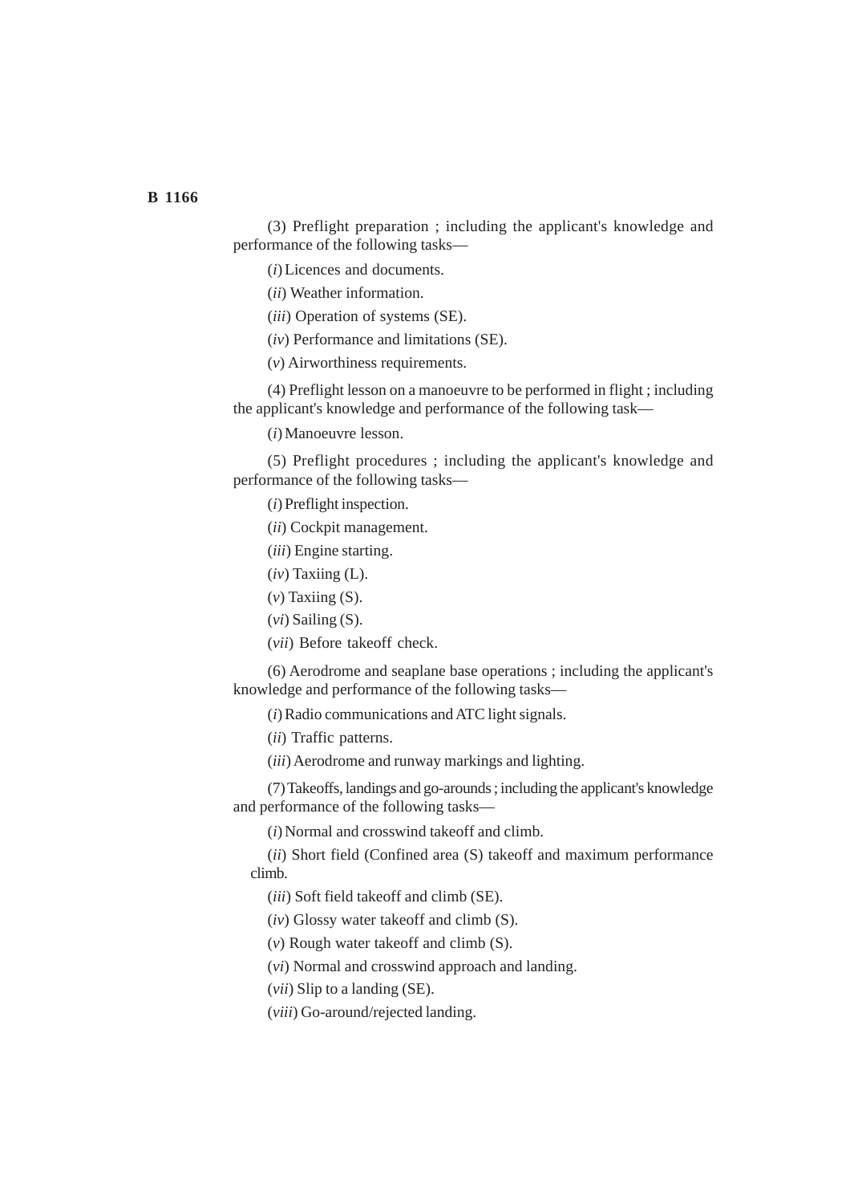(3) Preflight preparation ; including the applicant's knowledge and performance of the following tasks—

(*i*) Licences and documents.

(*ii*) Weather information.

(*iii*) Operation of systems (SE).

(*iv*) Performance and limitations (SE).

(*v*) Airworthiness requirements.

(4) Preflight lesson on a manoeuvre to be performed in flight ; including the applicant's knowledge and performance of the following task—

(*i*) Manoeuvre lesson.

(5) Preflight procedures ; including the applicant's knowledge and performance of the following tasks—

(*i*) Preflight inspection.

(*ii*) Cockpit management.

(*iii*) Engine starting.

(*iv*) Taxiing (L).

(*v*) Taxiing (S).

(*vi*) Sailing (S).

(*vii*) Before takeoff check.

(6) Aerodrome and seaplane base operations ; including the applicant's knowledge and performance of the following tasks—

(*i*) Radio communications and ATC light signals.

(*ii*) Traffic patterns.

(*iii*) Aerodrome and runway markings and lighting.

(7) Takeoffs, landings and go-arounds ; including the applicant's knowledge and performance of the following tasks—

(*i*) Normal and crosswind takeoff and climb.

(*ii*) Short field (Confined area (S) takeoff and maximum performance climb.

(*iii*) Soft field takeoff and climb (SE).

(*iv*) Glossy water takeoff and climb (S).

(*v*) Rough water takeoff and climb (S).

(*vi*) Normal and crosswind approach and landing.

(*vii*) Slip to a landing (SE).

(*viii*) Go-around/rejected landing.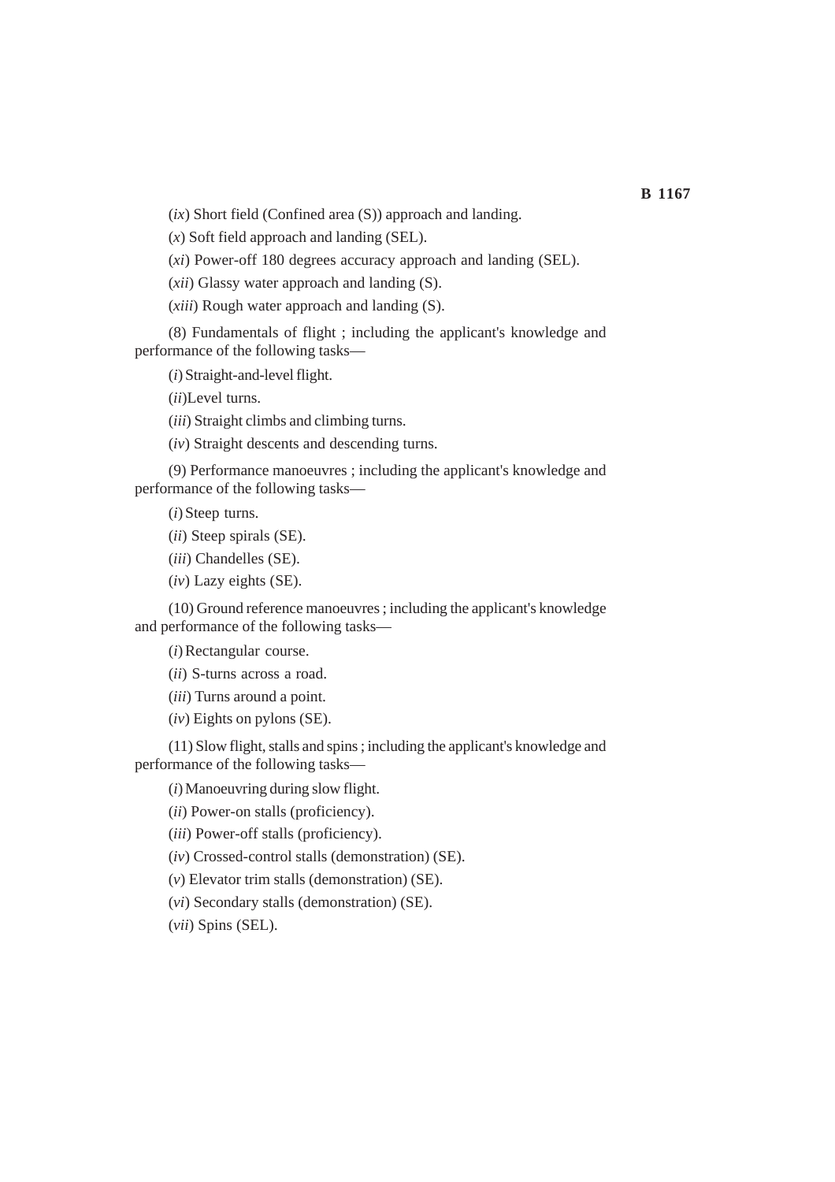(*ix*) Short field (Confined area (S)) approach and landing.

(*x*) Soft field approach and landing (SEL).

(*xi*) Power-off 180 degrees accuracy approach and landing (SEL).

(*xii*) Glassy water approach and landing (S).

(*xiii*) Rough water approach and landing (S).

(8) Fundamentals of flight ; including the applicant's knowledge and performance of the following tasks—

(*i*) Straight-and-level flight.

(*ii*)Level turns.

(*iii*) Straight climbs and climbing turns.

(*iv*) Straight descents and descending turns.

(9) Performance manoeuvres ; including the applicant's knowledge and performance of the following tasks—

(*i*) Steep turns.

(*ii*) Steep spirals (SE).

(*iii*) Chandelles (SE).

(*iv*) Lazy eights (SE).

(10) Ground reference manoeuvres ; including the applicant's knowledge and performance of the following tasks—

(*i*) Rectangular course.

(*ii*) S-turns across a road.

(*iii*) Turns around a point.

(*iv*) Eights on pylons (SE).

(11) Slow flight, stalls and spins ; including the applicant's knowledge and performance of the following tasks—

(*i*) Manoeuvring during slow flight.

(*ii*) Power-on stalls (proficiency).

(*iii*) Power-off stalls (proficiency).

(*iv*) Crossed-control stalls (demonstration) (SE).

(*v*) Elevator trim stalls (demonstration) (SE).

(*vi*) Secondary stalls (demonstration) (SE).

(*vii*) Spins (SEL).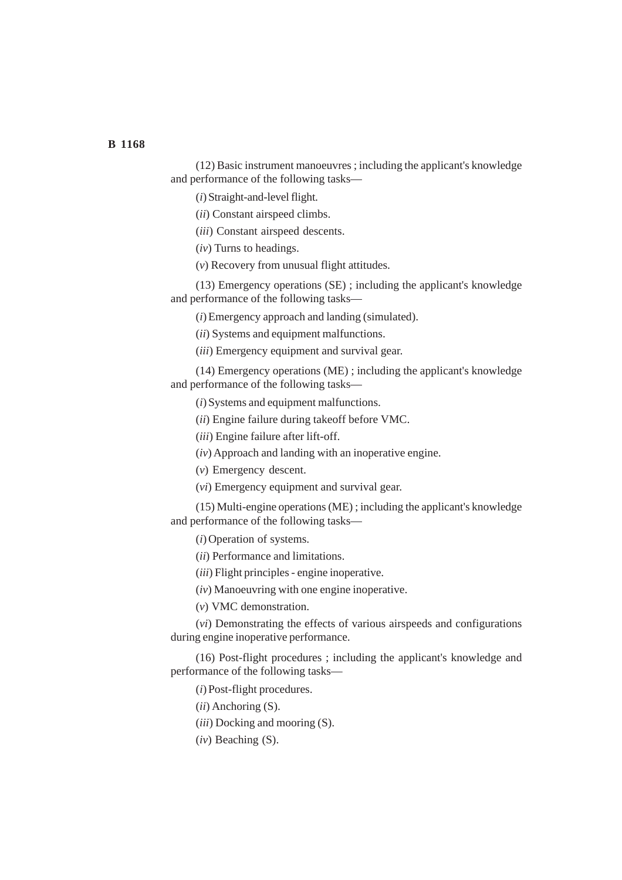(12) Basic instrument manoeuvres ; including the applicant's knowledge and performance of the following tasks—

(*i*) Straight-and-level flight.

(*ii*) Constant airspeed climbs.

(*iii*) Constant airspeed descents.

(*iv*) Turns to headings.

(*v*) Recovery from unusual flight attitudes.

(13) Emergency operations (SE) ; including the applicant's knowledge and performance of the following tasks—

(*i*) Emergency approach and landing (simulated).

(*ii*) Systems and equipment malfunctions.

(*iii*) Emergency equipment and survival gear.

(14) Emergency operations (ME) ; including the applicant's knowledge and performance of the following tasks—

(*i*) Systems and equipment malfunctions.

(*ii*) Engine failure during takeoff before VMC.

(*iii*) Engine failure after lift-off.

(*iv*) Approach and landing with an inoperative engine.

(*v*) Emergency descent.

(*vi*) Emergency equipment and survival gear.

(15) Multi-engine operations (ME) ; including the applicant's knowledge and performance of the following tasks—

(*i*) Operation of systems.

(*ii*) Performance and limitations.

(*iii*) Flight principles - engine inoperative.

(*iv*) Manoeuvring with one engine inoperative.

(*v*) VMC demonstration.

(*vi*) Demonstrating the effects of various airspeeds and configurations during engine inoperative performance.

(16) Post-flight procedures ; including the applicant's knowledge and performance of the following tasks—

(*i*) Post-flight procedures.

(*ii*) Anchoring (S).

(*iii*) Docking and mooring (S).

(*iv*) Beaching (S).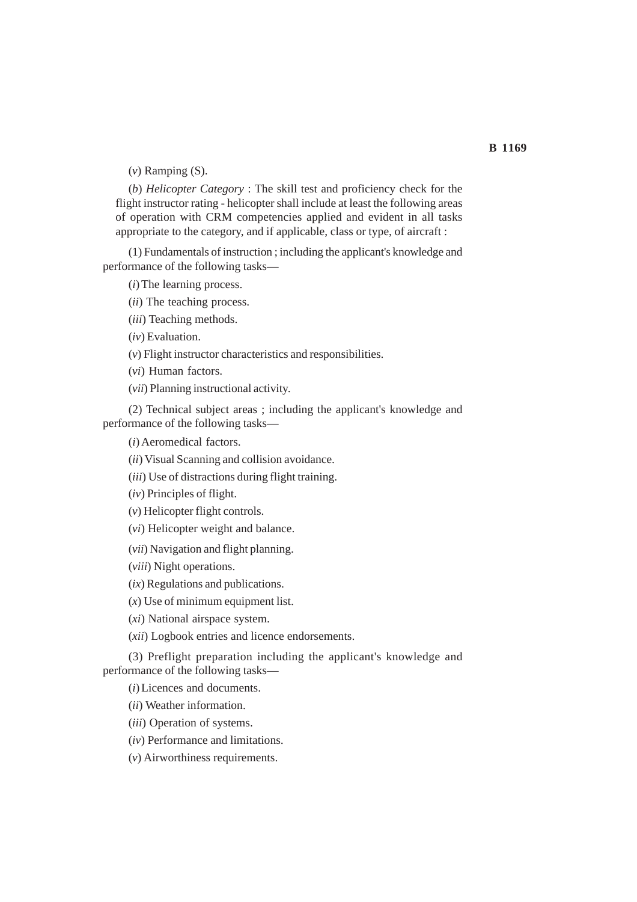(*v*) Ramping (S).

(*b*) *Helicopter Category* : The skill test and proficiency check for the flight instructor rating - helicopter shall include at least the following areas of operation with CRM competencies applied and evident in all tasks appropriate to the category, and if applicable, class or type, of aircraft :

(1) Fundamentals of instruction ; including the applicant's knowledge and performance of the following tasks—

(*i*) The learning process.

(*ii*) The teaching process.

(*iii*) Teaching methods.

(*iv*) Evaluation.

(*v*) Flight instructor characteristics and responsibilities.

(*vi*) Human factors.

(*vii*) Planning instructional activity.

(2) Technical subject areas ; including the applicant's knowledge and performance of the following tasks—

(*i*) Aeromedical factors.

(*ii*) Visual Scanning and collision avoidance.

(*iii*) Use of distractions during flight training.

(*iv*) Principles of flight.

(*v*) Helicopter flight controls.

(*vi*) Helicopter weight and balance.

(*vii*) Navigation and flight planning.

(*viii*) Night operations.

(*ix*) Regulations and publications.

(*x*) Use of minimum equipment list.

(*xi*) National airspace system.

(*xii*) Logbook entries and licence endorsements.

(3) Preflight preparation including the applicant's knowledge and performance of the following tasks—

(*i*) Licences and documents.

(*ii*) Weather information.

(*iii*) Operation of systems.

(*iv*) Performance and limitations.

(*v*) Airworthiness requirements.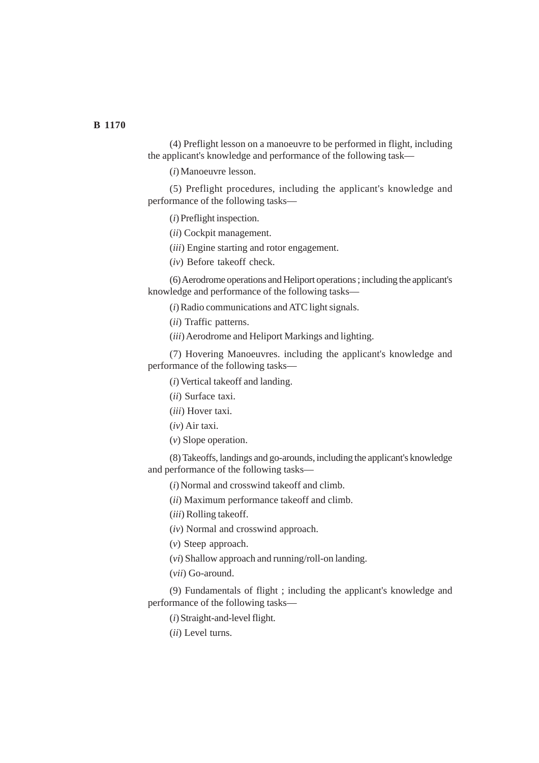(4) Preflight lesson on a manoeuvre to be performed in flight, including the applicant's knowledge and performance of the following task—

(*i*) Manoeuvre lesson.

(5) Preflight procedures, including the applicant's knowledge and performance of the following tasks—

(*i*) Preflight inspection.

(*ii*) Cockpit management.

(*iii*) Engine starting and rotor engagement.

(*iv*) Before takeoff check.

(6) Aerodrome operations and Heliport operations ; including the applicant's knowledge and performance of the following tasks—

(*i*) Radio communications and ATC light signals.

(*ii*) Traffic patterns.

(*iii*) Aerodrome and Heliport Markings and lighting.

(7) Hovering Manoeuvres. including the applicant's knowledge and performance of the following tasks—

(*i*) Vertical takeoff and landing.

(*ii*) Surface taxi.

(*iii*) Hover taxi.

(*iv*) Air taxi.

(*v*) Slope operation.

(8) Takeoffs, landings and go-arounds, including the applicant's knowledge and performance of the following tasks—

(*i*) Normal and crosswind takeoff and climb.

(*ii*) Maximum performance takeoff and climb.

(*iii*) Rolling takeoff.

(*iv*) Normal and crosswind approach.

(*v*) Steep approach.

(*vi*) Shallow approach and running/roll-on landing.

(*vii*) Go-around.

(9) Fundamentals of flight ; including the applicant's knowledge and performance of the following tasks—

(*i*) Straight-and-level flight.

(*ii*) Level turns.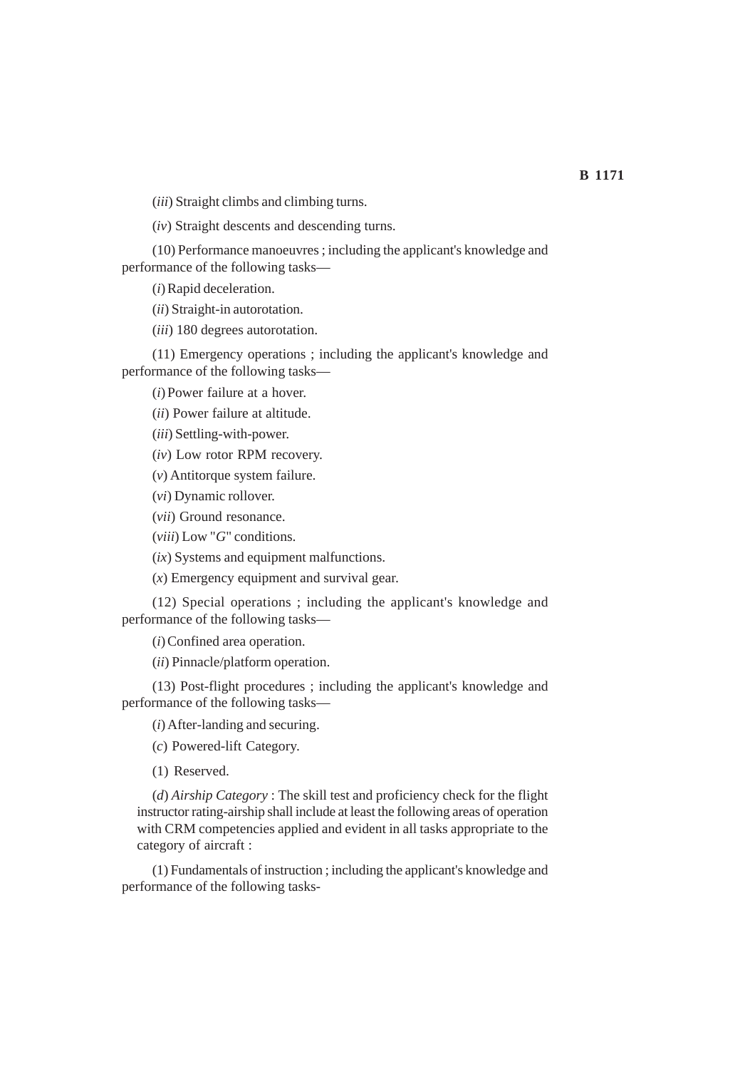(*iii*) Straight climbs and climbing turns.

(*iv*) Straight descents and descending turns.

(10) Performance manoeuvres ; including the applicant's knowledge and performance of the following tasks—

(*i*) Rapid deceleration.

(*ii*) Straight-in autorotation.

(*iii*) 180 degrees autorotation.

(11) Emergency operations ; including the applicant's knowledge and performance of the following tasks—

(*i*) Power failure at a hover.

(*ii*) Power failure at altitude.

(*iii*) Settling-with-power.

(*iv*) Low rotor RPM recovery.

(*v*) Antitorque system failure.

(*vi*) Dynamic rollover.

(*vii*) Ground resonance.

(*viii*) Low "*G*" conditions.

(*ix*) Systems and equipment malfunctions.

(*x*) Emergency equipment and survival gear.

(12) Special operations ; including the applicant's knowledge and performance of the following tasks—

(*i*) Confined area operation.

(*ii*) Pinnacle/platform operation.

(13) Post-flight procedures ; including the applicant's knowledge and performance of the following tasks—

(*i*) After-landing and securing.

(*c*) Powered-lift Category.

(1) Reserved.

(*d*) *Airship Category* : The skill test and proficiency check for the flight instructor rating-airship shall include at least the following areas of operation with CRM competencies applied and evident in all tasks appropriate to the category of aircraft :

(1) Fundamentals of instruction ; including the applicant's knowledge and performance of the following tasks-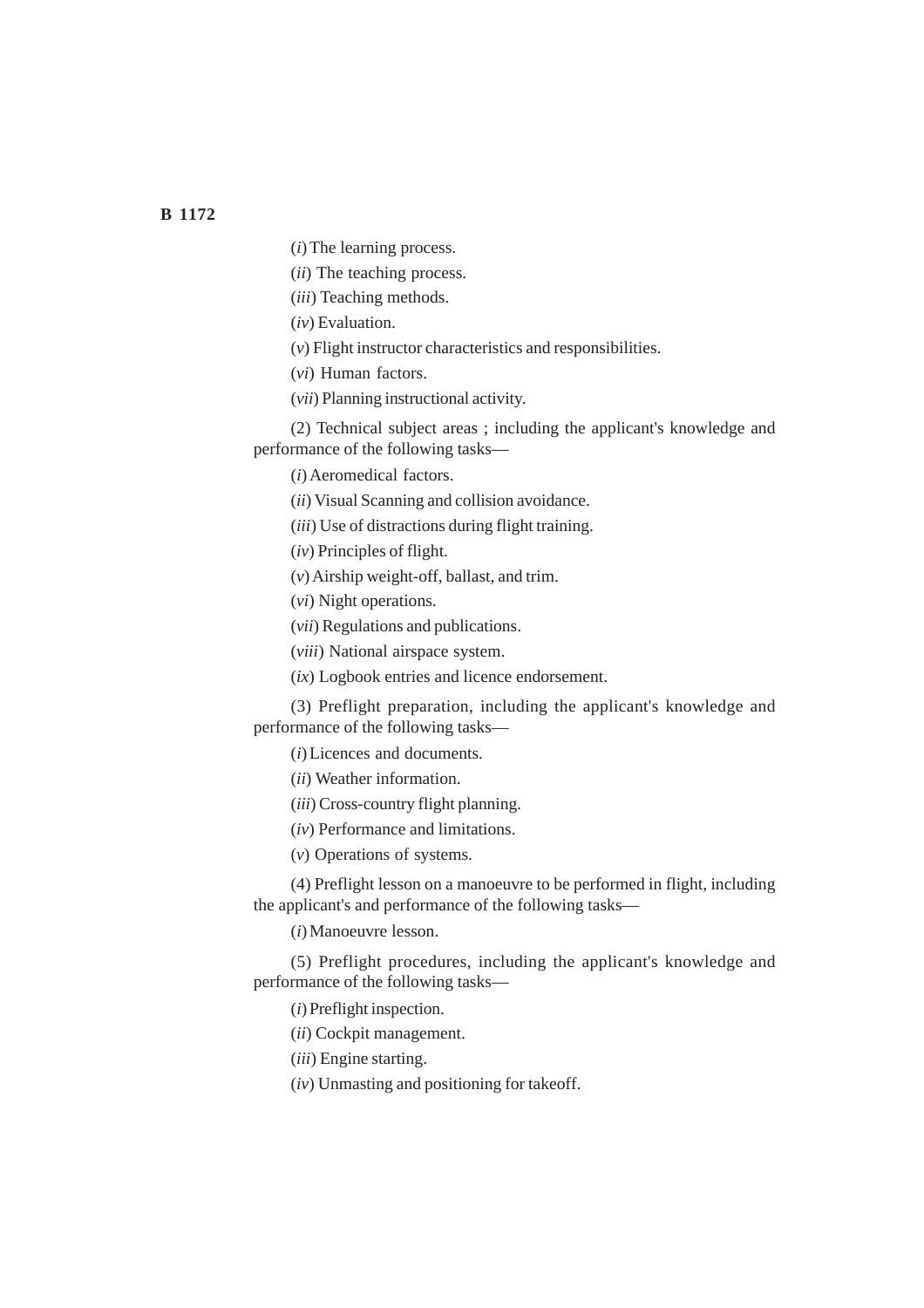(*i*) The learning process.

(*ii*) The teaching process.

(*iii*) Teaching methods.

(*iv*) Evaluation.

(*v*) Flight instructor characteristics and responsibilities.

(*vi*) Human factors.

(*vii*) Planning instructional activity.

(2) Technical subject areas ; including the applicant's knowledge and performance of the following tasks—

(*i*) Aeromedical factors.

(*ii*) Visual Scanning and collision avoidance.

(*iii*) Use of distractions during flight training.

(*iv*) Principles of flight.

(*v*) Airship weight-off, ballast, and trim.

(*vi*) Night operations.

(*vii*) Regulations and publications.

(*viii*) National airspace system.

(*ix*) Logbook entries and licence endorsement.

(3) Preflight preparation, including the applicant's knowledge and performance of the following tasks—

(*i*) Licences and documents.

(*ii*) Weather information.

(*iii*) Cross-country flight planning.

(*iv*) Performance and limitations.

(*v*) Operations of systems.

(4) Preflight lesson on a manoeuvre to be performed in flight, including the applicant's and performance of the following tasks—

(*i*) Manoeuvre lesson.

(5) Preflight procedures, including the applicant's knowledge and performance of the following tasks—

(*i*) Preflight inspection.

(*ii*) Cockpit management.

(*iii*) Engine starting.

(*iv*) Unmasting and positioning for takeoff.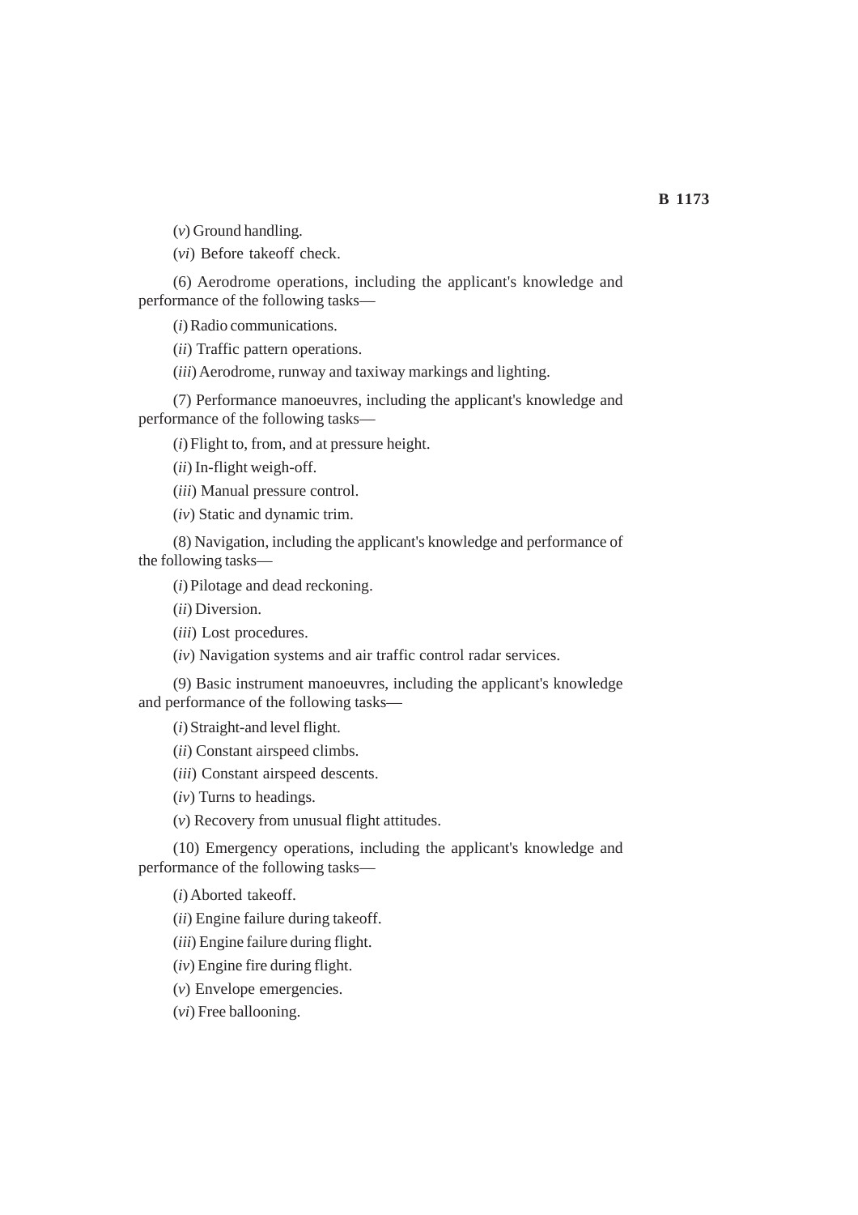(*v*) Ground handling.

(*vi*) Before takeoff check.

(6) Aerodrome operations, including the applicant's knowledge and performance of the following tasks—

(*i*) Radio communications.

(*ii*) Traffic pattern operations.

(*iii*) Aerodrome, runway and taxiway markings and lighting.

(7) Performance manoeuvres, including the applicant's knowledge and performance of the following tasks—

(*i*) Flight to, from, and at pressure height.

(*ii*) In-flight weigh-off.

(*iii*) Manual pressure control.

(*iv*) Static and dynamic trim.

(8) Navigation, including the applicant's knowledge and performance of the following tasks—

(*i*) Pilotage and dead reckoning.

(*ii*) Diversion.

(*iii*) Lost procedures.

(*iv*) Navigation systems and air traffic control radar services.

(9) Basic instrument manoeuvres, including the applicant's knowledge and performance of the following tasks—

(*i*) Straight-and level flight.

(*ii*) Constant airspeed climbs.

(*iii*) Constant airspeed descents.

(*iv*) Turns to headings.

(*v*) Recovery from unusual flight attitudes.

(10) Emergency operations, including the applicant's knowledge and performance of the following tasks—

(*i*) Aborted takeoff.

(*ii*) Engine failure during takeoff.

(*iii*) Engine failure during flight.

(*iv*) Engine fire during flight.

(*v*) Envelope emergencies.

(*vi*) Free ballooning.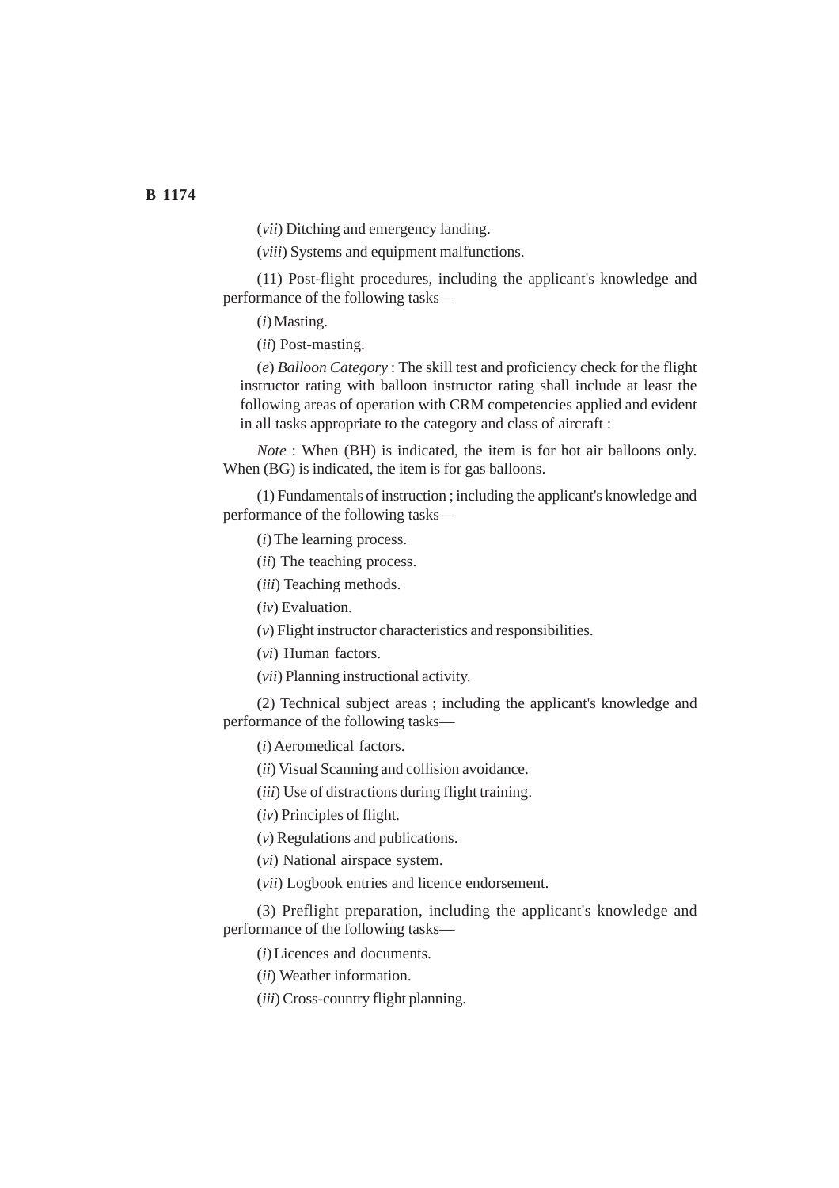(*vii*) Ditching and emergency landing.

(*viii*) Systems and equipment malfunctions.

(11) Post-flight procedures, including the applicant's knowledge and performance of the following tasks—

(*i*) Masting.

(*ii*) Post-masting.

(*e*) *Balloon Category* : The skill test and proficiency check for the flight instructor rating with balloon instructor rating shall include at least the following areas of operation with CRM competencies applied and evident in all tasks appropriate to the category and class of aircraft :

*Note* : When (BH) is indicated, the item is for hot air balloons only. When (BG) is indicated, the item is for gas balloons.

(1) Fundamentals of instruction ; including the applicant's knowledge and performance of the following tasks—

(*i*) The learning process.

(*ii*) The teaching process.

(*iii*) Teaching methods.

(*iv*) Evaluation.

(*v*) Flight instructor characteristics and responsibilities.

(*vi*) Human factors.

(*vii*) Planning instructional activity.

(2) Technical subject areas ; including the applicant's knowledge and performance of the following tasks—

(*i*) Aeromedical factors.

(*ii*) Visual Scanning and collision avoidance.

(*iii*) Use of distractions during flight training.

(*iv*) Principles of flight.

(*v*) Regulations and publications.

(*vi*) National airspace system.

(*vii*) Logbook entries and licence endorsement.

(3) Preflight preparation, including the applicant's knowledge and performance of the following tasks—

(*i*) Licences and documents.

(*ii*) Weather information.

(*iii*) Cross-country flight planning.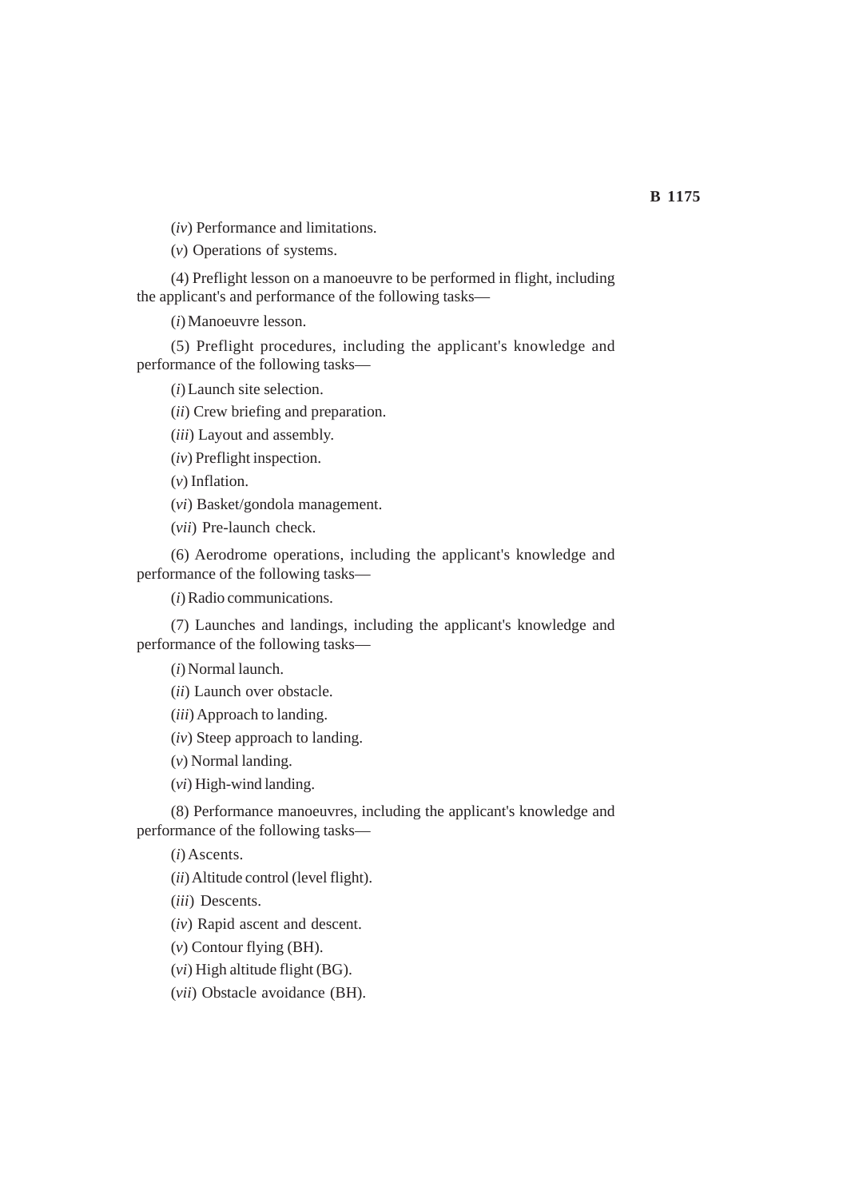(*iv*) Performance and limitations.

(*v*) Operations of systems.

(4) Preflight lesson on a manoeuvre to be performed in flight, including the applicant's and performance of the following tasks—

(*i*) Manoeuvre lesson.

(5) Preflight procedures, including the applicant's knowledge and performance of the following tasks—

(*i*) Launch site selection.

(*ii*) Crew briefing and preparation.

(*iii*) Layout and assembly.

(*iv*) Preflight inspection.

(*v*) Inflation.

(*vi*) Basket/gondola management.

(*vii*) Pre-launch check.

(6) Aerodrome operations, including the applicant's knowledge and performance of the following tasks—

(*i*) Radio communications.

(7) Launches and landings, including the applicant's knowledge and performance of the following tasks—

(*i*) Normal launch.

(*ii*) Launch over obstacle.

(*iii*) Approach to landing.

(*iv*) Steep approach to landing.

(*v*) Normal landing.

(*vi*) High-wind landing.

(8) Performance manoeuvres, including the applicant's knowledge and performance of the following tasks—

(*i*) Ascents.

(*ii*) Altitude control (level flight).

(*iii*) Descents.

(*iv*) Rapid ascent and descent.

(*v*) Contour flying (BH).

(*vi*) High altitude flight (BG).

(*vii*) Obstacle avoidance (BH).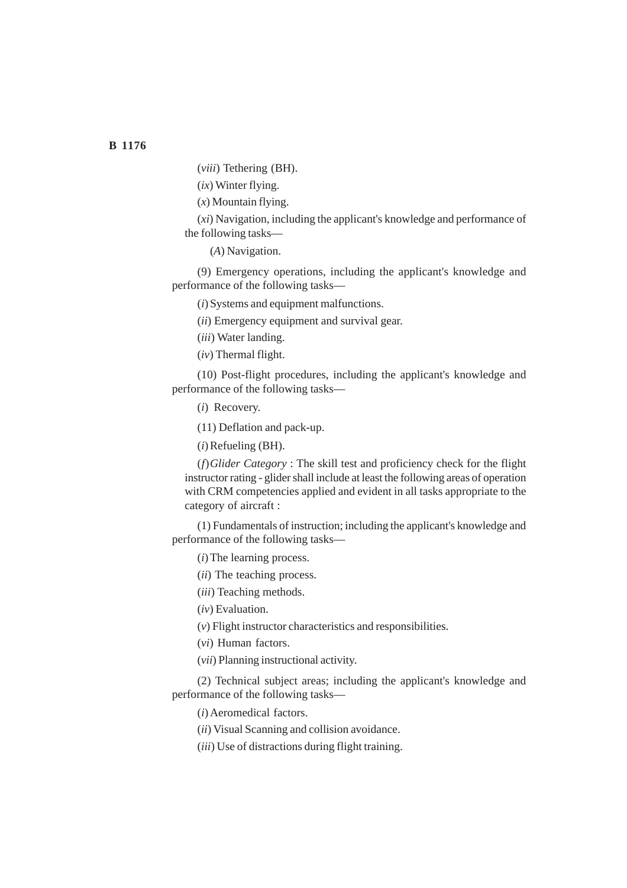(*viii*) Tethering (BH).

(*ix*) Winter flying.

(*x*) Mountain flying.

(*xi*) Navigation, including the applicant's knowledge and performance of the following tasks—

(*A*) Navigation.

(9) Emergency operations, including the applicant's knowledge and performance of the following tasks—

(*i*) Systems and equipment malfunctions.

(*ii*) Emergency equipment and survival gear.

(*iii*) Water landing.

(*iv*) Thermal flight.

(10) Post-flight procedures, including the applicant's knowledge and performance of the following tasks—

(*i*) Recovery.

(11) Deflation and pack-up.

(*i*) Refueling (BH).

(*f*) *Glider Category* : The skill test and proficiency check for the flight instructor rating - glider shall include at least the following areas of operation with CRM competencies applied and evident in all tasks appropriate to the category of aircraft :

(1) Fundamentals of instruction; including the applicant's knowledge and performance of the following tasks—

(*i*) The learning process.

(*ii*) The teaching process.

(*iii*) Teaching methods.

(*iv*) Evaluation.

(*v*) Flight instructor characteristics and responsibilities.

(*vi*) Human factors.

(*vii*) Planning instructional activity.

(2) Technical subject areas; including the applicant's knowledge and performance of the following tasks—

(*i*) Aeromedical factors.

(*ii*) Visual Scanning and collision avoidance.

(*iii*) Use of distractions during flight training.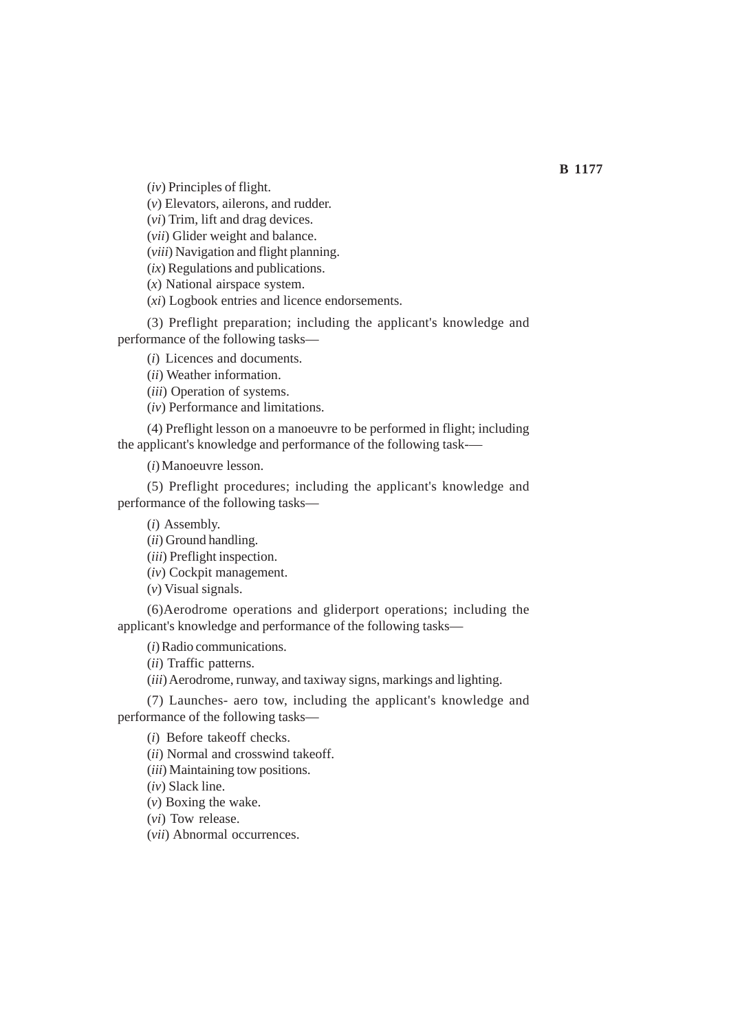(*iv*) Principles of flight.

(*v*) Elevators, ailerons, and rudder.

(*vi*) Trim, lift and drag devices.

(*vii*) Glider weight and balance.

(*viii*) Navigation and flight planning.

(*ix*) Regulations and publications.

(*x*) National airspace system.

(*xi*) Logbook entries and licence endorsements.

(3) Preflight preparation; including the applicant's knowledge and performance of the following tasks—

(*i*) Licences and documents.

(*ii*) Weather information.

(*iii*) Operation of systems.

(*iv*) Performance and limitations.

(4) Preflight lesson on a manoeuvre to be performed in flight; including the applicant's knowledge and performance of the following task-—

(*i*) Manoeuvre lesson.

(5) Preflight procedures; including the applicant's knowledge and performance of the following tasks—

(*i*) Assembly.

(*ii*) Ground handling.

(*iii*) Preflight inspection.

(*iv*) Cockpit management.

(*v*) Visual signals.

(6)Aerodrome operations and gliderport operations; including the applicant's knowledge and performance of the following tasks—

(*i*) Radio communications.

(*ii*) Traffic patterns.

(*iii*) Aerodrome, runway, and taxiway signs, markings and lighting.

(7) Launches- aero tow, including the applicant's knowledge and performance of the following tasks—

(*i*) Before takeoff checks.

(*ii*) Normal and crosswind takeoff.

(*iii*) Maintaining tow positions.

(*iv*) Slack line.

(*v*) Boxing the wake.

(*vi*) Tow release.

(*vii*) Abnormal occurrences.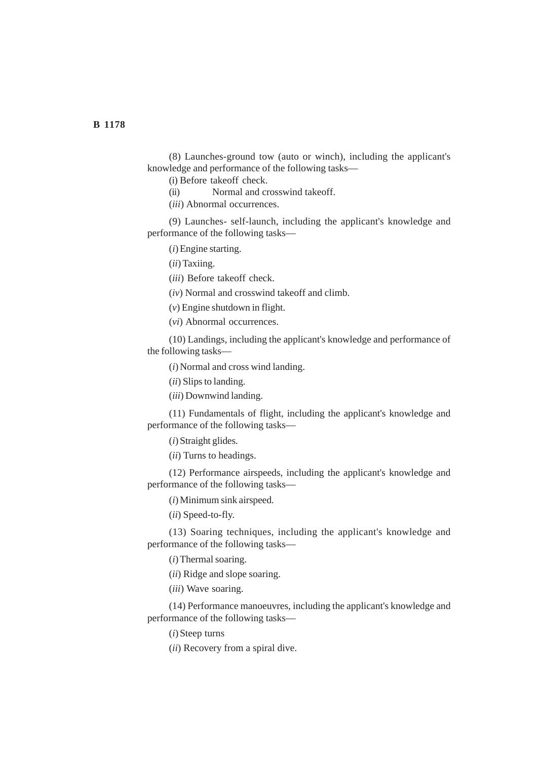(8) Launches-ground tow (auto or winch), including the applicant's knowledge and performance of the following tasks—

(i) Before takeoff check.

(ii) Normal and crosswind takeoff.

(*iii*) Abnormal occurrences.

(9) Launches- self-launch, including the applicant's knowledge and performance of the following tasks—

(*i*) Engine starting.

(*ii*) Taxiing.

(*iii*) Before takeoff check.

(*iv*) Normal and crosswind takeoff and climb.

(*v*) Engine shutdown in flight.

(*vi*) Abnormal occurrences.

(10) Landings, including the applicant's knowledge and performance of the following tasks—

(*i*) Normal and cross wind landing.

(*ii*) Slips to landing.

(*iii*) Downwind landing.

(11) Fundamentals of flight, including the applicant's knowledge and performance of the following tasks—

(*i*) Straight glides.

(*ii*) Turns to headings.

(12) Performance airspeeds, including the applicant's knowledge and performance of the following tasks—

(*i*) Minimum sink airspeed.

(*ii*) Speed-to-fly.

(13) Soaring techniques, including the applicant's knowledge and performance of the following tasks—

(*i*) Thermal soaring.

(*ii*) Ridge and slope soaring.

(*iii*) Wave soaring.

(14) Performance manoeuvres, including the applicant's knowledge and performance of the following tasks—

(*i*) Steep turns

(*ii*) Recovery from a spiral dive.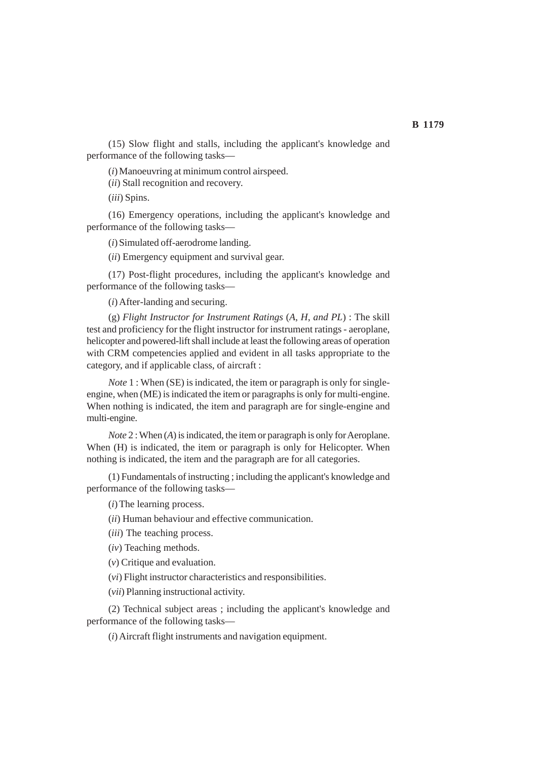(15) Slow flight and stalls, including the applicant's knowledge and performance of the following tasks—

(*i*) Manoeuvring at minimum control airspeed.

(*ii*) Stall recognition and recovery.

(*iii*) Spins.

(16) Emergency operations, including the applicant's knowledge and performance of the following tasks—

(*i*) Simulated off-aerodrome landing.

(*ii*) Emergency equipment and survival gear.

(17) Post-flight procedures, including the applicant's knowledge and performance of the following tasks—

(*i*) After-landing and securing.

(g) *Flight Instructor for Instrument Ratings* (*A*, *H*, *and PL*) : The skill test and proficiency for the flight instructor for instrument ratings - aeroplane, helicopter and powered-lift shall include at least the following areas of operation with CRM competencies applied and evident in all tasks appropriate to the category, and if applicable class, of aircraft :

*Note* 1 : When (SE) is indicated, the item or paragraph is only for single-engine, when (ME) is indicated the item or paragraphs is only for multi-engine. When nothing is indicated, the item and paragraph are for single-engine and multi-engine.

*Note* 2 : When (*A*) is indicated, the item or paragraph is only for Aeroplane. When (H) is indicated, the item or paragraph is only for Helicopter. When nothing is indicated, the item and the paragraph are for all categories.

(1) Fundamentals of instructing ; including the applicant's knowledge and performance of the following tasks—

(*i*) The learning process.

(*ii*) Human behaviour and effective communication.

(*iii*) The teaching process.

(*iv*) Teaching methods.

(*v*) Critique and evaluation.

(*vi*) Flight instructor characteristics and responsibilities.

(*vii*) Planning instructional activity.

(2) Technical subject areas ; including the applicant's knowledge and performance of the following tasks—

(*i*) Aircraft flight instruments and navigation equipment.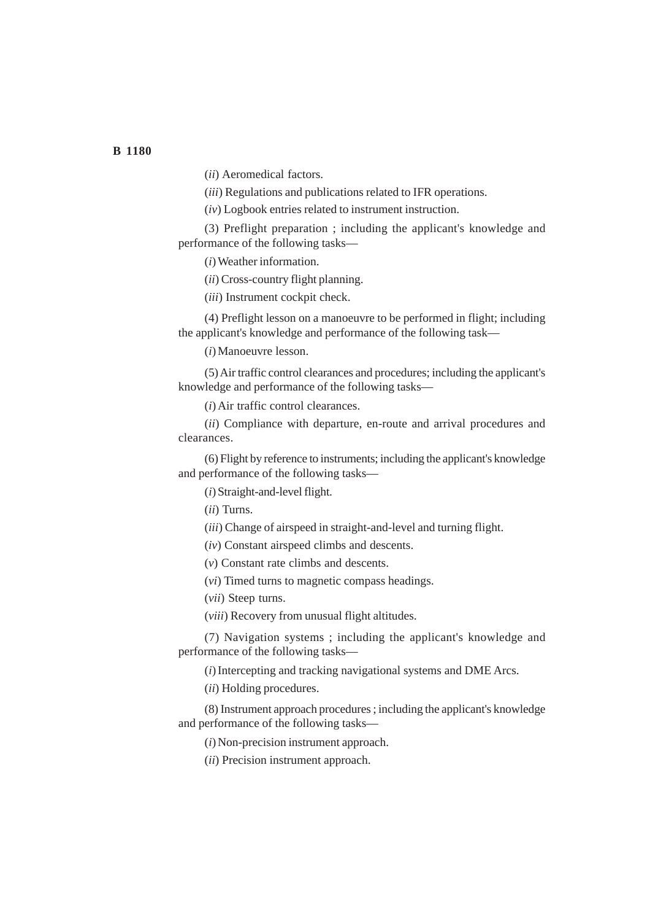(*ii*) Aeromedical factors.

(*iii*) Regulations and publications related to IFR operations.

(*iv*) Logbook entries related to instrument instruction.

(3) Preflight preparation ; including the applicant's knowledge and performance of the following tasks—

(*i*) Weather information.

(*ii*) Cross-country flight planning.

(*iii*) Instrument cockpit check.

(4) Preflight lesson on a manoeuvre to be performed in flight; including the applicant's knowledge and performance of the following task—

(*i*) Manoeuvre lesson.

(5) Air traffic control clearances and procedures; including the applicant's knowledge and performance of the following tasks—

(*i*) Air traffic control clearances.

(*ii*) Compliance with departure, en-route and arrival procedures and clearances.

(6) Flight by reference to instruments; including the applicant's knowledge and performance of the following tasks—

(*i*) Straight-and-level flight.

(*ii*) Turns.

(*iii*) Change of airspeed in straight-and-level and turning flight.

(*iv*) Constant airspeed climbs and descents.

(*v*) Constant rate climbs and descents.

(*vi*) Timed turns to magnetic compass headings.

(*vii*) Steep turns.

(*viii*) Recovery from unusual flight altitudes.

(7) Navigation systems ; including the applicant's knowledge and performance of the following tasks—

(*i*) Intercepting and tracking navigational systems and DME Arcs.

(*ii*) Holding procedures.

(8) Instrument approach procedures ; including the applicant's knowledge and performance of the following tasks—

(*i*) Non-precision instrument approach.

(*ii*) Precision instrument approach.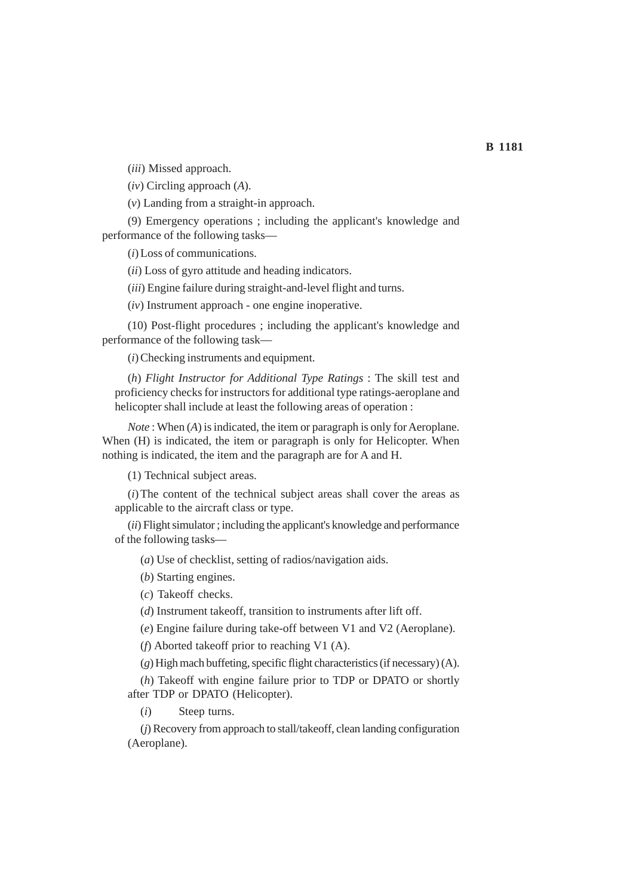(*iii*) Missed approach.

(*iv*) Circling approach (*A*).

(*v*) Landing from a straight-in approach.

(9) Emergency operations ; including the applicant's knowledge and performance of the following tasks—

(*i*) Loss of communications.

(*ii*) Loss of gyro attitude and heading indicators.

(*iii*) Engine failure during straight-and-level flight and turns.

(*iv*) Instrument approach - one engine inoperative.

(10) Post-flight procedures ; including the applicant's knowledge and performance of the following task—

(*i*) Checking instruments and equipment.

(*h*) *Flight Instructor for Additional Type Ratings* : The skill test and proficiency checks for instructors for additional type ratings-aeroplane and helicopter shall include at least the following areas of operation :

*Note* : When (*A*) is indicated, the item or paragraph is only for Aeroplane. When (H) is indicated, the item or paragraph is only for Helicopter. When nothing is indicated, the item and the paragraph are for A and H.

(1) Technical subject areas.

(*i*) The content of the technical subject areas shall cover the areas as applicable to the aircraft class or type.

(*ii*) Flight simulator ; including the applicant's knowledge and performance of the following tasks—

(*a*) Use of checklist, setting of radios/navigation aids.

(*b*) Starting engines.

(*c*) Takeoff checks.

(*d*) Instrument takeoff, transition to instruments after lift off.

(*e*) Engine failure during take-off between V1 and V2 (Aeroplane).

(*f*) Aborted takeoff prior to reaching V1 (A).

(*g*) High mach buffeting, specific flight characteristics (if necessary) (A).

(*h*) Takeoff with engine failure prior to TDP or DPATO or shortly after TDP or DPATO (Helicopter).

(*i*) Steep turns.

(*j*) Recovery from approach to stall/takeoff, clean landing configuration (Aeroplane).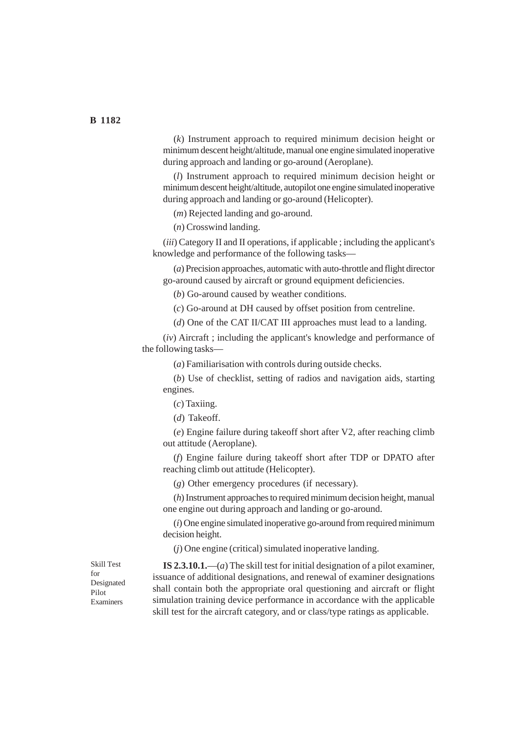(*k*) Instrument approach to required minimum decision height or minimum descent height/altitude, manual one engine simulated inoperative during approach and landing or go-around (Aeroplane).

(*l*) Instrument approach to required minimum decision height or minimum descent height/altitude, autopilot one engine simulated inoperative during approach and landing or go-around (Helicopter).

(*m*) Rejected landing and go-around.

(*n*) Crosswind landing.

(*iii*) Category II and II operations, if applicable ; including the applicant's knowledge and performance of the following tasks—

(*a*) Precision approaches, automatic with auto-throttle and flight director go-around caused by aircraft or ground equipment deficiencies.

(*b*) Go-around caused by weather conditions.

(*c*) Go-around at DH caused by offset position from centreline.

(*d*) One of the CAT II/CAT III approaches must lead to a landing.

(*iv*) Aircraft ; including the applicant's knowledge and performance of the following tasks—

(*a*) Familiarisation with controls during outside checks.

(*b*) Use of checklist, setting of radios and navigation aids, starting engines.

(*c*) Taxiing.

(*d*) Takeoff.

(*e*) Engine failure during takeoff short after V2, after reaching climb out attitude (Aeroplane).

(*f*) Engine failure during takeoff short after TDP or DPATO after reaching climb out attitude (Helicopter).

(*g*) Other emergency procedures (if necessary).

(*h*) Instrument approaches to required minimum decision height, manual one engine out during approach and landing or go-around.

(*i*) One engine simulated inoperative go-around from required minimum decision height.

(*j*) One engine (critical) simulated inoperative landing.

Skill Test for Designated Pilot Examiners

**IS 2.3.10.1.**—(*a*) The skill test for initial designation of a pilot examiner, issuance of additional designations, and renewal of examiner designations shall contain both the appropriate oral questioning and aircraft or flight simulation training device performance in accordance with the applicable skill test for the aircraft category, and or class/type ratings as applicable.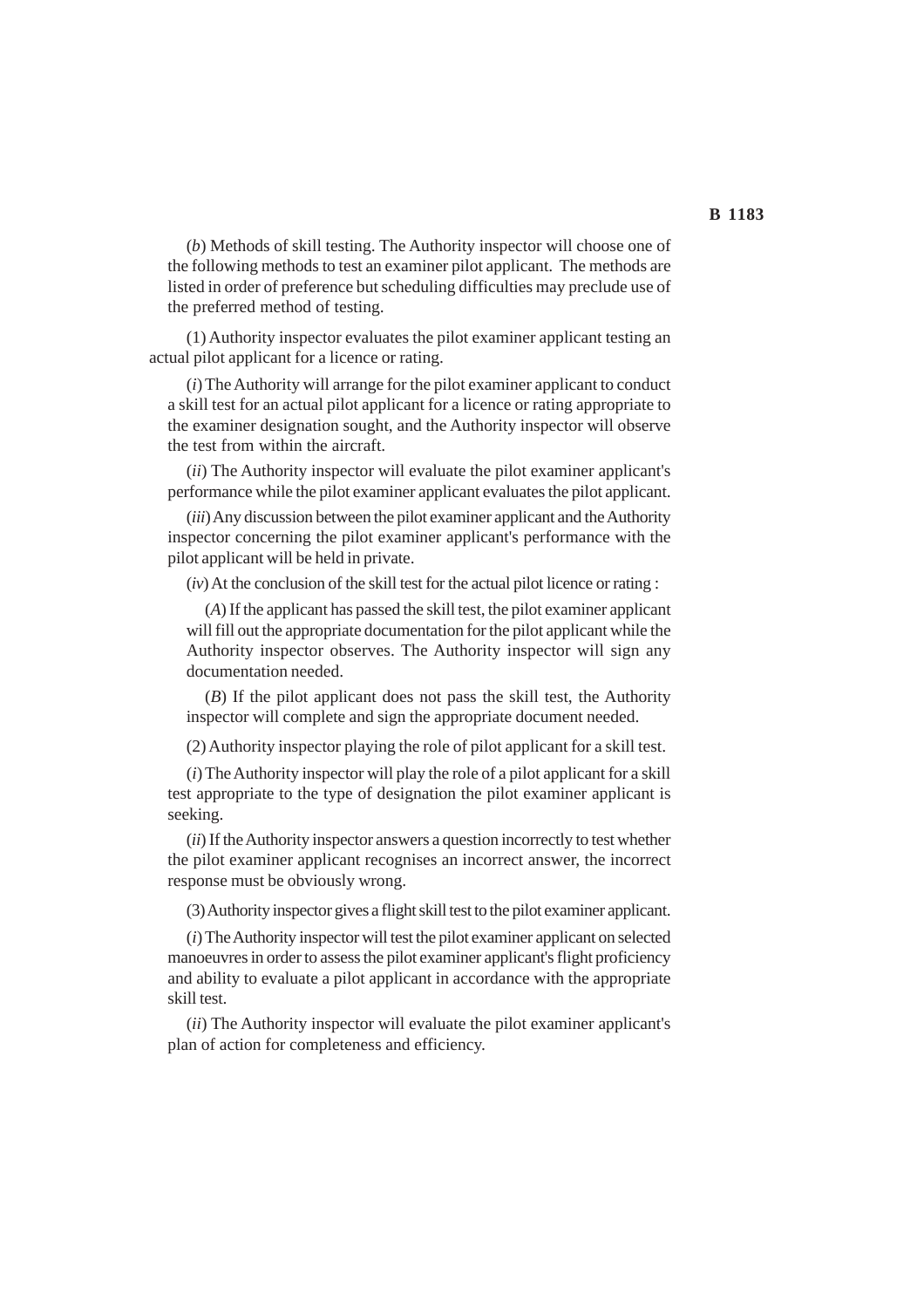(*b*) Methods of skill testing. The Authority inspector will choose one of the following methods to test an examiner pilot applicant. The methods are listed in order of preference but scheduling difficulties may preclude use of the preferred method of testing.

(1) Authority inspector evaluates the pilot examiner applicant testing an actual pilot applicant for a licence or rating.

(*i*) The Authority will arrange for the pilot examiner applicant to conduct a skill test for an actual pilot applicant for a licence or rating appropriate to the examiner designation sought, and the Authority inspector will observe the test from within the aircraft.

(*ii*) The Authority inspector will evaluate the pilot examiner applicant's performance while the pilot examiner applicant evaluates the pilot applicant.

(*iii*) Any discussion between the pilot examiner applicant and the Authority inspector concerning the pilot examiner applicant's performance with the pilot applicant will be held in private.

(*iv*) At the conclusion of the skill test for the actual pilot licence or rating :

(*A*) If the applicant has passed the skill test, the pilot examiner applicant will fill out the appropriate documentation for the pilot applicant while the Authority inspector observes. The Authority inspector will sign any documentation needed.

(*B*) If the pilot applicant does not pass the skill test, the Authority inspector will complete and sign the appropriate document needed.

(2) Authority inspector playing the role of pilot applicant for a skill test.

(*i*) The Authority inspector will play the role of a pilot applicant for a skill test appropriate to the type of designation the pilot examiner applicant is seeking.

(*ii*) If the Authority inspector answers a question incorrectly to test whether the pilot examiner applicant recognises an incorrect answer, the incorrect response must be obviously wrong.

(3) Authority inspector gives a flight skill test to the pilot examiner applicant.

(*i*) The Authority inspector will test the pilot examiner applicant on selected manoeuvres in order to assess the pilot examiner applicant's flight proficiency and ability to evaluate a pilot applicant in accordance with the appropriate skill test.

(*ii*) The Authority inspector will evaluate the pilot examiner applicant's plan of action for completeness and efficiency.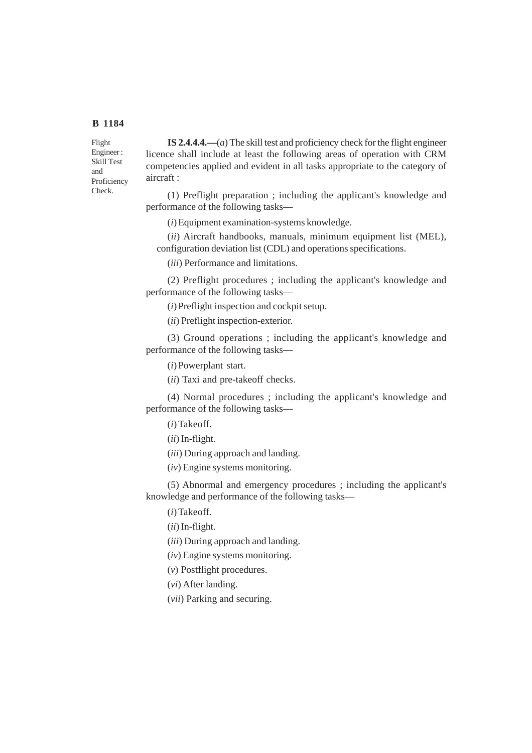Flight Engineer : Skill Test and Proficiency Check.

**IS 2.4.4.4.—**(*a*) The skill test and proficiency check for the flight engineer licence shall include at least the following areas of operation with CRM competencies applied and evident in all tasks appropriate to the category of aircraft :

(1) Preflight preparation ; including the applicant's knowledge and performance of the following tasks—

(*i*) Equipment examination-systems knowledge.

(*ii*) Aircraft handbooks, manuals, minimum equipment list (MEL), configuration deviation list (CDL) and operations specifications.

(*iii*) Performance and limitations.

(2) Preflight procedures ; including the applicant's knowledge and performance of the following tasks—

(*i*) Preflight inspection and cockpit setup.

(*ii*) Preflight inspection-exterior.

(3) Ground operations ; including the applicant's knowledge and performance of the following tasks—

(*i*) Powerplant start.

(*ii*) Taxi and pre-takeoff checks.

(4) Normal procedures ; including the applicant's knowledge and performance of the following tasks—

(*i*) Takeoff.

(*ii*) In-flight.

(*iii*) During approach and landing.

(*iv*) Engine systems monitoring.

(5) Abnormal and emergency procedures ; including the applicant's knowledge and performance of the following tasks—

(*i*) Takeoff.

(*ii*) In-flight.

(*iii*) During approach and landing.

(*iv*) Engine systems monitoring.

(*v*) Postflight procedures.

(*vi*) After landing.

(*vii*) Parking and securing.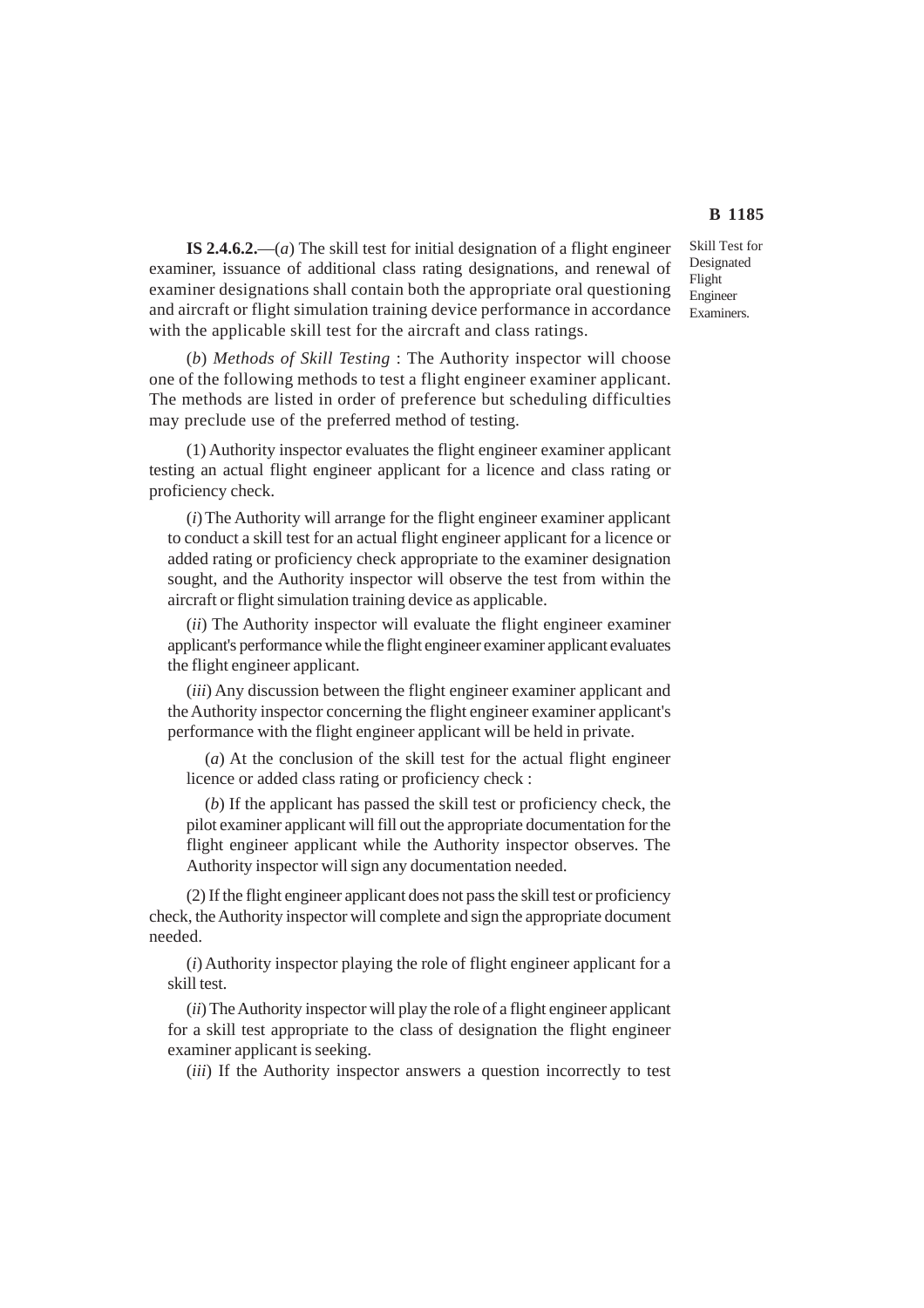**IS 2.4.6.2.**—(*a*) The skill test for initial designation of a flight engineer examiner, issuance of additional class rating designations, and renewal of examiner designations shall contain both the appropriate oral questioning and aircraft or flight simulation training device performance in accordance with the applicable skill test for the aircraft and class ratings.

Skill Test for Designated Flight Engineer Examiners.

(*b*) *Methods of Skill Testing* : The Authority inspector will choose one of the following methods to test a flight engineer examiner applicant. The methods are listed in order of preference but scheduling difficulties may preclude use of the preferred method of testing.

(1) Authority inspector evaluates the flight engineer examiner applicant testing an actual flight engineer applicant for a licence and class rating or proficiency check.

(*i*) The Authority will arrange for the flight engineer examiner applicant to conduct a skill test for an actual flight engineer applicant for a licence or added rating or proficiency check appropriate to the examiner designation sought, and the Authority inspector will observe the test from within the aircraft or flight simulation training device as applicable.

(*ii*) The Authority inspector will evaluate the flight engineer examiner applicant's performance while the flight engineer examiner applicant evaluates the flight engineer applicant.

(*iii*) Any discussion between the flight engineer examiner applicant and the Authority inspector concerning the flight engineer examiner applicant's performance with the flight engineer applicant will be held in private.

(*a*) At the conclusion of the skill test for the actual flight engineer licence or added class rating or proficiency check :

(*b*) If the applicant has passed the skill test or proficiency check, the pilot examiner applicant will fill out the appropriate documentation for the flight engineer applicant while the Authority inspector observes. The Authority inspector will sign any documentation needed.

(2) If the flight engineer applicant does not pass the skill test or proficiency check, the Authority inspector will complete and sign the appropriate document needed.

(*i*) Authority inspector playing the role of flight engineer applicant for a skill test.

(*ii*) The Authority inspector will play the role of a flight engineer applicant for a skill test appropriate to the class of designation the flight engineer examiner applicant is seeking.

(*iii*) If the Authority inspector answers a question incorrectly to test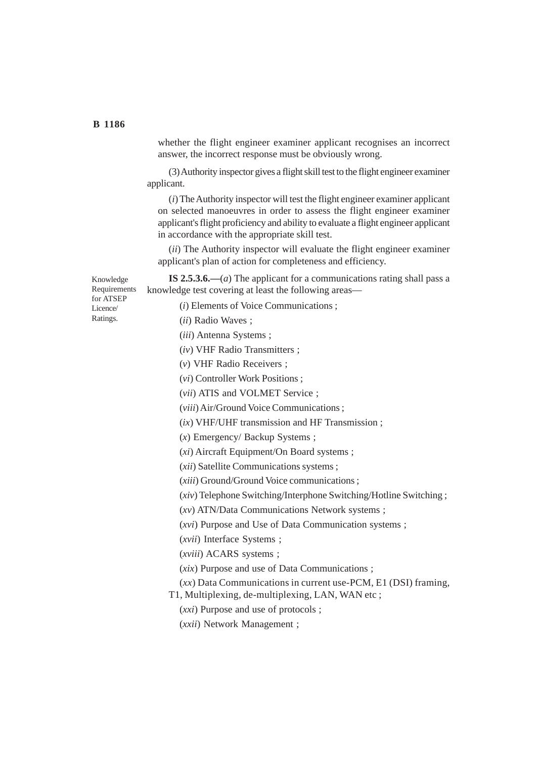whether the flight engineer examiner applicant recognises an incorrect answer, the incorrect response must be obviously wrong.

(3) Authority inspector gives a flight skill test to the flight engineer examiner applicant.

(*i*) The Authority inspector will test the flight engineer examiner applicant on selected manoeuvres in order to assess the flight engineer examiner applicant's flight proficiency and ability to evaluate a flight engineer applicant in accordance with the appropriate skill test.

(*ii*) The Authority inspector will evaluate the flight engineer examiner applicant's plan of action for completeness and efficiency.

Knowledge Requirements for ATSEP Licence/ Ratings.

**IS 2.5.3.6.—**(*a*) The applicant for a communications rating shall pass a knowledge test covering at least the following areas—

(*i*) Elements of Voice Communications ;

(*ii*) Radio Waves ;

(*iii*) Antenna Systems ;

(*iv*) VHF Radio Transmitters ;

(*v*) VHF Radio Receivers ;

(*vi*) Controller Work Positions ;

(*vii*) ATIS and VOLMET Service ;

(*viii*) Air/Ground Voice Communications ;

(*ix*) VHF/UHF transmission and HF Transmission ;

(*x*) Emergency/ Backup Systems ;

(*xi*) Aircraft Equipment/On Board systems ;

(*xii*) Satellite Communications systems ;

(*xiii*) Ground/Ground Voice communications ;

(*xiv*) Telephone Switching/Interphone Switching/Hotline Switching ;

(*xv*) ATN/Data Communications Network systems ;

(*xvi*) Purpose and Use of Data Communication systems ;

(*xvii*) Interface Systems ;

(*xviii*) ACARS systems ;

(*xix*) Purpose and use of Data Communications ;

(*xx*) Data Communications in current use-PCM, E1 (DSI) framing, T1, Multiplexing, de-multiplexing, LAN, WAN etc ;

(*xxi*) Purpose and use of protocols ;

(*xxii*) Network Management ;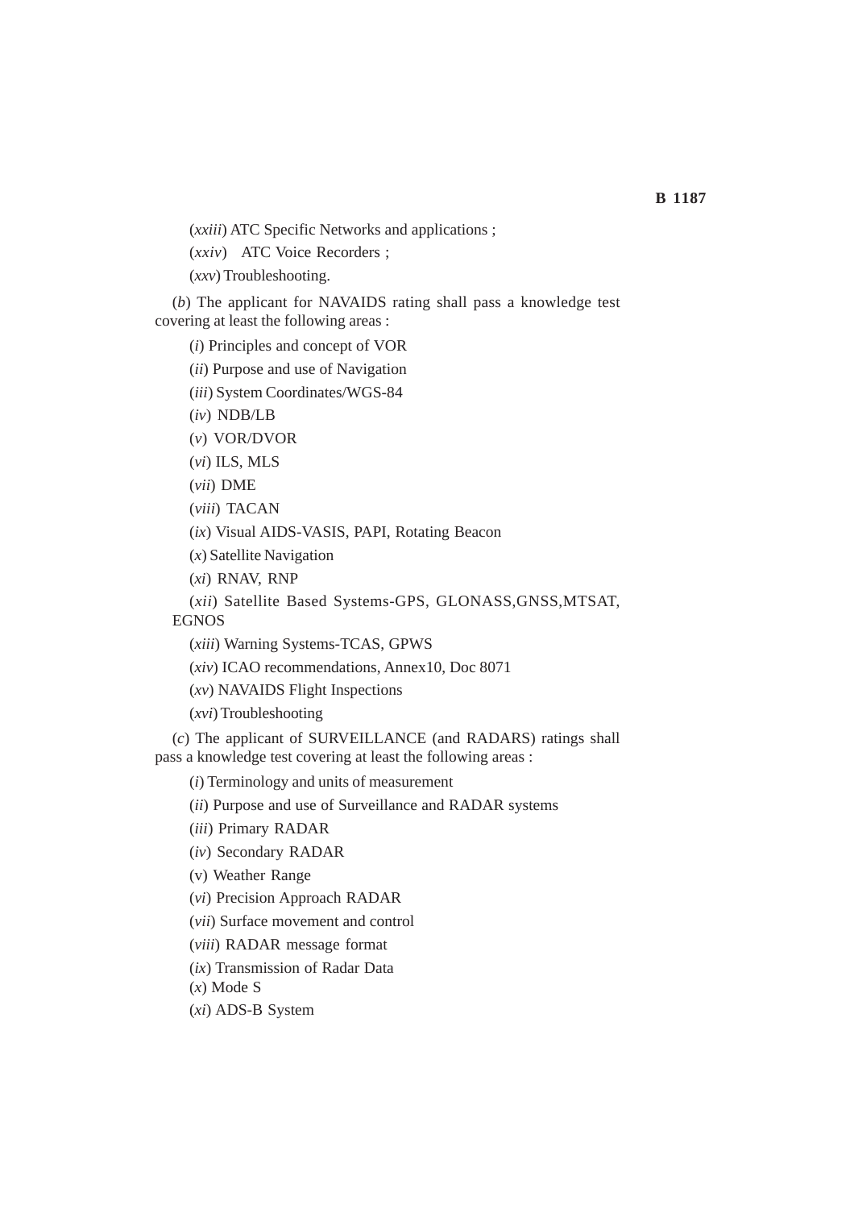(*xxiii*) ATC Specific Networks and applications ;

(*xxiv*) ATC Voice Recorders ;

(*xxv*) Troubleshooting.

(*b*) The applicant for NAVAIDS rating shall pass a knowledge test covering at least the following areas :

(*i*) Principles and concept of VOR

(*ii*) Purpose and use of Navigation

(*iii*) System Coordinates/WGS-84

(*iv*) NDB/LB

(*v*) VOR/DVOR

(*vi*) ILS, MLS

(*vii*) DME

(*viii*) TACAN

(*ix*) Visual AIDS-VASIS, PAPI, Rotating Beacon

(*x*) Satellite Navigation

(*xi*) RNAV, RNP

(*xii*) Satellite Based Systems-GPS, GLONASS,GNSS,MTSAT, EGNOS

(*xiii*) Warning Systems-TCAS, GPWS

(*xiv*) ICAO recommendations, Annex10, Doc 8071

(*xv*) NAVAIDS Flight Inspections

(*xvi*) Troubleshooting

(*c*) The applicant of SURVEILLANCE (and RADARS) ratings shall pass a knowledge test covering at least the following areas :

(*i*) Terminology and units of measurement

(*ii*) Purpose and use of Surveillance and RADAR systems

(*iii*) Primary RADAR

(*iv*) Secondary RADAR

(v) Weather Range

(*vi*) Precision Approach RADAR

(*vii*) Surface movement and control

(*viii*) RADAR message format

(*ix*) Transmission of Radar Data

(*x*) Mode S

(*xi*) ADS-B System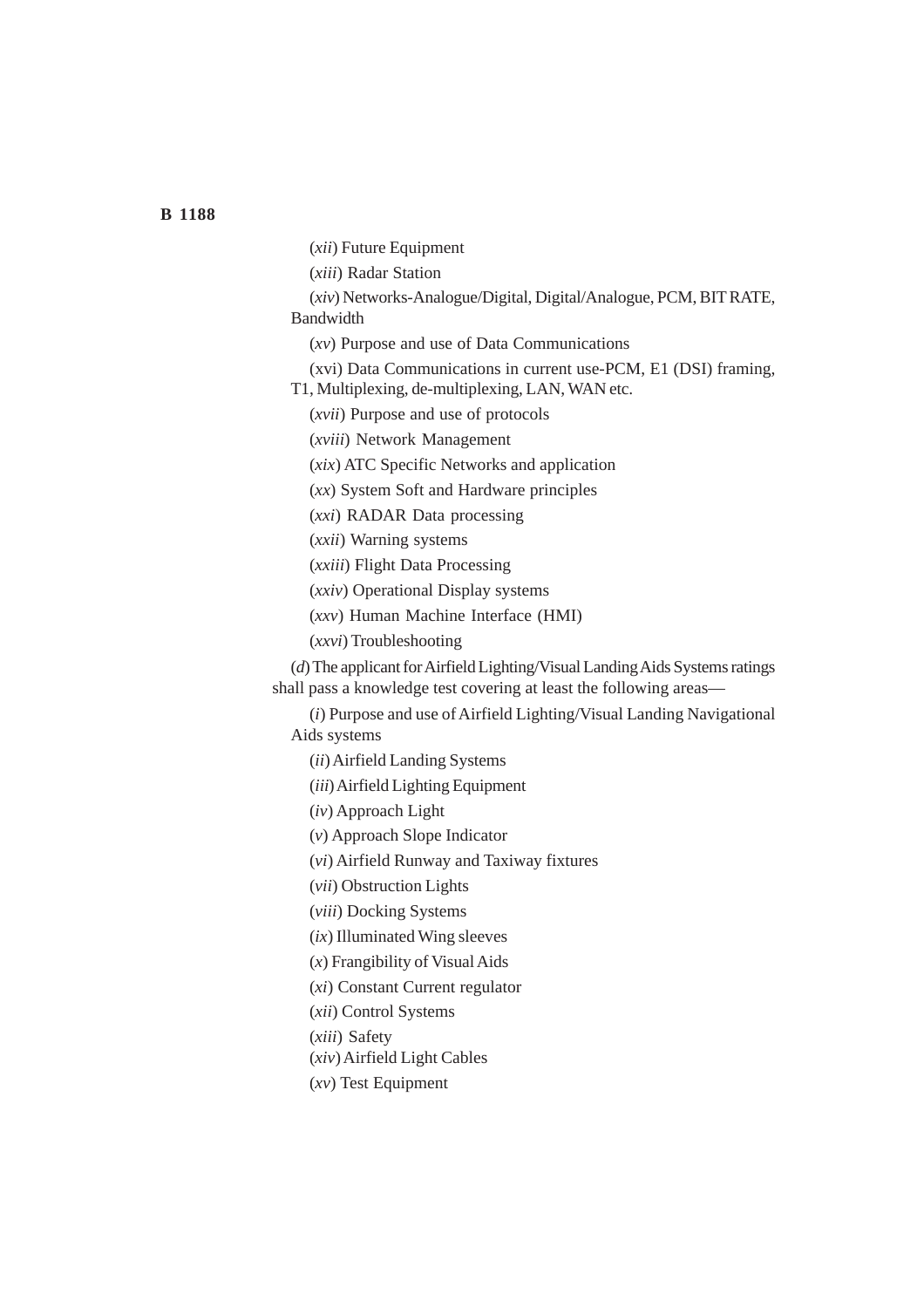(*xii*) Future Equipment

(*xiii*) Radar Station

(*xiv*) Networks-Analogue/Digital, Digital/Analogue, PCM, BIT RATE, Bandwidth

(*xv*) Purpose and use of Data Communications

(xvi) Data Communications in current use-PCM, E1 (DSI) framing, T1, Multiplexing, de-multiplexing, LAN, WAN etc.

(*xvii*) Purpose and use of protocols

(*xviii*) Network Management

(*xix*) ATC Specific Networks and application

(*xx*) System Soft and Hardware principles

(*xxi*) RADAR Data processing

(*xxii*) Warning systems

(*xxiii*) Flight Data Processing

(*xxiv*) Operational Display systems

(*xxv*) Human Machine Interface (HMI)

(*xxvi*) Troubleshooting

(*d*) The applicant for Airfield Lighting/Visual Landing Aids Systems ratings shall pass a knowledge test covering at least the following areas—

(*i*) Purpose and use of Airfield Lighting/Visual Landing Navigational Aids systems

(*ii*) Airfield Landing Systems

(*iii*) Airfield Lighting Equipment

(*iv*) Approach Light

(*v*) Approach Slope Indicator

(*vi*) Airfield Runway and Taxiway fixtures

(*vii*) Obstruction Lights

(*viii*) Docking Systems

(*ix*) Illuminated Wing sleeves

(*x*) Frangibility of Visual Aids

(*xi*) Constant Current regulator

(*xii*) Control Systems

(*xiii*) Safety

(*xiv*) Airfield Light Cables

(*xv*) Test Equipment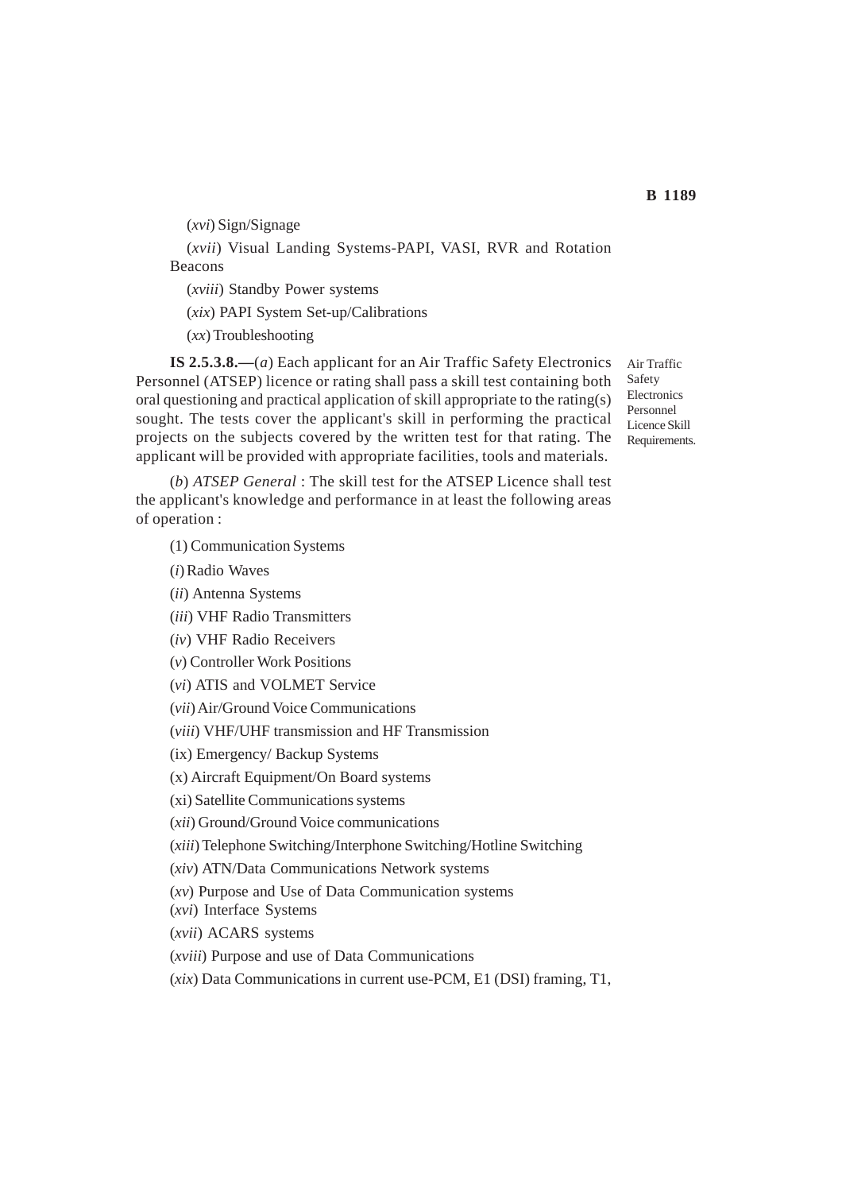(*xvi*) Sign/Signage

(*xvii*) Visual Landing Systems-PAPI, VASI, RVR and Rotation Beacons

(*xviii*) Standby Power systems

(*xix*) PAPI System Set-up/Calibrations

(*xx*) Troubleshooting

Air Traffic Safety Electronics Personnel Licence Skill Requirements.

**IS 2.5.3.8.—**(*a*) Each applicant for an Air Traffic Safety Electronics Personnel (ATSEP) licence or rating shall pass a skill test containing both oral questioning and practical application of skill appropriate to the rating(s) sought. The tests cover the applicant's skill in performing the practical projects on the subjects covered by the written test for that rating. The applicant will be provided with appropriate facilities, tools and materials.

(*b*) *ATSEP General* : The skill test for the ATSEP Licence shall test the applicant's knowledge and performance in at least the following areas of operation :

(1) Communication Systems

(*i*) Radio Waves

(*ii*) Antenna Systems

(*iii*) VHF Radio Transmitters

(*iv*) VHF Radio Receivers

(*v*) Controller Work Positions

(*vi*) ATIS and VOLMET Service

(*vii*) Air/Ground Voice Communications

(*viii*) VHF/UHF transmission and HF Transmission

(ix) Emergency/ Backup Systems

(x) Aircraft Equipment/On Board systems

(xi) Satellite Communications systems

(*xii*) Ground/Ground Voice communications

(*xiii*) Telephone Switching/Interphone Switching/Hotline Switching

(*xiv*) ATN/Data Communications Network systems

(*xv*) Purpose and Use of Data Communication systems

(*xvi*) Interface Systems

(*xvii*) ACARS systems

(*xviii*) Purpose and use of Data Communications

(*xix*) Data Communications in current use-PCM, E1 (DSI) framing, T1,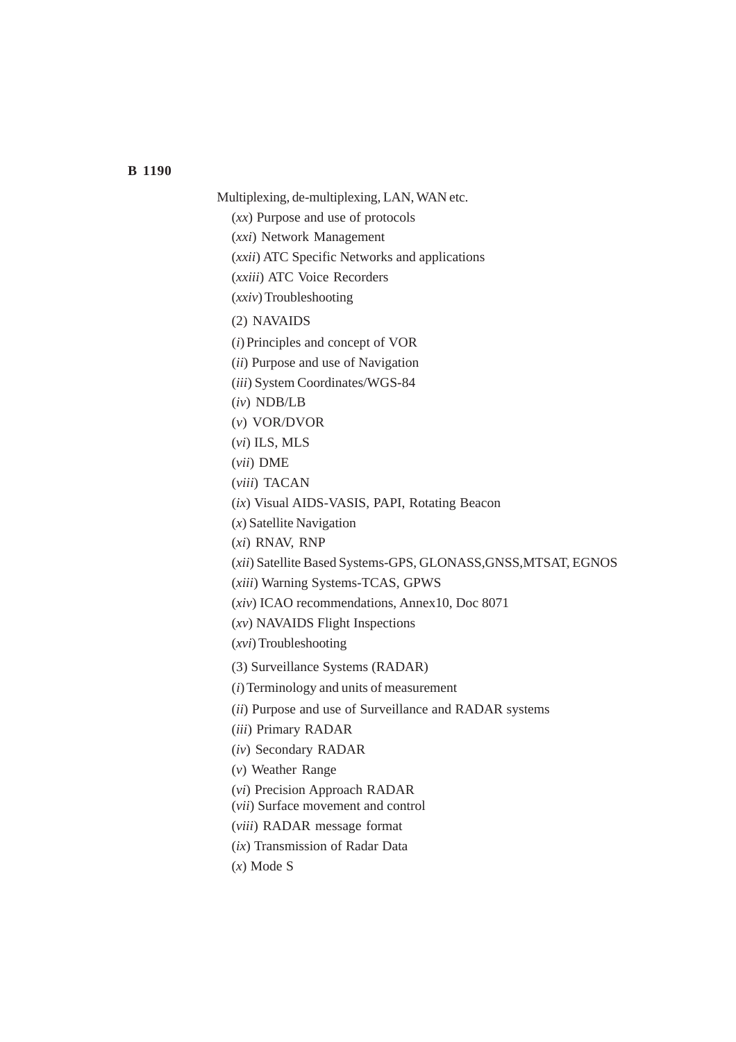Multiplexing, de-multiplexing, LAN, WAN etc.

(*xx*) Purpose and use of protocols

(*xxi*) Network Management

(*xxii*) ATC Specific Networks and applications

(*xxiii*) ATC Voice Recorders

(*xxiv*) Troubleshooting

(2) NAVAIDS

(*i*) Principles and concept of VOR

(*ii*) Purpose and use of Navigation

(*iii*) System Coordinates/WGS-84

(*iv*) NDB/LB

(*v*) VOR/DVOR

(*vi*) ILS, MLS

(*vii*) DME

(*viii*) TACAN

(*ix*) Visual AIDS-VASIS, PAPI, Rotating Beacon

(*x*) Satellite Navigation

(*xi*) RNAV, RNP

(*xii*) Satellite Based Systems-GPS, GLONASS,GNSS,MTSAT, EGNOS

(*xiii*) Warning Systems-TCAS, GPWS

(*xiv*) ICAO recommendations, Annex10, Doc 8071

(*xv*) NAVAIDS Flight Inspections

(*xvi*) Troubleshooting

(3) Surveillance Systems (RADAR)

(*i*) Terminology and units of measurement

(*ii*) Purpose and use of Surveillance and RADAR systems

(*iii*) Primary RADAR

(*iv*) Secondary RADAR

(*v*) Weather Range

(*vi*) Precision Approach RADAR

(*vii*) Surface movement and control

(*viii*) RADAR message format

(*ix*) Transmission of Radar Data

(*x*) Mode S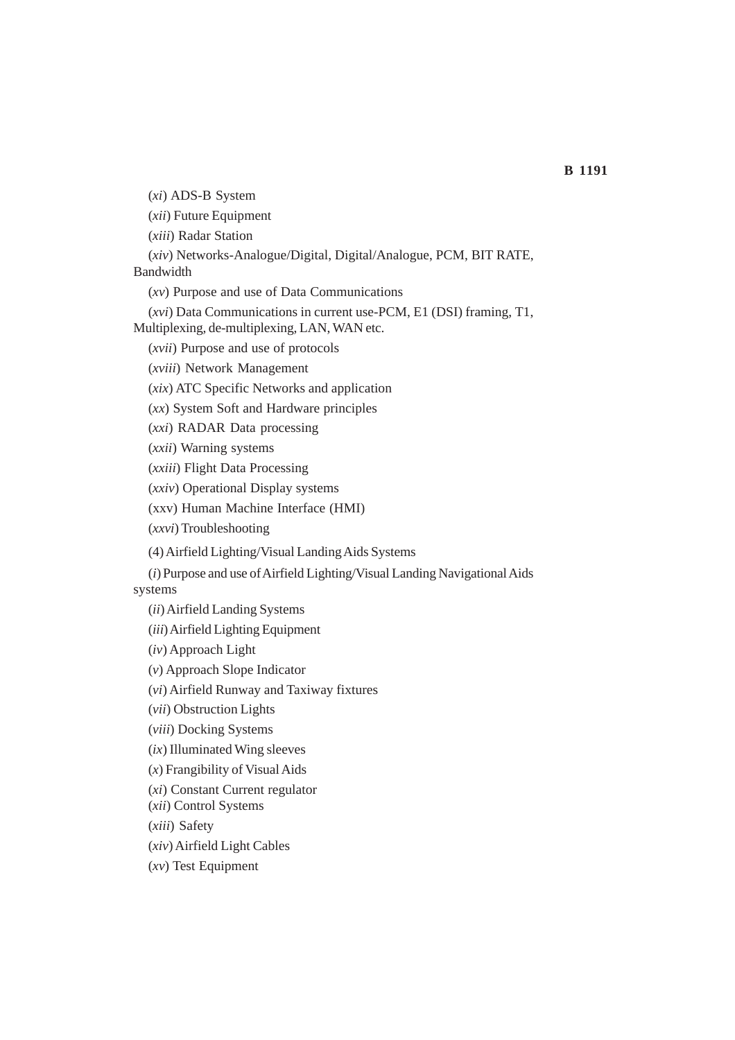(*xi*) ADS-B System

(*xii*) Future Equipment

(*xiii*) Radar Station

(*xiv*) Networks-Analogue/Digital, Digital/Analogue, PCM, BIT RATE, Bandwidth

(*xv*) Purpose and use of Data Communications

(*xvi*) Data Communications in current use-PCM, E1 (DSI) framing, T1, Multiplexing, de-multiplexing, LAN, WAN etc.

(*xvii*) Purpose and use of protocols

(*xviii*) Network Management

(*xix*) ATC Specific Networks and application

(*xx*) System Soft and Hardware principles

(*xxi*) RADAR Data processing

(*xxii*) Warning systems

(*xxiii*) Flight Data Processing

(*xxiv*) Operational Display systems

(xxv) Human Machine Interface (HMI)

(*xxvi*) Troubleshooting

(4) Airfield Lighting/Visual Landing Aids Systems

(*i*) Purpose and use of Airfield Lighting/Visual Landing Navigational Aids systems

(*ii*) Airfield Landing Systems

(*iii*) Airfield Lighting Equipment

(*iv*) Approach Light

(*v*) Approach Slope Indicator

(*vi*) Airfield Runway and Taxiway fixtures

(*vii*) Obstruction Lights

(*viii*) Docking Systems

(*ix*) Illuminated Wing sleeves

(*x*) Frangibility of Visual Aids

(*xi*) Constant Current regulator

(*xii*) Control Systems

(*xiii*) Safety

(*xiv*) Airfield Light Cables

(*xv*) Test Equipment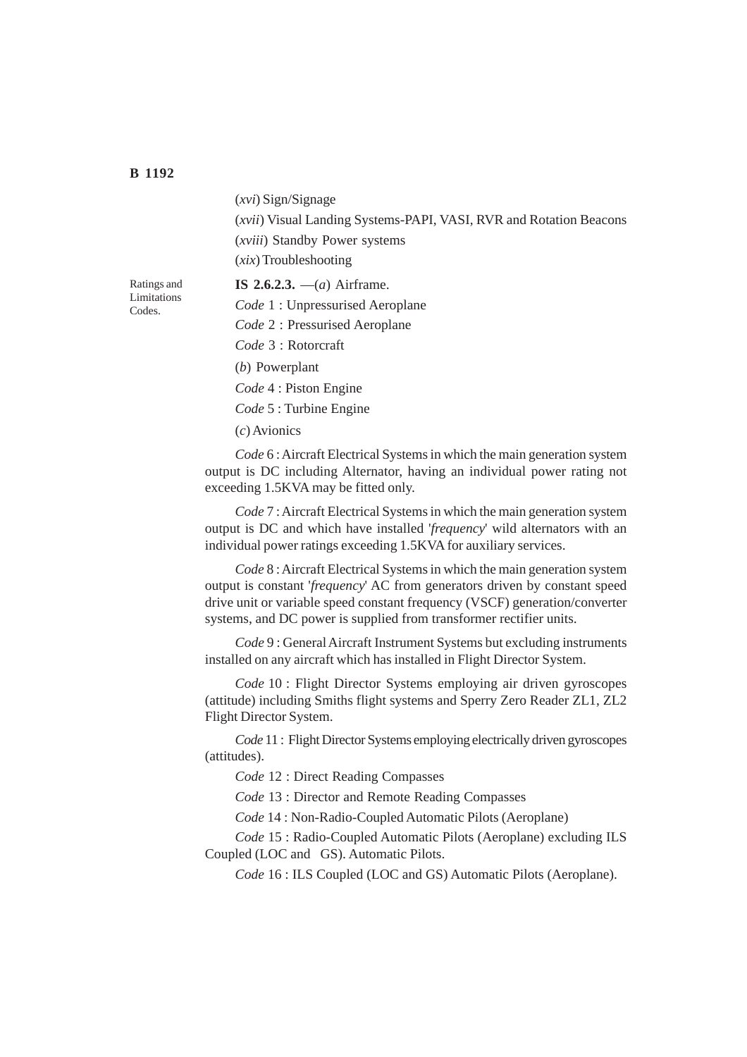(*xvi*) Sign/Signage

(*xvii*) Visual Landing Systems-PAPI, VASI, RVR and Rotation Beacons

(*xviii*) Standby Power systems

(*xix*) Troubleshooting

Ratings and Limitations Codes.

**IS 2.6.2.3.** —(*a*) Airframe.

*Code* 1 : Unpressurised Aeroplane

*Code* 2 : Pressurised Aeroplane

*Code* 3 : Rotorcraft

(*b*) Powerplant

*Code* 4 : Piston Engine

*Code* 5 : Turbine Engine

(*c*) Avionics

*Code* 6 : Aircraft Electrical Systems in which the main generation system output is DC including Alternator, having an individual power rating not exceeding 1.5KVA may be fitted only.

*Code* 7 : Aircraft Electrical Systems in which the main generation system output is DC and which have installed '*frequency*' wild alternators with an individual power ratings exceeding 1.5KVA for auxiliary services.

*Code* 8 : Aircraft Electrical Systems in which the main generation system output is constant '*frequency*' AC from generators driven by constant speed drive unit or variable speed constant frequency (VSCF) generation/converter systems, and DC power is supplied from transformer rectifier units.

*Code* 9 : General Aircraft Instrument Systems but excluding instruments installed on any aircraft which has installed in Flight Director System.

*Code* 10 : Flight Director Systems employing air driven gyroscopes (attitude) including Smiths flight systems and Sperry Zero Reader ZL1, ZL2 Flight Director System.

*Code* 11 : Flight Director Systems employing electrically driven gyroscopes (attitudes).

*Code* 12 : Direct Reading Compasses

*Code* 13 : Director and Remote Reading Compasses

*Code* 14 : Non-Radio-Coupled Automatic Pilots (Aeroplane)

*Code* 15 : Radio-Coupled Automatic Pilots (Aeroplane) excluding ILS Coupled (LOC and GS). Automatic Pilots.

*Code* 16 : ILS Coupled (LOC and GS) Automatic Pilots (Aeroplane).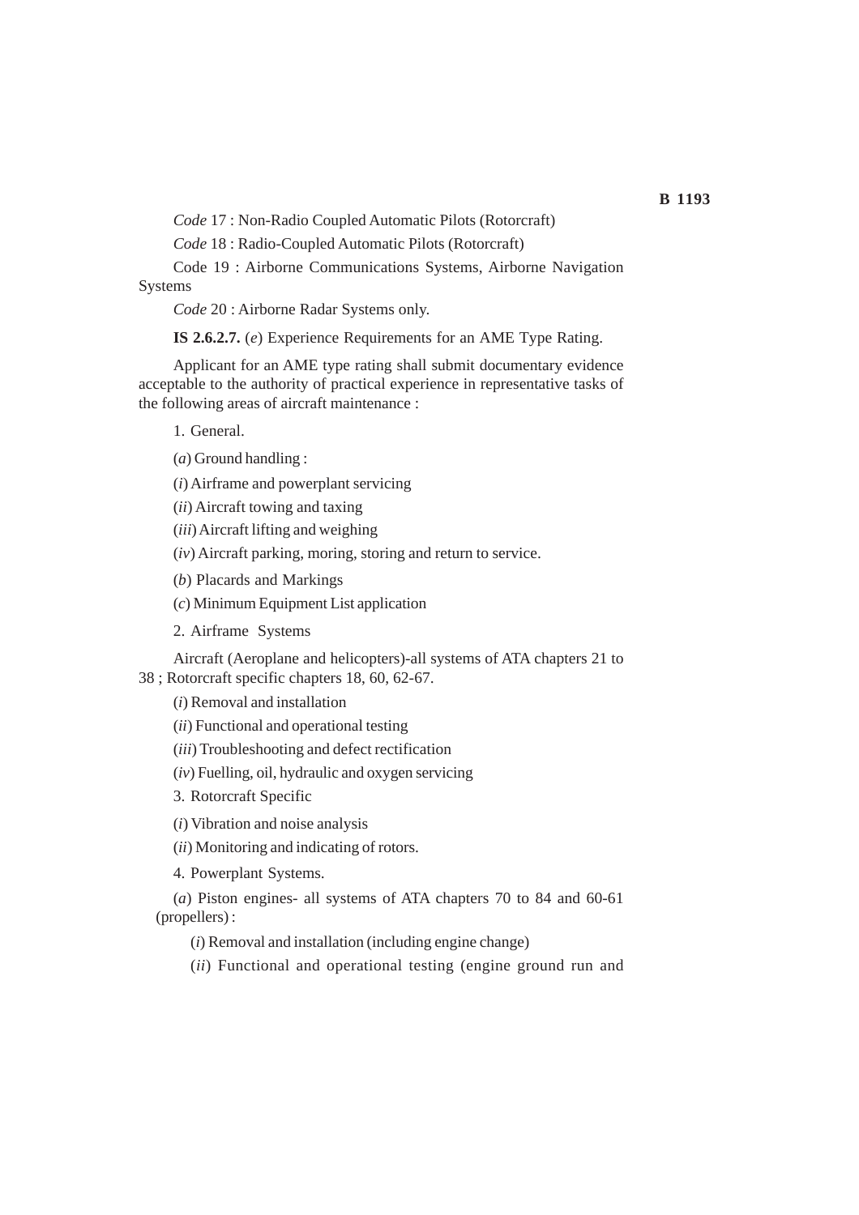*Code* 17 : Non-Radio Coupled Automatic Pilots (Rotorcraft)

*Code* 18 : Radio-Coupled Automatic Pilots (Rotorcraft)

Code 19 : Airborne Communications Systems, Airborne Navigation Systems

*Code* 20 : Airborne Radar Systems only.

**IS 2.6.2.7.** (*e*) Experience Requirements for an AME Type Rating.

Applicant for an AME type rating shall submit documentary evidence acceptable to the authority of practical experience in representative tasks of the following areas of aircraft maintenance :

1. General.

(*a*) Ground handling :

(*i*) Airframe and powerplant servicing

(*ii*) Aircraft towing and taxing

(*iii*) Aircraft lifting and weighing

(*iv*) Aircraft parking, moring, storing and return to service.

(*b*) Placards and Markings

(*c*) Minimum Equipment List application

2. Airframe Systems

Aircraft (Aeroplane and helicopters)-all systems of ATA chapters 21 to 38 ; Rotorcraft specific chapters 18, 60, 62-67.

(*i*) Removal and installation

(*ii*) Functional and operational testing

(*iii*) Troubleshooting and defect rectification

(*iv*) Fuelling, oil, hydraulic and oxygen servicing

3. Rotorcraft Specific

(*i*) Vibration and noise analysis

(*ii*) Monitoring and indicating of rotors.

4. Powerplant Systems.

(*a*) Piston engines- all systems of ATA chapters 70 to 84 and 60-61 (propellers) :

(*i*) Removal and installation (including engine change)

(*ii*) Functional and operational testing (engine ground run and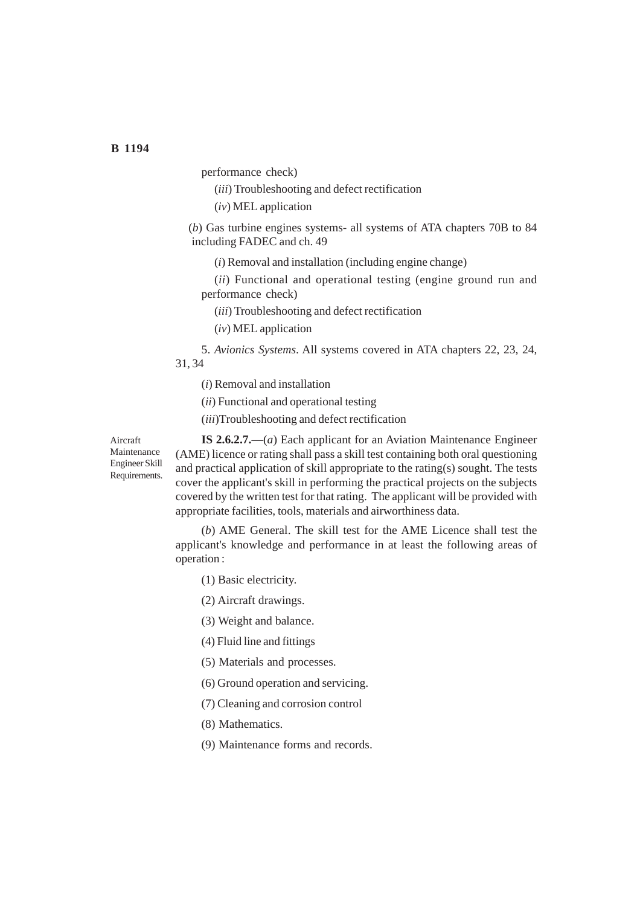performance check)

(*iii*) Troubleshooting and defect rectification

(*iv*) MEL application

(*b*) Gas turbine engines systems- all systems of ATA chapters 70B to 84 including FADEC and ch. 49

(*i*) Removal and installation (including engine change)

(*ii*) Functional and operational testing (engine ground run and performance check)

(*iii*) Troubleshooting and defect rectification

(*iv*) MEL application

5. *Avionics Systems*. All systems covered in ATA chapters 22, 23, 24, 31, 34

(*i*) Removal and installation

(*ii*) Functional and operational testing

(*iii*)Troubleshooting and defect rectification

Aircraft Maintenance Engineer Skill Requirements.

**IS 2.6.2.7.**—(*a*) Each applicant for an Aviation Maintenance Engineer (AME) licence or rating shall pass a skill test containing both oral questioning and practical application of skill appropriate to the rating(s) sought. The tests cover the applicant's skill in performing the practical projects on the subjects covered by the written test for that rating. The applicant will be provided with appropriate facilities, tools, materials and airworthiness data.

(*b*) AME General. The skill test for the AME Licence shall test the applicant's knowledge and performance in at least the following areas of operation :

(1) Basic electricity.

(2) Aircraft drawings.

(3) Weight and balance.

(4) Fluid line and fittings

(5) Materials and processes.

(6) Ground operation and servicing.

(7) Cleaning and corrosion control

(8) Mathematics.

(9) Maintenance forms and records.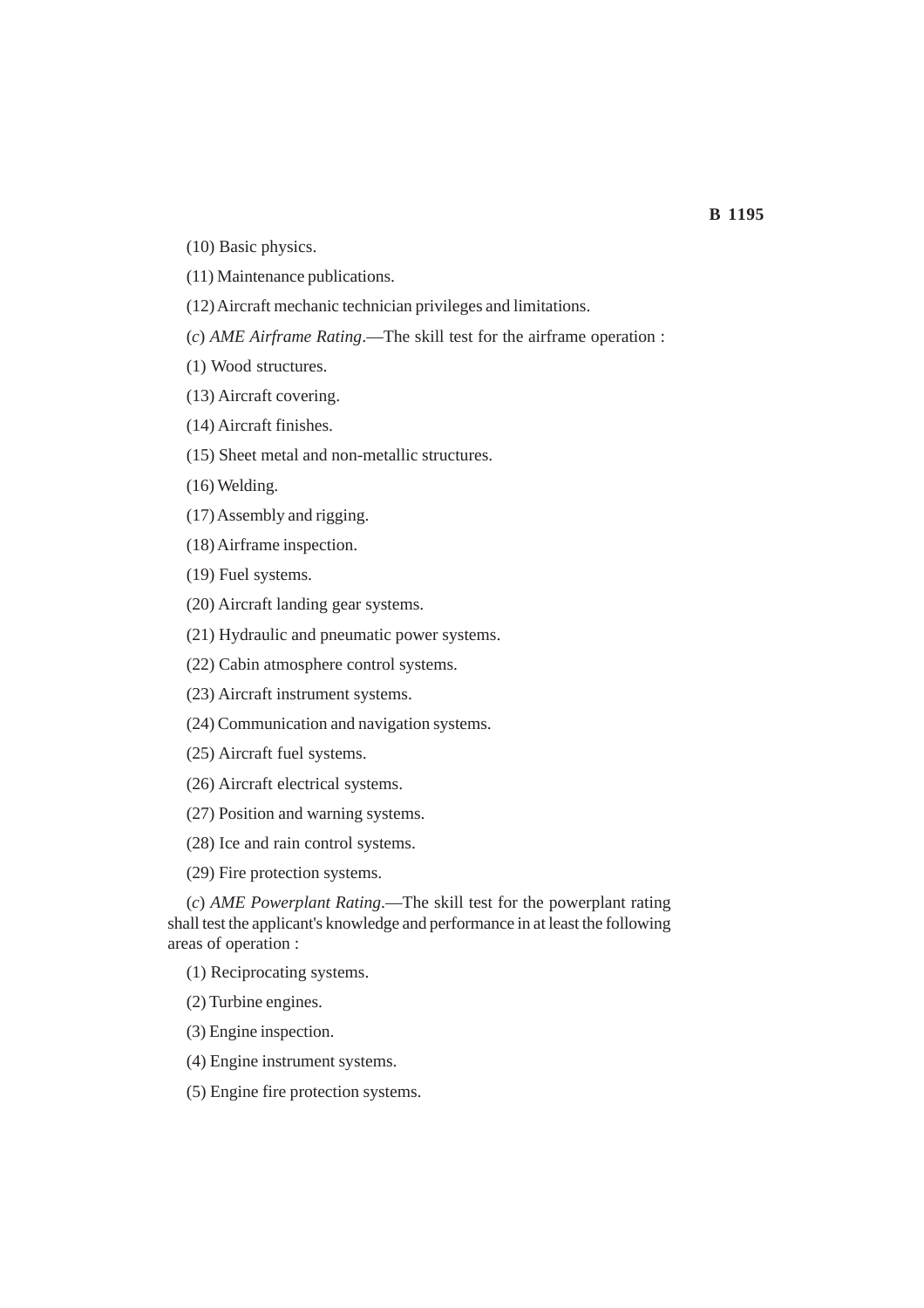(10) Basic physics.

(11) Maintenance publications.

(12) Aircraft mechanic technician privileges and limitations.

(*c*) *AME Airframe Rating*.—The skill test for the airframe operation :

(1) Wood structures.

(13) Aircraft covering.

(14) Aircraft finishes.

(15) Sheet metal and non-metallic structures.

(16) Welding.

(17) Assembly and rigging.

(18) Airframe inspection.

(19) Fuel systems.

(20) Aircraft landing gear systems.

(21) Hydraulic and pneumatic power systems.

(22) Cabin atmosphere control systems.

(23) Aircraft instrument systems.

(24) Communication and navigation systems.

(25) Aircraft fuel systems.

(26) Aircraft electrical systems.

(27) Position and warning systems.

(28) Ice and rain control systems.

(29) Fire protection systems.

(*c*) *AME Powerplant Rating*.—The skill test for the powerplant rating shall test the applicant's knowledge and performance in at least the following areas of operation :

(1) Reciprocating systems.

(2) Turbine engines.

(3) Engine inspection.

(4) Engine instrument systems.

(5) Engine fire protection systems.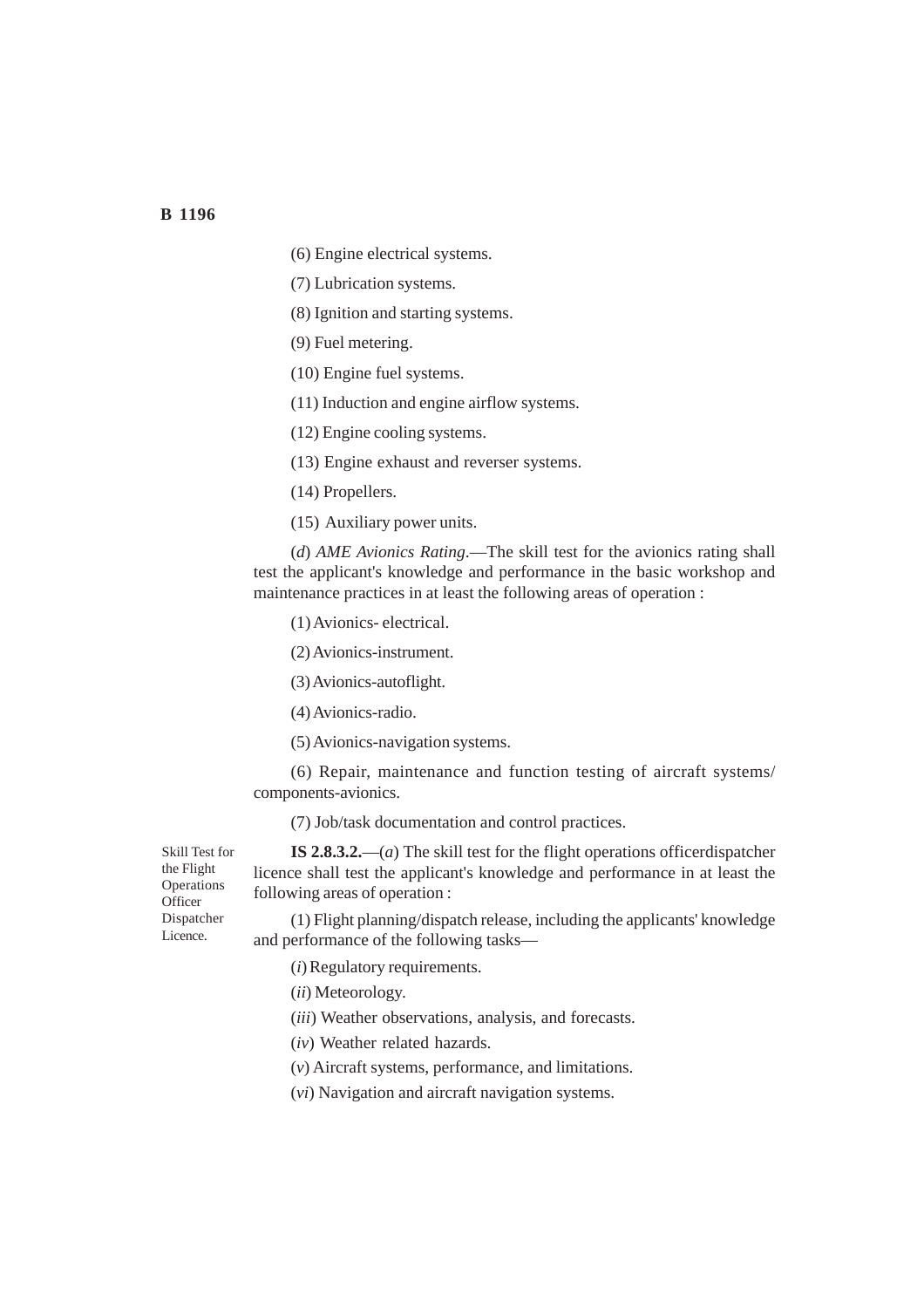(6) Engine electrical systems.

(7) Lubrication systems.

(8) Ignition and starting systems.

(9) Fuel metering.

(10) Engine fuel systems.

(11) Induction and engine airflow systems.

(12) Engine cooling systems.

(13) Engine exhaust and reverser systems.

(14) Propellers.

(15) Auxiliary power units.

(*d*) *AME Avionics Rating*.—The skill test for the avionics rating shall test the applicant's knowledge and performance in the basic workshop and maintenance practices in at least the following areas of operation :

(1) Avionics- electrical.

(2) Avionics-instrument.

(3) Avionics-autoflight.

(4) Avionics-radio.

(5) Avionics-navigation systems.

(6) Repair, maintenance and function testing of aircraft systems/ components-avionics.

(7) Job/task documentation and control practices.

Skill Test for the Flight Operations Officer Dispatcher Licence.

**IS 2.8.3.2.**—(*a*) The skill test for the flight operations officerdispatcher licence shall test the applicant's knowledge and performance in at least the following areas of operation :

(1) Flight planning/dispatch release, including the applicants' knowledge and performance of the following tasks—

(*i*) Regulatory requirements.

(*ii*) Meteorology.

(*iii*) Weather observations, analysis, and forecasts.

(*iv*) Weather related hazards.

(*v*) Aircraft systems, performance, and limitations.

(*vi*) Navigation and aircraft navigation systems.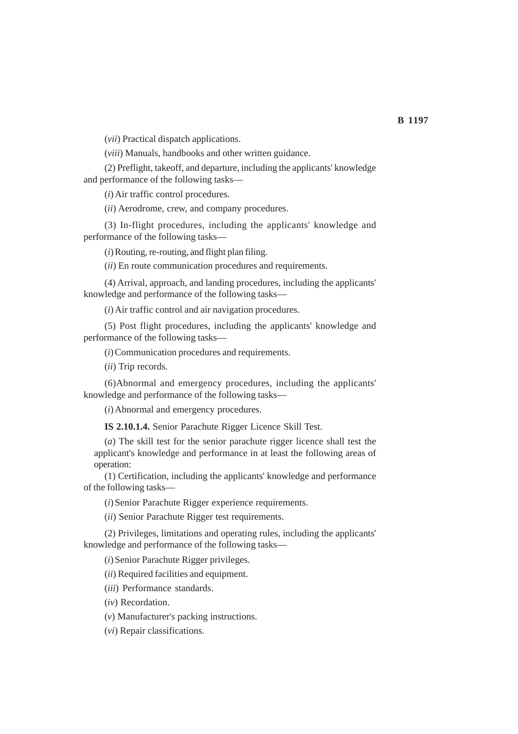(*vii*) Practical dispatch applications.

(*viii*) Manuals, handbooks and other written guidance.

(2) Preflight, takeoff, and departure, including the applicants' knowledge and performance of the following tasks—

(*i*) Air traffic control procedures.

(*ii*) Aerodrome, crew, and company procedures.

(3) In-flight procedures, including the applicants' knowledge and performance of the following tasks—

(*i*) Routing, re-routing, and flight plan filing.

(*ii*) En route communication procedures and requirements.

(4) Arrival, approach, and landing procedures, including the applicants' knowledge and performance of the following tasks—

(*i*) Air traffic control and air navigation procedures.

(5) Post flight procedures, including the applicants' knowledge and performance of the following tasks—

(*i*) Communication procedures and requirements.

(*ii*) Trip records.

(6)Abnormal and emergency procedures, including the applicants' knowledge and performance of the following tasks—

(*i*) Abnormal and emergency procedures.

**IS 2.10.1.4.** Senior Parachute Rigger Licence Skill Test.

(*a*) The skill test for the senior parachute rigger licence shall test the applicant's knowledge and performance in at least the following areas of operation:

(1) Certification, including the applicants' knowledge and performance of the following tasks—

(*i*) Senior Parachute Rigger experience requirements.

(*ii*) Senior Parachute Rigger test requirements.

(2) Privileges, limitations and operating rules, including the applicants' knowledge and performance of the following tasks—

(*i*) Senior Parachute Rigger privileges.

(*ii*) Required facilities and equipment.

(*iii*) Performance standards.

(*iv*) Recordation.

(*v*) Manufacturer's packing instructions.

(*vi*) Repair classifications.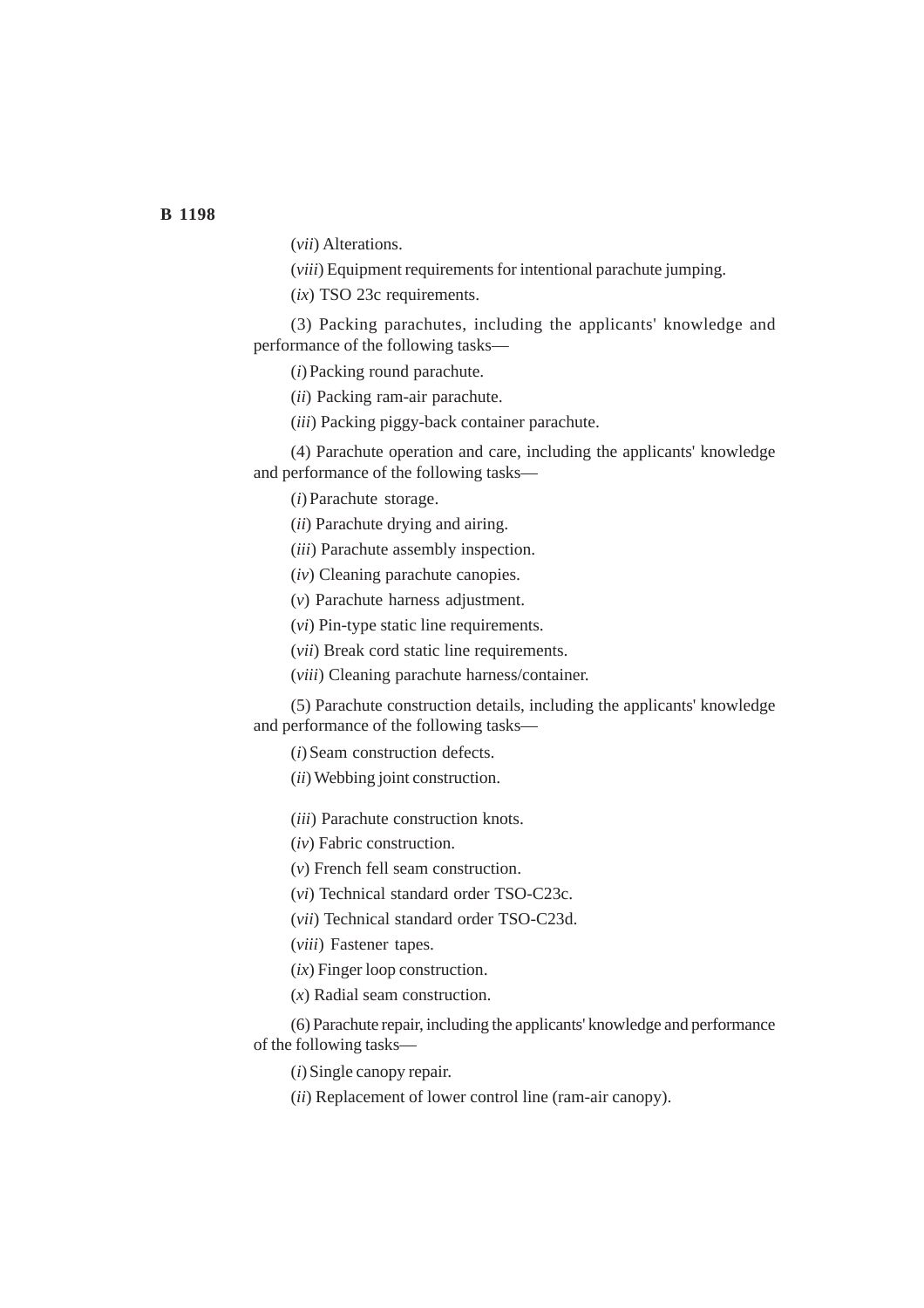(*vii*) Alterations.

(*viii*) Equipment requirements for intentional parachute jumping.

(*ix*) TSO 23c requirements.

(3) Packing parachutes, including the applicants' knowledge and performance of the following tasks—

(*i*) Packing round parachute.

(*ii*) Packing ram-air parachute.

(*iii*) Packing piggy-back container parachute.

(4) Parachute operation and care, including the applicants' knowledge and performance of the following tasks—

(*i*) Parachute storage.

(*ii*) Parachute drying and airing.

(*iii*) Parachute assembly inspection.

(*iv*) Cleaning parachute canopies.

(*v*) Parachute harness adjustment.

(*vi*) Pin-type static line requirements.

(*vii*) Break cord static line requirements.

(*viii*) Cleaning parachute harness/container.

(5) Parachute construction details, including the applicants' knowledge and performance of the following tasks—

(*i*) Seam construction defects.

(*ii*) Webbing joint construction.

(*iii*) Parachute construction knots.

(*iv*) Fabric construction.

(*v*) French fell seam construction.

(*vi*) Technical standard order TSO-C23c.

(*vii*) Technical standard order TSO-C23d.

(*viii*) Fastener tapes.

(*ix*) Finger loop construction.

(*x*) Radial seam construction.

(6) Parachute repair, including the applicants' knowledge and performance of the following tasks—

(*i*) Single canopy repair.

(*ii*) Replacement of lower control line (ram-air canopy).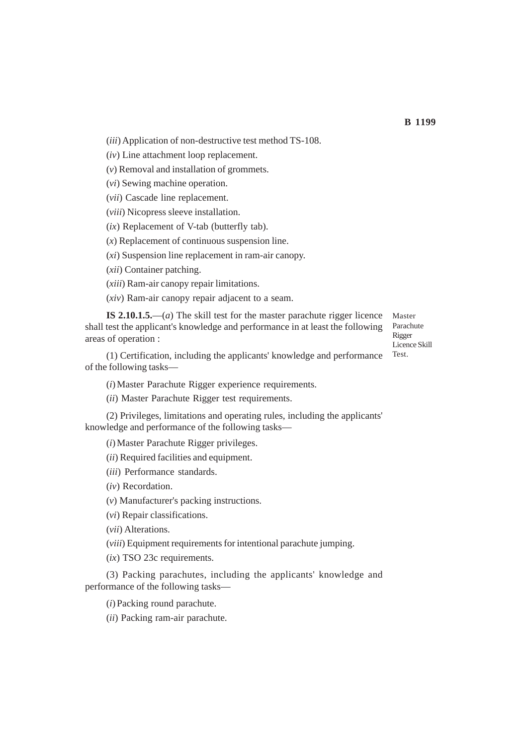(*iii*) Application of non-destructive test method TS-108.

(*iv*) Line attachment loop replacement.

(*v*) Removal and installation of grommets.

(*vi*) Sewing machine operation.

(*vii*) Cascade line replacement.

(*viii*) Nicopress sleeve installation.

(*ix*) Replacement of V-tab (butterfly tab).

(*x*) Replacement of continuous suspension line.

(*xi*) Suspension line replacement in ram-air canopy.

(*xii*) Container patching.

(*xiii*) Ram-air canopy repair limitations.

(*xiv*) Ram-air canopy repair adjacent to a seam.

Master Parachute Rigger Licence Skill Test.

**IS 2.10.1.5.**—(*a*) The skill test for the master parachute rigger licence shall test the applicant's knowledge and performance in at least the following areas of operation :

(1) Certification, including the applicants' knowledge and performance of the following tasks—

(*i*) Master Parachute Rigger experience requirements.

(*ii*) Master Parachute Rigger test requirements.

(2) Privileges, limitations and operating rules, including the applicants' knowledge and performance of the following tasks—

(*i*) Master Parachute Rigger privileges.

(*ii*) Required facilities and equipment.

(*iii*) Performance standards.

(*iv*) Recordation.

(*v*) Manufacturer's packing instructions.

(*vi*) Repair classifications.

(*vii*) Alterations.

(*viii*) Equipment requirements for intentional parachute jumping.

(*ix*) TSO 23c requirements.

(3) Packing parachutes, including the applicants' knowledge and performance of the following tasks—

(*i*) Packing round parachute.

(*ii*) Packing ram-air parachute.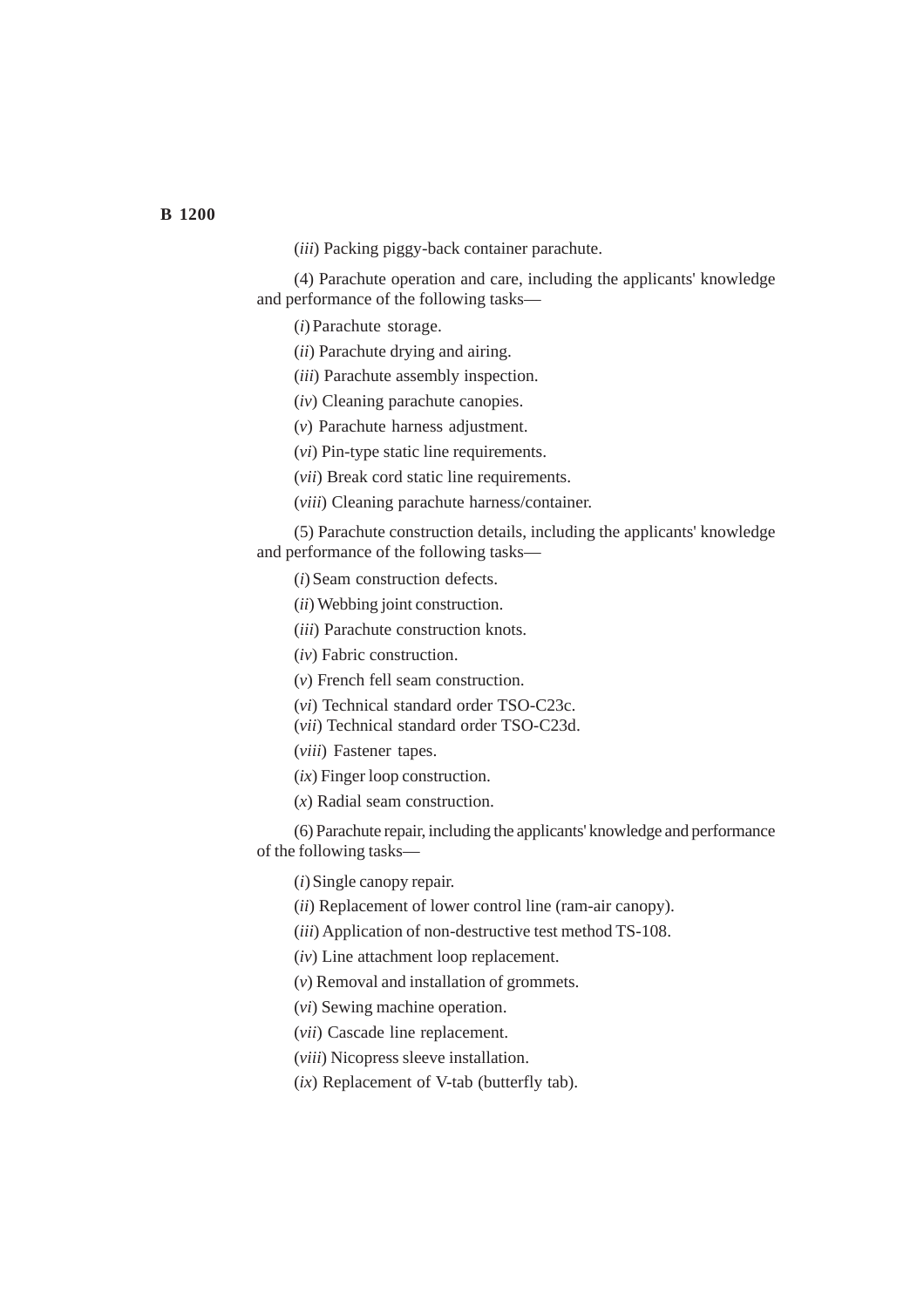(*iii*) Packing piggy-back container parachute.

(4) Parachute operation and care, including the applicants' knowledge and performance of the following tasks—

(*i*) Parachute storage.

(*ii*) Parachute drying and airing.

(*iii*) Parachute assembly inspection.

(*iv*) Cleaning parachute canopies.

(*v*) Parachute harness adjustment.

(*vi*) Pin-type static line requirements.

(*vii*) Break cord static line requirements.

(*viii*) Cleaning parachute harness/container.

(5) Parachute construction details, including the applicants' knowledge and performance of the following tasks—

(*i*) Seam construction defects.

(*ii*) Webbing joint construction.

(*iii*) Parachute construction knots.

(*iv*) Fabric construction.

(*v*) French fell seam construction.

(*vi*) Technical standard order TSO-C23c.

(*vii*) Technical standard order TSO-C23d.

(*viii*) Fastener tapes.

(*ix*) Finger loop construction.

(*x*) Radial seam construction.

(6) Parachute repair, including the applicants' knowledge and performance of the following tasks—

(*i*) Single canopy repair.

(*ii*) Replacement of lower control line (ram-air canopy).

(*iii*) Application of non-destructive test method TS-108.

(*iv*) Line attachment loop replacement.

(*v*) Removal and installation of grommets.

(*vi*) Sewing machine operation.

(*vii*) Cascade line replacement.

(*viii*) Nicopress sleeve installation.

(*ix*) Replacement of V-tab (butterfly tab).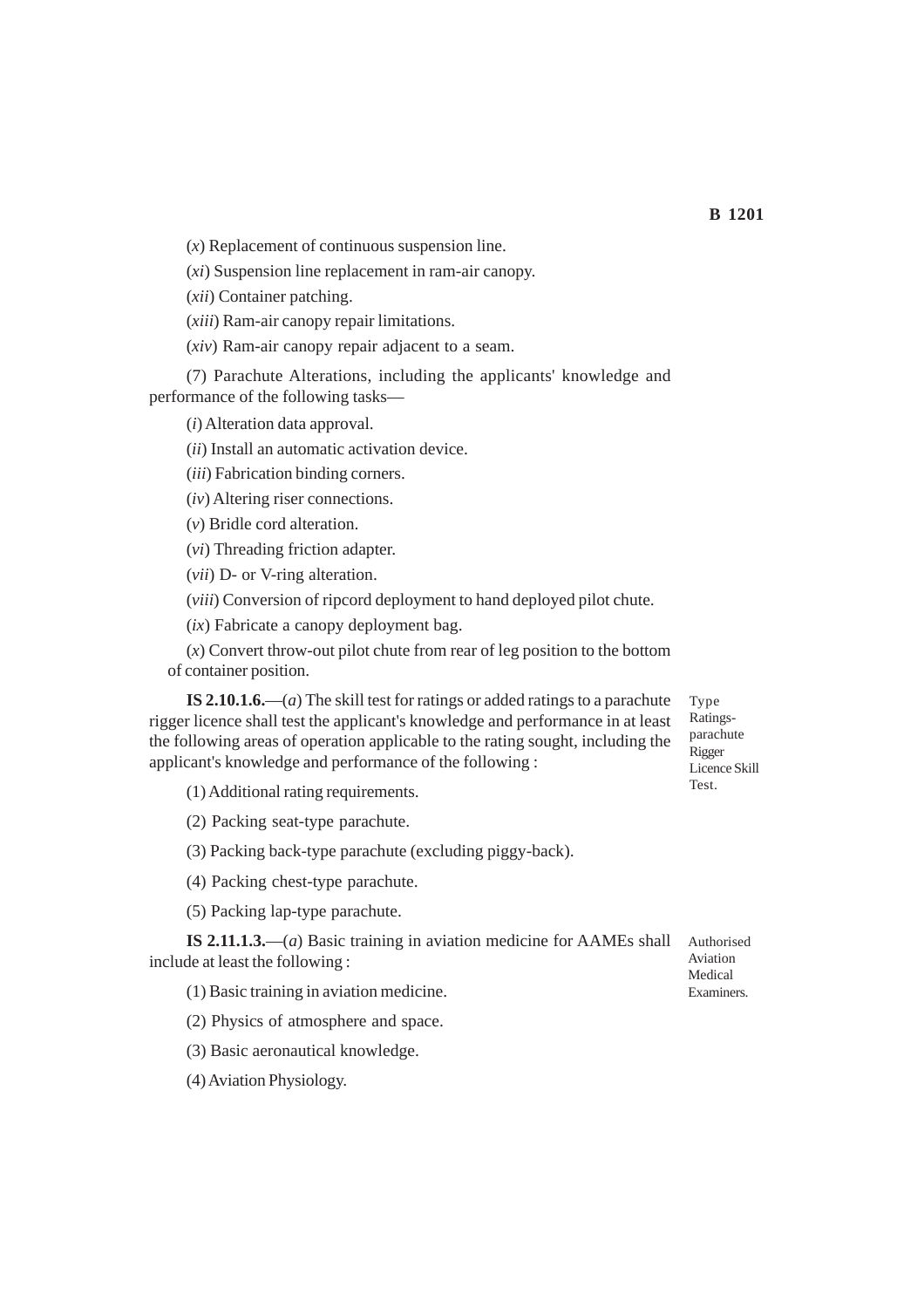(*x*) Replacement of continuous suspension line.

(*xi*) Suspension line replacement in ram-air canopy.

(*xii*) Container patching.

(*xiii*) Ram-air canopy repair limitations.

(*xiv*) Ram-air canopy repair adjacent to a seam.

(7) Parachute Alterations, including the applicants' knowledge and performance of the following tasks—

(*i*) Alteration data approval.

(*ii*) Install an automatic activation device.

(*iii*) Fabrication binding corners.

(*iv*) Altering riser connections.

(*v*) Bridle cord alteration.

(*vi*) Threading friction adapter.

(*vii*) D- or V-ring alteration.

(*viii*) Conversion of ripcord deployment to hand deployed pilot chute.

(*ix*) Fabricate a canopy deployment bag.

(*x*) Convert throw-out pilot chute from rear of leg position to the bottom of container position.

Type Ratings-parachute Rigger Licence Skill Test.

**IS 2.10.1.6.**—(*a*) The skill test for ratings or added ratings to a parachute rigger licence shall test the applicant's knowledge and performance in at least the following areas of operation applicable to the rating sought, including the applicant's knowledge and performance of the following :

(1) Additional rating requirements.

(2) Packing seat-type parachute.

(3) Packing back-type parachute (excluding piggy-back).

(4) Packing chest-type parachute.

(5) Packing lap-type parachute.

Authorised Aviation Medical Examiners.

**IS 2.11.1.3.**—(*a*) Basic training in aviation medicine for AAMEs shall include at least the following :

(1) Basic training in aviation medicine.

(2) Physics of atmosphere and space.

(3) Basic aeronautical knowledge.

(4) Aviation Physiology.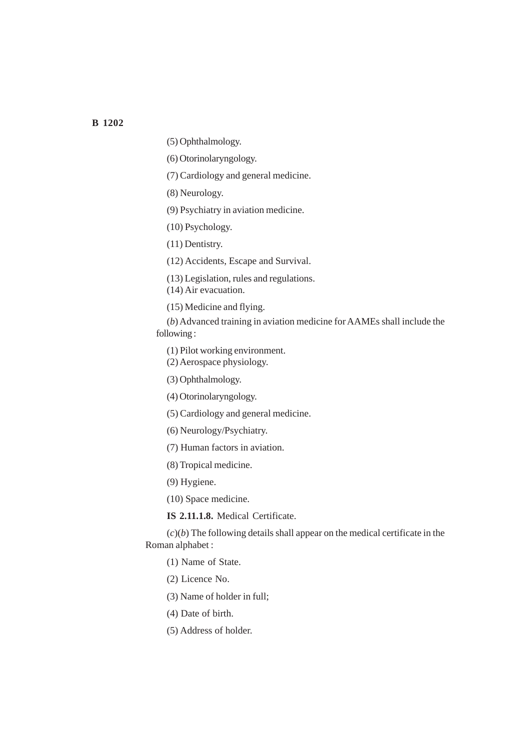(5) Ophthalmology.

(6) Otorinolaryngology.

(7) Cardiology and general medicine.

(8) Neurology.

(9) Psychiatry in aviation medicine.

(10) Psychology.

(11) Dentistry.

(12) Accidents, Escape and Survival.

(13) Legislation, rules and regulations.

(14) Air evacuation.

(15) Medicine and flying.

(*b*) Advanced training in aviation medicine for AAMEs shall include the following :

(1) Pilot working environment.

(2) Aerospace physiology.

(3) Ophthalmology.

(4) Otorinolaryngology.

(5) Cardiology and general medicine.

(6) Neurology/Psychiatry.

(7) Human factors in aviation.

(8) Tropical medicine.

(9) Hygiene.

(10) Space medicine.

**IS 2.11.1.8.** Medical Certificate.

(*c*)(*b*) The following details shall appear on the medical certificate in the Roman alphabet :

(1) Name of State.

(2) Licence No.

(3) Name of holder in full;

(4) Date of birth.

(5) Address of holder.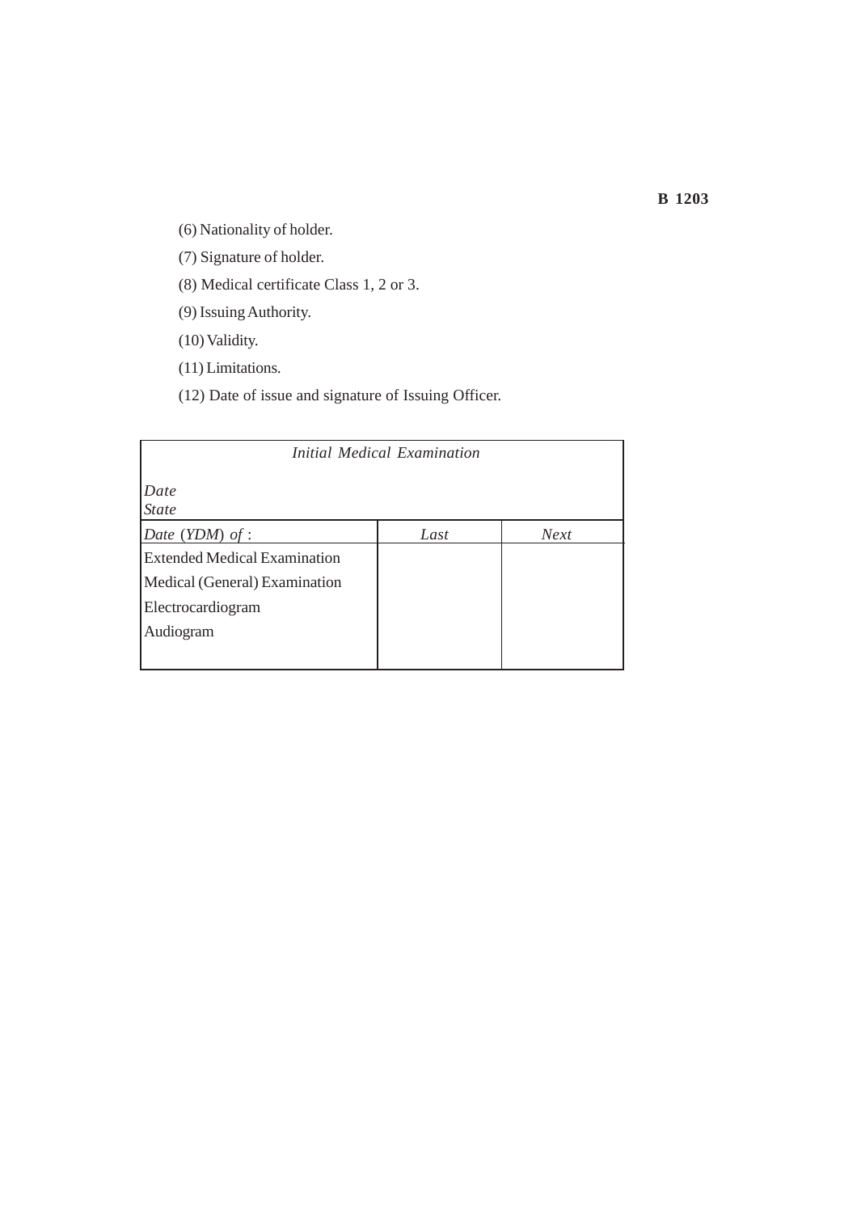(6) Nationality of holder.

(7) Signature of holder.

(8) Medical certificate Class 1, 2 or 3.

(9) Issuing Authority.

(10) Validity.

(11) Limitations.

(12) Date of issue and signature of Issuing Officer.

| *Initial Medical Examination* | | |
|---|---|---|
| *Date*<br>*State* | | |
| *Date* (*YDM*) *of* : | *Last* | *Next* |
| Extended Medical Examination | | |
| Medical (General) Examination | | |
| Electrocardiogram | | |
| Audiogram | | |